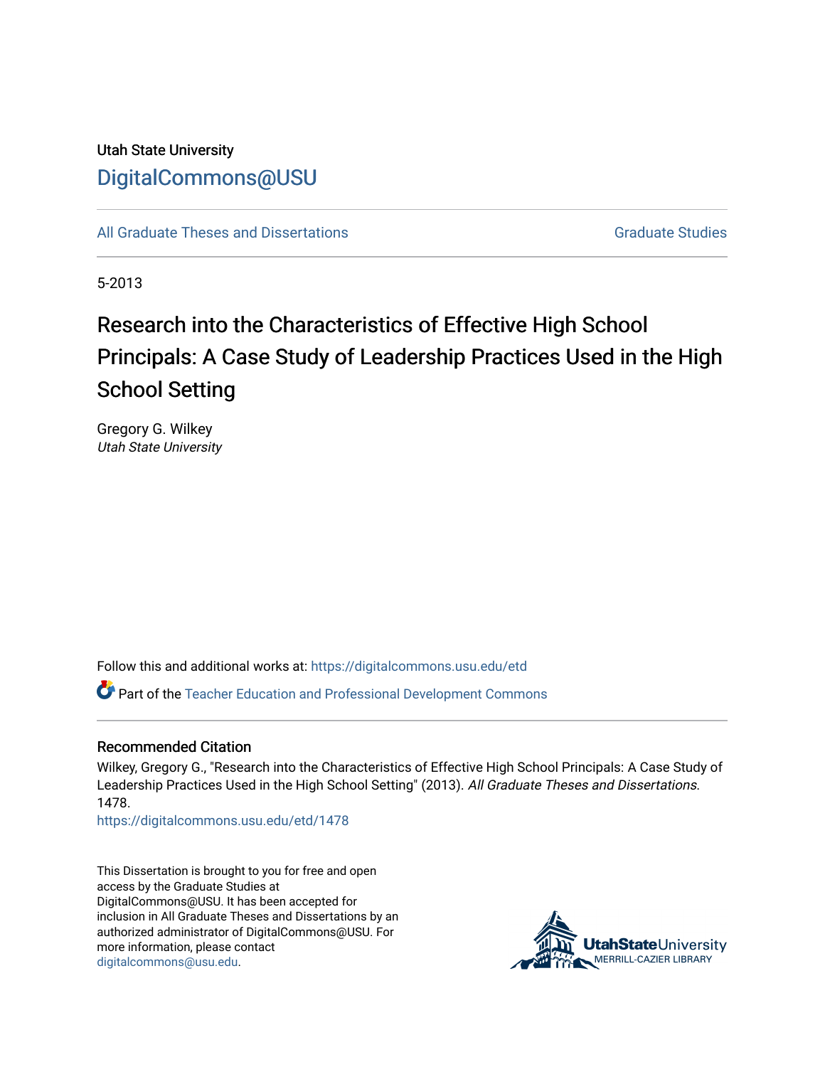Utah State University

DigitalCommons@USU

All Graduate Theses and Dissertations

Graduate Studies

5-2013

# Research into the Characteristics of Effective High School Principals: A Case Study of Leadership Practices Used in the High School Setting

Gregory G. Wilkey
*Utah State University*

Follow this and additional works at: https://digitalcommons.usu.edu/etd

Part of the Teacher Education and Professional Development Commons

## Recommended Citation

Wilkey, Gregory G., "Research into the Characteristics of Effective High School Principals: A Case Study of Leadership Practices Used in the High School Setting" (2013). *All Graduate Theses and Dissertations*. 1478.
https://digitalcommons.usu.edu/etd/1478

This Dissertation is brought to you for free and open access by the Graduate Studies at DigitalCommons@USU. It has been accepted for inclusion in All Graduate Theses and Dissertations by an authorized administrator of DigitalCommons@USU. For more information, please contact digitalcommons@usu.edu.

UtahStateUniversity
MERRILL-CAZIER LIBRARY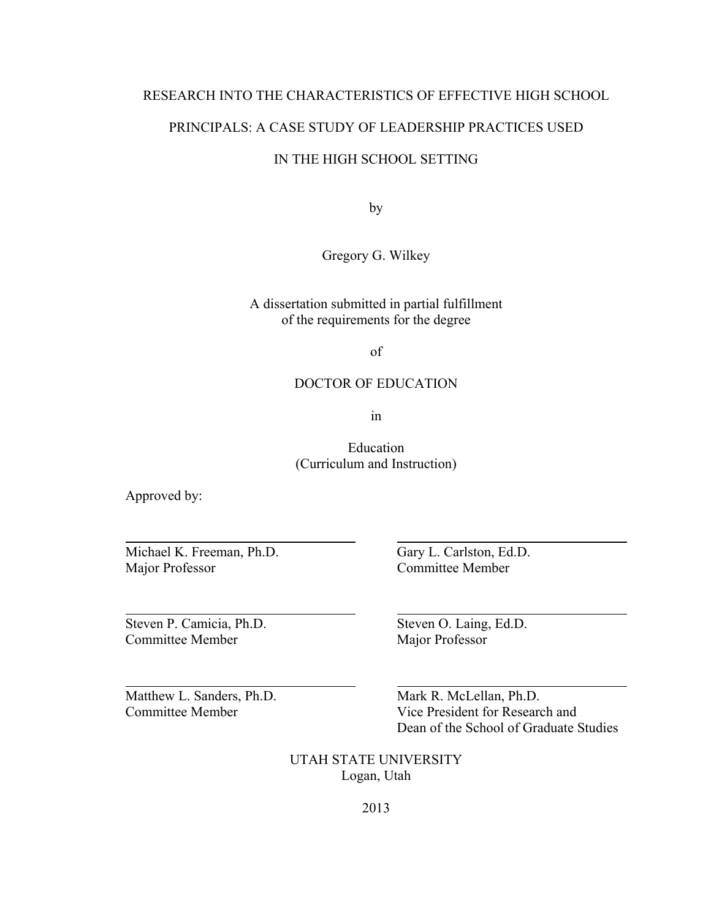RESEARCH INTO THE CHARACTERISTICS OF EFFECTIVE HIGH SCHOOL

PRINCIPALS: A CASE STUDY OF LEADERSHIP PRACTICES USED

IN THE HIGH SCHOOL SETTING

by

Gregory G. Wilkey

A dissertation submitted in partial fulfillment
of the requirements for the degree

of

DOCTOR OF EDUCATION

in

Education
(Curriculum and Instruction)

Approved by:

Michael K. Freeman, Ph.D.
Major Professor

Gary L. Carlston, Ed.D.
Committee Member

Steven P. Camicia, Ph.D.
Committee Member

Steven O. Laing, Ed.D.
Major Professor

Matthew L. Sanders, Ph.D.
Committee Member

Mark R. McLellan, Ph.D.
Vice President for Research and
Dean of the School of Graduate Studies

UTAH STATE UNIVERSITY
Logan, Utah

2013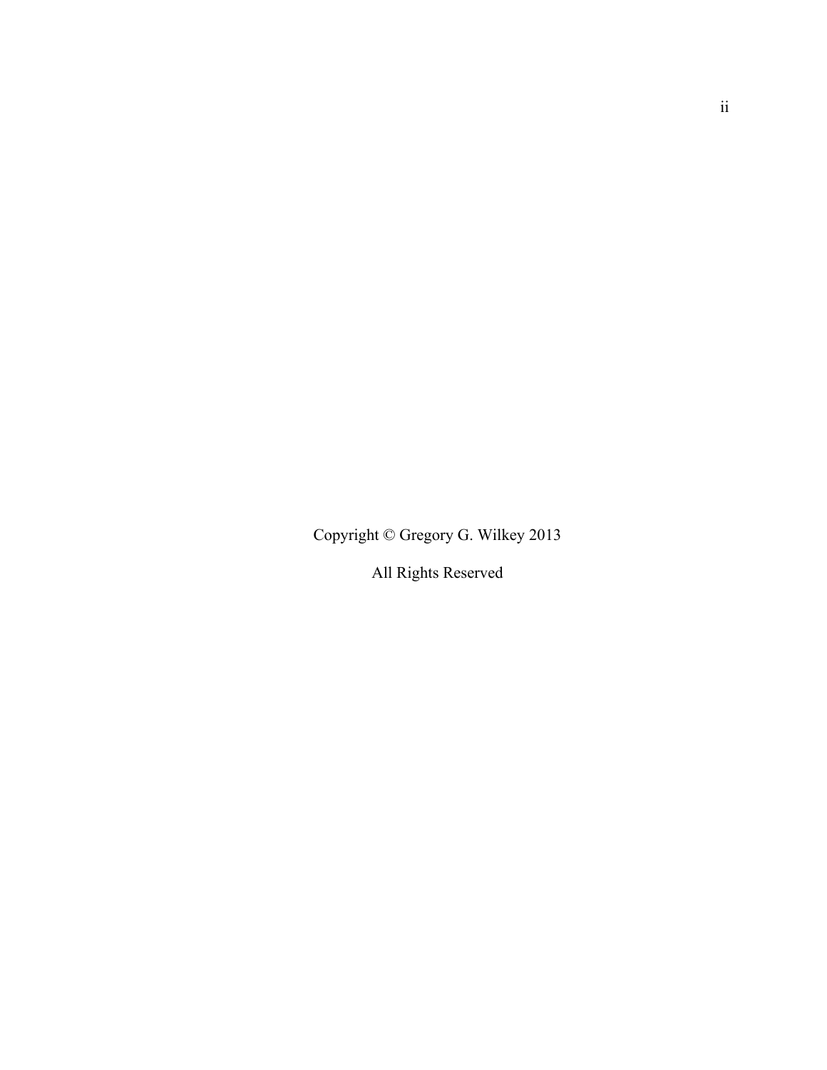Copyright © Gregory G. Wilkey 2013

All Rights Reserved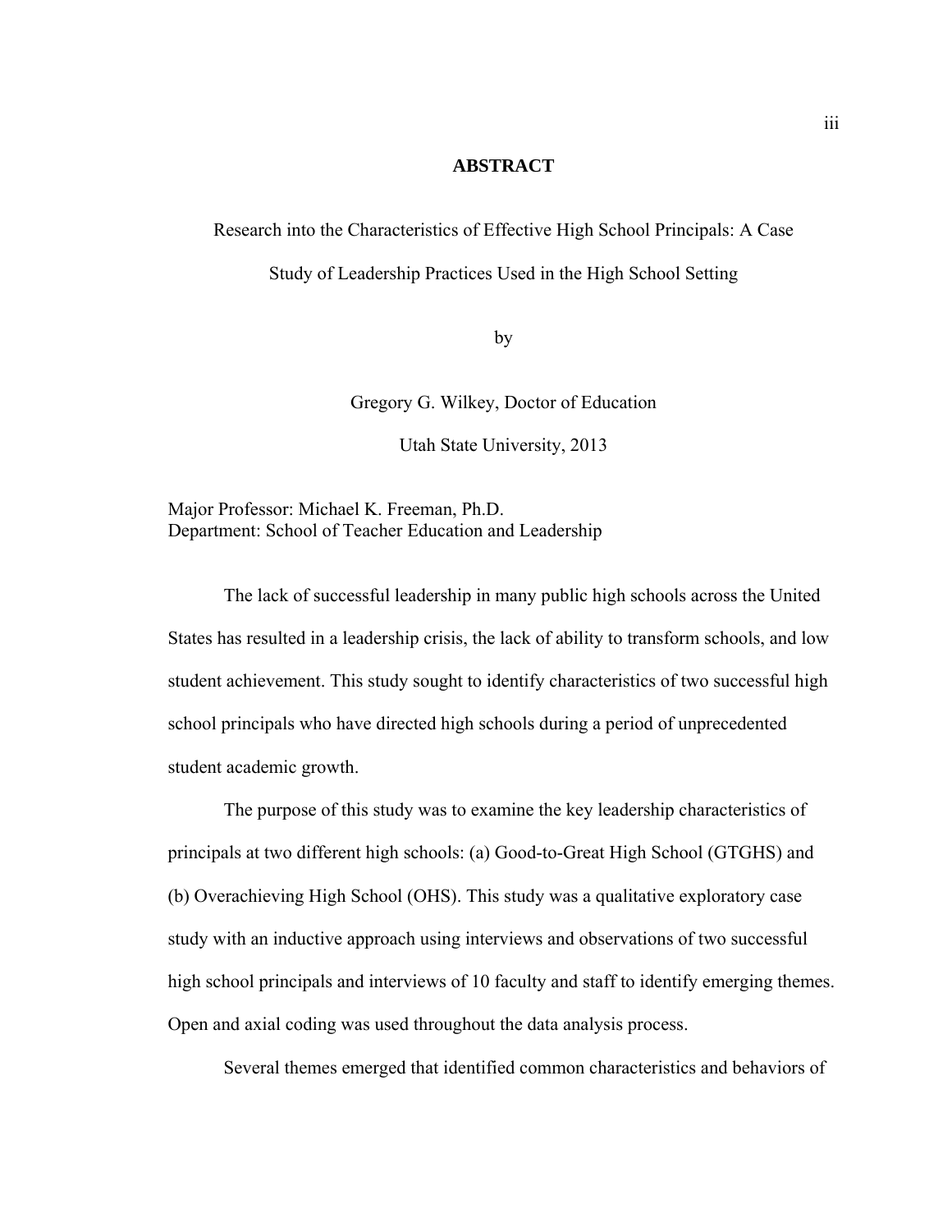# ABSTRACT

Research into the Characteristics of Effective High School Principals: A Case Study of Leadership Practices Used in the High School Setting

by

Gregory G. Wilkey, Doctor of Education

Utah State University, 2013

Major Professor: Michael K. Freeman, Ph.D.
Department: School of Teacher Education and Leadership

The lack of successful leadership in many public high schools across the United States has resulted in a leadership crisis, the lack of ability to transform schools, and low student achievement. This study sought to identify characteristics of two successful high school principals who have directed high schools during a period of unprecedented student academic growth.

The purpose of this study was to examine the key leadership characteristics of principals at two different high schools: (a) Good-to-Great High School (GTGHS) and (b) Overachieving High School (OHS). This study was a qualitative exploratory case study with an inductive approach using interviews and observations of two successful high school principals and interviews of 10 faculty and staff to identify emerging themes. Open and axial coding was used throughout the data analysis process.

Several themes emerged that identified common characteristics and behaviors of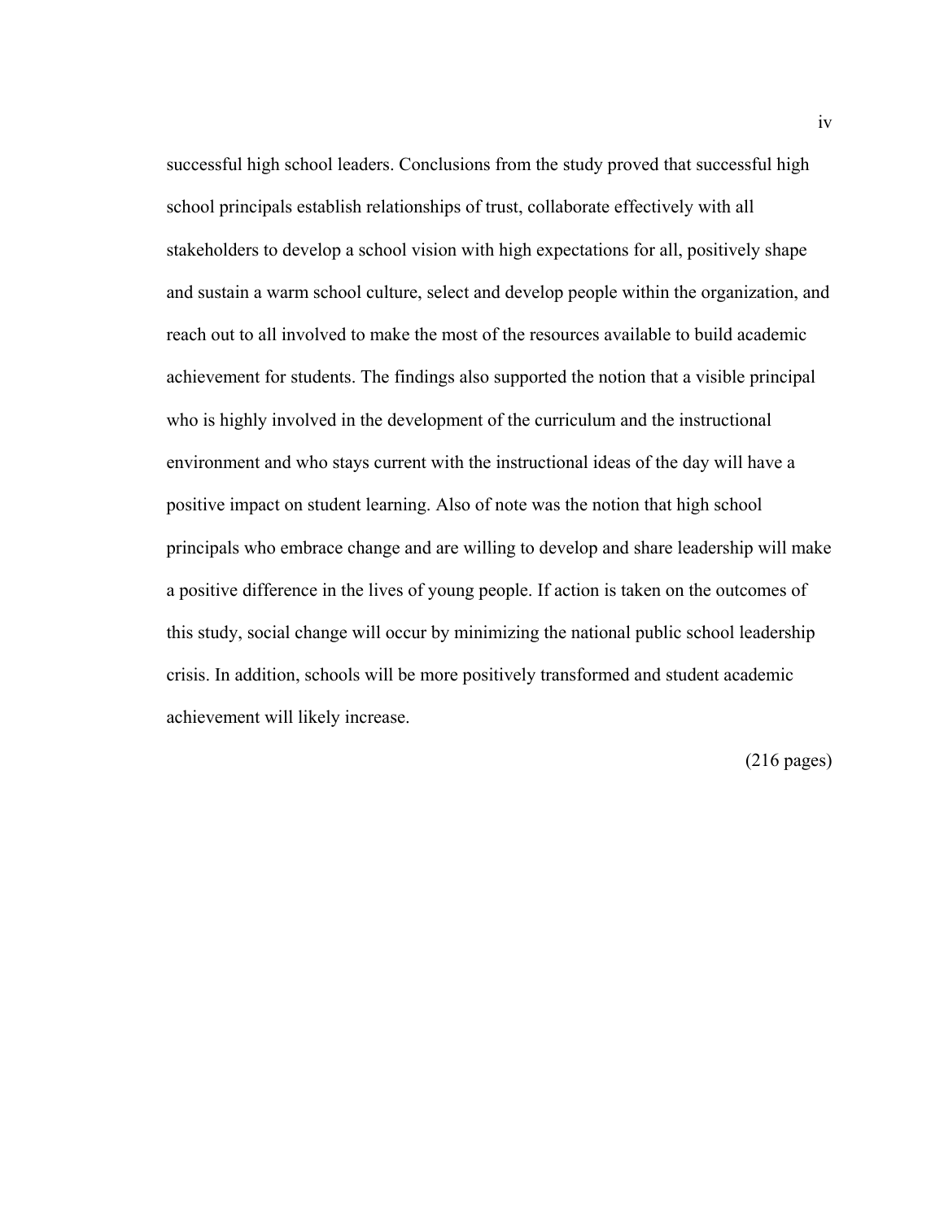successful high school leaders. Conclusions from the study proved that successful high school principals establish relationships of trust, collaborate effectively with all stakeholders to develop a school vision with high expectations for all, positively shape and sustain a warm school culture, select and develop people within the organization, and reach out to all involved to make the most of the resources available to build academic achievement for students. The findings also supported the notion that a visible principal who is highly involved in the development of the curriculum and the instructional environment and who stays current with the instructional ideas of the day will have a positive impact on student learning. Also of note was the notion that high school principals who embrace change and are willing to develop and share leadership will make a positive difference in the lives of young people. If action is taken on the outcomes of this study, social change will occur by minimizing the national public school leadership crisis. In addition, schools will be more positively transformed and student academic achievement will likely increase.

(216 pages)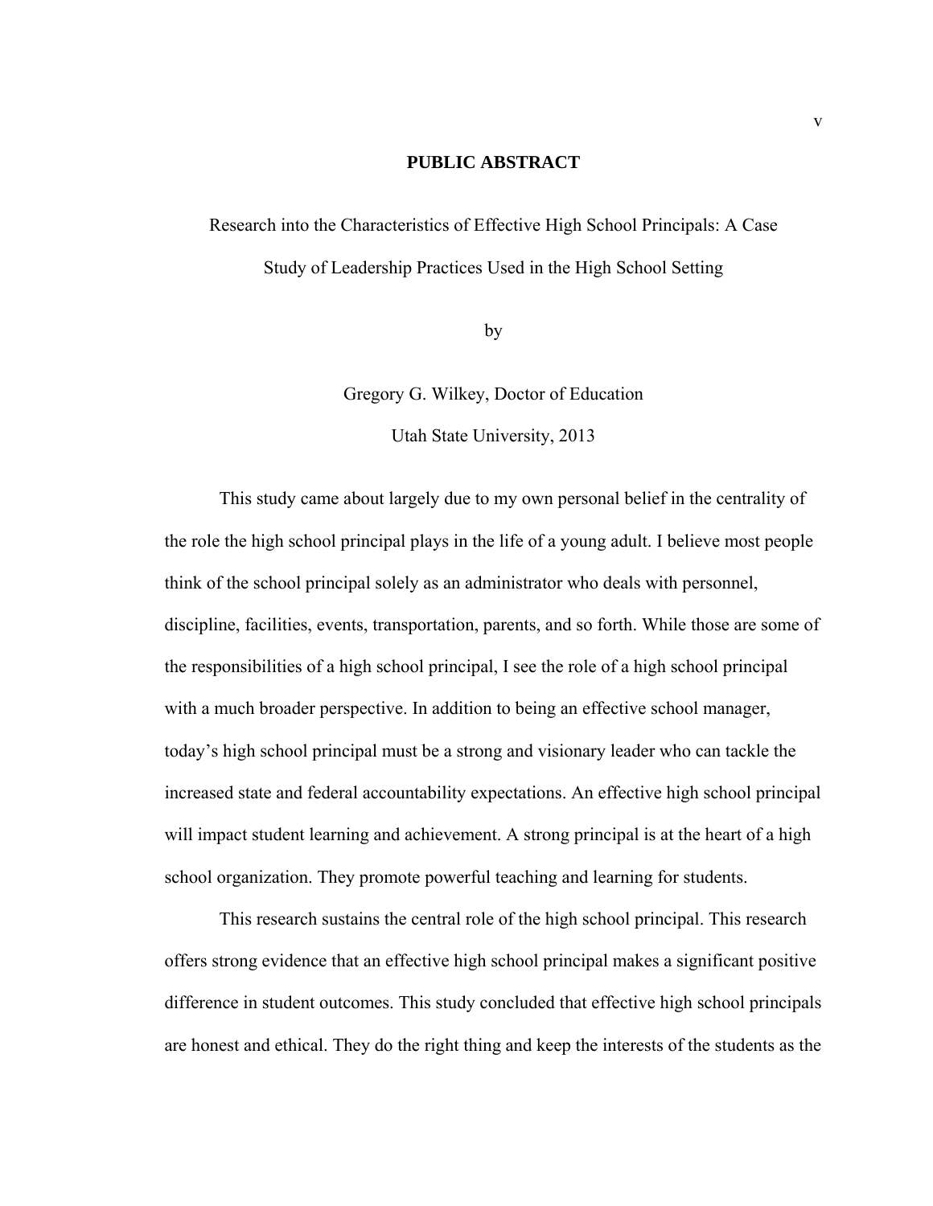## PUBLIC ABSTRACT

Research into the Characteristics of Effective High School Principals: A Case Study of Leadership Practices Used in the High School Setting

by

Gregory G. Wilkey, Doctor of Education

Utah State University, 2013

This study came about largely due to my own personal belief in the centrality of the role the high school principal plays in the life of a young adult. I believe most people think of the school principal solely as an administrator who deals with personnel, discipline, facilities, events, transportation, parents, and so forth. While those are some of the responsibilities of a high school principal, I see the role of a high school principal with a much broader perspective. In addition to being an effective school manager, today's high school principal must be a strong and visionary leader who can tackle the increased state and federal accountability expectations. An effective high school principal will impact student learning and achievement. A strong principal is at the heart of a high school organization. They promote powerful teaching and learning for students.

This research sustains the central role of the high school principal. This research offers strong evidence that an effective high school principal makes a significant positive difference in student outcomes. This study concluded that effective high school principals are honest and ethical. They do the right thing and keep the interests of the students as the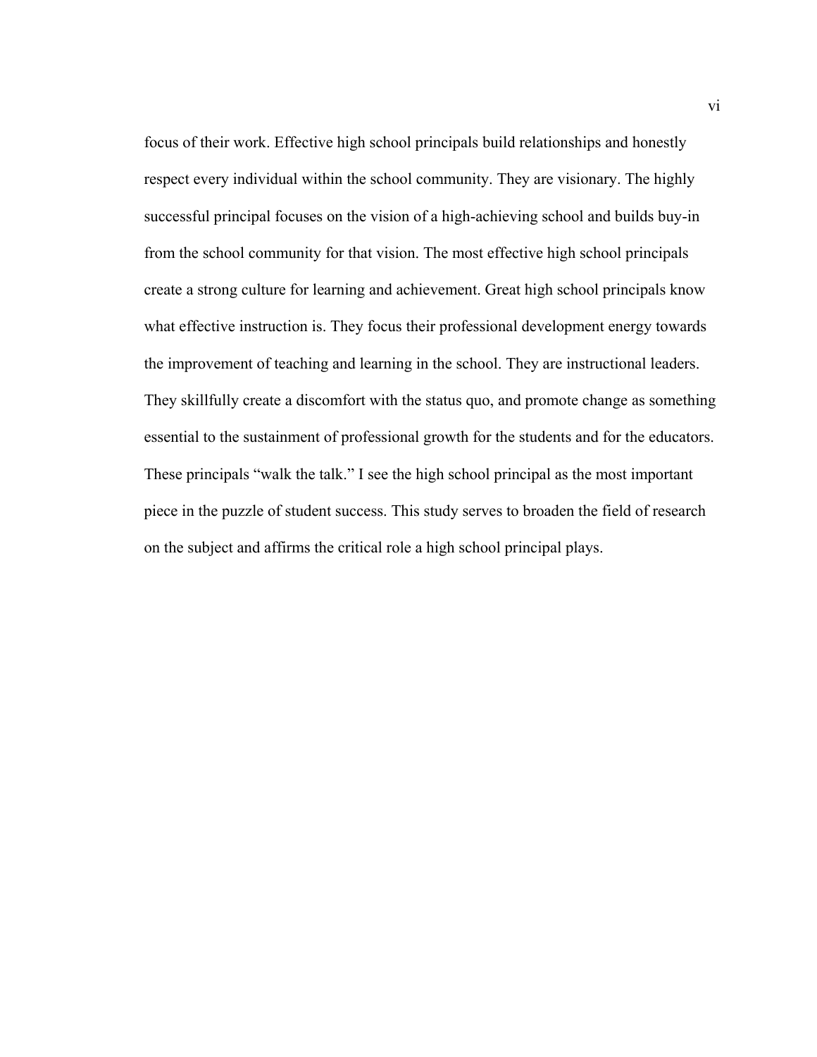focus of their work. Effective high school principals build relationships and honestly respect every individual within the school community. They are visionary. The highly successful principal focuses on the vision of a high-achieving school and builds buy-in from the school community for that vision. The most effective high school principals create a strong culture for learning and achievement. Great high school principals know what effective instruction is. They focus their professional development energy towards the improvement of teaching and learning in the school. They are instructional leaders. They skillfully create a discomfort with the status quo, and promote change as something essential to the sustainment of professional growth for the students and for the educators. These principals "walk the talk." I see the high school principal as the most important piece in the puzzle of student success. This study serves to broaden the field of research on the subject and affirms the critical role a high school principal plays.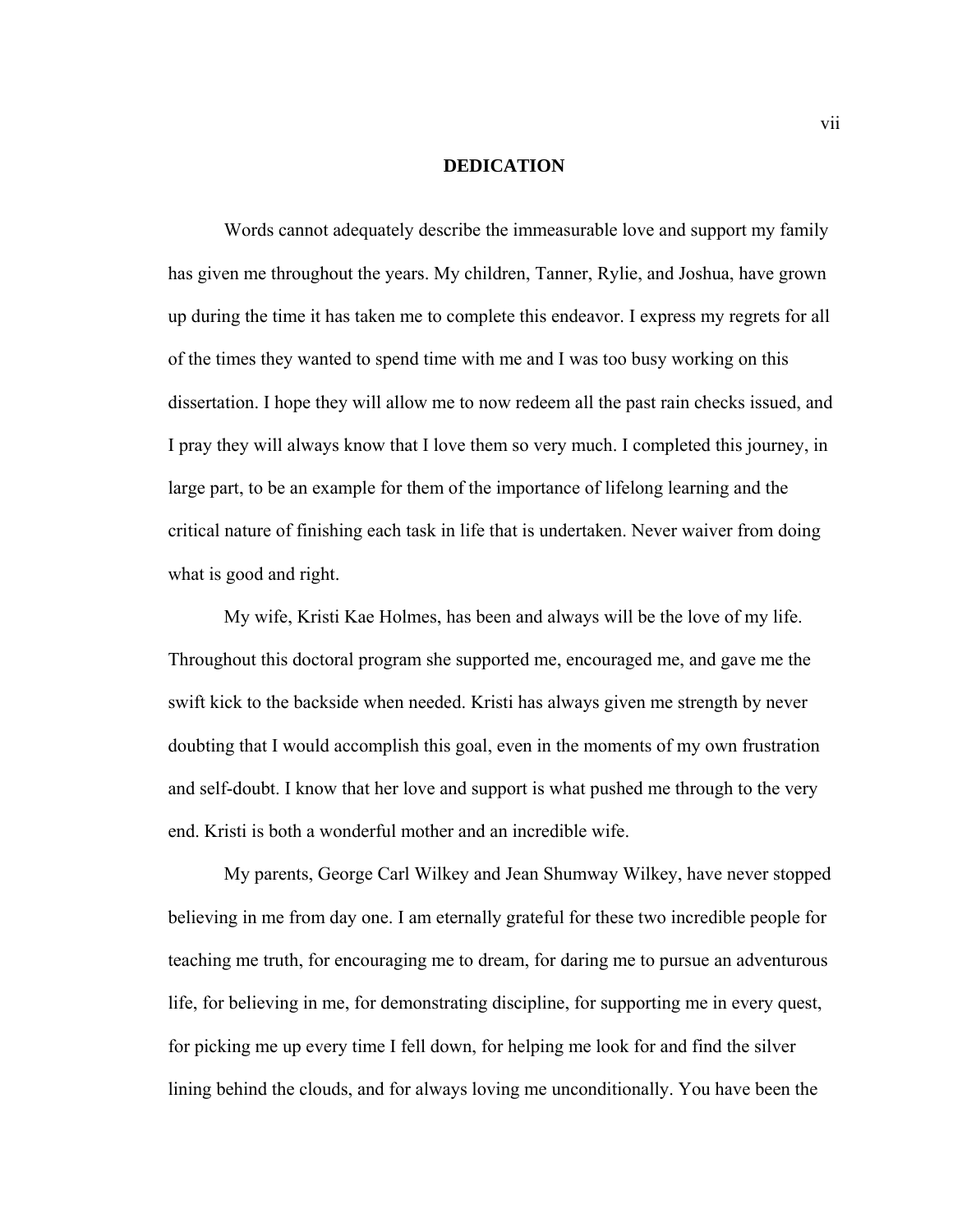# DEDICATION

Words cannot adequately describe the immeasurable love and support my family has given me throughout the years. My children, Tanner, Rylie, and Joshua, have grown up during the time it has taken me to complete this endeavor. I express my regrets for all of the times they wanted to spend time with me and I was too busy working on this dissertation. I hope they will allow me to now redeem all the past rain checks issued, and I pray they will always know that I love them so very much. I completed this journey, in large part, to be an example for them of the importance of lifelong learning and the critical nature of finishing each task in life that is undertaken. Never waiver from doing what is good and right.

My wife, Kristi Kae Holmes, has been and always will be the love of my life. Throughout this doctoral program she supported me, encouraged me, and gave me the swift kick to the backside when needed. Kristi has always given me strength by never doubting that I would accomplish this goal, even in the moments of my own frustration and self-doubt. I know that her love and support is what pushed me through to the very end. Kristi is both a wonderful mother and an incredible wife.

My parents, George Carl Wilkey and Jean Shumway Wilkey, have never stopped believing in me from day one. I am eternally grateful for these two incredible people for teaching me truth, for encouraging me to dream, for daring me to pursue an adventurous life, for believing in me, for demonstrating discipline, for supporting me in every quest, for picking me up every time I fell down, for helping me look for and find the silver lining behind the clouds, and for always loving me unconditionally. You have been the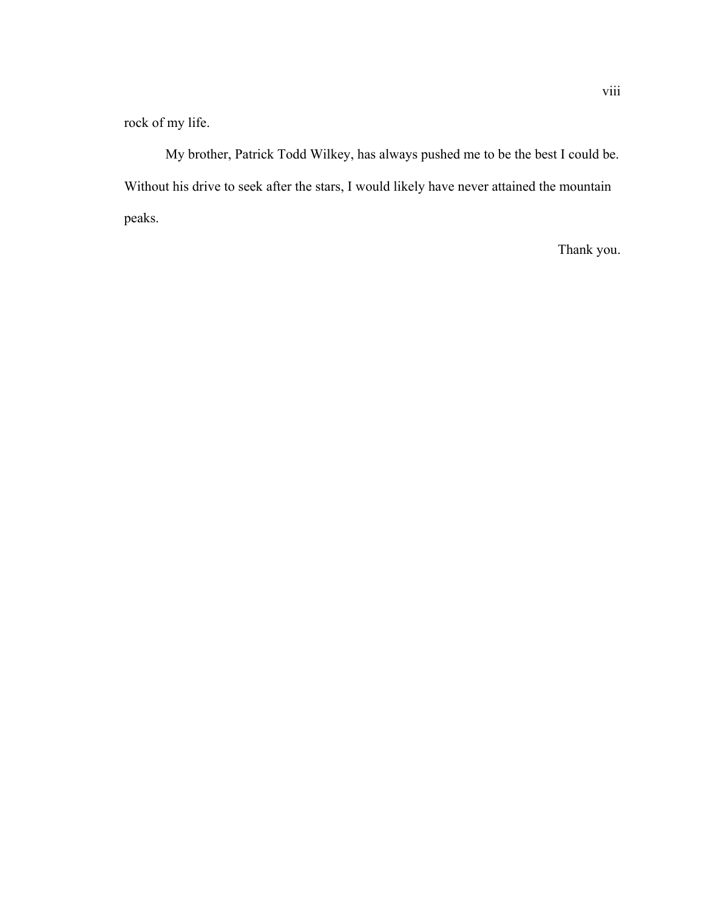rock of my life.

My brother, Patrick Todd Wilkey, has always pushed me to be the best I could be. Without his drive to seek after the stars, I would likely have never attained the mountain peaks.

Thank you.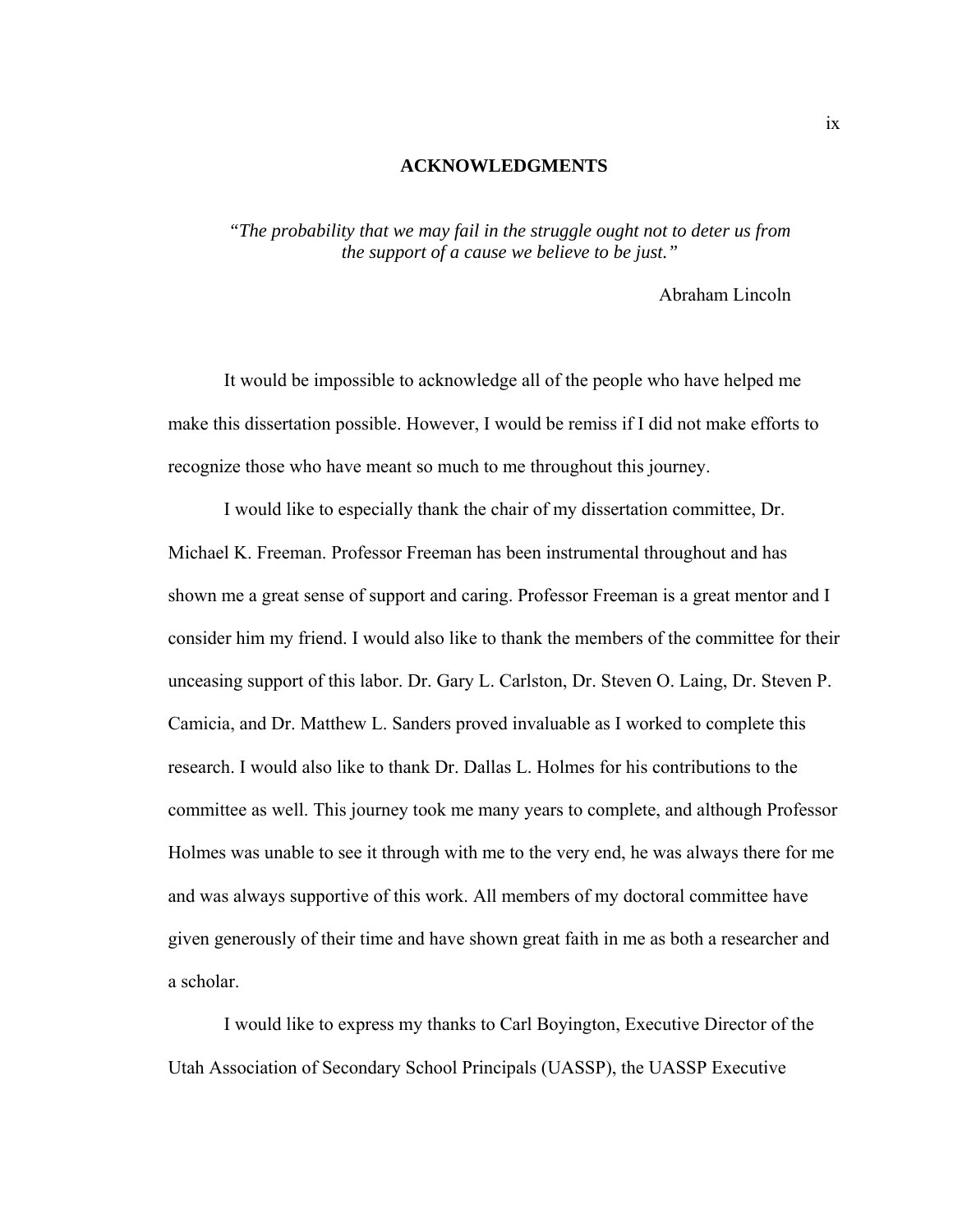# ACKNOWLEDGMENTS

*"The probability that we may fail in the struggle ought not to deter us from the support of a cause we believe to be just."*

Abraham Lincoln

It would be impossible to acknowledge all of the people who have helped me make this dissertation possible. However, I would be remiss if I did not make efforts to recognize those who have meant so much to me throughout this journey.

I would like to especially thank the chair of my dissertation committee, Dr. Michael K. Freeman. Professor Freeman has been instrumental throughout and has shown me a great sense of support and caring. Professor Freeman is a great mentor and I consider him my friend. I would also like to thank the members of the committee for their unceasing support of this labor. Dr. Gary L. Carlston, Dr. Steven O. Laing, Dr. Steven P. Camicia, and Dr. Matthew L. Sanders proved invaluable as I worked to complete this research. I would also like to thank Dr. Dallas L. Holmes for his contributions to the committee as well. This journey took me many years to complete, and although Professor Holmes was unable to see it through with me to the very end, he was always there for me and was always supportive of this work. All members of my doctoral committee have given generously of their time and have shown great faith in me as both a researcher and a scholar.

I would like to express my thanks to Carl Boyington, Executive Director of the Utah Association of Secondary School Principals (UASSP), the UASSP Executive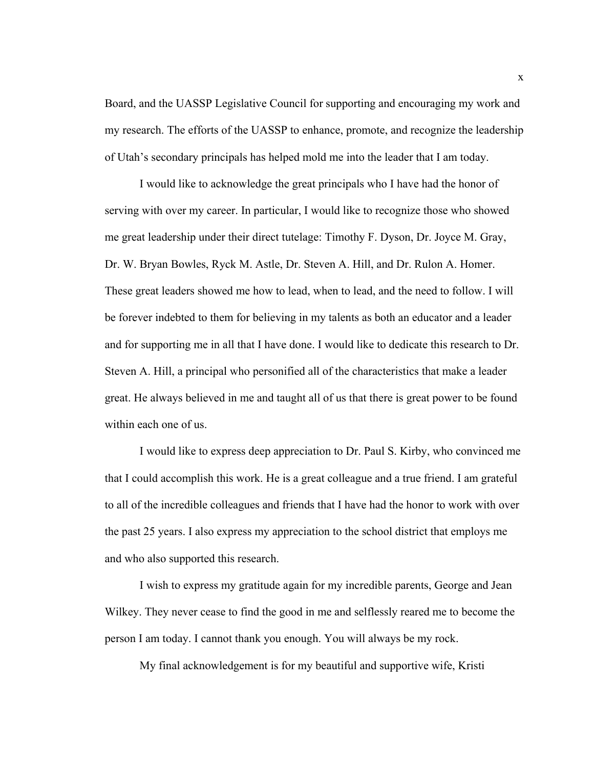Board, and the UASSP Legislative Council for supporting and encouraging my work and my research. The efforts of the UASSP to enhance, promote, and recognize the leadership of Utah's secondary principals has helped mold me into the leader that I am today.

I would like to acknowledge the great principals who I have had the honor of serving with over my career. In particular, I would like to recognize those who showed me great leadership under their direct tutelage: Timothy F. Dyson, Dr. Joyce M. Gray, Dr. W. Bryan Bowles, Ryck M. Astle, Dr. Steven A. Hill, and Dr. Rulon A. Homer. These great leaders showed me how to lead, when to lead, and the need to follow. I will be forever indebted to them for believing in my talents as both an educator and a leader and for supporting me in all that I have done. I would like to dedicate this research to Dr. Steven A. Hill, a principal who personified all of the characteristics that make a leader great. He always believed in me and taught all of us that there is great power to be found within each one of us.

I would like to express deep appreciation to Dr. Paul S. Kirby, who convinced me that I could accomplish this work. He is a great colleague and a true friend. I am grateful to all of the incredible colleagues and friends that I have had the honor to work with over the past 25 years. I also express my appreciation to the school district that employs me and who also supported this research.

I wish to express my gratitude again for my incredible parents, George and Jean Wilkey. They never cease to find the good in me and selflessly reared me to become the person I am today. I cannot thank you enough. You will always be my rock.

My final acknowledgement is for my beautiful and supportive wife, Kristi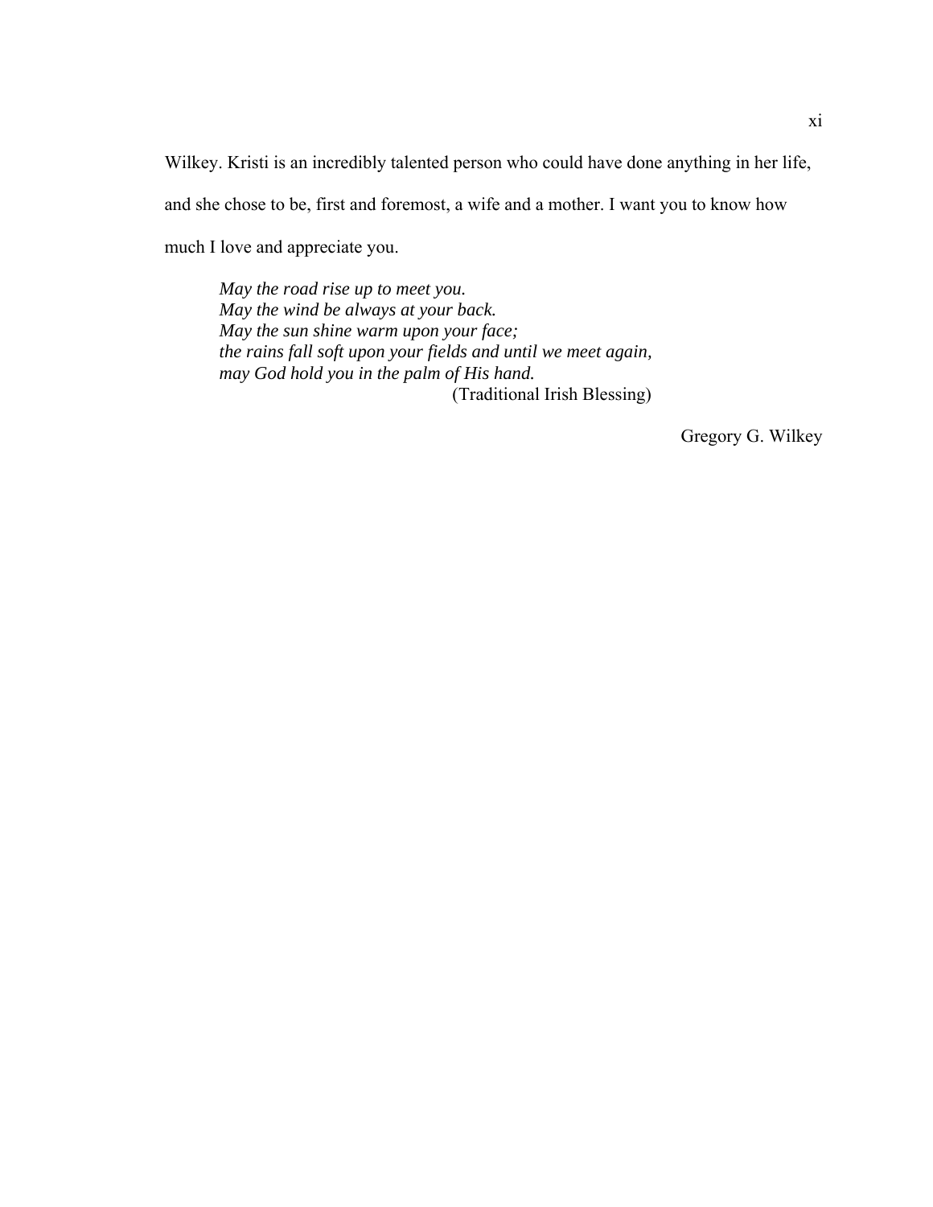Wilkey. Kristi is an incredibly talented person who could have done anything in her life, and she chose to be, first and foremost, a wife and a mother. I want you to know how much I love and appreciate you.

> *May the road rise up to meet you.*
> *May the wind be always at your back.*
> *May the sun shine warm upon your face;*
> *the rains fall soft upon your fields and until we meet again,*
> *may God hold you in the palm of His hand.*
> (Traditional Irish Blessing)

Gregory G. Wilkey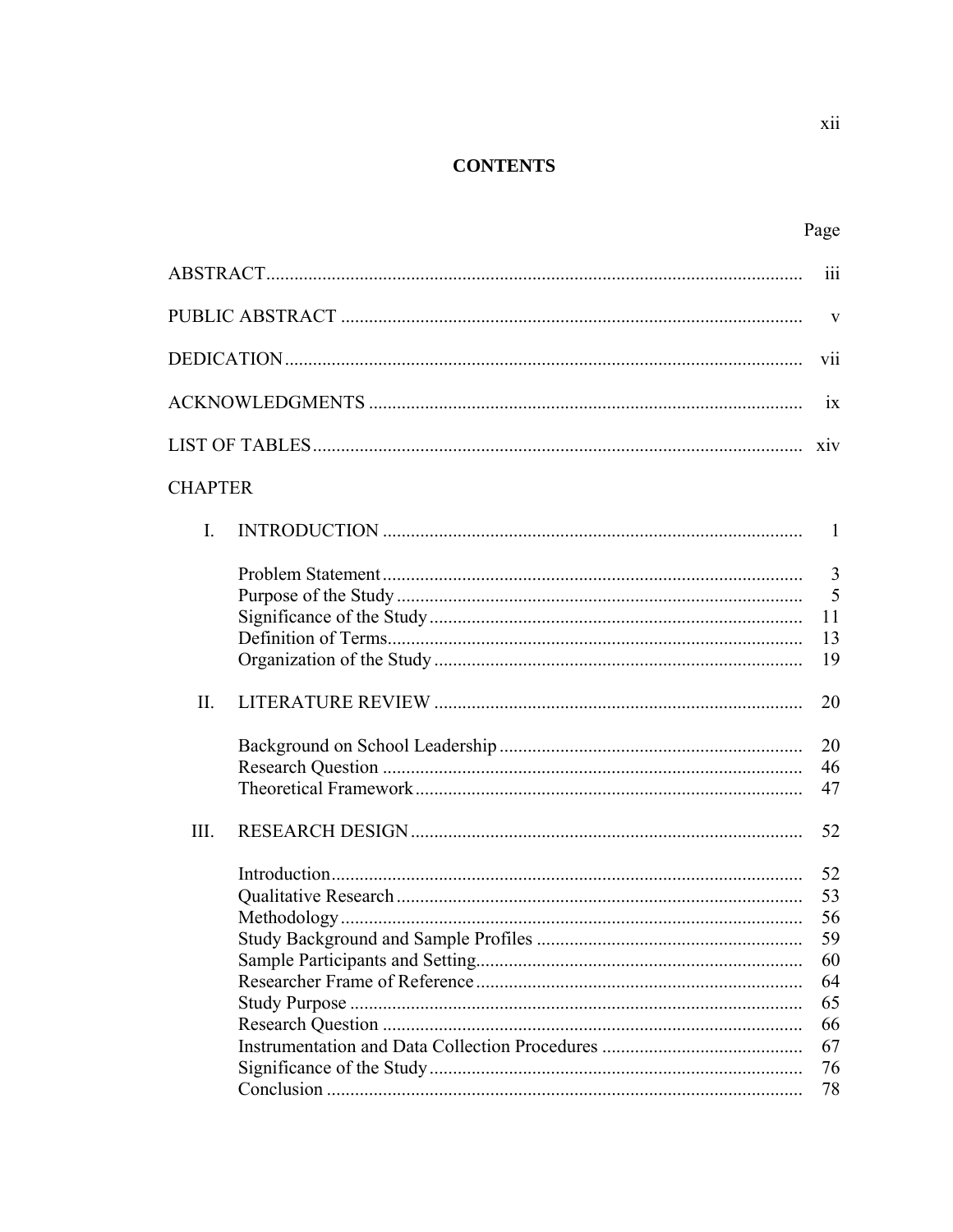# CONTENTS

| | Page |
|---|---|
| ABSTRACT | iii |
| PUBLIC ABSTRACT | v |
| DEDICATION | vii |
| ACKNOWLEDGMENTS | ix |
| LIST OF TABLES | xiv |

CHAPTER

| | | Page |
|---|---|---|
| I. | INTRODUCTION | 1 |
| | Problem Statement | 3 |
| | Purpose of the Study | 5 |
| | Significance of the Study | 11 |
| | Definition of Terms | 13 |
| | Organization of the Study | 19 |
| II. | LITERATURE REVIEW | 20 |
| | Background on School Leadership | 20 |
| | Research Question | 46 |
| | Theoretical Framework | 47 |
| III. | RESEARCH DESIGN | 52 |
| | Introduction | 52 |
| | Qualitative Research | 53 |
| | Methodology | 56 |
| | Study Background and Sample Profiles | 59 |
| | Sample Participants and Setting | 60 |
| | Researcher Frame of Reference | 64 |
| | Study Purpose | 65 |
| | Research Question | 66 |
| | Instrumentation and Data Collection Procedures | 67 |
| | Significance of the Study | 76 |
| | Conclusion | 78 |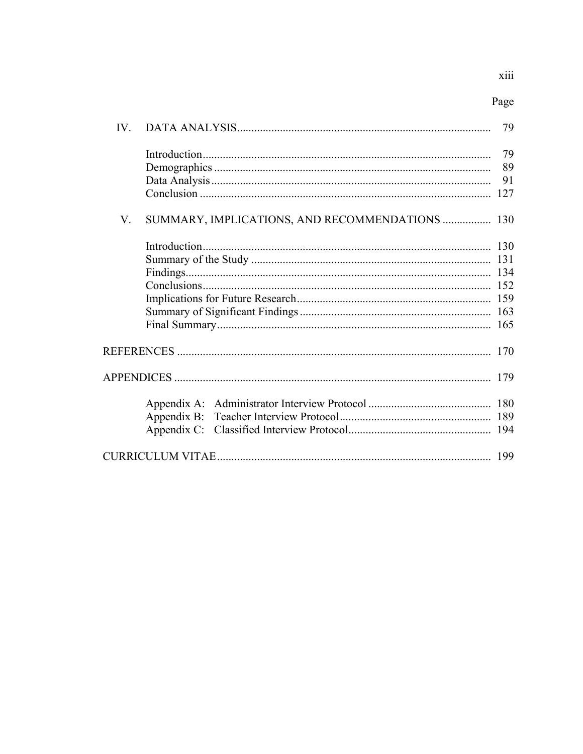| | | Page |
|---|---|---|
| IV. | DATA ANALYSIS | 79 |
| | Introduction | 79 |
| | Demographics | 89 |
| | Data Analysis | 91 |
| | Conclusion | 127 |
| V. | SUMMARY, IMPLICATIONS, AND RECOMMENDATIONS | 130 |
| | Introduction | 130 |
| | Summary of the Study | 131 |
| | Findings | 134 |
| | Conclusions | 152 |
| | Implications for Future Research | 159 |
| | Summary of Significant Findings | 163 |
| | Final Summary | 165 |
| REFERENCES | | 170 |
| APPENDICES | | 179 |
| | Appendix A: Administrator Interview Protocol | 180 |
| | Appendix B: Teacher Interview Protocol | 189 |
| | Appendix C: Classified Interview Protocol | 194 |
| CURRICULUM VITAE | | 199 |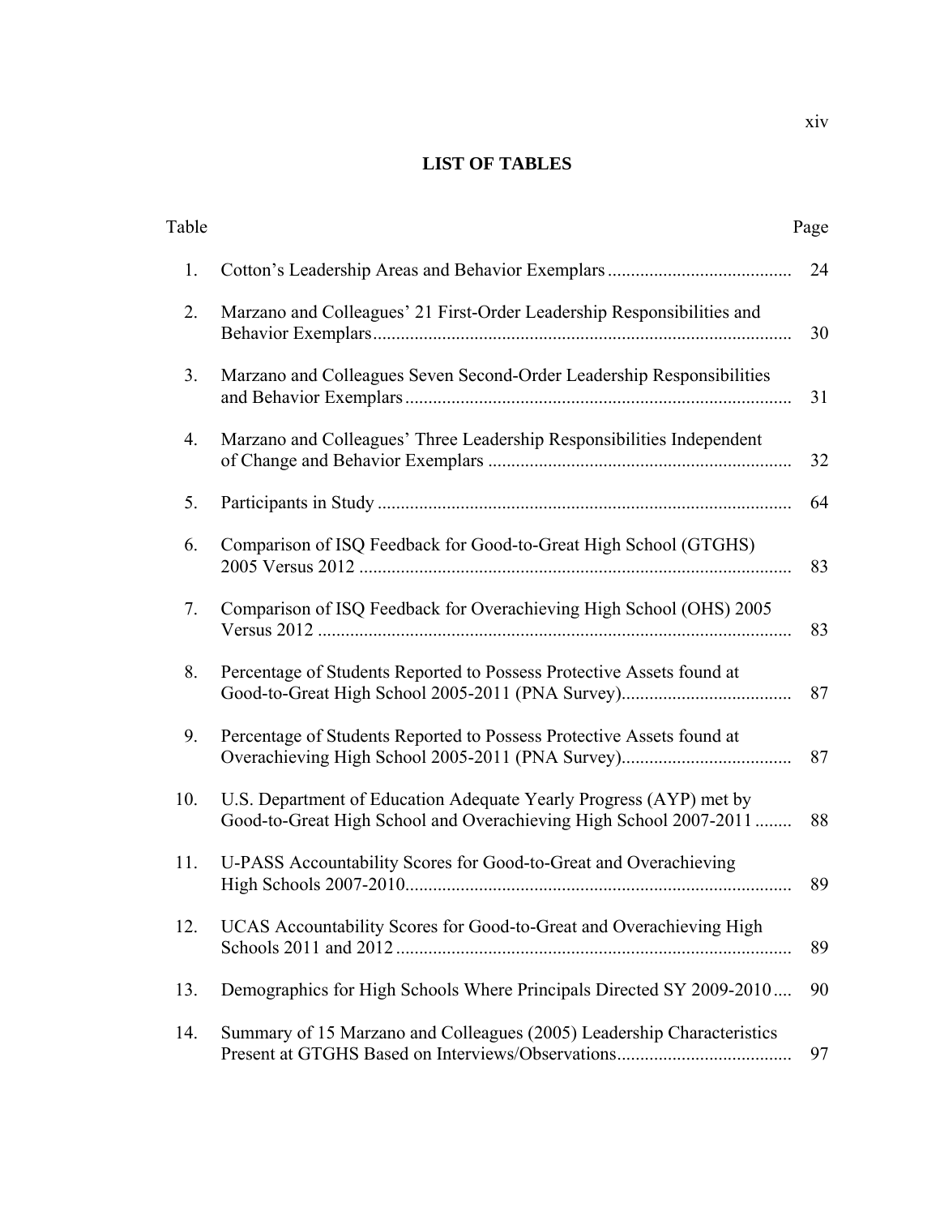# LIST OF TABLES

| Table | | Page |
|---|---|---|
| 1. | Cotton's Leadership Areas and Behavior Exemplars | 24 |
| 2. | Marzano and Colleagues' 21 First-Order Leadership Responsibilities and Behavior Exemplars | 30 |
| 3. | Marzano and Colleagues Seven Second-Order Leadership Responsibilities and Behavior Exemplars | 31 |
| 4. | Marzano and Colleagues' Three Leadership Responsibilities Independent of Change and Behavior Exemplars | 32 |
| 5. | Participants in Study | 64 |
| 6. | Comparison of ISQ Feedback for Good-to-Great High School (GTGHS) 2005 Versus 2012 | 83 |
| 7. | Comparison of ISQ Feedback for Overachieving High School (OHS) 2005 Versus 2012 | 83 |
| 8. | Percentage of Students Reported to Possess Protective Assets found at Good-to-Great High School 2005-2011 (PNA Survey) | 87 |
| 9. | Percentage of Students Reported to Possess Protective Assets found at Overachieving High School 2005-2011 (PNA Survey) | 87 |
| 10. | U.S. Department of Education Adequate Yearly Progress (AYP) met by Good-to-Great High School and Overachieving High School 2007-2011 | 88 |
| 11. | U-PASS Accountability Scores for Good-to-Great and Overachieving High Schools 2007-2010 | 89 |
| 12. | UCAS Accountability Scores for Good-to-Great and Overachieving High Schools 2011 and 2012 | 89 |
| 13. | Demographics for High Schools Where Principals Directed SY 2009-2010 | 90 |
| 14. | Summary of 15 Marzano and Colleagues (2005) Leadership Characteristics Present at GTGHS Based on Interviews/Observations | 97 |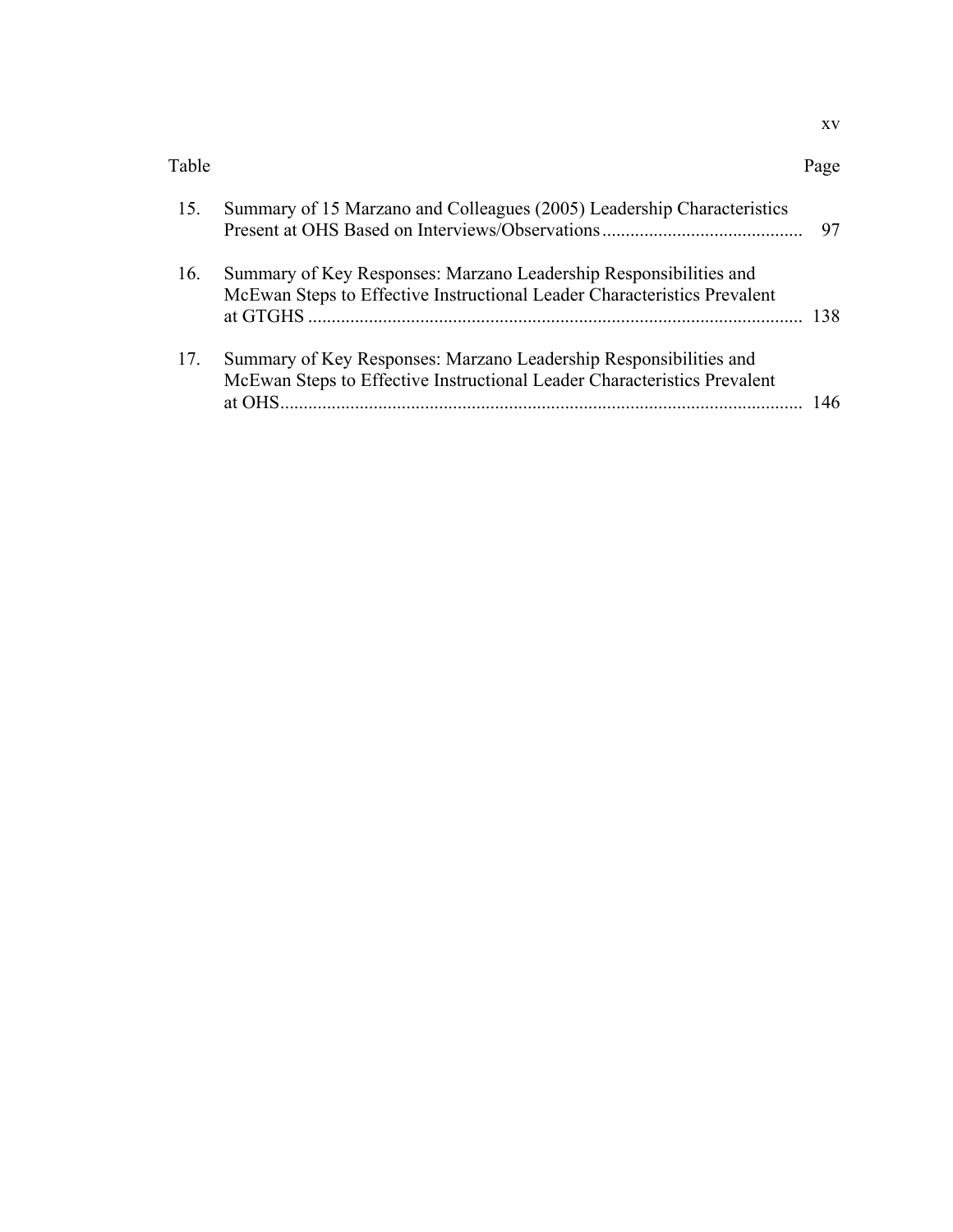| Table | | Page |
|---|---|---|
| 15. | Summary of 15 Marzano and Colleagues (2005) Leadership Characteristics Present at OHS Based on Interviews/Observations | 97 |
| 16. | Summary of Key Responses: Marzano Leadership Responsibilities and McEwan Steps to Effective Instructional Leader Characteristics Prevalent at GTGHS | 138 |
| 17. | Summary of Key Responses: Marzano Leadership Responsibilities and McEwan Steps to Effective Instructional Leader Characteristics Prevalent at OHS | 146 |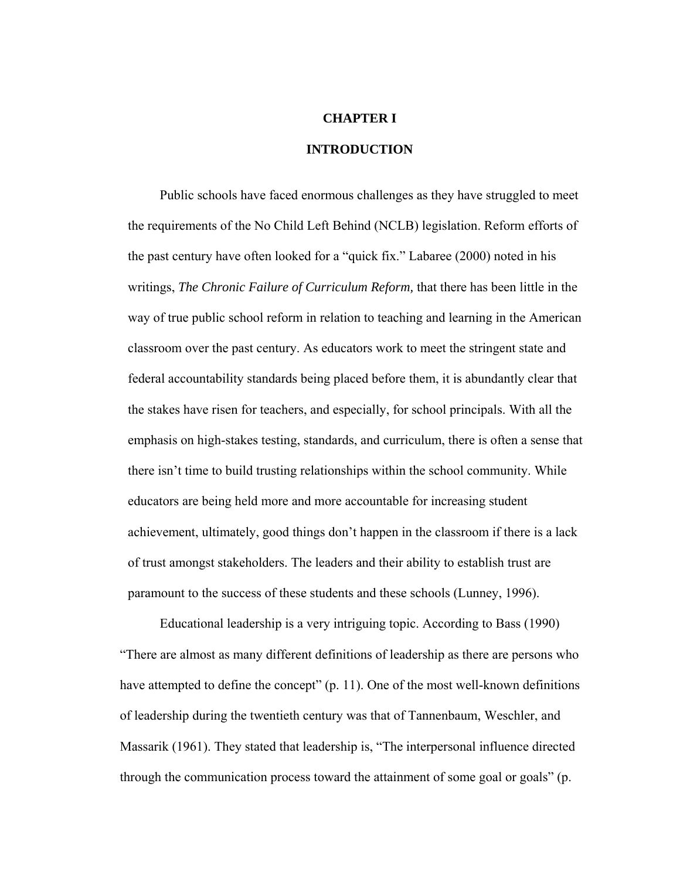# CHAPTER I

# INTRODUCTION

Public schools have faced enormous challenges as they have struggled to meet the requirements of the No Child Left Behind (NCLB) legislation. Reform efforts of the past century have often looked for a "quick fix." Labaree (2000) noted in his writings, *The Chronic Failure of Curriculum Reform,* that there has been little in the way of true public school reform in relation to teaching and learning in the American classroom over the past century. As educators work to meet the stringent state and federal accountability standards being placed before them, it is abundantly clear that the stakes have risen for teachers, and especially, for school principals. With all the emphasis on high-stakes testing, standards, and curriculum, there is often a sense that there isn't time to build trusting relationships within the school community. While educators are being held more and more accountable for increasing student achievement, ultimately, good things don't happen in the classroom if there is a lack of trust amongst stakeholders. The leaders and their ability to establish trust are paramount to the success of these students and these schools (Lunney, 1996).

Educational leadership is a very intriguing topic. According to Bass (1990) "There are almost as many different definitions of leadership as there are persons who have attempted to define the concept" (p. 11). One of the most well-known definitions of leadership during the twentieth century was that of Tannenbaum, Weschler, and Massarik (1961). They stated that leadership is, "The interpersonal influence directed through the communication process toward the attainment of some goal or goals" (p.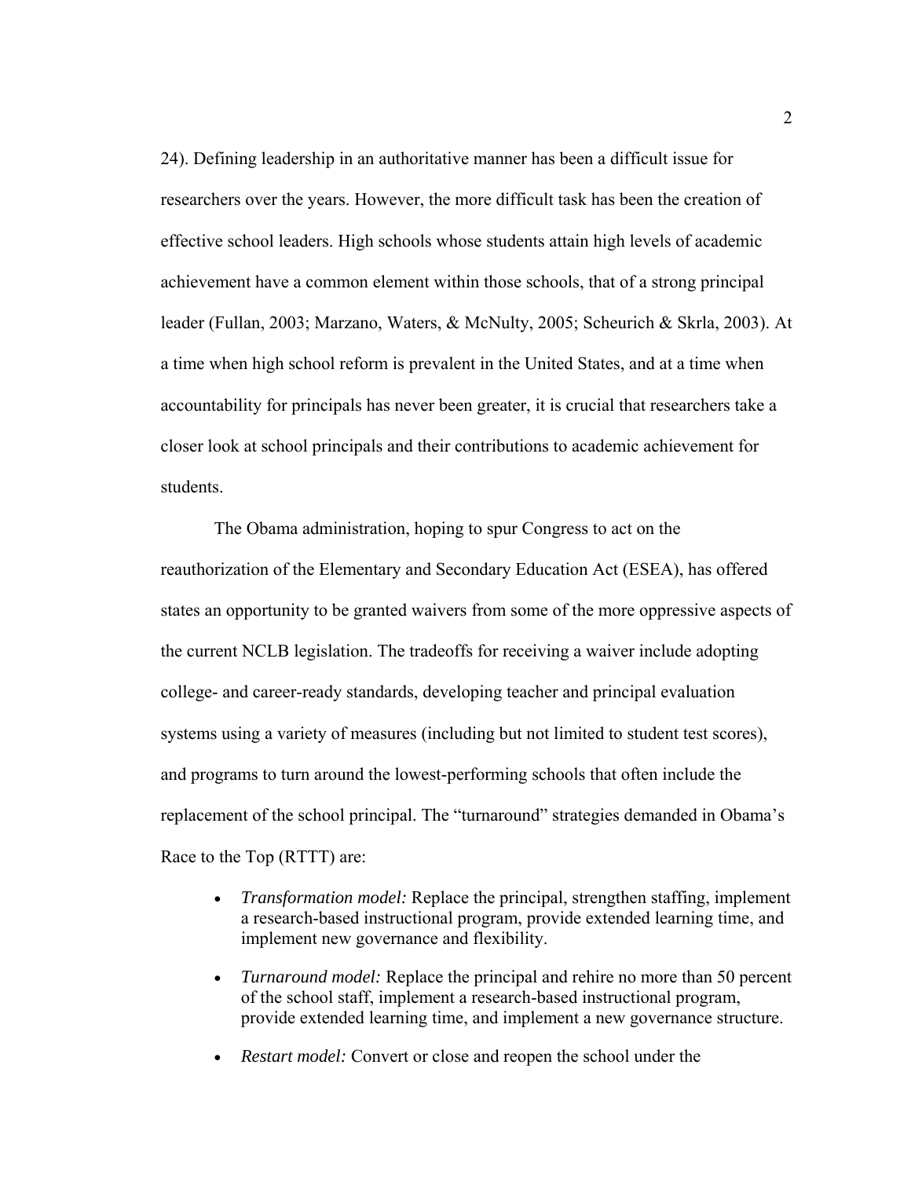24). Defining leadership in an authoritative manner has been a difficult issue for researchers over the years. However, the more difficult task has been the creation of effective school leaders. High schools whose students attain high levels of academic achievement have a common element within those schools, that of a strong principal leader (Fullan, 2003; Marzano, Waters, & McNulty, 2005; Scheurich & Skrla, 2003). At a time when high school reform is prevalent in the United States, and at a time when accountability for principals has never been greater, it is crucial that researchers take a closer look at school principals and their contributions to academic achievement for students.

The Obama administration, hoping to spur Congress to act on the reauthorization of the Elementary and Secondary Education Act (ESEA), has offered states an opportunity to be granted waivers from some of the more oppressive aspects of the current NCLB legislation. The tradeoffs for receiving a waiver include adopting college- and career-ready standards, developing teacher and principal evaluation systems using a variety of measures (including but not limited to student test scores), and programs to turn around the lowest-performing schools that often include the replacement of the school principal. The "turnaround" strategies demanded in Obama's Race to the Top (RTTT) are:

- *Transformation model:* Replace the principal, strengthen staffing, implement a research-based instructional program, provide extended learning time, and implement new governance and flexibility.
- *Turnaround model:* Replace the principal and rehire no more than 50 percent of the school staff, implement a research-based instructional program, provide extended learning time, and implement a new governance structure.
- *Restart model:* Convert or close and reopen the school under the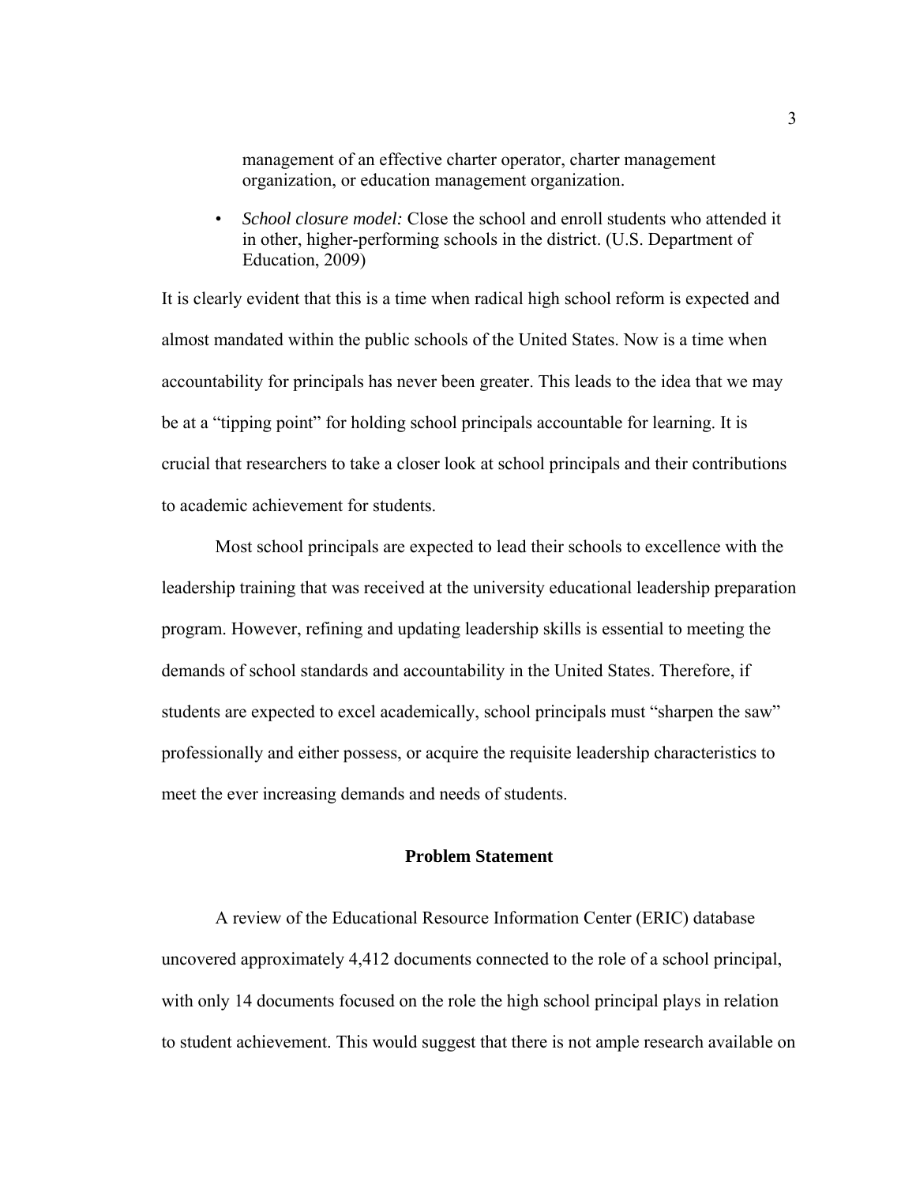management of an effective charter operator, charter management organization, or education management organization.

- *School closure model:* Close the school and enroll students who attended it in other, higher-performing schools in the district. (U.S. Department of Education, 2009)

It is clearly evident that this is a time when radical high school reform is expected and almost mandated within the public schools of the United States. Now is a time when accountability for principals has never been greater. This leads to the idea that we may be at a "tipping point" for holding school principals accountable for learning. It is crucial that researchers to take a closer look at school principals and their contributions to academic achievement for students.

Most school principals are expected to lead their schools to excellence with the leadership training that was received at the university educational leadership preparation program. However, refining and updating leadership skills is essential to meeting the demands of school standards and accountability in the United States. Therefore, if students are expected to excel academically, school principals must "sharpen the saw" professionally and either possess, or acquire the requisite leadership characteristics to meet the ever increasing demands and needs of students.

## Problem Statement

A review of the Educational Resource Information Center (ERIC) database uncovered approximately 4,412 documents connected to the role of a school principal, with only 14 documents focused on the role the high school principal plays in relation to student achievement. This would suggest that there is not ample research available on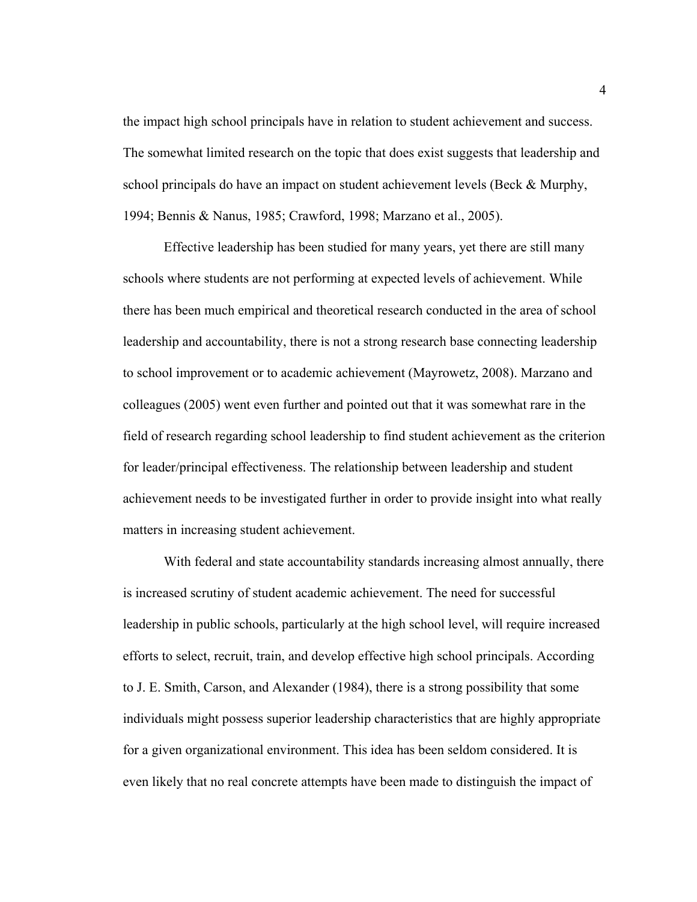the impact high school principals have in relation to student achievement and success. The somewhat limited research on the topic that does exist suggests that leadership and school principals do have an impact on student achievement levels (Beck & Murphy, 1994; Bennis & Nanus, 1985; Crawford, 1998; Marzano et al., 2005).

Effective leadership has been studied for many years, yet there are still many schools where students are not performing at expected levels of achievement. While there has been much empirical and theoretical research conducted in the area of school leadership and accountability, there is not a strong research base connecting leadership to school improvement or to academic achievement (Mayrowetz, 2008). Marzano and colleagues (2005) went even further and pointed out that it was somewhat rare in the field of research regarding school leadership to find student achievement as the criterion for leader/principal effectiveness. The relationship between leadership and student achievement needs to be investigated further in order to provide insight into what really matters in increasing student achievement.

With federal and state accountability standards increasing almost annually, there is increased scrutiny of student academic achievement. The need for successful leadership in public schools, particularly at the high school level, will require increased efforts to select, recruit, train, and develop effective high school principals. According to J. E. Smith, Carson, and Alexander (1984), there is a strong possibility that some individuals might possess superior leadership characteristics that are highly appropriate for a given organizational environment. This idea has been seldom considered. It is even likely that no real concrete attempts have been made to distinguish the impact of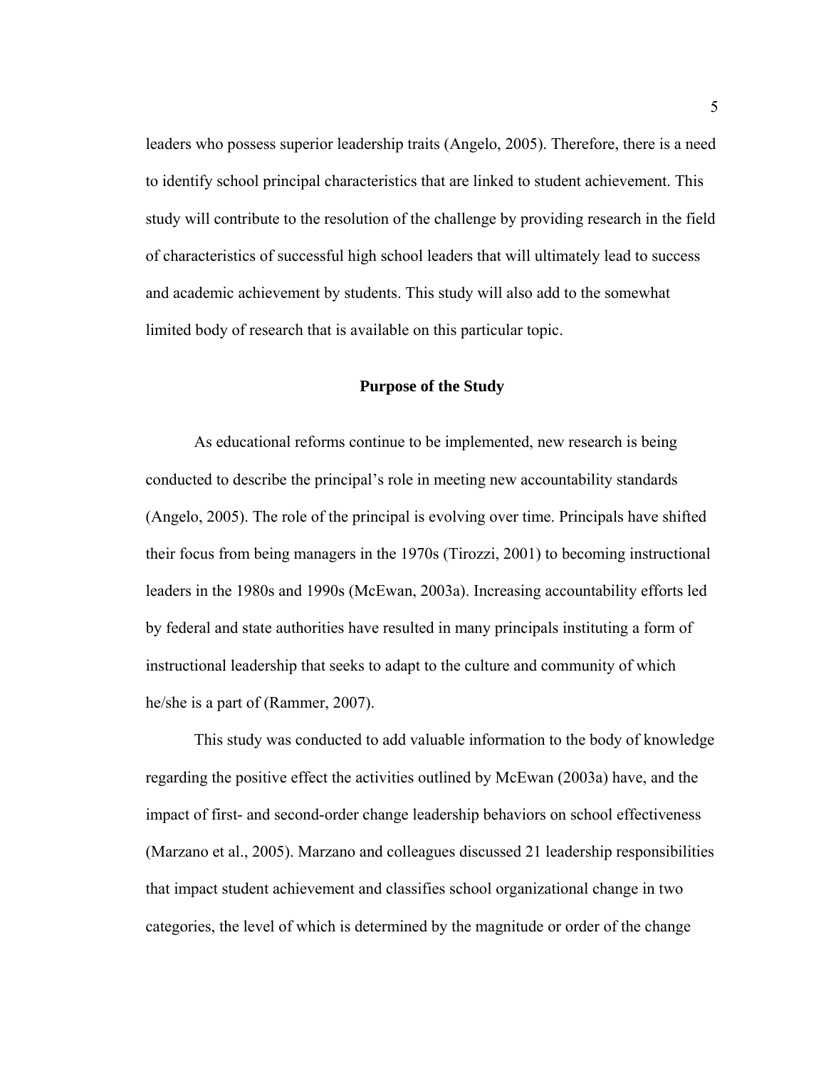leaders who possess superior leadership traits (Angelo, 2005). Therefore, there is a need to identify school principal characteristics that are linked to student achievement. This study will contribute to the resolution of the challenge by providing research in the field of characteristics of successful high school leaders that will ultimately lead to success and academic achievement by students. This study will also add to the somewhat limited body of research that is available on this particular topic.

## Purpose of the Study

As educational reforms continue to be implemented, new research is being conducted to describe the principal's role in meeting new accountability standards (Angelo, 2005). The role of the principal is evolving over time. Principals have shifted their focus from being managers in the 1970s (Tirozzi, 2001) to becoming instructional leaders in the 1980s and 1990s (McEwan, 2003a). Increasing accountability efforts led by federal and state authorities have resulted in many principals instituting a form of instructional leadership that seeks to adapt to the culture and community of which he/she is a part of (Rammer, 2007).

This study was conducted to add valuable information to the body of knowledge regarding the positive effect the activities outlined by McEwan (2003a) have, and the impact of first- and second-order change leadership behaviors on school effectiveness (Marzano et al., 2005). Marzano and colleagues discussed 21 leadership responsibilities that impact student achievement and classifies school organizational change in two categories, the level of which is determined by the magnitude or order of the change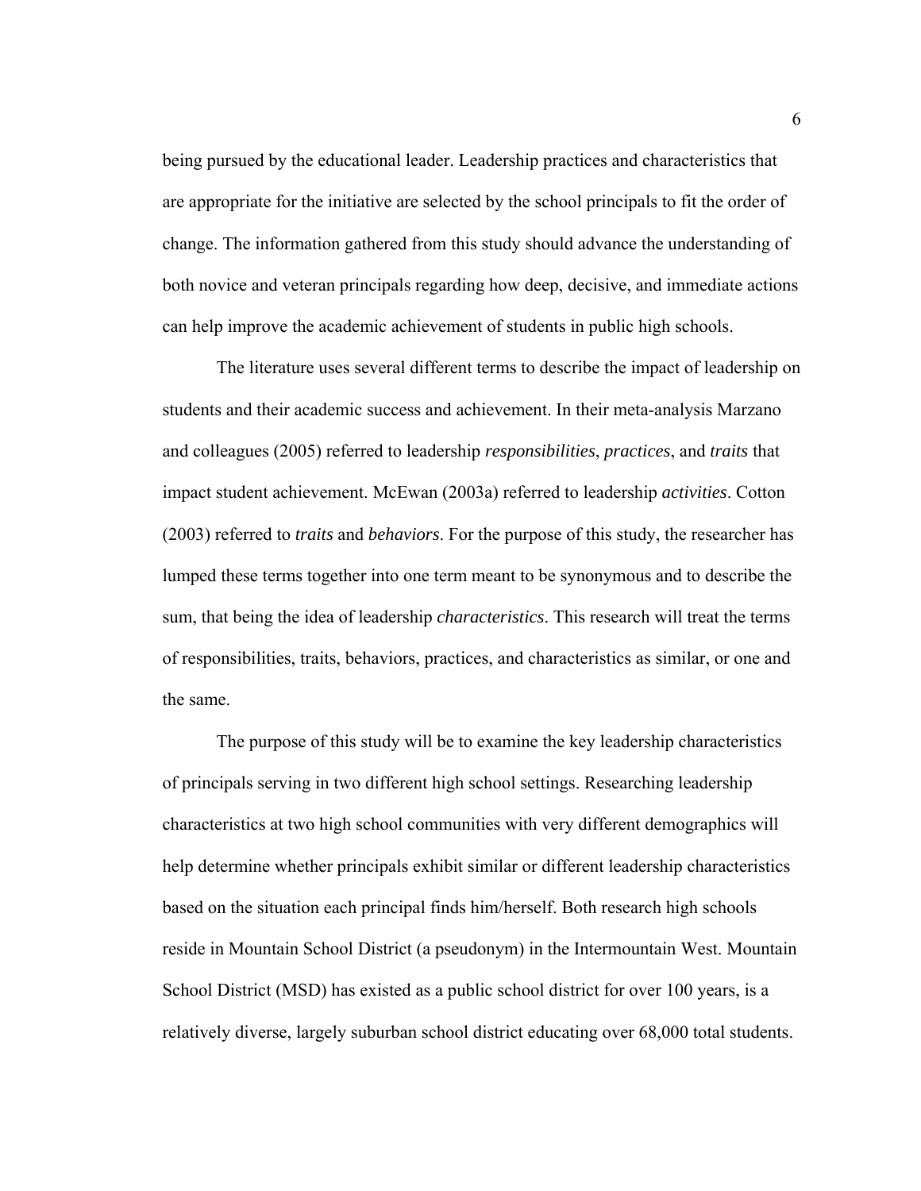being pursued by the educational leader. Leadership practices and characteristics that are appropriate for the initiative are selected by the school principals to fit the order of change. The information gathered from this study should advance the understanding of both novice and veteran principals regarding how deep, decisive, and immediate actions can help improve the academic achievement of students in public high schools.

The literature uses several different terms to describe the impact of leadership on students and their academic success and achievement. In their meta-analysis Marzano and colleagues (2005) referred to leadership *responsibilities*, *practices*, and *traits* that impact student achievement. McEwan (2003a) referred to leadership *activities*. Cotton (2003) referred to *traits* and *behaviors*. For the purpose of this study, the researcher has lumped these terms together into one term meant to be synonymous and to describe the sum, that being the idea of leadership *characteristics*. This research will treat the terms of responsibilities, traits, behaviors, practices, and characteristics as similar, or one and the same.

The purpose of this study will be to examine the key leadership characteristics of principals serving in two different high school settings. Researching leadership characteristics at two high school communities with very different demographics will help determine whether principals exhibit similar or different leadership characteristics based on the situation each principal finds him/herself. Both research high schools reside in Mountain School District (a pseudonym) in the Intermountain West. Mountain School District (MSD) has existed as a public school district for over 100 years, is a relatively diverse, largely suburban school district educating over 68,000 total students.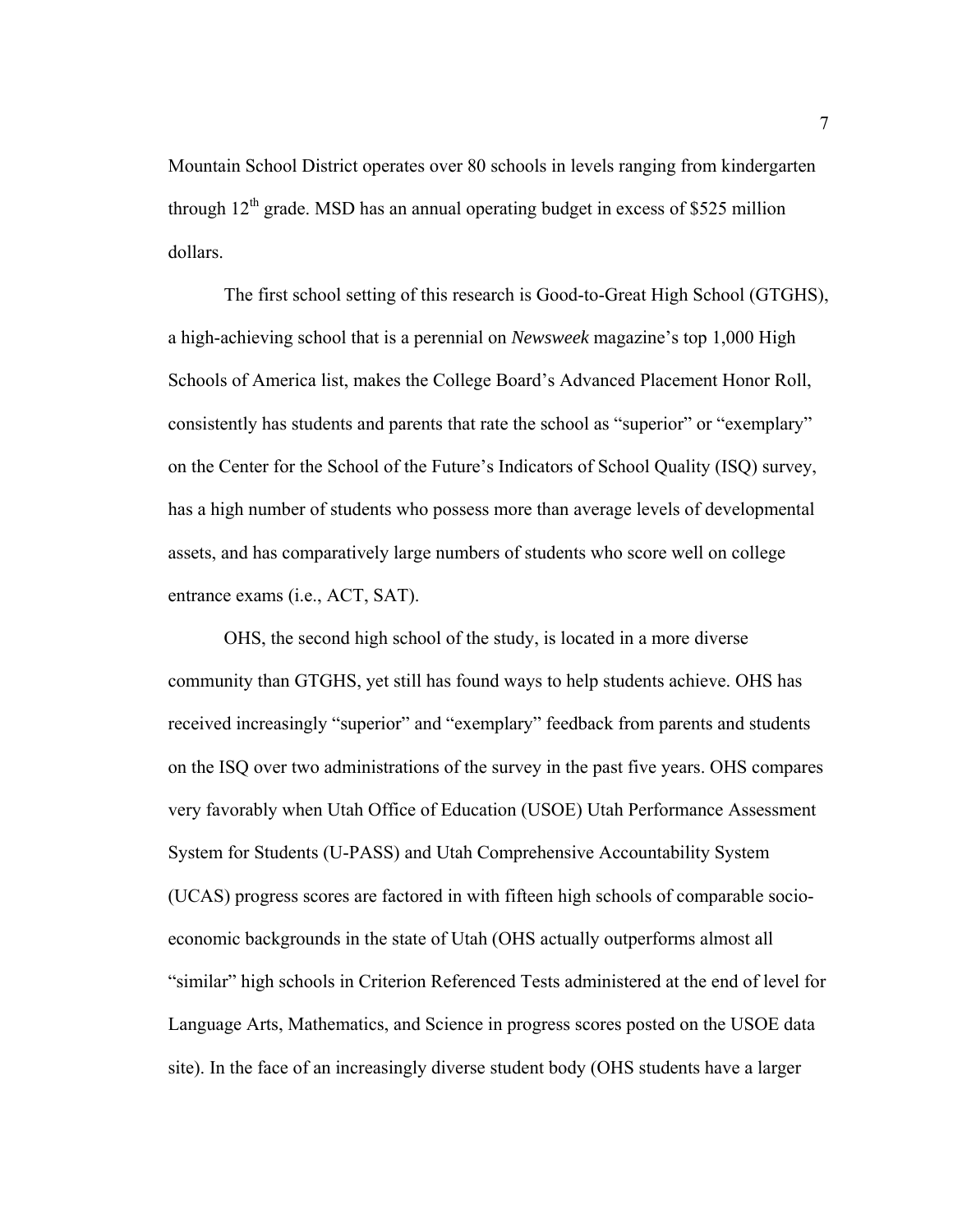Mountain School District operates over 80 schools in levels ranging from kindergarten through 12th grade. MSD has an annual operating budget in excess of $525 million dollars.

The first school setting of this research is Good-to-Great High School (GTGHS), a high-achieving school that is a perennial on *Newsweek* magazine's top 1,000 High Schools of America list, makes the College Board's Advanced Placement Honor Roll, consistently has students and parents that rate the school as "superior" or "exemplary" on the Center for the School of the Future's Indicators of School Quality (ISQ) survey, has a high number of students who possess more than average levels of developmental assets, and has comparatively large numbers of students who score well on college entrance exams (i.e., ACT, SAT).

OHS, the second high school of the study, is located in a more diverse community than GTGHS, yet still has found ways to help students achieve. OHS has received increasingly "superior" and "exemplary" feedback from parents and students on the ISQ over two administrations of the survey in the past five years. OHS compares very favorably when Utah Office of Education (USOE) Utah Performance Assessment System for Students (U-PASS) and Utah Comprehensive Accountability System (UCAS) progress scores are factored in with fifteen high schools of comparable socio-economic backgrounds in the state of Utah (OHS actually outperforms almost all "similar" high schools in Criterion Referenced Tests administered at the end of level for Language Arts, Mathematics, and Science in progress scores posted on the USOE data site). In the face of an increasingly diverse student body (OHS students have a larger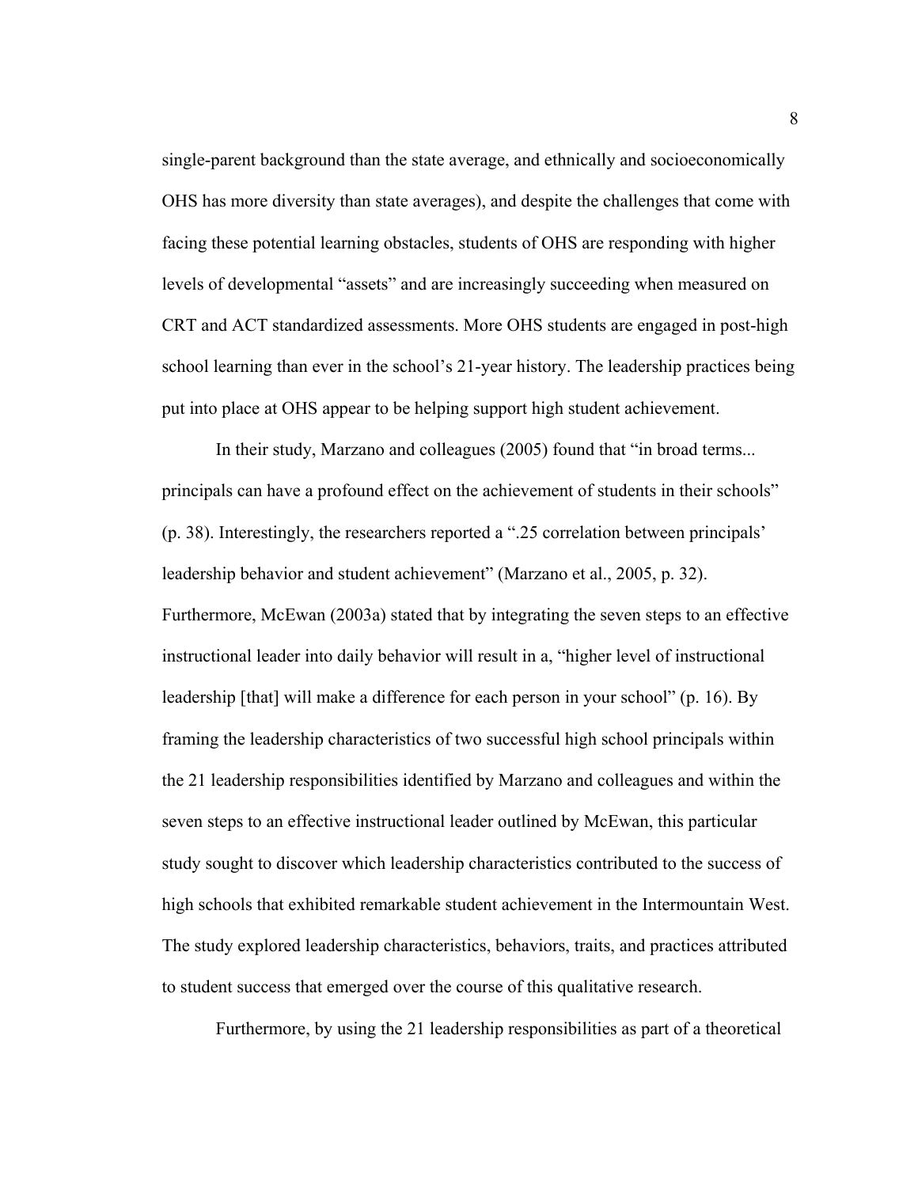single-parent background than the state average, and ethnically and socioeconomically OHS has more diversity than state averages), and despite the challenges that come with facing these potential learning obstacles, students of OHS are responding with higher levels of developmental "assets" and are increasingly succeeding when measured on CRT and ACT standardized assessments. More OHS students are engaged in post-high school learning than ever in the school's 21-year history. The leadership practices being put into place at OHS appear to be helping support high student achievement.

In their study, Marzano and colleagues (2005) found that "in broad terms... principals can have a profound effect on the achievement of students in their schools" (p. 38). Interestingly, the researchers reported a ".25 correlation between principals' leadership behavior and student achievement" (Marzano et al., 2005, p. 32). Furthermore, McEwan (2003a) stated that by integrating the seven steps to an effective instructional leader into daily behavior will result in a, "higher level of instructional leadership [that] will make a difference for each person in your school" (p. 16). By framing the leadership characteristics of two successful high school principals within the 21 leadership responsibilities identified by Marzano and colleagues and within the seven steps to an effective instructional leader outlined by McEwan, this particular study sought to discover which leadership characteristics contributed to the success of high schools that exhibited remarkable student achievement in the Intermountain West. The study explored leadership characteristics, behaviors, traits, and practices attributed to student success that emerged over the course of this qualitative research.

Furthermore, by using the 21 leadership responsibilities as part of a theoretical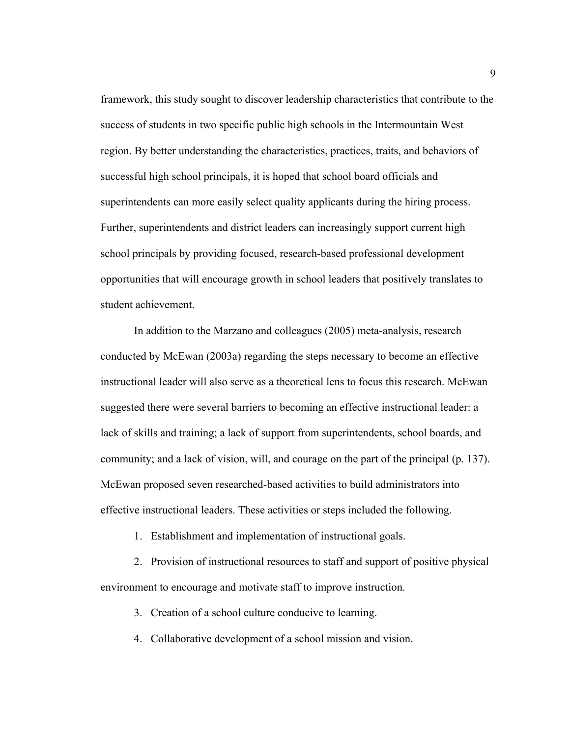framework, this study sought to discover leadership characteristics that contribute to the success of students in two specific public high schools in the Intermountain West region. By better understanding the characteristics, practices, traits, and behaviors of successful high school principals, it is hoped that school board officials and superintendents can more easily select quality applicants during the hiring process. Further, superintendents and district leaders can increasingly support current high school principals by providing focused, research-based professional development opportunities that will encourage growth in school leaders that positively translates to student achievement.

In addition to the Marzano and colleagues (2005) meta-analysis, research conducted by McEwan (2003a) regarding the steps necessary to become an effective instructional leader will also serve as a theoretical lens to focus this research. McEwan suggested there were several barriers to becoming an effective instructional leader: a lack of skills and training; a lack of support from superintendents, school boards, and community; and a lack of vision, will, and courage on the part of the principal (p. 137). McEwan proposed seven researched-based activities to build administrators into effective instructional leaders. These activities or steps included the following.

1. Establishment and implementation of instructional goals.
2. Provision of instructional resources to staff and support of positive physical environment to encourage and motivate staff to improve instruction.
3. Creation of a school culture conducive to learning.
4. Collaborative development of a school mission and vision.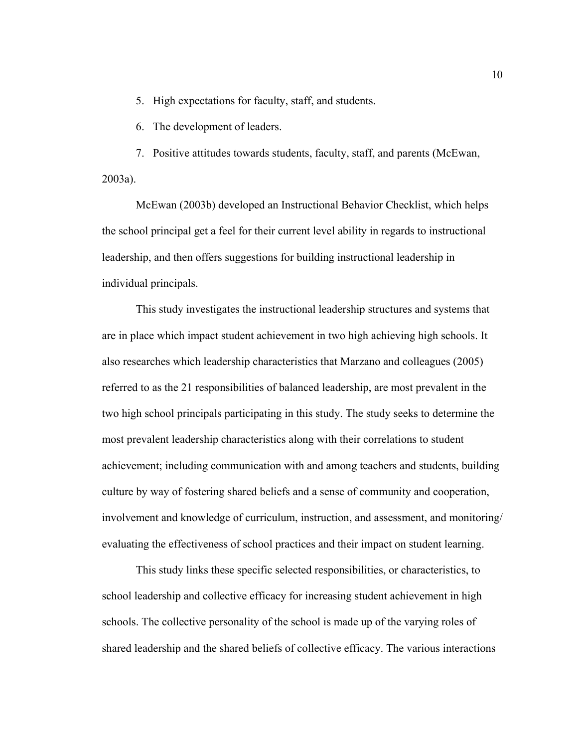5. High expectations for faculty, staff, and students.
6. The development of leaders.
7. Positive attitudes towards students, faculty, staff, and parents (McEwan, 2003a).

McEwan (2003b) developed an Instructional Behavior Checklist, which helps the school principal get a feel for their current level ability in regards to instructional leadership, and then offers suggestions for building instructional leadership in individual principals.

This study investigates the instructional leadership structures and systems that are in place which impact student achievement in two high achieving high schools. It also researches which leadership characteristics that Marzano and colleagues (2005) referred to as the 21 responsibilities of balanced leadership, are most prevalent in the two high school principals participating in this study. The study seeks to determine the most prevalent leadership characteristics along with their correlations to student achievement; including communication with and among teachers and students, building culture by way of fostering shared beliefs and a sense of community and cooperation, involvement and knowledge of curriculum, instruction, and assessment, and monitoring/evaluating the effectiveness of school practices and their impact on student learning.

This study links these specific selected responsibilities, or characteristics, to school leadership and collective efficacy for increasing student achievement in high schools. The collective personality of the school is made up of the varying roles of shared leadership and the shared beliefs of collective efficacy. The various interactions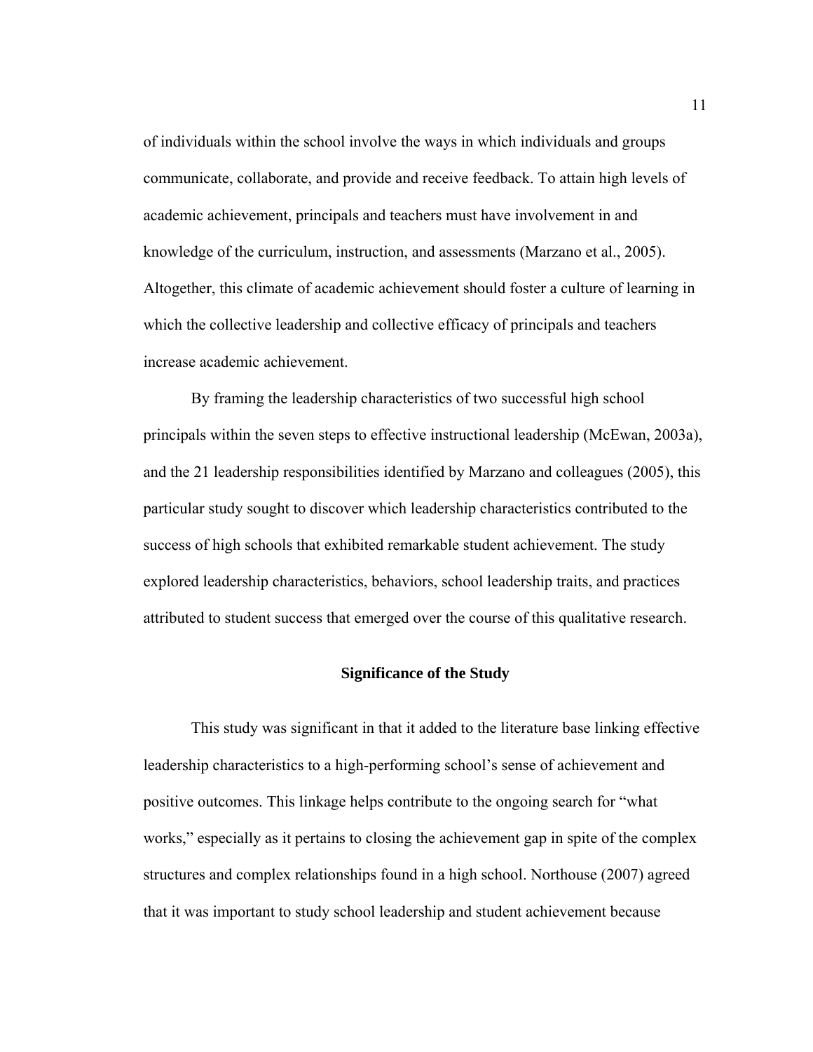of individuals within the school involve the ways in which individuals and groups communicate, collaborate, and provide and receive feedback. To attain high levels of academic achievement, principals and teachers must have involvement in and knowledge of the curriculum, instruction, and assessments (Marzano et al., 2005). Altogether, this climate of academic achievement should foster a culture of learning in which the collective leadership and collective efficacy of principals and teachers increase academic achievement.

By framing the leadership characteristics of two successful high school principals within the seven steps to effective instructional leadership (McEwan, 2003a), and the 21 leadership responsibilities identified by Marzano and colleagues (2005), this particular study sought to discover which leadership characteristics contributed to the success of high schools that exhibited remarkable student achievement. The study explored leadership characteristics, behaviors, school leadership traits, and practices attributed to student success that emerged over the course of this qualitative research.

## Significance of the Study

This study was significant in that it added to the literature base linking effective leadership characteristics to a high-performing school's sense of achievement and positive outcomes. This linkage helps contribute to the ongoing search for "what works," especially as it pertains to closing the achievement gap in spite of the complex structures and complex relationships found in a high school. Northouse (2007) agreed that it was important to study school leadership and student achievement because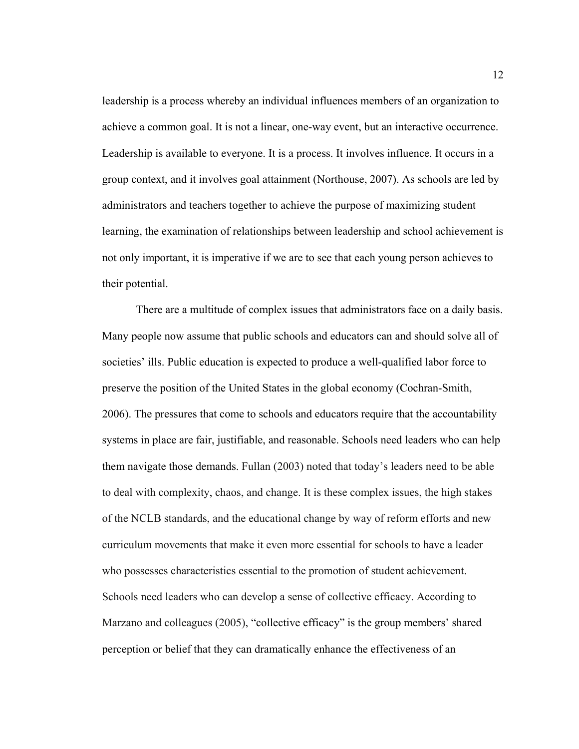leadership is a process whereby an individual influences members of an organization to achieve a common goal. It is not a linear, one-way event, but an interactive occurrence. Leadership is available to everyone. It is a process. It involves influence. It occurs in a group context, and it involves goal attainment (Northouse, 2007). As schools are led by administrators and teachers together to achieve the purpose of maximizing student learning, the examination of relationships between leadership and school achievement is not only important, it is imperative if we are to see that each young person achieves to their potential.

There are a multitude of complex issues that administrators face on a daily basis. Many people now assume that public schools and educators can and should solve all of societies' ills. Public education is expected to produce a well-qualified labor force to preserve the position of the United States in the global economy (Cochran-Smith, 2006). The pressures that come to schools and educators require that the accountability systems in place are fair, justifiable, and reasonable. Schools need leaders who can help them navigate those demands. Fullan (2003) noted that today's leaders need to be able to deal with complexity, chaos, and change. It is these complex issues, the high stakes of the NCLB standards, and the educational change by way of reform efforts and new curriculum movements that make it even more essential for schools to have a leader who possesses characteristics essential to the promotion of student achievement. Schools need leaders who can develop a sense of collective efficacy. According to Marzano and colleagues (2005), "collective efficacy" is the group members' shared perception or belief that they can dramatically enhance the effectiveness of an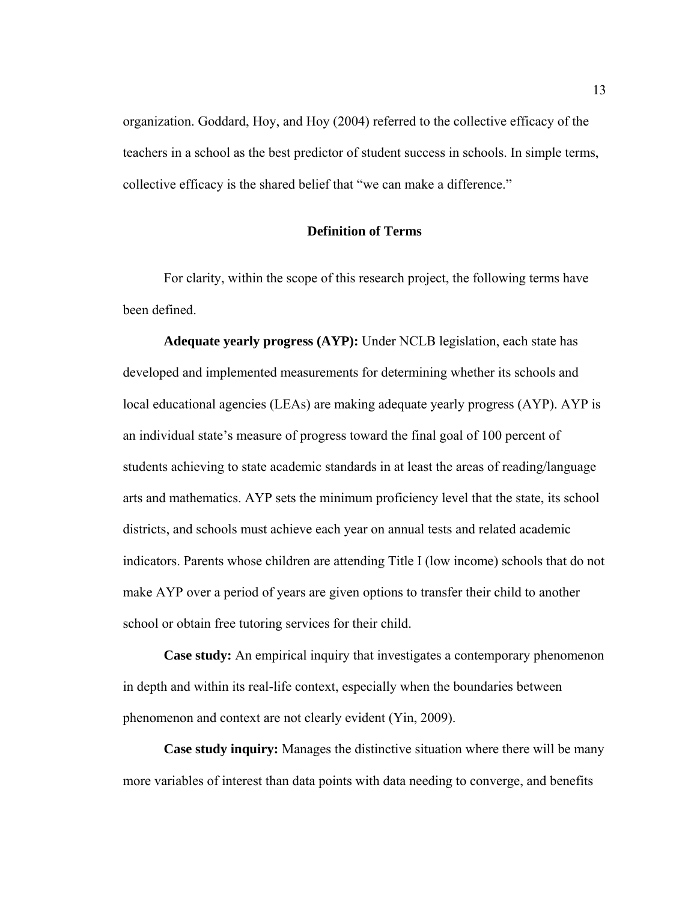organization. Goddard, Hoy, and Hoy (2004) referred to the collective efficacy of the teachers in a school as the best predictor of student success in schools. In simple terms, collective efficacy is the shared belief that "we can make a difference."

## Definition of Terms

For clarity, within the scope of this research project, the following terms have been defined.

**Adequate yearly progress (AYP):** Under NCLB legislation, each state has developed and implemented measurements for determining whether its schools and local educational agencies (LEAs) are making adequate yearly progress (AYP). AYP is an individual state's measure of progress toward the final goal of 100 percent of students achieving to state academic standards in at least the areas of reading/language arts and mathematics. AYP sets the minimum proficiency level that the state, its school districts, and schools must achieve each year on annual tests and related academic indicators. Parents whose children are attending Title I (low income) schools that do not make AYP over a period of years are given options to transfer their child to another school or obtain free tutoring services for their child.

**Case study:** An empirical inquiry that investigates a contemporary phenomenon in depth and within its real-life context, especially when the boundaries between phenomenon and context are not clearly evident (Yin, 2009).

**Case study inquiry:** Manages the distinctive situation where there will be many more variables of interest than data points with data needing to converge, and benefits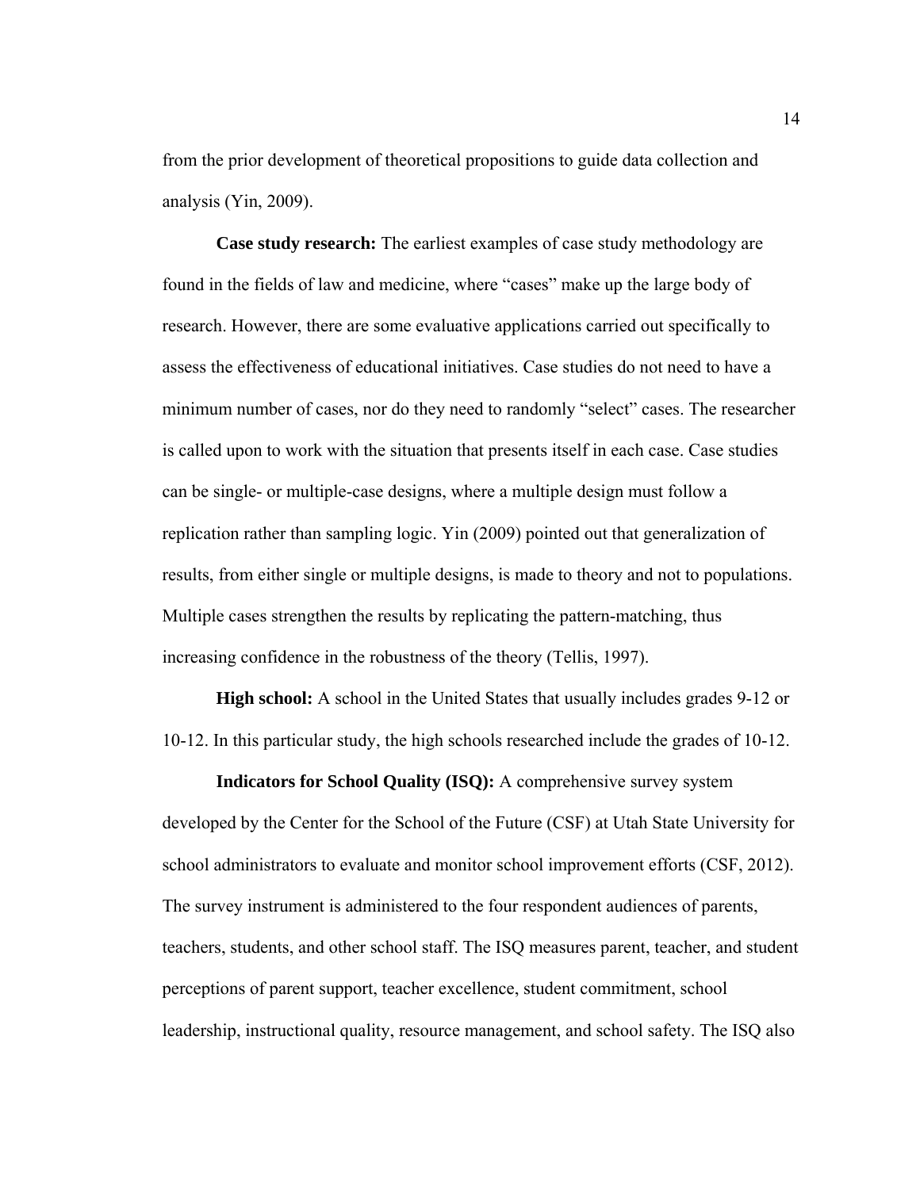from the prior development of theoretical propositions to guide data collection and analysis (Yin, 2009).

**Case study research:** The earliest examples of case study methodology are found in the fields of law and medicine, where "cases" make up the large body of research. However, there are some evaluative applications carried out specifically to assess the effectiveness of educational initiatives. Case studies do not need to have a minimum number of cases, nor do they need to randomly "select" cases. The researcher is called upon to work with the situation that presents itself in each case. Case studies can be single- or multiple-case designs, where a multiple design must follow a replication rather than sampling logic. Yin (2009) pointed out that generalization of results, from either single or multiple designs, is made to theory and not to populations. Multiple cases strengthen the results by replicating the pattern-matching, thus increasing confidence in the robustness of the theory (Tellis, 1997).

**High school:** A school in the United States that usually includes grades 9-12 or 10-12. In this particular study, the high schools researched include the grades of 10-12.

**Indicators for School Quality (ISQ):** A comprehensive survey system developed by the Center for the School of the Future (CSF) at Utah State University for school administrators to evaluate and monitor school improvement efforts (CSF, 2012). The survey instrument is administered to the four respondent audiences of parents, teachers, students, and other school staff. The ISQ measures parent, teacher, and student perceptions of parent support, teacher excellence, student commitment, school leadership, instructional quality, resource management, and school safety. The ISQ also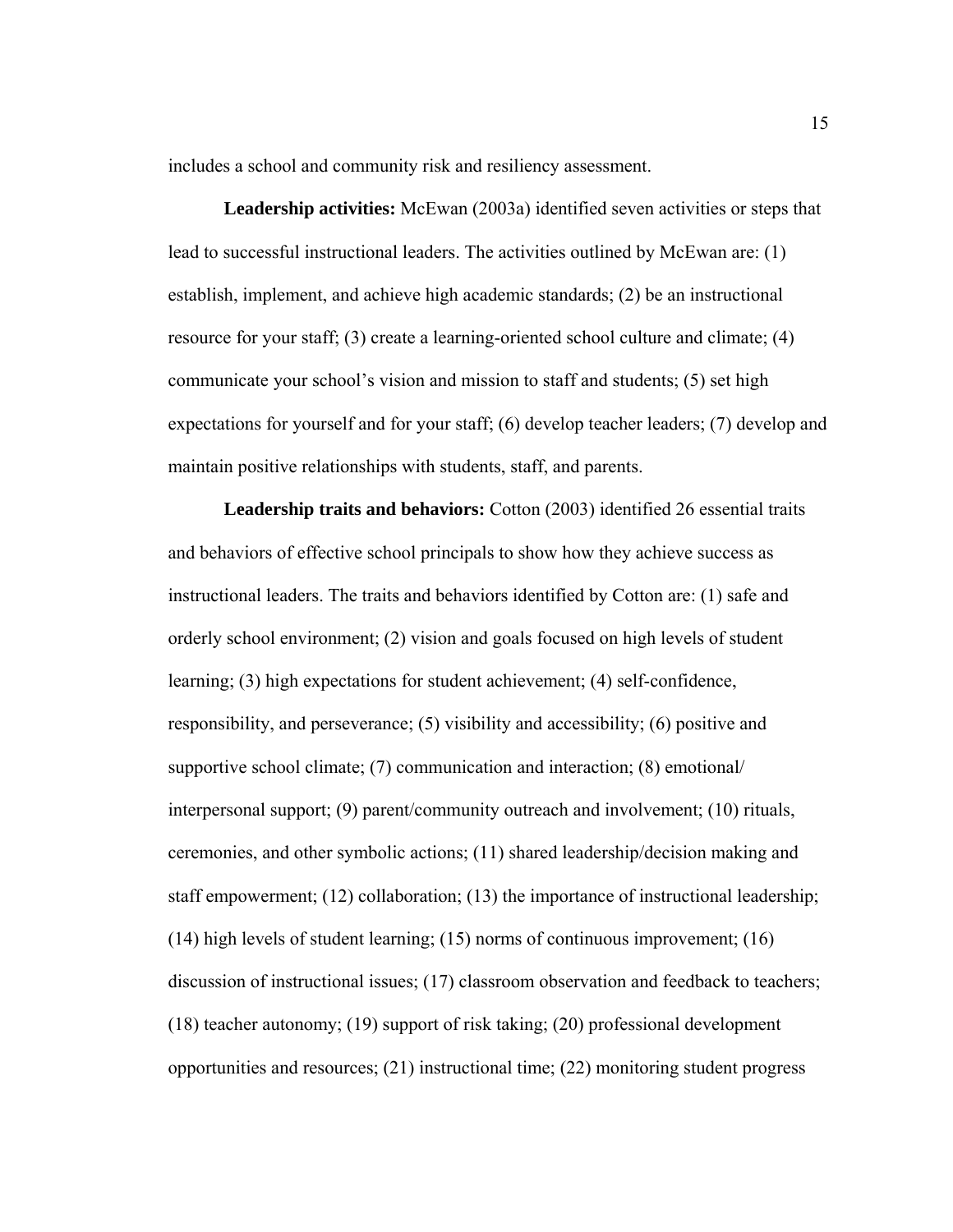includes a school and community risk and resiliency assessment.

**Leadership activities:** McEwan (2003a) identified seven activities or steps that lead to successful instructional leaders. The activities outlined by McEwan are: (1) establish, implement, and achieve high academic standards; (2) be an instructional resource for your staff; (3) create a learning-oriented school culture and climate; (4) communicate your school's vision and mission to staff and students; (5) set high expectations for yourself and for your staff; (6) develop teacher leaders; (7) develop and maintain positive relationships with students, staff, and parents.

**Leadership traits and behaviors:** Cotton (2003) identified 26 essential traits and behaviors of effective school principals to show how they achieve success as instructional leaders. The traits and behaviors identified by Cotton are: (1) safe and orderly school environment; (2) vision and goals focused on high levels of student learning; (3) high expectations for student achievement; (4) self-confidence, responsibility, and perseverance; (5) visibility and accessibility; (6) positive and supportive school climate; (7) communication and interaction; (8) emotional/ interpersonal support; (9) parent/community outreach and involvement; (10) rituals, ceremonies, and other symbolic actions; (11) shared leadership/decision making and staff empowerment; (12) collaboration; (13) the importance of instructional leadership; (14) high levels of student learning; (15) norms of continuous improvement; (16) discussion of instructional issues; (17) classroom observation and feedback to teachers; (18) teacher autonomy; (19) support of risk taking; (20) professional development opportunities and resources; (21) instructional time; (22) monitoring student progress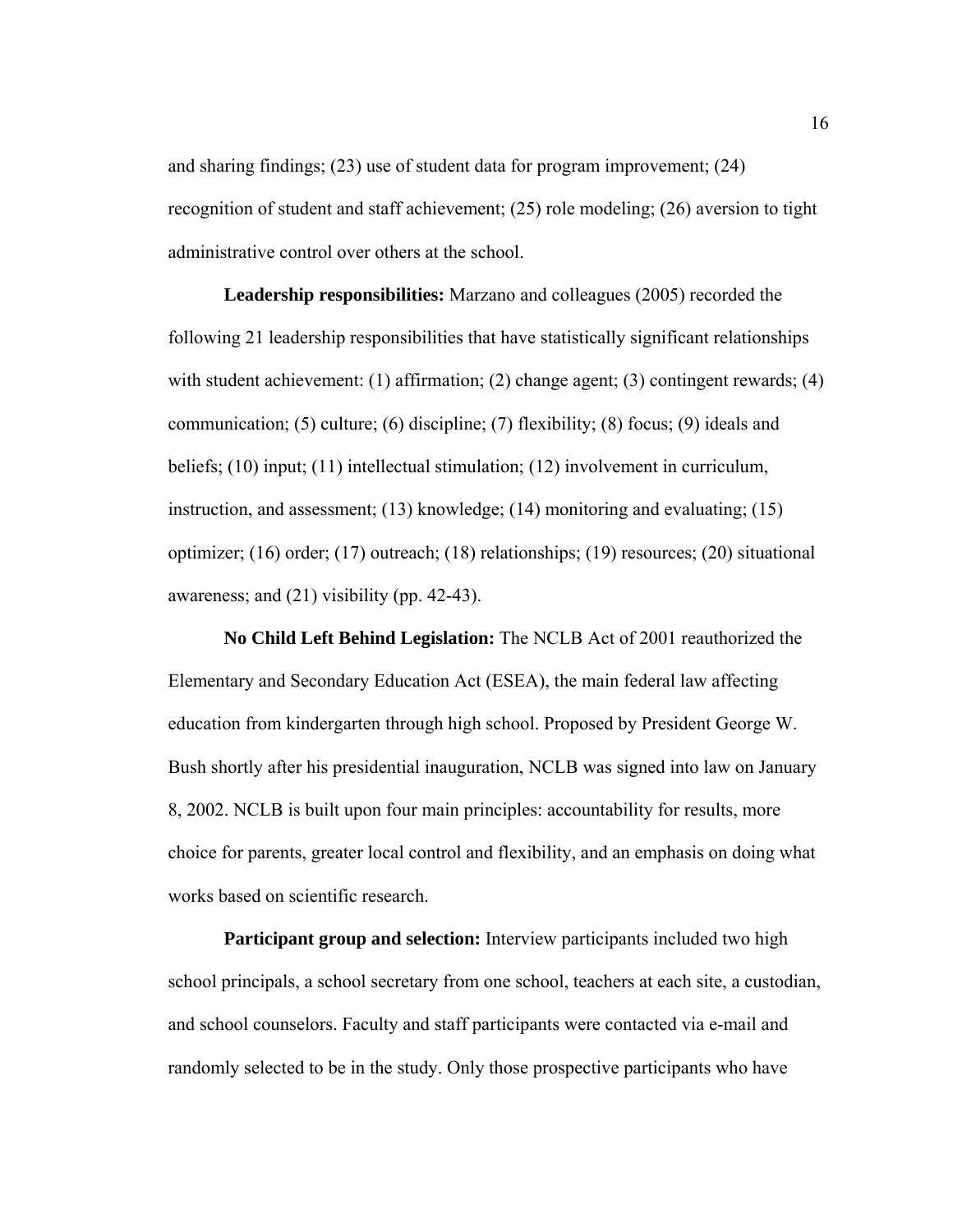and sharing findings; (23) use of student data for program improvement; (24) recognition of student and staff achievement; (25) role modeling; (26) aversion to tight administrative control over others at the school.

**Leadership responsibilities:** Marzano and colleagues (2005) recorded the following 21 leadership responsibilities that have statistically significant relationships with student achievement: (1) affirmation; (2) change agent; (3) contingent rewards; (4) communication; (5) culture; (6) discipline; (7) flexibility; (8) focus; (9) ideals and beliefs; (10) input; (11) intellectual stimulation; (12) involvement in curriculum, instruction, and assessment; (13) knowledge; (14) monitoring and evaluating; (15) optimizer; (16) order; (17) outreach; (18) relationships; (19) resources; (20) situational awareness; and (21) visibility (pp. 42-43).

**No Child Left Behind Legislation:** The NCLB Act of 2001 reauthorized the Elementary and Secondary Education Act (ESEA), the main federal law affecting education from kindergarten through high school. Proposed by President George W. Bush shortly after his presidential inauguration, NCLB was signed into law on January 8, 2002. NCLB is built upon four main principles: accountability for results, more choice for parents, greater local control and flexibility, and an emphasis on doing what works based on scientific research.

**Participant group and selection:** Interview participants included two high school principals, a school secretary from one school, teachers at each site, a custodian, and school counselors. Faculty and staff participants were contacted via e-mail and randomly selected to be in the study. Only those prospective participants who have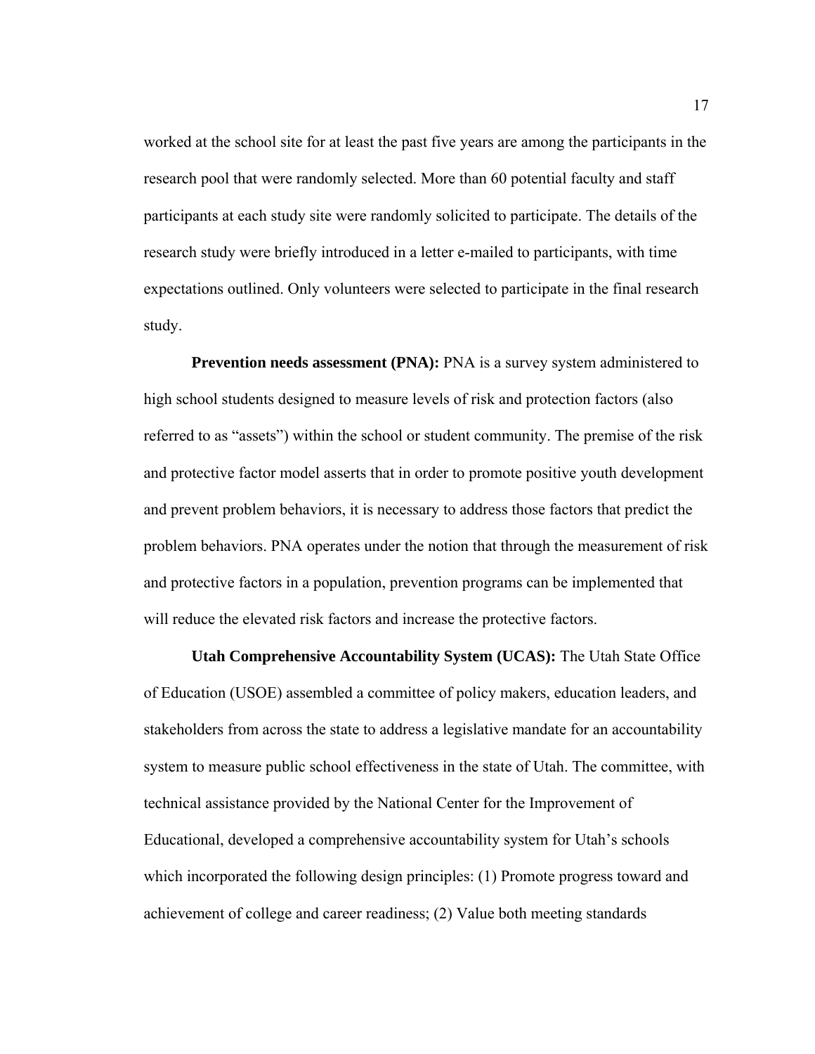worked at the school site for at least the past five years are among the participants in the research pool that were randomly selected. More than 60 potential faculty and staff participants at each study site were randomly solicited to participate. The details of the research study were briefly introduced in a letter e-mailed to participants, with time expectations outlined. Only volunteers were selected to participate in the final research study.

**Prevention needs assessment (PNA):** PNA is a survey system administered to high school students designed to measure levels of risk and protection factors (also referred to as "assets") within the school or student community. The premise of the risk and protective factor model asserts that in order to promote positive youth development and prevent problem behaviors, it is necessary to address those factors that predict the problem behaviors. PNA operates under the notion that through the measurement of risk and protective factors in a population, prevention programs can be implemented that will reduce the elevated risk factors and increase the protective factors.

**Utah Comprehensive Accountability System (UCAS):** The Utah State Office of Education (USOE) assembled a committee of policy makers, education leaders, and stakeholders from across the state to address a legislative mandate for an accountability system to measure public school effectiveness in the state of Utah. The committee, with technical assistance provided by the National Center for the Improvement of Educational, developed a comprehensive accountability system for Utah's schools which incorporated the following design principles: (1) Promote progress toward and achievement of college and career readiness; (2) Value both meeting standards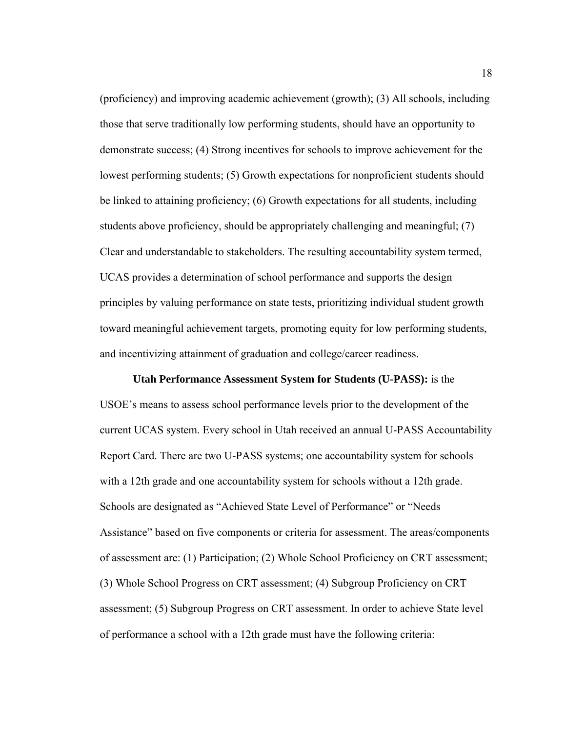(proficiency) and improving academic achievement (growth); (3) All schools, including those that serve traditionally low performing students, should have an opportunity to demonstrate success; (4) Strong incentives for schools to improve achievement for the lowest performing students; (5) Growth expectations for nonproficient students should be linked to attaining proficiency; (6) Growth expectations for all students, including students above proficiency, should be appropriately challenging and meaningful; (7) Clear and understandable to stakeholders. The resulting accountability system termed, UCAS provides a determination of school performance and supports the design principles by valuing performance on state tests, prioritizing individual student growth toward meaningful achievement targets, promoting equity for low performing students, and incentivizing attainment of graduation and college/career readiness.

**Utah Performance Assessment System for Students (U-PASS):** is the USOE's means to assess school performance levels prior to the development of the current UCAS system. Every school in Utah received an annual U-PASS Accountability Report Card. There are two U-PASS systems; one accountability system for schools with a 12th grade and one accountability system for schools without a 12th grade. Schools are designated as "Achieved State Level of Performance" or "Needs Assistance" based on five components or criteria for assessment. The areas/components of assessment are: (1) Participation; (2) Whole School Proficiency on CRT assessment; (3) Whole School Progress on CRT assessment; (4) Subgroup Proficiency on CRT assessment; (5) Subgroup Progress on CRT assessment. In order to achieve State level of performance a school with a 12th grade must have the following criteria: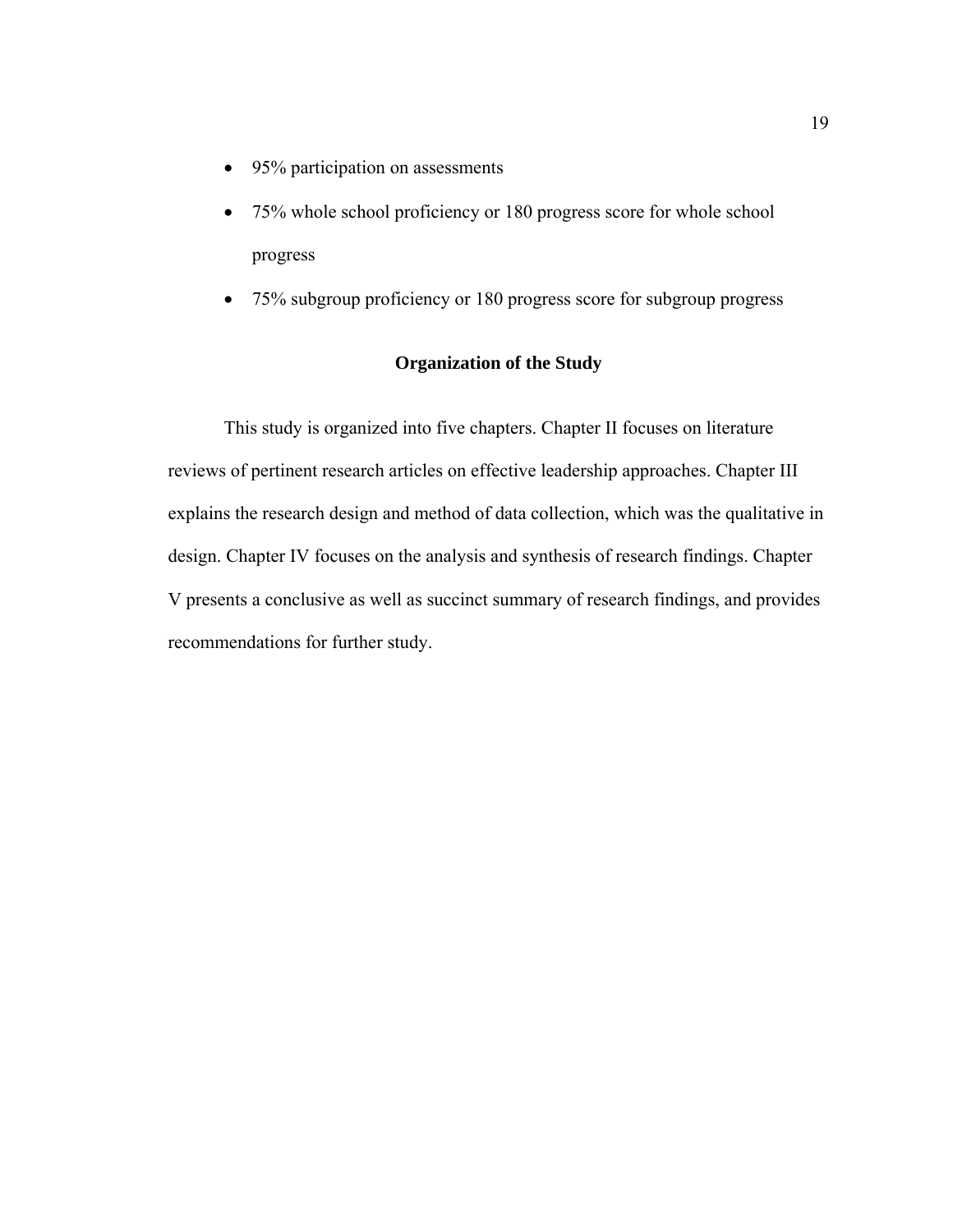- 95% participation on assessments
- 75% whole school proficiency or 180 progress score for whole school progress
- 75% subgroup proficiency or 180 progress score for subgroup progress

## Organization of the Study

This study is organized into five chapters. Chapter II focuses on literature reviews of pertinent research articles on effective leadership approaches. Chapter III explains the research design and method of data collection, which was the qualitative in design. Chapter IV focuses on the analysis and synthesis of research findings. Chapter V presents a conclusive as well as succinct summary of research findings, and provides recommendations for further study.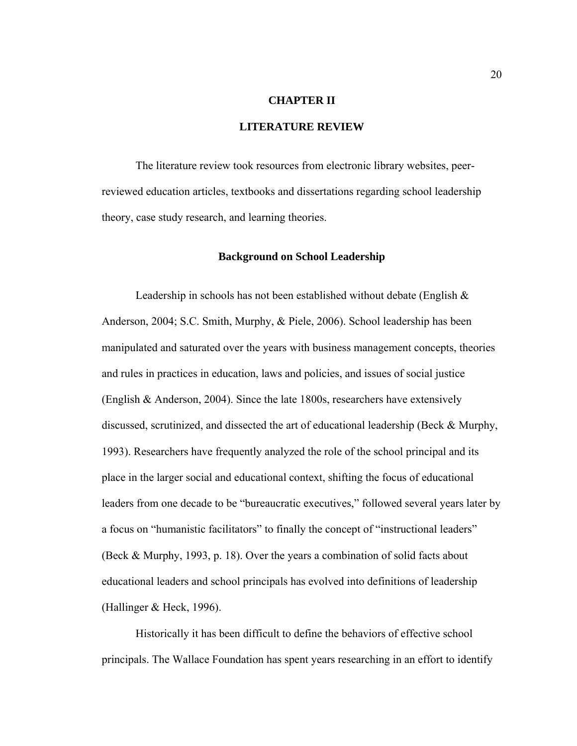# CHAPTER II

# LITERATURE REVIEW

The literature review took resources from electronic library websites, peer-reviewed education articles, textbooks and dissertations regarding school leadership theory, case study research, and learning theories.

## Background on School Leadership

Leadership in schools has not been established without debate (English & Anderson, 2004; S.C. Smith, Murphy, & Piele, 2006). School leadership has been manipulated and saturated over the years with business management concepts, theories and rules in practices in education, laws and policies, and issues of social justice (English & Anderson, 2004). Since the late 1800s, researchers have extensively discussed, scrutinized, and dissected the art of educational leadership (Beck & Murphy, 1993). Researchers have frequently analyzed the role of the school principal and its place in the larger social and educational context, shifting the focus of educational leaders from one decade to be "bureaucratic executives," followed several years later by a focus on "humanistic facilitators" to finally the concept of "instructional leaders" (Beck & Murphy, 1993, p. 18). Over the years a combination of solid facts about educational leaders and school principals has evolved into definitions of leadership (Hallinger & Heck, 1996).

Historically it has been difficult to define the behaviors of effective school principals. The Wallace Foundation has spent years researching in an effort to identify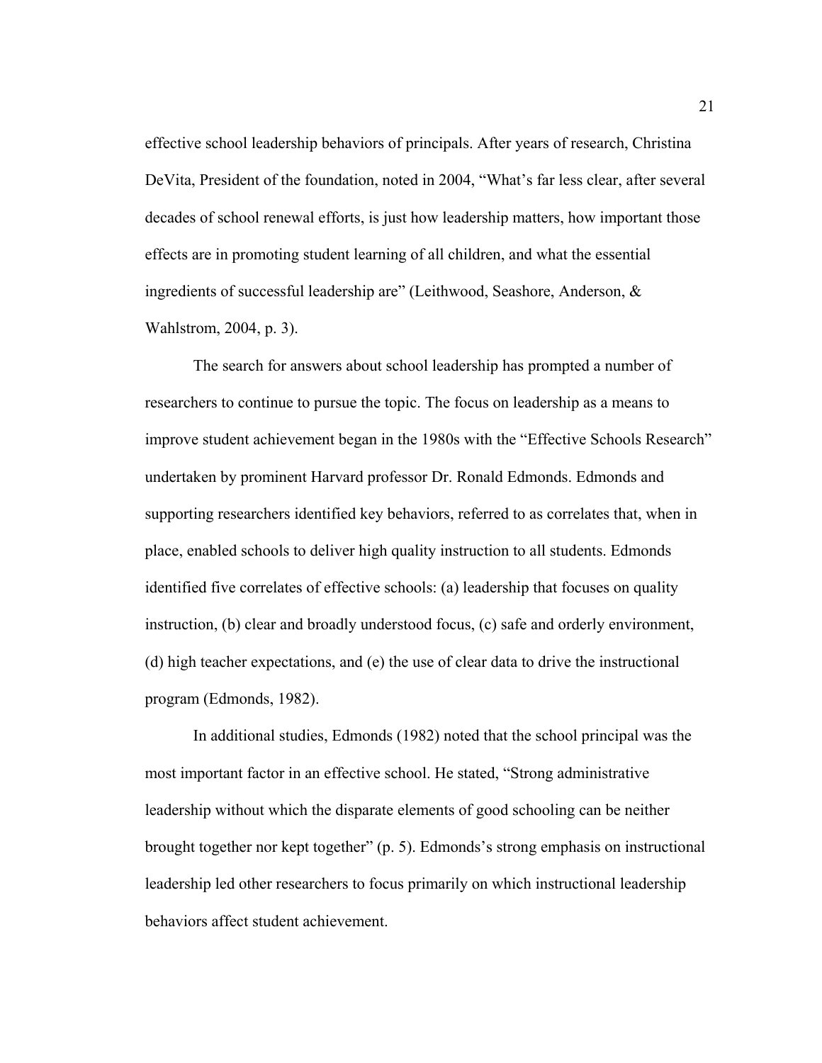effective school leadership behaviors of principals. After years of research, Christina DeVita, President of the foundation, noted in 2004, "What's far less clear, after several decades of school renewal efforts, is just how leadership matters, how important those effects are in promoting student learning of all children, and what the essential ingredients of successful leadership are" (Leithwood, Seashore, Anderson, & Wahlstrom, 2004, p. 3).

The search for answers about school leadership has prompted a number of researchers to continue to pursue the topic. The focus on leadership as a means to improve student achievement began in the 1980s with the "Effective Schools Research" undertaken by prominent Harvard professor Dr. Ronald Edmonds. Edmonds and supporting researchers identified key behaviors, referred to as correlates that, when in place, enabled schools to deliver high quality instruction to all students. Edmonds identified five correlates of effective schools: (a) leadership that focuses on quality instruction, (b) clear and broadly understood focus, (c) safe and orderly environment, (d) high teacher expectations, and (e) the use of clear data to drive the instructional program (Edmonds, 1982).

In additional studies, Edmonds (1982) noted that the school principal was the most important factor in an effective school. He stated, "Strong administrative leadership without which the disparate elements of good schooling can be neither brought together nor kept together" (p. 5). Edmonds's strong emphasis on instructional leadership led other researchers to focus primarily on which instructional leadership behaviors affect student achievement.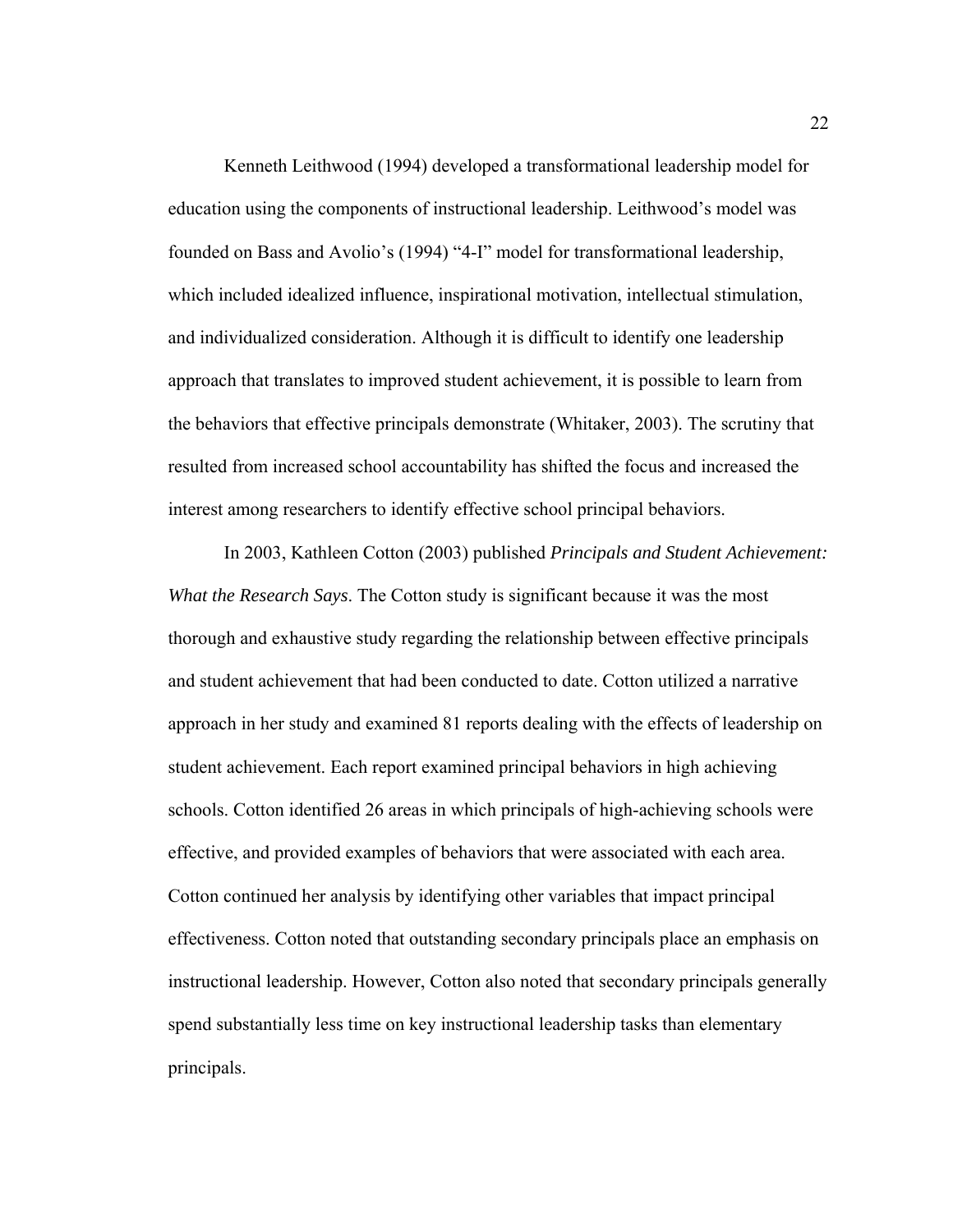Kenneth Leithwood (1994) developed a transformational leadership model for education using the components of instructional leadership. Leithwood's model was founded on Bass and Avolio's (1994) "4-I" model for transformational leadership, which included idealized influence, inspirational motivation, intellectual stimulation, and individualized consideration. Although it is difficult to identify one leadership approach that translates to improved student achievement, it is possible to learn from the behaviors that effective principals demonstrate (Whitaker, 2003). The scrutiny that resulted from increased school accountability has shifted the focus and increased the interest among researchers to identify effective school principal behaviors.

In 2003, Kathleen Cotton (2003) published *Principals and Student Achievement: What the Research Says*. The Cotton study is significant because it was the most thorough and exhaustive study regarding the relationship between effective principals and student achievement that had been conducted to date. Cotton utilized a narrative approach in her study and examined 81 reports dealing with the effects of leadership on student achievement. Each report examined principal behaviors in high achieving schools. Cotton identified 26 areas in which principals of high-achieving schools were effective, and provided examples of behaviors that were associated with each area. Cotton continued her analysis by identifying other variables that impact principal effectiveness. Cotton noted that outstanding secondary principals place an emphasis on instructional leadership. However, Cotton also noted that secondary principals generally spend substantially less time on key instructional leadership tasks than elementary principals.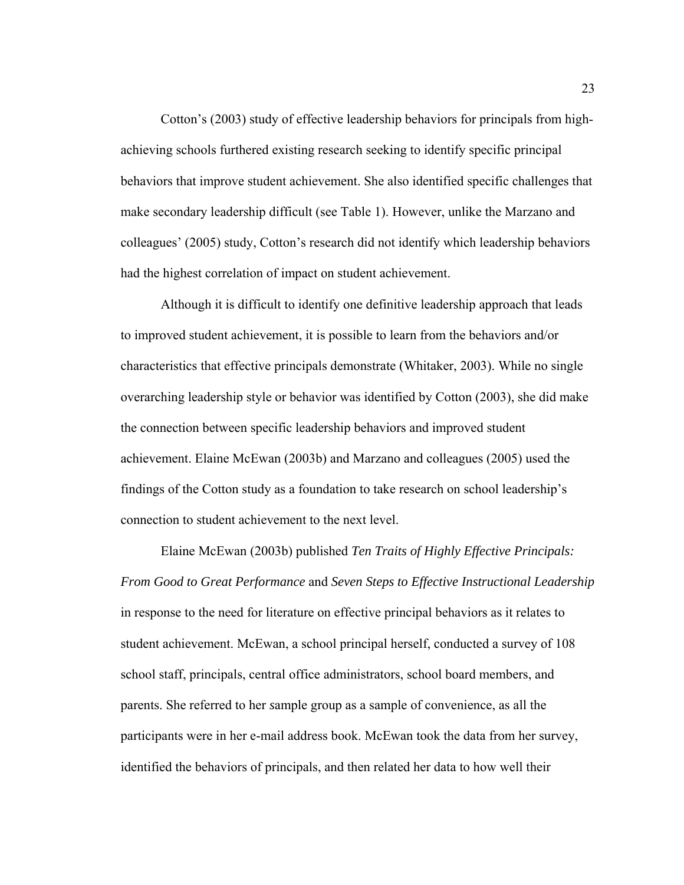Cotton's (2003) study of effective leadership behaviors for principals from high-achieving schools furthered existing research seeking to identify specific principal behaviors that improve student achievement. She also identified specific challenges that make secondary leadership difficult (see Table 1). However, unlike the Marzano and colleagues' (2005) study, Cotton's research did not identify which leadership behaviors had the highest correlation of impact on student achievement.

Although it is difficult to identify one definitive leadership approach that leads to improved student achievement, it is possible to learn from the behaviors and/or characteristics that effective principals demonstrate (Whitaker, 2003). While no single overarching leadership style or behavior was identified by Cotton (2003), she did make the connection between specific leadership behaviors and improved student achievement. Elaine McEwan (2003b) and Marzano and colleagues (2005) used the findings of the Cotton study as a foundation to take research on school leadership's connection to student achievement to the next level.

Elaine McEwan (2003b) published *Ten Traits of Highly Effective Principals: From Good to Great Performance* and *Seven Steps to Effective Instructional Leadership* in response to the need for literature on effective principal behaviors as it relates to student achievement. McEwan, a school principal herself, conducted a survey of 108 school staff, principals, central office administrators, school board members, and parents. She referred to her sample group as a sample of convenience, as all the participants were in her e-mail address book. McEwan took the data from her survey, identified the behaviors of principals, and then related her data to how well their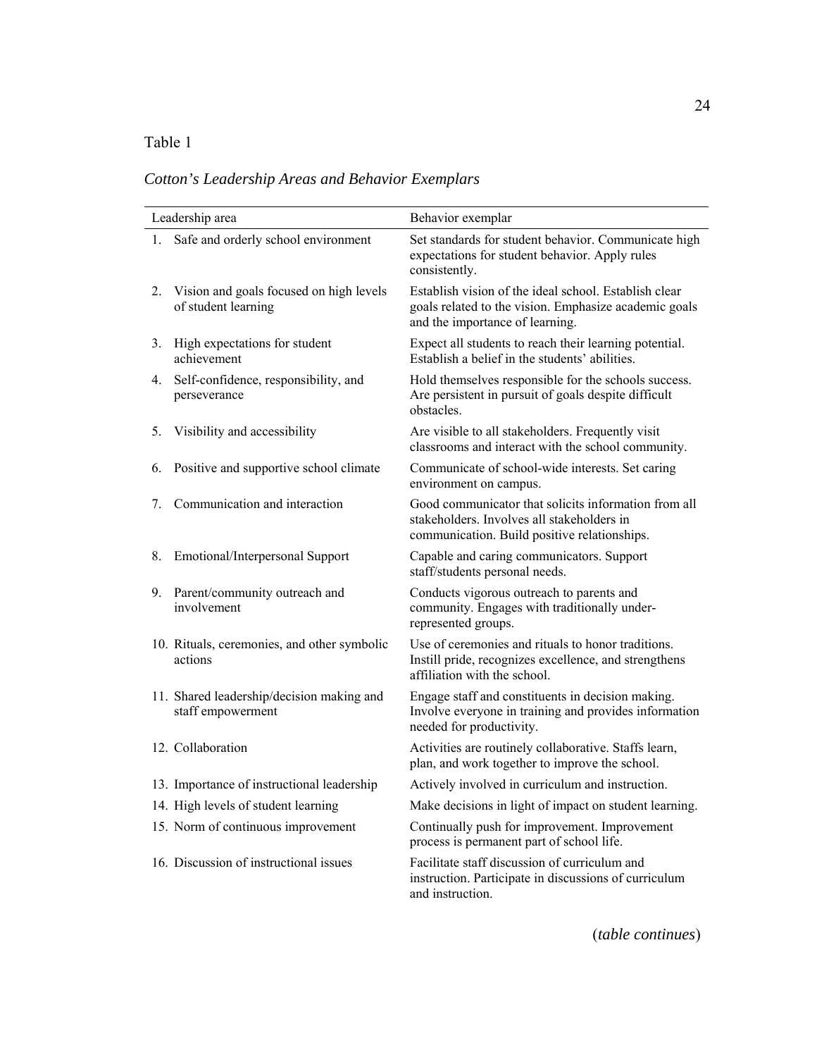Table 1

*Cotton's Leadership Areas and Behavior Exemplars*

| Leadership area | Behavior exemplar |
|---|---|
| 1. Safe and orderly school environment | Set standards for student behavior. Communicate high expectations for student behavior. Apply rules consistently. |
| 2. Vision and goals focused on high levels of student learning | Establish vision of the ideal school. Establish clear goals related to the vision. Emphasize academic goals and the importance of learning. |
| 3. High expectations for student achievement | Expect all students to reach their learning potential. Establish a belief in the students' abilities. |
| 4. Self-confidence, responsibility, and perseverance | Hold themselves responsible for the schools success. Are persistent in pursuit of goals despite difficult obstacles. |
| 5. Visibility and accessibility | Are visible to all stakeholders. Frequently visit classrooms and interact with the school community. |
| 6. Positive and supportive school climate | Communicate of school-wide interests. Set caring environment on campus. |
| 7. Communication and interaction | Good communicator that solicits information from all stakeholders. Involves all stakeholders in communication. Build positive relationships. |
| 8. Emotional/Interpersonal Support | Capable and caring communicators. Support staff/students personal needs. |
| 9. Parent/community outreach and involvement | Conducts vigorous outreach to parents and community. Engages with traditionally under-represented groups. |
| 10. Rituals, ceremonies, and other symbolic actions | Use of ceremonies and rituals to honor traditions. Instill pride, recognizes excellence, and strengthens affiliation with the school. |
| 11. Shared leadership/decision making and staff empowerment | Engage staff and constituents in decision making. Involve everyone in training and provides information needed for productivity. |
| 12. Collaboration | Activities are routinely collaborative. Staffs learn, plan, and work together to improve the school. |
| 13. Importance of instructional leadership | Actively involved in curriculum and instruction. |
| 14. High levels of student learning | Make decisions in light of impact on student learning. |
| 15. Norm of continuous improvement | Continually push for improvement. Improvement process is permanent part of school life. |
| 16. Discussion of instructional issues | Facilitate staff discussion of curriculum and instruction. Participate in discussions of curriculum and instruction. |

(*table continues*)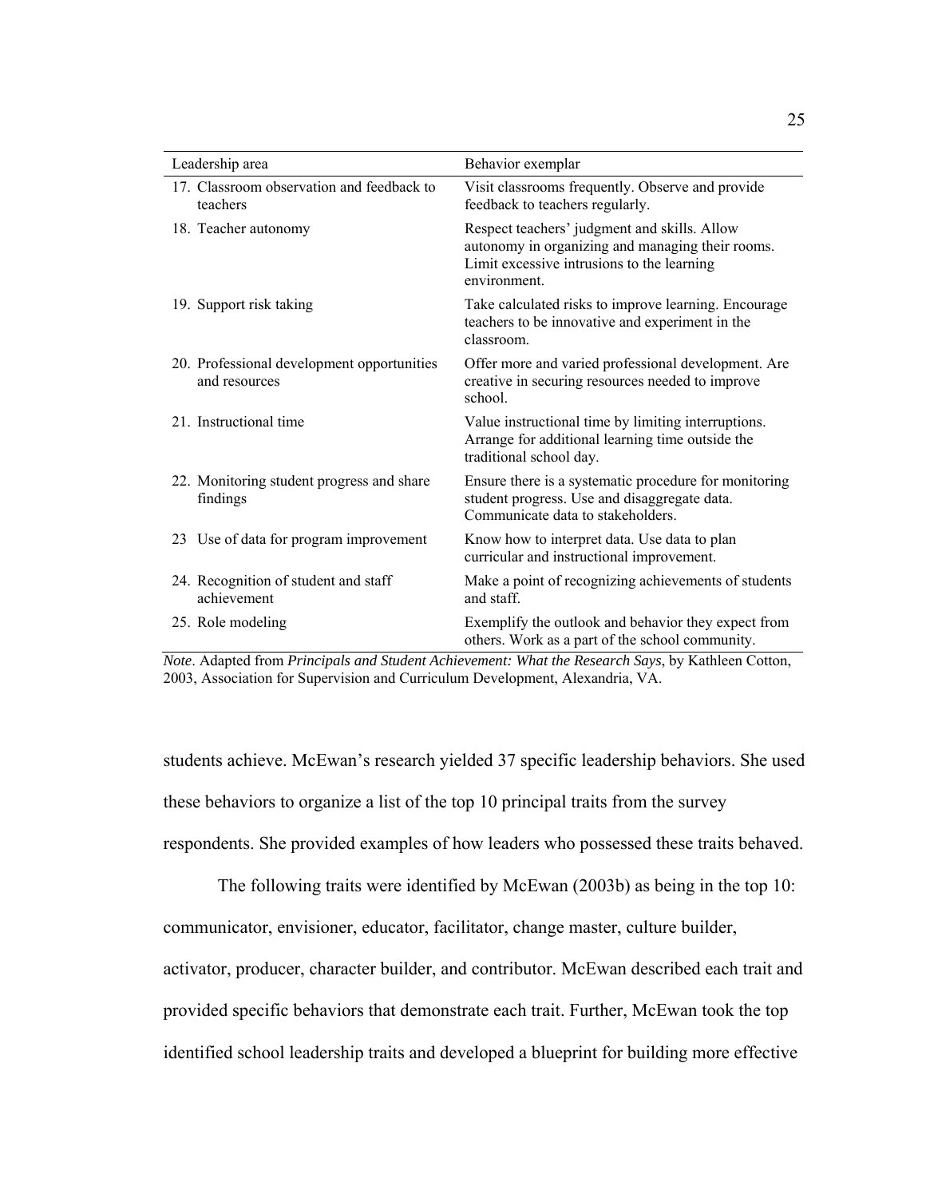| Leadership area | Behavior exemplar |
|---|---|
| 17. Classroom observation and feedback to teachers | Visit classrooms frequently. Observe and provide feedback to teachers regularly. |
| 18. Teacher autonomy | Respect teachers' judgment and skills. Allow autonomy in organizing and managing their rooms. Limit excessive intrusions to the learning environment. |
| 19. Support risk taking | Take calculated risks to improve learning. Encourage teachers to be innovative and experiment in the classroom. |
| 20. Professional development opportunities and resources | Offer more and varied professional development. Are creative in securing resources needed to improve school. |
| 21. Instructional time | Value instructional time by limiting interruptions. Arrange for additional learning time outside the traditional school day. |
| 22. Monitoring student progress and share findings | Ensure there is a systematic procedure for monitoring student progress. Use and disaggregate data. Communicate data to stakeholders. |
| 23 Use of data for program improvement | Know how to interpret data. Use data to plan curricular and instructional improvement. |
| 24. Recognition of student and staff achievement | Make a point of recognizing achievements of students and staff. |
| 25. Role modeling | Exemplify the outlook and behavior they expect from others. Work as a part of the school community. |

*Note*. Adapted from *Principals and Student Achievement: What the Research Says*, by Kathleen Cotton, 2003, Association for Supervision and Curriculum Development, Alexandria, VA.

students achieve. McEwan's research yielded 37 specific leadership behaviors. She used these behaviors to organize a list of the top 10 principal traits from the survey respondents. She provided examples of how leaders who possessed these traits behaved.

The following traits were identified by McEwan (2003b) as being in the top 10: communicator, envisioner, educator, facilitator, change master, culture builder, activator, producer, character builder, and contributor. McEwan described each trait and provided specific behaviors that demonstrate each trait. Further, McEwan took the top identified school leadership traits and developed a blueprint for building more effective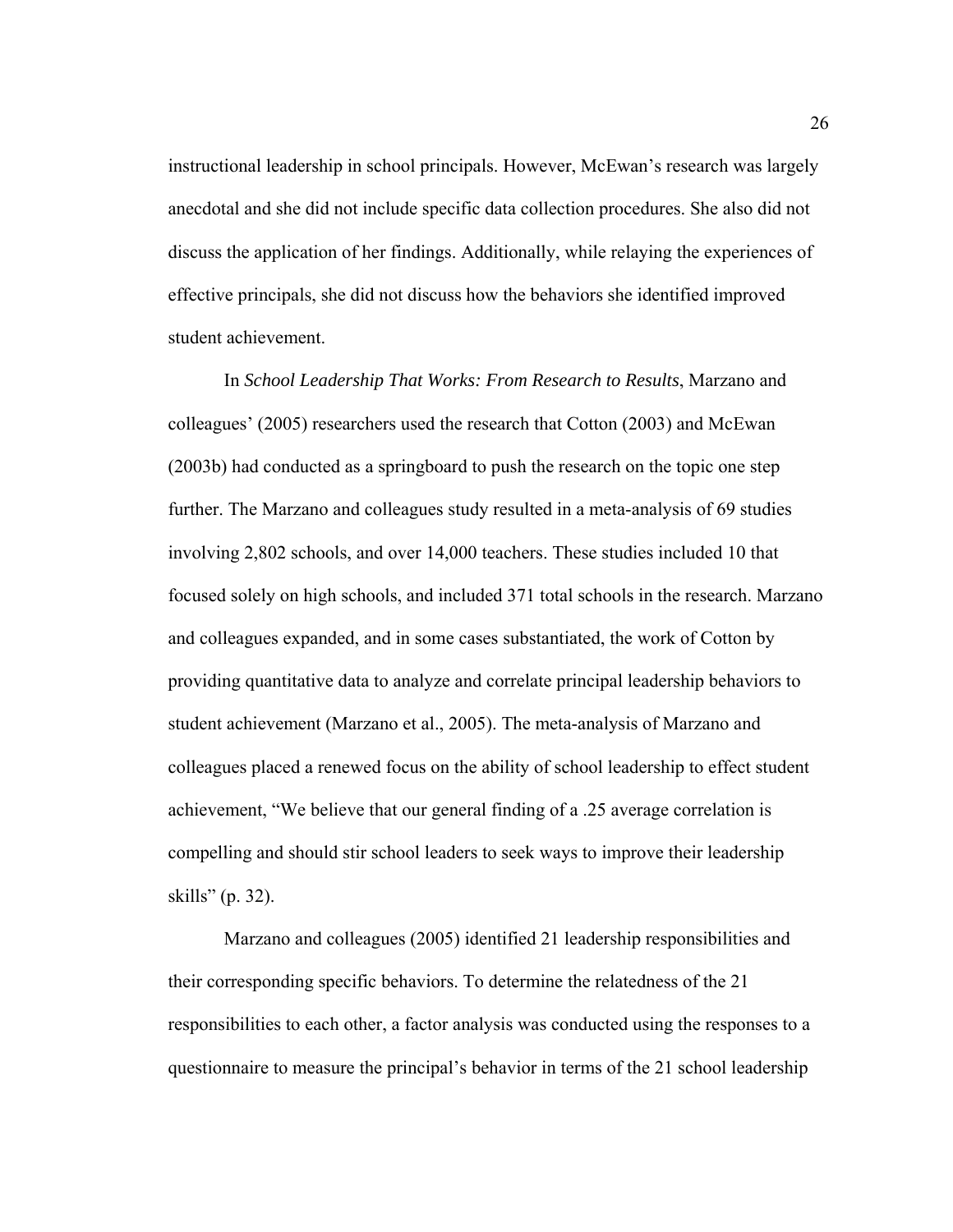instructional leadership in school principals. However, McEwan's research was largely anecdotal and she did not include specific data collection procedures. She also did not discuss the application of her findings. Additionally, while relaying the experiences of effective principals, she did not discuss how the behaviors she identified improved student achievement.

In *School Leadership That Works: From Research to Results*, Marzano and colleagues' (2005) researchers used the research that Cotton (2003) and McEwan (2003b) had conducted as a springboard to push the research on the topic one step further. The Marzano and colleagues study resulted in a meta-analysis of 69 studies involving 2,802 schools, and over 14,000 teachers. These studies included 10 that focused solely on high schools, and included 371 total schools in the research. Marzano and colleagues expanded, and in some cases substantiated, the work of Cotton by providing quantitative data to analyze and correlate principal leadership behaviors to student achievement (Marzano et al., 2005). The meta-analysis of Marzano and colleagues placed a renewed focus on the ability of school leadership to effect student achievement, "We believe that our general finding of a .25 average correlation is compelling and should stir school leaders to seek ways to improve their leadership skills" (p. 32).

Marzano and colleagues (2005) identified 21 leadership responsibilities and their corresponding specific behaviors. To determine the relatedness of the 21 responsibilities to each other, a factor analysis was conducted using the responses to a questionnaire to measure the principal's behavior in terms of the 21 school leadership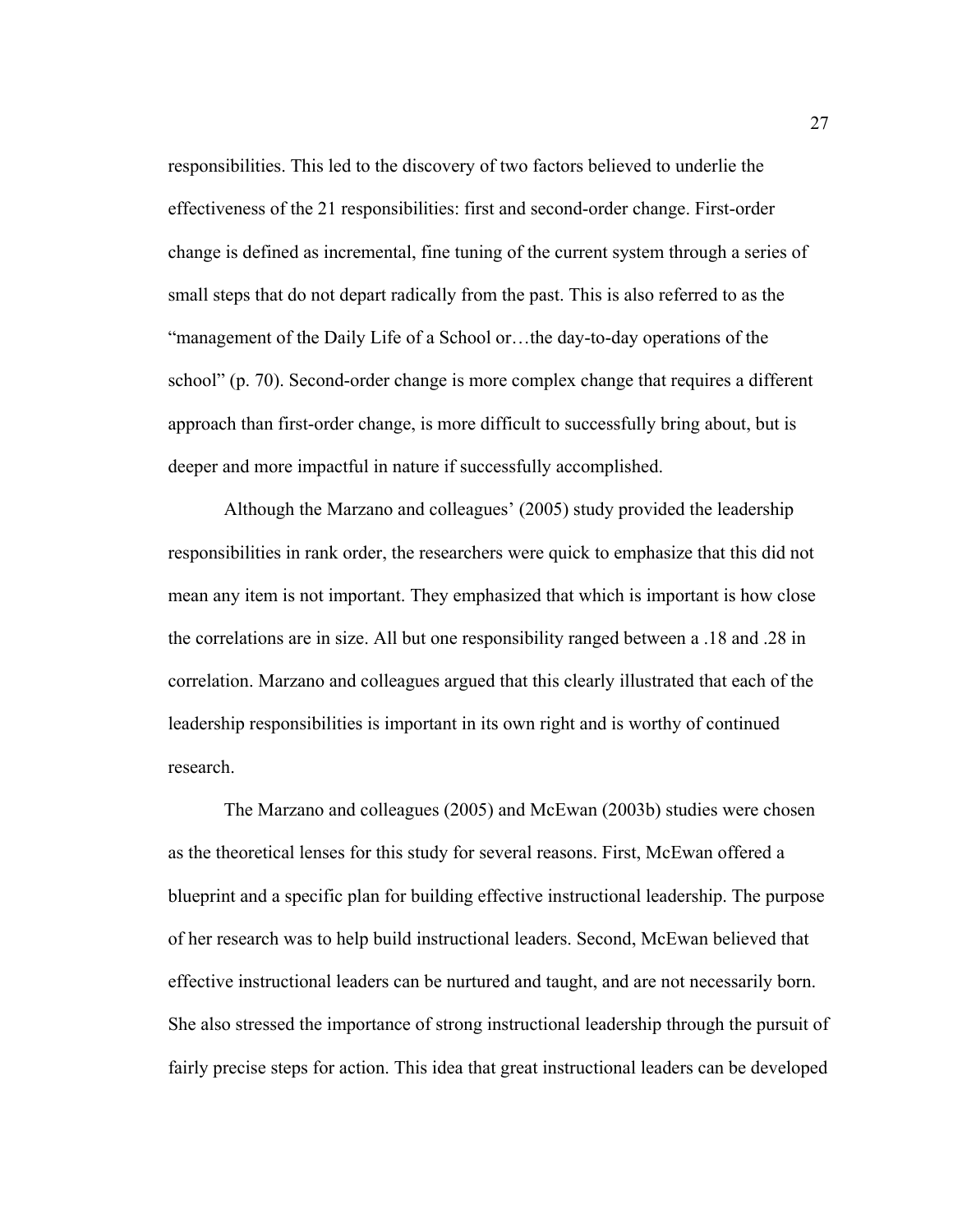responsibilities. This led to the discovery of two factors believed to underlie the effectiveness of the 21 responsibilities: first and second-order change. First-order change is defined as incremental, fine tuning of the current system through a series of small steps that do not depart radically from the past. This is also referred to as the "management of the Daily Life of a School or…the day-to-day operations of the school" (p. 70). Second-order change is more complex change that requires a different approach than first-order change, is more difficult to successfully bring about, but is deeper and more impactful in nature if successfully accomplished.

Although the Marzano and colleagues' (2005) study provided the leadership responsibilities in rank order, the researchers were quick to emphasize that this did not mean any item is not important. They emphasized that which is important is how close the correlations are in size. All but one responsibility ranged between a .18 and .28 in correlation. Marzano and colleagues argued that this clearly illustrated that each of the leadership responsibilities is important in its own right and is worthy of continued research.

The Marzano and colleagues (2005) and McEwan (2003b) studies were chosen as the theoretical lenses for this study for several reasons. First, McEwan offered a blueprint and a specific plan for building effective instructional leadership. The purpose of her research was to help build instructional leaders. Second, McEwan believed that effective instructional leaders can be nurtured and taught, and are not necessarily born. She also stressed the importance of strong instructional leadership through the pursuit of fairly precise steps for action. This idea that great instructional leaders can be developed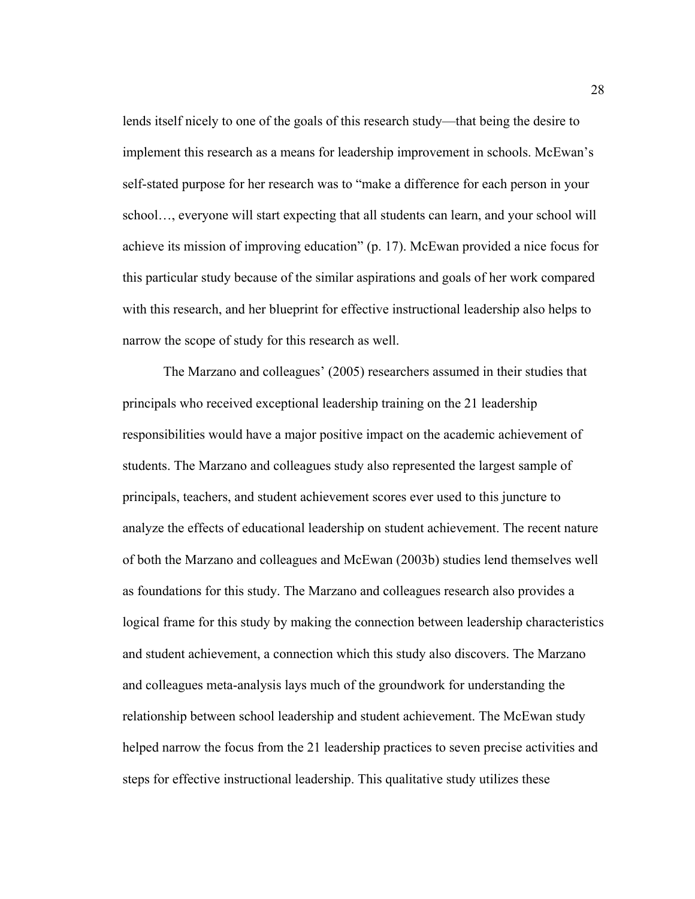lends itself nicely to one of the goals of this research study—that being the desire to implement this research as a means for leadership improvement in schools. McEwan's self-stated purpose for her research was to "make a difference for each person in your school…, everyone will start expecting that all students can learn, and your school will achieve its mission of improving education" (p. 17). McEwan provided a nice focus for this particular study because of the similar aspirations and goals of her work compared with this research, and her blueprint for effective instructional leadership also helps to narrow the scope of study for this research as well.

The Marzano and colleagues' (2005) researchers assumed in their studies that principals who received exceptional leadership training on the 21 leadership responsibilities would have a major positive impact on the academic achievement of students. The Marzano and colleagues study also represented the largest sample of principals, teachers, and student achievement scores ever used to this juncture to analyze the effects of educational leadership on student achievement. The recent nature of both the Marzano and colleagues and McEwan (2003b) studies lend themselves well as foundations for this study. The Marzano and colleagues research also provides a logical frame for this study by making the connection between leadership characteristics and student achievement, a connection which this study also discovers. The Marzano and colleagues meta-analysis lays much of the groundwork for understanding the relationship between school leadership and student achievement. The McEwan study helped narrow the focus from the 21 leadership practices to seven precise activities and steps for effective instructional leadership. This qualitative study utilizes these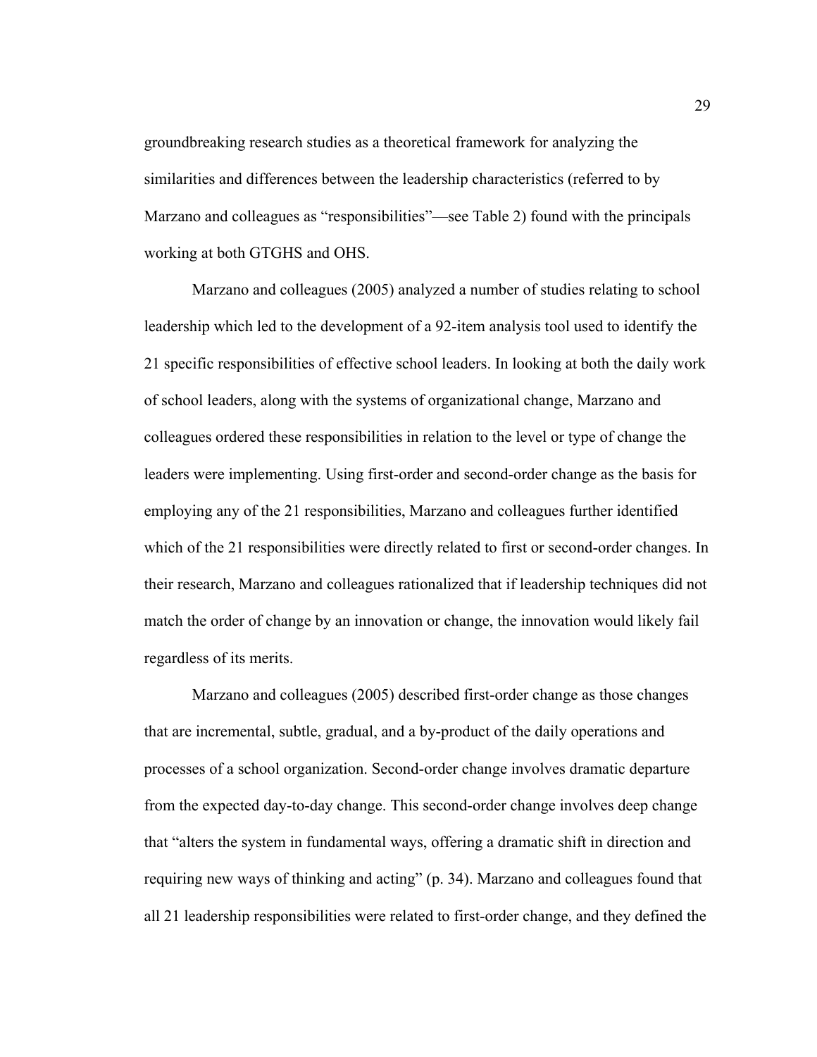groundbreaking research studies as a theoretical framework for analyzing the similarities and differences between the leadership characteristics (referred to by Marzano and colleagues as "responsibilities"—see Table 2) found with the principals working at both GTGHS and OHS.

Marzano and colleagues (2005) analyzed a number of studies relating to school leadership which led to the development of a 92-item analysis tool used to identify the 21 specific responsibilities of effective school leaders. In looking at both the daily work of school leaders, along with the systems of organizational change, Marzano and colleagues ordered these responsibilities in relation to the level or type of change the leaders were implementing. Using first-order and second-order change as the basis for employing any of the 21 responsibilities, Marzano and colleagues further identified which of the 21 responsibilities were directly related to first or second-order changes. In their research, Marzano and colleagues rationalized that if leadership techniques did not match the order of change by an innovation or change, the innovation would likely fail regardless of its merits.

Marzano and colleagues (2005) described first-order change as those changes that are incremental, subtle, gradual, and a by-product of the daily operations and processes of a school organization. Second-order change involves dramatic departure from the expected day-to-day change. This second-order change involves deep change that "alters the system in fundamental ways, offering a dramatic shift in direction and requiring new ways of thinking and acting" (p. 34). Marzano and colleagues found that all 21 leadership responsibilities were related to first-order change, and they defined the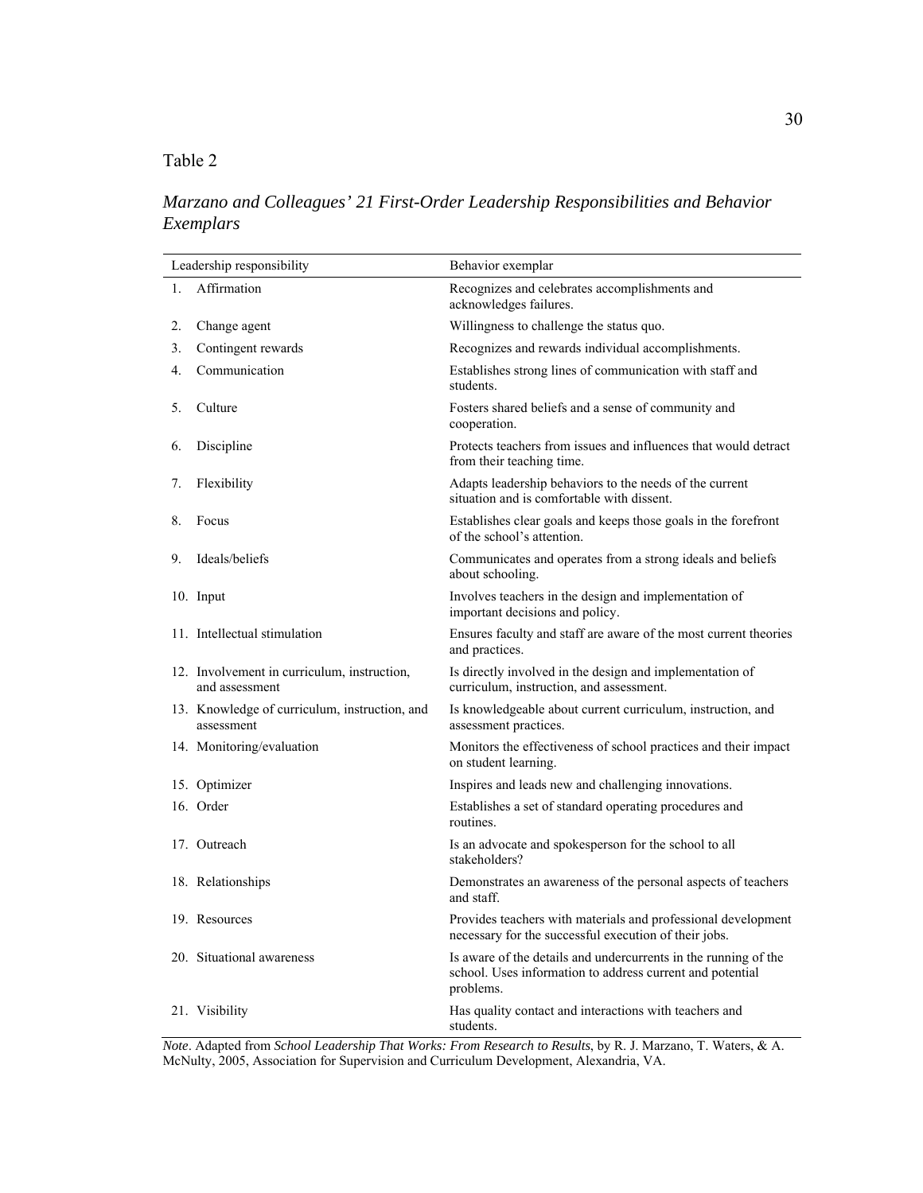Table 2

*Marzano and Colleagues' 21 First-Order Leadership Responsibilities and Behavior Exemplars*

| Leadership responsibility | Behavior exemplar |
|---|---|
| 1. Affirmation | Recognizes and celebrates accomplishments and acknowledges failures. |
| 2. Change agent | Willingness to challenge the status quo. |
| 3. Contingent rewards | Recognizes and rewards individual accomplishments. |
| 4. Communication | Establishes strong lines of communication with staff and students. |
| 5. Culture | Fosters shared beliefs and a sense of community and cooperation. |
| 6. Discipline | Protects teachers from issues and influences that would detract from their teaching time. |
| 7. Flexibility | Adapts leadership behaviors to the needs of the current situation and is comfortable with dissent. |
| 8. Focus | Establishes clear goals and keeps those goals in the forefront of the school's attention. |
| 9. Ideals/beliefs | Communicates and operates from a strong ideals and beliefs about schooling. |
| 10. Input | Involves teachers in the design and implementation of important decisions and policy. |
| 11. Intellectual stimulation | Ensures faculty and staff are aware of the most current theories and practices. |
| 12. Involvement in curriculum, instruction, and assessment | Is directly involved in the design and implementation of curriculum, instruction, and assessment. |
| 13. Knowledge of curriculum, instruction, and assessment | Is knowledgeable about current curriculum, instruction, and assessment practices. |
| 14. Monitoring/evaluation | Monitors the effectiveness of school practices and their impact on student learning. |
| 15. Optimizer | Inspires and leads new and challenging innovations. |
| 16. Order | Establishes a set of standard operating procedures and routines. |
| 17. Outreach | Is an advocate and spokesperson for the school to all stakeholders? |
| 18. Relationships | Demonstrates an awareness of the personal aspects of teachers and staff. |
| 19. Resources | Provides teachers with materials and professional development necessary for the successful execution of their jobs. |
| 20. Situational awareness | Is aware of the details and undercurrents in the running of the school. Uses information to address current and potential problems. |
| 21. Visibility | Has quality contact and interactions with teachers and students. |

*Note*. Adapted from *School Leadership That Works: From Research to Results*, by R. J. Marzano, T. Waters, & A. McNulty, 2005, Association for Supervision and Curriculum Development, Alexandria, VA.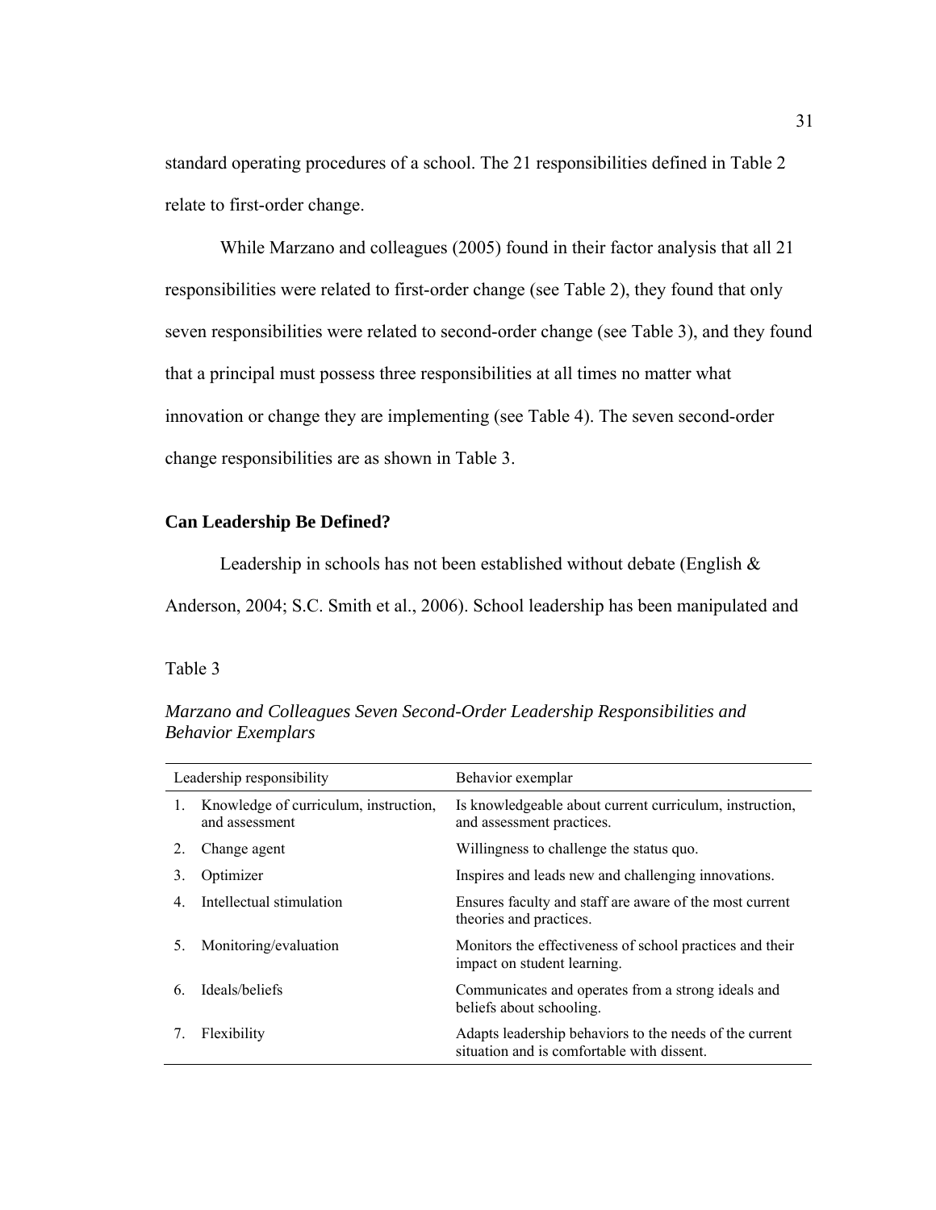standard operating procedures of a school. The 21 responsibilities defined in Table 2 relate to first-order change.

While Marzano and colleagues (2005) found in their factor analysis that all 21 responsibilities were related to first-order change (see Table 2), they found that only seven responsibilities were related to second-order change (see Table 3), and they found that a principal must possess three responsibilities at all times no matter what innovation or change they are implementing (see Table 4). The seven second-order change responsibilities are as shown in Table 3.

### Can Leadership Be Defined?

Leadership in schools has not been established without debate (English & Anderson, 2004; S.C. Smith et al., 2006). School leadership has been manipulated and

Table 3

*Marzano and Colleagues Seven Second-Order Leadership Responsibilities and Behavior Exemplars*

| Leadership responsibility | Behavior exemplar |
|---|---|
| 1. Knowledge of curriculum, instruction, and assessment | Is knowledgeable about current curriculum, instruction, and assessment practices. |
| 2. Change agent | Willingness to challenge the status quo. |
| 3. Optimizer | Inspires and leads new and challenging innovations. |
| 4. Intellectual stimulation | Ensures faculty and staff are aware of the most current theories and practices. |
| 5. Monitoring/evaluation | Monitors the effectiveness of school practices and their impact on student learning. |
| 6. Ideals/beliefs | Communicates and operates from a strong ideals and beliefs about schooling. |
| 7. Flexibility | Adapts leadership behaviors to the needs of the current situation and is comfortable with dissent. |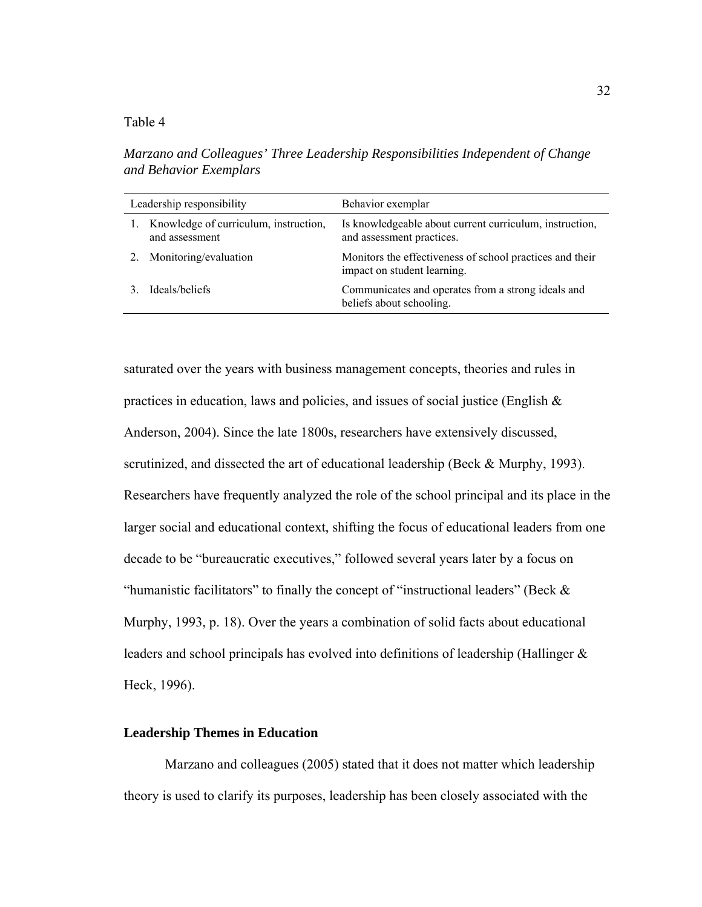Table 4

*Marzano and Colleagues' Three Leadership Responsibilities Independent of Change and Behavior Exemplars*

| Leadership responsibility | Behavior exemplar |
|---|---|
| 1. Knowledge of curriculum, instruction, and assessment | Is knowledgeable about current curriculum, instruction, and assessment practices. |
| 2. Monitoring/evaluation | Monitors the effectiveness of school practices and their impact on student learning. |
| 3. Ideals/beliefs | Communicates and operates from a strong ideals and beliefs about schooling. |

saturated over the years with business management concepts, theories and rules in practices in education, laws and policies, and issues of social justice (English & Anderson, 2004). Since the late 1800s, researchers have extensively discussed, scrutinized, and dissected the art of educational leadership (Beck & Murphy, 1993). Researchers have frequently analyzed the role of the school principal and its place in the larger social and educational context, shifting the focus of educational leaders from one decade to be "bureaucratic executives," followed several years later by a focus on "humanistic facilitators" to finally the concept of "instructional leaders" (Beck & Murphy, 1993, p. 18). Over the years a combination of solid facts about educational leaders and school principals has evolved into definitions of leadership (Hallinger & Heck, 1996).

## Leadership Themes in Education

Marzano and colleagues (2005) stated that it does not matter which leadership theory is used to clarify its purposes, leadership has been closely associated with the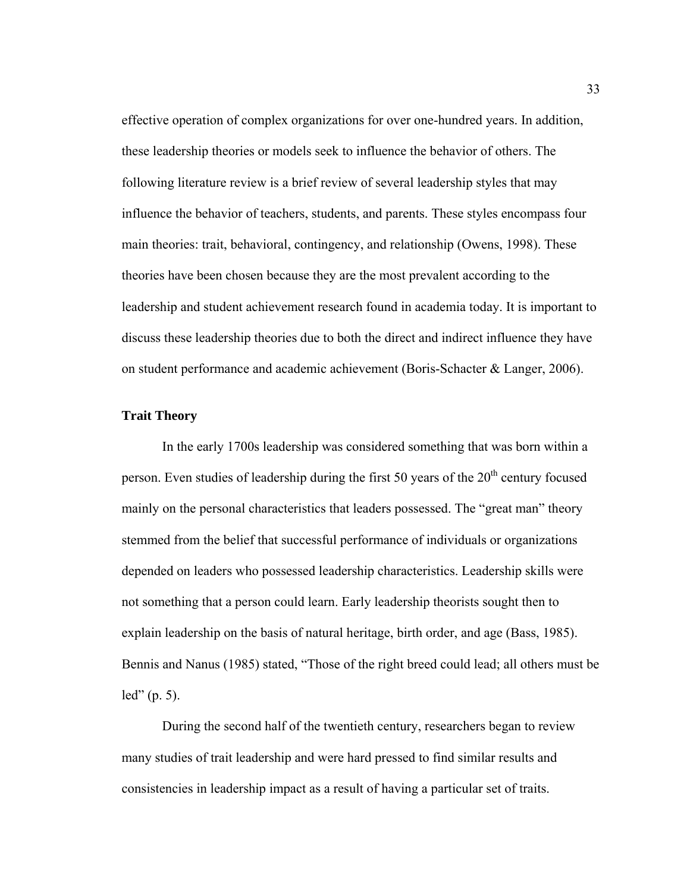effective operation of complex organizations for over one-hundred years. In addition, these leadership theories or models seek to influence the behavior of others. The following literature review is a brief review of several leadership styles that may influence the behavior of teachers, students, and parents. These styles encompass four main theories: trait, behavioral, contingency, and relationship (Owens, 1998). These theories have been chosen because they are the most prevalent according to the leadership and student achievement research found in academia today. It is important to discuss these leadership theories due to both the direct and indirect influence they have on student performance and academic achievement (Boris-Schacter & Langer, 2006).

## Trait Theory

In the early 1700s leadership was considered something that was born within a person. Even studies of leadership during the first 50 years of the 20th century focused mainly on the personal characteristics that leaders possessed. The "great man" theory stemmed from the belief that successful performance of individuals or organizations depended on leaders who possessed leadership characteristics. Leadership skills were not something that a person could learn. Early leadership theorists sought then to explain leadership on the basis of natural heritage, birth order, and age (Bass, 1985). Bennis and Nanus (1985) stated, "Those of the right breed could lead; all others must be led" (p. 5).

During the second half of the twentieth century, researchers began to review many studies of trait leadership and were hard pressed to find similar results and consistencies in leadership impact as a result of having a particular set of traits.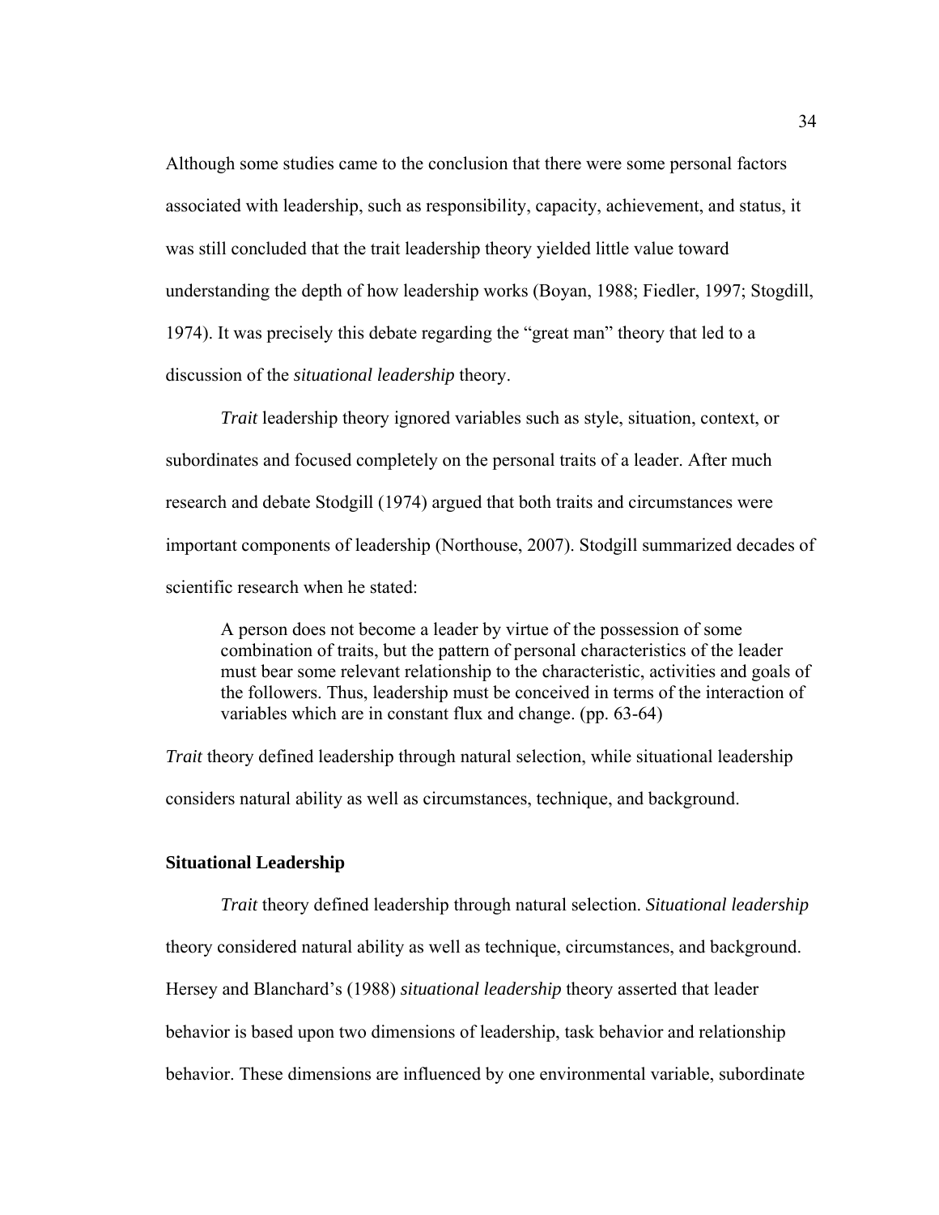Although some studies came to the conclusion that there were some personal factors associated with leadership, such as responsibility, capacity, achievement, and status, it was still concluded that the trait leadership theory yielded little value toward understanding the depth of how leadership works (Boyan, 1988; Fiedler, 1997; Stogdill, 1974). It was precisely this debate regarding the "great man" theory that led to a discussion of the *situational leadership* theory.

*Trait* leadership theory ignored variables such as style, situation, context, or subordinates and focused completely on the personal traits of a leader. After much research and debate Stodgill (1974) argued that both traits and circumstances were important components of leadership (Northouse, 2007). Stodgill summarized decades of scientific research when he stated:

> A person does not become a leader by virtue of the possession of some combination of traits, but the pattern of personal characteristics of the leader must bear some relevant relationship to the characteristic, activities and goals of the followers. Thus, leadership must be conceived in terms of the interaction of variables which are in constant flux and change. (pp. 63-64)

*Trait* theory defined leadership through natural selection, while situational leadership considers natural ability as well as circumstances, technique, and background.

### Situational Leadership

*Trait* theory defined leadership through natural selection. *Situational leadership* theory considered natural ability as well as technique, circumstances, and background. Hersey and Blanchard's (1988) *situational leadership* theory asserted that leader behavior is based upon two dimensions of leadership, task behavior and relationship behavior. These dimensions are influenced by one environmental variable, subordinate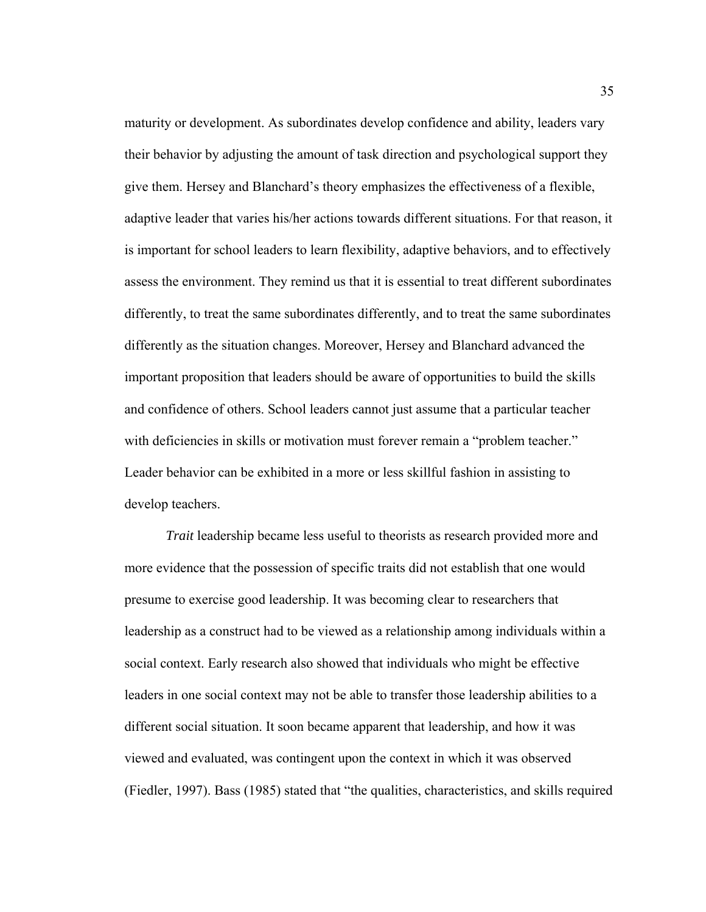maturity or development. As subordinates develop confidence and ability, leaders vary their behavior by adjusting the amount of task direction and psychological support they give them. Hersey and Blanchard's theory emphasizes the effectiveness of a flexible, adaptive leader that varies his/her actions towards different situations. For that reason, it is important for school leaders to learn flexibility, adaptive behaviors, and to effectively assess the environment. They remind us that it is essential to treat different subordinates differently, to treat the same subordinates differently, and to treat the same subordinates differently as the situation changes. Moreover, Hersey and Blanchard advanced the important proposition that leaders should be aware of opportunities to build the skills and confidence of others. School leaders cannot just assume that a particular teacher with deficiencies in skills or motivation must forever remain a "problem teacher." Leader behavior can be exhibited in a more or less skillful fashion in assisting to develop teachers.

*Trait* leadership became less useful to theorists as research provided more and more evidence that the possession of specific traits did not establish that one would presume to exercise good leadership. It was becoming clear to researchers that leadership as a construct had to be viewed as a relationship among individuals within a social context. Early research also showed that individuals who might be effective leaders in one social context may not be able to transfer those leadership abilities to a different social situation. It soon became apparent that leadership, and how it was viewed and evaluated, was contingent upon the context in which it was observed (Fiedler, 1997). Bass (1985) stated that "the qualities, characteristics, and skills required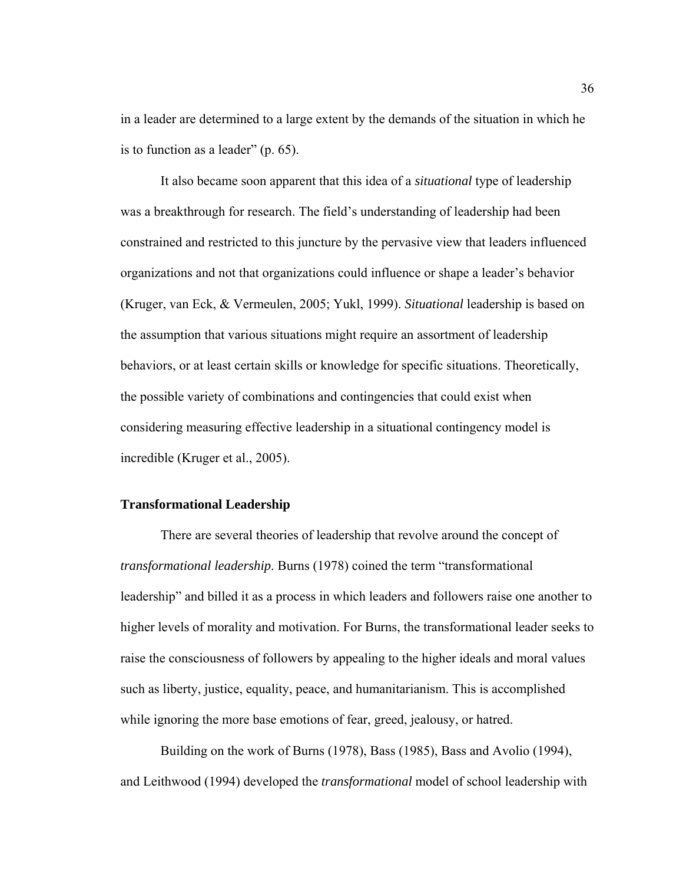in a leader are determined to a large extent by the demands of the situation in which he is to function as a leader" (p. 65).

It also became soon apparent that this idea of a *situational* type of leadership was a breakthrough for research. The field's understanding of leadership had been constrained and restricted to this juncture by the pervasive view that leaders influenced organizations and not that organizations could influence or shape a leader's behavior (Kruger, van Eck, & Vermeulen, 2005; Yukl, 1999). *Situational* leadership is based on the assumption that various situations might require an assortment of leadership behaviors, or at least certain skills or knowledge for specific situations. Theoretically, the possible variety of combinations and contingencies that could exist when considering measuring effective leadership in a situational contingency model is incredible (Kruger et al., 2005).

### Transformational Leadership

There are several theories of leadership that revolve around the concept of *transformational leadership*. Burns (1978) coined the term "transformational leadership" and billed it as a process in which leaders and followers raise one another to higher levels of morality and motivation. For Burns, the transformational leader seeks to raise the consciousness of followers by appealing to the higher ideals and moral values such as liberty, justice, equality, peace, and humanitarianism. This is accomplished while ignoring the more base emotions of fear, greed, jealousy, or hatred.

Building on the work of Burns (1978), Bass (1985), Bass and Avolio (1994), and Leithwood (1994) developed the *transformational* model of school leadership with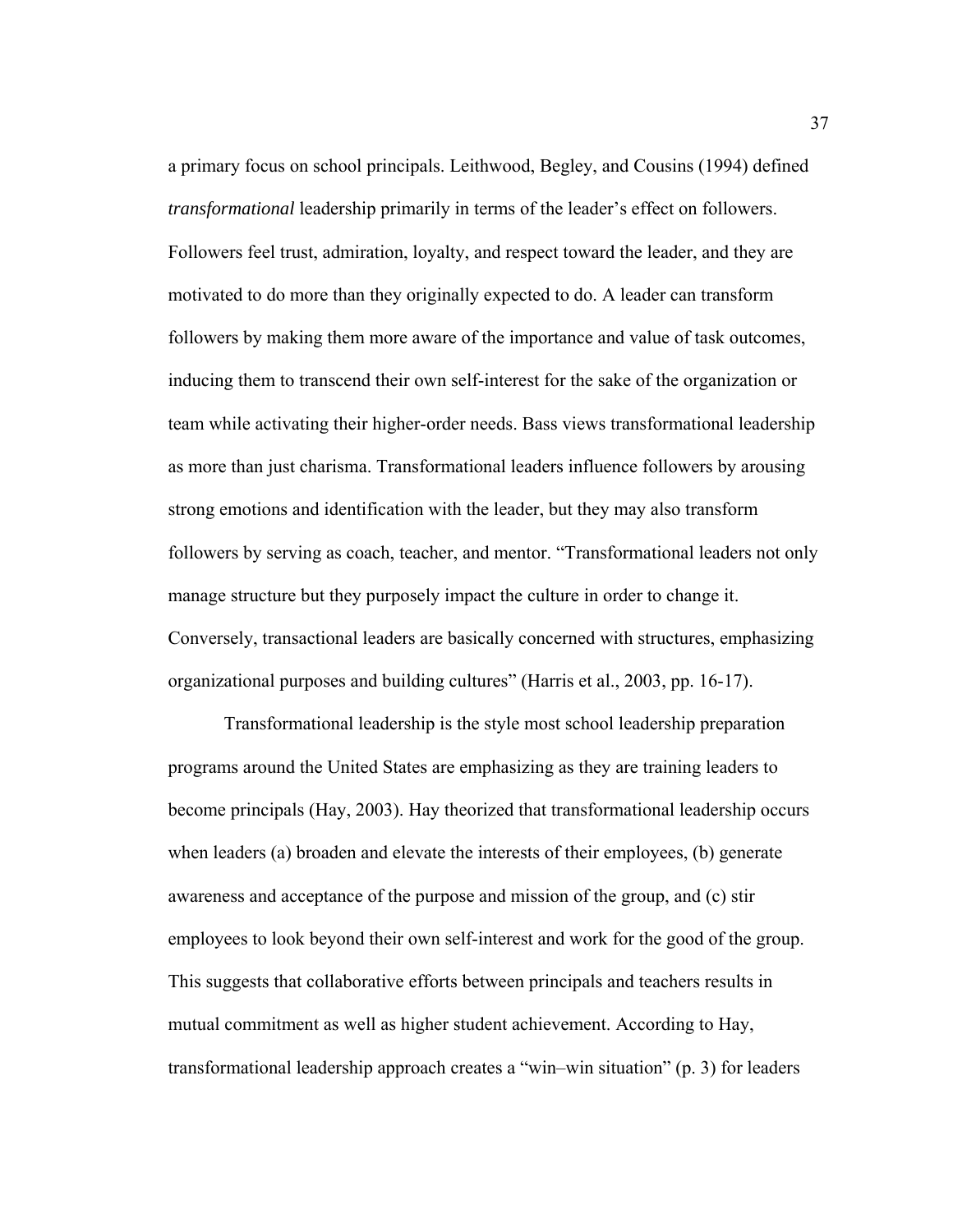a primary focus on school principals. Leithwood, Begley, and Cousins (1994) defined *transformational* leadership primarily in terms of the leader's effect on followers. Followers feel trust, admiration, loyalty, and respect toward the leader, and they are motivated to do more than they originally expected to do. A leader can transform followers by making them more aware of the importance and value of task outcomes, inducing them to transcend their own self-interest for the sake of the organization or team while activating their higher-order needs. Bass views transformational leadership as more than just charisma. Transformational leaders influence followers by arousing strong emotions and identification with the leader, but they may also transform followers by serving as coach, teacher, and mentor. "Transformational leaders not only manage structure but they purposely impact the culture in order to change it. Conversely, transactional leaders are basically concerned with structures, emphasizing organizational purposes and building cultures" (Harris et al., 2003, pp. 16-17).

Transformational leadership is the style most school leadership preparation programs around the United States are emphasizing as they are training leaders to become principals (Hay, 2003). Hay theorized that transformational leadership occurs when leaders (a) broaden and elevate the interests of their employees, (b) generate awareness and acceptance of the purpose and mission of the group, and (c) stir employees to look beyond their own self-interest and work for the good of the group. This suggests that collaborative efforts between principals and teachers results in mutual commitment as well as higher student achievement. According to Hay, transformational leadership approach creates a "win–win situation" (p. 3) for leaders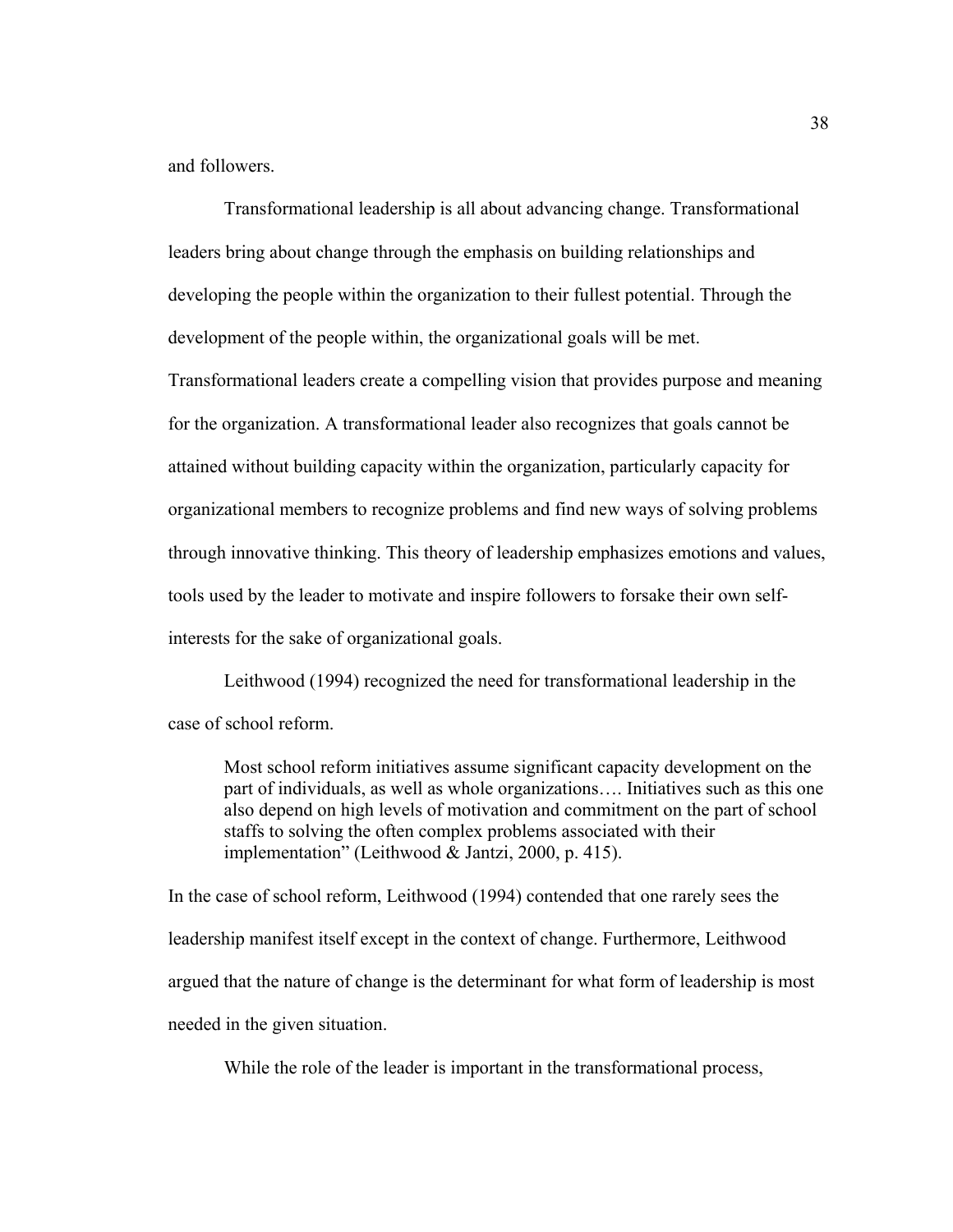and followers.

Transformational leadership is all about advancing change. Transformational leaders bring about change through the emphasis on building relationships and developing the people within the organization to their fullest potential. Through the development of the people within, the organizational goals will be met. Transformational leaders create a compelling vision that provides purpose and meaning for the organization. A transformational leader also recognizes that goals cannot be attained without building capacity within the organization, particularly capacity for organizational members to recognize problems and find new ways of solving problems through innovative thinking. This theory of leadership emphasizes emotions and values, tools used by the leader to motivate and inspire followers to forsake their own self-interests for the sake of organizational goals.

Leithwood (1994) recognized the need for transformational leadership in the case of school reform.

> Most school reform initiatives assume significant capacity development on the part of individuals, as well as whole organizations…. Initiatives such as this one also depend on high levels of motivation and commitment on the part of school staffs to solving the often complex problems associated with their implementation" (Leithwood & Jantzi, 2000, p. 415).

In the case of school reform, Leithwood (1994) contended that one rarely sees the leadership manifest itself except in the context of change. Furthermore, Leithwood argued that the nature of change is the determinant for what form of leadership is most needed in the given situation.

While the role of the leader is important in the transformational process,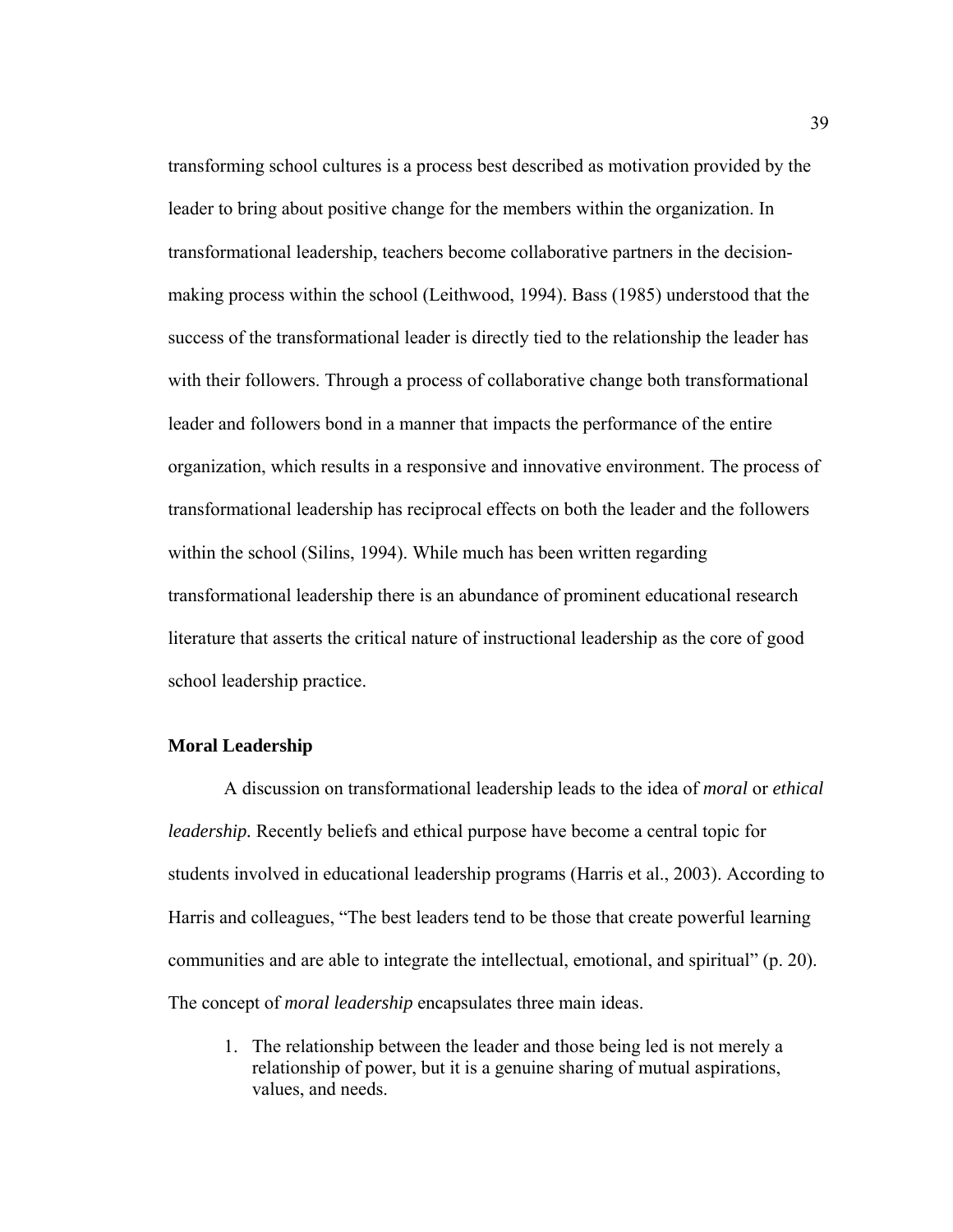transforming school cultures is a process best described as motivation provided by the leader to bring about positive change for the members within the organization. In transformational leadership, teachers become collaborative partners in the decision-making process within the school (Leithwood, 1994). Bass (1985) understood that the success of the transformational leader is directly tied to the relationship the leader has with their followers. Through a process of collaborative change both transformational leader and followers bond in a manner that impacts the performance of the entire organization, which results in a responsive and innovative environment. The process of transformational leadership has reciprocal effects on both the leader and the followers within the school (Silins, 1994). While much has been written regarding transformational leadership there is an abundance of prominent educational research literature that asserts the critical nature of instructional leadership as the core of good school leadership practice.

### Moral Leadership

A discussion on transformational leadership leads to the idea of *moral* or *ethical leadership.* Recently beliefs and ethical purpose have become a central topic for students involved in educational leadership programs (Harris et al., 2003). According to Harris and colleagues, "The best leaders tend to be those that create powerful learning communities and are able to integrate the intellectual, emotional, and spiritual" (p. 20). The concept of *moral leadership* encapsulates three main ideas.

1. The relationship between the leader and those being led is not merely a relationship of power, but it is a genuine sharing of mutual aspirations, values, and needs.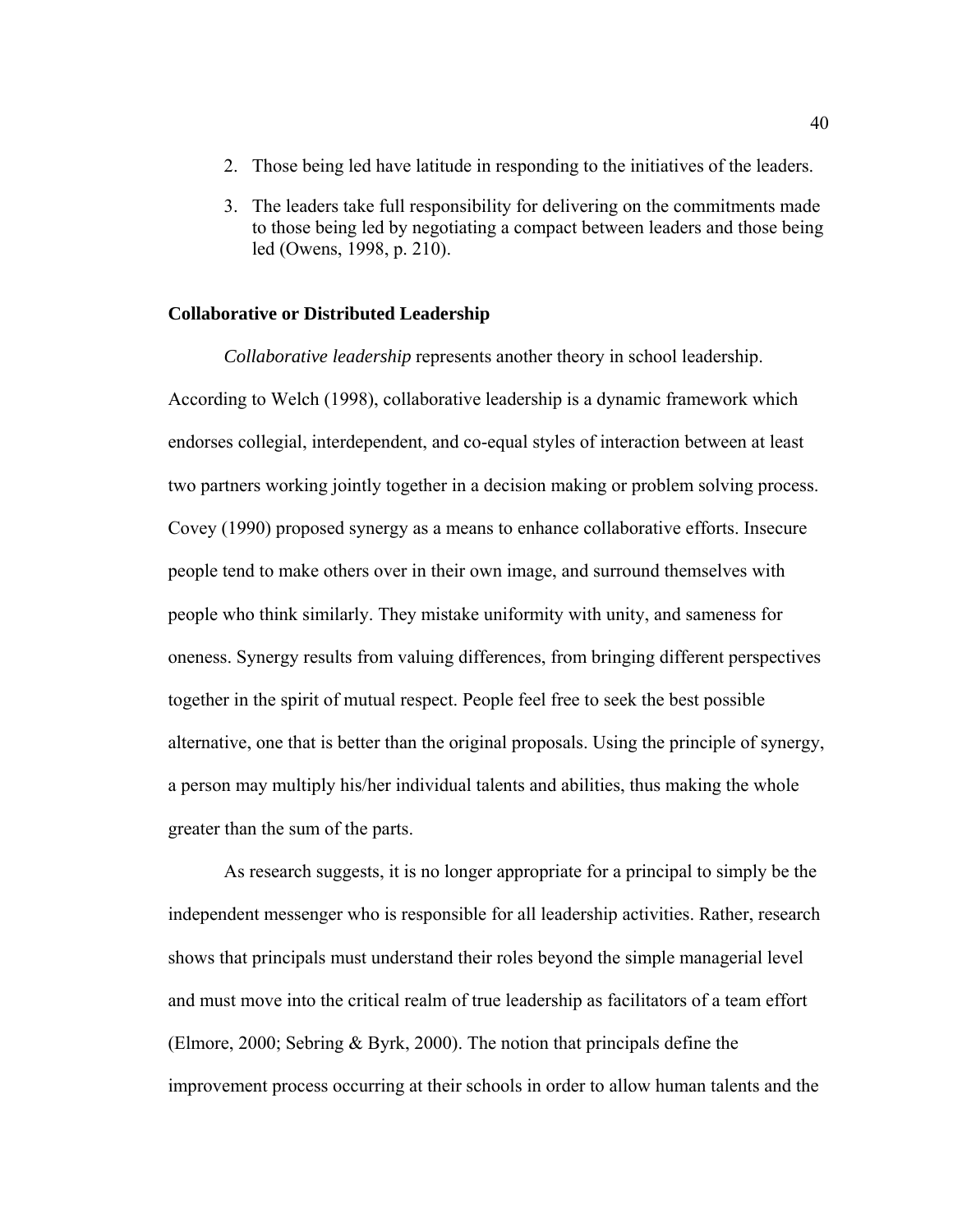2. Those being led have latitude in responding to the initiatives of the leaders.
3. The leaders take full responsibility for delivering on the commitments made to those being led by negotiating a compact between leaders and those being led (Owens, 1998, p. 210).

### Collaborative or Distributed Leadership

*Collaborative leadership* represents another theory in school leadership. According to Welch (1998), collaborative leadership is a dynamic framework which endorses collegial, interdependent, and co-equal styles of interaction between at least two partners working jointly together in a decision making or problem solving process. Covey (1990) proposed synergy as a means to enhance collaborative efforts. Insecure people tend to make others over in their own image, and surround themselves with people who think similarly. They mistake uniformity with unity, and sameness for oneness. Synergy results from valuing differences, from bringing different perspectives together in the spirit of mutual respect. People feel free to seek the best possible alternative, one that is better than the original proposals. Using the principle of synergy, a person may multiply his/her individual talents and abilities, thus making the whole greater than the sum of the parts.

As research suggests, it is no longer appropriate for a principal to simply be the independent messenger who is responsible for all leadership activities. Rather, research shows that principals must understand their roles beyond the simple managerial level and must move into the critical realm of true leadership as facilitators of a team effort (Elmore, 2000; Sebring & Byrk, 2000). The notion that principals define the improvement process occurring at their schools in order to allow human talents and the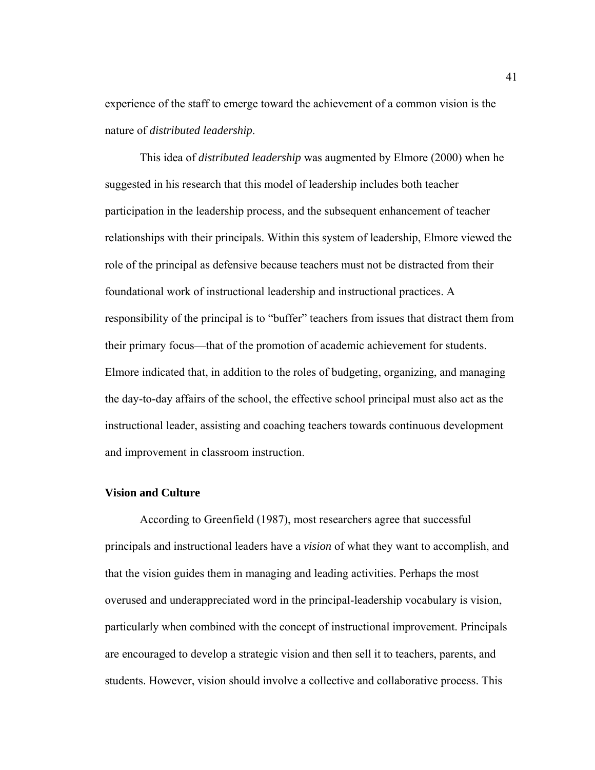experience of the staff to emerge toward the achievement of a common vision is the nature of *distributed leadership*.

This idea of *distributed leadership* was augmented by Elmore (2000) when he suggested in his research that this model of leadership includes both teacher participation in the leadership process, and the subsequent enhancement of teacher relationships with their principals. Within this system of leadership, Elmore viewed the role of the principal as defensive because teachers must not be distracted from their foundational work of instructional leadership and instructional practices. A responsibility of the principal is to "buffer" teachers from issues that distract them from their primary focus—that of the promotion of academic achievement for students. Elmore indicated that, in addition to the roles of budgeting, organizing, and managing the day-to-day affairs of the school, the effective school principal must also act as the instructional leader, assisting and coaching teachers towards continuous development and improvement in classroom instruction.

### Vision and Culture

According to Greenfield (1987), most researchers agree that successful principals and instructional leaders have a *vision* of what they want to accomplish, and that the vision guides them in managing and leading activities. Perhaps the most overused and underappreciated word in the principal-leadership vocabulary is vision, particularly when combined with the concept of instructional improvement. Principals are encouraged to develop a strategic vision and then sell it to teachers, parents, and students. However, vision should involve a collective and collaborative process. This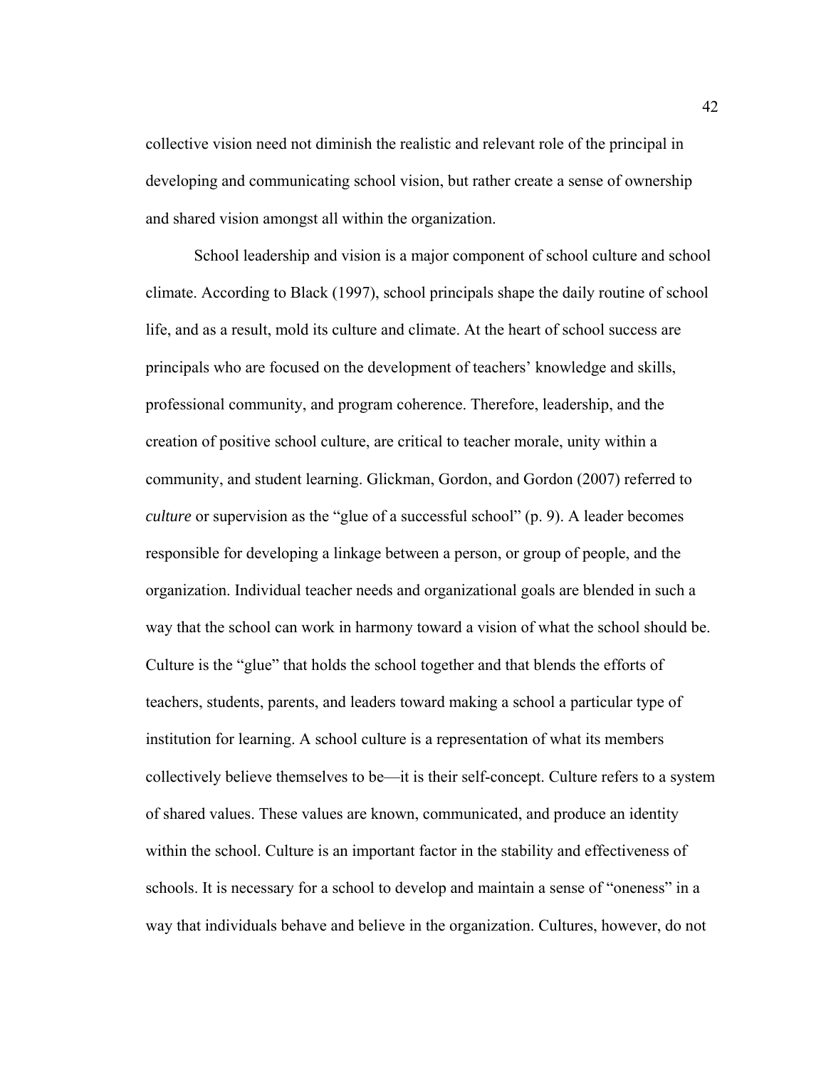collective vision need not diminish the realistic and relevant role of the principal in developing and communicating school vision, but rather create a sense of ownership and shared vision amongst all within the organization.

School leadership and vision is a major component of school culture and school climate. According to Black (1997), school principals shape the daily routine of school life, and as a result, mold its culture and climate. At the heart of school success are principals who are focused on the development of teachers' knowledge and skills, professional community, and program coherence. Therefore, leadership, and the creation of positive school culture, are critical to teacher morale, unity within a community, and student learning. Glickman, Gordon, and Gordon (2007) referred to *culture* or supervision as the "glue of a successful school" (p. 9). A leader becomes responsible for developing a linkage between a person, or group of people, and the organization. Individual teacher needs and organizational goals are blended in such a way that the school can work in harmony toward a vision of what the school should be. Culture is the "glue" that holds the school together and that blends the efforts of teachers, students, parents, and leaders toward making a school a particular type of institution for learning. A school culture is a representation of what its members collectively believe themselves to be—it is their self-concept. Culture refers to a system of shared values. These values are known, communicated, and produce an identity within the school. Culture is an important factor in the stability and effectiveness of schools. It is necessary for a school to develop and maintain a sense of "oneness" in a way that individuals behave and believe in the organization. Cultures, however, do not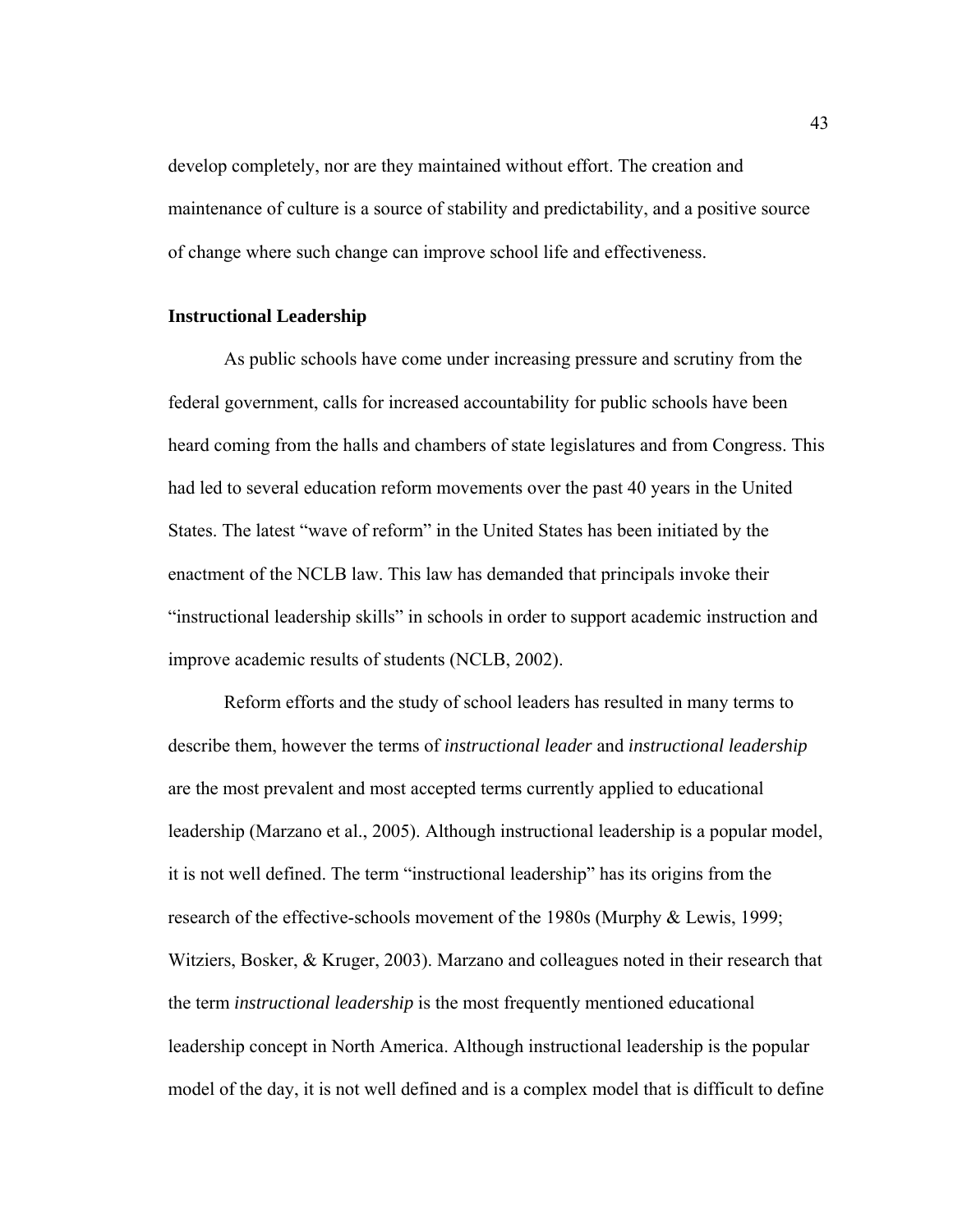develop completely, nor are they maintained without effort. The creation and maintenance of culture is a source of stability and predictability, and a positive source of change where such change can improve school life and effectiveness.

**Instructional Leadership**

As public schools have come under increasing pressure and scrutiny from the federal government, calls for increased accountability for public schools have been heard coming from the halls and chambers of state legislatures and from Congress. This had led to several education reform movements over the past 40 years in the United States. The latest "wave of reform" in the United States has been initiated by the enactment of the NCLB law. This law has demanded that principals invoke their "instructional leadership skills" in schools in order to support academic instruction and improve academic results of students (NCLB, 2002).

Reform efforts and the study of school leaders has resulted in many terms to describe them, however the terms of *instructional leader* and *instructional leadership* are the most prevalent and most accepted terms currently applied to educational leadership (Marzano et al., 2005). Although instructional leadership is a popular model, it is not well defined. The term "instructional leadership" has its origins from the research of the effective-schools movement of the 1980s (Murphy & Lewis, 1999; Witziers, Bosker, & Kruger, 2003). Marzano and colleagues noted in their research that the term *instructional leadership* is the most frequently mentioned educational leadership concept in North America. Although instructional leadership is the popular model of the day, it is not well defined and is a complex model that is difficult to define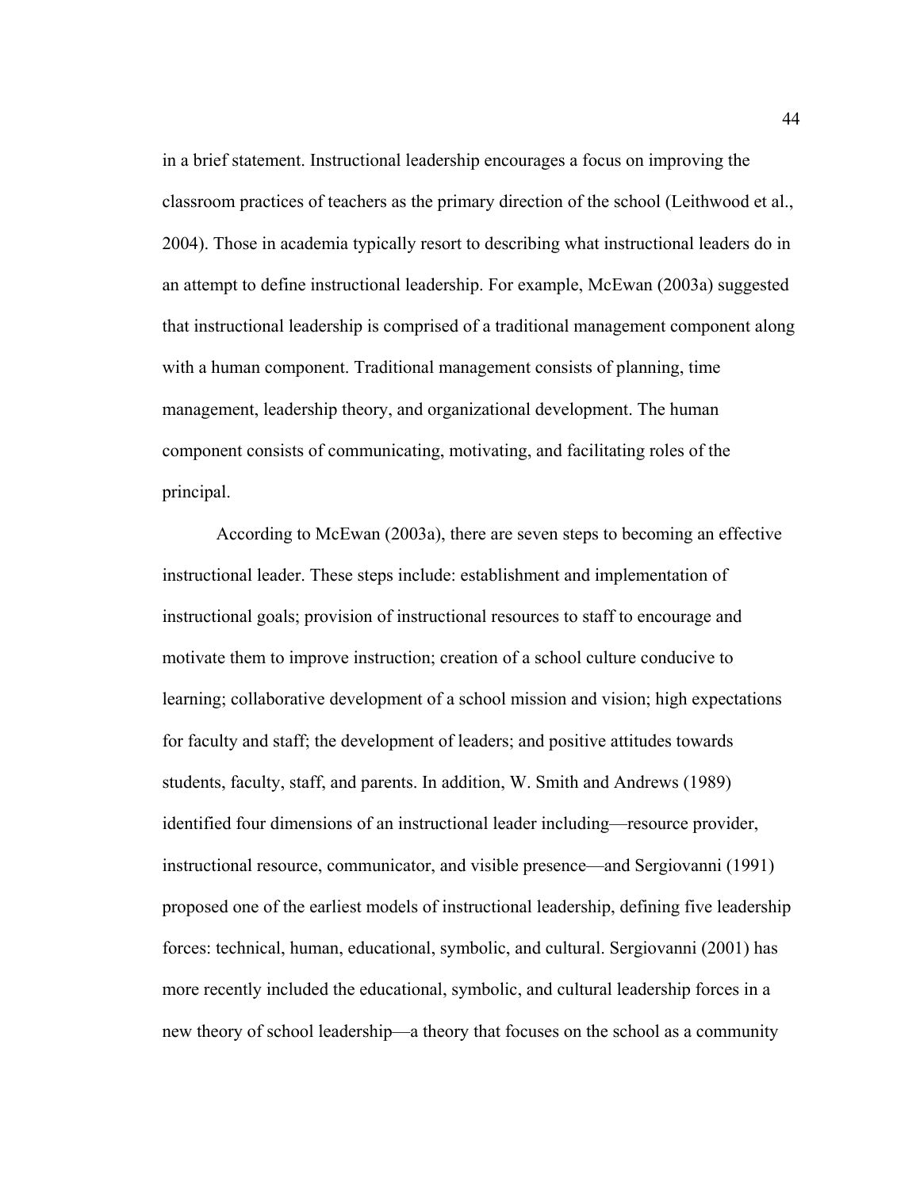in a brief statement. Instructional leadership encourages a focus on improving the classroom practices of teachers as the primary direction of the school (Leithwood et al., 2004). Those in academia typically resort to describing what instructional leaders do in an attempt to define instructional leadership. For example, McEwan (2003a) suggested that instructional leadership is comprised of a traditional management component along with a human component. Traditional management consists of planning, time management, leadership theory, and organizational development. The human component consists of communicating, motivating, and facilitating roles of the principal.

According to McEwan (2003a), there are seven steps to becoming an effective instructional leader. These steps include: establishment and implementation of instructional goals; provision of instructional resources to staff to encourage and motivate them to improve instruction; creation of a school culture conducive to learning; collaborative development of a school mission and vision; high expectations for faculty and staff; the development of leaders; and positive attitudes towards students, faculty, staff, and parents. In addition, W. Smith and Andrews (1989) identified four dimensions of an instructional leader including—resource provider, instructional resource, communicator, and visible presence—and Sergiovanni (1991) proposed one of the earliest models of instructional leadership, defining five leadership forces: technical, human, educational, symbolic, and cultural. Sergiovanni (2001) has more recently included the educational, symbolic, and cultural leadership forces in a new theory of school leadership—a theory that focuses on the school as a community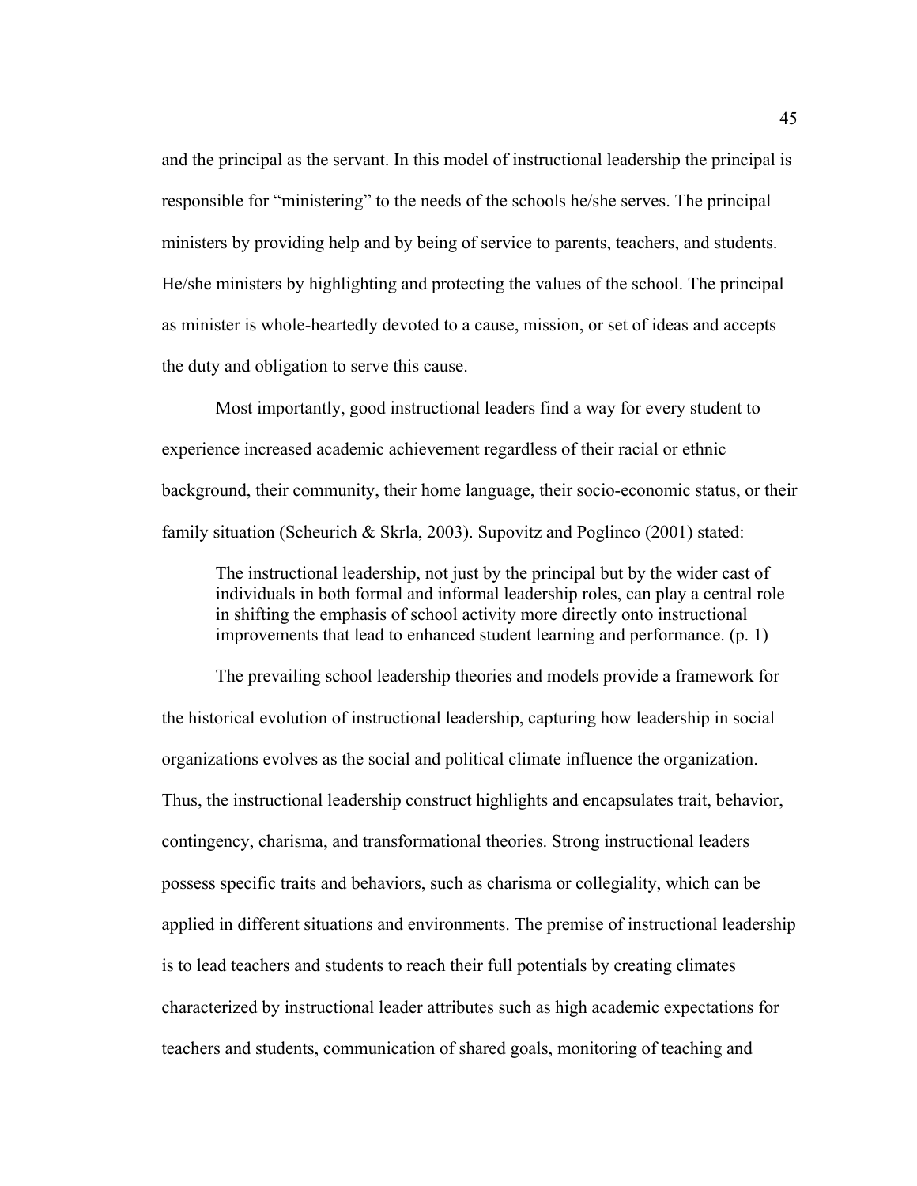and the principal as the servant. In this model of instructional leadership the principal is responsible for "ministering" to the needs of the schools he/she serves. The principal ministers by providing help and by being of service to parents, teachers, and students. He/she ministers by highlighting and protecting the values of the school. The principal as minister is whole-heartedly devoted to a cause, mission, or set of ideas and accepts the duty and obligation to serve this cause.

Most importantly, good instructional leaders find a way for every student to experience increased academic achievement regardless of their racial or ethnic background, their community, their home language, their socio-economic status, or their family situation (Scheurich & Skrla, 2003). Supovitz and Poglinco (2001) stated:

> The instructional leadership, not just by the principal but by the wider cast of individuals in both formal and informal leadership roles, can play a central role in shifting the emphasis of school activity more directly onto instructional improvements that lead to enhanced student learning and performance. (p. 1)

The prevailing school leadership theories and models provide a framework for the historical evolution of instructional leadership, capturing how leadership in social organizations evolves as the social and political climate influence the organization. Thus, the instructional leadership construct highlights and encapsulates trait, behavior, contingency, charisma, and transformational theories. Strong instructional leaders possess specific traits and behaviors, such as charisma or collegiality, which can be applied in different situations and environments. The premise of instructional leadership is to lead teachers and students to reach their full potentials by creating climates characterized by instructional leader attributes such as high academic expectations for teachers and students, communication of shared goals, monitoring of teaching and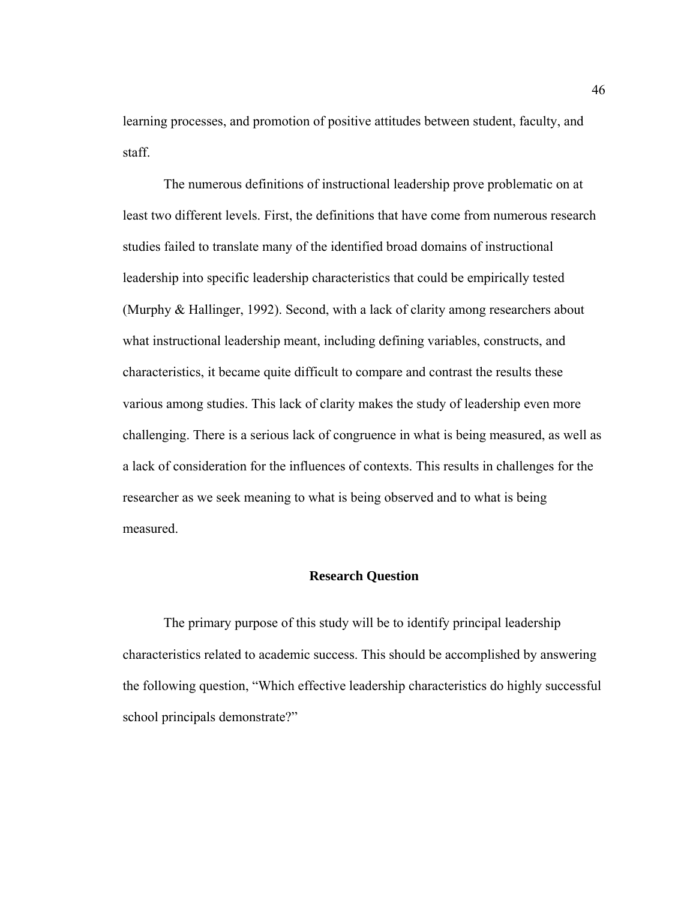learning processes, and promotion of positive attitudes between student, faculty, and staff.

The numerous definitions of instructional leadership prove problematic on at least two different levels. First, the definitions that have come from numerous research studies failed to translate many of the identified broad domains of instructional leadership into specific leadership characteristics that could be empirically tested (Murphy & Hallinger, 1992). Second, with a lack of clarity among researchers about what instructional leadership meant, including defining variables, constructs, and characteristics, it became quite difficult to compare and contrast the results these various among studies. This lack of clarity makes the study of leadership even more challenging. There is a serious lack of congruence in what is being measured, as well as a lack of consideration for the influences of contexts. This results in challenges for the researcher as we seek meaning to what is being observed and to what is being measured.

## Research Question

The primary purpose of this study will be to identify principal leadership characteristics related to academic success. This should be accomplished by answering the following question, "Which effective leadership characteristics do highly successful school principals demonstrate?"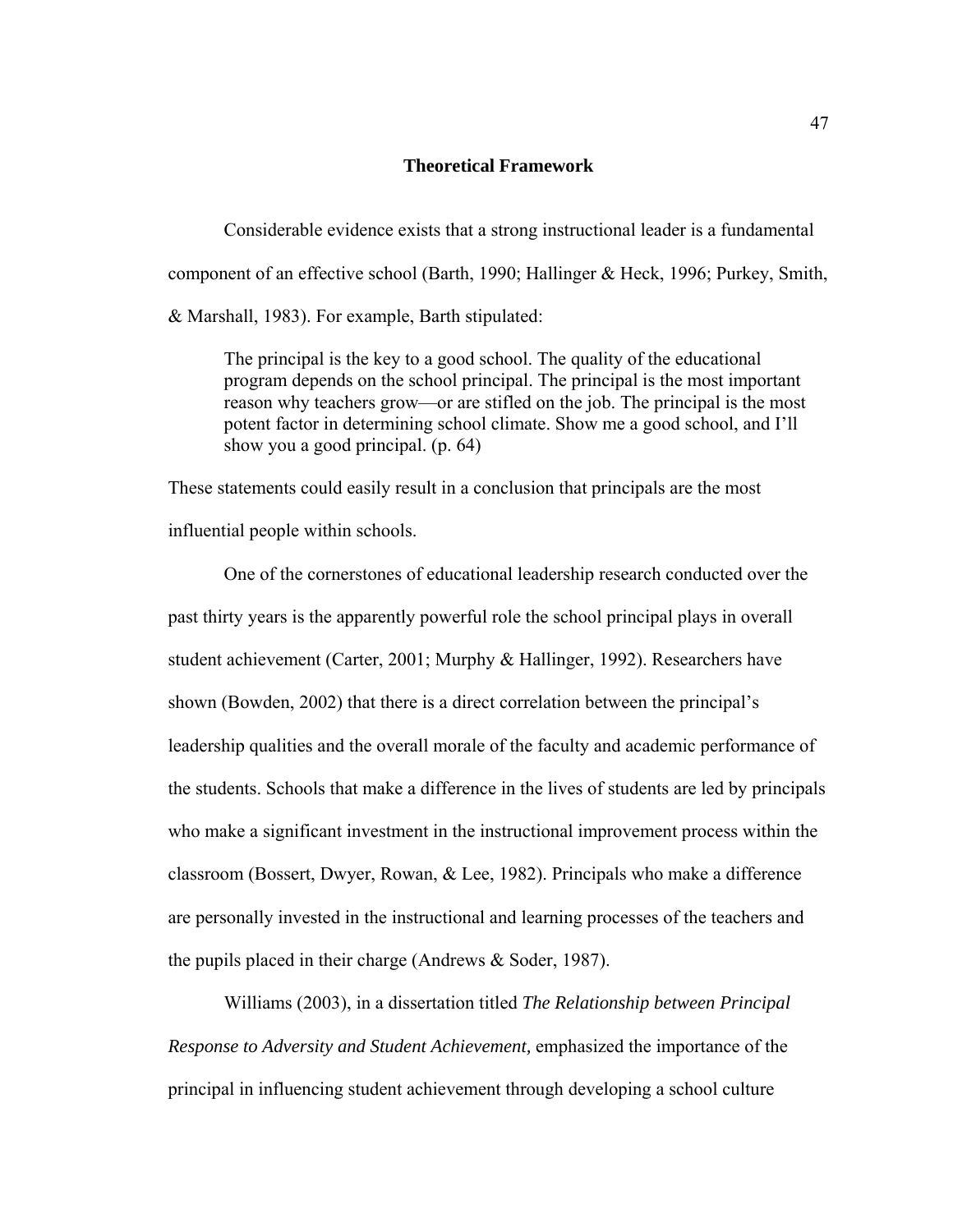## Theoretical Framework

Considerable evidence exists that a strong instructional leader is a fundamental component of an effective school (Barth, 1990; Hallinger & Heck, 1996; Purkey, Smith, & Marshall, 1983). For example, Barth stipulated:

> The principal is the key to a good school. The quality of the educational program depends on the school principal. The principal is the most important reason why teachers grow—or are stifled on the job. The principal is the most potent factor in determining school climate. Show me a good school, and I'll show you a good principal. (p. 64)

These statements could easily result in a conclusion that principals are the most influential people within schools.

One of the cornerstones of educational leadership research conducted over the past thirty years is the apparently powerful role the school principal plays in overall student achievement (Carter, 2001; Murphy & Hallinger, 1992). Researchers have shown (Bowden, 2002) that there is a direct correlation between the principal's leadership qualities and the overall morale of the faculty and academic performance of the students. Schools that make a difference in the lives of students are led by principals who make a significant investment in the instructional improvement process within the classroom (Bossert, Dwyer, Rowan, & Lee, 1982). Principals who make a difference are personally invested in the instructional and learning processes of the teachers and the pupils placed in their charge (Andrews & Soder, 1987).

Williams (2003), in a dissertation titled *The Relationship between Principal Response to Adversity and Student Achievement,* emphasized the importance of the principal in influencing student achievement through developing a school culture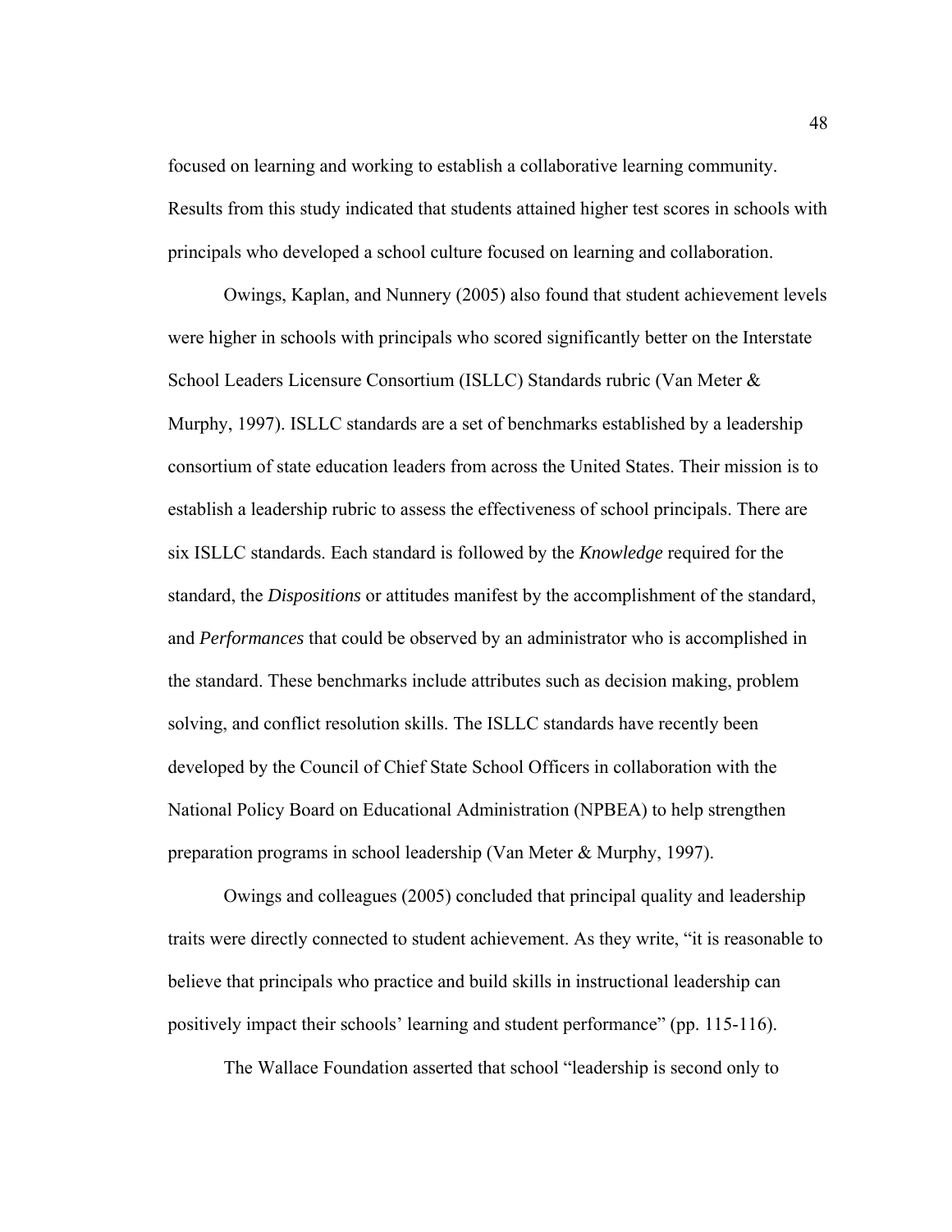focused on learning and working to establish a collaborative learning community. Results from this study indicated that students attained higher test scores in schools with principals who developed a school culture focused on learning and collaboration.

Owings, Kaplan, and Nunnery (2005) also found that student achievement levels were higher in schools with principals who scored significantly better on the Interstate School Leaders Licensure Consortium (ISLLC) Standards rubric (Van Meter & Murphy, 1997). ISLLC standards are a set of benchmarks established by a leadership consortium of state education leaders from across the United States. Their mission is to establish a leadership rubric to assess the effectiveness of school principals. There are six ISLLC standards. Each standard is followed by the *Knowledge* required for the standard, the *Dispositions* or attitudes manifest by the accomplishment of the standard, and *Performances* that could be observed by an administrator who is accomplished in the standard. These benchmarks include attributes such as decision making, problem solving, and conflict resolution skills. The ISLLC standards have recently been developed by the Council of Chief State School Officers in collaboration with the National Policy Board on Educational Administration (NPBEA) to help strengthen preparation programs in school leadership (Van Meter & Murphy, 1997).

Owings and colleagues (2005) concluded that principal quality and leadership traits were directly connected to student achievement. As they write, "it is reasonable to believe that principals who practice and build skills in instructional leadership can positively impact their schools' learning and student performance" (pp. 115-116).

The Wallace Foundation asserted that school "leadership is second only to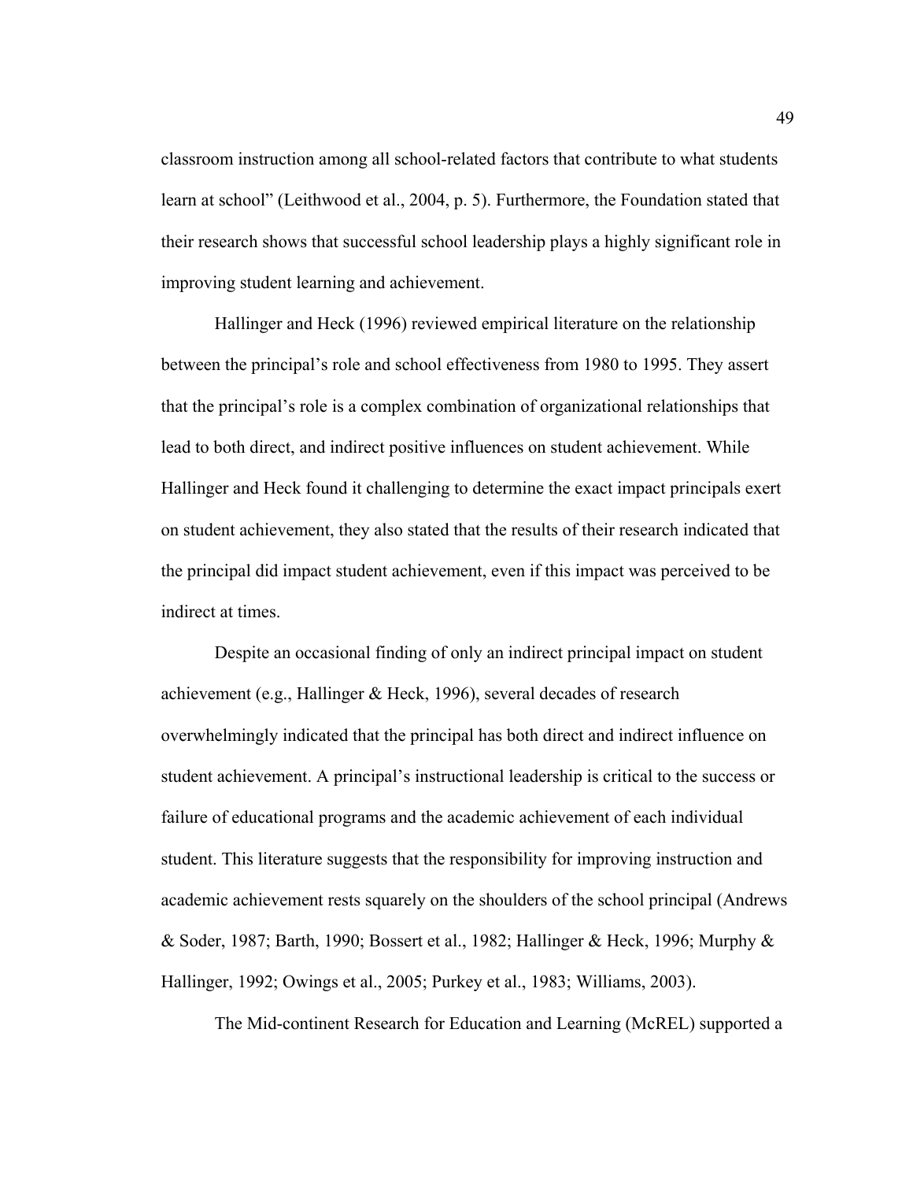classroom instruction among all school-related factors that contribute to what students learn at school" (Leithwood et al., 2004, p. 5). Furthermore, the Foundation stated that their research shows that successful school leadership plays a highly significant role in improving student learning and achievement.

Hallinger and Heck (1996) reviewed empirical literature on the relationship between the principal's role and school effectiveness from 1980 to 1995. They assert that the principal's role is a complex combination of organizational relationships that lead to both direct, and indirect positive influences on student achievement. While Hallinger and Heck found it challenging to determine the exact impact principals exert on student achievement, they also stated that the results of their research indicated that the principal did impact student achievement, even if this impact was perceived to be indirect at times.

Despite an occasional finding of only an indirect principal impact on student achievement (e.g., Hallinger & Heck, 1996), several decades of research overwhelmingly indicated that the principal has both direct and indirect influence on student achievement. A principal's instructional leadership is critical to the success or failure of educational programs and the academic achievement of each individual student. This literature suggests that the responsibility for improving instruction and academic achievement rests squarely on the shoulders of the school principal (Andrews & Soder, 1987; Barth, 1990; Bossert et al., 1982; Hallinger & Heck, 1996; Murphy & Hallinger, 1992; Owings et al., 2005; Purkey et al., 1983; Williams, 2003).

The Mid-continent Research for Education and Learning (McREL) supported a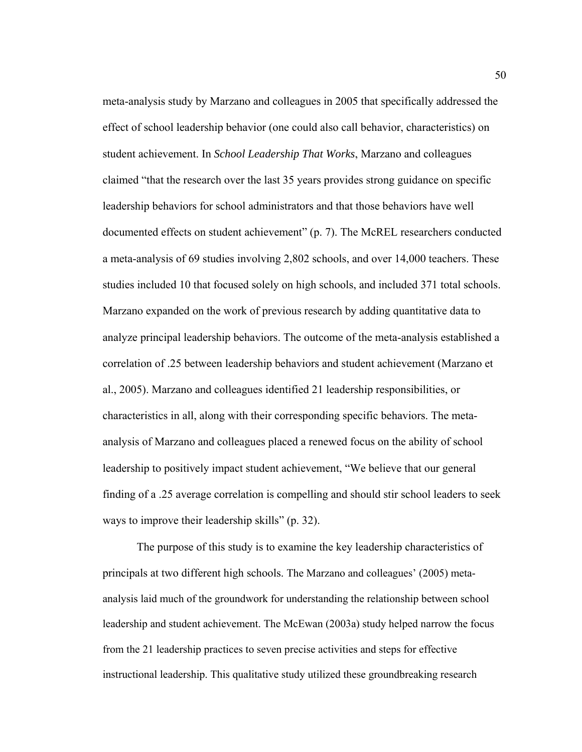meta-analysis study by Marzano and colleagues in 2005 that specifically addressed the effect of school leadership behavior (one could also call behavior, characteristics) on student achievement. In *School Leadership That Works*, Marzano and colleagues claimed "that the research over the last 35 years provides strong guidance on specific leadership behaviors for school administrators and that those behaviors have well documented effects on student achievement" (p. 7). The McREL researchers conducted a meta-analysis of 69 studies involving 2,802 schools, and over 14,000 teachers. These studies included 10 that focused solely on high schools, and included 371 total schools. Marzano expanded on the work of previous research by adding quantitative data to analyze principal leadership behaviors. The outcome of the meta-analysis established a correlation of .25 between leadership behaviors and student achievement (Marzano et al., 2005). Marzano and colleagues identified 21 leadership responsibilities, or characteristics in all, along with their corresponding specific behaviors. The meta-analysis of Marzano and colleagues placed a renewed focus on the ability of school leadership to positively impact student achievement, "We believe that our general finding of a .25 average correlation is compelling and should stir school leaders to seek ways to improve their leadership skills" (p. 32).

The purpose of this study is to examine the key leadership characteristics of principals at two different high schools. The Marzano and colleagues' (2005) meta-analysis laid much of the groundwork for understanding the relationship between school leadership and student achievement. The McEwan (2003a) study helped narrow the focus from the 21 leadership practices to seven precise activities and steps for effective instructional leadership. This qualitative study utilized these groundbreaking research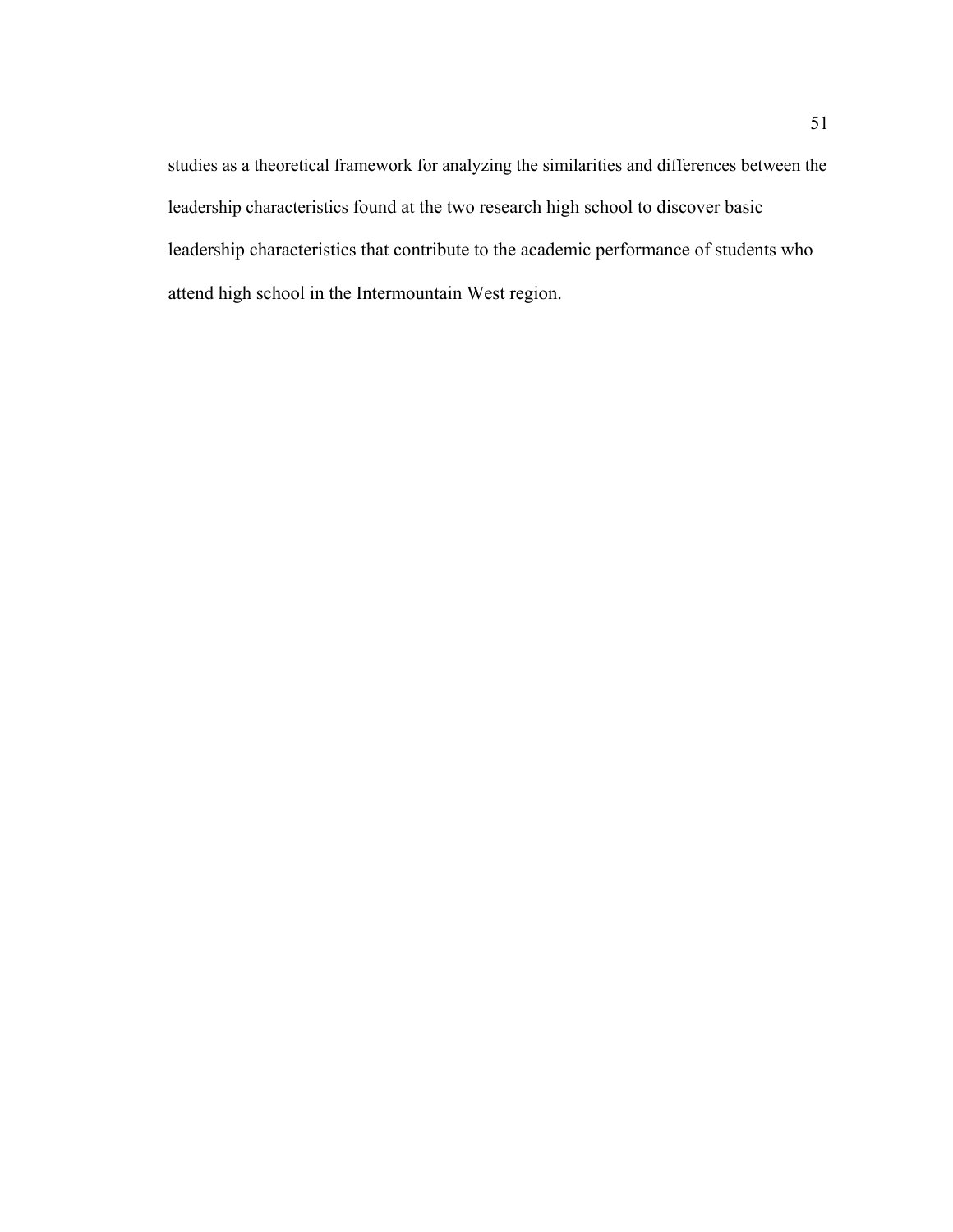studies as a theoretical framework for analyzing the similarities and differences between the leadership characteristics found at the two research high school to discover basic leadership characteristics that contribute to the academic performance of students who attend high school in the Intermountain West region.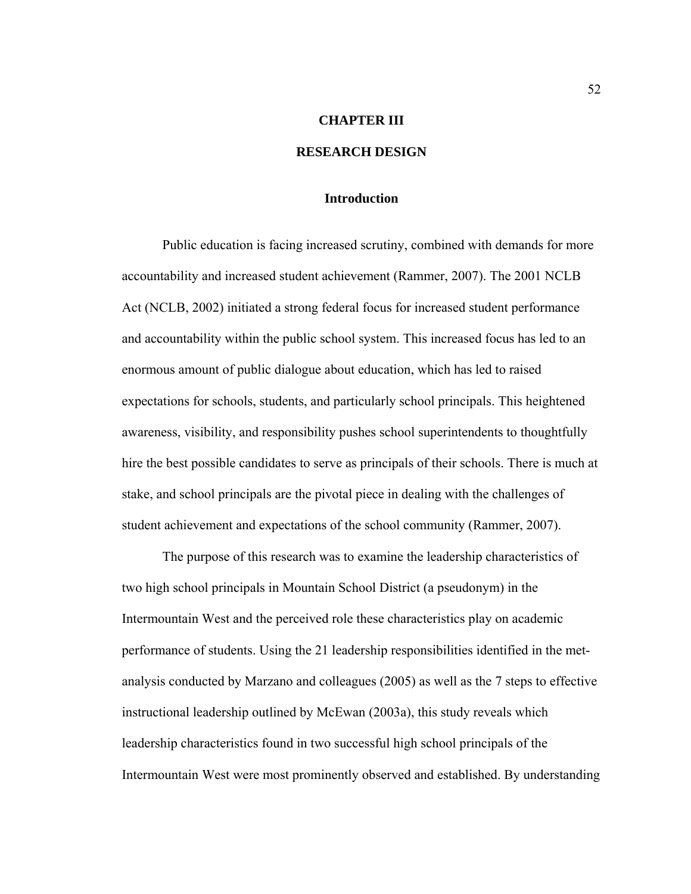# CHAPTER III

# RESEARCH DESIGN

## Introduction

Public education is facing increased scrutiny, combined with demands for more accountability and increased student achievement (Rammer, 2007). The 2001 NCLB Act (NCLB, 2002) initiated a strong federal focus for increased student performance and accountability within the public school system. This increased focus has led to an enormous amount of public dialogue about education, which has led to raised expectations for schools, students, and particularly school principals. This heightened awareness, visibility, and responsibility pushes school superintendents to thoughtfully hire the best possible candidates to serve as principals of their schools. There is much at stake, and school principals are the pivotal piece in dealing with the challenges of student achievement and expectations of the school community (Rammer, 2007).

The purpose of this research was to examine the leadership characteristics of two high school principals in Mountain School District (a pseudonym) in the Intermountain West and the perceived role these characteristics play on academic performance of students. Using the 21 leadership responsibilities identified in the met-analysis conducted by Marzano and colleagues (2005) as well as the 7 steps to effective instructional leadership outlined by McEwan (2003a), this study reveals which leadership characteristics found in two successful high school principals of the Intermountain West were most prominently observed and established. By understanding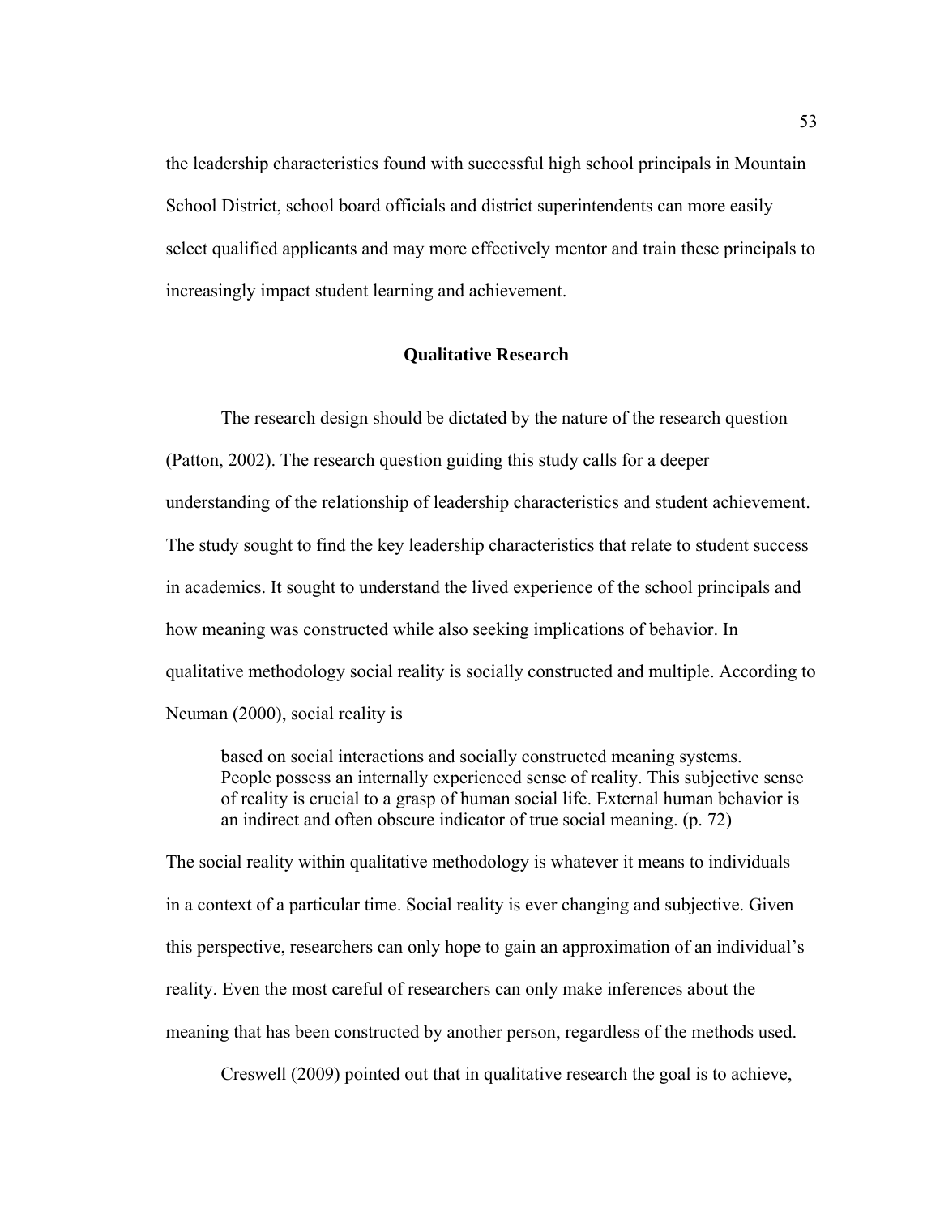the leadership characteristics found with successful high school principals in Mountain School District, school board officials and district superintendents can more easily select qualified applicants and may more effectively mentor and train these principals to increasingly impact student learning and achievement.

## Qualitative Research

The research design should be dictated by the nature of the research question (Patton, 2002). The research question guiding this study calls for a deeper understanding of the relationship of leadership characteristics and student achievement. The study sought to find the key leadership characteristics that relate to student success in academics. It sought to understand the lived experience of the school principals and how meaning was constructed while also seeking implications of behavior. In qualitative methodology social reality is socially constructed and multiple. According to Neuman (2000), social reality is

> based on social interactions and socially constructed meaning systems. People possess an internally experienced sense of reality. This subjective sense of reality is crucial to a grasp of human social life. External human behavior is an indirect and often obscure indicator of true social meaning. (p. 72)

The social reality within qualitative methodology is whatever it means to individuals in a context of a particular time. Social reality is ever changing and subjective. Given this perspective, researchers can only hope to gain an approximation of an individual's reality. Even the most careful of researchers can only make inferences about the meaning that has been constructed by another person, regardless of the methods used.

Creswell (2009) pointed out that in qualitative research the goal is to achieve,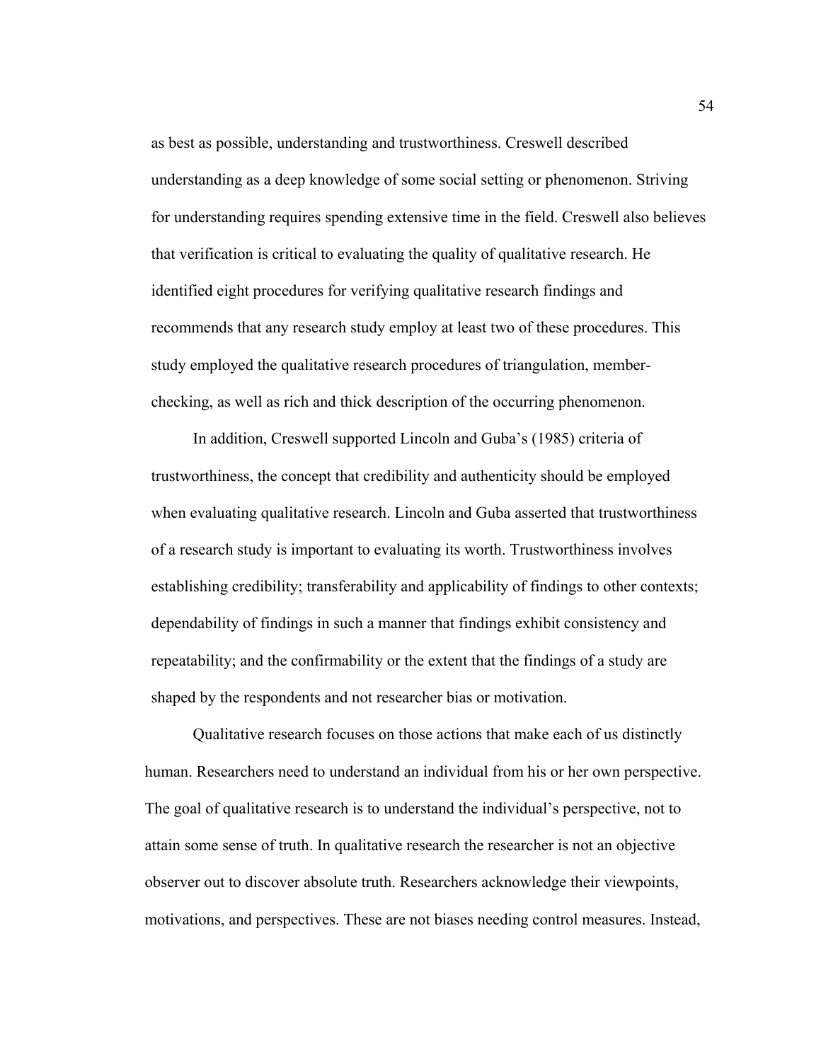as best as possible, understanding and trustworthiness. Creswell described understanding as a deep knowledge of some social setting or phenomenon. Striving for understanding requires spending extensive time in the field. Creswell also believes that verification is critical to evaluating the quality of qualitative research. He identified eight procedures for verifying qualitative research findings and recommends that any research study employ at least two of these procedures. This study employed the qualitative research procedures of triangulation, member-checking, as well as rich and thick description of the occurring phenomenon.

In addition, Creswell supported Lincoln and Guba's (1985) criteria of trustworthiness, the concept that credibility and authenticity should be employed when evaluating qualitative research. Lincoln and Guba asserted that trustworthiness of a research study is important to evaluating its worth. Trustworthiness involves establishing credibility; transferability and applicability of findings to other contexts; dependability of findings in such a manner that findings exhibit consistency and repeatability; and the confirmability or the extent that the findings of a study are shaped by the respondents and not researcher bias or motivation.

Qualitative research focuses on those actions that make each of us distinctly human. Researchers need to understand an individual from his or her own perspective. The goal of qualitative research is to understand the individual's perspective, not to attain some sense of truth. In qualitative research the researcher is not an objective observer out to discover absolute truth. Researchers acknowledge their viewpoints, motivations, and perspectives. These are not biases needing control measures. Instead,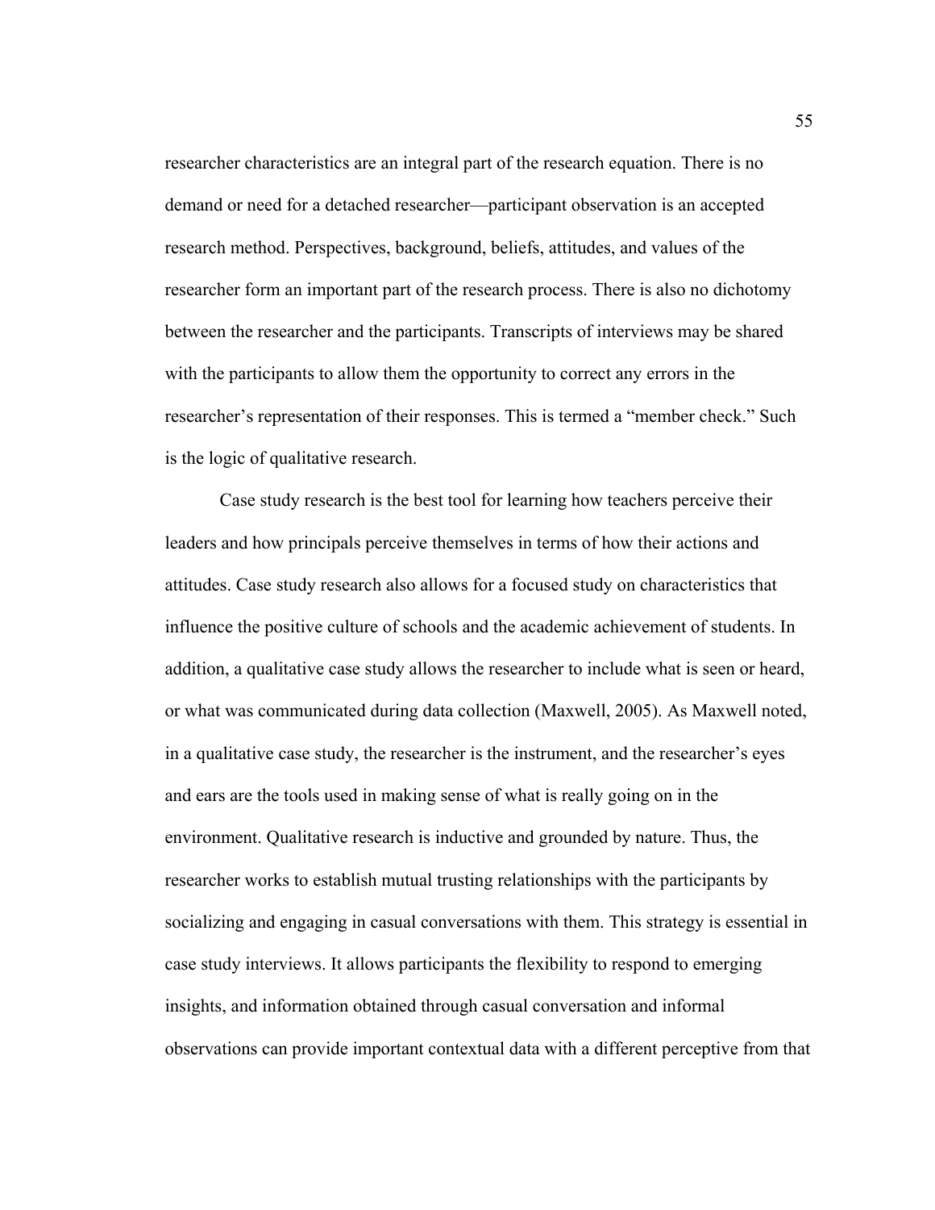researcher characteristics are an integral part of the research equation. There is no demand or need for a detached researcher—participant observation is an accepted research method. Perspectives, background, beliefs, attitudes, and values of the researcher form an important part of the research process. There is also no dichotomy between the researcher and the participants. Transcripts of interviews may be shared with the participants to allow them the opportunity to correct any errors in the researcher's representation of their responses. This is termed a "member check." Such is the logic of qualitative research.

Case study research is the best tool for learning how teachers perceive their leaders and how principals perceive themselves in terms of how their actions and attitudes. Case study research also allows for a focused study on characteristics that influence the positive culture of schools and the academic achievement of students. In addition, a qualitative case study allows the researcher to include what is seen or heard, or what was communicated during data collection (Maxwell, 2005). As Maxwell noted, in a qualitative case study, the researcher is the instrument, and the researcher's eyes and ears are the tools used in making sense of what is really going on in the environment. Qualitative research is inductive and grounded by nature. Thus, the researcher works to establish mutual trusting relationships with the participants by socializing and engaging in casual conversations with them. This strategy is essential in case study interviews. It allows participants the flexibility to respond to emerging insights, and information obtained through casual conversation and informal observations can provide important contextual data with a different perceptive from that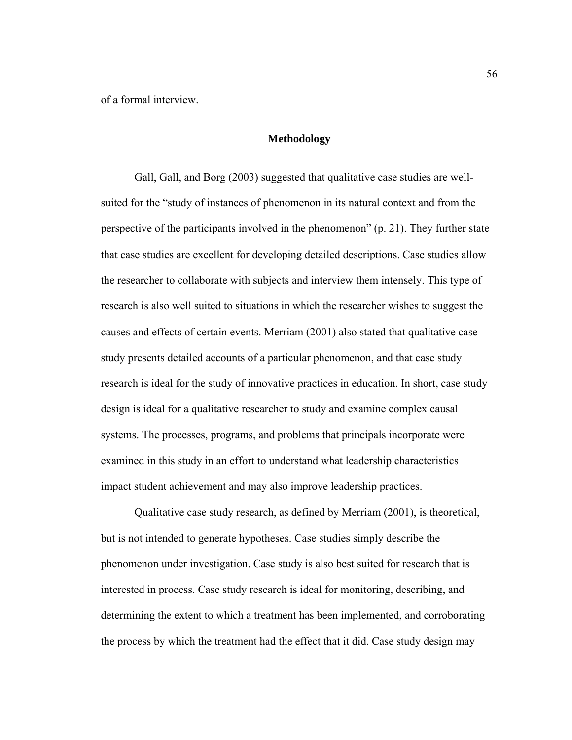of a formal interview.

## Methodology

Gall, Gall, and Borg (2003) suggested that qualitative case studies are well-suited for the "study of instances of phenomenon in its natural context and from the perspective of the participants involved in the phenomenon" (p. 21). They further state that case studies are excellent for developing detailed descriptions. Case studies allow the researcher to collaborate with subjects and interview them intensely. This type of research is also well suited to situations in which the researcher wishes to suggest the causes and effects of certain events. Merriam (2001) also stated that qualitative case study presents detailed accounts of a particular phenomenon, and that case study research is ideal for the study of innovative practices in education. In short, case study design is ideal for a qualitative researcher to study and examine complex causal systems. The processes, programs, and problems that principals incorporate were examined in this study in an effort to understand what leadership characteristics impact student achievement and may also improve leadership practices.

Qualitative case study research, as defined by Merriam (2001), is theoretical, but is not intended to generate hypotheses. Case studies simply describe the phenomenon under investigation. Case study is also best suited for research that is interested in process. Case study research is ideal for monitoring, describing, and determining the extent to which a treatment has been implemented, and corroborating the process by which the treatment had the effect that it did. Case study design may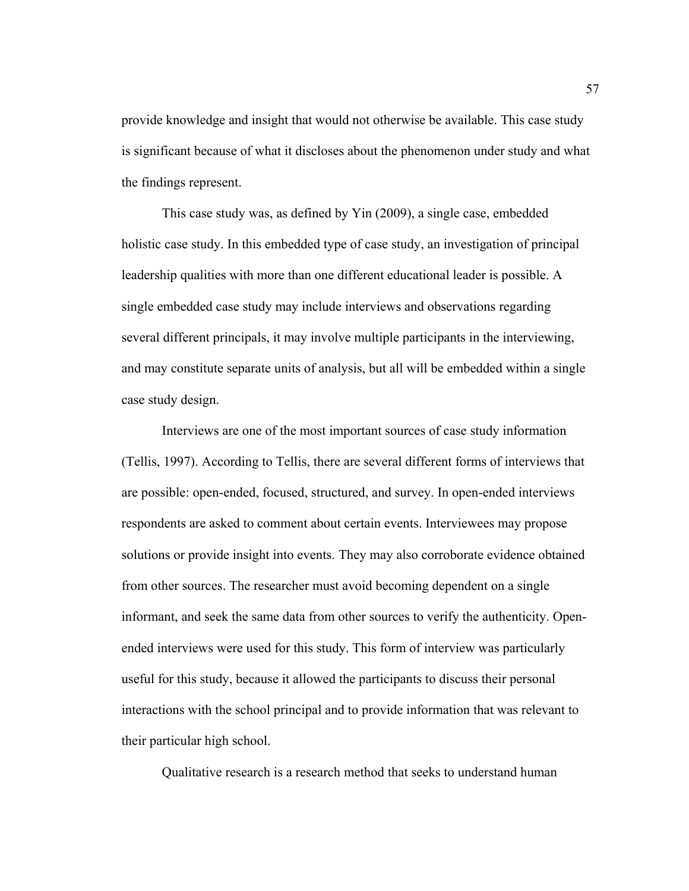provide knowledge and insight that would not otherwise be available. This case study is significant because of what it discloses about the phenomenon under study and what the findings represent.

This case study was, as defined by Yin (2009), a single case, embedded holistic case study. In this embedded type of case study, an investigation of principal leadership qualities with more than one different educational leader is possible. A single embedded case study may include interviews and observations regarding several different principals, it may involve multiple participants in the interviewing, and may constitute separate units of analysis, but all will be embedded within a single case study design.

Interviews are one of the most important sources of case study information (Tellis, 1997). According to Tellis, there are several different forms of interviews that are possible: open-ended, focused, structured, and survey. In open-ended interviews respondents are asked to comment about certain events. Interviewees may propose solutions or provide insight into events. They may also corroborate evidence obtained from other sources. The researcher must avoid becoming dependent on a single informant, and seek the same data from other sources to verify the authenticity. Open-ended interviews were used for this study. This form of interview was particularly useful for this study, because it allowed the participants to discuss their personal interactions with the school principal and to provide information that was relevant to their particular high school.

Qualitative research is a research method that seeks to understand human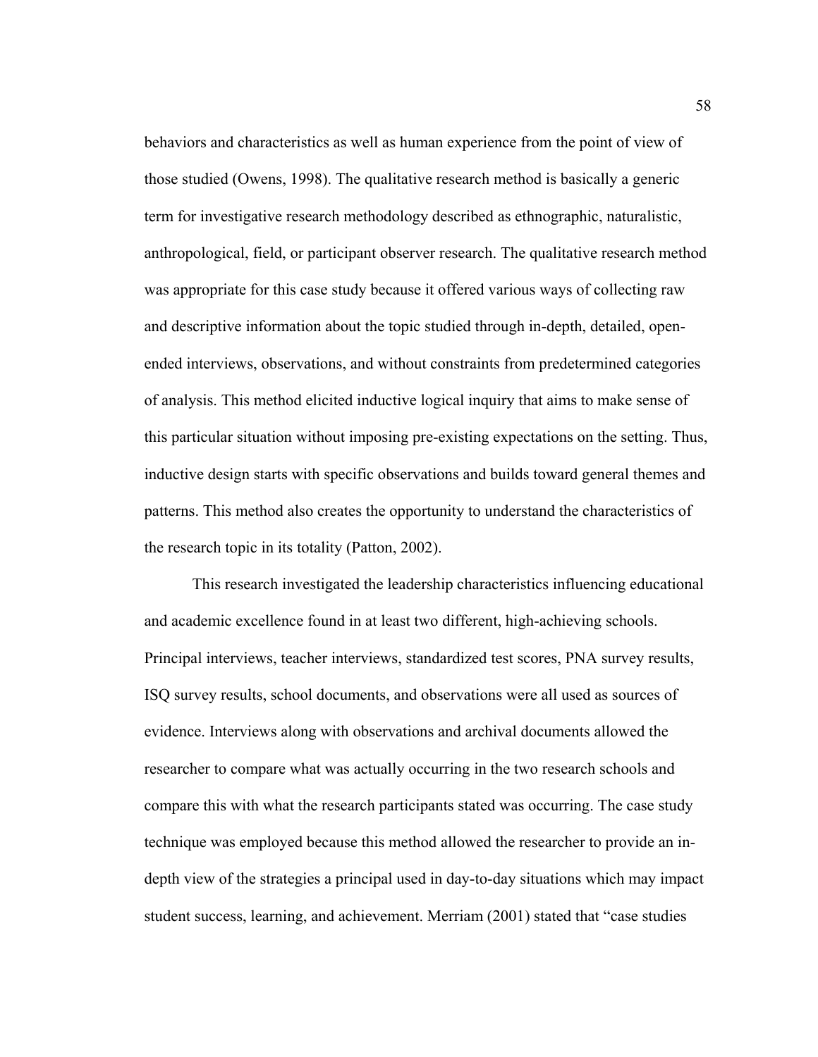behaviors and characteristics as well as human experience from the point of view of those studied (Owens, 1998). The qualitative research method is basically a generic term for investigative research methodology described as ethnographic, naturalistic, anthropological, field, or participant observer research. The qualitative research method was appropriate for this case study because it offered various ways of collecting raw and descriptive information about the topic studied through in-depth, detailed, open-ended interviews, observations, and without constraints from predetermined categories of analysis. This method elicited inductive logical inquiry that aims to make sense of this particular situation without imposing pre-existing expectations on the setting. Thus, inductive design starts with specific observations and builds toward general themes and patterns. This method also creates the opportunity to understand the characteristics of the research topic in its totality (Patton, 2002).

This research investigated the leadership characteristics influencing educational and academic excellence found in at least two different, high-achieving schools. Principal interviews, teacher interviews, standardized test scores, PNA survey results, ISQ survey results, school documents, and observations were all used as sources of evidence. Interviews along with observations and archival documents allowed the researcher to compare what was actually occurring in the two research schools and compare this with what the research participants stated was occurring. The case study technique was employed because this method allowed the researcher to provide an in-depth view of the strategies a principal used in day-to-day situations which may impact student success, learning, and achievement. Merriam (2001) stated that "case studies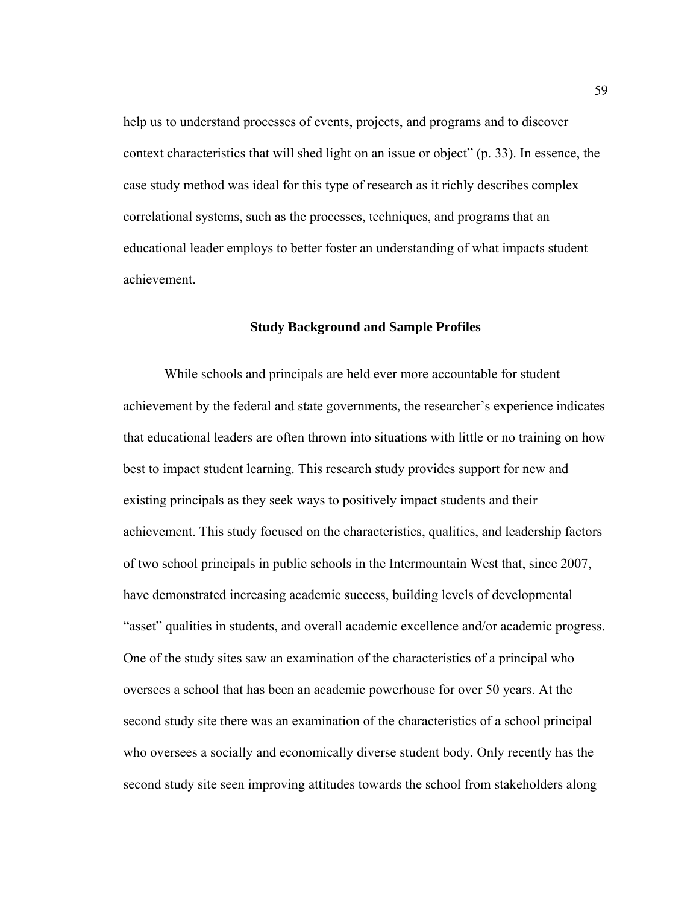help us to understand processes of events, projects, and programs and to discover context characteristics that will shed light on an issue or object" (p. 33). In essence, the case study method was ideal for this type of research as it richly describes complex correlational systems, such as the processes, techniques, and programs that an educational leader employs to better foster an understanding of what impacts student achievement.

## Study Background and Sample Profiles

While schools and principals are held ever more accountable for student achievement by the federal and state governments, the researcher's experience indicates that educational leaders are often thrown into situations with little or no training on how best to impact student learning. This research study provides support for new and existing principals as they seek ways to positively impact students and their achievement. This study focused on the characteristics, qualities, and leadership factors of two school principals in public schools in the Intermountain West that, since 2007, have demonstrated increasing academic success, building levels of developmental "asset" qualities in students, and overall academic excellence and/or academic progress. One of the study sites saw an examination of the characteristics of a principal who oversees a school that has been an academic powerhouse for over 50 years. At the second study site there was an examination of the characteristics of a school principal who oversees a socially and economically diverse student body. Only recently has the second study site seen improving attitudes towards the school from stakeholders along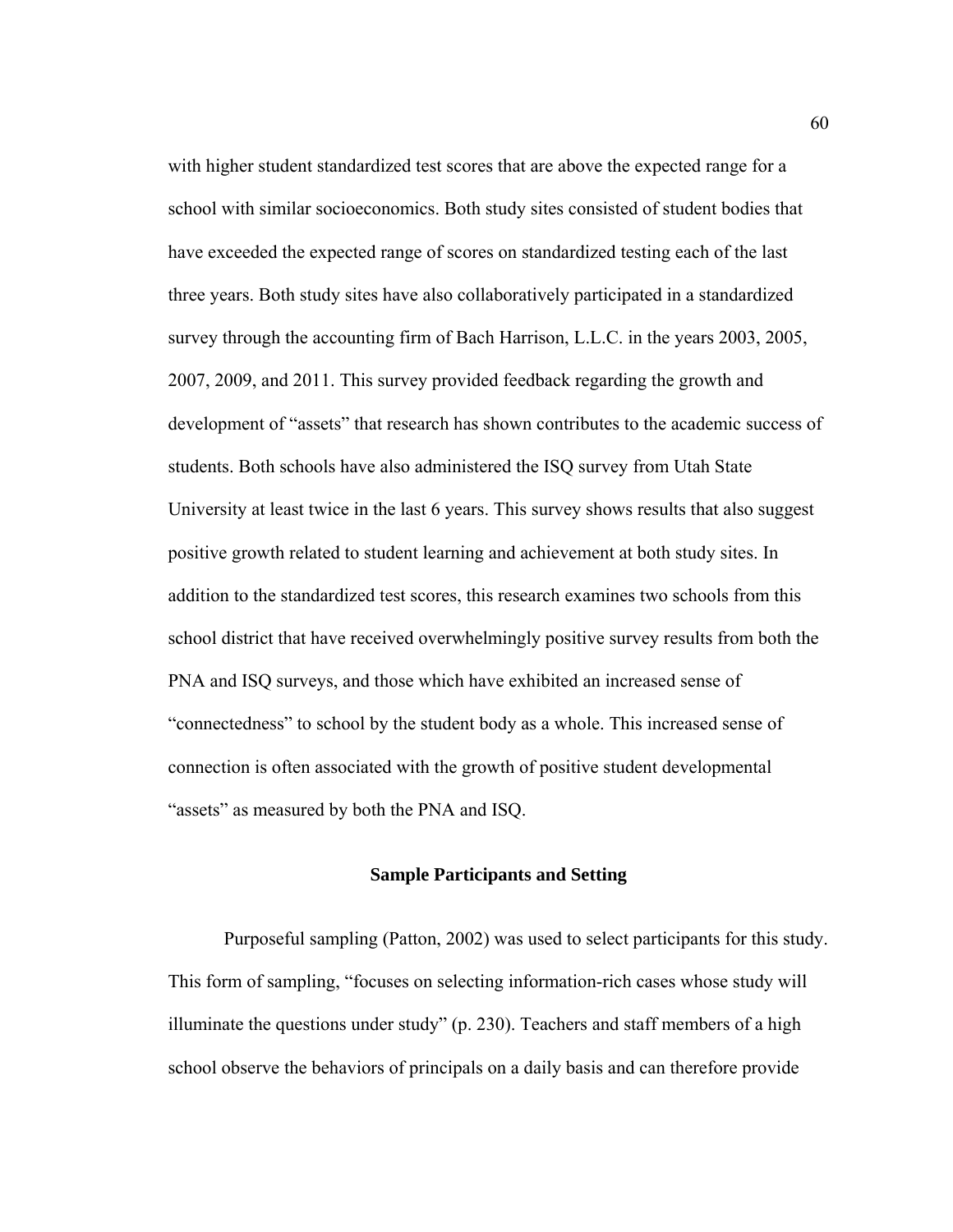with higher student standardized test scores that are above the expected range for a school with similar socioeconomics. Both study sites consisted of student bodies that have exceeded the expected range of scores on standardized testing each of the last three years. Both study sites have also collaboratively participated in a standardized survey through the accounting firm of Bach Harrison, L.L.C. in the years 2003, 2005, 2007, 2009, and 2011. This survey provided feedback regarding the growth and development of "assets" that research has shown contributes to the academic success of students. Both schools have also administered the ISQ survey from Utah State University at least twice in the last 6 years. This survey shows results that also suggest positive growth related to student learning and achievement at both study sites. In addition to the standardized test scores, this research examines two schools from this school district that have received overwhelmingly positive survey results from both the PNA and ISQ surveys, and those which have exhibited an increased sense of "connectedness" to school by the student body as a whole. This increased sense of connection is often associated with the growth of positive student developmental "assets" as measured by both the PNA and ISQ.

## Sample Participants and Setting

Purposeful sampling (Patton, 2002) was used to select participants for this study. This form of sampling, "focuses on selecting information-rich cases whose study will illuminate the questions under study" (p. 230). Teachers and staff members of a high school observe the behaviors of principals on a daily basis and can therefore provide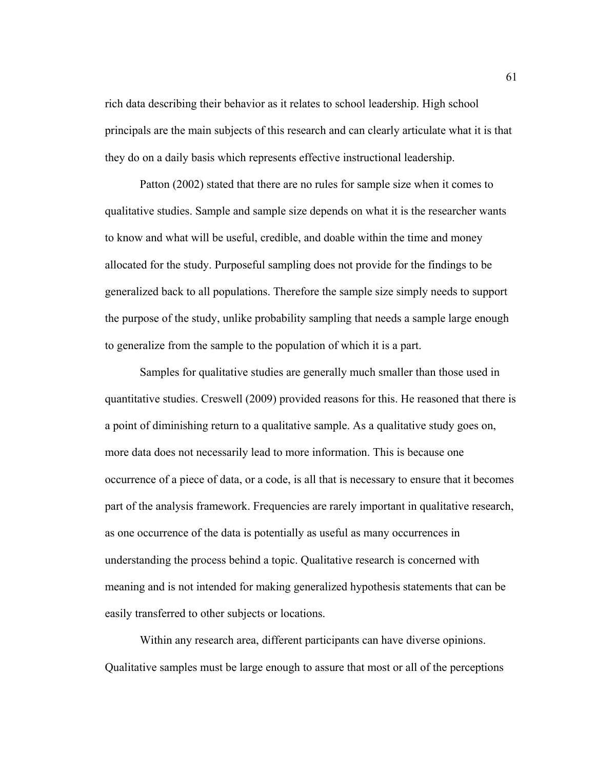rich data describing their behavior as it relates to school leadership. High school principals are the main subjects of this research and can clearly articulate what it is that they do on a daily basis which represents effective instructional leadership.

Patton (2002) stated that there are no rules for sample size when it comes to qualitative studies. Sample and sample size depends on what it is the researcher wants to know and what will be useful, credible, and doable within the time and money allocated for the study. Purposeful sampling does not provide for the findings to be generalized back to all populations. Therefore the sample size simply needs to support the purpose of the study, unlike probability sampling that needs a sample large enough to generalize from the sample to the population of which it is a part.

Samples for qualitative studies are generally much smaller than those used in quantitative studies. Creswell (2009) provided reasons for this. He reasoned that there is a point of diminishing return to a qualitative sample. As a qualitative study goes on, more data does not necessarily lead to more information. This is because one occurrence of a piece of data, or a code, is all that is necessary to ensure that it becomes part of the analysis framework. Frequencies are rarely important in qualitative research, as one occurrence of the data is potentially as useful as many occurrences in understanding the process behind a topic. Qualitative research is concerned with meaning and is not intended for making generalized hypothesis statements that can be easily transferred to other subjects or locations.

Within any research area, different participants can have diverse opinions. Qualitative samples must be large enough to assure that most or all of the perceptions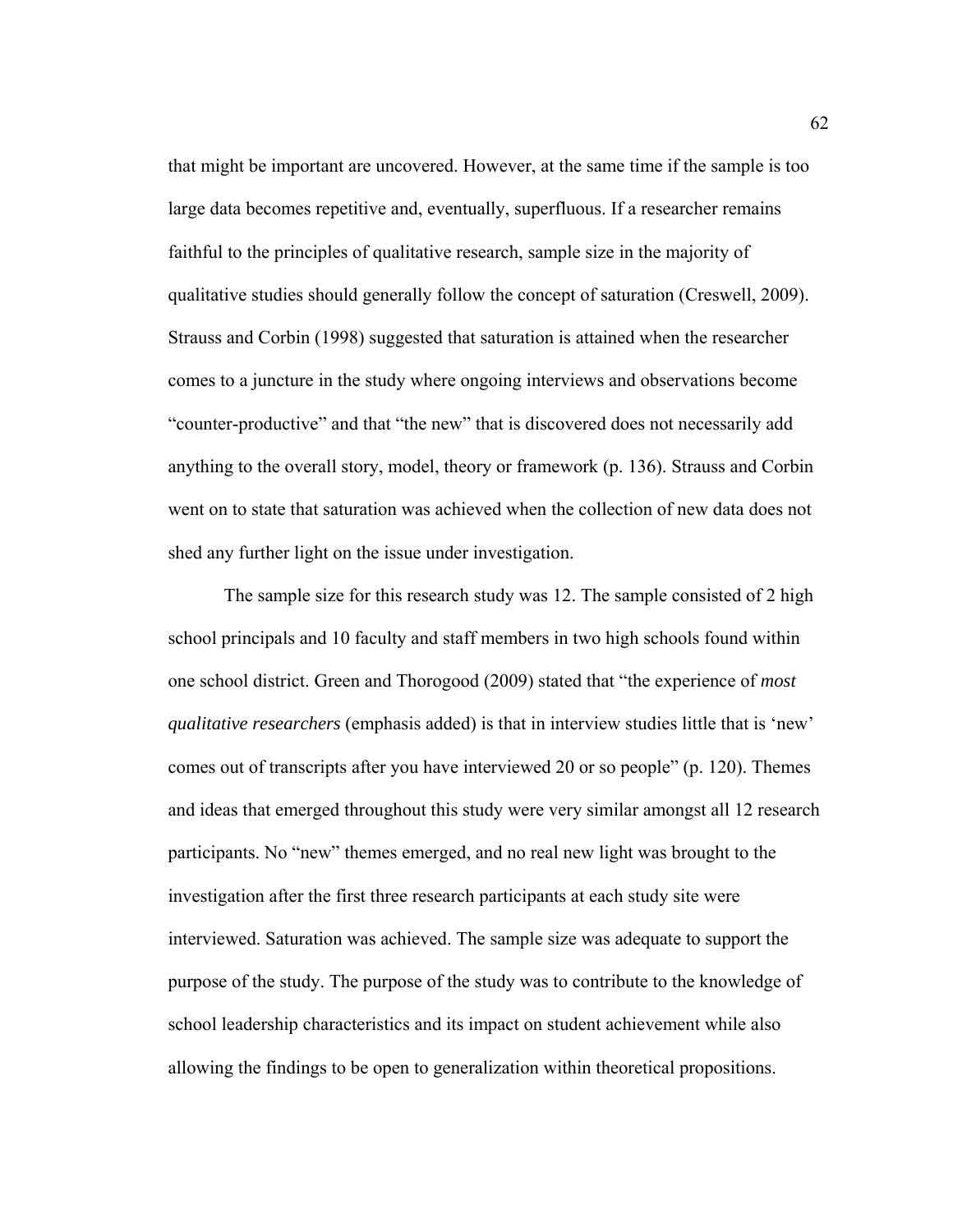that might be important are uncovered. However, at the same time if the sample is too large data becomes repetitive and, eventually, superfluous. If a researcher remains faithful to the principles of qualitative research, sample size in the majority of qualitative studies should generally follow the concept of saturation (Creswell, 2009). Strauss and Corbin (1998) suggested that saturation is attained when the researcher comes to a juncture in the study where ongoing interviews and observations become "counter-productive" and that "the new" that is discovered does not necessarily add anything to the overall story, model, theory or framework (p. 136). Strauss and Corbin went on to state that saturation was achieved when the collection of new data does not shed any further light on the issue under investigation.

The sample size for this research study was 12. The sample consisted of 2 high school principals and 10 faculty and staff members in two high schools found within one school district. Green and Thorogood (2009) stated that "the experience of *most qualitative researchers* (emphasis added) is that in interview studies little that is 'new' comes out of transcripts after you have interviewed 20 or so people" (p. 120). Themes and ideas that emerged throughout this study were very similar amongst all 12 research participants. No "new" themes emerged, and no real new light was brought to the investigation after the first three research participants at each study site were interviewed. Saturation was achieved. The sample size was adequate to support the purpose of the study. The purpose of the study was to contribute to the knowledge of school leadership characteristics and its impact on student achievement while also allowing the findings to be open to generalization within theoretical propositions.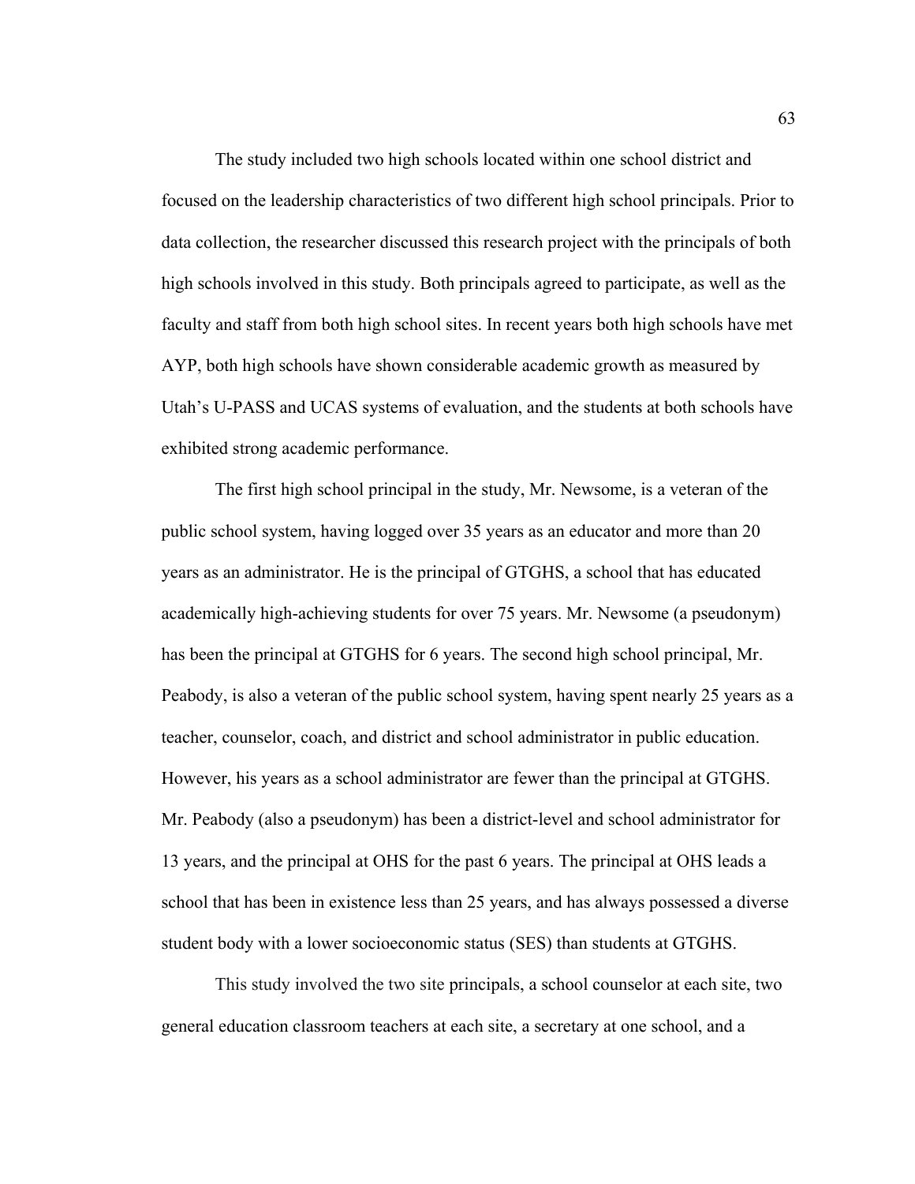The study included two high schools located within one school district and focused on the leadership characteristics of two different high school principals. Prior to data collection, the researcher discussed this research project with the principals of both high schools involved in this study. Both principals agreed to participate, as well as the faculty and staff from both high school sites. In recent years both high schools have met AYP, both high schools have shown considerable academic growth as measured by Utah's U-PASS and UCAS systems of evaluation, and the students at both schools have exhibited strong academic performance.

The first high school principal in the study, Mr. Newsome, is a veteran of the public school system, having logged over 35 years as an educator and more than 20 years as an administrator. He is the principal of GTGHS, a school that has educated academically high-achieving students for over 75 years. Mr. Newsome (a pseudonym) has been the principal at GTGHS for 6 years. The second high school principal, Mr. Peabody, is also a veteran of the public school system, having spent nearly 25 years as a teacher, counselor, coach, and district and school administrator in public education. However, his years as a school administrator are fewer than the principal at GTGHS. Mr. Peabody (also a pseudonym) has been a district-level and school administrator for 13 years, and the principal at OHS for the past 6 years. The principal at OHS leads a school that has been in existence less than 25 years, and has always possessed a diverse student body with a lower socioeconomic status (SES) than students at GTGHS.

This study involved the two site principals, a school counselor at each site, two general education classroom teachers at each site, a secretary at one school, and a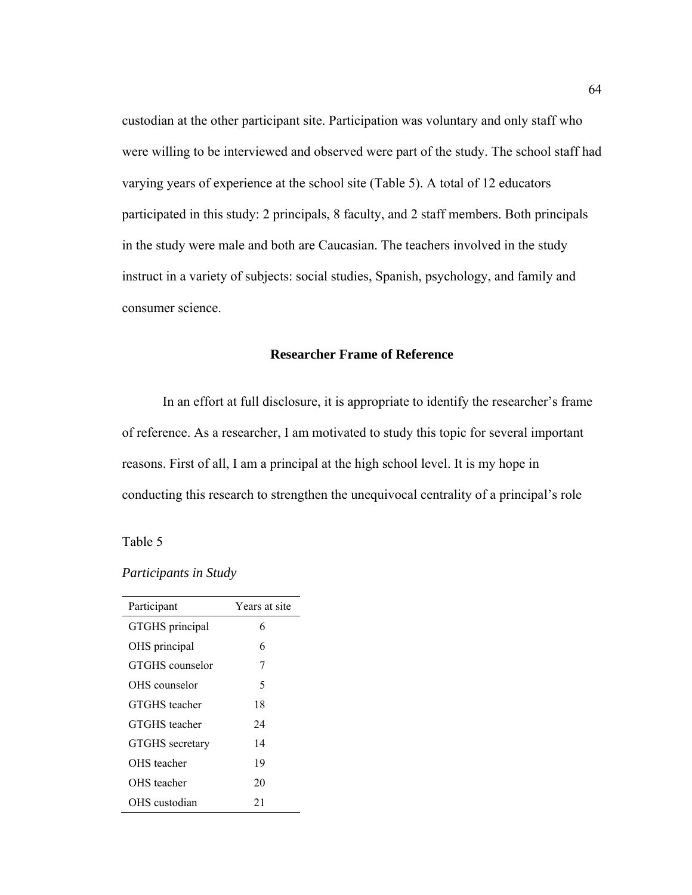custodian at the other participant site. Participation was voluntary and only staff who were willing to be interviewed and observed were part of the study. The school staff had varying years of experience at the school site (Table 5). A total of 12 educators participated in this study: 2 principals, 8 faculty, and 2 staff members. Both principals in the study were male and both are Caucasian. The teachers involved in the study instruct in a variety of subjects: social studies, Spanish, psychology, and family and consumer science.

## Researcher Frame of Reference

In an effort at full disclosure, it is appropriate to identify the researcher's frame of reference. As a researcher, I am motivated to study this topic for several important reasons. First of all, I am a principal at the high school level. It is my hope in conducting this research to strengthen the unequivocal centrality of a principal's role

Table 5

*Participants in Study*

| Participant | Years at site |
|---|---|
| GTGHS principal | 6 |
| OHS principal | 6 |
| GTGHS counselor | 7 |
| OHS counselor | 5 |
| GTGHS teacher | 18 |
| GTGHS teacher | 24 |
| GTGHS secretary | 14 |
| OHS teacher | 19 |
| OHS teacher | 20 |
| OHS custodian | 21 |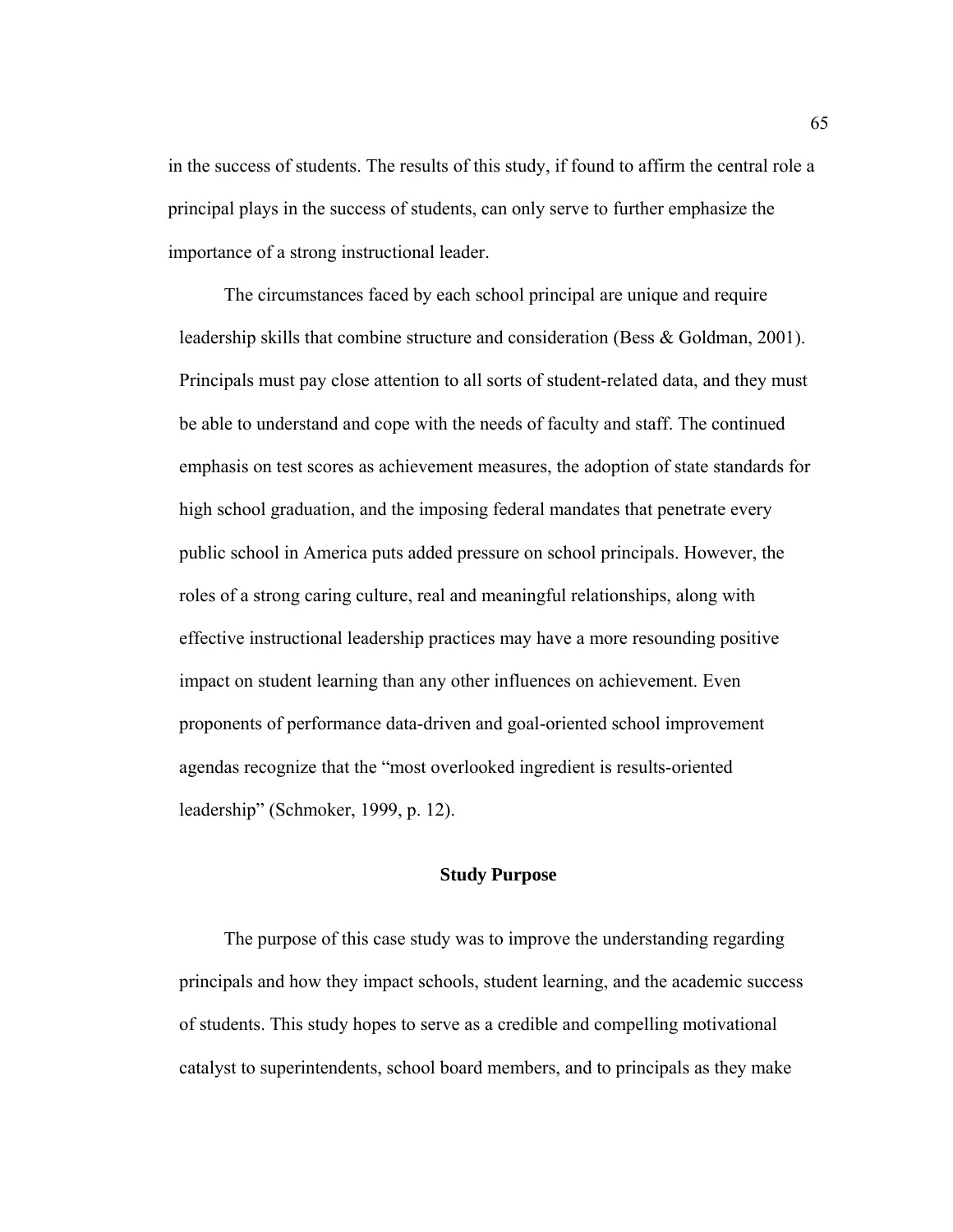in the success of students. The results of this study, if found to affirm the central role a principal plays in the success of students, can only serve to further emphasize the importance of a strong instructional leader.

The circumstances faced by each school principal are unique and require leadership skills that combine structure and consideration (Bess & Goldman, 2001). Principals must pay close attention to all sorts of student-related data, and they must be able to understand and cope with the needs of faculty and staff. The continued emphasis on test scores as achievement measures, the adoption of state standards for high school graduation, and the imposing federal mandates that penetrate every public school in America puts added pressure on school principals. However, the roles of a strong caring culture, real and meaningful relationships, along with effective instructional leadership practices may have a more resounding positive impact on student learning than any other influences on achievement. Even proponents of performance data-driven and goal-oriented school improvement agendas recognize that the "most overlooked ingredient is results-oriented leadership" (Schmoker, 1999, p. 12).

## Study Purpose

The purpose of this case study was to improve the understanding regarding principals and how they impact schools, student learning, and the academic success of students. This study hopes to serve as a credible and compelling motivational catalyst to superintendents, school board members, and to principals as they make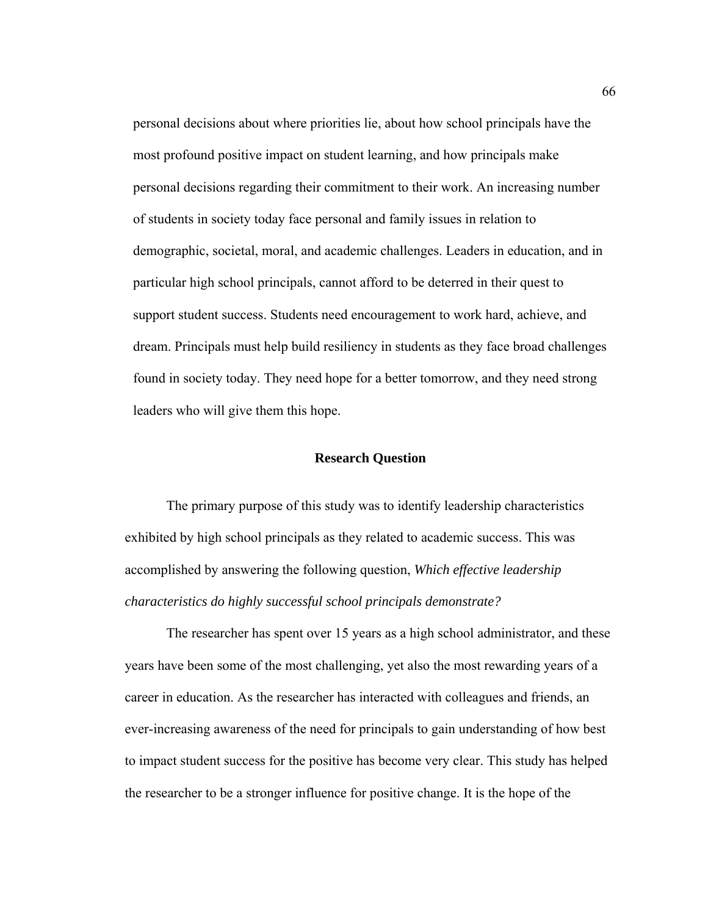personal decisions about where priorities lie, about how school principals have the most profound positive impact on student learning, and how principals make personal decisions regarding their commitment to their work. An increasing number of students in society today face personal and family issues in relation to demographic, societal, moral, and academic challenges. Leaders in education, and in particular high school principals, cannot afford to be deterred in their quest to support student success. Students need encouragement to work hard, achieve, and dream. Principals must help build resiliency in students as they face broad challenges found in society today. They need hope for a better tomorrow, and they need strong leaders who will give them this hope.

## Research Question

The primary purpose of this study was to identify leadership characteristics exhibited by high school principals as they related to academic success. This was accomplished by answering the following question, *Which effective leadership characteristics do highly successful school principals demonstrate?*

The researcher has spent over 15 years as a high school administrator, and these years have been some of the most challenging, yet also the most rewarding years of a career in education. As the researcher has interacted with colleagues and friends, an ever-increasing awareness of the need for principals to gain understanding of how best to impact student success for the positive has become very clear. This study has helped the researcher to be a stronger influence for positive change. It is the hope of the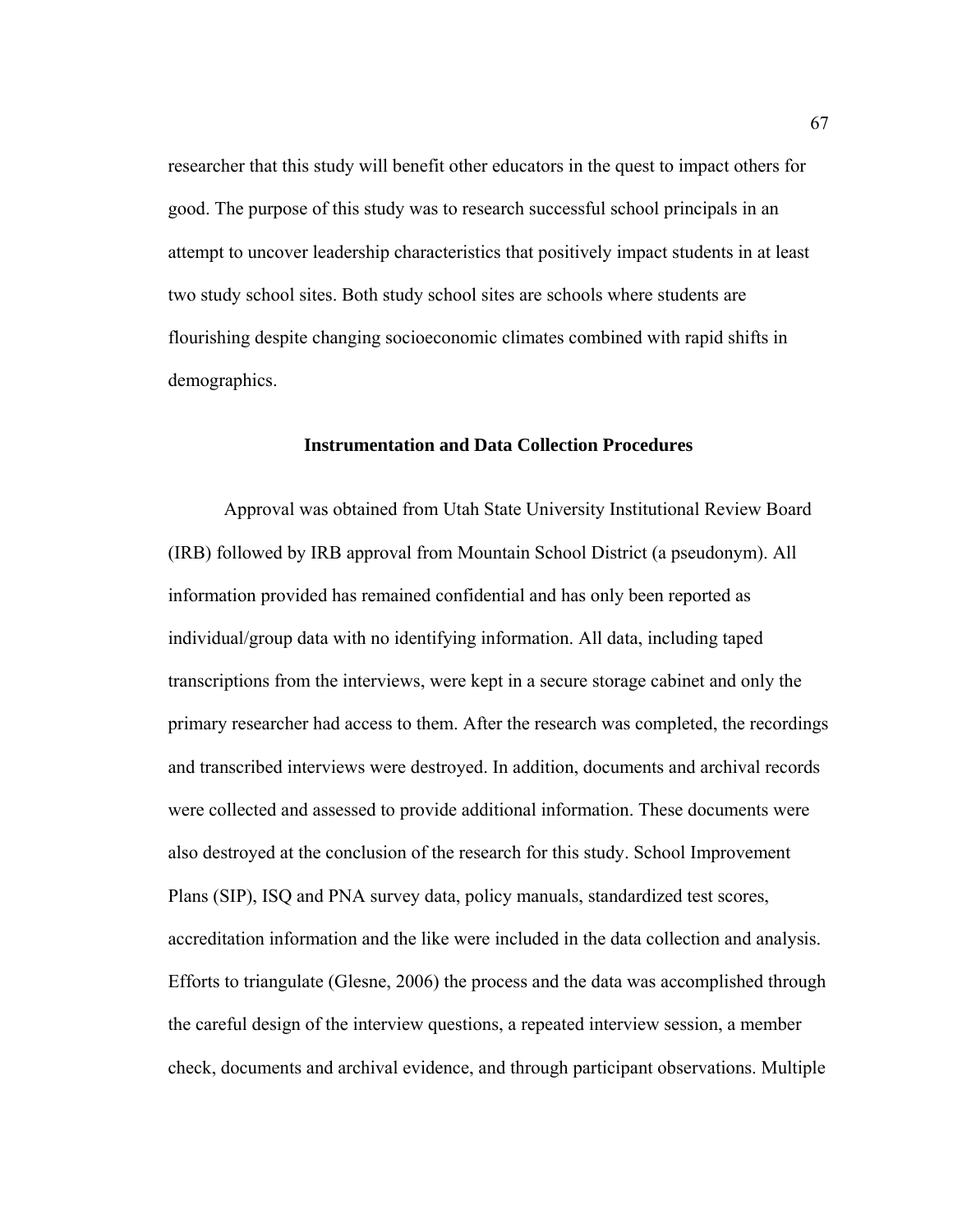researcher that this study will benefit other educators in the quest to impact others for good. The purpose of this study was to research successful school principals in an attempt to uncover leadership characteristics that positively impact students in at least two study school sites. Both study school sites are schools where students are flourishing despite changing socioeconomic climates combined with rapid shifts in demographics.

### Instrumentation and Data Collection Procedures

Approval was obtained from Utah State University Institutional Review Board (IRB) followed by IRB approval from Mountain School District (a pseudonym). All information provided has remained confidential and has only been reported as individual/group data with no identifying information. All data, including taped transcriptions from the interviews, were kept in a secure storage cabinet and only the primary researcher had access to them. After the research was completed, the recordings and transcribed interviews were destroyed. In addition, documents and archival records were collected and assessed to provide additional information. These documents were also destroyed at the conclusion of the research for this study. School Improvement Plans (SIP), ISQ and PNA survey data, policy manuals, standardized test scores, accreditation information and the like were included in the data collection and analysis. Efforts to triangulate (Glesne, 2006) the process and the data was accomplished through the careful design of the interview questions, a repeated interview session, a member check, documents and archival evidence, and through participant observations. Multiple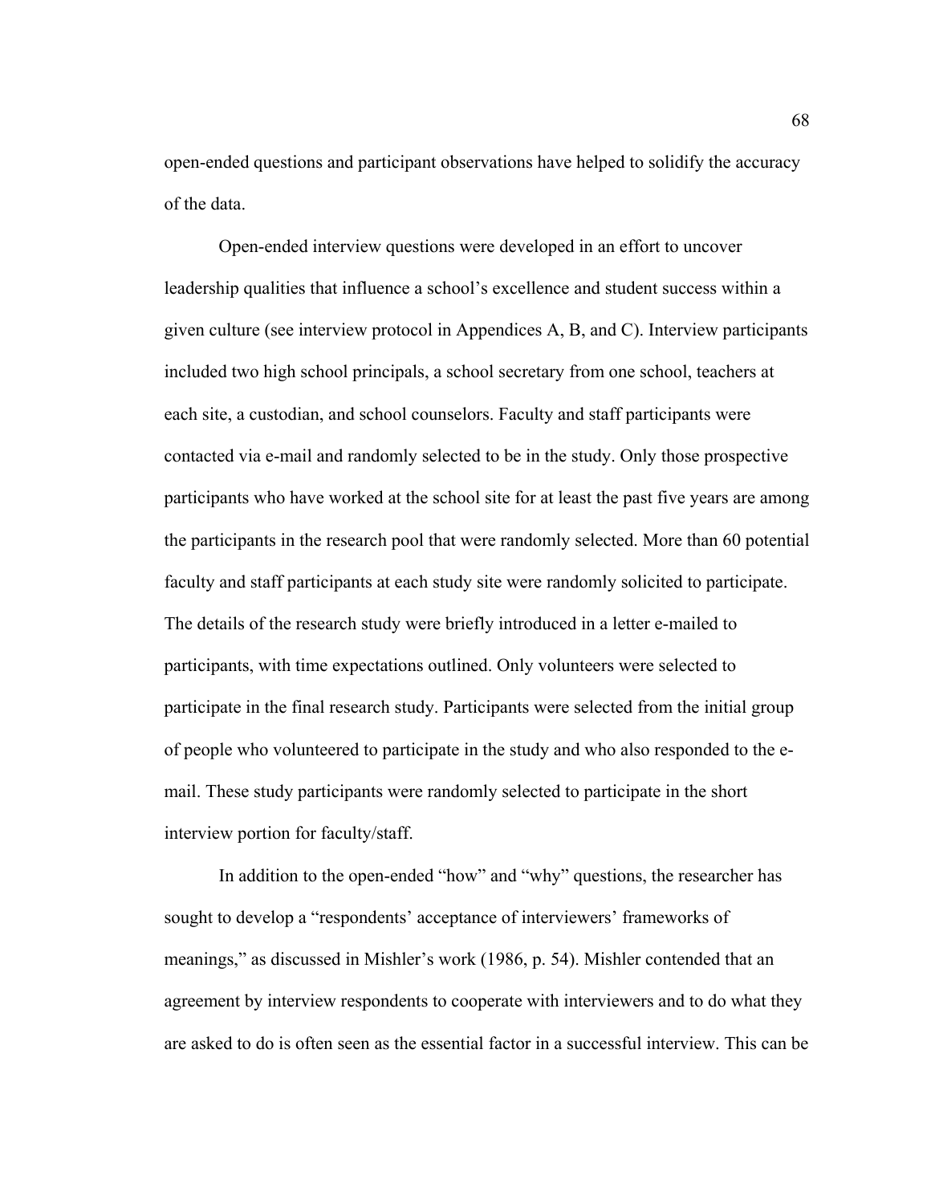open-ended questions and participant observations have helped to solidify the accuracy of the data.

Open-ended interview questions were developed in an effort to uncover leadership qualities that influence a school's excellence and student success within a given culture (see interview protocol in Appendices A, B, and C). Interview participants included two high school principals, a school secretary from one school, teachers at each site, a custodian, and school counselors. Faculty and staff participants were contacted via e-mail and randomly selected to be in the study. Only those prospective participants who have worked at the school site for at least the past five years are among the participants in the research pool that were randomly selected. More than 60 potential faculty and staff participants at each study site were randomly solicited to participate. The details of the research study were briefly introduced in a letter e-mailed to participants, with time expectations outlined. Only volunteers were selected to participate in the final research study. Participants were selected from the initial group of people who volunteered to participate in the study and who also responded to the e-mail. These study participants were randomly selected to participate in the short interview portion for faculty/staff.

In addition to the open-ended "how" and "why" questions, the researcher has sought to develop a "respondents' acceptance of interviewers' frameworks of meanings," as discussed in Mishler's work (1986, p. 54). Mishler contended that an agreement by interview respondents to cooperate with interviewers and to do what they are asked to do is often seen as the essential factor in a successful interview. This can be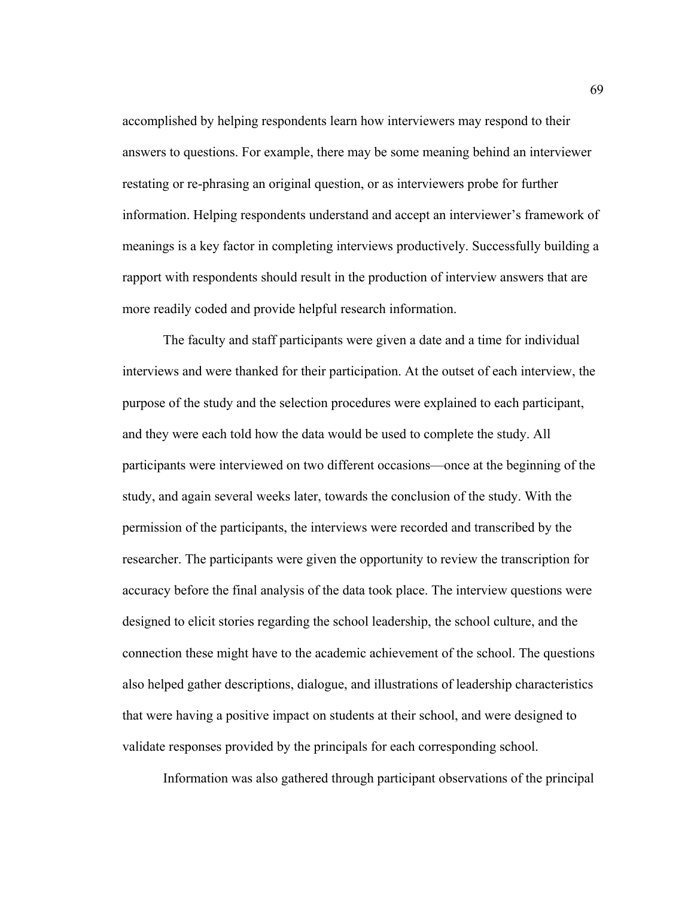accomplished by helping respondents learn how interviewers may respond to their answers to questions. For example, there may be some meaning behind an interviewer restating or re-phrasing an original question, or as interviewers probe for further information. Helping respondents understand and accept an interviewer's framework of meanings is a key factor in completing interviews productively. Successfully building a rapport with respondents should result in the production of interview answers that are more readily coded and provide helpful research information.

The faculty and staff participants were given a date and a time for individual interviews and were thanked for their participation. At the outset of each interview, the purpose of the study and the selection procedures were explained to each participant, and they were each told how the data would be used to complete the study. All participants were interviewed on two different occasions—once at the beginning of the study, and again several weeks later, towards the conclusion of the study. With the permission of the participants, the interviews were recorded and transcribed by the researcher. The participants were given the opportunity to review the transcription for accuracy before the final analysis of the data took place. The interview questions were designed to elicit stories regarding the school leadership, the school culture, and the connection these might have to the academic achievement of the school. The questions also helped gather descriptions, dialogue, and illustrations of leadership characteristics that were having a positive impact on students at their school, and were designed to validate responses provided by the principals for each corresponding school.

Information was also gathered through participant observations of the principal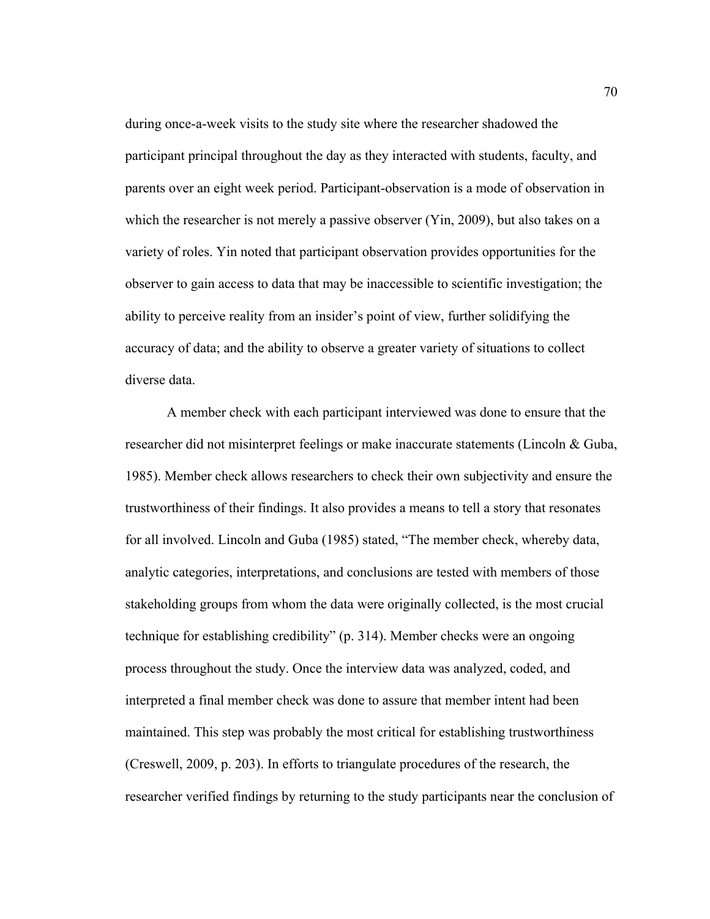during once-a-week visits to the study site where the researcher shadowed the participant principal throughout the day as they interacted with students, faculty, and parents over an eight week period. Participant-observation is a mode of observation in which the researcher is not merely a passive observer (Yin, 2009), but also takes on a variety of roles. Yin noted that participant observation provides opportunities for the observer to gain access to data that may be inaccessible to scientific investigation; the ability to perceive reality from an insider's point of view, further solidifying the accuracy of data; and the ability to observe a greater variety of situations to collect diverse data.

A member check with each participant interviewed was done to ensure that the researcher did not misinterpret feelings or make inaccurate statements (Lincoln & Guba, 1985). Member check allows researchers to check their own subjectivity and ensure the trustworthiness of their findings. It also provides a means to tell a story that resonates for all involved. Lincoln and Guba (1985) stated, "The member check, whereby data, analytic categories, interpretations, and conclusions are tested with members of those stakeholding groups from whom the data were originally collected, is the most crucial technique for establishing credibility" (p. 314). Member checks were an ongoing process throughout the study. Once the interview data was analyzed, coded, and interpreted a final member check was done to assure that member intent had been maintained. This step was probably the most critical for establishing trustworthiness (Creswell, 2009, p. 203). In efforts to triangulate procedures of the research, the researcher verified findings by returning to the study participants near the conclusion of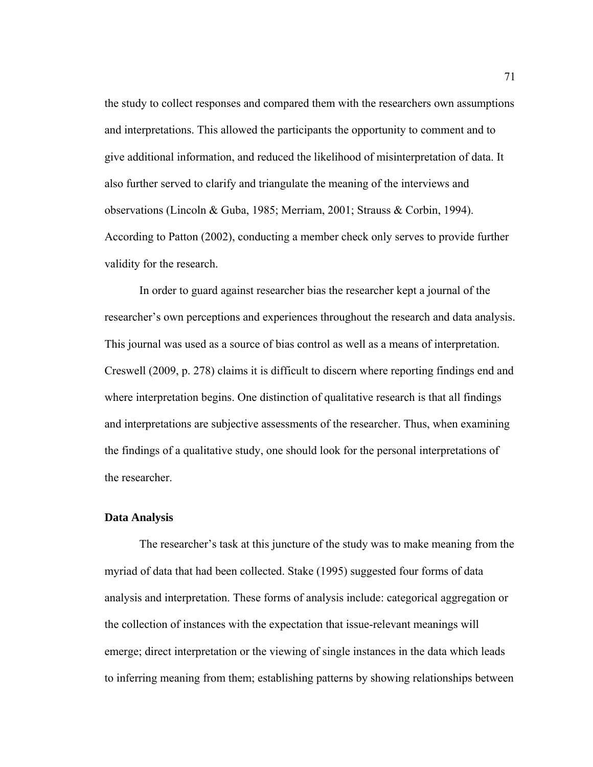the study to collect responses and compared them with the researchers own assumptions and interpretations. This allowed the participants the opportunity to comment and to give additional information, and reduced the likelihood of misinterpretation of data. It also further served to clarify and triangulate the meaning of the interviews and observations (Lincoln & Guba, 1985; Merriam, 2001; Strauss & Corbin, 1994). According to Patton (2002), conducting a member check only serves to provide further validity for the research.

In order to guard against researcher bias the researcher kept a journal of the researcher's own perceptions and experiences throughout the research and data analysis. This journal was used as a source of bias control as well as a means of interpretation. Creswell (2009, p. 278) claims it is difficult to discern where reporting findings end and where interpretation begins. One distinction of qualitative research is that all findings and interpretations are subjective assessments of the researcher. Thus, when examining the findings of a qualitative study, one should look for the personal interpretations of the researcher.

### Data Analysis

The researcher's task at this juncture of the study was to make meaning from the myriad of data that had been collected. Stake (1995) suggested four forms of data analysis and interpretation. These forms of analysis include: categorical aggregation or the collection of instances with the expectation that issue-relevant meanings will emerge; direct interpretation or the viewing of single instances in the data which leads to inferring meaning from them; establishing patterns by showing relationships between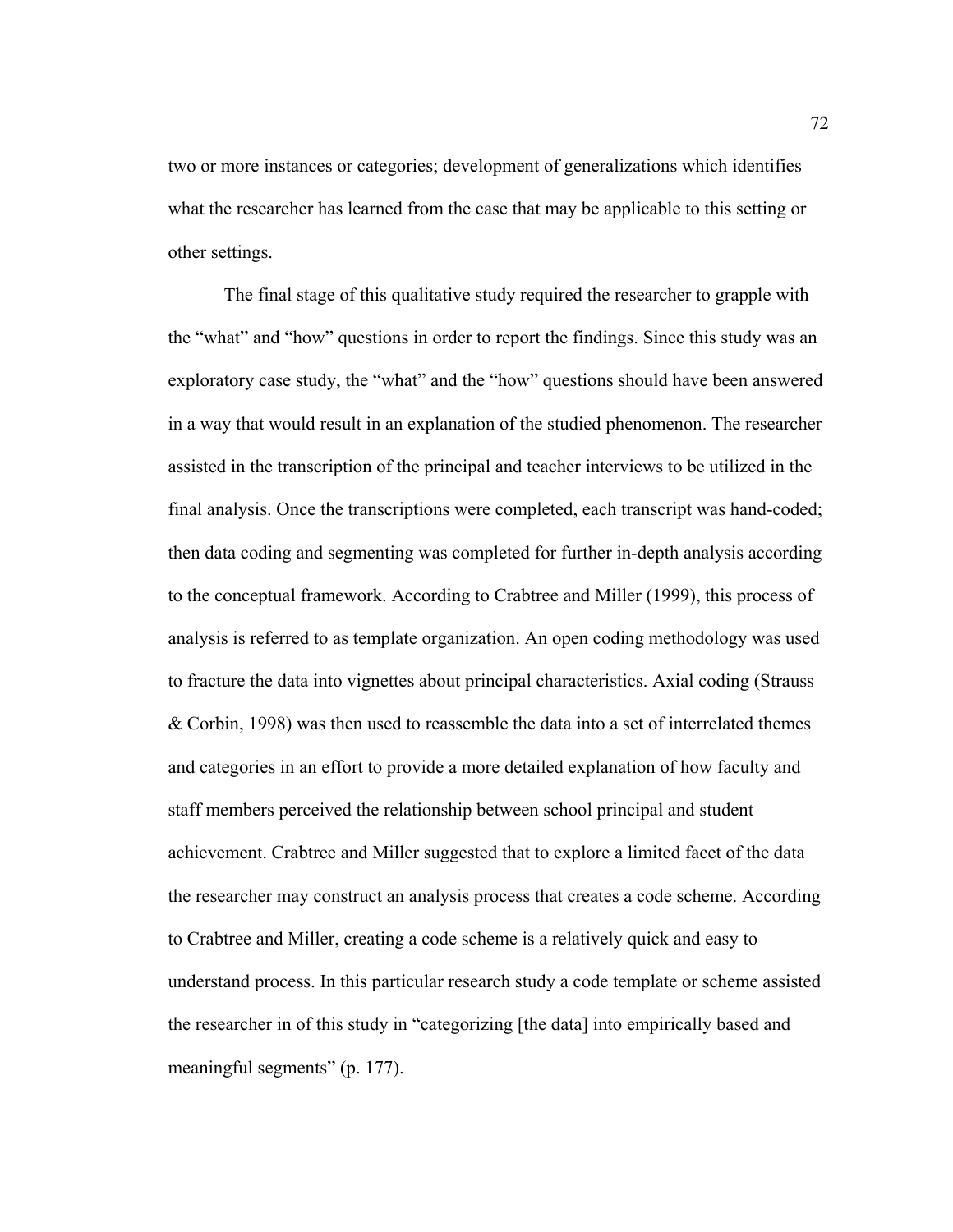two or more instances or categories; development of generalizations which identifies what the researcher has learned from the case that may be applicable to this setting or other settings.

The final stage of this qualitative study required the researcher to grapple with the "what" and "how" questions in order to report the findings. Since this study was an exploratory case study, the "what" and the "how" questions should have been answered in a way that would result in an explanation of the studied phenomenon. The researcher assisted in the transcription of the principal and teacher interviews to be utilized in the final analysis. Once the transcriptions were completed, each transcript was hand-coded; then data coding and segmenting was completed for further in-depth analysis according to the conceptual framework. According to Crabtree and Miller (1999), this process of analysis is referred to as template organization. An open coding methodology was used to fracture the data into vignettes about principal characteristics. Axial coding (Strauss & Corbin, 1998) was then used to reassemble the data into a set of interrelated themes and categories in an effort to provide a more detailed explanation of how faculty and staff members perceived the relationship between school principal and student achievement. Crabtree and Miller suggested that to explore a limited facet of the data the researcher may construct an analysis process that creates a code scheme. According to Crabtree and Miller, creating a code scheme is a relatively quick and easy to understand process. In this particular research study a code template or scheme assisted the researcher in of this study in "categorizing [the data] into empirically based and meaningful segments" (p. 177).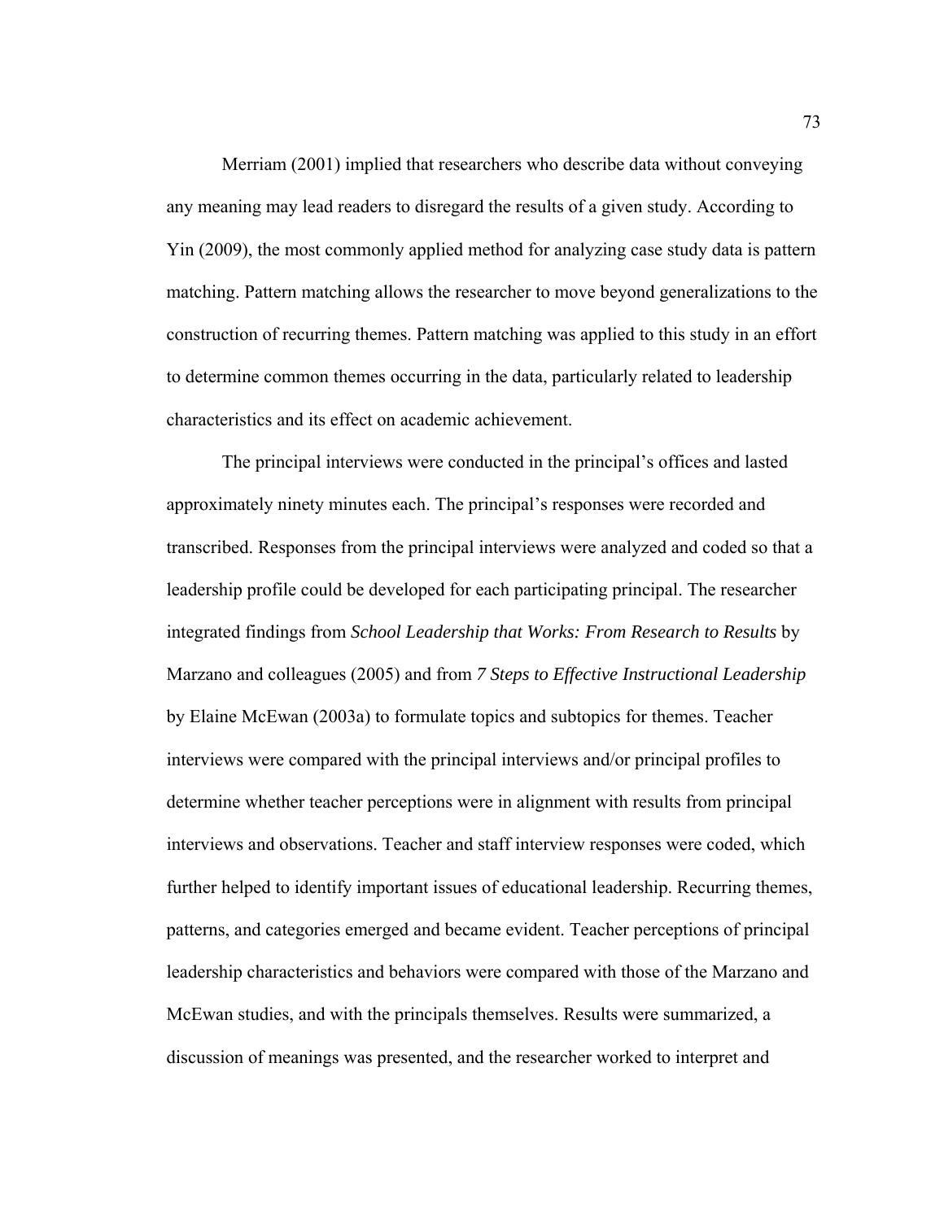Merriam (2001) implied that researchers who describe data without conveying any meaning may lead readers to disregard the results of a given study. According to Yin (2009), the most commonly applied method for analyzing case study data is pattern matching. Pattern matching allows the researcher to move beyond generalizations to the construction of recurring themes. Pattern matching was applied to this study in an effort to determine common themes occurring in the data, particularly related to leadership characteristics and its effect on academic achievement.

The principal interviews were conducted in the principal's offices and lasted approximately ninety minutes each. The principal's responses were recorded and transcribed. Responses from the principal interviews were analyzed and coded so that a leadership profile could be developed for each participating principal. The researcher integrated findings from *School Leadership that Works: From Research to Results* by Marzano and colleagues (2005) and from *7 Steps to Effective Instructional Leadership* by Elaine McEwan (2003a) to formulate topics and subtopics for themes. Teacher interviews were compared with the principal interviews and/or principal profiles to determine whether teacher perceptions were in alignment with results from principal interviews and observations. Teacher and staff interview responses were coded, which further helped to identify important issues of educational leadership. Recurring themes, patterns, and categories emerged and became evident. Teacher perceptions of principal leadership characteristics and behaviors were compared with those of the Marzano and McEwan studies, and with the principals themselves. Results were summarized, a discussion of meanings was presented, and the researcher worked to interpret and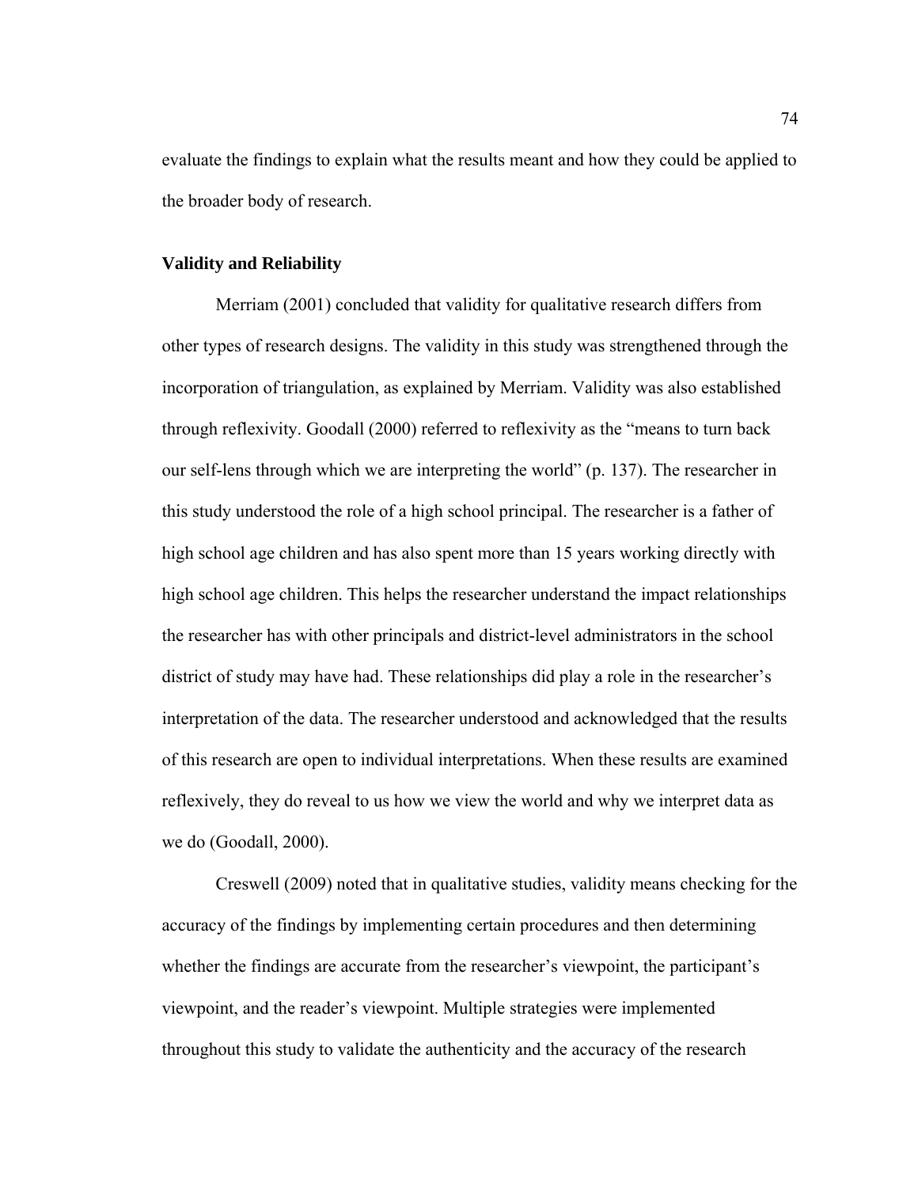evaluate the findings to explain what the results meant and how they could be applied to the broader body of research.

**Validity and Reliability**

Merriam (2001) concluded that validity for qualitative research differs from other types of research designs. The validity in this study was strengthened through the incorporation of triangulation, as explained by Merriam. Validity was also established through reflexivity. Goodall (2000) referred to reflexivity as the "means to turn back our self-lens through which we are interpreting the world" (p. 137). The researcher in this study understood the role of a high school principal. The researcher is a father of high school age children and has also spent more than 15 years working directly with high school age children. This helps the researcher understand the impact relationships the researcher has with other principals and district-level administrators in the school district of study may have had. These relationships did play a role in the researcher's interpretation of the data. The researcher understood and acknowledged that the results of this research are open to individual interpretations. When these results are examined reflexively, they do reveal to us how we view the world and why we interpret data as we do (Goodall, 2000).

Creswell (2009) noted that in qualitative studies, validity means checking for the accuracy of the findings by implementing certain procedures and then determining whether the findings are accurate from the researcher's viewpoint, the participant's viewpoint, and the reader's viewpoint. Multiple strategies were implemented throughout this study to validate the authenticity and the accuracy of the research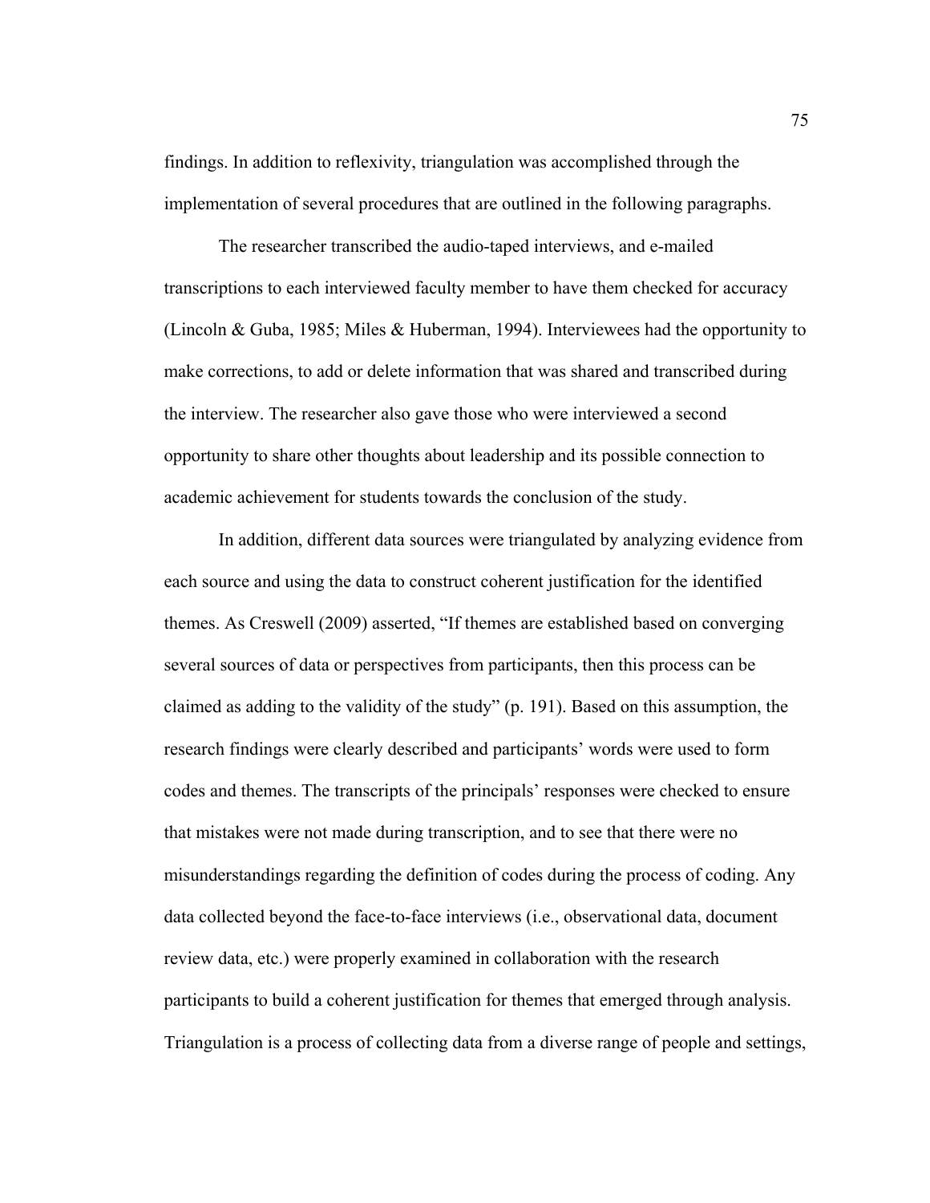findings. In addition to reflexivity, triangulation was accomplished through the implementation of several procedures that are outlined in the following paragraphs.

The researcher transcribed the audio-taped interviews, and e-mailed transcriptions to each interviewed faculty member to have them checked for accuracy (Lincoln & Guba, 1985; Miles & Huberman, 1994). Interviewees had the opportunity to make corrections, to add or delete information that was shared and transcribed during the interview. The researcher also gave those who were interviewed a second opportunity to share other thoughts about leadership and its possible connection to academic achievement for students towards the conclusion of the study.

In addition, different data sources were triangulated by analyzing evidence from each source and using the data to construct coherent justification for the identified themes. As Creswell (2009) asserted, "If themes are established based on converging several sources of data or perspectives from participants, then this process can be claimed as adding to the validity of the study" (p. 191). Based on this assumption, the research findings were clearly described and participants' words were used to form codes and themes. The transcripts of the principals' responses were checked to ensure that mistakes were not made during transcription, and to see that there were no misunderstandings regarding the definition of codes during the process of coding. Any data collected beyond the face-to-face interviews (i.e., observational data, document review data, etc.) were properly examined in collaboration with the research participants to build a coherent justification for themes that emerged through analysis. Triangulation is a process of collecting data from a diverse range of people and settings,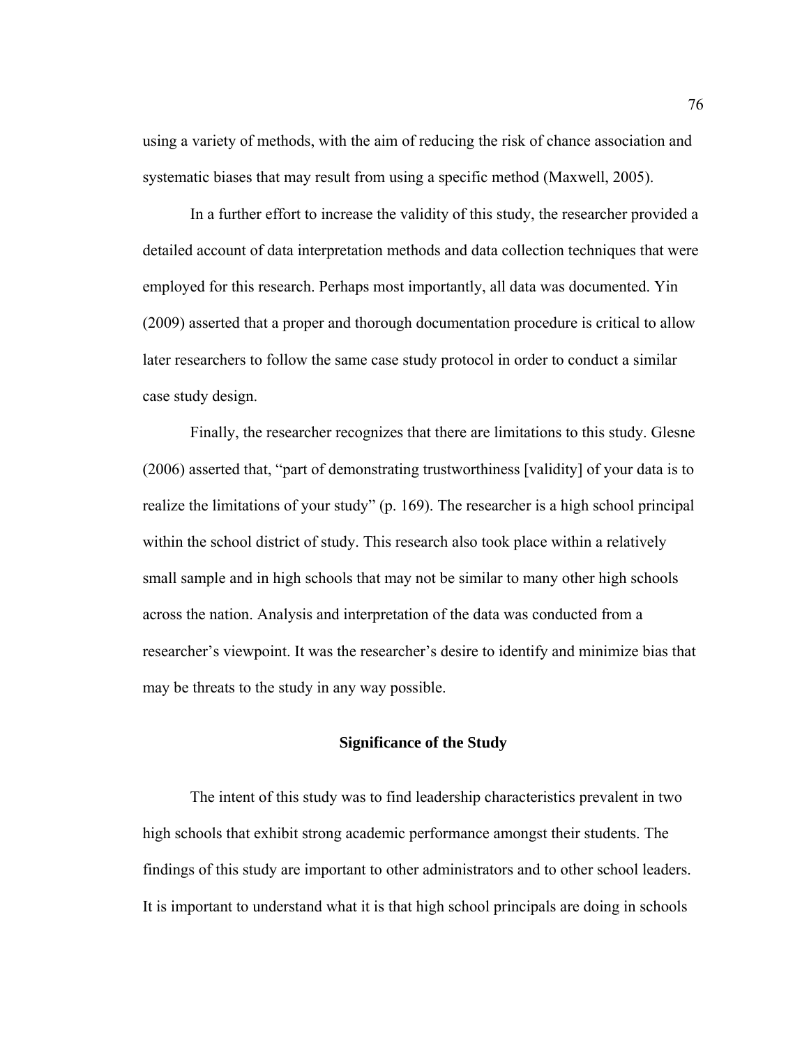using a variety of methods, with the aim of reducing the risk of chance association and systematic biases that may result from using a specific method (Maxwell, 2005).

In a further effort to increase the validity of this study, the researcher provided a detailed account of data interpretation methods and data collection techniques that were employed for this research. Perhaps most importantly, all data was documented. Yin (2009) asserted that a proper and thorough documentation procedure is critical to allow later researchers to follow the same case study protocol in order to conduct a similar case study design.

Finally, the researcher recognizes that there are limitations to this study. Glesne (2006) asserted that, "part of demonstrating trustworthiness [validity] of your data is to realize the limitations of your study" (p. 169). The researcher is a high school principal within the school district of study. This research also took place within a relatively small sample and in high schools that may not be similar to many other high schools across the nation. Analysis and interpretation of the data was conducted from a researcher's viewpoint. It was the researcher's desire to identify and minimize bias that may be threats to the study in any way possible.

## Significance of the Study

The intent of this study was to find leadership characteristics prevalent in two high schools that exhibit strong academic performance amongst their students. The findings of this study are important to other administrators and to other school leaders. It is important to understand what it is that high school principals are doing in schools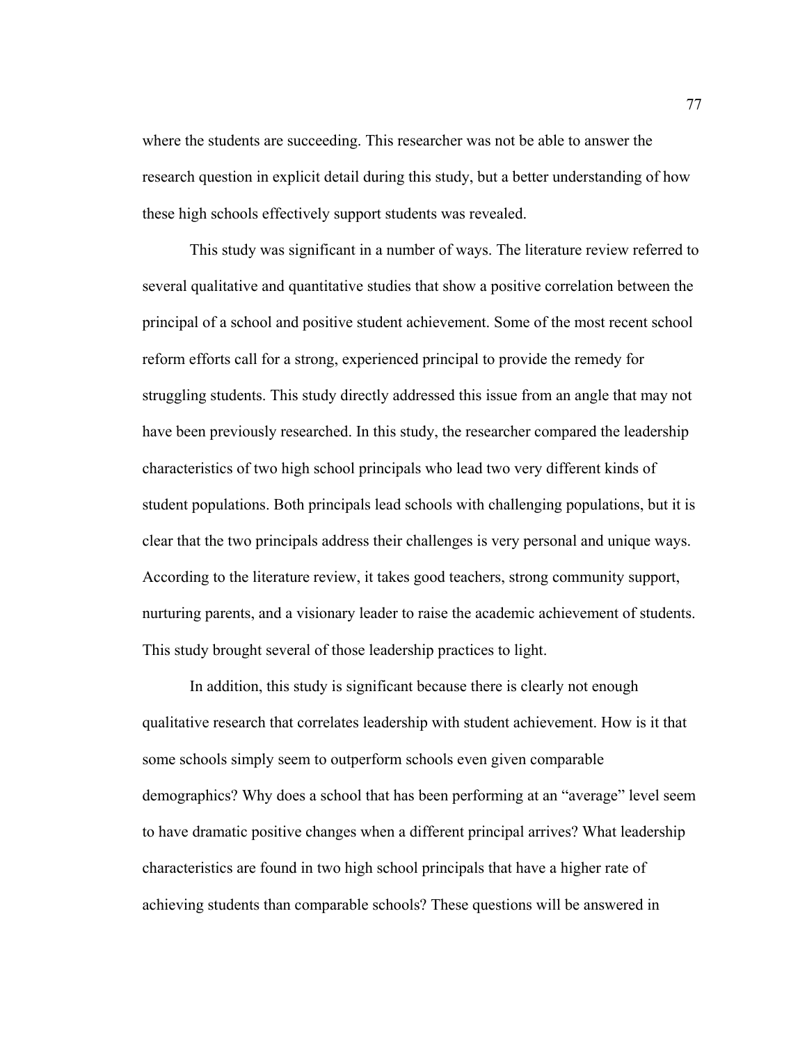where the students are succeeding. This researcher was not be able to answer the research question in explicit detail during this study, but a better understanding of how these high schools effectively support students was revealed.

This study was significant in a number of ways. The literature review referred to several qualitative and quantitative studies that show a positive correlation between the principal of a school and positive student achievement. Some of the most recent school reform efforts call for a strong, experienced principal to provide the remedy for struggling students. This study directly addressed this issue from an angle that may not have been previously researched. In this study, the researcher compared the leadership characteristics of two high school principals who lead two very different kinds of student populations. Both principals lead schools with challenging populations, but it is clear that the two principals address their challenges is very personal and unique ways. According to the literature review, it takes good teachers, strong community support, nurturing parents, and a visionary leader to raise the academic achievement of students. This study brought several of those leadership practices to light.

In addition, this study is significant because there is clearly not enough qualitative research that correlates leadership with student achievement. How is it that some schools simply seem to outperform schools even given comparable demographics? Why does a school that has been performing at an "average" level seem to have dramatic positive changes when a different principal arrives? What leadership characteristics are found in two high school principals that have a higher rate of achieving students than comparable schools? These questions will be answered in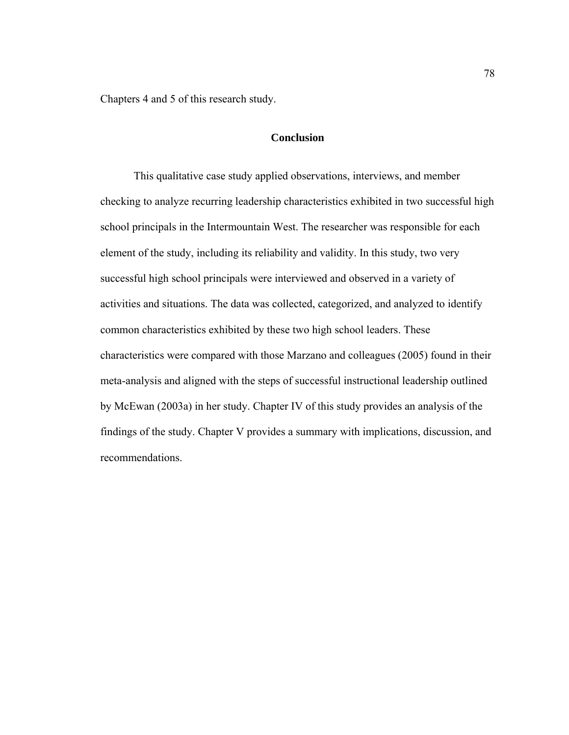Chapters 4 and 5 of this research study.

## Conclusion

This qualitative case study applied observations, interviews, and member checking to analyze recurring leadership characteristics exhibited in two successful high school principals in the Intermountain West. The researcher was responsible for each element of the study, including its reliability and validity. In this study, two very successful high school principals were interviewed and observed in a variety of activities and situations. The data was collected, categorized, and analyzed to identify common characteristics exhibited by these two high school leaders. These characteristics were compared with those Marzano and colleagues (2005) found in their meta-analysis and aligned with the steps of successful instructional leadership outlined by McEwan (2003a) in her study. Chapter IV of this study provides an analysis of the findings of the study. Chapter V provides a summary with implications, discussion, and recommendations.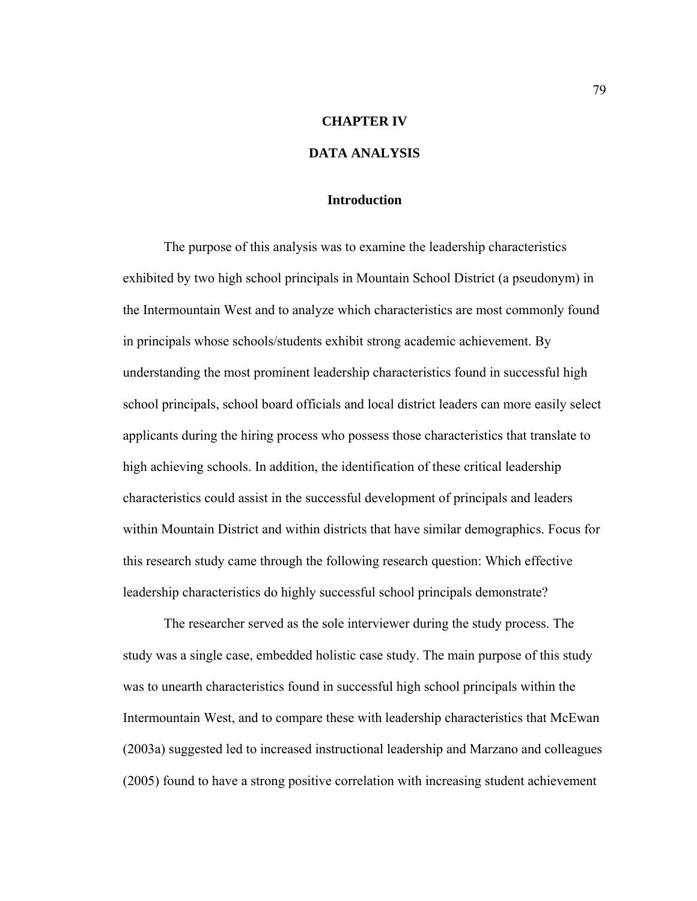# CHAPTER IV

# DATA ANALYSIS

## Introduction

The purpose of this analysis was to examine the leadership characteristics exhibited by two high school principals in Mountain School District (a pseudonym) in the Intermountain West and to analyze which characteristics are most commonly found in principals whose schools/students exhibit strong academic achievement. By understanding the most prominent leadership characteristics found in successful high school principals, school board officials and local district leaders can more easily select applicants during the hiring process who possess those characteristics that translate to high achieving schools. In addition, the identification of these critical leadership characteristics could assist in the successful development of principals and leaders within Mountain District and within districts that have similar demographics. Focus for this research study came through the following research question: Which effective leadership characteristics do highly successful school principals demonstrate?

The researcher served as the sole interviewer during the study process. The study was a single case, embedded holistic case study. The main purpose of this study was to unearth characteristics found in successful high school principals within the Intermountain West, and to compare these with leadership characteristics that McEwan (2003a) suggested led to increased instructional leadership and Marzano and colleagues (2005) found to have a strong positive correlation with increasing student achievement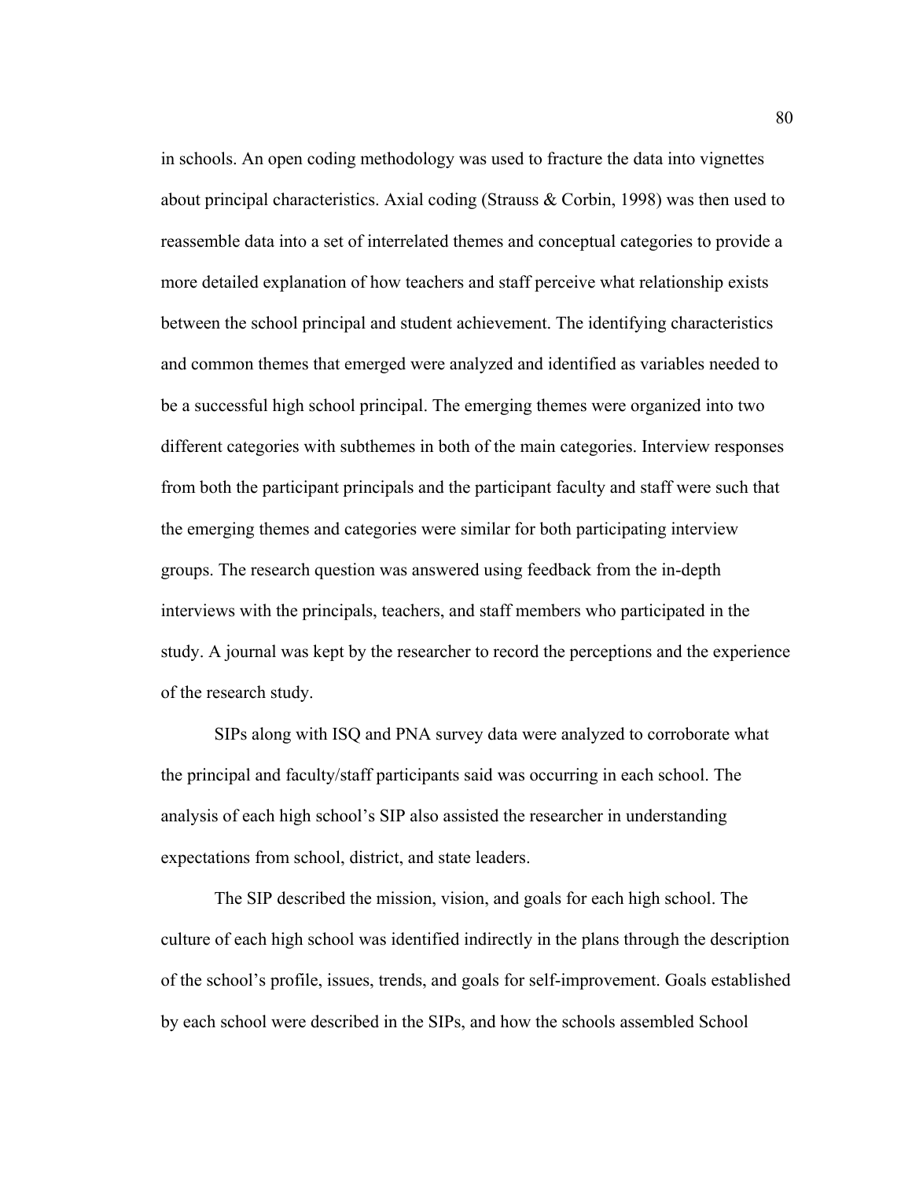in schools. An open coding methodology was used to fracture the data into vignettes about principal characteristics. Axial coding (Strauss & Corbin, 1998) was then used to reassemble data into a set of interrelated themes and conceptual categories to provide a more detailed explanation of how teachers and staff perceive what relationship exists between the school principal and student achievement. The identifying characteristics and common themes that emerged were analyzed and identified as variables needed to be a successful high school principal. The emerging themes were organized into two different categories with subthemes in both of the main categories. Interview responses from both the participant principals and the participant faculty and staff were such that the emerging themes and categories were similar for both participating interview groups. The research question was answered using feedback from the in-depth interviews with the principals, teachers, and staff members who participated in the study. A journal was kept by the researcher to record the perceptions and the experience of the research study.

SIPs along with ISQ and PNA survey data were analyzed to corroborate what the principal and faculty/staff participants said was occurring in each school. The analysis of each high school's SIP also assisted the researcher in understanding expectations from school, district, and state leaders.

The SIP described the mission, vision, and goals for each high school. The culture of each high school was identified indirectly in the plans through the description of the school's profile, issues, trends, and goals for self-improvement. Goals established by each school were described in the SIPs, and how the schools assembled School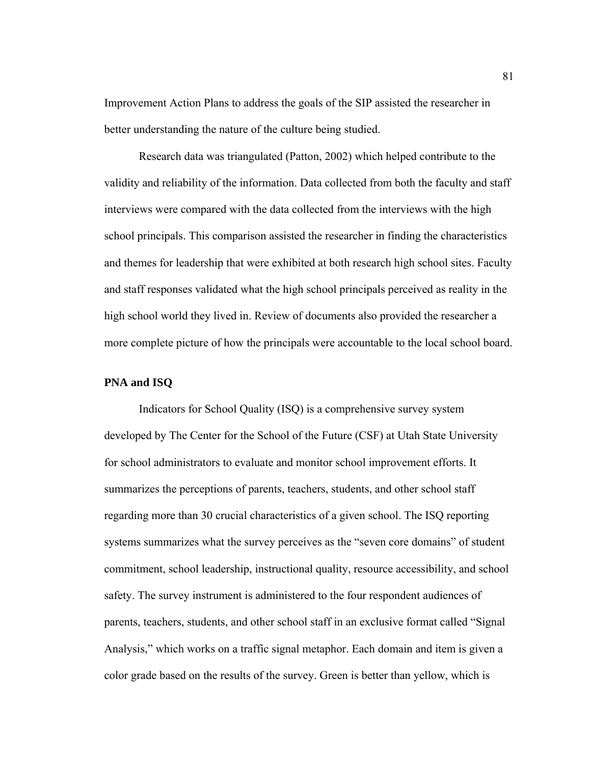Improvement Action Plans to address the goals of the SIP assisted the researcher in better understanding the nature of the culture being studied.

Research data was triangulated (Patton, 2002) which helped contribute to the validity and reliability of the information. Data collected from both the faculty and staff interviews were compared with the data collected from the interviews with the high school principals. This comparison assisted the researcher in finding the characteristics and themes for leadership that were exhibited at both research high school sites. Faculty and staff responses validated what the high school principals perceived as reality in the high school world they lived in. Review of documents also provided the researcher a more complete picture of how the principals were accountable to the local school board.

**PNA and ISQ**

Indicators for School Quality (ISQ) is a comprehensive survey system developed by The Center for the School of the Future (CSF) at Utah State University for school administrators to evaluate and monitor school improvement efforts. It summarizes the perceptions of parents, teachers, students, and other school staff regarding more than 30 crucial characteristics of a given school. The ISQ reporting systems summarizes what the survey perceives as the "seven core domains" of student commitment, school leadership, instructional quality, resource accessibility, and school safety. The survey instrument is administered to the four respondent audiences of parents, teachers, students, and other school staff in an exclusive format called "Signal Analysis," which works on a traffic signal metaphor. Each domain and item is given a color grade based on the results of the survey. Green is better than yellow, which is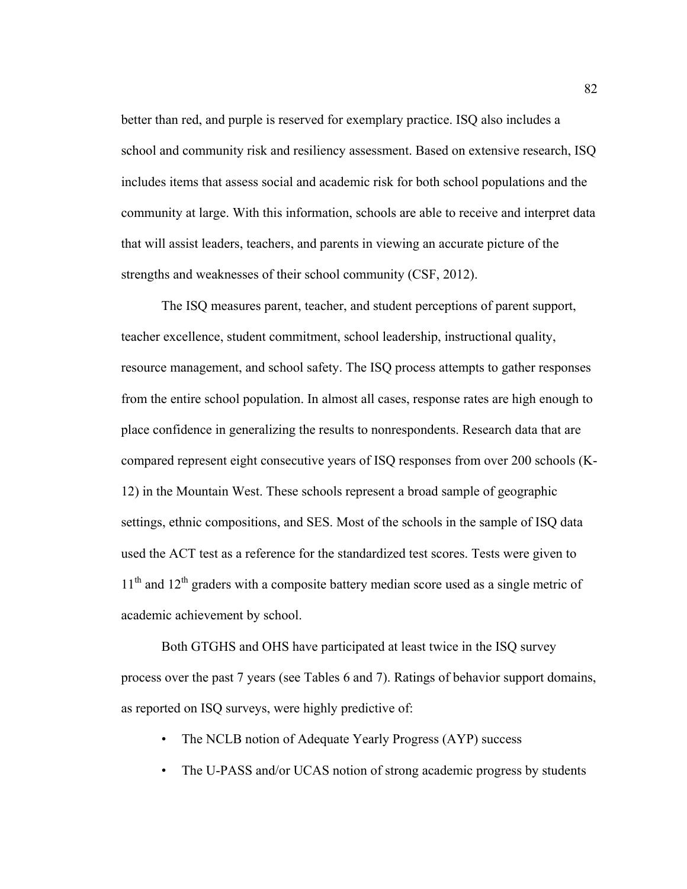better than red, and purple is reserved for exemplary practice. ISQ also includes a school and community risk and resiliency assessment. Based on extensive research, ISQ includes items that assess social and academic risk for both school populations and the community at large. With this information, schools are able to receive and interpret data that will assist leaders, teachers, and parents in viewing an accurate picture of the strengths and weaknesses of their school community (CSF, 2012).

The ISQ measures parent, teacher, and student perceptions of parent support, teacher excellence, student commitment, school leadership, instructional quality, resource management, and school safety. The ISQ process attempts to gather responses from the entire school population. In almost all cases, response rates are high enough to place confidence in generalizing the results to nonrespondents. Research data that are compared represent eight consecutive years of ISQ responses from over 200 schools (K-12) in the Mountain West. These schools represent a broad sample of geographic settings, ethnic compositions, and SES. Most of the schools in the sample of ISQ data used the ACT test as a reference for the standardized test scores. Tests were given to 11th and 12th graders with a composite battery median score used as a single metric of academic achievement by school.

Both GTGHS and OHS have participated at least twice in the ISQ survey process over the past 7 years (see Tables 6 and 7). Ratings of behavior support domains, as reported on ISQ surveys, were highly predictive of:

- The NCLB notion of Adequate Yearly Progress (AYP) success
- The U-PASS and/or UCAS notion of strong academic progress by students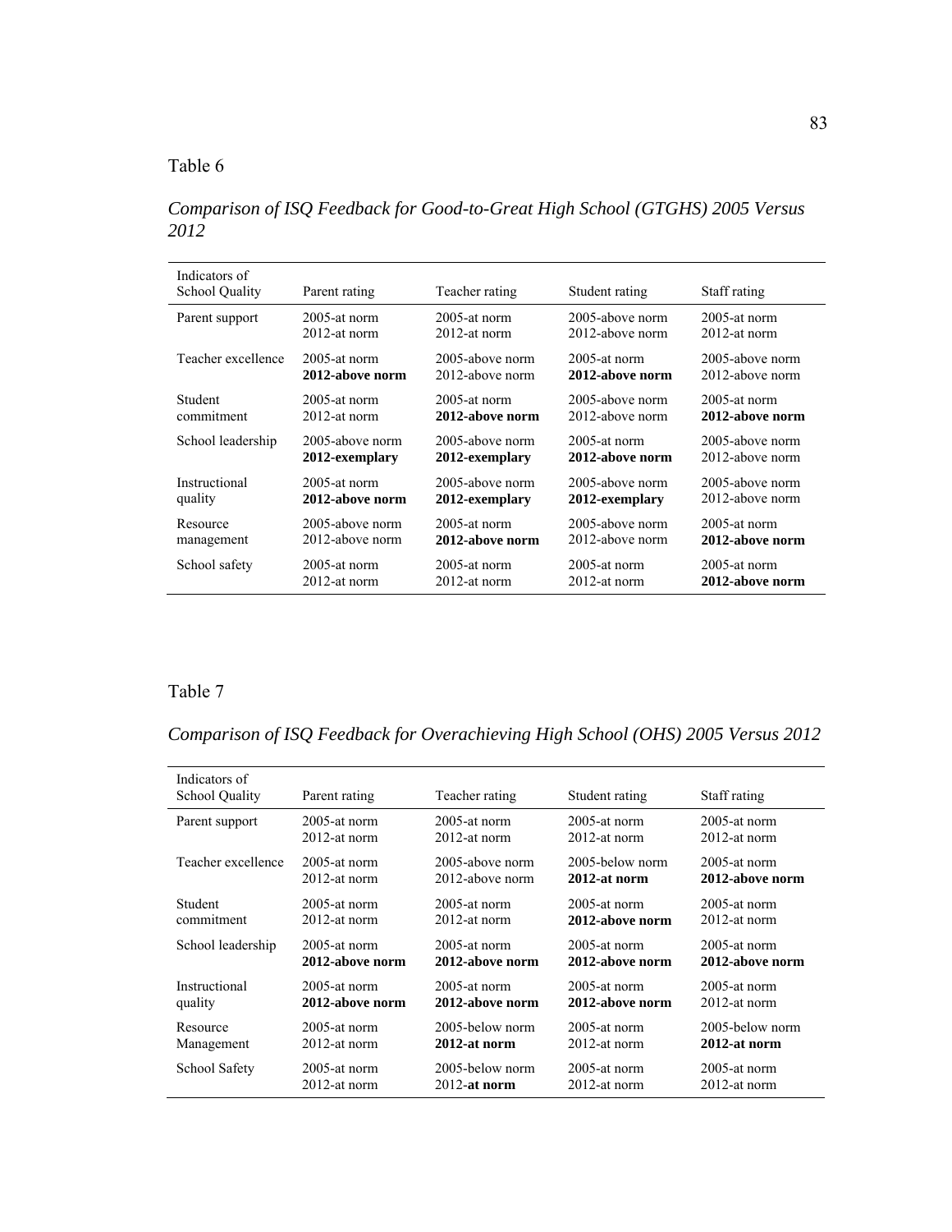Table 6

*Comparison of ISQ Feedback for Good-to-Great High School (GTGHS) 2005 Versus 2012*

| Indicators of School Quality | Parent rating | Teacher rating | Student rating | Staff rating |
|---|---|---|---|---|
| Parent support | 2005-at norm<br>2012-at norm | 2005-at norm<br>2012-at norm | 2005-above norm<br>2012-above norm | 2005-at norm<br>2012-at norm |
| Teacher excellence | 2005-at norm<br>**2012-above norm** | 2005-above norm<br>2012-above norm | 2005-at norm<br>**2012-above norm** | 2005-above norm<br>2012-above norm |
| Student commitment | 2005-at norm<br>2012-at norm | 2005-at norm<br>**2012-above norm** | 2005-above norm<br>2012-above norm | 2005-at norm<br>**2012-above norm** |
| School leadership | 2005-above norm<br>**2012-exemplary** | 2005-above norm<br>**2012-exemplary** | 2005-at norm<br>**2012-above norm** | 2005-above norm<br>2012-above norm |
| Instructional quality | 2005-at norm<br>**2012-above norm** | 2005-above norm<br>**2012-exemplary** | 2005-above norm<br>**2012-exemplary** | 2005-above norm<br>2012-above norm |
| Resource management | 2005-above norm<br>2012-above norm | 2005-at norm<br>**2012-above norm** | 2005-above norm<br>2012-above norm | 2005-at norm<br>**2012-above norm** |
| School safety | 2005-at norm<br>2012-at norm | 2005-at norm<br>2012-at norm | 2005-at norm<br>2012-at norm | 2005-at norm<br>**2012-above norm** |

Table 7

*Comparison of ISQ Feedback for Overachieving High School (OHS) 2005 Versus 2012*

| Indicators of School Quality | Parent rating | Teacher rating | Student rating | Staff rating |
|---|---|---|---|---|
| Parent support | 2005-at norm<br>2012-at norm | 2005-at norm<br>2012-at norm | 2005-at norm<br>2012-at norm | 2005-at norm<br>2012-at norm |
| Teacher excellence | 2005-at norm<br>2012-at norm | 2005-above norm<br>2012-above norm | 2005-below norm<br>**2012-at norm** | 2005-at norm<br>**2012-above norm** |
| Student commitment | 2005-at norm<br>2012-at norm | 2005-at norm<br>2012-at norm | 2005-at norm<br>**2012-above norm** | 2005-at norm<br>2012-at norm |
| School leadership | 2005-at norm<br>**2012-above norm** | 2005-at norm<br>**2012-above norm** | 2005-at norm<br>**2012-above norm** | 2005-at norm<br>**2012-above norm** |
| Instructional quality | 2005-at norm<br>**2012-above norm** | 2005-at norm<br>**2012-above norm** | 2005-at norm<br>**2012-above norm** | 2005-at norm<br>2012-at norm |
| Resource Management | 2005-at norm<br>2012-at norm | 2005-below norm<br>**2012-at norm** | 2005-at norm<br>2012-at norm | 2005-below norm<br>**2012-at norm** |
| School Safety | 2005-at norm<br>2012-at norm | 2005-below norm<br>2012-**at norm** | 2005-at norm<br>2012-at norm | 2005-at norm<br>2012-at norm |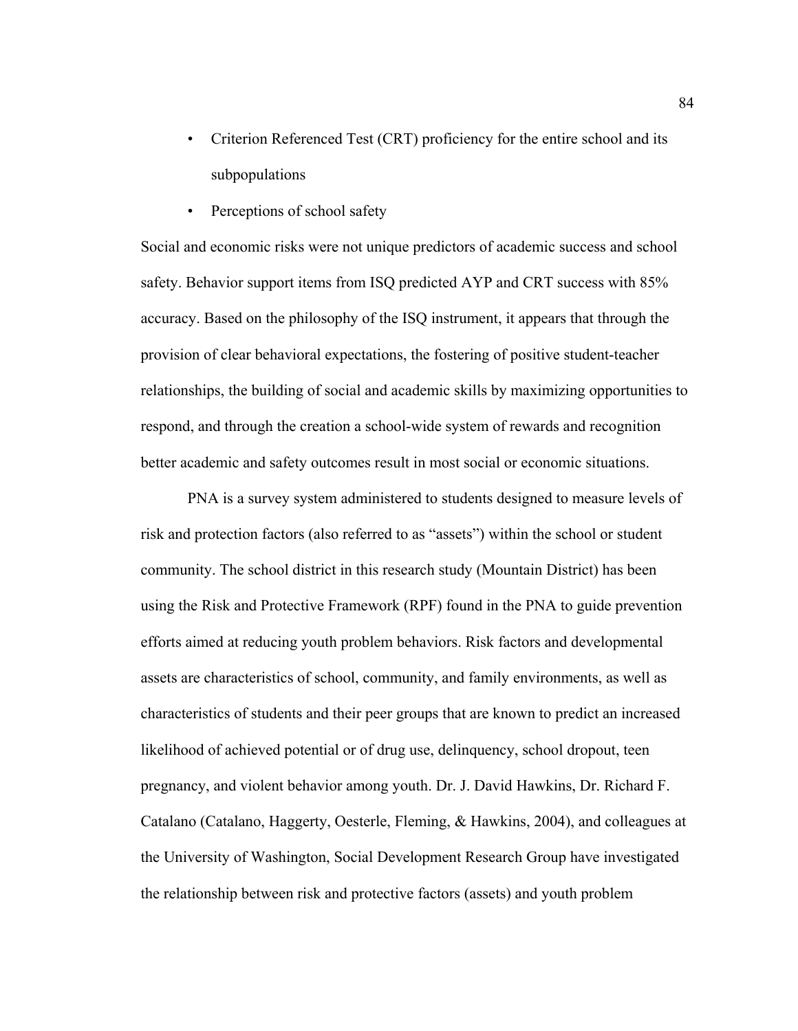- Criterion Referenced Test (CRT) proficiency for the entire school and its subpopulations
- Perceptions of school safety

Social and economic risks were not unique predictors of academic success and school safety. Behavior support items from ISQ predicted AYP and CRT success with 85% accuracy. Based on the philosophy of the ISQ instrument, it appears that through the provision of clear behavioral expectations, the fostering of positive student-teacher relationships, the building of social and academic skills by maximizing opportunities to respond, and through the creation a school-wide system of rewards and recognition better academic and safety outcomes result in most social or economic situations.

PNA is a survey system administered to students designed to measure levels of risk and protection factors (also referred to as "assets") within the school or student community. The school district in this research study (Mountain District) has been using the Risk and Protective Framework (RPF) found in the PNA to guide prevention efforts aimed at reducing youth problem behaviors. Risk factors and developmental assets are characteristics of school, community, and family environments, as well as characteristics of students and their peer groups that are known to predict an increased likelihood of achieved potential or of drug use, delinquency, school dropout, teen pregnancy, and violent behavior among youth. Dr. J. David Hawkins, Dr. Richard F. Catalano (Catalano, Haggerty, Oesterle, Fleming, & Hawkins, 2004), and colleagues at the University of Washington, Social Development Research Group have investigated the relationship between risk and protective factors (assets) and youth problem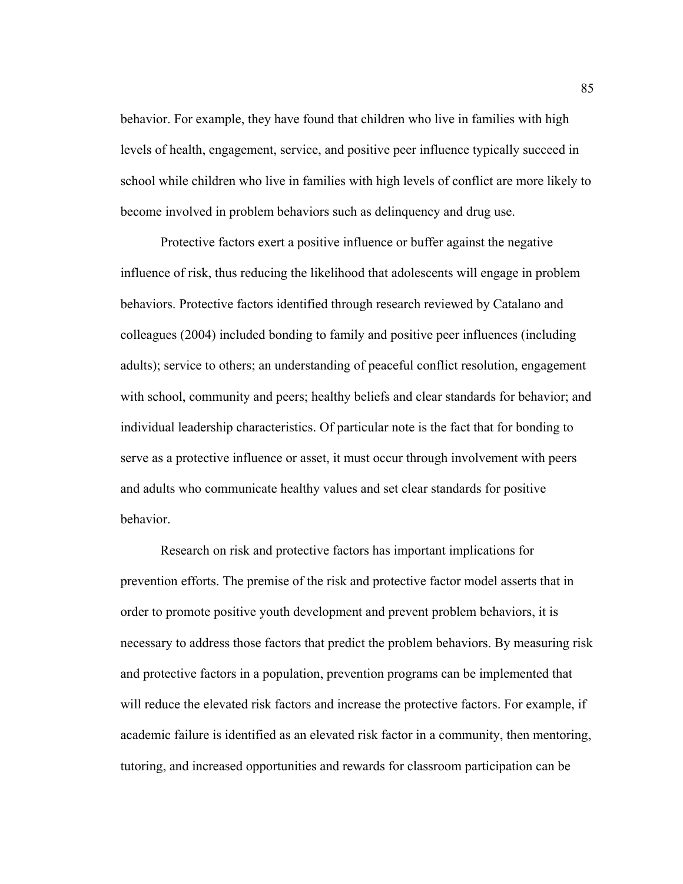behavior. For example, they have found that children who live in families with high levels of health, engagement, service, and positive peer influence typically succeed in school while children who live in families with high levels of conflict are more likely to become involved in problem behaviors such as delinquency and drug use.

Protective factors exert a positive influence or buffer against the negative influence of risk, thus reducing the likelihood that adolescents will engage in problem behaviors. Protective factors identified through research reviewed by Catalano and colleagues (2004) included bonding to family and positive peer influences (including adults); service to others; an understanding of peaceful conflict resolution, engagement with school, community and peers; healthy beliefs and clear standards for behavior; and individual leadership characteristics. Of particular note is the fact that for bonding to serve as a protective influence or asset, it must occur through involvement with peers and adults who communicate healthy values and set clear standards for positive behavior.

Research on risk and protective factors has important implications for prevention efforts. The premise of the risk and protective factor model asserts that in order to promote positive youth development and prevent problem behaviors, it is necessary to address those factors that predict the problem behaviors. By measuring risk and protective factors in a population, prevention programs can be implemented that will reduce the elevated risk factors and increase the protective factors. For example, if academic failure is identified as an elevated risk factor in a community, then mentoring, tutoring, and increased opportunities and rewards for classroom participation can be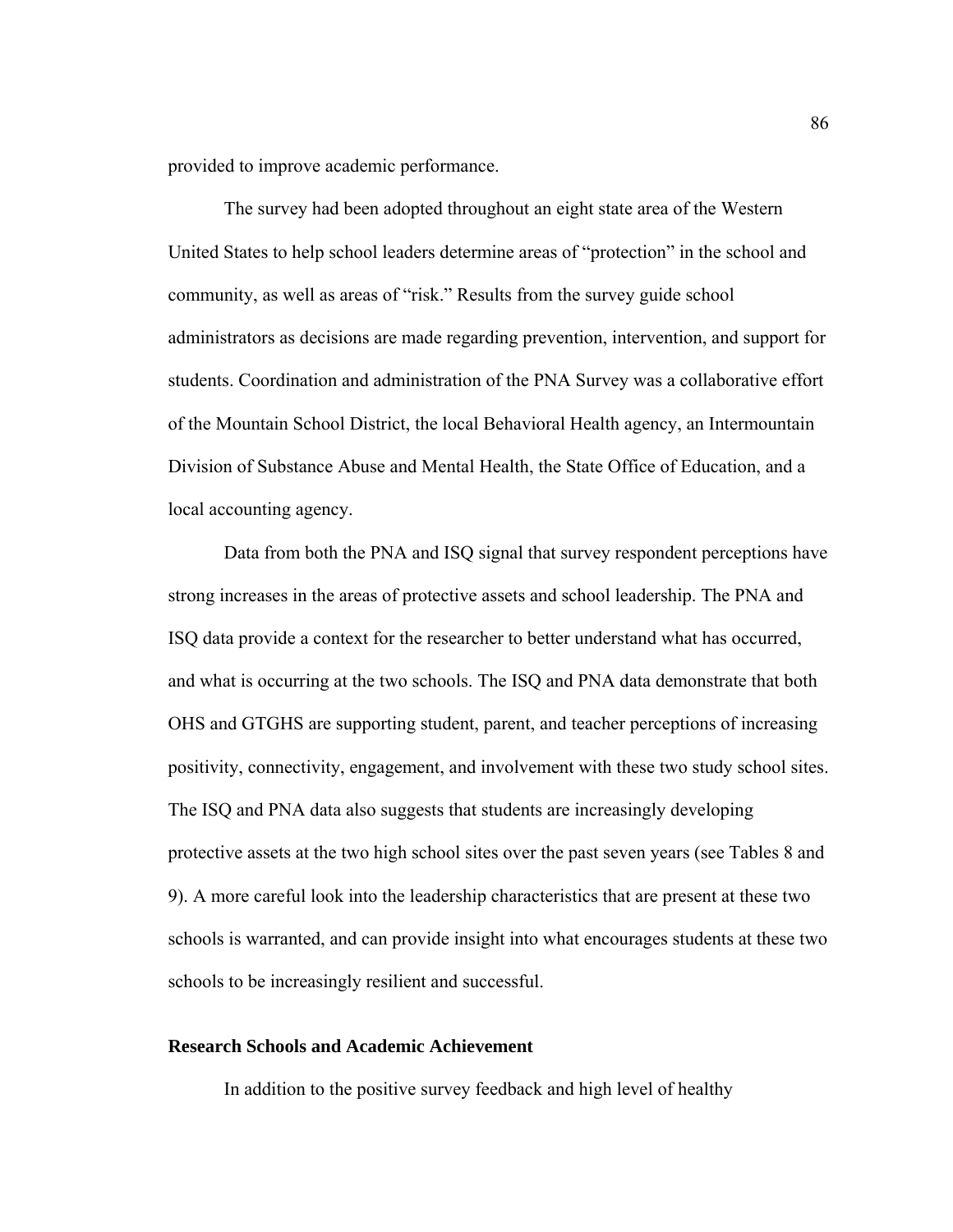provided to improve academic performance.

The survey had been adopted throughout an eight state area of the Western United States to help school leaders determine areas of "protection" in the school and community, as well as areas of "risk." Results from the survey guide school administrators as decisions are made regarding prevention, intervention, and support for students. Coordination and administration of the PNA Survey was a collaborative effort of the Mountain School District, the local Behavioral Health agency, an Intermountain Division of Substance Abuse and Mental Health, the State Office of Education, and a local accounting agency.

Data from both the PNA and ISQ signal that survey respondent perceptions have strong increases in the areas of protective assets and school leadership. The PNA and ISQ data provide a context for the researcher to better understand what has occurred, and what is occurring at the two schools. The ISQ and PNA data demonstrate that both OHS and GTGHS are supporting student, parent, and teacher perceptions of increasing positivity, connectivity, engagement, and involvement with these two study school sites. The ISQ and PNA data also suggests that students are increasingly developing protective assets at the two high school sites over the past seven years (see Tables 8 and 9). A more careful look into the leadership characteristics that are present at these two schools is warranted, and can provide insight into what encourages students at these two schools to be increasingly resilient and successful.

**Research Schools and Academic Achievement**

In addition to the positive survey feedback and high level of healthy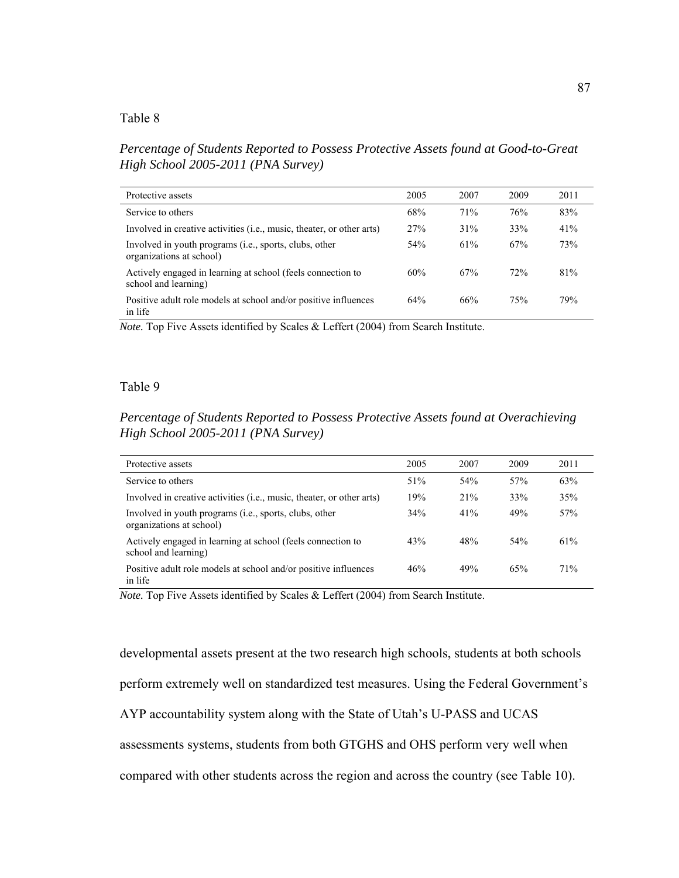Table 8

*Percentage of Students Reported to Possess Protective Assets found at Good-to-Great High School 2005-2011 (PNA Survey)*

| Protective assets | 2005 | 2007 | 2009 | 2011 |
|---|---|---|---|---|
| Service to others | 68% | 71% | 76% | 83% |
| Involved in creative activities (i.e., music, theater, or other arts) | 27% | 31% | 33% | 41% |
| Involved in youth programs (i.e., sports, clubs, other organizations at school) | 54% | 61% | 67% | 73% |
| Actively engaged in learning at school (feels connection to school and learning) | 60% | 67% | 72% | 81% |
| Positive adult role models at school and/or positive influences in life | 64% | 66% | 75% | 79% |

*Note.* Top Five Assets identified by Scales & Leffert (2004) from Search Institute.

Table 9

*Percentage of Students Reported to Possess Protective Assets found at Overachieving High School 2005-2011 (PNA Survey)*

| Protective assets | 2005 | 2007 | 2009 | 2011 |
|---|---|---|---|---|
| Service to others | 51% | 54% | 57% | 63% |
| Involved in creative activities (i.e., music, theater, or other arts) | 19% | 21% | 33% | 35% |
| Involved in youth programs (i.e., sports, clubs, other organizations at school) | 34% | 41% | 49% | 57% |
| Actively engaged in learning at school (feels connection to school and learning) | 43% | 48% | 54% | 61% |
| Positive adult role models at school and/or positive influences in life | 46% | 49% | 65% | 71% |

*Note.* Top Five Assets identified by Scales & Leffert (2004) from Search Institute.

developmental assets present at the two research high schools, students at both schools perform extremely well on standardized test measures. Using the Federal Government's AYP accountability system along with the State of Utah's U-PASS and UCAS assessments systems, students from both GTGHS and OHS perform very well when compared with other students across the region and across the country (see Table 10).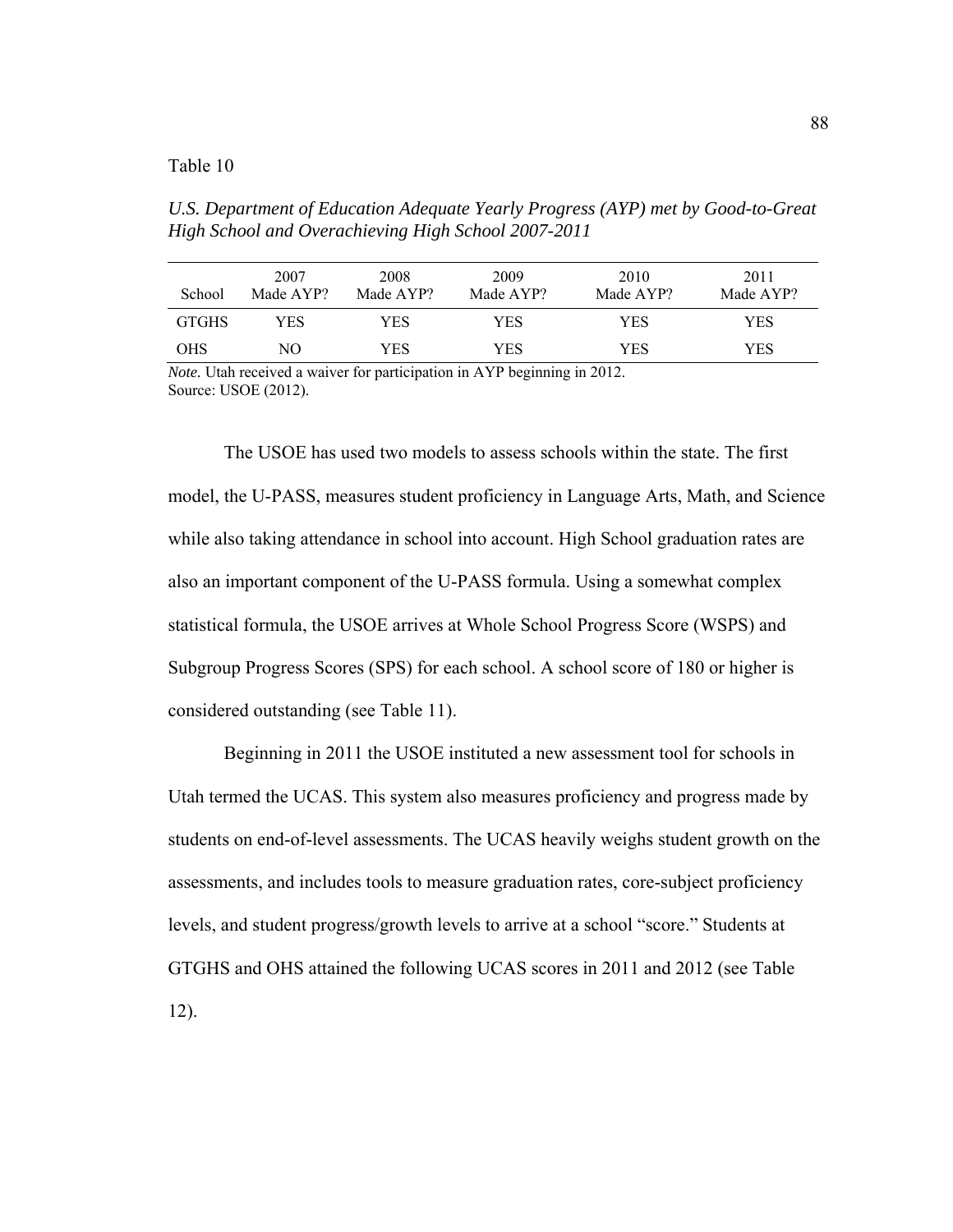Table 10

*U.S. Department of Education Adequate Yearly Progress (AYP) met by Good-to-Great High School and Overachieving High School 2007-2011*

| School | 2007 Made AYP? | 2008 Made AYP? | 2009 Made AYP? | 2010 Made AYP? | 2011 Made AYP? |
|---|---|---|---|---|---|
| GTGHS | YES | YES | YES | YES | YES |
| OHS | NO | YES | YES | YES | YES |

*Note.* Utah received a waiver for participation in AYP beginning in 2012.
Source: USOE (2012).

The USOE has used two models to assess schools within the state. The first model, the U-PASS, measures student proficiency in Language Arts, Math, and Science while also taking attendance in school into account. High School graduation rates are also an important component of the U-PASS formula. Using a somewhat complex statistical formula, the USOE arrives at Whole School Progress Score (WSPS) and Subgroup Progress Scores (SPS) for each school. A school score of 180 or higher is considered outstanding (see Table 11).

Beginning in 2011 the USOE instituted a new assessment tool for schools in Utah termed the UCAS. This system also measures proficiency and progress made by students on end-of-level assessments. The UCAS heavily weighs student growth on the assessments, and includes tools to measure graduation rates, core-subject proficiency levels, and student progress/growth levels to arrive at a school "score." Students at GTGHS and OHS attained the following UCAS scores in 2011 and 2012 (see Table 12).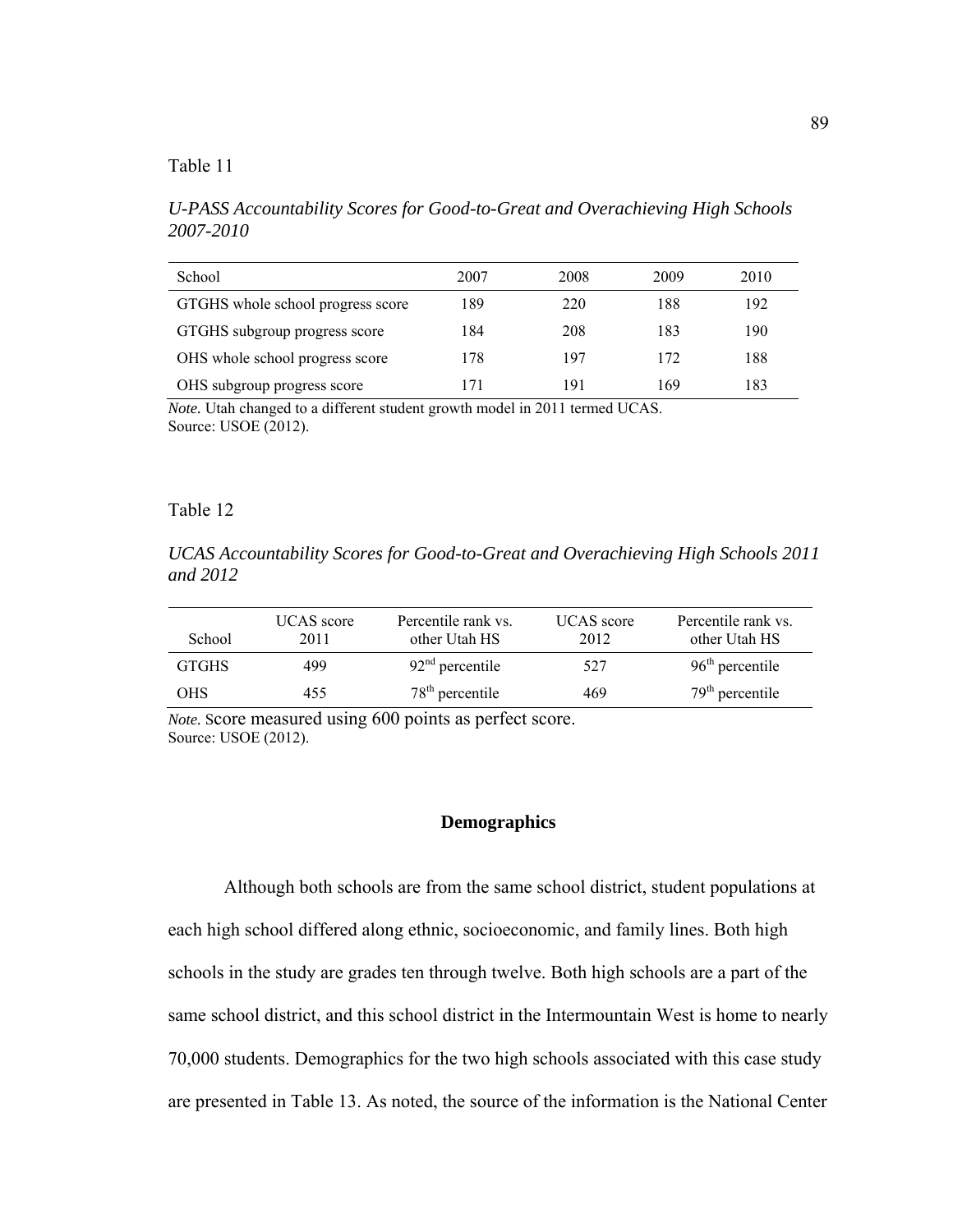Table 11

*U-PASS Accountability Scores for Good-to-Great and Overachieving High Schools 2007-2010*

| School | 2007 | 2008 | 2009 | 2010 |
|---|---|---|---|---|
| GTGHS whole school progress score | 189 | 220 | 188 | 192 |
| GTGHS subgroup progress score | 184 | 208 | 183 | 190 |
| OHS whole school progress score | 178 | 197 | 172 | 188 |
| OHS subgroup progress score | 171 | 191 | 169 | 183 |

*Note.* Utah changed to a different student growth model in 2011 termed UCAS.
Source: USOE (2012).

Table 12

*UCAS Accountability Scores for Good-to-Great and Overachieving High Schools 2011 and 2012*

| School | UCAS score 2011 | Percentile rank vs. other Utah HS | UCAS score 2012 | Percentile rank vs. other Utah HS |
|---|---|---|---|---|
| GTGHS | 499 | 92nd percentile | 527 | 96th percentile |
| OHS | 455 | 78th percentile | 469 | 79th percentile |

*Note.* Score measured using 600 points as perfect score.
Source: USOE (2012).

## Demographics

Although both schools are from the same school district, student populations at each high school differed along ethnic, socioeconomic, and family lines. Both high schools in the study are grades ten through twelve. Both high schools are a part of the same school district, and this school district in the Intermountain West is home to nearly 70,000 students. Demographics for the two high schools associated with this case study are presented in Table 13. As noted, the source of the information is the National Center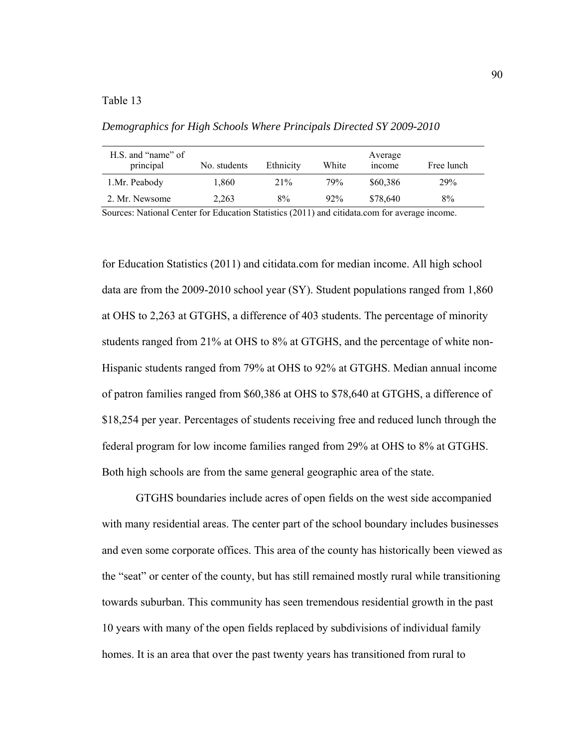Table 13

*Demographics for High Schools Where Principals Directed SY 2009-2010*

| H.S. and "name" of principal | No. students | Ethnicity | White | Average income | Free lunch |
|---|---|---|---|---|---|
| 1.Mr. Peabody | 1,860 | 21% | 79% | \$60,386 | 29% |
| 2. Mr. Newsome | 2,263 | 8% | 92% | \$78,640 | 8% |

Sources: National Center for Education Statistics (2011) and citidata.com for average income.

for Education Statistics (2011) and citidata.com for median income. All high school data are from the 2009-2010 school year (SY). Student populations ranged from 1,860 at OHS to 2,263 at GTGHS, a difference of 403 students. The percentage of minority students ranged from 21% at OHS to 8% at GTGHS, and the percentage of white non-Hispanic students ranged from 79% at OHS to 92% at GTGHS. Median annual income of patron families ranged from \$60,386 at OHS to \$78,640 at GTGHS, a difference of \$18,254 per year. Percentages of students receiving free and reduced lunch through the federal program for low income families ranged from 29% at OHS to 8% at GTGHS. Both high schools are from the same general geographic area of the state.

GTGHS boundaries include acres of open fields on the west side accompanied with many residential areas. The center part of the school boundary includes businesses and even some corporate offices. This area of the county has historically been viewed as the "seat" or center of the county, but has still remained mostly rural while transitioning towards suburban. This community has seen tremendous residential growth in the past 10 years with many of the open fields replaced by subdivisions of individual family homes. It is an area that over the past twenty years has transitioned from rural to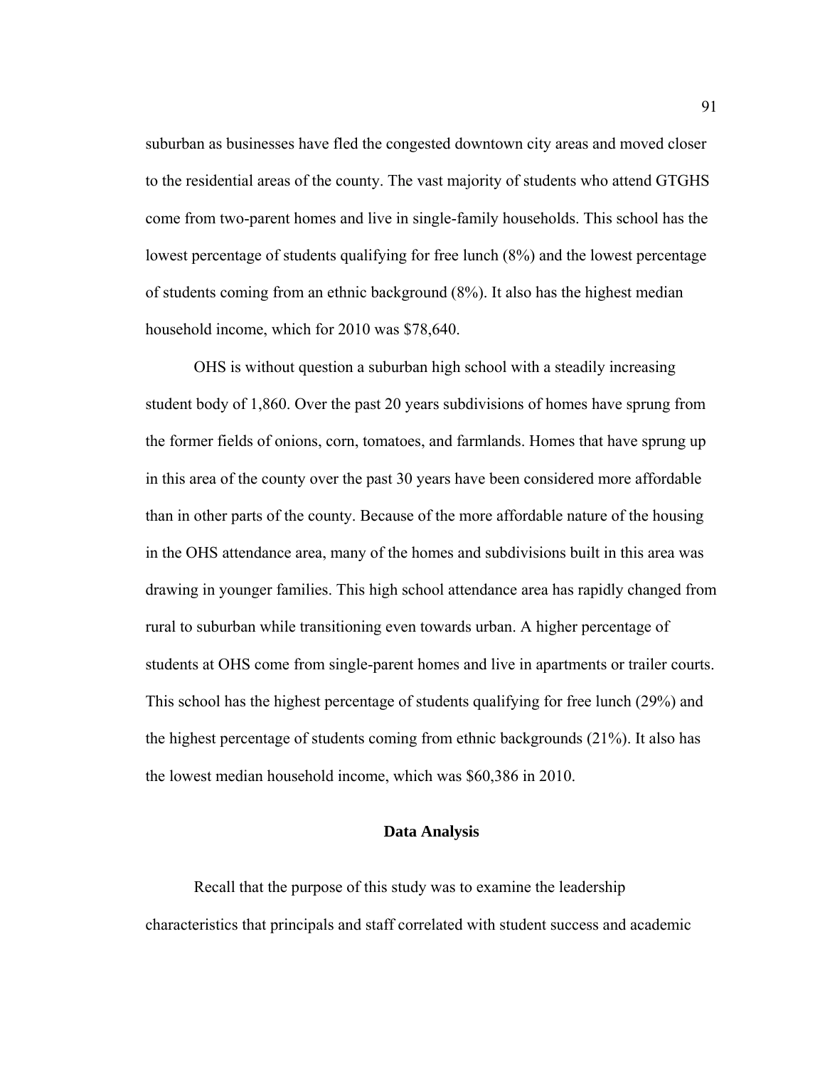suburban as businesses have fled the congested downtown city areas and moved closer to the residential areas of the county. The vast majority of students who attend GTGHS come from two-parent homes and live in single-family households. This school has the lowest percentage of students qualifying for free lunch (8%) and the lowest percentage of students coming from an ethnic background (8%). It also has the highest median household income, which for 2010 was $78,640.

OHS is without question a suburban high school with a steadily increasing student body of 1,860. Over the past 20 years subdivisions of homes have sprung from the former fields of onions, corn, tomatoes, and farmlands. Homes that have sprung up in this area of the county over the past 30 years have been considered more affordable than in other parts of the county. Because of the more affordable nature of the housing in the OHS attendance area, many of the homes and subdivisions built in this area was drawing in younger families. This high school attendance area has rapidly changed from rural to suburban while transitioning even towards urban. A higher percentage of students at OHS come from single-parent homes and live in apartments or trailer courts. This school has the highest percentage of students qualifying for free lunch (29%) and the highest percentage of students coming from ethnic backgrounds (21%). It also has the lowest median household income, which was $60,386 in 2010.

## Data Analysis

Recall that the purpose of this study was to examine the leadership characteristics that principals and staff correlated with student success and academic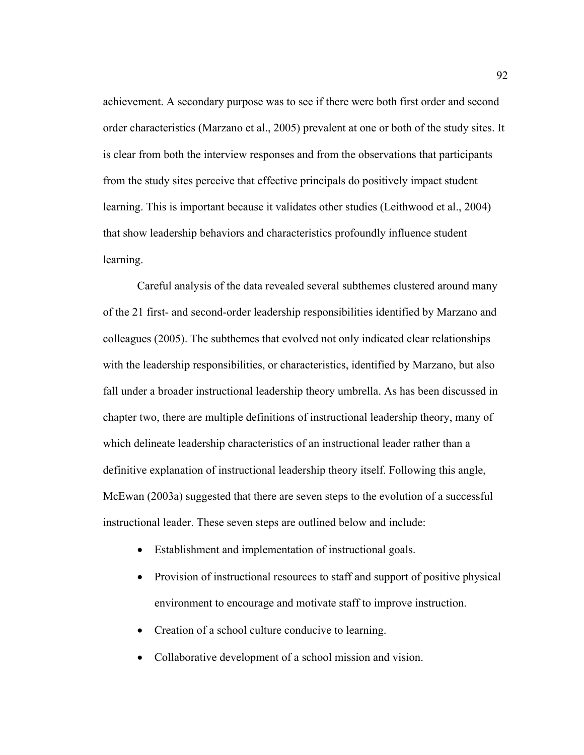achievement. A secondary purpose was to see if there were both first order and second order characteristics (Marzano et al., 2005) prevalent at one or both of the study sites. It is clear from both the interview responses and from the observations that participants from the study sites perceive that effective principals do positively impact student learning. This is important because it validates other studies (Leithwood et al., 2004) that show leadership behaviors and characteristics profoundly influence student learning.

Careful analysis of the data revealed several subthemes clustered around many of the 21 first- and second-order leadership responsibilities identified by Marzano and colleagues (2005). The subthemes that evolved not only indicated clear relationships with the leadership responsibilities, or characteristics, identified by Marzano, but also fall under a broader instructional leadership theory umbrella. As has been discussed in chapter two, there are multiple definitions of instructional leadership theory, many of which delineate leadership characteristics of an instructional leader rather than a definitive explanation of instructional leadership theory itself. Following this angle, McEwan (2003a) suggested that there are seven steps to the evolution of a successful instructional leader. These seven steps are outlined below and include:

- Establishment and implementation of instructional goals.
- Provision of instructional resources to staff and support of positive physical environment to encourage and motivate staff to improve instruction.
- Creation of a school culture conducive to learning.
- Collaborative development of a school mission and vision.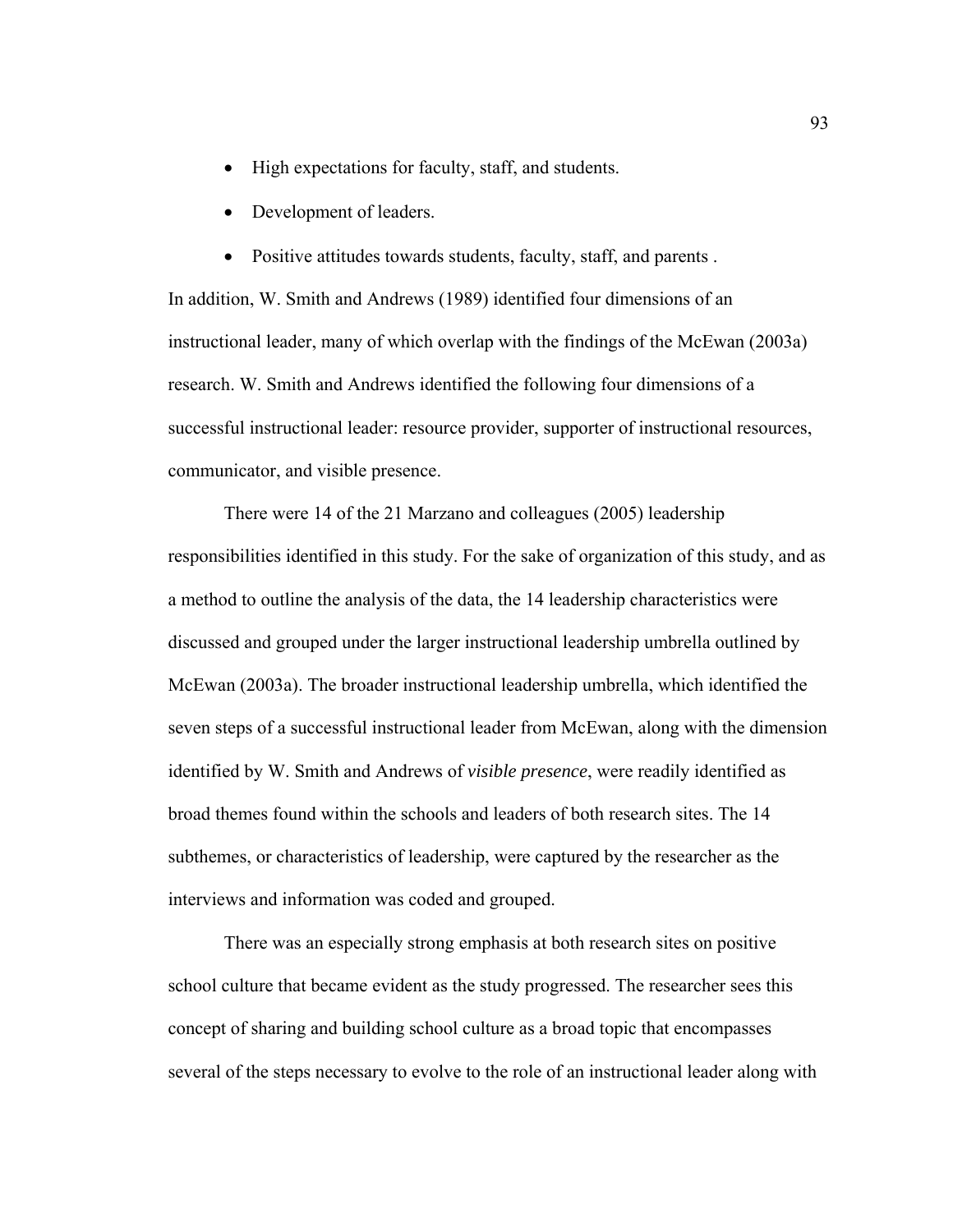- High expectations for faculty, staff, and students.
- Development of leaders.
- Positive attitudes towards students, faculty, staff, and parents .

In addition, W. Smith and Andrews (1989) identified four dimensions of an instructional leader, many of which overlap with the findings of the McEwan (2003a) research. W. Smith and Andrews identified the following four dimensions of a successful instructional leader: resource provider, supporter of instructional resources, communicator, and visible presence.

There were 14 of the 21 Marzano and colleagues (2005) leadership responsibilities identified in this study. For the sake of organization of this study, and as a method to outline the analysis of the data, the 14 leadership characteristics were discussed and grouped under the larger instructional leadership umbrella outlined by McEwan (2003a). The broader instructional leadership umbrella, which identified the seven steps of a successful instructional leader from McEwan, along with the dimension identified by W. Smith and Andrews of *visible presence*, were readily identified as broad themes found within the schools and leaders of both research sites. The 14 subthemes, or characteristics of leadership, were captured by the researcher as the interviews and information was coded and grouped.

There was an especially strong emphasis at both research sites on positive school culture that became evident as the study progressed. The researcher sees this concept of sharing and building school culture as a broad topic that encompasses several of the steps necessary to evolve to the role of an instructional leader along with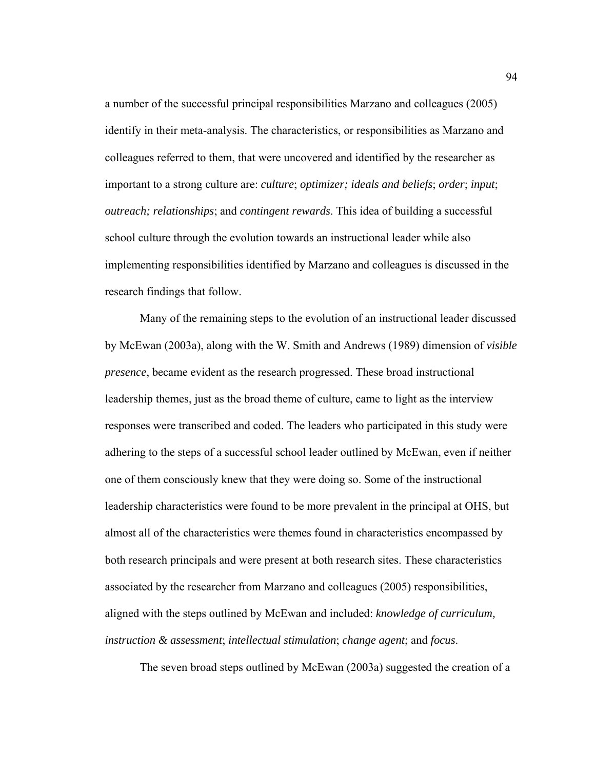a number of the successful principal responsibilities Marzano and colleagues (2005) identify in their meta-analysis. The characteristics, or responsibilities as Marzano and colleagues referred to them, that were uncovered and identified by the researcher as important to a strong culture are: *culture*; *optimizer; ideals and beliefs*; *order*; *input*; *outreach; relationships*; and *contingent rewards*. This idea of building a successful school culture through the evolution towards an instructional leader while also implementing responsibilities identified by Marzano and colleagues is discussed in the research findings that follow.

Many of the remaining steps to the evolution of an instructional leader discussed by McEwan (2003a), along with the W. Smith and Andrews (1989) dimension of *visible presence*, became evident as the research progressed. These broad instructional leadership themes, just as the broad theme of culture, came to light as the interview responses were transcribed and coded. The leaders who participated in this study were adhering to the steps of a successful school leader outlined by McEwan, even if neither one of them consciously knew that they were doing so. Some of the instructional leadership characteristics were found to be more prevalent in the principal at OHS, but almost all of the characteristics were themes found in characteristics encompassed by both research principals and were present at both research sites. These characteristics associated by the researcher from Marzano and colleagues (2005) responsibilities, aligned with the steps outlined by McEwan and included: *knowledge of curriculum, instruction & assessment*; *intellectual stimulation*; *change agent*; and *focus*.

The seven broad steps outlined by McEwan (2003a) suggested the creation of a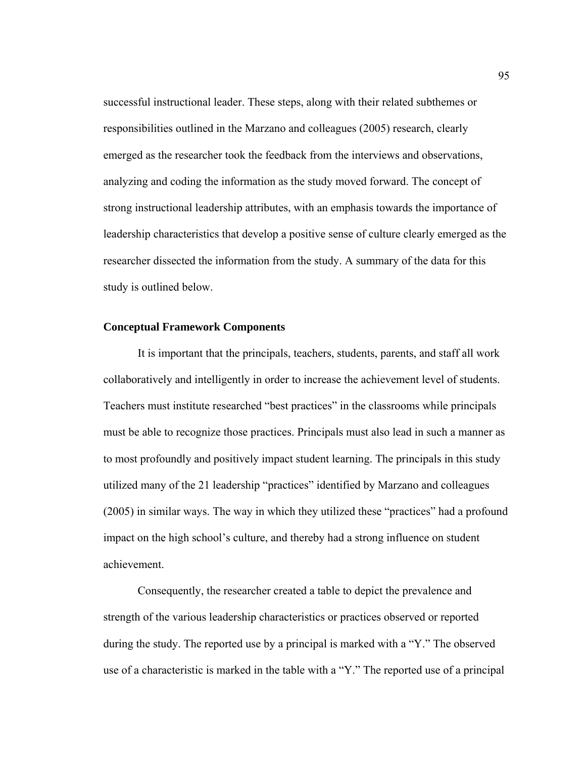successful instructional leader. These steps, along with their related subthemes or responsibilities outlined in the Marzano and colleagues (2005) research, clearly emerged as the researcher took the feedback from the interviews and observations, analyzing and coding the information as the study moved forward. The concept of strong instructional leadership attributes, with an emphasis towards the importance of leadership characteristics that develop a positive sense of culture clearly emerged as the researcher dissected the information from the study. A summary of the data for this study is outlined below.

**Conceptual Framework Components**

It is important that the principals, teachers, students, parents, and staff all work collaboratively and intelligently in order to increase the achievement level of students. Teachers must institute researched "best practices" in the classrooms while principals must be able to recognize those practices. Principals must also lead in such a manner as to most profoundly and positively impact student learning. The principals in this study utilized many of the 21 leadership "practices" identified by Marzano and colleagues (2005) in similar ways. The way in which they utilized these "practices" had a profound impact on the high school's culture, and thereby had a strong influence on student achievement.

Consequently, the researcher created a table to depict the prevalence and strength of the various leadership characteristics or practices observed or reported during the study. The reported use by a principal is marked with a "Y." The observed use of a characteristic is marked in the table with a "Y." The reported use of a principal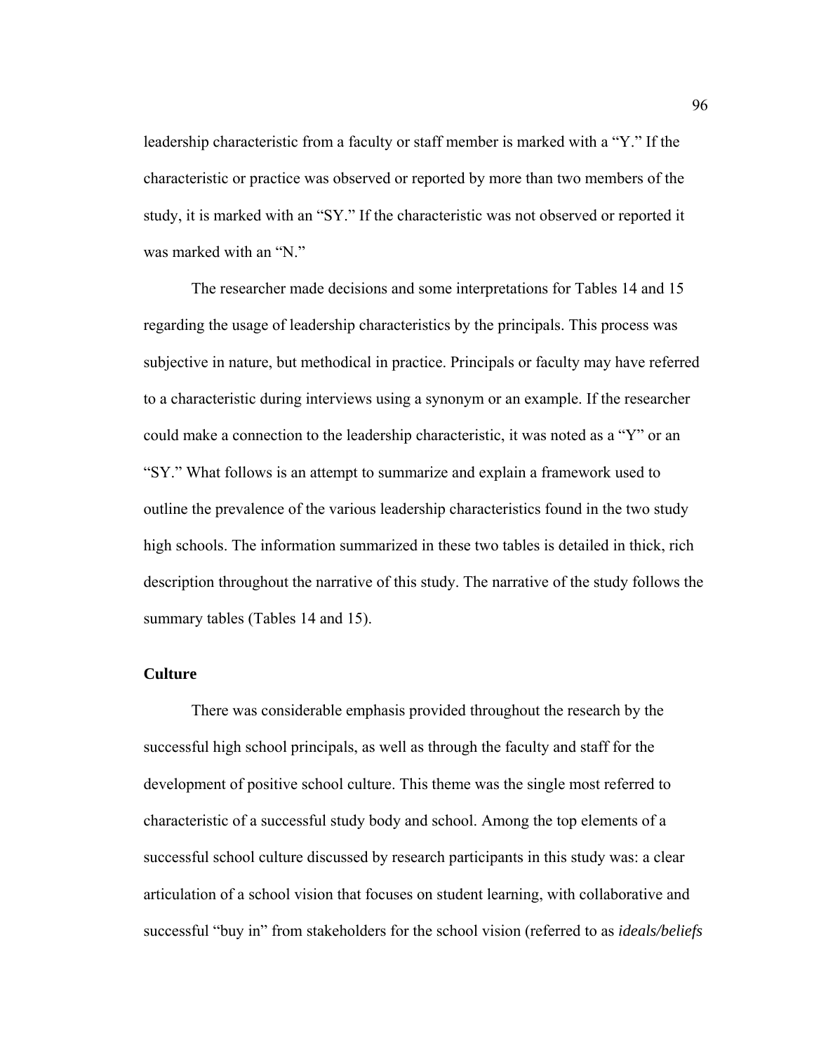leadership characteristic from a faculty or staff member is marked with a "Y." If the characteristic or practice was observed or reported by more than two members of the study, it is marked with an "SY." If the characteristic was not observed or reported it was marked with an "N."

The researcher made decisions and some interpretations for Tables 14 and 15 regarding the usage of leadership characteristics by the principals. This process was subjective in nature, but methodical in practice. Principals or faculty may have referred to a characteristic during interviews using a synonym or an example. If the researcher could make a connection to the leadership characteristic, it was noted as a "Y" or an "SY." What follows is an attempt to summarize and explain a framework used to outline the prevalence of the various leadership characteristics found in the two study high schools. The information summarized in these two tables is detailed in thick, rich description throughout the narrative of this study. The narrative of the study follows the summary tables (Tables 14 and 15).

### Culture

There was considerable emphasis provided throughout the research by the successful high school principals, as well as through the faculty and staff for the development of positive school culture. This theme was the single most referred to characteristic of a successful study body and school. Among the top elements of a successful school culture discussed by research participants in this study was: a clear articulation of a school vision that focuses on student learning, with collaborative and successful "buy in" from stakeholders for the school vision (referred to as *ideals/beliefs*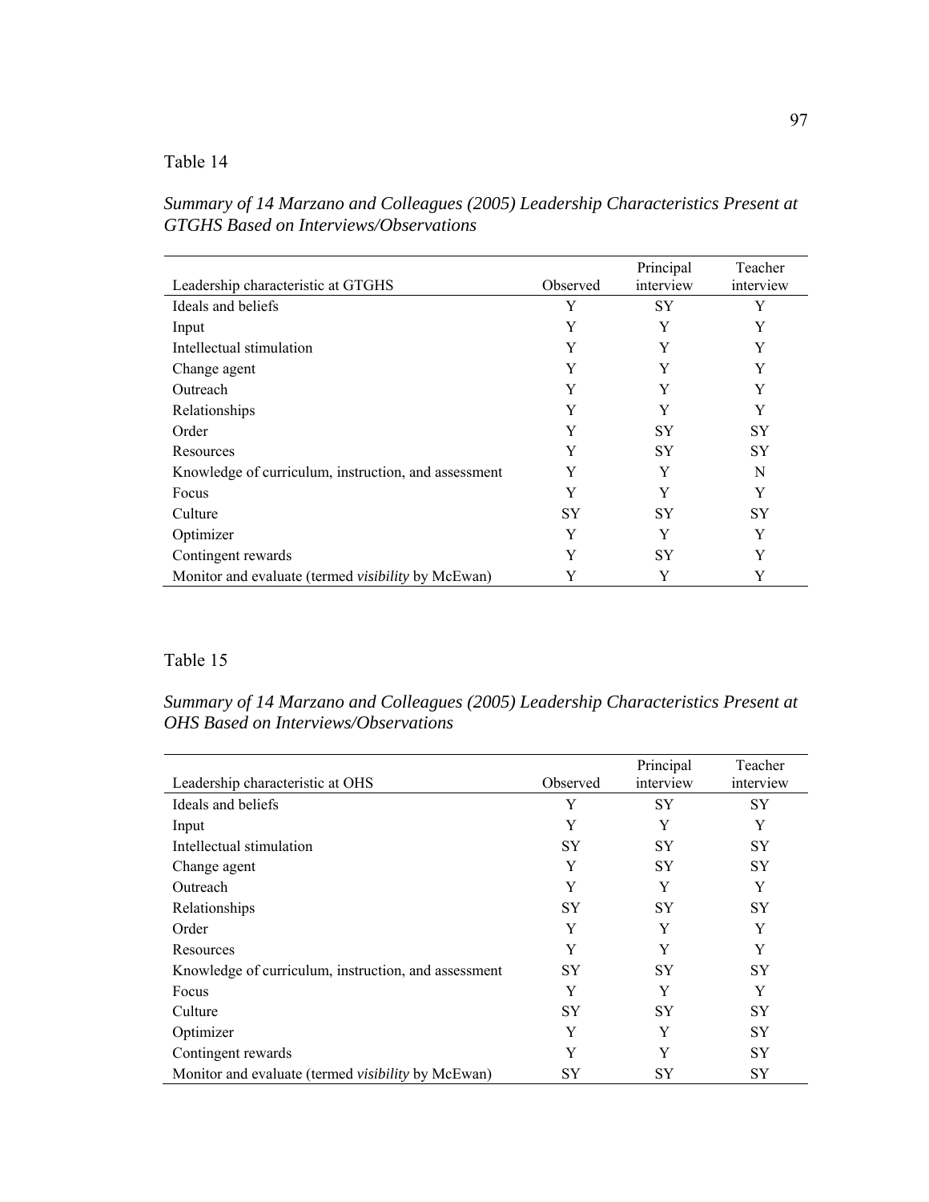Table 14

*Summary of 14 Marzano and Colleagues (2005) Leadership Characteristics Present at GTGHS Based on Interviews/Observations*

| Leadership characteristic at GTGHS | Observed | Principal interview | Teacher interview |
|---|---|---|---|
| Ideals and beliefs | Y | SY | Y |
| Input | Y | Y | Y |
| Intellectual stimulation | Y | Y | Y |
| Change agent | Y | Y | Y |
| Outreach | Y | Y | Y |
| Relationships | Y | Y | Y |
| Order | Y | SY | SY |
| Resources | Y | SY | SY |
| Knowledge of curriculum, instruction, and assessment | Y | Y | N |
| Focus | Y | Y | Y |
| Culture | SY | SY | SY |
| Optimizer | Y | Y | Y |
| Contingent rewards | Y | SY | Y |
| Monitor and evaluate (termed *visibility* by McEwan) | Y | Y | Y |

Table 15

*Summary of 14 Marzano and Colleagues (2005) Leadership Characteristics Present at OHS Based on Interviews/Observations*

| Leadership characteristic at OHS | Observed | Principal interview | Teacher interview |
|---|---|---|---|
| Ideals and beliefs | Y | SY | SY |
| Input | Y | Y | Y |
| Intellectual stimulation | SY | SY | SY |
| Change agent | Y | SY | SY |
| Outreach | Y | Y | Y |
| Relationships | SY | SY | SY |
| Order | Y | Y | Y |
| Resources | Y | Y | Y |
| Knowledge of curriculum, instruction, and assessment | SY | SY | SY |
| Focus | Y | Y | Y |
| Culture | SY | SY | SY |
| Optimizer | Y | Y | SY |
| Contingent rewards | Y | Y | SY |
| Monitor and evaluate (termed *visibility* by McEwan) | SY | SY | SY |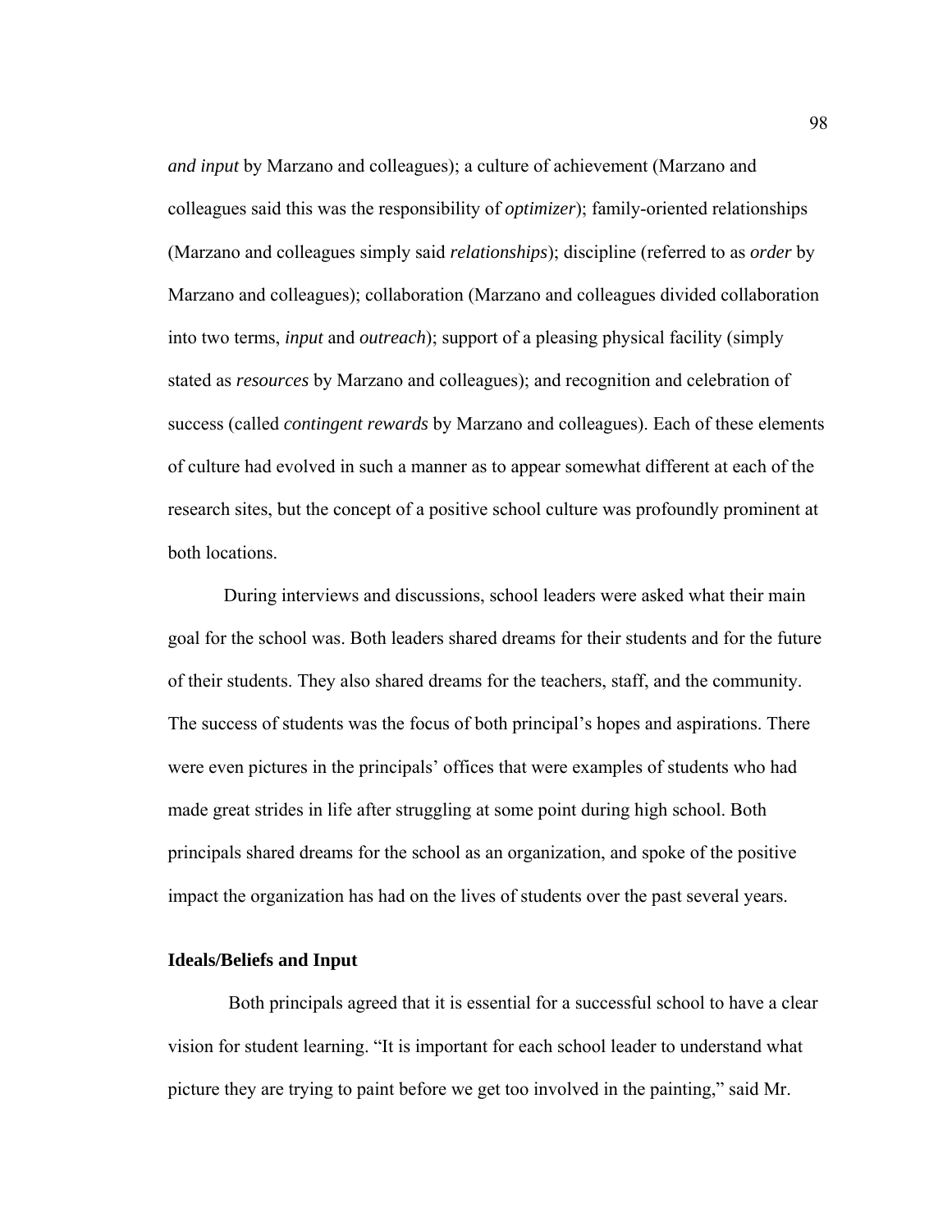*and input* by Marzano and colleagues); a culture of achievement (Marzano and colleagues said this was the responsibility of *optimizer*); family-oriented relationships (Marzano and colleagues simply said *relationships*); discipline (referred to as *order* by Marzano and colleagues); collaboration (Marzano and colleagues divided collaboration into two terms, *input* and *outreach*); support of a pleasing physical facility (simply stated as *resources* by Marzano and colleagues); and recognition and celebration of success (called *contingent rewards* by Marzano and colleagues). Each of these elements of culture had evolved in such a manner as to appear somewhat different at each of the research sites, but the concept of a positive school culture was profoundly prominent at both locations.

During interviews and discussions, school leaders were asked what their main goal for the school was. Both leaders shared dreams for their students and for the future of their students. They also shared dreams for the teachers, staff, and the community. The success of students was the focus of both principal's hopes and aspirations. There were even pictures in the principals' offices that were examples of students who had made great strides in life after struggling at some point during high school. Both principals shared dreams for the school as an organization, and spoke of the positive impact the organization has had on the lives of students over the past several years.

**Ideals/Beliefs and Input**

Both principals agreed that it is essential for a successful school to have a clear vision for student learning. "It is important for each school leader to understand what picture they are trying to paint before we get too involved in the painting," said Mr.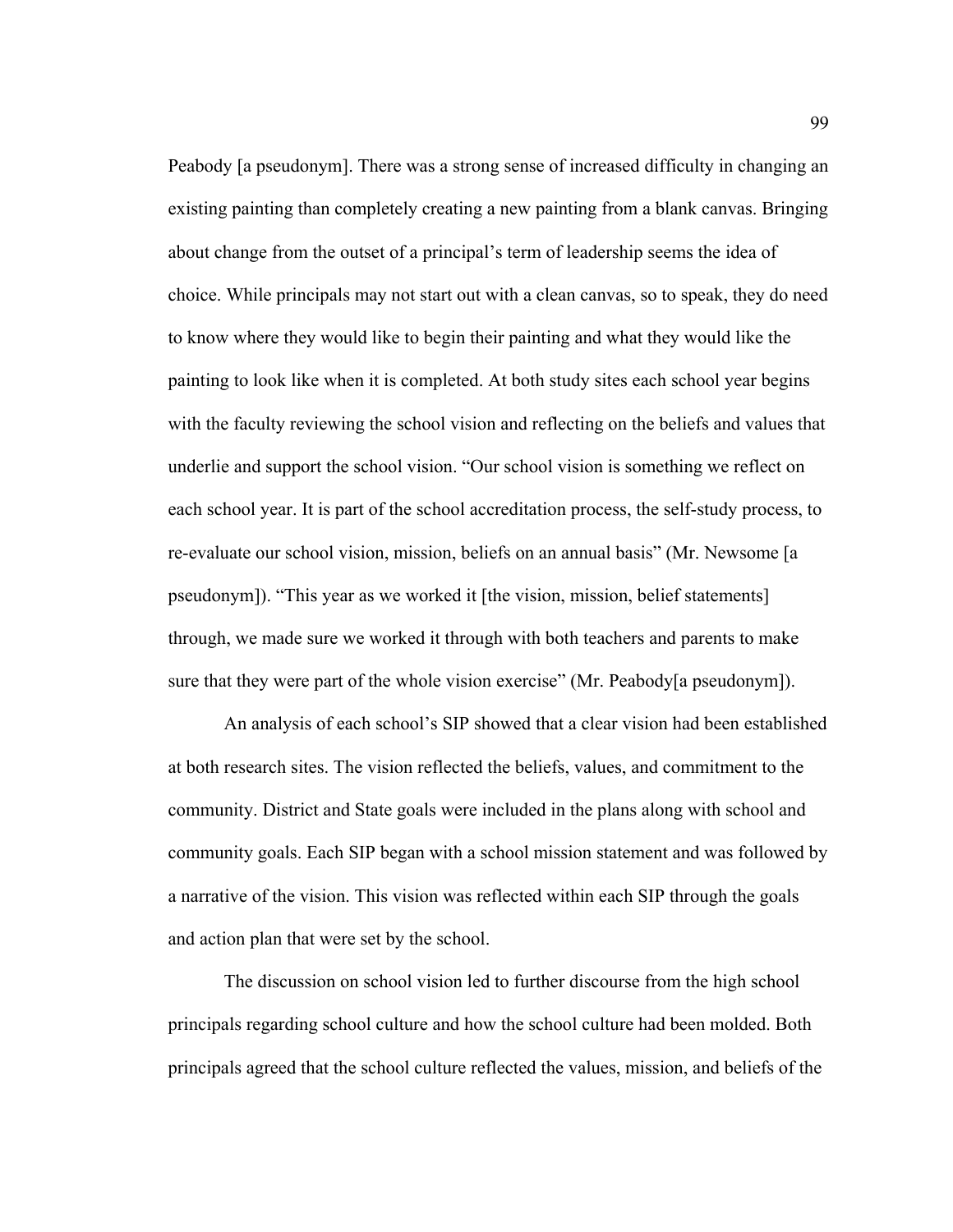Peabody [a pseudonym]. There was a strong sense of increased difficulty in changing an existing painting than completely creating a new painting from a blank canvas. Bringing about change from the outset of a principal's term of leadership seems the idea of choice. While principals may not start out with a clean canvas, so to speak, they do need to know where they would like to begin their painting and what they would like the painting to look like when it is completed. At both study sites each school year begins with the faculty reviewing the school vision and reflecting on the beliefs and values that underlie and support the school vision. "Our school vision is something we reflect on each school year. It is part of the school accreditation process, the self-study process, to re-evaluate our school vision, mission, beliefs on an annual basis" (Mr. Newsome [a pseudonym]). "This year as we worked it [the vision, mission, belief statements] through, we made sure we worked it through with both teachers and parents to make sure that they were part of the whole vision exercise" (Mr. Peabody[a pseudonym]).

An analysis of each school's SIP showed that a clear vision had been established at both research sites. The vision reflected the beliefs, values, and commitment to the community. District and State goals were included in the plans along with school and community goals. Each SIP began with a school mission statement and was followed by a narrative of the vision. This vision was reflected within each SIP through the goals and action plan that were set by the school.

The discussion on school vision led to further discourse from the high school principals regarding school culture and how the school culture had been molded. Both principals agreed that the school culture reflected the values, mission, and beliefs of the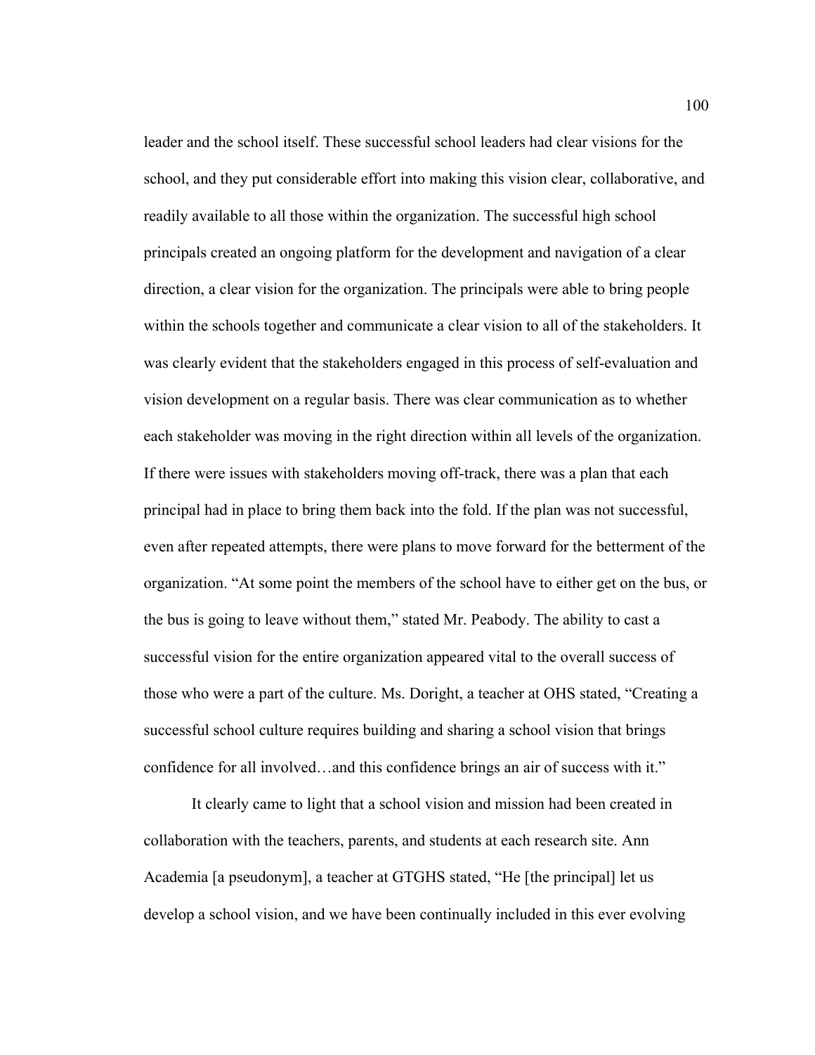leader and the school itself. These successful school leaders had clear visions for the school, and they put considerable effort into making this vision clear, collaborative, and readily available to all those within the organization. The successful high school principals created an ongoing platform for the development and navigation of a clear direction, a clear vision for the organization. The principals were able to bring people within the schools together and communicate a clear vision to all of the stakeholders. It was clearly evident that the stakeholders engaged in this process of self-evaluation and vision development on a regular basis. There was clear communication as to whether each stakeholder was moving in the right direction within all levels of the organization. If there were issues with stakeholders moving off-track, there was a plan that each principal had in place to bring them back into the fold. If the plan was not successful, even after repeated attempts, there were plans to move forward for the betterment of the organization. "At some point the members of the school have to either get on the bus, or the bus is going to leave without them," stated Mr. Peabody. The ability to cast a successful vision for the entire organization appeared vital to the overall success of those who were a part of the culture. Ms. Doright, a teacher at OHS stated, "Creating a successful school culture requires building and sharing a school vision that brings confidence for all involved…and this confidence brings an air of success with it."

It clearly came to light that a school vision and mission had been created in collaboration with the teachers, parents, and students at each research site. Ann Academia [a pseudonym], a teacher at GTGHS stated, "He [the principal] let us develop a school vision, and we have been continually included in this ever evolving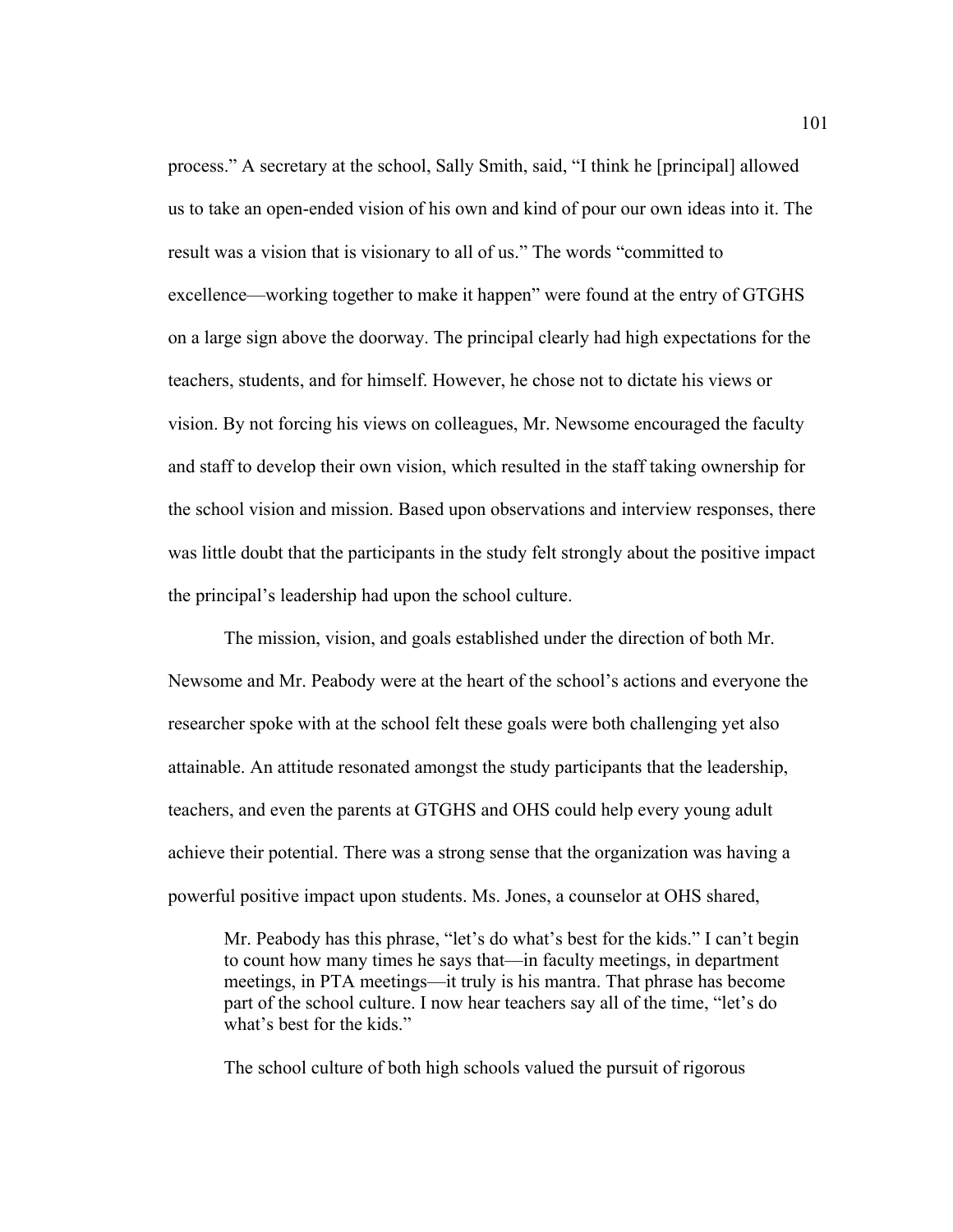process.” A secretary at the school, Sally Smith, said, “I think he [principal] allowed us to take an open-ended vision of his own and kind of pour our own ideas into it. The result was a vision that is visionary to all of us.” The words “committed to excellence—working together to make it happen” were found at the entry of GTGHS on a large sign above the doorway. The principal clearly had high expectations for the teachers, students, and for himself. However, he chose not to dictate his views or vision. By not forcing his views on colleagues, Mr. Newsome encouraged the faculty and staff to develop their own vision, which resulted in the staff taking ownership for the school vision and mission. Based upon observations and interview responses, there was little doubt that the participants in the study felt strongly about the positive impact the principal’s leadership had upon the school culture.

The mission, vision, and goals established under the direction of both Mr. Newsome and Mr. Peabody were at the heart of the school’s actions and everyone the researcher spoke with at the school felt these goals were both challenging yet also attainable. An attitude resonated amongst the study participants that the leadership, teachers, and even the parents at GTGHS and OHS could help every young adult achieve their potential. There was a strong sense that the organization was having a powerful positive impact upon students. Ms. Jones, a counselor at OHS shared,

> Mr. Peabody has this phrase, “let’s do what’s best for the kids.” I can’t begin to count how many times he says that—in faculty meetings, in department meetings, in PTA meetings—it truly is his mantra. That phrase has become part of the school culture. I now hear teachers say all of the time, “let’s do what’s best for the kids.”

The school culture of both high schools valued the pursuit of rigorous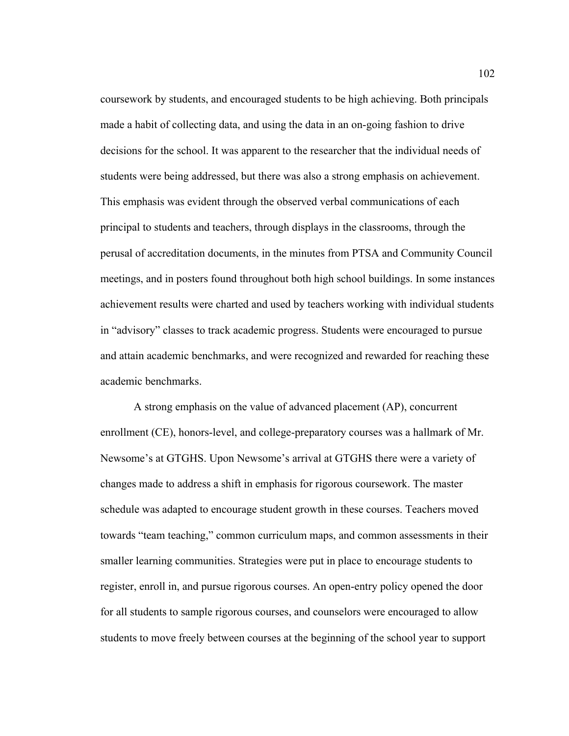coursework by students, and encouraged students to be high achieving. Both principals made a habit of collecting data, and using the data in an on-going fashion to drive decisions for the school. It was apparent to the researcher that the individual needs of students were being addressed, but there was also a strong emphasis on achievement. This emphasis was evident through the observed verbal communications of each principal to students and teachers, through displays in the classrooms, through the perusal of accreditation documents, in the minutes from PTSA and Community Council meetings, and in posters found throughout both high school buildings. In some instances achievement results were charted and used by teachers working with individual students in "advisory" classes to track academic progress. Students were encouraged to pursue and attain academic benchmarks, and were recognized and rewarded for reaching these academic benchmarks.

A strong emphasis on the value of advanced placement (AP), concurrent enrollment (CE), honors-level, and college-preparatory courses was a hallmark of Mr. Newsome's at GTGHS. Upon Newsome's arrival at GTGHS there were a variety of changes made to address a shift in emphasis for rigorous coursework. The master schedule was adapted to encourage student growth in these courses. Teachers moved towards "team teaching," common curriculum maps, and common assessments in their smaller learning communities. Strategies were put in place to encourage students to register, enroll in, and pursue rigorous courses. An open-entry policy opened the door for all students to sample rigorous courses, and counselors were encouraged to allow students to move freely between courses at the beginning of the school year to support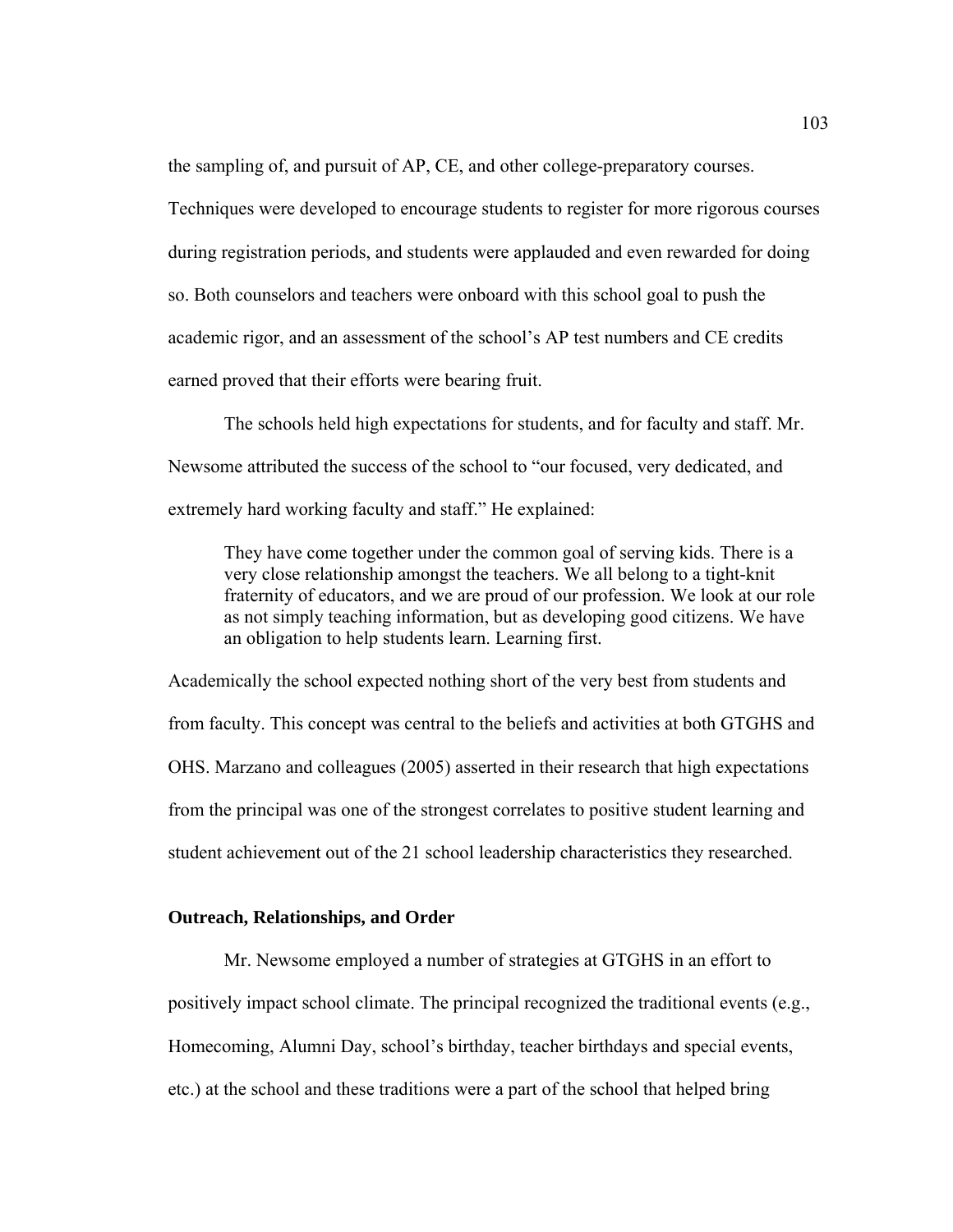the sampling of, and pursuit of AP, CE, and other college-preparatory courses. Techniques were developed to encourage students to register for more rigorous courses during registration periods, and students were applauded and even rewarded for doing so. Both counselors and teachers were onboard with this school goal to push the academic rigor, and an assessment of the school's AP test numbers and CE credits earned proved that their efforts were bearing fruit.

The schools held high expectations for students, and for faculty and staff. Mr. Newsome attributed the success of the school to "our focused, very dedicated, and extremely hard working faculty and staff." He explained:

> They have come together under the common goal of serving kids. There is a very close relationship amongst the teachers. We all belong to a tight-knit fraternity of educators, and we are proud of our profession. We look at our role as not simply teaching information, but as developing good citizens. We have an obligation to help students learn. Learning first.

Academically the school expected nothing short of the very best from students and from faculty. This concept was central to the beliefs and activities at both GTGHS and OHS. Marzano and colleagues (2005) asserted in their research that high expectations from the principal was one of the strongest correlates to positive student learning and student achievement out of the 21 school leadership characteristics they researched.

**Outreach, Relationships, and Order**

Mr. Newsome employed a number of strategies at GTGHS in an effort to positively impact school climate. The principal recognized the traditional events (e.g., Homecoming, Alumni Day, school's birthday, teacher birthdays and special events, etc.) at the school and these traditions were a part of the school that helped bring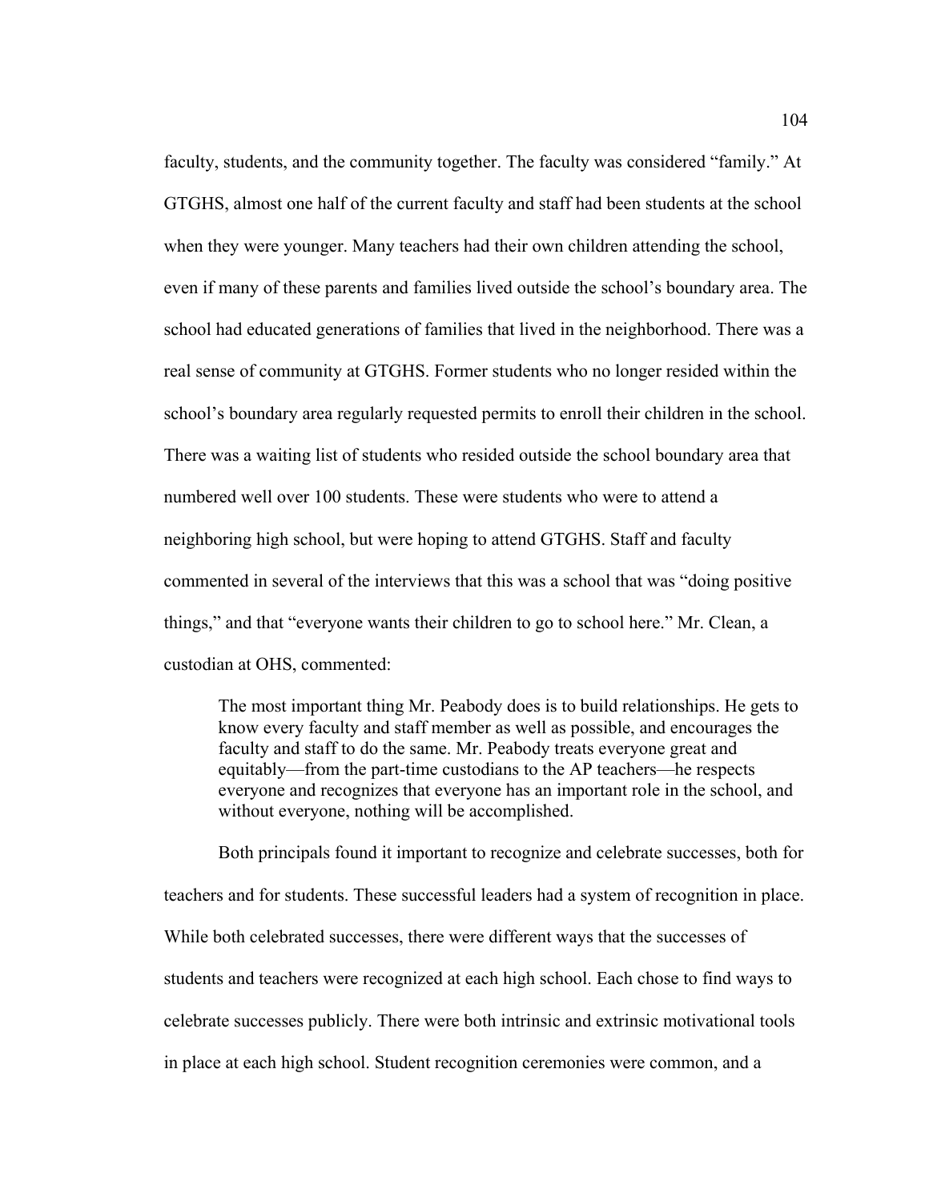faculty, students, and the community together. The faculty was considered “family.” At GTGHS, almost one half of the current faculty and staff had been students at the school when they were younger. Many teachers had their own children attending the school, even if many of these parents and families lived outside the school’s boundary area. The school had educated generations of families that lived in the neighborhood. There was a real sense of community at GTGHS. Former students who no longer resided within the school’s boundary area regularly requested permits to enroll their children in the school. There was a waiting list of students who resided outside the school boundary area that numbered well over 100 students. These were students who were to attend a neighboring high school, but were hoping to attend GTGHS. Staff and faculty commented in several of the interviews that this was a school that was “doing positive things,” and that “everyone wants their children to go to school here.” Mr. Clean, a custodian at OHS, commented:

> The most important thing Mr. Peabody does is to build relationships. He gets to know every faculty and staff member as well as possible, and encourages the faculty and staff to do the same. Mr. Peabody treats everyone great and equitably—from the part-time custodians to the AP teachers—he respects everyone and recognizes that everyone has an important role in the school, and without everyone, nothing will be accomplished.

Both principals found it important to recognize and celebrate successes, both for teachers and for students. These successful leaders had a system of recognition in place. While both celebrated successes, there were different ways that the successes of students and teachers were recognized at each high school. Each chose to find ways to celebrate successes publicly. There were both intrinsic and extrinsic motivational tools in place at each high school. Student recognition ceremonies were common, and a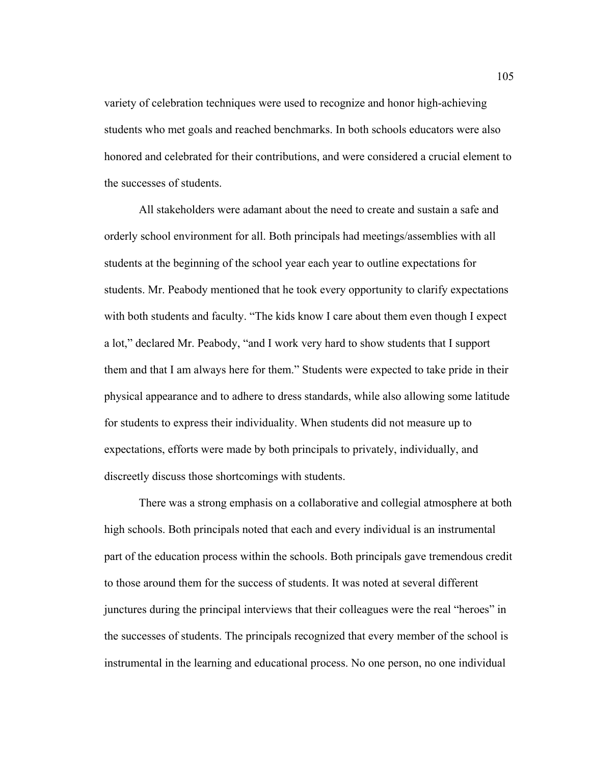variety of celebration techniques were used to recognize and honor high-achieving students who met goals and reached benchmarks. In both schools educators were also honored and celebrated for their contributions, and were considered a crucial element to the successes of students.

All stakeholders were adamant about the need to create and sustain a safe and orderly school environment for all. Both principals had meetings/assemblies with all students at the beginning of the school year each year to outline expectations for students. Mr. Peabody mentioned that he took every opportunity to clarify expectations with both students and faculty. “The kids know I care about them even though I expect a lot,” declared Mr. Peabody, “and I work very hard to show students that I support them and that I am always here for them.” Students were expected to take pride in their physical appearance and to adhere to dress standards, while also allowing some latitude for students to express their individuality. When students did not measure up to expectations, efforts were made by both principals to privately, individually, and discreetly discuss those shortcomings with students.

There was a strong emphasis on a collaborative and collegial atmosphere at both high schools. Both principals noted that each and every individual is an instrumental part of the education process within the schools. Both principals gave tremendous credit to those around them for the success of students. It was noted at several different junctures during the principal interviews that their colleagues were the real “heroes” in the successes of students. The principals recognized that every member of the school is instrumental in the learning and educational process. No one person, no one individual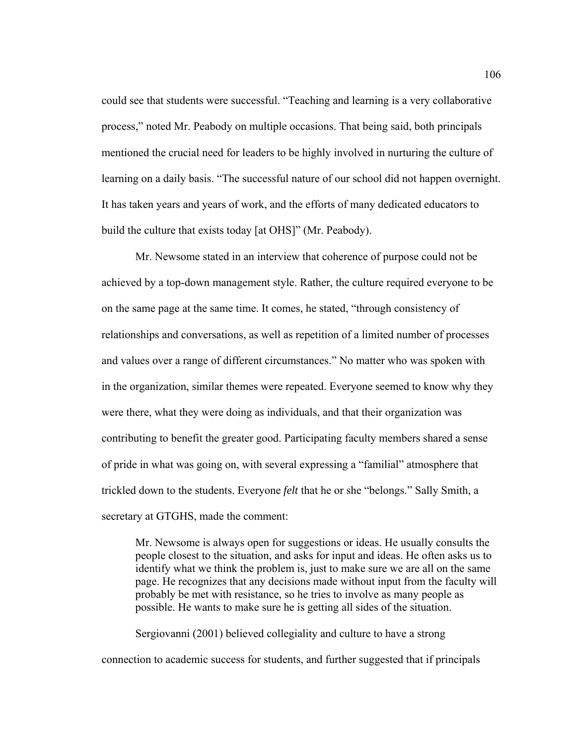could see that students were successful. "Teaching and learning is a very collaborative process," noted Mr. Peabody on multiple occasions. That being said, both principals mentioned the crucial need for leaders to be highly involved in nurturing the culture of learning on a daily basis. "The successful nature of our school did not happen overnight. It has taken years and years of work, and the efforts of many dedicated educators to build the culture that exists today [at OHS]" (Mr. Peabody).

Mr. Newsome stated in an interview that coherence of purpose could not be achieved by a top-down management style. Rather, the culture required everyone to be on the same page at the same time. It comes, he stated, "through consistency of relationships and conversations, as well as repetition of a limited number of processes and values over a range of different circumstances." No matter who was spoken with in the organization, similar themes were repeated. Everyone seemed to know why they were there, what they were doing as individuals, and that their organization was contributing to benefit the greater good. Participating faculty members shared a sense of pride in what was going on, with several expressing a "familial" atmosphere that trickled down to the students. Everyone *felt* that he or she "belongs." Sally Smith, a secretary at GTGHS, made the comment:

> Mr. Newsome is always open for suggestions or ideas. He usually consults the people closest to the situation, and asks for input and ideas. He often asks us to identify what we think the problem is, just to make sure we are all on the same page. He recognizes that any decisions made without input from the faculty will probably be met with resistance, so he tries to involve as many people as possible. He wants to make sure he is getting all sides of the situation.

Sergiovanni (2001) believed collegiality and culture to have a strong connection to academic success for students, and further suggested that if principals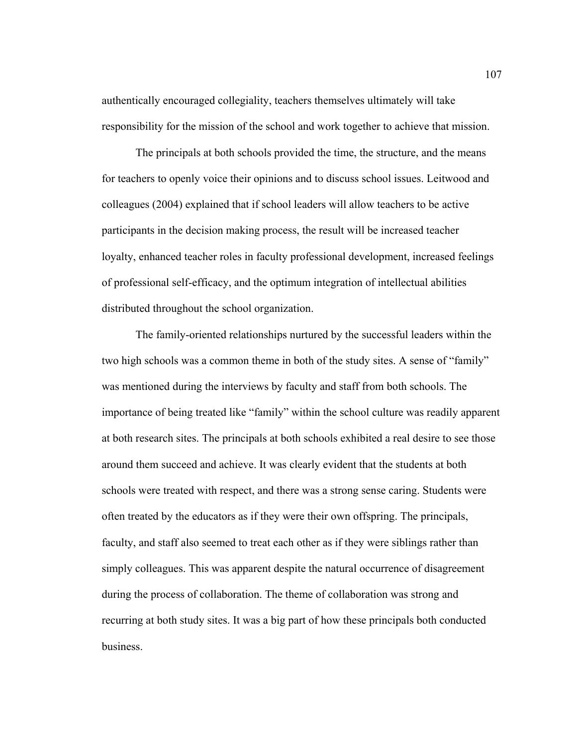authentically encouraged collegiality, teachers themselves ultimately will take responsibility for the mission of the school and work together to achieve that mission.

The principals at both schools provided the time, the structure, and the means for teachers to openly voice their opinions and to discuss school issues. Leitwood and colleagues (2004) explained that if school leaders will allow teachers to be active participants in the decision making process, the result will be increased teacher loyalty, enhanced teacher roles in faculty professional development, increased feelings of professional self-efficacy, and the optimum integration of intellectual abilities distributed throughout the school organization.

The family-oriented relationships nurtured by the successful leaders within the two high schools was a common theme in both of the study sites. A sense of "family" was mentioned during the interviews by faculty and staff from both schools. The importance of being treated like "family" within the school culture was readily apparent at both research sites. The principals at both schools exhibited a real desire to see those around them succeed and achieve. It was clearly evident that the students at both schools were treated with respect, and there was a strong sense caring. Students were often treated by the educators as if they were their own offspring. The principals, faculty, and staff also seemed to treat each other as if they were siblings rather than simply colleagues. This was apparent despite the natural occurrence of disagreement during the process of collaboration. The theme of collaboration was strong and recurring at both study sites. It was a big part of how these principals both conducted business.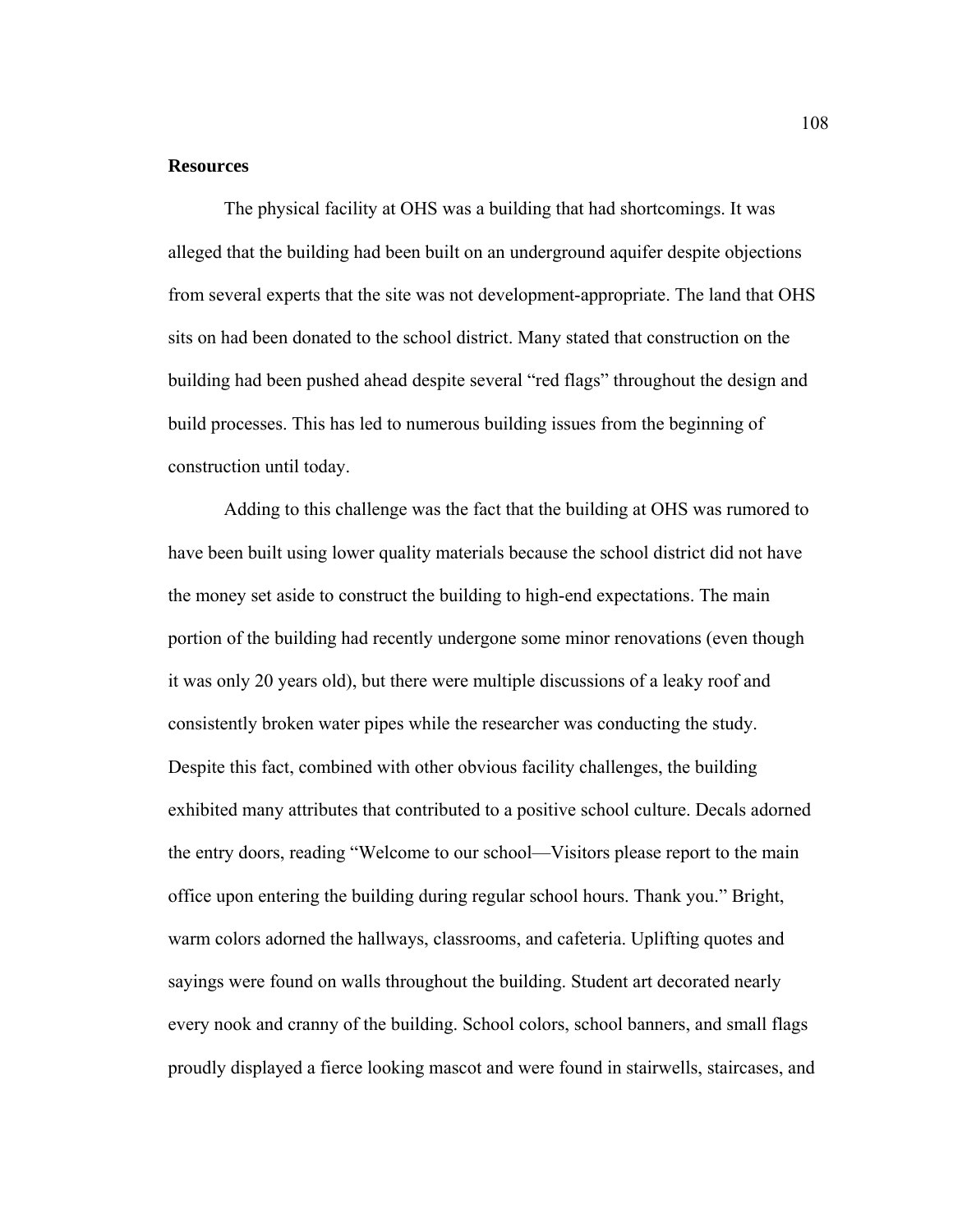**Resources**

The physical facility at OHS was a building that had shortcomings. It was alleged that the building had been built on an underground aquifer despite objections from several experts that the site was not development-appropriate. The land that OHS sits on had been donated to the school district. Many stated that construction on the building had been pushed ahead despite several "red flags" throughout the design and build processes. This has led to numerous building issues from the beginning of construction until today.

Adding to this challenge was the fact that the building at OHS was rumored to have been built using lower quality materials because the school district did not have the money set aside to construct the building to high-end expectations. The main portion of the building had recently undergone some minor renovations (even though it was only 20 years old), but there were multiple discussions of a leaky roof and consistently broken water pipes while the researcher was conducting the study. Despite this fact, combined with other obvious facility challenges, the building exhibited many attributes that contributed to a positive school culture. Decals adorned the entry doors, reading "Welcome to our school—Visitors please report to the main office upon entering the building during regular school hours. Thank you." Bright, warm colors adorned the hallways, classrooms, and cafeteria. Uplifting quotes and sayings were found on walls throughout the building. Student art decorated nearly every nook and cranny of the building. School colors, school banners, and small flags proudly displayed a fierce looking mascot and were found in stairwells, staircases, and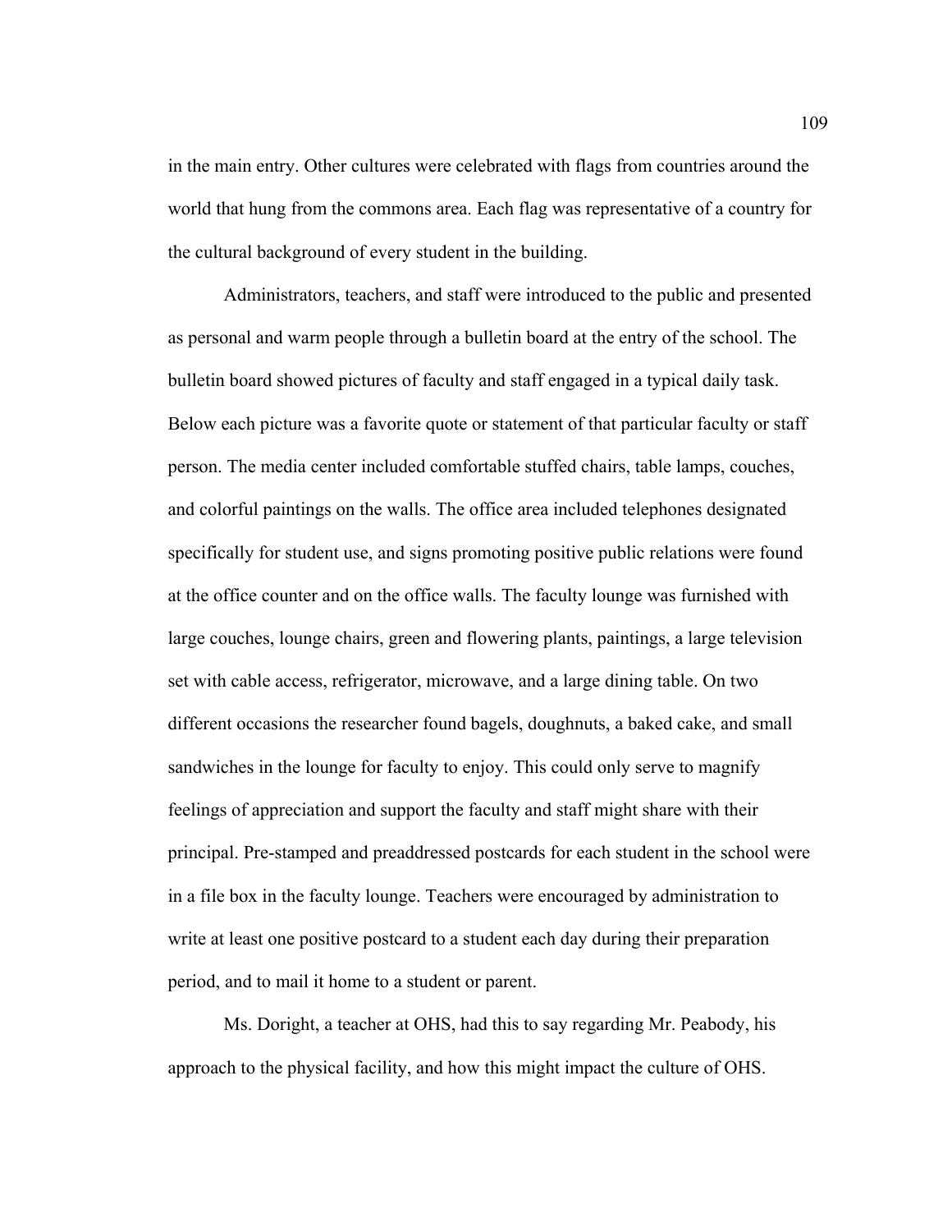in the main entry. Other cultures were celebrated with flags from countries around the world that hung from the commons area. Each flag was representative of a country for the cultural background of every student in the building.

Administrators, teachers, and staff were introduced to the public and presented as personal and warm people through a bulletin board at the entry of the school. The bulletin board showed pictures of faculty and staff engaged in a typical daily task. Below each picture was a favorite quote or statement of that particular faculty or staff person. The media center included comfortable stuffed chairs, table lamps, couches, and colorful paintings on the walls. The office area included telephones designated specifically for student use, and signs promoting positive public relations were found at the office counter and on the office walls. The faculty lounge was furnished with large couches, lounge chairs, green and flowering plants, paintings, a large television set with cable access, refrigerator, microwave, and a large dining table. On two different occasions the researcher found bagels, doughnuts, a baked cake, and small sandwiches in the lounge for faculty to enjoy. This could only serve to magnify feelings of appreciation and support the faculty and staff might share with their principal. Pre-stamped and preaddressed postcards for each student in the school were in a file box in the faculty lounge. Teachers were encouraged by administration to write at least one positive postcard to a student each day during their preparation period, and to mail it home to a student or parent.

Ms. Doright, a teacher at OHS, had this to say regarding Mr. Peabody, his approach to the physical facility, and how this might impact the culture of OHS.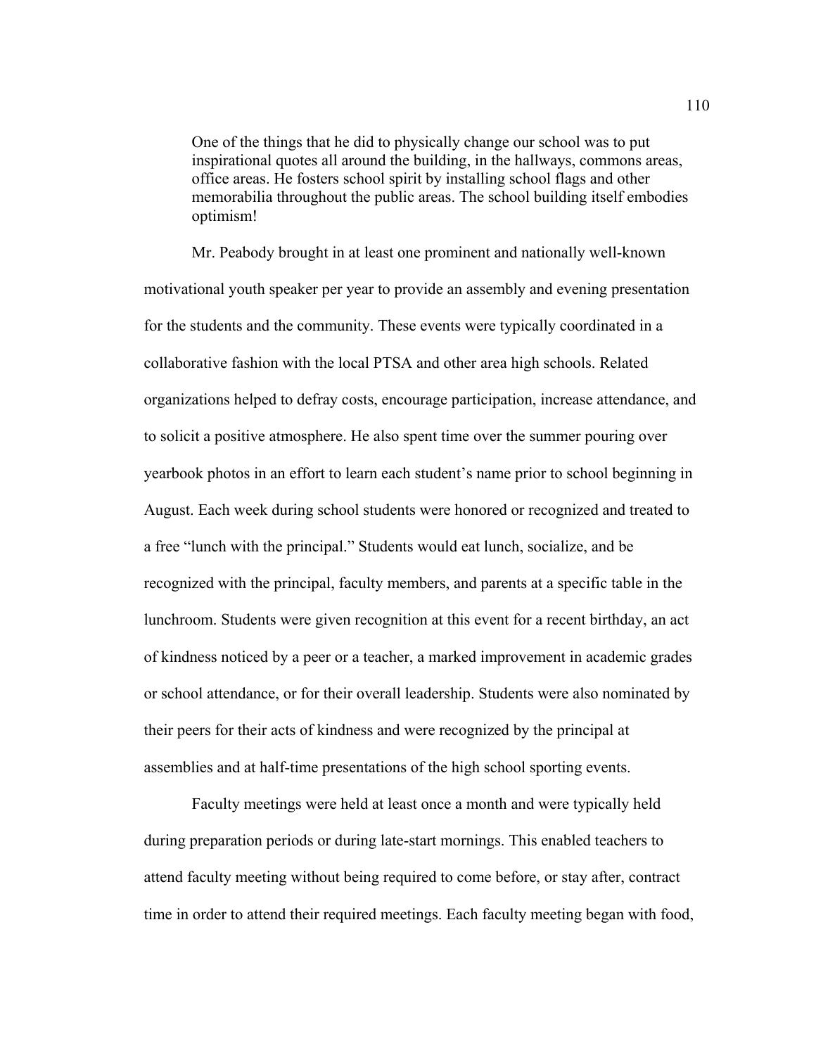> One of the things that he did to physically change our school was to put inspirational quotes all around the building, in the hallways, commons areas, office areas. He fosters school spirit by installing school flags and other memorabilia throughout the public areas. The school building itself embodies optimism!

Mr. Peabody brought in at least one prominent and nationally well-known motivational youth speaker per year to provide an assembly and evening presentation for the students and the community. These events were typically coordinated in a collaborative fashion with the local PTSA and other area high schools. Related organizations helped to defray costs, encourage participation, increase attendance, and to solicit a positive atmosphere. He also spent time over the summer pouring over yearbook photos in an effort to learn each student's name prior to school beginning in August. Each week during school students were honored or recognized and treated to a free "lunch with the principal." Students would eat lunch, socialize, and be recognized with the principal, faculty members, and parents at a specific table in the lunchroom. Students were given recognition at this event for a recent birthday, an act of kindness noticed by a peer or a teacher, a marked improvement in academic grades or school attendance, or for their overall leadership. Students were also nominated by their peers for their acts of kindness and were recognized by the principal at assemblies and at half-time presentations of the high school sporting events.

Faculty meetings were held at least once a month and were typically held during preparation periods or during late-start mornings. This enabled teachers to attend faculty meeting without being required to come before, or stay after, contract time in order to attend their required meetings. Each faculty meeting began with food,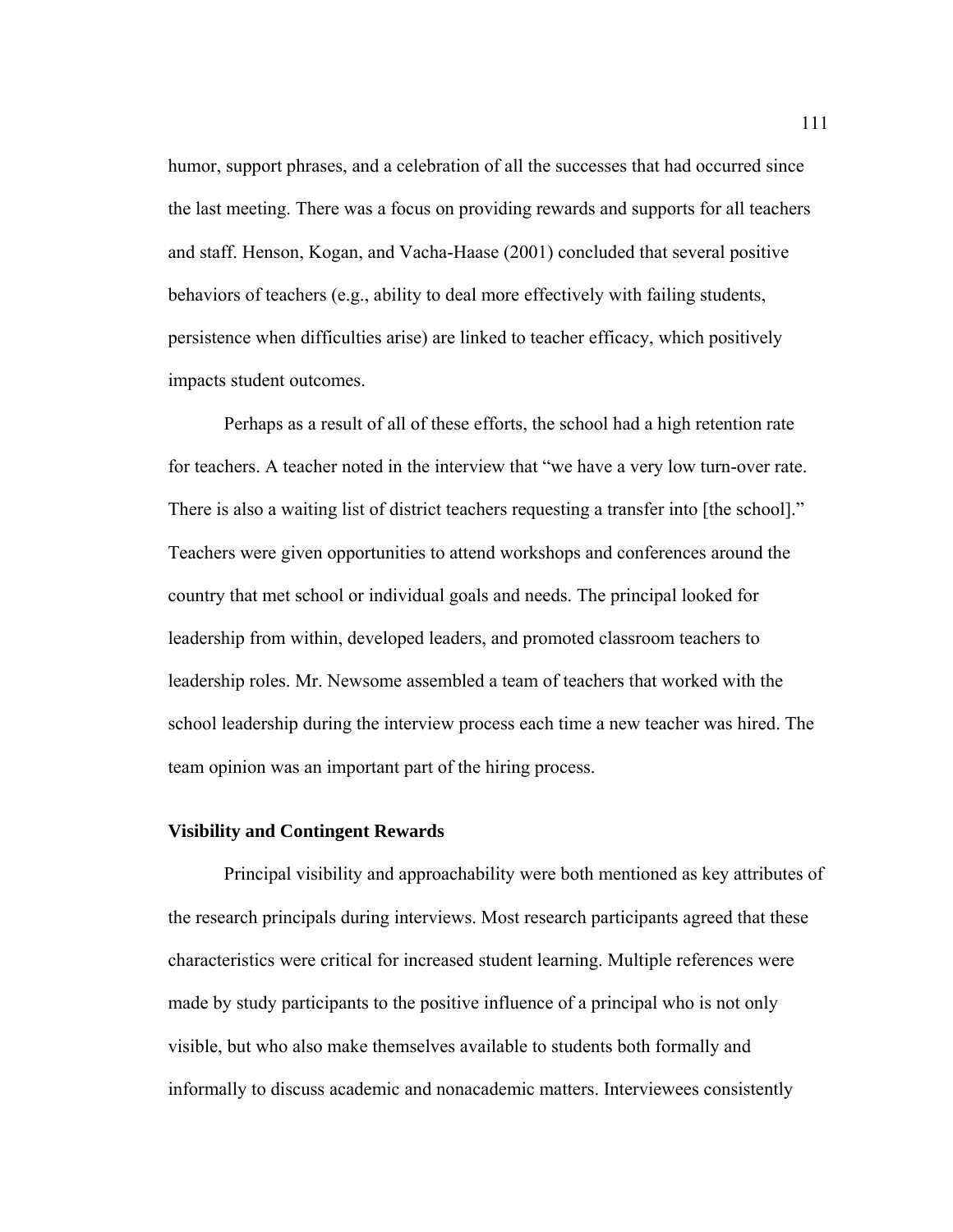humor, support phrases, and a celebration of all the successes that had occurred since the last meeting. There was a focus on providing rewards and supports for all teachers and staff. Henson, Kogan, and Vacha-Haase (2001) concluded that several positive behaviors of teachers (e.g., ability to deal more effectively with failing students, persistence when difficulties arise) are linked to teacher efficacy, which positively impacts student outcomes.

Perhaps as a result of all of these efforts, the school had a high retention rate for teachers. A teacher noted in the interview that "we have a very low turn-over rate. There is also a waiting list of district teachers requesting a transfer into [the school]." Teachers were given opportunities to attend workshops and conferences around the country that met school or individual goals and needs. The principal looked for leadership from within, developed leaders, and promoted classroom teachers to leadership roles. Mr. Newsome assembled a team of teachers that worked with the school leadership during the interview process each time a new teacher was hired. The team opinion was an important part of the hiring process.

### Visibility and Contingent Rewards

Principal visibility and approachability were both mentioned as key attributes of the research principals during interviews. Most research participants agreed that these characteristics were critical for increased student learning. Multiple references were made by study participants to the positive influence of a principal who is not only visible, but who also make themselves available to students both formally and informally to discuss academic and nonacademic matters. Interviewees consistently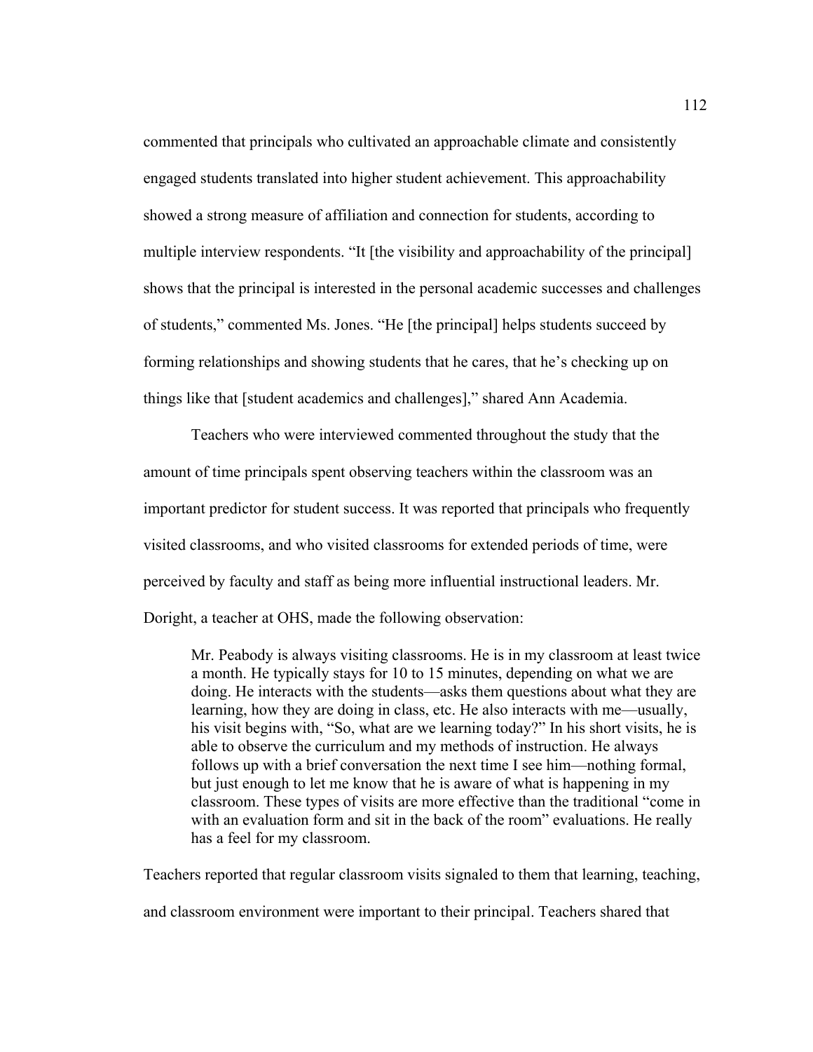commented that principals who cultivated an approachable climate and consistently engaged students translated into higher student achievement. This approachability showed a strong measure of affiliation and connection for students, according to multiple interview respondents. “It [the visibility and approachability of the principal] shows that the principal is interested in the personal academic successes and challenges of students,” commented Ms. Jones. “He [the principal] helps students succeed by forming relationships and showing students that he cares, that he’s checking up on things like that [student academics and challenges],” shared Ann Academia.

Teachers who were interviewed commented throughout the study that the amount of time principals spent observing teachers within the classroom was an important predictor for student success. It was reported that principals who frequently visited classrooms, and who visited classrooms for extended periods of time, were perceived by faculty and staff as being more influential instructional leaders. Mr. Doright, a teacher at OHS, made the following observation:

> Mr. Peabody is always visiting classrooms. He is in my classroom at least twice a month. He typically stays for 10 to 15 minutes, depending on what we are doing. He interacts with the students—asks them questions about what they are learning, how they are doing in class, etc. He also interacts with me—usually, his visit begins with, “So, what are we learning today?” In his short visits, he is able to observe the curriculum and my methods of instruction. He always follows up with a brief conversation the next time I see him—nothing formal, but just enough to let me know that he is aware of what is happening in my classroom. These types of visits are more effective than the traditional “come in with an evaluation form and sit in the back of the room” evaluations. He really has a feel for my classroom.

Teachers reported that regular classroom visits signaled to them that learning, teaching, and classroom environment were important to their principal. Teachers shared that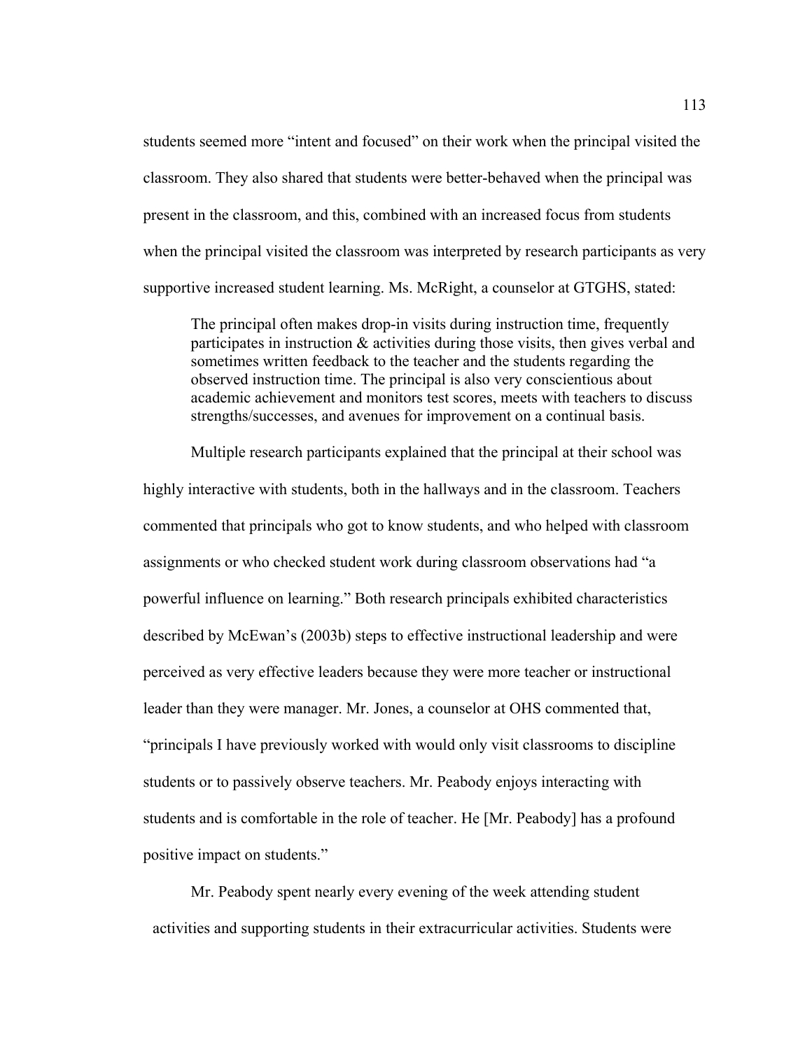students seemed more "intent and focused" on their work when the principal visited the classroom. They also shared that students were better-behaved when the principal was present in the classroom, and this, combined with an increased focus from students when the principal visited the classroom was interpreted by research participants as very supportive increased student learning. Ms. McRight, a counselor at GTGHS, stated:

> The principal often makes drop-in visits during instruction time, frequently participates in instruction & activities during those visits, then gives verbal and sometimes written feedback to the teacher and the students regarding the observed instruction time. The principal is also very conscientious about academic achievement and monitors test scores, meets with teachers to discuss strengths/successes, and avenues for improvement on a continual basis.

Multiple research participants explained that the principal at their school was highly interactive with students, both in the hallways and in the classroom. Teachers commented that principals who got to know students, and who helped with classroom assignments or who checked student work during classroom observations had "a powerful influence on learning." Both research principals exhibited characteristics described by McEwan's (2003b) steps to effective instructional leadership and were perceived as very effective leaders because they were more teacher or instructional leader than they were manager. Mr. Jones, a counselor at OHS commented that, "principals I have previously worked with would only visit classrooms to discipline students or to passively observe teachers. Mr. Peabody enjoys interacting with students and is comfortable in the role of teacher. He [Mr. Peabody] has a profound positive impact on students."

Mr. Peabody spent nearly every evening of the week attending student activities and supporting students in their extracurricular activities. Students were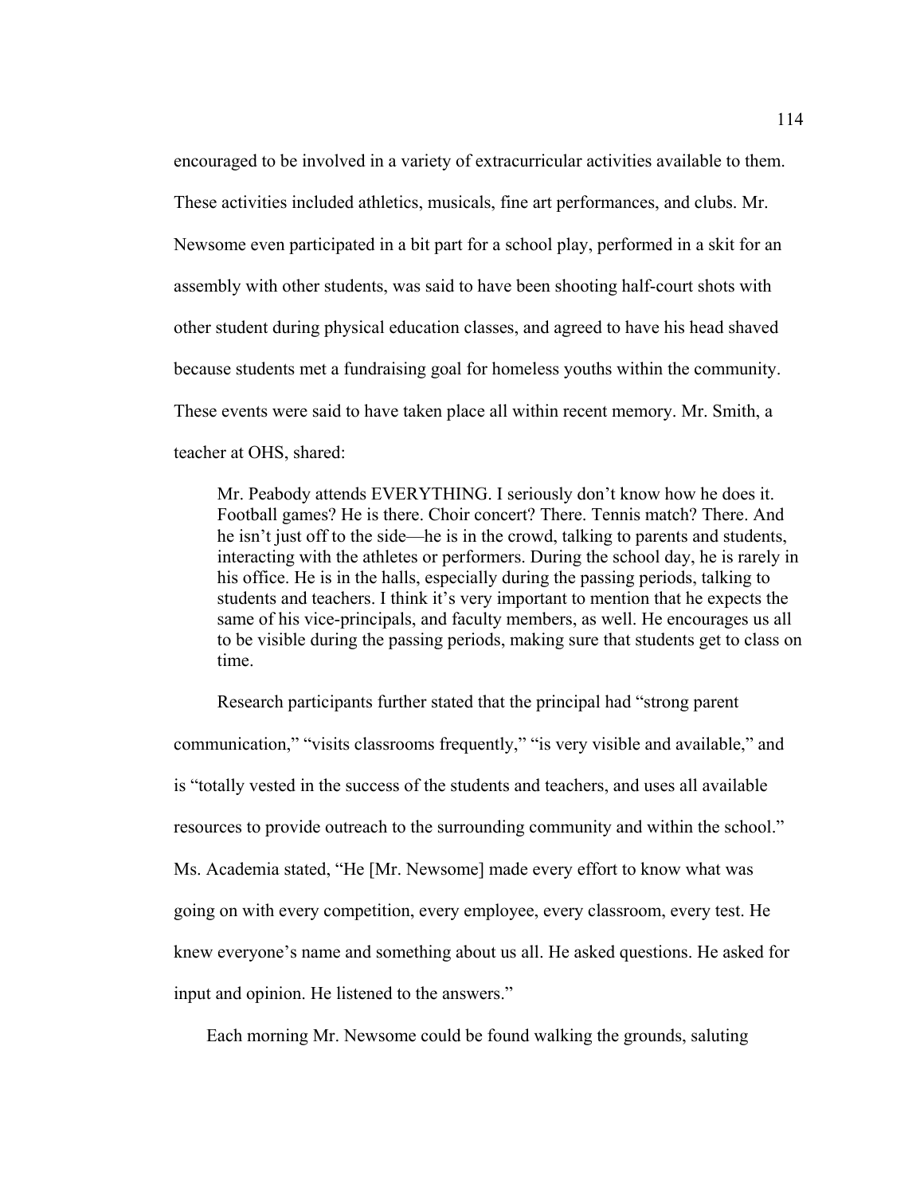encouraged to be involved in a variety of extracurricular activities available to them. These activities included athletics, musicals, fine art performances, and clubs. Mr. Newsome even participated in a bit part for a school play, performed in a skit for an assembly with other students, was said to have been shooting half-court shots with other student during physical education classes, and agreed to have his head shaved because students met a fundraising goal for homeless youths within the community. These events were said to have taken place all within recent memory. Mr. Smith, a teacher at OHS, shared:

> Mr. Peabody attends EVERYTHING. I seriously don't know how he does it. Football games? He is there. Choir concert? There. Tennis match? There. And he isn't just off to the side—he is in the crowd, talking to parents and students, interacting with the athletes or performers. During the school day, he is rarely in his office. He is in the halls, especially during the passing periods, talking to students and teachers. I think it's very important to mention that he expects the same of his vice-principals, and faculty members, as well. He encourages us all to be visible during the passing periods, making sure that students get to class on time.

Research participants further stated that the principal had "strong parent communication," "visits classrooms frequently," "is very visible and available," and is "totally vested in the success of the students and teachers, and uses all available resources to provide outreach to the surrounding community and within the school." Ms. Academia stated, "He [Mr. Newsome] made every effort to know what was going on with every competition, every employee, every classroom, every test. He knew everyone's name and something about us all. He asked questions. He asked for input and opinion. He listened to the answers."

Each morning Mr. Newsome could be found walking the grounds, saluting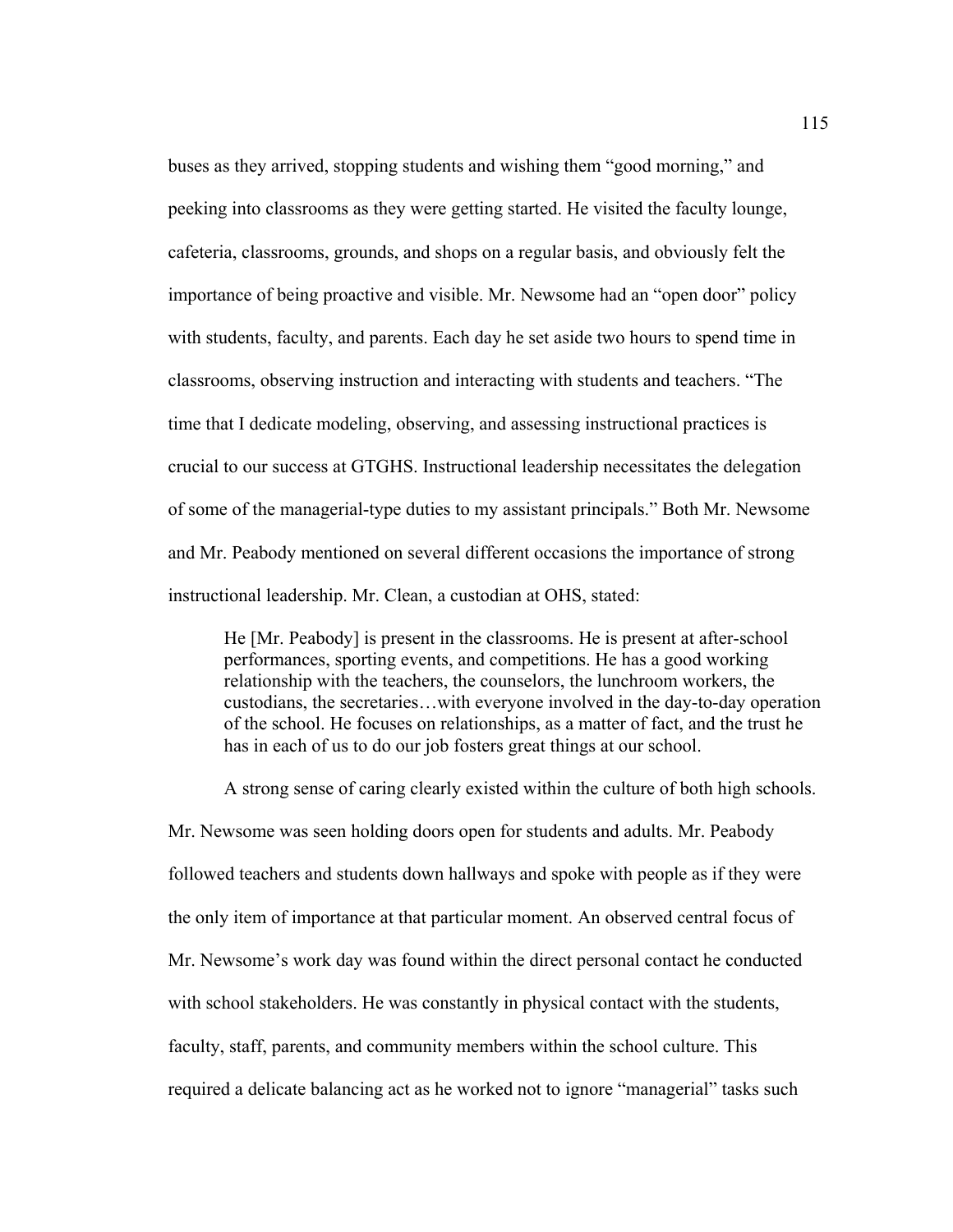buses as they arrived, stopping students and wishing them "good morning," and peeking into classrooms as they were getting started. He visited the faculty lounge, cafeteria, classrooms, grounds, and shops on a regular basis, and obviously felt the importance of being proactive and visible. Mr. Newsome had an "open door" policy with students, faculty, and parents. Each day he set aside two hours to spend time in classrooms, observing instruction and interacting with students and teachers. "The time that I dedicate modeling, observing, and assessing instructional practices is crucial to our success at GTGHS. Instructional leadership necessitates the delegation of some of the managerial-type duties to my assistant principals." Both Mr. Newsome and Mr. Peabody mentioned on several different occasions the importance of strong instructional leadership. Mr. Clean, a custodian at OHS, stated:

> He [Mr. Peabody] is present in the classrooms. He is present at after-school performances, sporting events, and competitions. He has a good working relationship with the teachers, the counselors, the lunchroom workers, the custodians, the secretaries…with everyone involved in the day-to-day operation of the school. He focuses on relationships, as a matter of fact, and the trust he has in each of us to do our job fosters great things at our school.

A strong sense of caring clearly existed within the culture of both high schools. Mr. Newsome was seen holding doors open for students and adults. Mr. Peabody followed teachers and students down hallways and spoke with people as if they were the only item of importance at that particular moment. An observed central focus of Mr. Newsome's work day was found within the direct personal contact he conducted with school stakeholders. He was constantly in physical contact with the students, faculty, staff, parents, and community members within the school culture. This required a delicate balancing act as he worked not to ignore "managerial" tasks such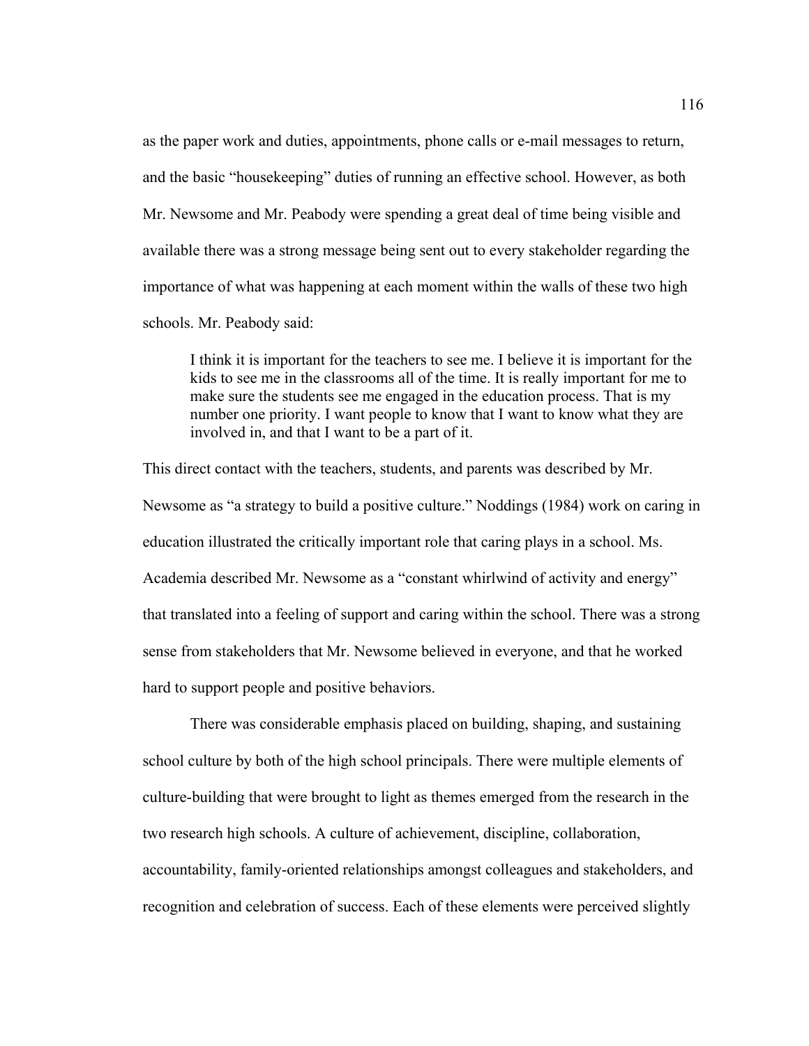as the paper work and duties, appointments, phone calls or e-mail messages to return, and the basic "housekeeping" duties of running an effective school. However, as both Mr. Newsome and Mr. Peabody were spending a great deal of time being visible and available there was a strong message being sent out to every stakeholder regarding the importance of what was happening at each moment within the walls of these two high schools. Mr. Peabody said:

> I think it is important for the teachers to see me. I believe it is important for the kids to see me in the classrooms all of the time. It is really important for me to make sure the students see me engaged in the education process. That is my number one priority. I want people to know that I want to know what they are involved in, and that I want to be a part of it.

This direct contact with the teachers, students, and parents was described by Mr. Newsome as "a strategy to build a positive culture." Noddings (1984) work on caring in education illustrated the critically important role that caring plays in a school. Ms. Academia described Mr. Newsome as a "constant whirlwind of activity and energy" that translated into a feeling of support and caring within the school. There was a strong sense from stakeholders that Mr. Newsome believed in everyone, and that he worked hard to support people and positive behaviors.

There was considerable emphasis placed on building, shaping, and sustaining school culture by both of the high school principals. There were multiple elements of culture-building that were brought to light as themes emerged from the research in the two research high schools. A culture of achievement, discipline, collaboration, accountability, family-oriented relationships amongst colleagues and stakeholders, and recognition and celebration of success. Each of these elements were perceived slightly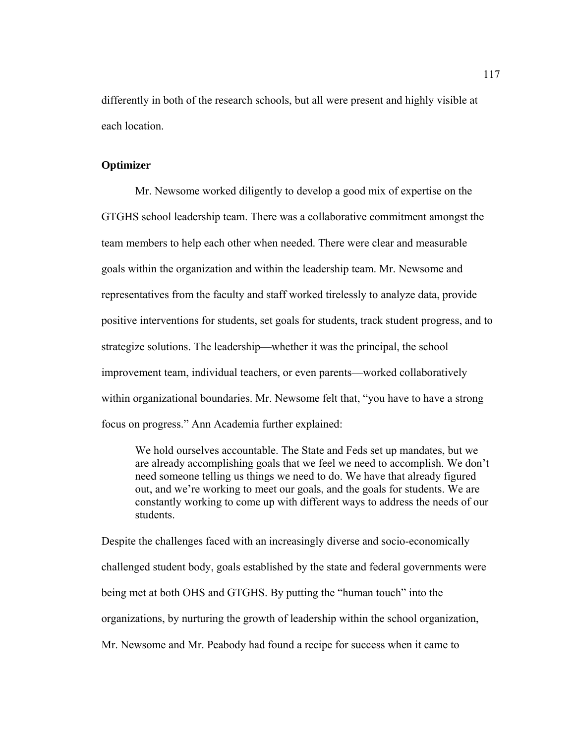differently in both of the research schools, but all were present and highly visible at each location.

**Optimizer**

Mr. Newsome worked diligently to develop a good mix of expertise on the GTGHS school leadership team. There was a collaborative commitment amongst the team members to help each other when needed. There were clear and measurable goals within the organization and within the leadership team. Mr. Newsome and representatives from the faculty and staff worked tirelessly to analyze data, provide positive interventions for students, set goals for students, track student progress, and to strategize solutions. The leadership—whether it was the principal, the school improvement team, individual teachers, or even parents—worked collaboratively within organizational boundaries. Mr. Newsome felt that, "you have to have a strong focus on progress." Ann Academia further explained:

> We hold ourselves accountable. The State and Feds set up mandates, but we are already accomplishing goals that we feel we need to accomplish. We don't need someone telling us things we need to do. We have that already figured out, and we're working to meet our goals, and the goals for students. We are constantly working to come up with different ways to address the needs of our students.

Despite the challenges faced with an increasingly diverse and socio-economically challenged student body, goals established by the state and federal governments were being met at both OHS and GTGHS. By putting the "human touch" into the organizations, by nurturing the growth of leadership within the school organization, Mr. Newsome and Mr. Peabody had found a recipe for success when it came to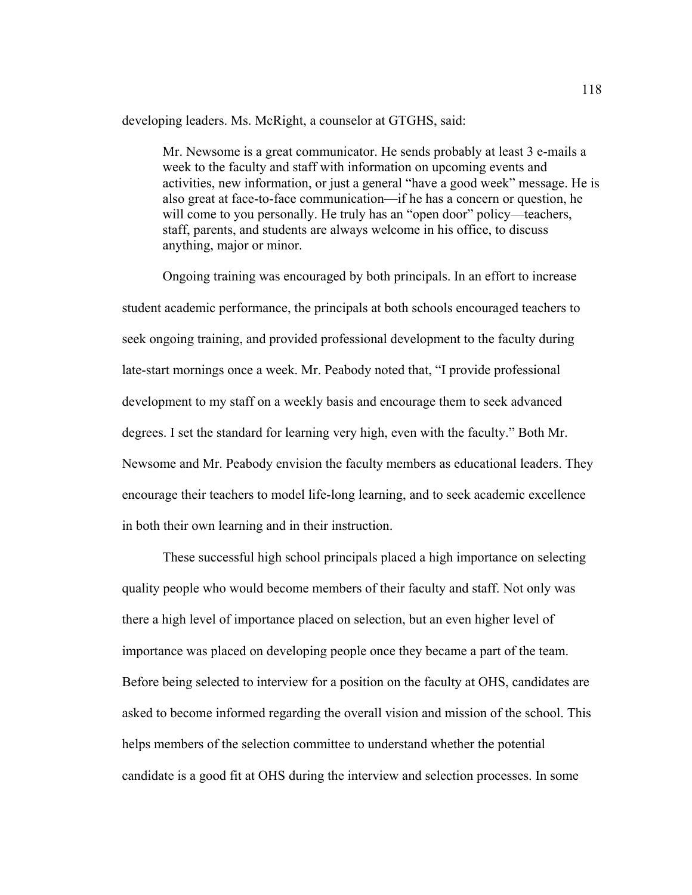developing leaders. Ms. McRight, a counselor at GTGHS, said:

> Mr. Newsome is a great communicator. He sends probably at least 3 e-mails a week to the faculty and staff with information on upcoming events and activities, new information, or just a general "have a good week" message. He is also great at face-to-face communication—if he has a concern or question, he will come to you personally. He truly has an "open door" policy—teachers, staff, parents, and students are always welcome in his office, to discuss anything, major or minor.

Ongoing training was encouraged by both principals. In an effort to increase student academic performance, the principals at both schools encouraged teachers to seek ongoing training, and provided professional development to the faculty during late-start mornings once a week. Mr. Peabody noted that, "I provide professional development to my staff on a weekly basis and encourage them to seek advanced degrees. I set the standard for learning very high, even with the faculty." Both Mr. Newsome and Mr. Peabody envision the faculty members as educational leaders. They encourage their teachers to model life-long learning, and to seek academic excellence in both their own learning and in their instruction.

These successful high school principals placed a high importance on selecting quality people who would become members of their faculty and staff. Not only was there a high level of importance placed on selection, but an even higher level of importance was placed on developing people once they became a part of the team. Before being selected to interview for a position on the faculty at OHS, candidates are asked to become informed regarding the overall vision and mission of the school. This helps members of the selection committee to understand whether the potential candidate is a good fit at OHS during the interview and selection processes. In some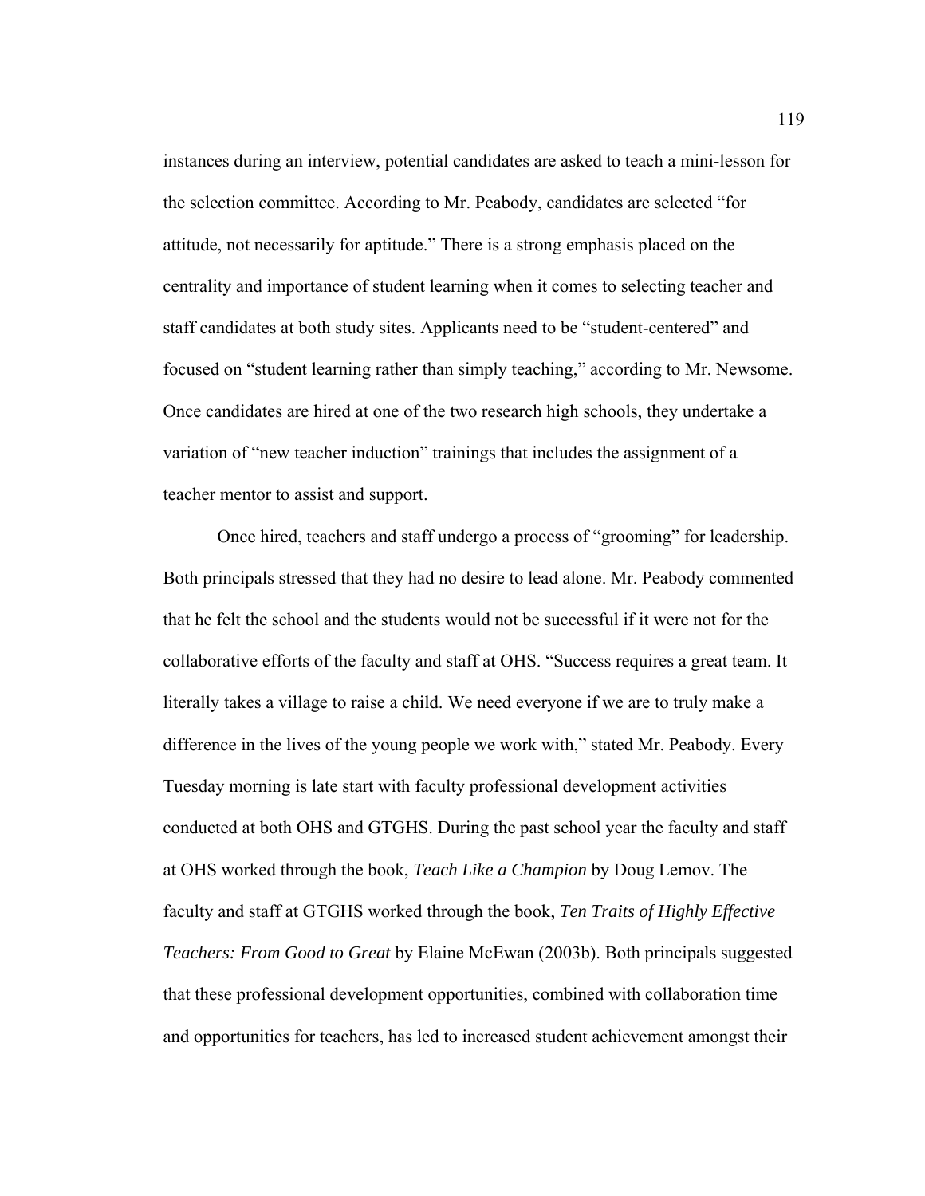instances during an interview, potential candidates are asked to teach a mini-lesson for the selection committee. According to Mr. Peabody, candidates are selected "for attitude, not necessarily for aptitude." There is a strong emphasis placed on the centrality and importance of student learning when it comes to selecting teacher and staff candidates at both study sites. Applicants need to be "student-centered" and focused on "student learning rather than simply teaching," according to Mr. Newsome. Once candidates are hired at one of the two research high schools, they undertake a variation of "new teacher induction" trainings that includes the assignment of a teacher mentor to assist and support.

Once hired, teachers and staff undergo a process of "grooming" for leadership. Both principals stressed that they had no desire to lead alone. Mr. Peabody commented that he felt the school and the students would not be successful if it were not for the collaborative efforts of the faculty and staff at OHS. "Success requires a great team. It literally takes a village to raise a child. We need everyone if we are to truly make a difference in the lives of the young people we work with," stated Mr. Peabody. Every Tuesday morning is late start with faculty professional development activities conducted at both OHS and GTGHS. During the past school year the faculty and staff at OHS worked through the book, *Teach Like a Champion* by Doug Lemov. The faculty and staff at GTGHS worked through the book, *Ten Traits of Highly Effective Teachers: From Good to Great* by Elaine McEwan (2003b). Both principals suggested that these professional development opportunities, combined with collaboration time and opportunities for teachers, has led to increased student achievement amongst their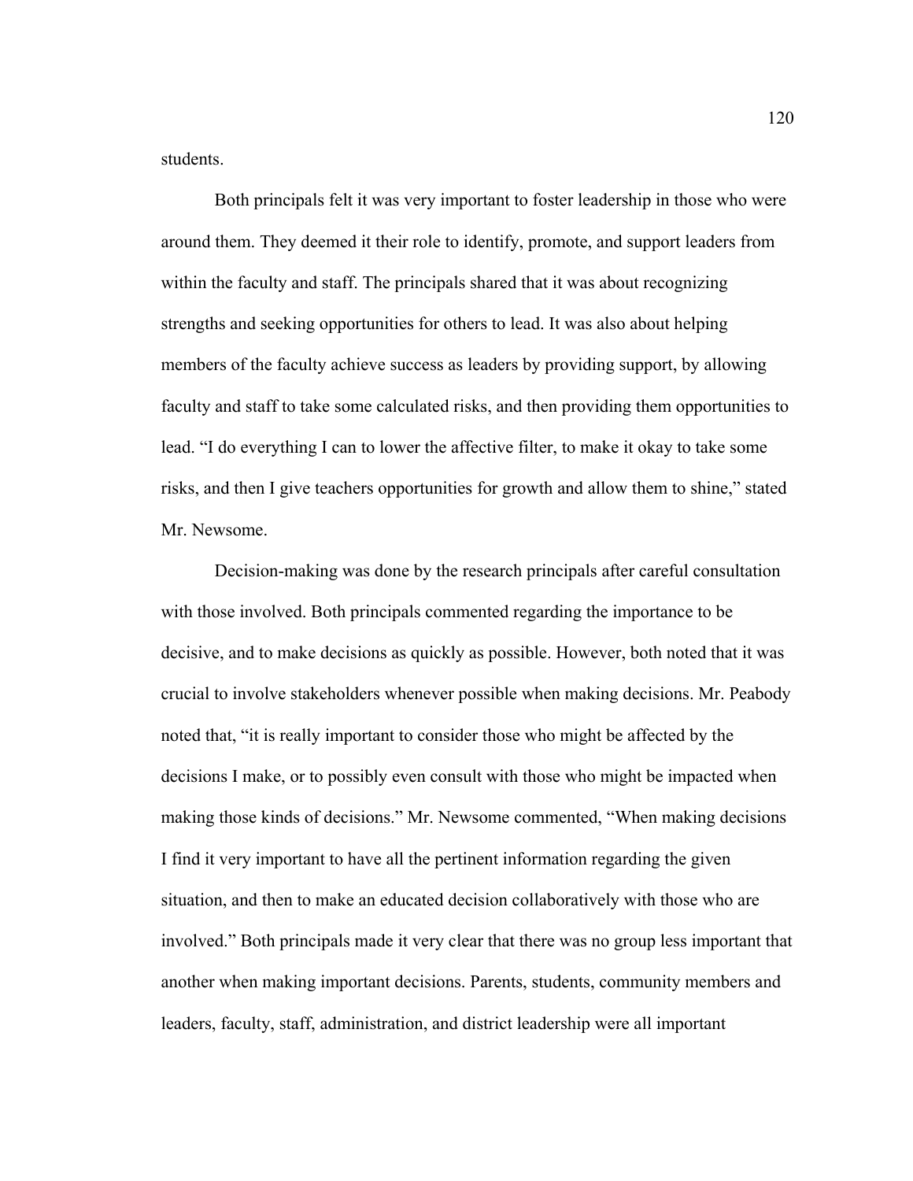students.

Both principals felt it was very important to foster leadership in those who were around them. They deemed it their role to identify, promote, and support leaders from within the faculty and staff. The principals shared that it was about recognizing strengths and seeking opportunities for others to lead. It was also about helping members of the faculty achieve success as leaders by providing support, by allowing faculty and staff to take some calculated risks, and then providing them opportunities to lead. "I do everything I can to lower the affective filter, to make it okay to take some risks, and then I give teachers opportunities for growth and allow them to shine," stated Mr. Newsome.

Decision-making was done by the research principals after careful consultation with those involved. Both principals commented regarding the importance to be decisive, and to make decisions as quickly as possible. However, both noted that it was crucial to involve stakeholders whenever possible when making decisions. Mr. Peabody noted that, "it is really important to consider those who might be affected by the decisions I make, or to possibly even consult with those who might be impacted when making those kinds of decisions." Mr. Newsome commented, "When making decisions I find it very important to have all the pertinent information regarding the given situation, and then to make an educated decision collaboratively with those who are involved." Both principals made it very clear that there was no group less important that another when making important decisions. Parents, students, community members and leaders, faculty, staff, administration, and district leadership were all important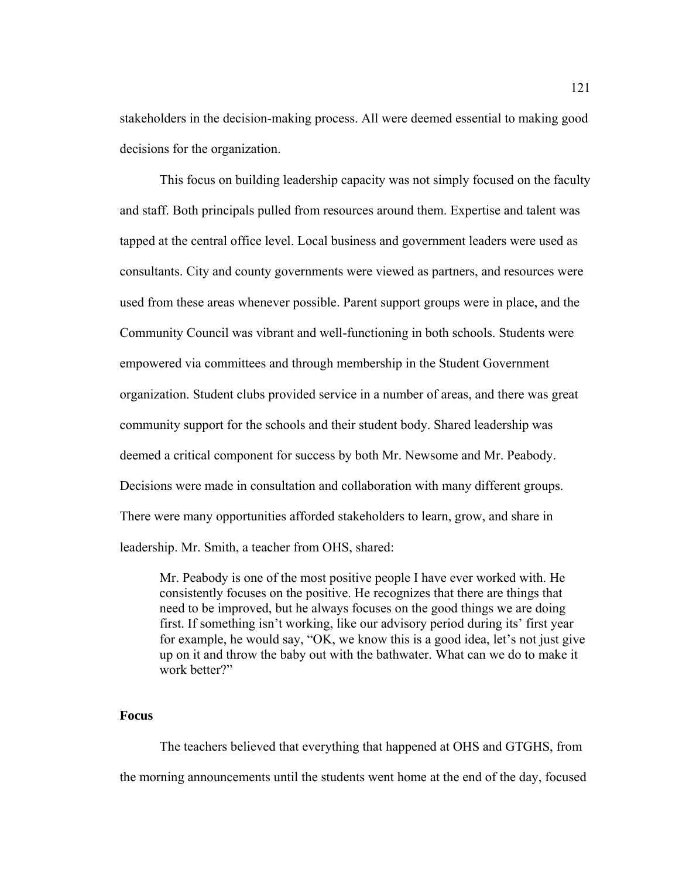stakeholders in the decision-making process. All were deemed essential to making good decisions for the organization.

This focus on building leadership capacity was not simply focused on the faculty and staff. Both principals pulled from resources around them. Expertise and talent was tapped at the central office level. Local business and government leaders were used as consultants. City and county governments were viewed as partners, and resources were used from these areas whenever possible. Parent support groups were in place, and the Community Council was vibrant and well-functioning in both schools. Students were empowered via committees and through membership in the Student Government organization. Student clubs provided service in a number of areas, and there was great community support for the schools and their student body. Shared leadership was deemed a critical component for success by both Mr. Newsome and Mr. Peabody. Decisions were made in consultation and collaboration with many different groups. There were many opportunities afforded stakeholders to learn, grow, and share in leadership. Mr. Smith, a teacher from OHS, shared:

> Mr. Peabody is one of the most positive people I have ever worked with. He consistently focuses on the positive. He recognizes that there are things that need to be improved, but he always focuses on the good things we are doing first. If something isn't working, like our advisory period during its' first year for example, he would say, "OK, we know this is a good idea, let's not just give up on it and throw the baby out with the bathwater. What can we do to make it work better?"

### Focus

The teachers believed that everything that happened at OHS and GTGHS, from the morning announcements until the students went home at the end of the day, focused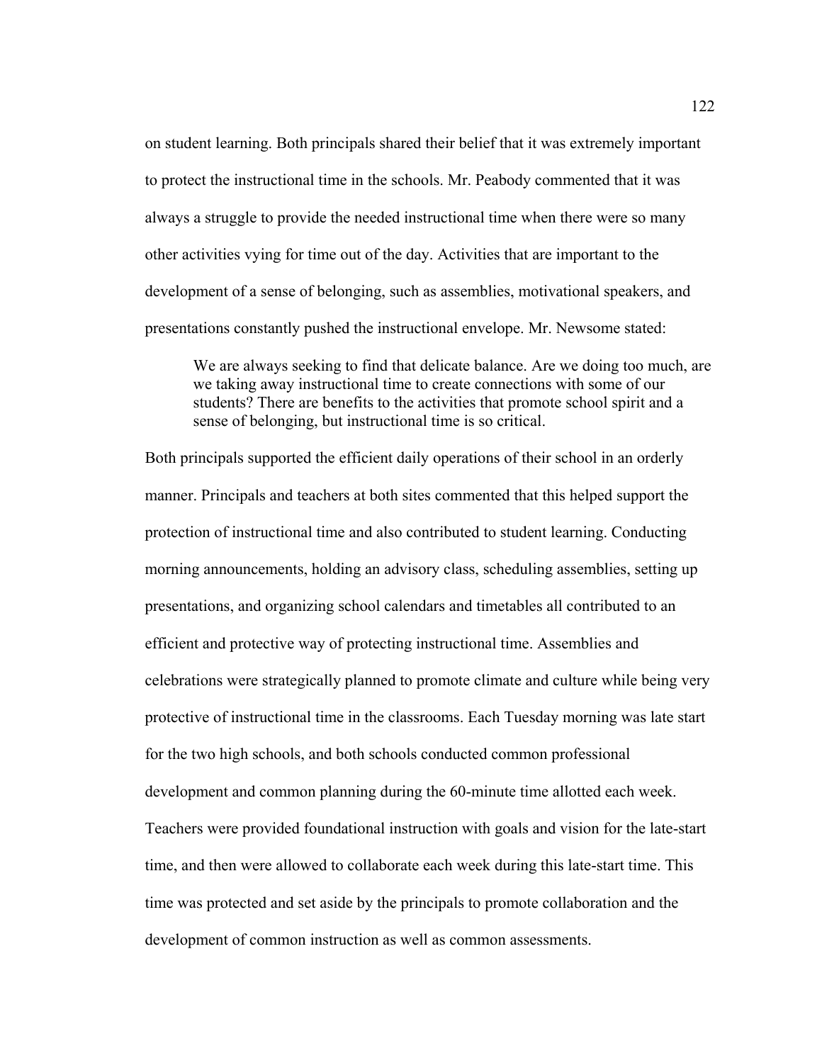on student learning. Both principals shared their belief that it was extremely important to protect the instructional time in the schools. Mr. Peabody commented that it was always a struggle to provide the needed instructional time when there were so many other activities vying for time out of the day. Activities that are important to the development of a sense of belonging, such as assemblies, motivational speakers, and presentations constantly pushed the instructional envelope. Mr. Newsome stated:

> We are always seeking to find that delicate balance. Are we doing too much, are we taking away instructional time to create connections with some of our students? There are benefits to the activities that promote school spirit and a sense of belonging, but instructional time is so critical.

Both principals supported the efficient daily operations of their school in an orderly manner. Principals and teachers at both sites commented that this helped support the protection of instructional time and also contributed to student learning. Conducting morning announcements, holding an advisory class, scheduling assemblies, setting up presentations, and organizing school calendars and timetables all contributed to an efficient and protective way of protecting instructional time. Assemblies and celebrations were strategically planned to promote climate and culture while being very protective of instructional time in the classrooms. Each Tuesday morning was late start for the two high schools, and both schools conducted common professional development and common planning during the 60-minute time allotted each week. Teachers were provided foundational instruction with goals and vision for the late-start time, and then were allowed to collaborate each week during this late-start time. This time was protected and set aside by the principals to promote collaboration and the development of common instruction as well as common assessments.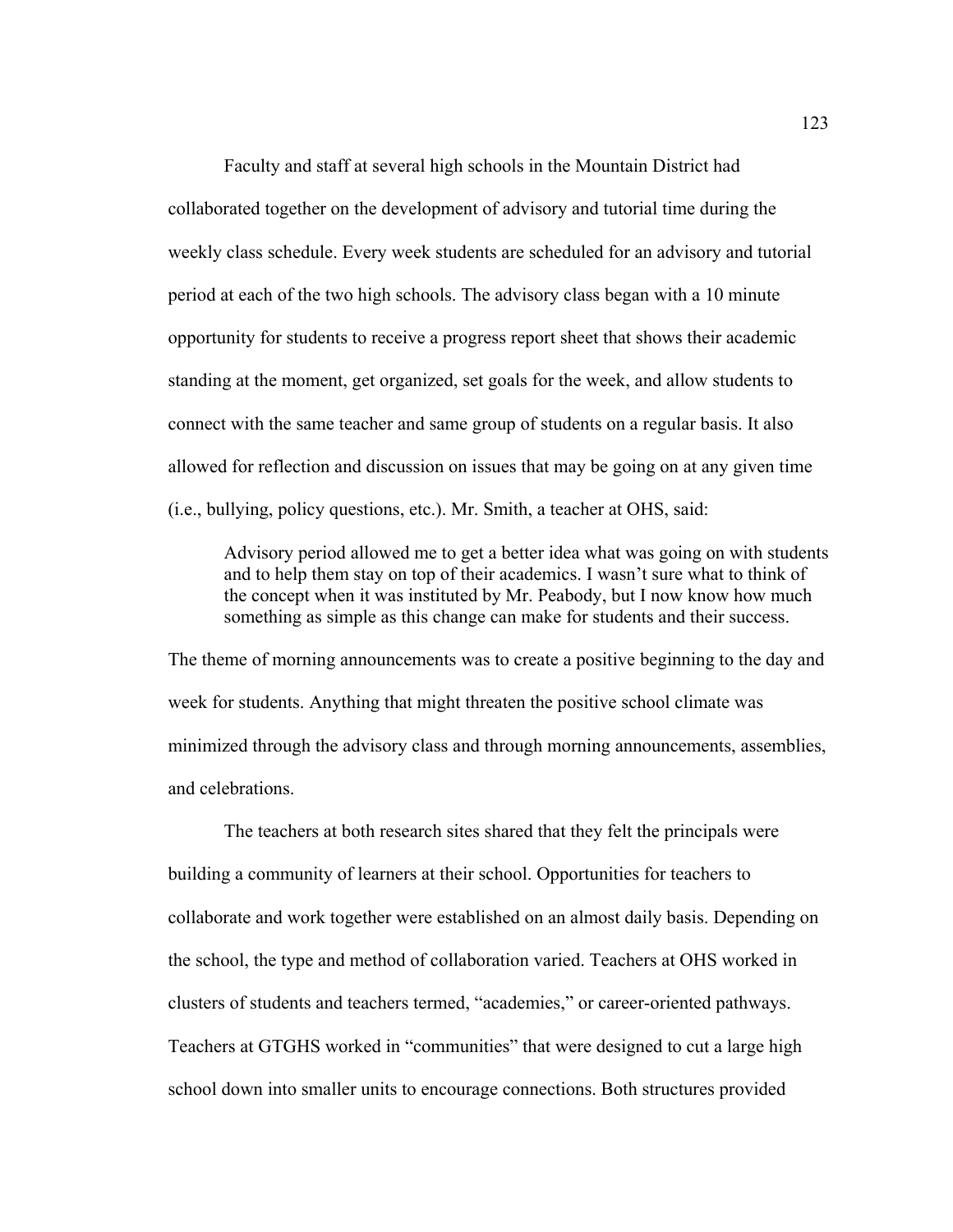Faculty and staff at several high schools in the Mountain District had collaborated together on the development of advisory and tutorial time during the weekly class schedule. Every week students are scheduled for an advisory and tutorial period at each of the two high schools. The advisory class began with a 10 minute opportunity for students to receive a progress report sheet that shows their academic standing at the moment, get organized, set goals for the week, and allow students to connect with the same teacher and same group of students on a regular basis. It also allowed for reflection and discussion on issues that may be going on at any given time (i.e., bullying, policy questions, etc.). Mr. Smith, a teacher at OHS, said:

> Advisory period allowed me to get a better idea what was going on with students and to help them stay on top of their academics. I wasn't sure what to think of the concept when it was instituted by Mr. Peabody, but I now know how much something as simple as this change can make for students and their success.

The theme of morning announcements was to create a positive beginning to the day and week for students. Anything that might threaten the positive school climate was minimized through the advisory class and through morning announcements, assemblies, and celebrations.

The teachers at both research sites shared that they felt the principals were building a community of learners at their school. Opportunities for teachers to collaborate and work together were established on an almost daily basis. Depending on the school, the type and method of collaboration varied. Teachers at OHS worked in clusters of students and teachers termed, "academies," or career-oriented pathways. Teachers at GTGHS worked in "communities" that were designed to cut a large high school down into smaller units to encourage connections. Both structures provided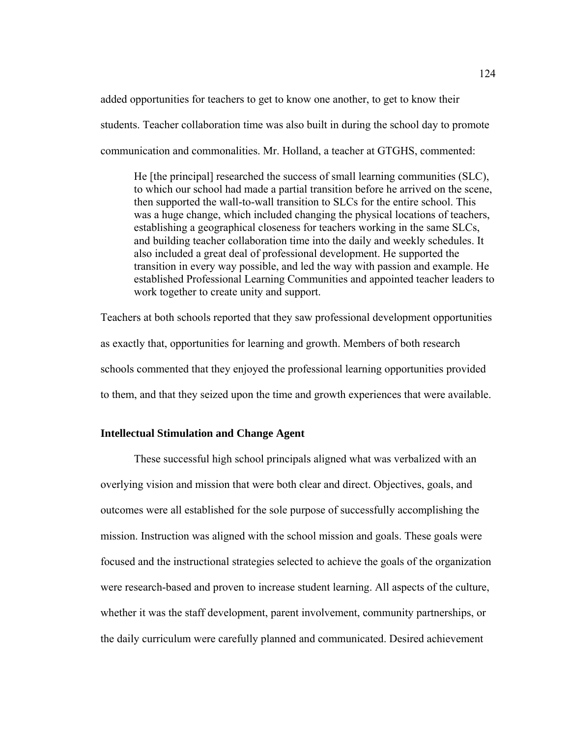added opportunities for teachers to get to know one another, to get to know their students. Teacher collaboration time was also built in during the school day to promote communication and commonalities. Mr. Holland, a teacher at GTGHS, commented:

> He [the principal] researched the success of small learning communities (SLC), to which our school had made a partial transition before he arrived on the scene, then supported the wall-to-wall transition to SLCs for the entire school. This was a huge change, which included changing the physical locations of teachers, establishing a geographical closeness for teachers working in the same SLCs, and building teacher collaboration time into the daily and weekly schedules. It also included a great deal of professional development. He supported the transition in every way possible, and led the way with passion and example. He established Professional Learning Communities and appointed teacher leaders to work together to create unity and support.

Teachers at both schools reported that they saw professional development opportunities as exactly that, opportunities for learning and growth. Members of both research schools commented that they enjoyed the professional learning opportunities provided to them, and that they seized upon the time and growth experiences that were available.

### Intellectual Stimulation and Change Agent

These successful high school principals aligned what was verbalized with an overlying vision and mission that were both clear and direct. Objectives, goals, and outcomes were all established for the sole purpose of successfully accomplishing the mission. Instruction was aligned with the school mission and goals. These goals were focused and the instructional strategies selected to achieve the goals of the organization were research-based and proven to increase student learning. All aspects of the culture, whether it was the staff development, parent involvement, community partnerships, or the daily curriculum were carefully planned and communicated. Desired achievement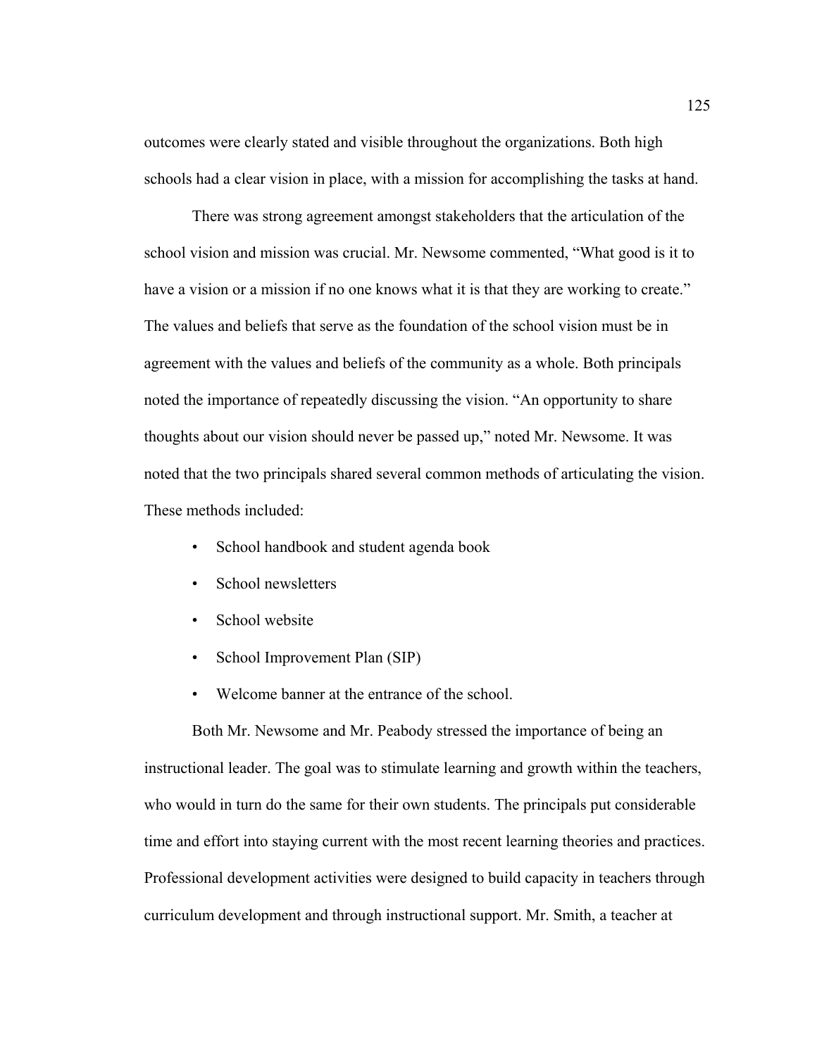outcomes were clearly stated and visible throughout the organizations. Both high schools had a clear vision in place, with a mission for accomplishing the tasks at hand.

There was strong agreement amongst stakeholders that the articulation of the school vision and mission was crucial. Mr. Newsome commented, “What good is it to have a vision or a mission if no one knows what it is that they are working to create.” The values and beliefs that serve as the foundation of the school vision must be in agreement with the values and beliefs of the community as a whole. Both principals noted the importance of repeatedly discussing the vision. “An opportunity to share thoughts about our vision should never be passed up,” noted Mr. Newsome. It was noted that the two principals shared several common methods of articulating the vision. These methods included:

- School handbook and student agenda book
- School newsletters
- School website
- School Improvement Plan (SIP)
- Welcome banner at the entrance of the school.

Both Mr. Newsome and Mr. Peabody stressed the importance of being an instructional leader. The goal was to stimulate learning and growth within the teachers, who would in turn do the same for their own students. The principals put considerable time and effort into staying current with the most recent learning theories and practices. Professional development activities were designed to build capacity in teachers through curriculum development and through instructional support. Mr. Smith, a teacher at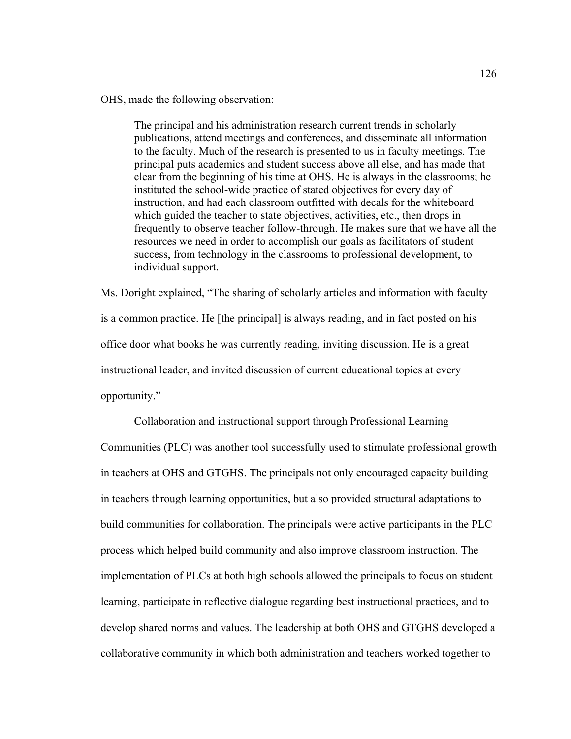OHS, made the following observation:

> The principal and his administration research current trends in scholarly publications, attend meetings and conferences, and disseminate all information to the faculty. Much of the research is presented to us in faculty meetings. The principal puts academics and student success above all else, and has made that clear from the beginning of his time at OHS. He is always in the classrooms; he instituted the school-wide practice of stated objectives for every day of instruction, and had each classroom outfitted with decals for the whiteboard which guided the teacher to state objectives, activities, etc., then drops in frequently to observe teacher follow-through. He makes sure that we have all the resources we need in order to accomplish our goals as facilitators of student success, from technology in the classrooms to professional development, to individual support.

Ms. Doright explained, "The sharing of scholarly articles and information with faculty is a common practice. He [the principal] is always reading, and in fact posted on his office door what books he was currently reading, inviting discussion. He is a great instructional leader, and invited discussion of current educational topics at every opportunity."

Collaboration and instructional support through Professional Learning Communities (PLC) was another tool successfully used to stimulate professional growth in teachers at OHS and GTGHS. The principals not only encouraged capacity building in teachers through learning opportunities, but also provided structural adaptations to build communities for collaboration. The principals were active participants in the PLC process which helped build community and also improve classroom instruction. The implementation of PLCs at both high schools allowed the principals to focus on student learning, participate in reflective dialogue regarding best instructional practices, and to develop shared norms and values. The leadership at both OHS and GTGHS developed a collaborative community in which both administration and teachers worked together to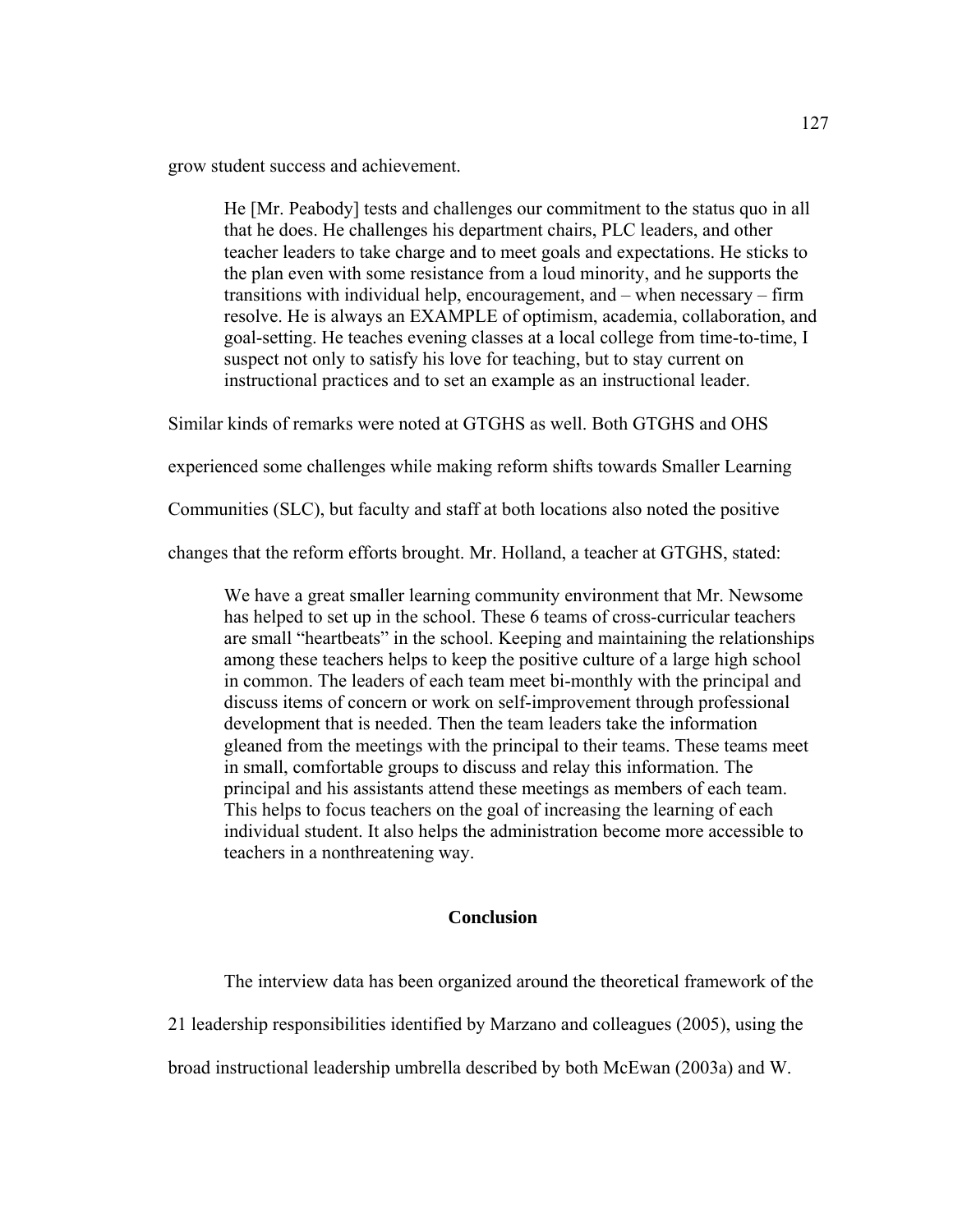grow student success and achievement.

> He [Mr. Peabody] tests and challenges our commitment to the status quo in all that he does. He challenges his department chairs, PLC leaders, and other teacher leaders to take charge and to meet goals and expectations. He sticks to the plan even with some resistance from a loud minority, and he supports the transitions with individual help, encouragement, and – when necessary – firm resolve. He is always an EXAMPLE of optimism, academia, collaboration, and goal-setting. He teaches evening classes at a local college from time-to-time, I suspect not only to satisfy his love for teaching, but to stay current on instructional practices and to set an example as an instructional leader.

Similar kinds of remarks were noted at GTGHS as well. Both GTGHS and OHS experienced some challenges while making reform shifts towards Smaller Learning Communities (SLC), but faculty and staff at both locations also noted the positive changes that the reform efforts brought. Mr. Holland, a teacher at GTGHS, stated:

> We have a great smaller learning community environment that Mr. Newsome has helped to set up in the school. These 6 teams of cross-curricular teachers are small "heartbeats" in the school. Keeping and maintaining the relationships among these teachers helps to keep the positive culture of a large high school in common. The leaders of each team meet bi-monthly with the principal and discuss items of concern or work on self-improvement through professional development that is needed. Then the team leaders take the information gleaned from the meetings with the principal to their teams. These teams meet in small, comfortable groups to discuss and relay this information. The principal and his assistants attend these meetings as members of each team. This helps to focus teachers on the goal of increasing the learning of each individual student. It also helps the administration become more accessible to teachers in a nonthreatening way.

## Conclusion

The interview data has been organized around the theoretical framework of the 21 leadership responsibilities identified by Marzano and colleagues (2005), using the broad instructional leadership umbrella described by both McEwan (2003a) and W.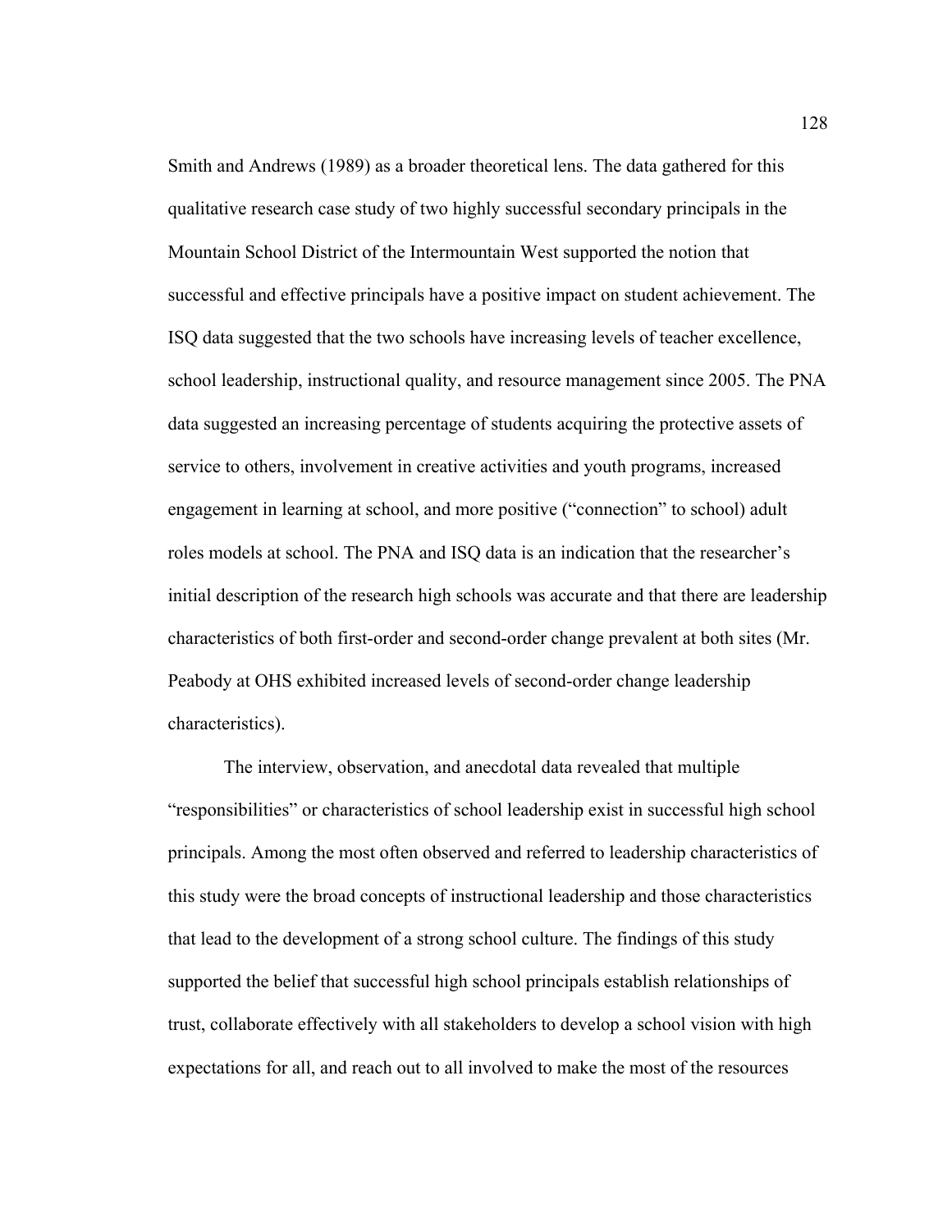Smith and Andrews (1989) as a broader theoretical lens. The data gathered for this qualitative research case study of two highly successful secondary principals in the Mountain School District of the Intermountain West supported the notion that successful and effective principals have a positive impact on student achievement. The ISQ data suggested that the two schools have increasing levels of teacher excellence, school leadership, instructional quality, and resource management since 2005. The PNA data suggested an increasing percentage of students acquiring the protective assets of service to others, involvement in creative activities and youth programs, increased engagement in learning at school, and more positive ("connection" to school) adult roles models at school. The PNA and ISQ data is an indication that the researcher's initial description of the research high schools was accurate and that there are leadership characteristics of both first-order and second-order change prevalent at both sites (Mr. Peabody at OHS exhibited increased levels of second-order change leadership characteristics).

The interview, observation, and anecdotal data revealed that multiple "responsibilities" or characteristics of school leadership exist in successful high school principals. Among the most often observed and referred to leadership characteristics of this study were the broad concepts of instructional leadership and those characteristics that lead to the development of a strong school culture. The findings of this study supported the belief that successful high school principals establish relationships of trust, collaborate effectively with all stakeholders to develop a school vision with high expectations for all, and reach out to all involved to make the most of the resources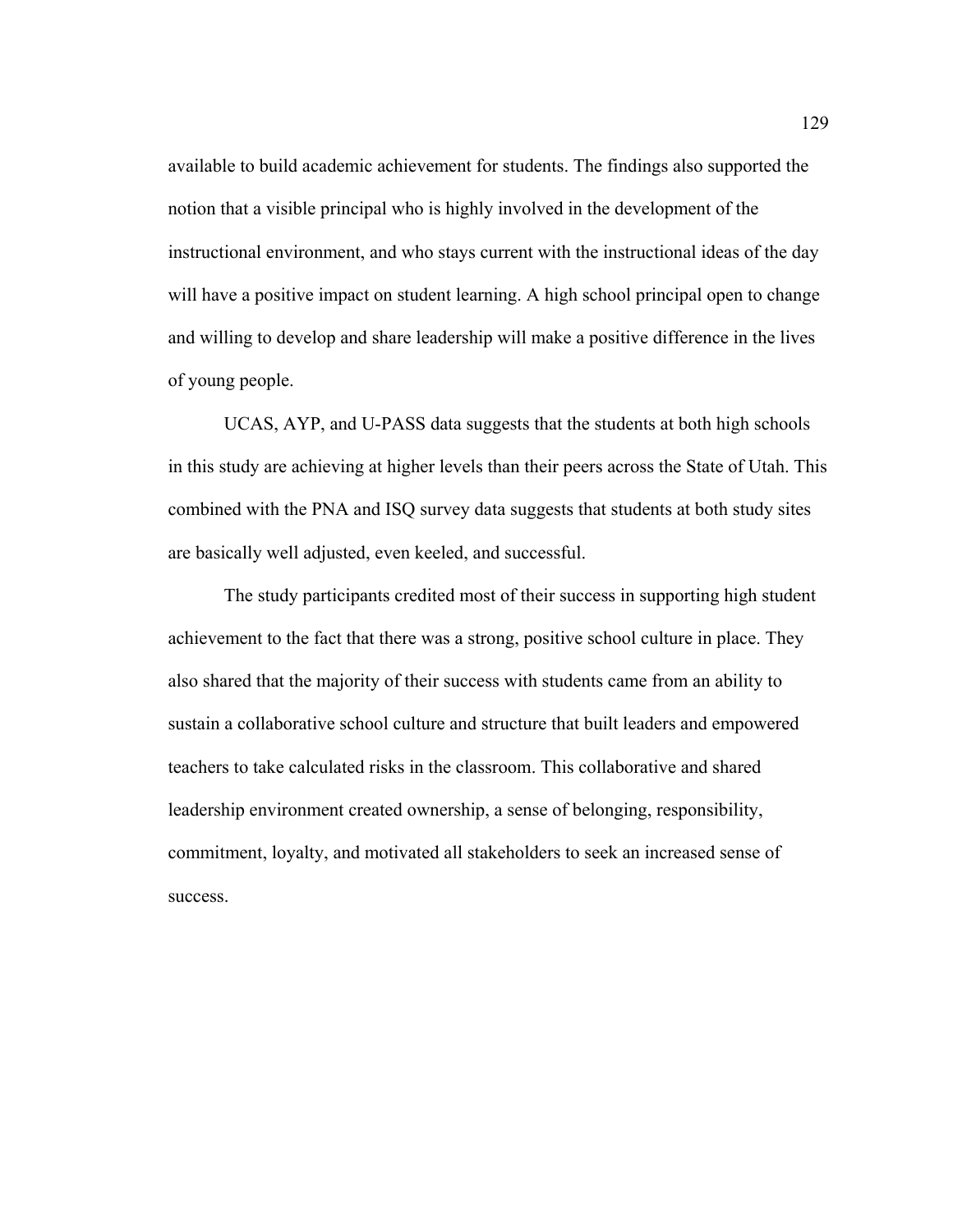available to build academic achievement for students. The findings also supported the notion that a visible principal who is highly involved in the development of the instructional environment, and who stays current with the instructional ideas of the day will have a positive impact on student learning. A high school principal open to change and willing to develop and share leadership will make a positive difference in the lives of young people.

UCAS, AYP, and U-PASS data suggests that the students at both high schools in this study are achieving at higher levels than their peers across the State of Utah. This combined with the PNA and ISQ survey data suggests that students at both study sites are basically well adjusted, even keeled, and successful.

The study participants credited most of their success in supporting high student achievement to the fact that there was a strong, positive school culture in place. They also shared that the majority of their success with students came from an ability to sustain a collaborative school culture and structure that built leaders and empowered teachers to take calculated risks in the classroom. This collaborative and shared leadership environment created ownership, a sense of belonging, responsibility, commitment, loyalty, and motivated all stakeholders to seek an increased sense of success.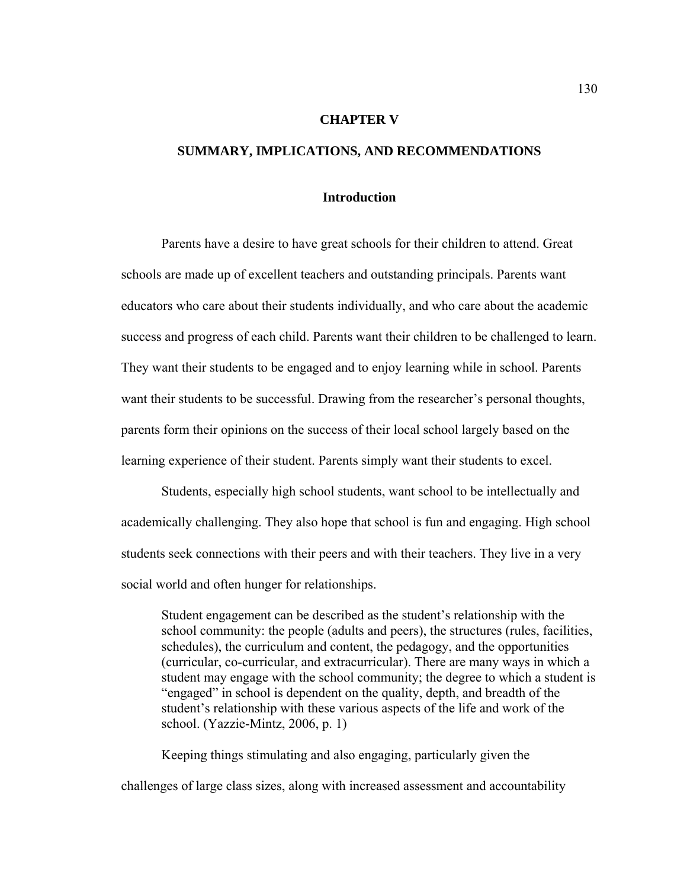# CHAPTER V

# SUMMARY, IMPLICATIONS, AND RECOMMENDATIONS

## Introduction

Parents have a desire to have great schools for their children to attend. Great schools are made up of excellent teachers and outstanding principals. Parents want educators who care about their students individually, and who care about the academic success and progress of each child. Parents want their children to be challenged to learn. They want their students to be engaged and to enjoy learning while in school. Parents want their students to be successful. Drawing from the researcher's personal thoughts, parents form their opinions on the success of their local school largely based on the learning experience of their student. Parents simply want their students to excel.

Students, especially high school students, want school to be intellectually and academically challenging. They also hope that school is fun and engaging. High school students seek connections with their peers and with their teachers. They live in a very social world and often hunger for relationships.

> Student engagement can be described as the student's relationship with the school community: the people (adults and peers), the structures (rules, facilities, schedules), the curriculum and content, the pedagogy, and the opportunities (curricular, co-curricular, and extracurricular). There are many ways in which a student may engage with the school community; the degree to which a student is "engaged" in school is dependent on the quality, depth, and breadth of the student's relationship with these various aspects of the life and work of the school. (Yazzie-Mintz, 2006, p. 1)

Keeping things stimulating and also engaging, particularly given the challenges of large class sizes, along with increased assessment and accountability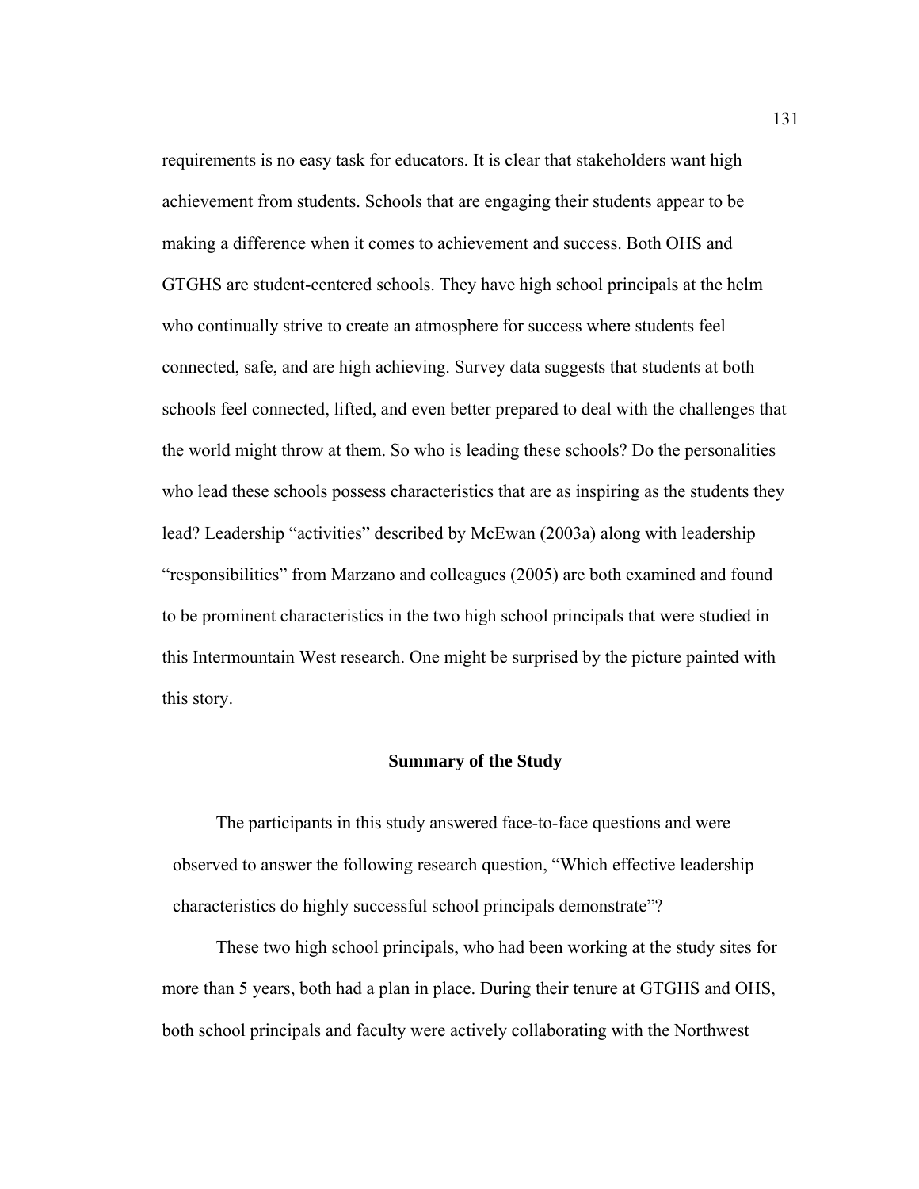requirements is no easy task for educators. It is clear that stakeholders want high achievement from students. Schools that are engaging their students appear to be making a difference when it comes to achievement and success. Both OHS and GTGHS are student-centered schools. They have high school principals at the helm who continually strive to create an atmosphere for success where students feel connected, safe, and are high achieving. Survey data suggests that students at both schools feel connected, lifted, and even better prepared to deal with the challenges that the world might throw at them. So who is leading these schools? Do the personalities who lead these schools possess characteristics that are as inspiring as the students they lead? Leadership "activities" described by McEwan (2003a) along with leadership "responsibilities" from Marzano and colleagues (2005) are both examined and found to be prominent characteristics in the two high school principals that were studied in this Intermountain West research. One might be surprised by the picture painted with this story.

## Summary of the Study

The participants in this study answered face-to-face questions and were observed to answer the following research question, "Which effective leadership characteristics do highly successful school principals demonstrate"?

These two high school principals, who had been working at the study sites for more than 5 years, both had a plan in place. During their tenure at GTGHS and OHS, both school principals and faculty were actively collaborating with the Northwest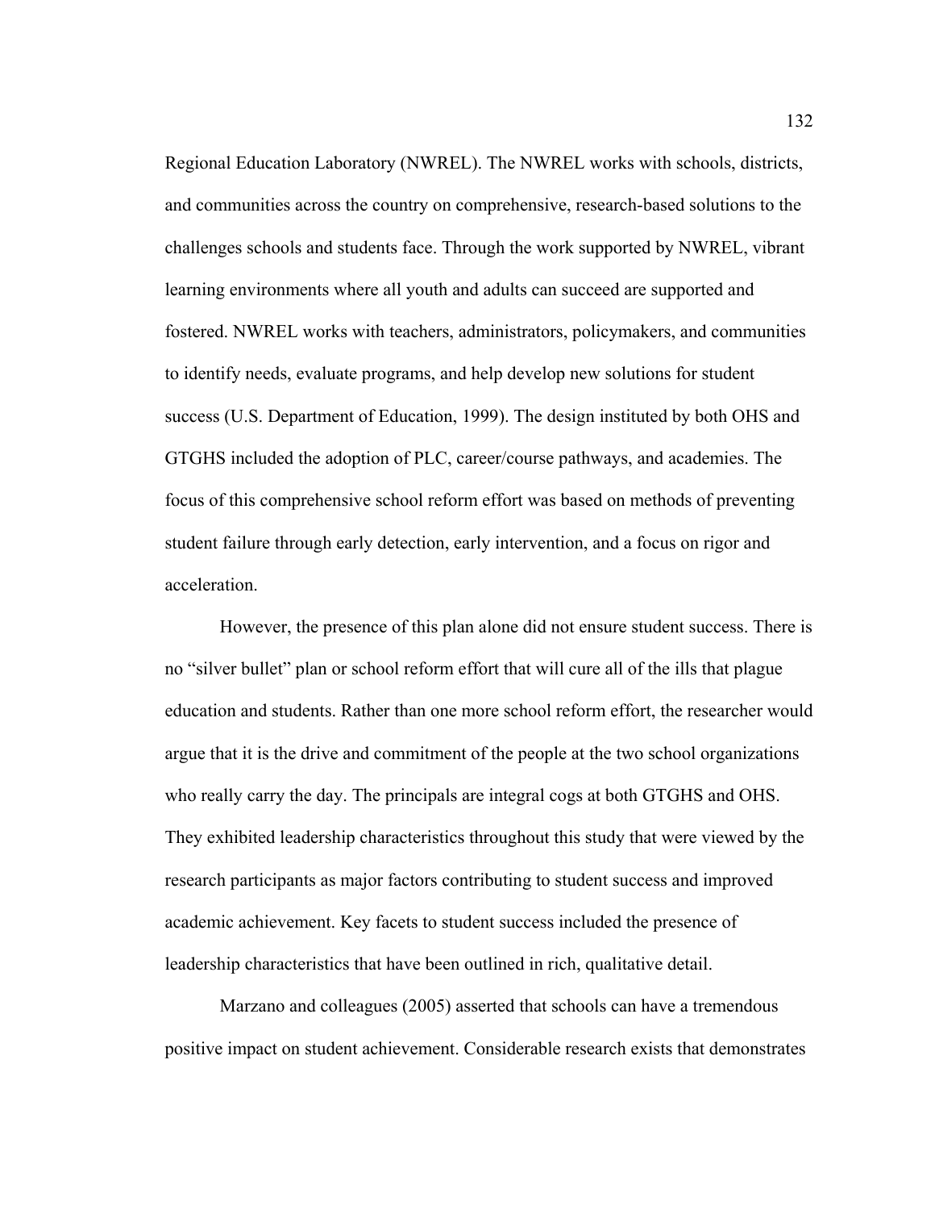Regional Education Laboratory (NWREL). The NWREL works with schools, districts, and communities across the country on comprehensive, research-based solutions to the challenges schools and students face. Through the work supported by NWREL, vibrant learning environments where all youth and adults can succeed are supported and fostered. NWREL works with teachers, administrators, policymakers, and communities to identify needs, evaluate programs, and help develop new solutions for student success (U.S. Department of Education, 1999). The design instituted by both OHS and GTGHS included the adoption of PLC, career/course pathways, and academies. The focus of this comprehensive school reform effort was based on methods of preventing student failure through early detection, early intervention, and a focus on rigor and acceleration.

However, the presence of this plan alone did not ensure student success. There is no "silver bullet" plan or school reform effort that will cure all of the ills that plague education and students. Rather than one more school reform effort, the researcher would argue that it is the drive and commitment of the people at the two school organizations who really carry the day. The principals are integral cogs at both GTGHS and OHS. They exhibited leadership characteristics throughout this study that were viewed by the research participants as major factors contributing to student success and improved academic achievement. Key facets to student success included the presence of leadership characteristics that have been outlined in rich, qualitative detail.

Marzano and colleagues (2005) asserted that schools can have a tremendous positive impact on student achievement. Considerable research exists that demonstrates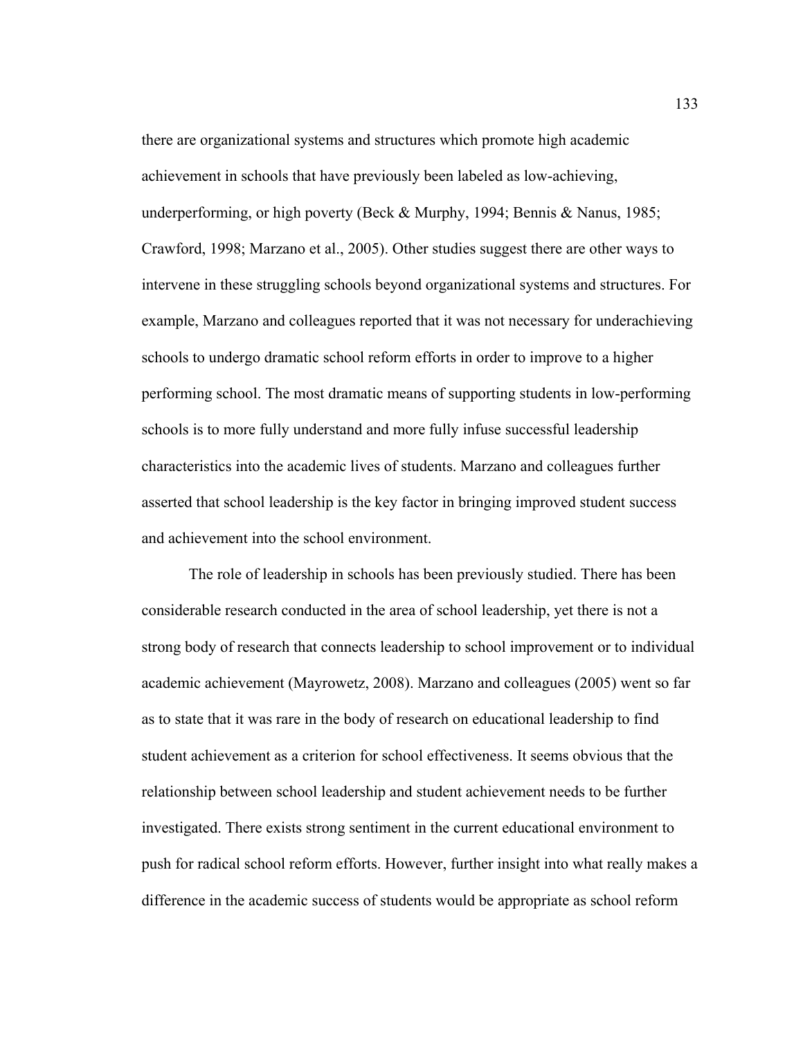there are organizational systems and structures which promote high academic achievement in schools that have previously been labeled as low-achieving, underperforming, or high poverty (Beck & Murphy, 1994; Bennis & Nanus, 1985; Crawford, 1998; Marzano et al., 2005). Other studies suggest there are other ways to intervene in these struggling schools beyond organizational systems and structures. For example, Marzano and colleagues reported that it was not necessary for underachieving schools to undergo dramatic school reform efforts in order to improve to a higher performing school. The most dramatic means of supporting students in low-performing schools is to more fully understand and more fully infuse successful leadership characteristics into the academic lives of students. Marzano and colleagues further asserted that school leadership is the key factor in bringing improved student success and achievement into the school environment.

The role of leadership in schools has been previously studied. There has been considerable research conducted in the area of school leadership, yet there is not a strong body of research that connects leadership to school improvement or to individual academic achievement (Mayrowetz, 2008). Marzano and colleagues (2005) went so far as to state that it was rare in the body of research on educational leadership to find student achievement as a criterion for school effectiveness. It seems obvious that the relationship between school leadership and student achievement needs to be further investigated. There exists strong sentiment in the current educational environment to push for radical school reform efforts. However, further insight into what really makes a difference in the academic success of students would be appropriate as school reform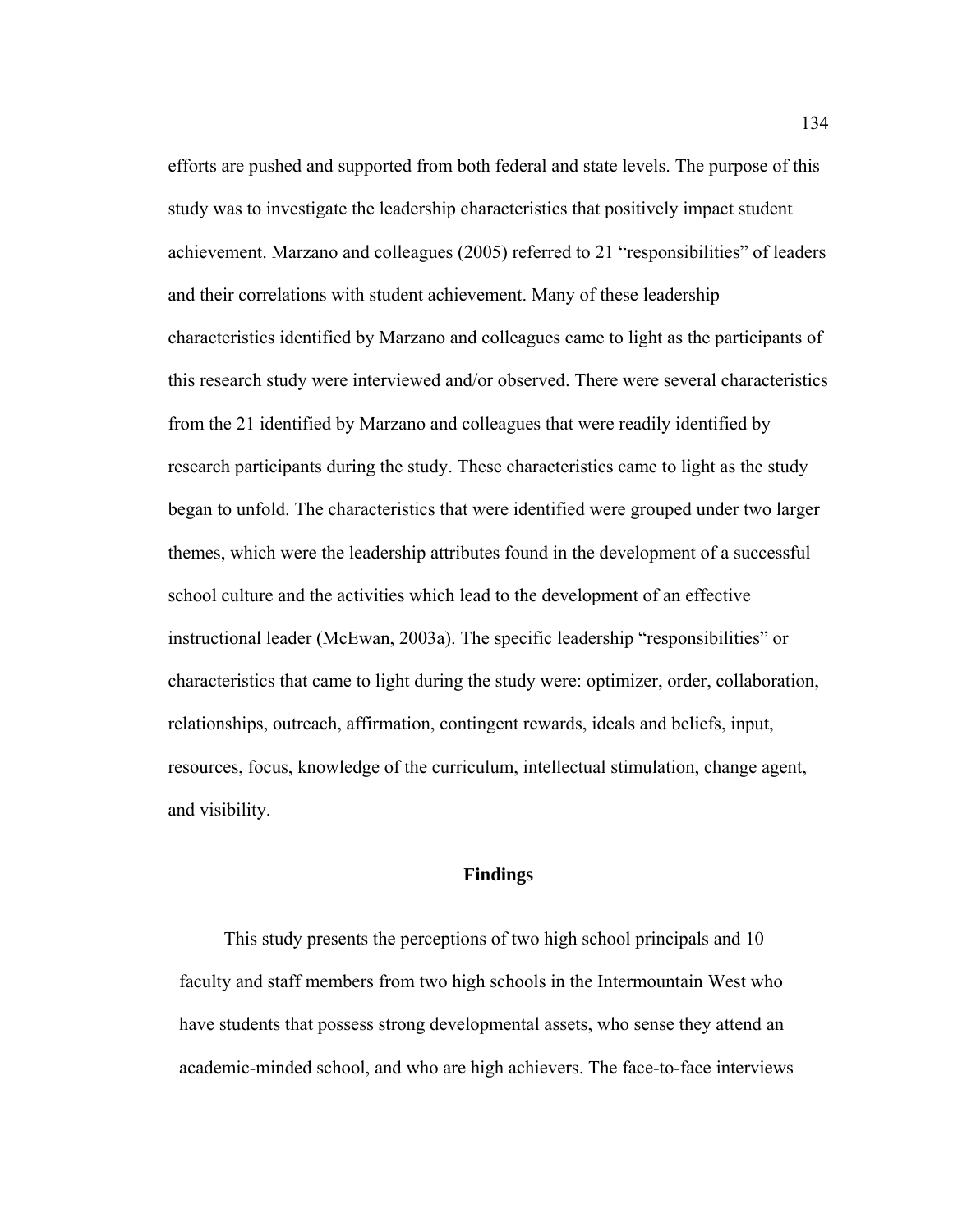efforts are pushed and supported from both federal and state levels. The purpose of this study was to investigate the leadership characteristics that positively impact student achievement. Marzano and colleagues (2005) referred to 21 "responsibilities" of leaders and their correlations with student achievement. Many of these leadership characteristics identified by Marzano and colleagues came to light as the participants of this research study were interviewed and/or observed. There were several characteristics from the 21 identified by Marzano and colleagues that were readily identified by research participants during the study. These characteristics came to light as the study began to unfold. The characteristics that were identified were grouped under two larger themes, which were the leadership attributes found in the development of a successful school culture and the activities which lead to the development of an effective instructional leader (McEwan, 2003a). The specific leadership "responsibilities" or characteristics that came to light during the study were: optimizer, order, collaboration, relationships, outreach, affirmation, contingent rewards, ideals and beliefs, input, resources, focus, knowledge of the curriculum, intellectual stimulation, change agent, and visibility.

## Findings

This study presents the perceptions of two high school principals and 10 faculty and staff members from two high schools in the Intermountain West who have students that possess strong developmental assets, who sense they attend an academic-minded school, and who are high achievers. The face-to-face interviews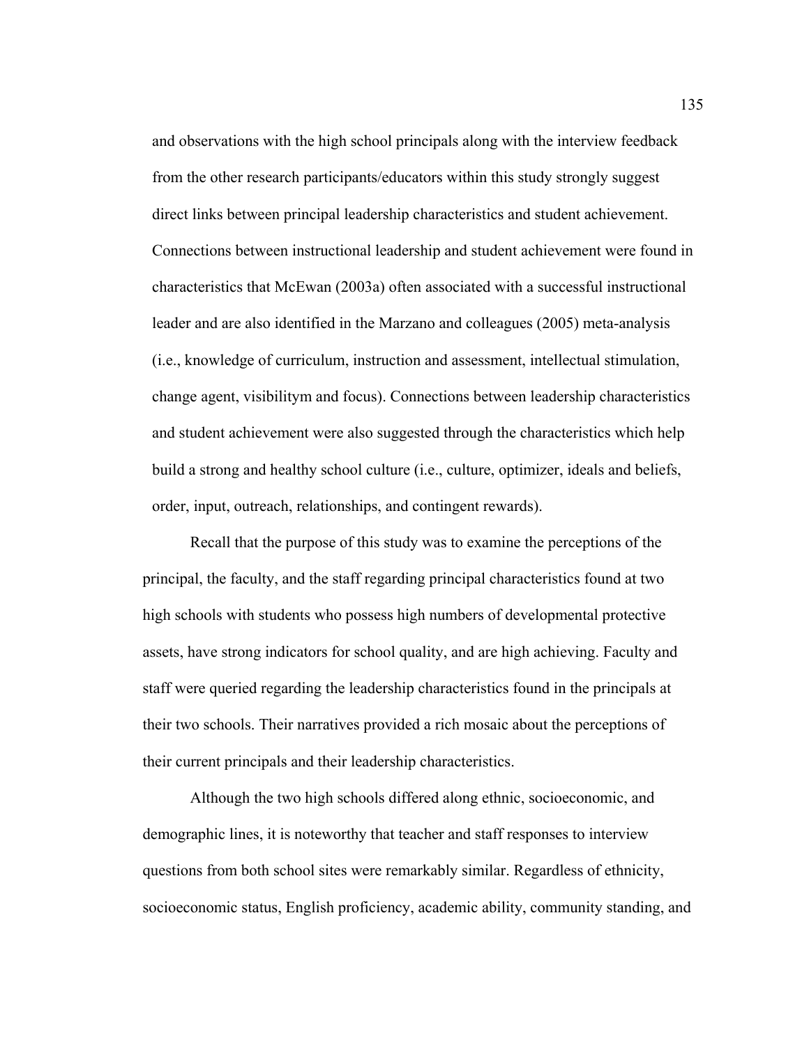and observations with the high school principals along with the interview feedback from the other research participants/educators within this study strongly suggest direct links between principal leadership characteristics and student achievement. Connections between instructional leadership and student achievement were found in characteristics that McEwan (2003a) often associated with a successful instructional leader and are also identified in the Marzano and colleagues (2005) meta-analysis (i.e., knowledge of curriculum, instruction and assessment, intellectual stimulation, change agent, visibilitym and focus). Connections between leadership characteristics and student achievement were also suggested through the characteristics which help build a strong and healthy school culture (i.e., culture, optimizer, ideals and beliefs, order, input, outreach, relationships, and contingent rewards).

Recall that the purpose of this study was to examine the perceptions of the principal, the faculty, and the staff regarding principal characteristics found at two high schools with students who possess high numbers of developmental protective assets, have strong indicators for school quality, and are high achieving. Faculty and staff were queried regarding the leadership characteristics found in the principals at their two schools. Their narratives provided a rich mosaic about the perceptions of their current principals and their leadership characteristics.

Although the two high schools differed along ethnic, socioeconomic, and demographic lines, it is noteworthy that teacher and staff responses to interview questions from both school sites were remarkably similar. Regardless of ethnicity, socioeconomic status, English proficiency, academic ability, community standing, and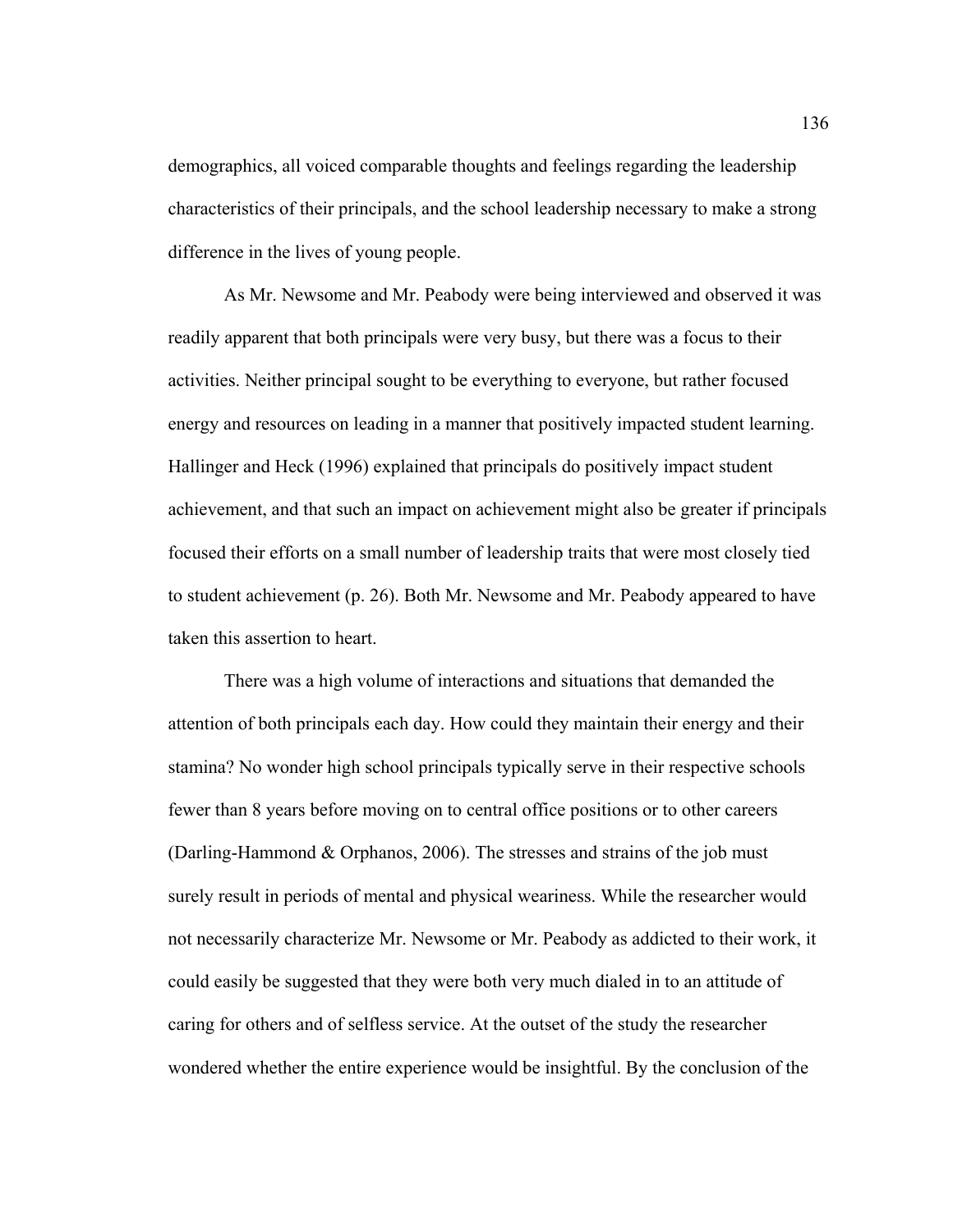demographics, all voiced comparable thoughts and feelings regarding the leadership characteristics of their principals, and the school leadership necessary to make a strong difference in the lives of young people.

As Mr. Newsome and Mr. Peabody were being interviewed and observed it was readily apparent that both principals were very busy, but there was a focus to their activities. Neither principal sought to be everything to everyone, but rather focused energy and resources on leading in a manner that positively impacted student learning. Hallinger and Heck (1996) explained that principals do positively impact student achievement, and that such an impact on achievement might also be greater if principals focused their efforts on a small number of leadership traits that were most closely tied to student achievement (p. 26). Both Mr. Newsome and Mr. Peabody appeared to have taken this assertion to heart.

There was a high volume of interactions and situations that demanded the attention of both principals each day. How could they maintain their energy and their stamina? No wonder high school principals typically serve in their respective schools fewer than 8 years before moving on to central office positions or to other careers (Darling-Hammond & Orphanos, 2006). The stresses and strains of the job must surely result in periods of mental and physical weariness. While the researcher would not necessarily characterize Mr. Newsome or Mr. Peabody as addicted to their work, it could easily be suggested that they were both very much dialed in to an attitude of caring for others and of selfless service. At the outset of the study the researcher wondered whether the entire experience would be insightful. By the conclusion of the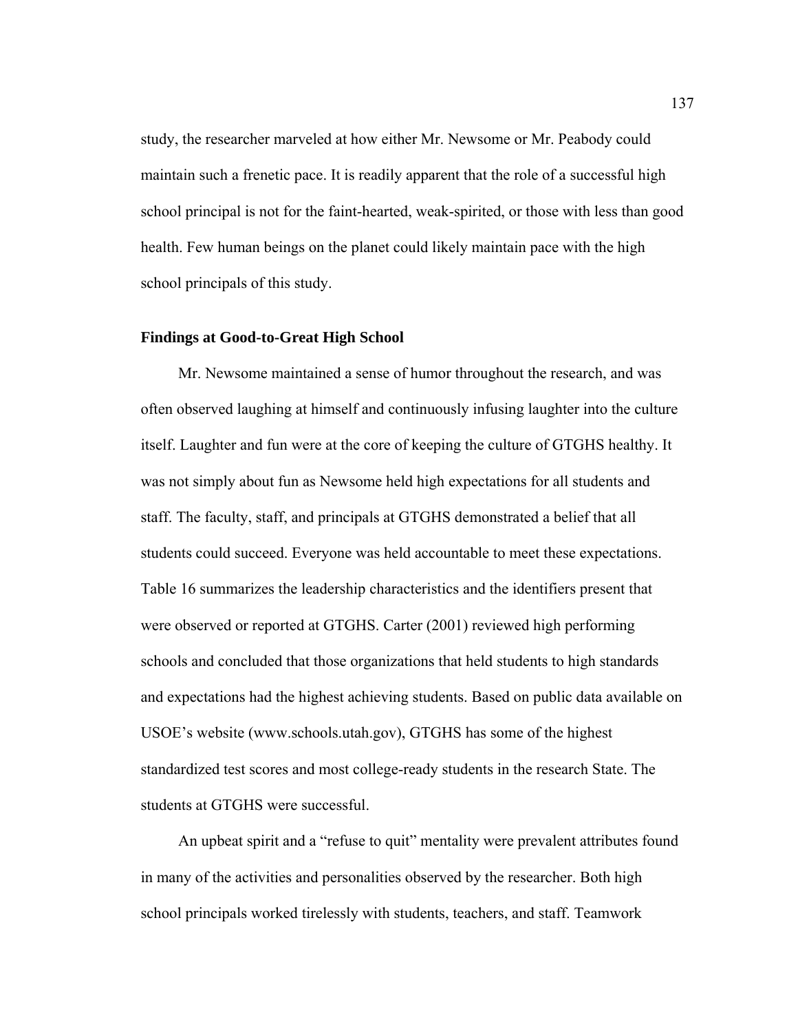study, the researcher marveled at how either Mr. Newsome or Mr. Peabody could maintain such a frenetic pace. It is readily apparent that the role of a successful high school principal is not for the faint-hearted, weak-spirited, or those with less than good health. Few human beings on the planet could likely maintain pace with the high school principals of this study.

### Findings at Good-to-Great High School

Mr. Newsome maintained a sense of humor throughout the research, and was often observed laughing at himself and continuously infusing laughter into the culture itself. Laughter and fun were at the core of keeping the culture of GTGHS healthy. It was not simply about fun as Newsome held high expectations for all students and staff. The faculty, staff, and principals at GTGHS demonstrated a belief that all students could succeed. Everyone was held accountable to meet these expectations. Table 16 summarizes the leadership characteristics and the identifiers present that were observed or reported at GTGHS. Carter (2001) reviewed high performing schools and concluded that those organizations that held students to high standards and expectations had the highest achieving students. Based on public data available on USOE's website (www.schools.utah.gov), GTGHS has some of the highest standardized test scores and most college-ready students in the research State. The students at GTGHS were successful.

An upbeat spirit and a "refuse to quit" mentality were prevalent attributes found in many of the activities and personalities observed by the researcher. Both high school principals worked tirelessly with students, teachers, and staff. Teamwork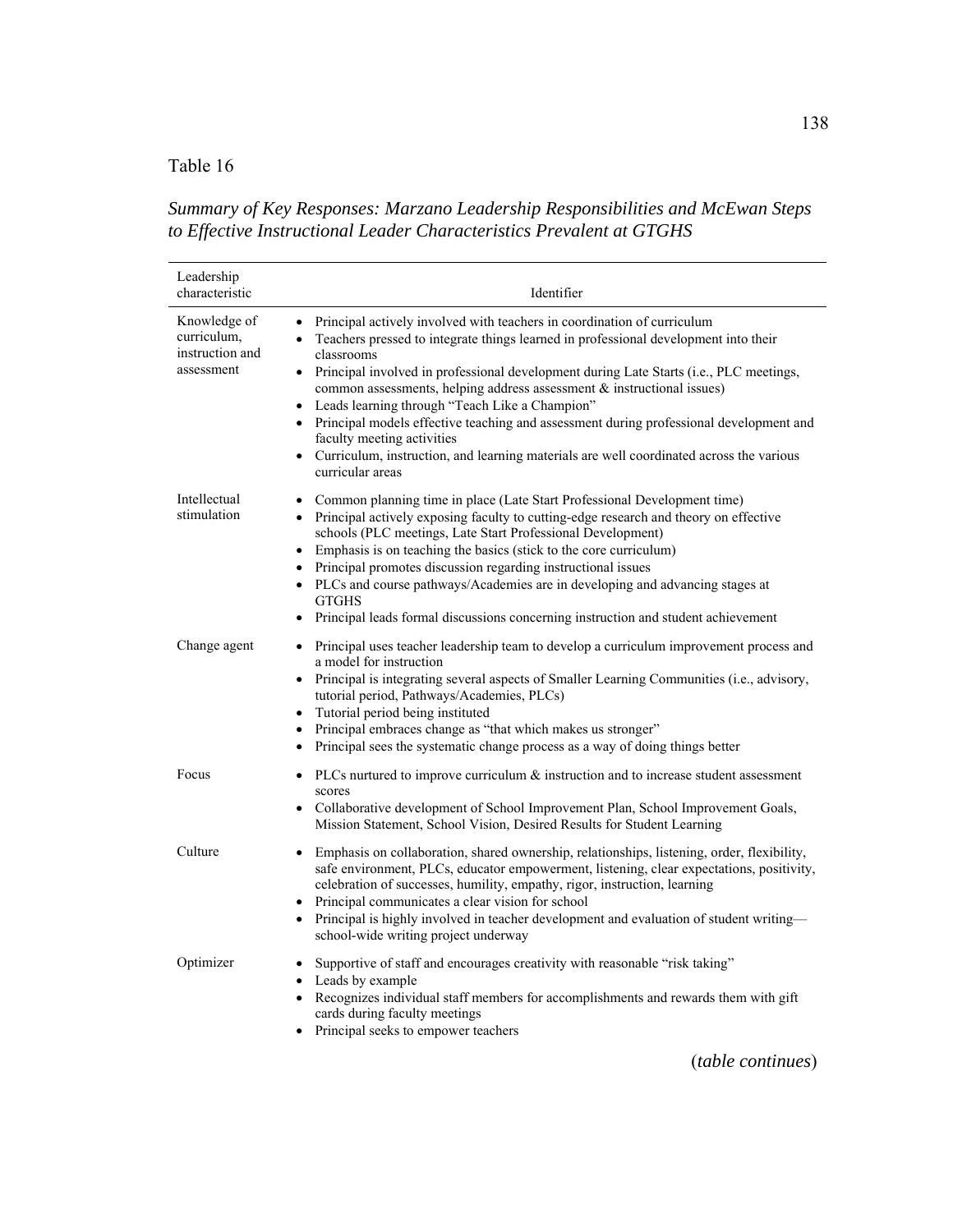Table 16

*Summary of Key Responses: Marzano Leadership Responsibilities and McEwan Steps to Effective Instructional Leader Characteristics Prevalent at GTGHS*

| Leadership characteristic | Identifier |
|---|---|
| Knowledge of curriculum, instruction and assessment | • Principal actively involved with teachers in coordination of curriculum<br>• Teachers pressed to integrate things learned in professional development into their classrooms<br>• Principal involved in professional development during Late Starts (i.e., PLC meetings, common assessments, helping address assessment & instructional issues)<br>• Leads learning through "Teach Like a Champion"<br>• Principal models effective teaching and assessment during professional development and faculty meeting activities<br>• Curriculum, instruction, and learning materials are well coordinated across the various curricular areas |
| Intellectual stimulation | • Common planning time in place (Late Start Professional Development time)<br>• Principal actively exposing faculty to cutting-edge research and theory on effective schools (PLC meetings, Late Start Professional Development)<br>• Emphasis is on teaching the basics (stick to the core curriculum)<br>• Principal promotes discussion regarding instructional issues<br>• PLCs and course pathways/Academies are in developing and advancing stages at GTGHS<br>• Principal leads formal discussions concerning instruction and student achievement |
| Change agent | • Principal uses teacher leadership team to develop a curriculum improvement process and a model for instruction<br>• Principal is integrating several aspects of Smaller Learning Communities (i.e., advisory, tutorial period, Pathways/Academies, PLCs)<br>• Tutorial period being instituted<br>• Principal embraces change as "that which makes us stronger"<br>• Principal sees the systematic change process as a way of doing things better |
| Focus | • PLCs nurtured to improve curriculum & instruction and to increase student assessment scores<br>• Collaborative development of School Improvement Plan, School Improvement Goals, Mission Statement, School Vision, Desired Results for Student Learning |
| Culture | • Emphasis on collaboration, shared ownership, relationships, listening, order, flexibility, safe environment, PLCs, educator empowerment, listening, clear expectations, positivity, celebration of successes, humility, empathy, rigor, instruction, learning<br>• Principal communicates a clear vision for school<br>• Principal is highly involved in teacher development and evaluation of student writing—school-wide writing project underway |
| Optimizer | • Supportive of staff and encourages creativity with reasonable "risk taking"<br>• Leads by example<br>• Recognizes individual staff members for accomplishments and rewards them with gift cards during faculty meetings<br>• Principal seeks to empower teachers |

(*table continues*)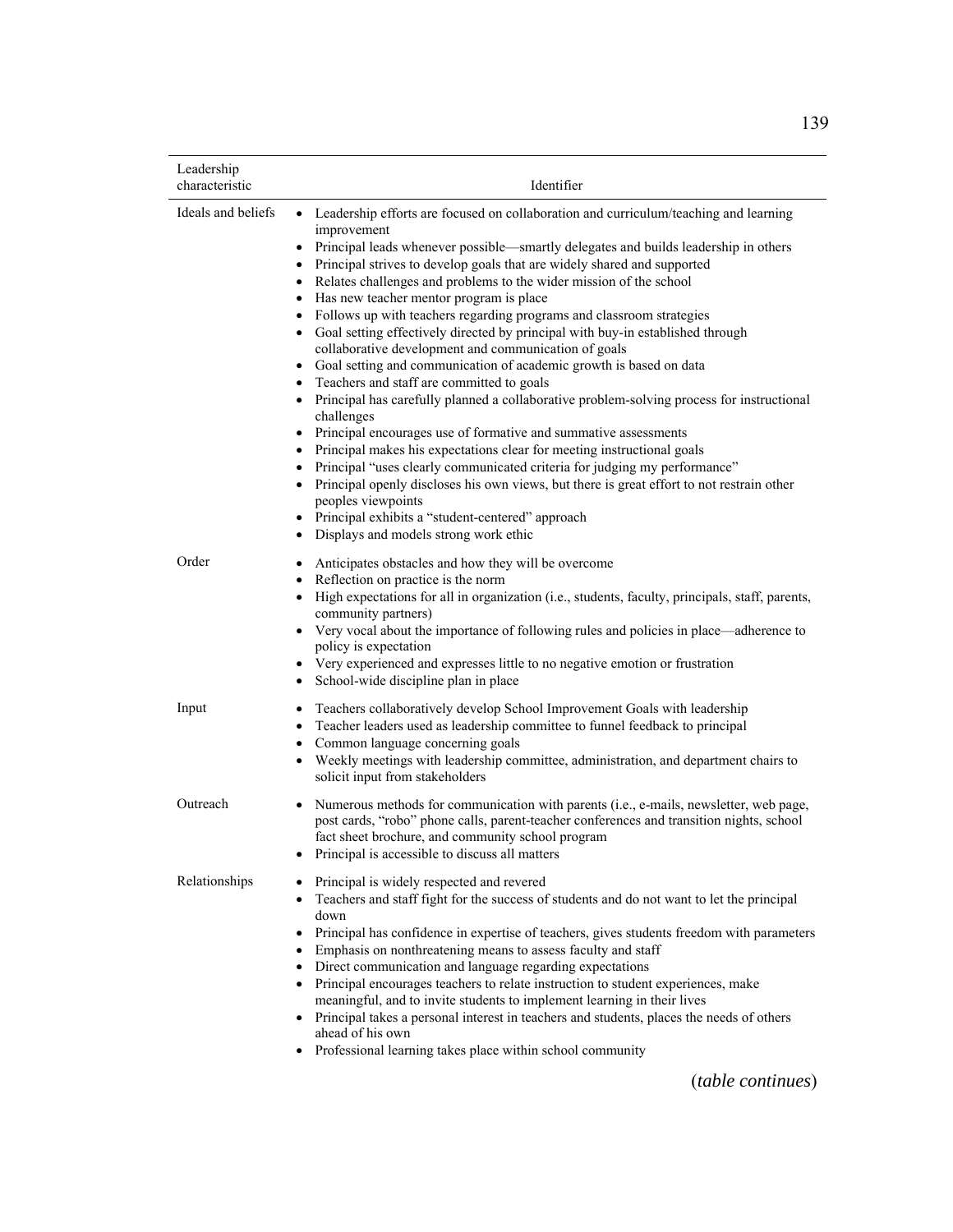| Leadership characteristic | Identifier |
|---|---|
| Ideals and beliefs | • Leadership efforts are focused on collaboration and curriculum/teaching and learning improvement<br>• Principal leads whenever possible—smartly delegates and builds leadership in others<br>• Principal strives to develop goals that are widely shared and supported<br>• Relates challenges and problems to the wider mission of the school<br>• Has new teacher mentor program is place<br>• Follows up with teachers regarding programs and classroom strategies<br>• Goal setting effectively directed by principal with buy-in established through collaborative development and communication of goals<br>• Goal setting and communication of academic growth is based on data<br>• Teachers and staff are committed to goals<br>• Principal has carefully planned a collaborative problem-solving process for instructional challenges<br>• Principal encourages use of formative and summative assessments<br>• Principal makes his expectations clear for meeting instructional goals<br>• Principal "uses clearly communicated criteria for judging my performance"<br>• Principal openly discloses his own views, but there is great effort to not restrain other peoples viewpoints<br>• Principal exhibits a "student-centered" approach<br>• Displays and models strong work ethic |
| Order | • Anticipates obstacles and how they will be overcome<br>• Reflection on practice is the norm<br>• High expectations for all in organization (i.e., students, faculty, principals, staff, parents, community partners)<br>• Very vocal about the importance of following rules and policies in place—adherence to policy is expectation<br>• Very experienced and expresses little to no negative emotion or frustration<br>• School-wide discipline plan in place |
| Input | • Teachers collaboratively develop School Improvement Goals with leadership<br>• Teacher leaders used as leadership committee to funnel feedback to principal<br>• Common language concerning goals<br>• Weekly meetings with leadership committee, administration, and department chairs to solicit input from stakeholders |
| Outreach | • Numerous methods for communication with parents (i.e., e-mails, newsletter, web page, post cards, "robo" phone calls, parent-teacher conferences and transition nights, school fact sheet brochure, and community school program<br>• Principal is accessible to discuss all matters |
| Relationships | • Principal is widely respected and revered<br>• Teachers and staff fight for the success of students and do not want to let the principal down<br>• Principal has confidence in expertise of teachers, gives students freedom with parameters<br>• Emphasis on nonthreatening means to assess faculty and staff<br>• Direct communication and language regarding expectations<br>• Principal encourages teachers to relate instruction to student experiences, make meaningful, and to invite students to implement learning in their lives<br>• Principal takes a personal interest in teachers and students, places the needs of others ahead of his own<br>• Professional learning takes place within school community |

(*table continues*)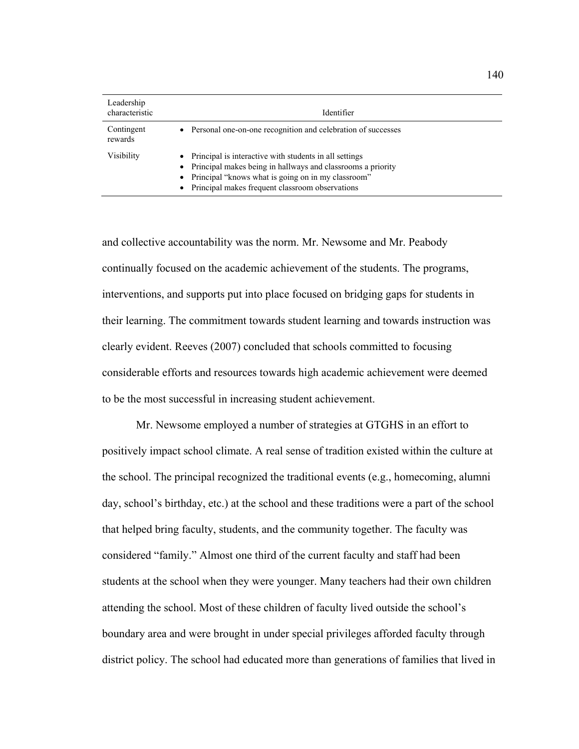| Leadership characteristic | Identifier |
|---|---|
| Contingent rewards | • Personal one-on-one recognition and celebration of successes |
| Visibility | • Principal is interactive with students in all settings<br>• Principal makes being in hallways and classrooms a priority<br>• Principal "knows what is going on in my classroom"<br>• Principal makes frequent classroom observations |

and collective accountability was the norm. Mr. Newsome and Mr. Peabody continually focused on the academic achievement of the students. The programs, interventions, and supports put into place focused on bridging gaps for students in their learning. The commitment towards student learning and towards instruction was clearly evident. Reeves (2007) concluded that schools committed to focusing considerable efforts and resources towards high academic achievement were deemed to be the most successful in increasing student achievement.

Mr. Newsome employed a number of strategies at GTGHS in an effort to positively impact school climate. A real sense of tradition existed within the culture at the school. The principal recognized the traditional events (e.g., homecoming, alumni day, school's birthday, etc.) at the school and these traditions were a part of the school that helped bring faculty, students, and the community together. The faculty was considered "family." Almost one third of the current faculty and staff had been students at the school when they were younger. Many teachers had their own children attending the school. Most of these children of faculty lived outside the school's boundary area and were brought in under special privileges afforded faculty through district policy. The school had educated more than generations of families that lived in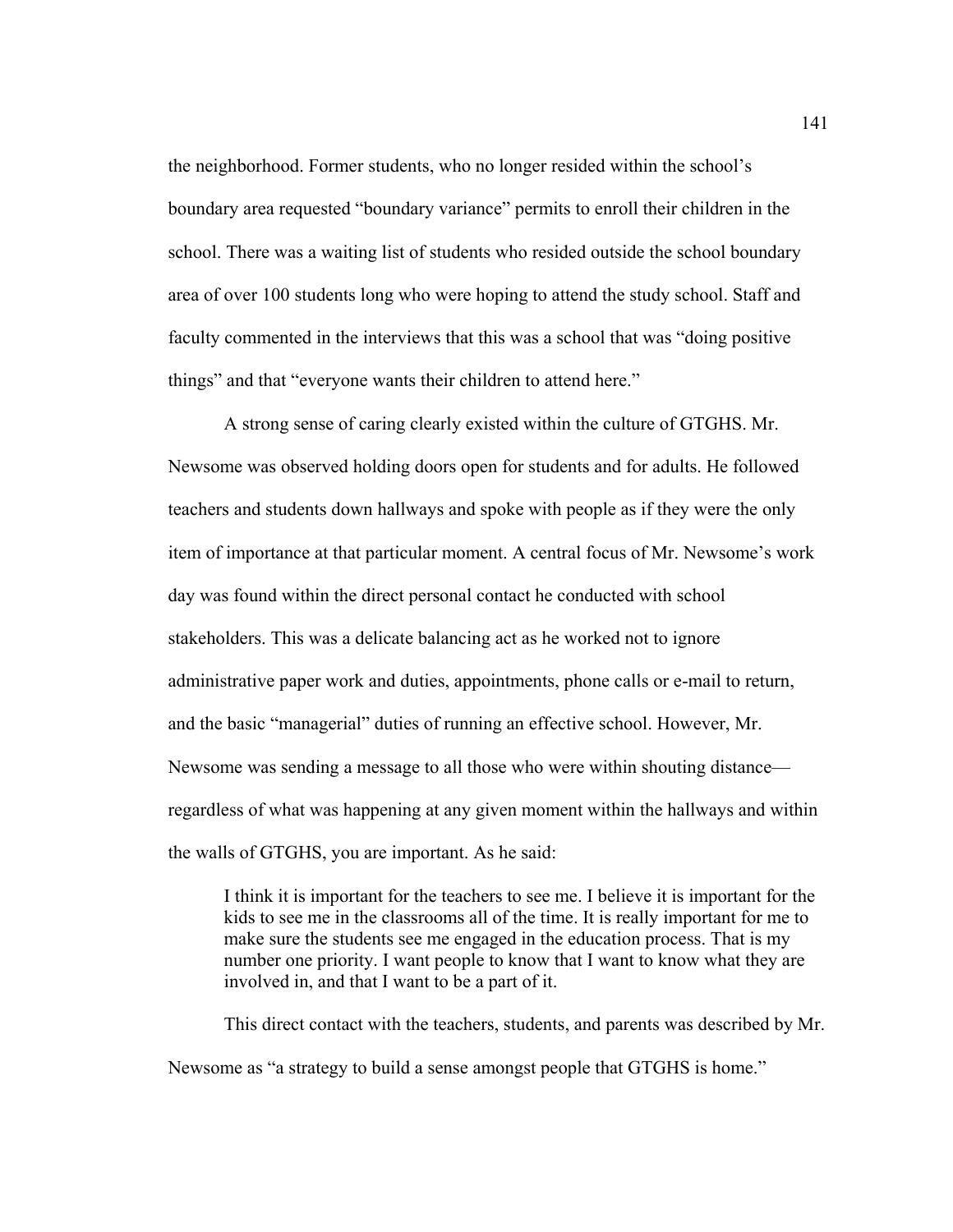the neighborhood. Former students, who no longer resided within the school's boundary area requested "boundary variance" permits to enroll their children in the school. There was a waiting list of students who resided outside the school boundary area of over 100 students long who were hoping to attend the study school. Staff and faculty commented in the interviews that this was a school that was "doing positive things" and that "everyone wants their children to attend here."

A strong sense of caring clearly existed within the culture of GTGHS. Mr. Newsome was observed holding doors open for students and for adults. He followed teachers and students down hallways and spoke with people as if they were the only item of importance at that particular moment. A central focus of Mr. Newsome's work day was found within the direct personal contact he conducted with school stakeholders. This was a delicate balancing act as he worked not to ignore administrative paper work and duties, appointments, phone calls or e-mail to return, and the basic "managerial" duties of running an effective school. However, Mr. Newsome was sending a message to all those who were within shouting distance—regardless of what was happening at any given moment within the hallways and within the walls of GTGHS, you are important. As he said:

> I think it is important for the teachers to see me. I believe it is important for the kids to see me in the classrooms all of the time. It is really important for me to make sure the students see me engaged in the education process. That is my number one priority. I want people to know that I want to know what they are involved in, and that I want to be a part of it.

This direct contact with the teachers, students, and parents was described by Mr. Newsome as "a strategy to build a sense amongst people that GTGHS is home."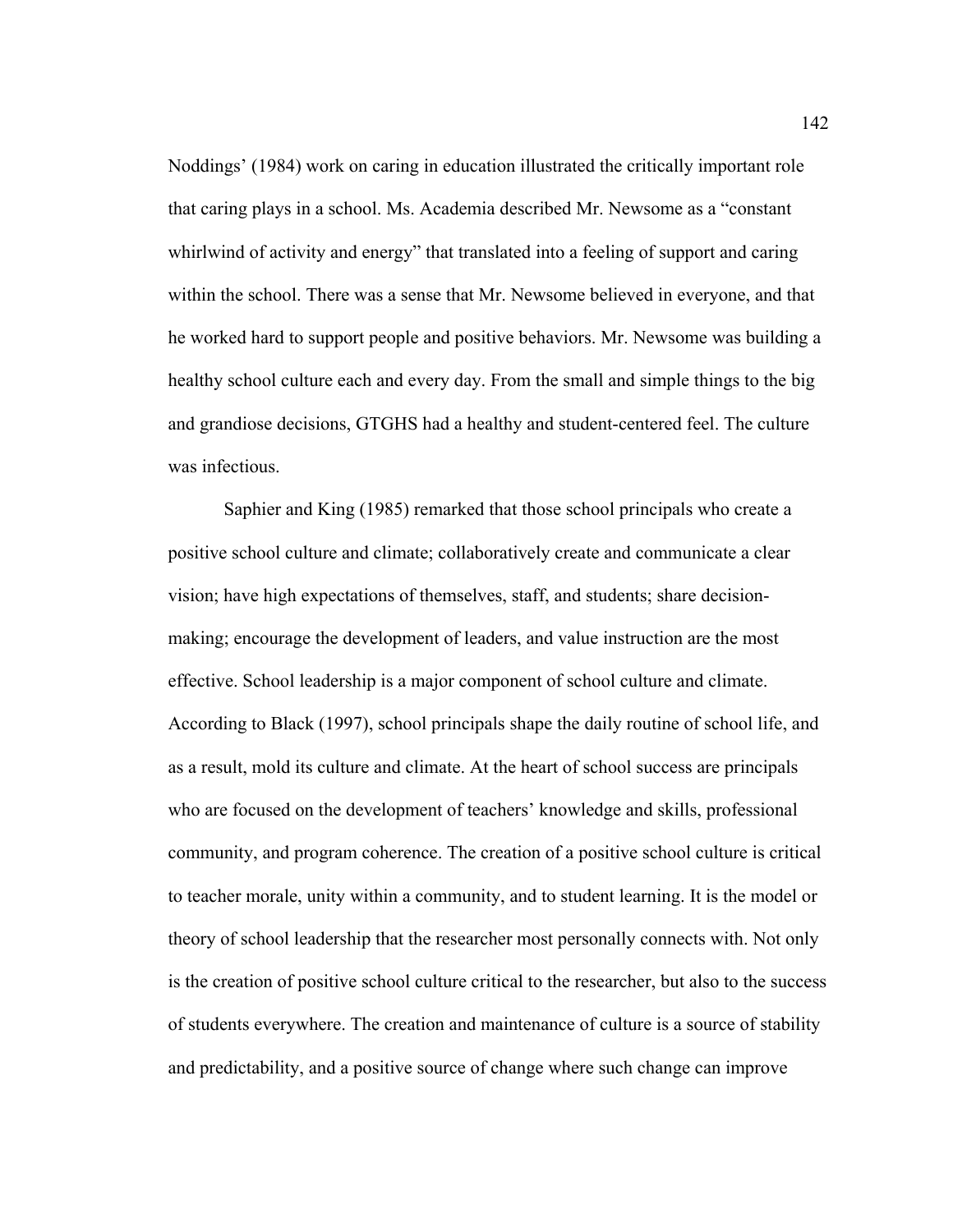Noddings' (1984) work on caring in education illustrated the critically important role that caring plays in a school. Ms. Academia described Mr. Newsome as a "constant whirlwind of activity and energy" that translated into a feeling of support and caring within the school. There was a sense that Mr. Newsome believed in everyone, and that he worked hard to support people and positive behaviors. Mr. Newsome was building a healthy school culture each and every day. From the small and simple things to the big and grandiose decisions, GTGHS had a healthy and student-centered feel. The culture was infectious.

Saphier and King (1985) remarked that those school principals who create a positive school culture and climate; collaboratively create and communicate a clear vision; have high expectations of themselves, staff, and students; share decision-making; encourage the development of leaders, and value instruction are the most effective. School leadership is a major component of school culture and climate. According to Black (1997), school principals shape the daily routine of school life, and as a result, mold its culture and climate. At the heart of school success are principals who are focused on the development of teachers' knowledge and skills, professional community, and program coherence. The creation of a positive school culture is critical to teacher morale, unity within a community, and to student learning. It is the model or theory of school leadership that the researcher most personally connects with. Not only is the creation of positive school culture critical to the researcher, but also to the success of students everywhere. The creation and maintenance of culture is a source of stability and predictability, and a positive source of change where such change can improve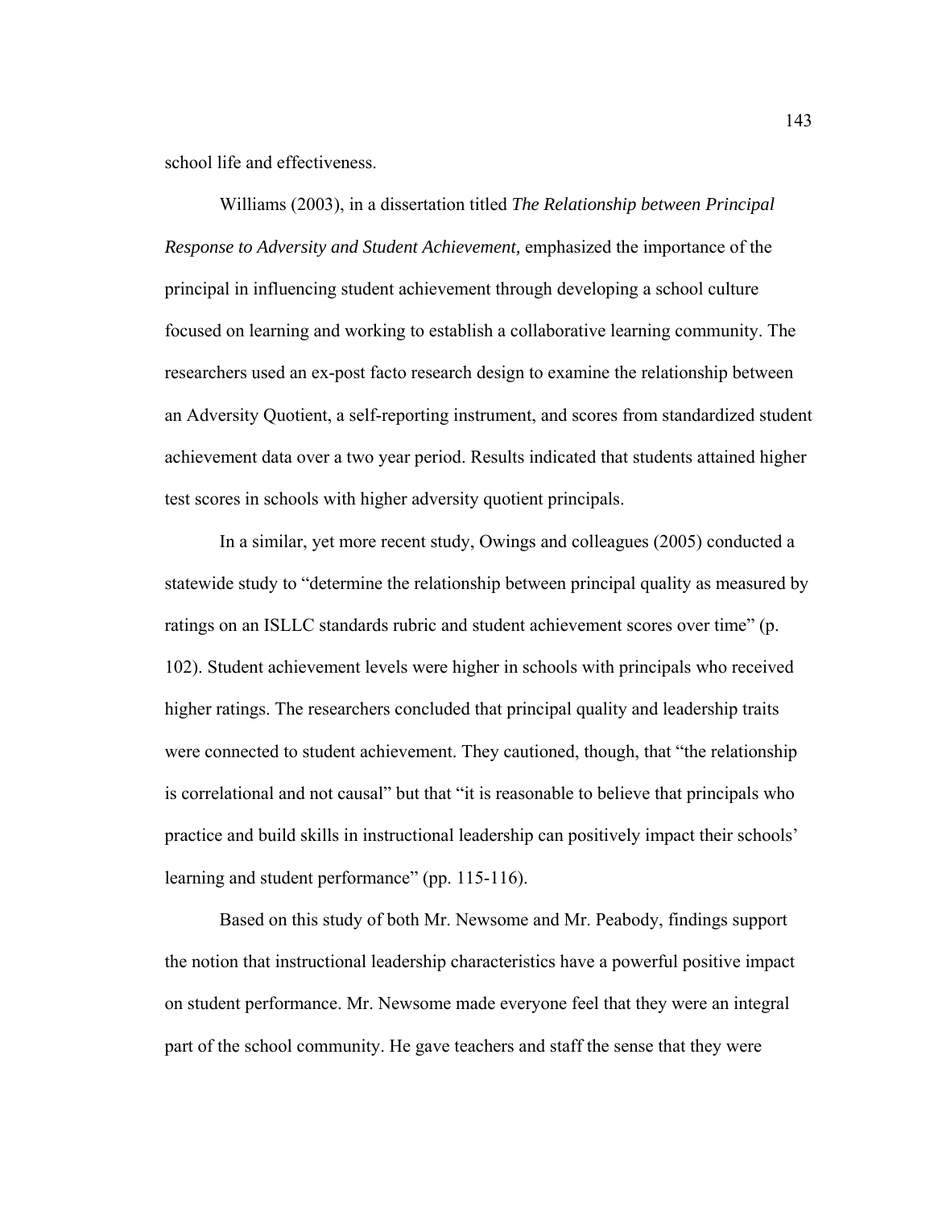school life and effectiveness.

Williams (2003), in a dissertation titled *The Relationship between Principal Response to Adversity and Student Achievement,* emphasized the importance of the principal in influencing student achievement through developing a school culture focused on learning and working to establish a collaborative learning community. The researchers used an ex-post facto research design to examine the relationship between an Adversity Quotient, a self-reporting instrument, and scores from standardized student achievement data over a two year period. Results indicated that students attained higher test scores in schools with higher adversity quotient principals.

In a similar, yet more recent study, Owings and colleagues (2005) conducted a statewide study to "determine the relationship between principal quality as measured by ratings on an ISLLC standards rubric and student achievement scores over time" (p. 102). Student achievement levels were higher in schools with principals who received higher ratings. The researchers concluded that principal quality and leadership traits were connected to student achievement. They cautioned, though, that "the relationship is correlational and not causal" but that "it is reasonable to believe that principals who practice and build skills in instructional leadership can positively impact their schools' learning and student performance" (pp. 115-116).

Based on this study of both Mr. Newsome and Mr. Peabody, findings support the notion that instructional leadership characteristics have a powerful positive impact on student performance. Mr. Newsome made everyone feel that they were an integral part of the school community. He gave teachers and staff the sense that they were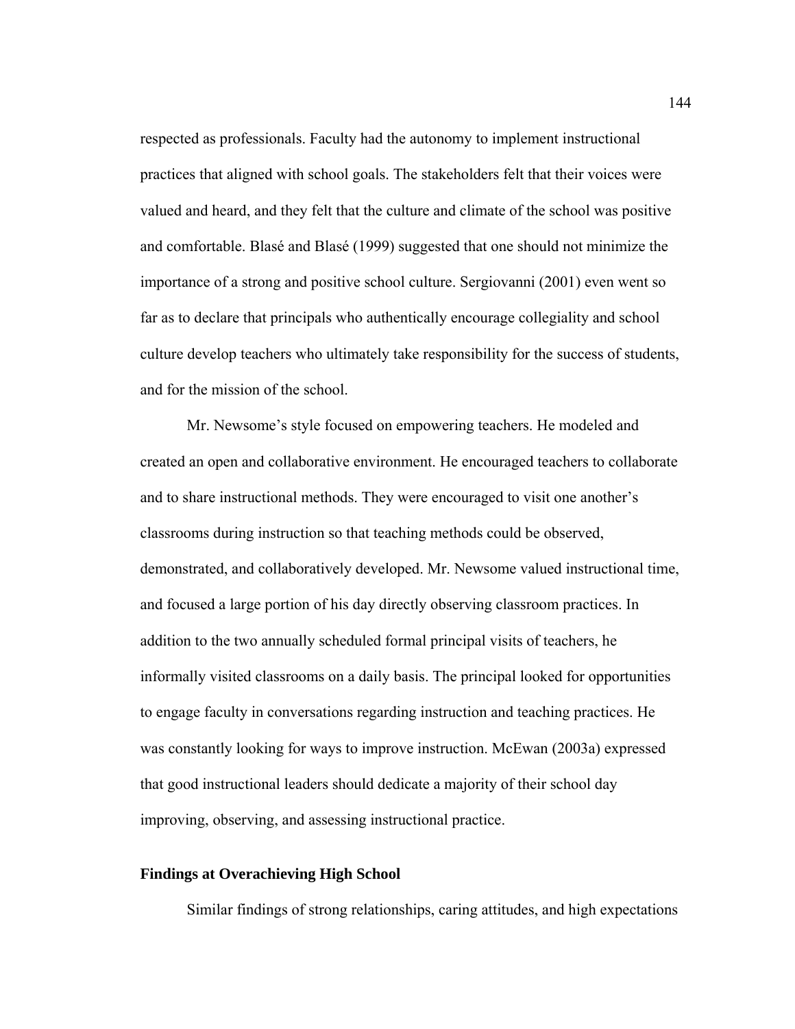respected as professionals. Faculty had the autonomy to implement instructional practices that aligned with school goals. The stakeholders felt that their voices were valued and heard, and they felt that the culture and climate of the school was positive and comfortable. Blasé and Blasé (1999) suggested that one should not minimize the importance of a strong and positive school culture. Sergiovanni (2001) even went so far as to declare that principals who authentically encourage collegiality and school culture develop teachers who ultimately take responsibility for the success of students, and for the mission of the school.

Mr. Newsome's style focused on empowering teachers. He modeled and created an open and collaborative environment. He encouraged teachers to collaborate and to share instructional methods. They were encouraged to visit one another's classrooms during instruction so that teaching methods could be observed, demonstrated, and collaboratively developed. Mr. Newsome valued instructional time, and focused a large portion of his day directly observing classroom practices. In addition to the two annually scheduled formal principal visits of teachers, he informally visited classrooms on a daily basis. The principal looked for opportunities to engage faculty in conversations regarding instruction and teaching practices. He was constantly looking for ways to improve instruction. McEwan (2003a) expressed that good instructional leaders should dedicate a majority of their school day improving, observing, and assessing instructional practice.

**Findings at Overachieving High School**

Similar findings of strong relationships, caring attitudes, and high expectations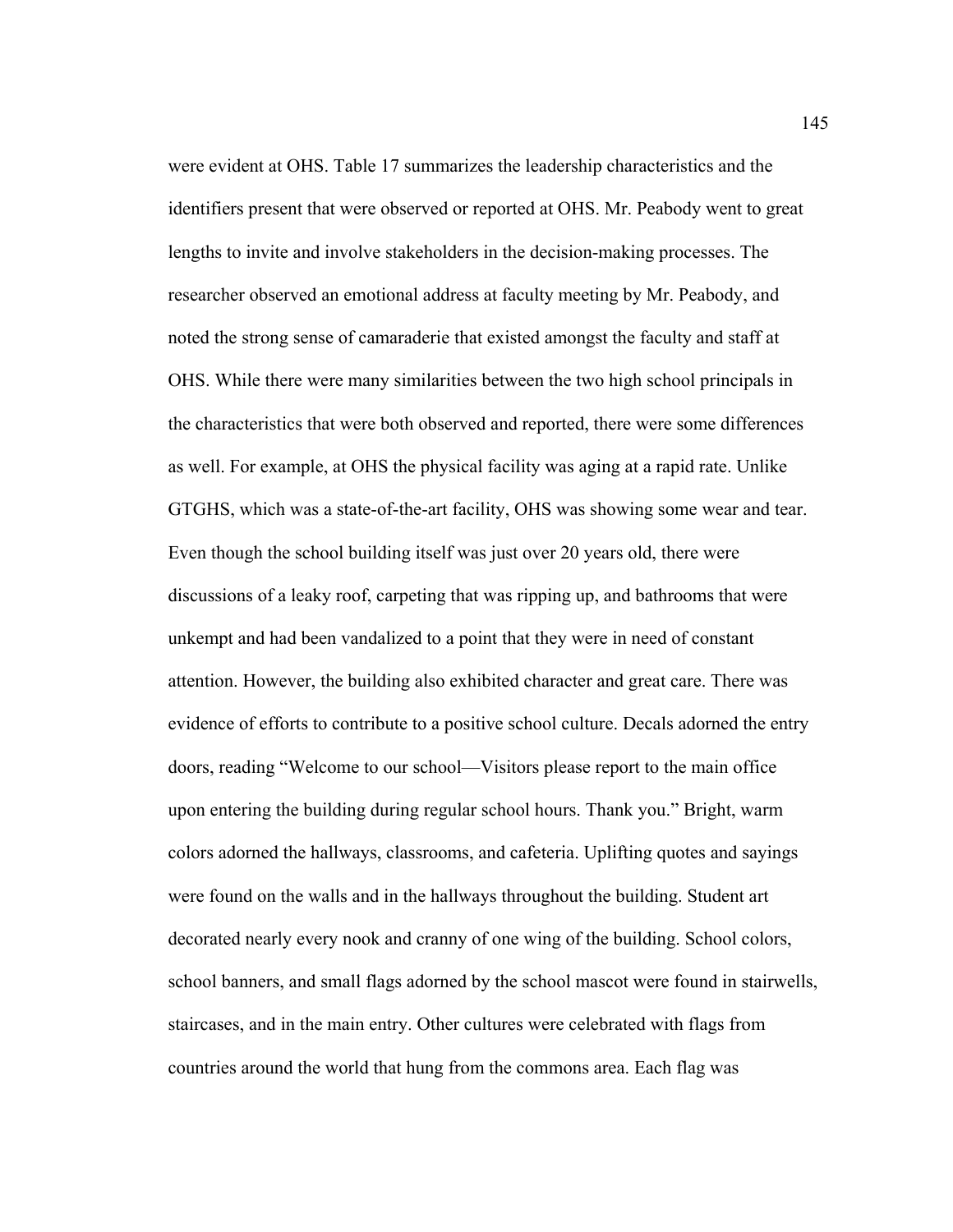were evident at OHS. Table 17 summarizes the leadership characteristics and the identifiers present that were observed or reported at OHS. Mr. Peabody went to great lengths to invite and involve stakeholders in the decision-making processes. The researcher observed an emotional address at faculty meeting by Mr. Peabody, and noted the strong sense of camaraderie that existed amongst the faculty and staff at OHS. While there were many similarities between the two high school principals in the characteristics that were both observed and reported, there were some differences as well. For example, at OHS the physical facility was aging at a rapid rate. Unlike GTGHS, which was a state-of-the-art facility, OHS was showing some wear and tear. Even though the school building itself was just over 20 years old, there were discussions of a leaky roof, carpeting that was ripping up, and bathrooms that were unkempt and had been vandalized to a point that they were in need of constant attention. However, the building also exhibited character and great care. There was evidence of efforts to contribute to a positive school culture. Decals adorned the entry doors, reading "Welcome to our school—Visitors please report to the main office upon entering the building during regular school hours. Thank you." Bright, warm colors adorned the hallways, classrooms, and cafeteria. Uplifting quotes and sayings were found on the walls and in the hallways throughout the building. Student art decorated nearly every nook and cranny of one wing of the building. School colors, school banners, and small flags adorned by the school mascot were found in stairwells, staircases, and in the main entry. Other cultures were celebrated with flags from countries around the world that hung from the commons area. Each flag was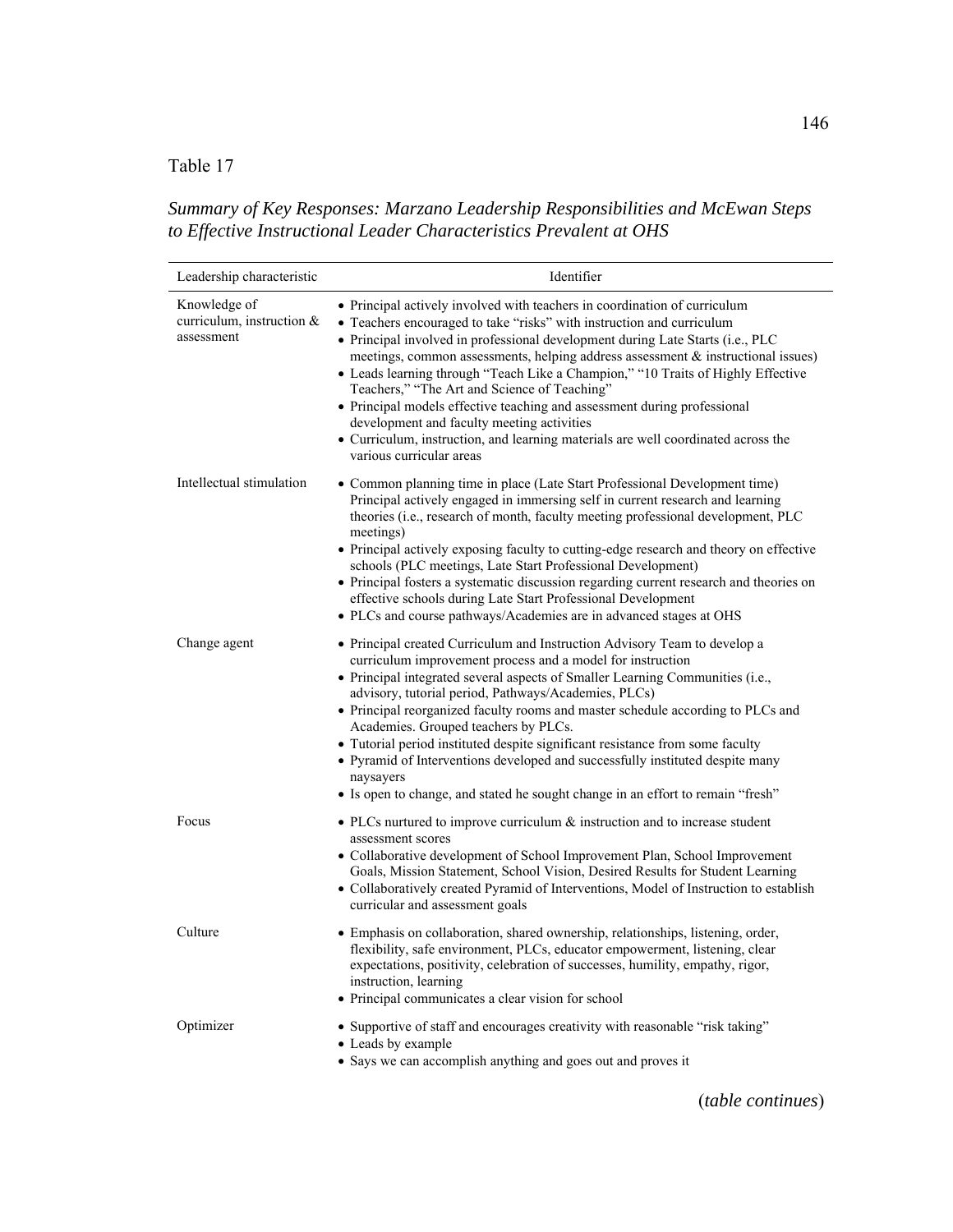Table 17

*Summary of Key Responses: Marzano Leadership Responsibilities and McEwan Steps to Effective Instructional Leader Characteristics Prevalent at OHS*

| Leadership characteristic | Identifier |
|---|---|
| Knowledge of curriculum, instruction & assessment | • Principal actively involved with teachers in coordination of curriculum<br>• Teachers encouraged to take "risks" with instruction and curriculum<br>• Principal involved in professional development during Late Starts (i.e., PLC meetings, common assessments, helping address assessment & instructional issues)<br>• Leads learning through "Teach Like a Champion," "10 Traits of Highly Effective Teachers," "The Art and Science of Teaching"<br>• Principal models effective teaching and assessment during professional development and faculty meeting activities<br>• Curriculum, instruction, and learning materials are well coordinated across the various curricular areas |
| Intellectual stimulation | • Common planning time in place (Late Start Professional Development time) Principal actively engaged in immersing self in current research and learning theories (i.e., research of month, faculty meeting professional development, PLC meetings)<br>• Principal actively exposing faculty to cutting-edge research and theory on effective schools (PLC meetings, Late Start Professional Development)<br>• Principal fosters a systematic discussion regarding current research and theories on effective schools during Late Start Professional Development<br>• PLCs and course pathways/Academies are in advanced stages at OHS |
| Change agent | • Principal created Curriculum and Instruction Advisory Team to develop a curriculum improvement process and a model for instruction<br>• Principal integrated several aspects of Smaller Learning Communities (i.e., advisory, tutorial period, Pathways/Academies, PLCs)<br>• Principal reorganized faculty rooms and master schedule according to PLCs and Academies. Grouped teachers by PLCs.<br>• Tutorial period instituted despite significant resistance from some faculty<br>• Pyramid of Interventions developed and successfully instituted despite many naysayers<br>• Is open to change, and stated he sought change in an effort to remain "fresh" |
| Focus | • PLCs nurtured to improve curriculum & instruction and to increase student assessment scores<br>• Collaborative development of School Improvement Plan, School Improvement Goals, Mission Statement, School Vision, Desired Results for Student Learning<br>• Collaboratively created Pyramid of Interventions, Model of Instruction to establish curricular and assessment goals |
| Culture | • Emphasis on collaboration, shared ownership, relationships, listening, order, flexibility, safe environment, PLCs, educator empowerment, listening, clear expectations, positivity, celebration of successes, humility, empathy, rigor, instruction, learning<br>• Principal communicates a clear vision for school |
| Optimizer | • Supportive of staff and encourages creativity with reasonable "risk taking"<br>• Leads by example<br>• Says we can accomplish anything and goes out and proves it |

(*table continues*)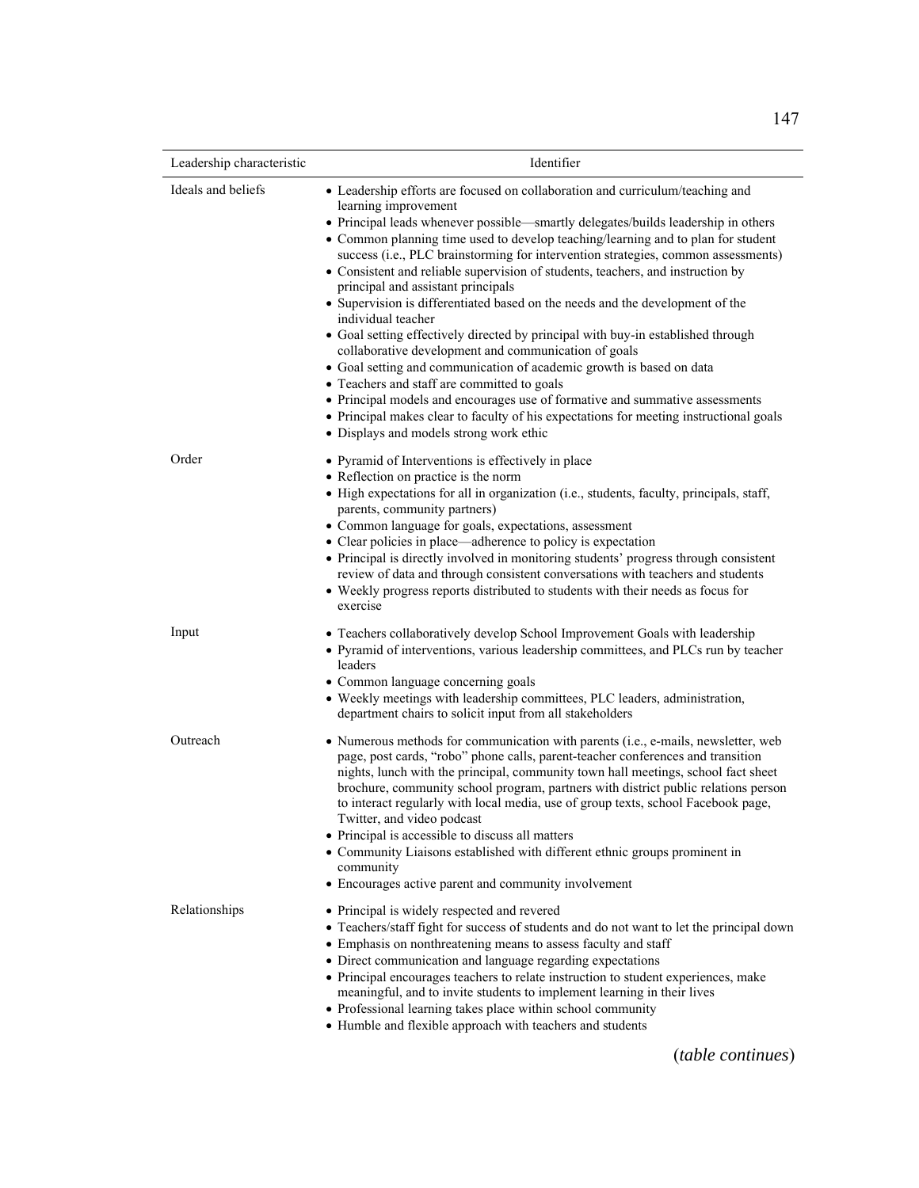| Leadership characteristic | Identifier |
|---|---|
| Ideals and beliefs | • Leadership efforts are focused on collaboration and curriculum/teaching and learning improvement<br>• Principal leads whenever possible—smartly delegates/builds leadership in others<br>• Common planning time used to develop teaching/learning and to plan for student success (i.e., PLC brainstorming for intervention strategies, common assessments)<br>• Consistent and reliable supervision of students, teachers, and instruction by principal and assistant principals<br>• Supervision is differentiated based on the needs and the development of the individual teacher<br>• Goal setting effectively directed by principal with buy-in established through collaborative development and communication of goals<br>• Goal setting and communication of academic growth is based on data<br>• Teachers and staff are committed to goals<br>• Principal models and encourages use of formative and summative assessments<br>• Principal makes clear to faculty of his expectations for meeting instructional goals<br>• Displays and models strong work ethic |
| Order | • Pyramid of Interventions is effectively in place<br>• Reflection on practice is the norm<br>• High expectations for all in organization (i.e., students, faculty, principals, staff, parents, community partners)<br>• Common language for goals, expectations, assessment<br>• Clear policies in place—adherence to policy is expectation<br>• Principal is directly involved in monitoring students' progress through consistent review of data and through consistent conversations with teachers and students<br>• Weekly progress reports distributed to students with their needs as focus for exercise |
| Input | • Teachers collaboratively develop School Improvement Goals with leadership<br>• Pyramid of interventions, various leadership committees, and PLCs run by teacher leaders<br>• Common language concerning goals<br>• Weekly meetings with leadership committees, PLC leaders, administration, department chairs to solicit input from all stakeholders |
| Outreach | • Numerous methods for communication with parents (i.e., e-mails, newsletter, web page, post cards, "robo" phone calls, parent-teacher conferences and transition nights, lunch with the principal, community town hall meetings, school fact sheet brochure, community school program, partners with district public relations person to interact regularly with local media, use of group texts, school Facebook page, Twitter, and video podcast<br>• Principal is accessible to discuss all matters<br>• Community Liaisons established with different ethnic groups prominent in community<br>• Encourages active parent and community involvement |
| Relationships | • Principal is widely respected and revered<br>• Teachers/staff fight for success of students and do not want to let the principal down<br>• Emphasis on nonthreatening means to assess faculty and staff<br>• Direct communication and language regarding expectations<br>• Principal encourages teachers to relate instruction to student experiences, make meaningful, and to invite students to implement learning in their lives<br>• Professional learning takes place within school community<br>• Humble and flexible approach with teachers and students |

(*table continues*)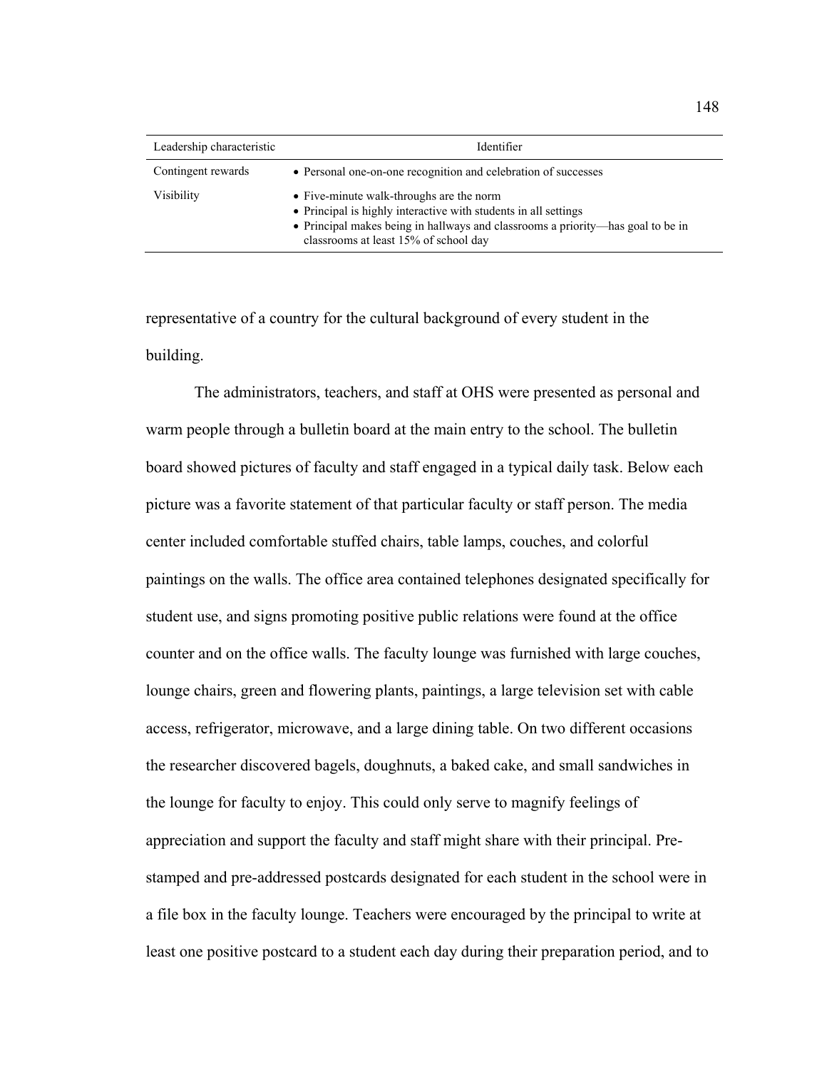| Leadership characteristic | Identifier |
|---|---|
| Contingent rewards | • Personal one-on-one recognition and celebration of successes |
| Visibility | • Five-minute walk-throughs are the norm<br>• Principal is highly interactive with students in all settings<br>• Principal makes being in hallways and classrooms a priority—has goal to be in classrooms at least 15% of school day |

representative of a country for the cultural background of every student in the building.

The administrators, teachers, and staff at OHS were presented as personal and warm people through a bulletin board at the main entry to the school. The bulletin board showed pictures of faculty and staff engaged in a typical daily task. Below each picture was a favorite statement of that particular faculty or staff person. The media center included comfortable stuffed chairs, table lamps, couches, and colorful paintings on the walls. The office area contained telephones designated specifically for student use, and signs promoting positive public relations were found at the office counter and on the office walls. The faculty lounge was furnished with large couches, lounge chairs, green and flowering plants, paintings, a large television set with cable access, refrigerator, microwave, and a large dining table. On two different occasions the researcher discovered bagels, doughnuts, a baked cake, and small sandwiches in the lounge for faculty to enjoy. This could only serve to magnify feelings of appreciation and support the faculty and staff might share with their principal. Pre-stamped and pre-addressed postcards designated for each student in the school were in a file box in the faculty lounge. Teachers were encouraged by the principal to write at least one positive postcard to a student each day during their preparation period, and to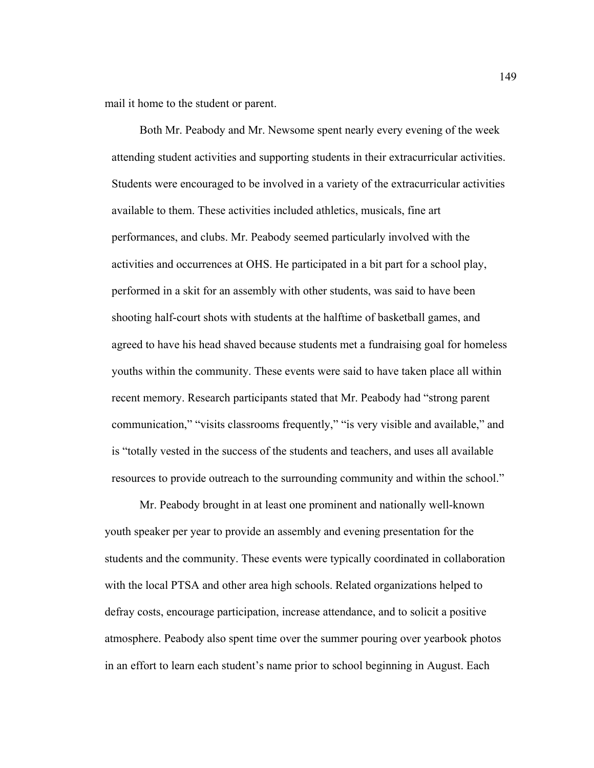mail it home to the student or parent.

Both Mr. Peabody and Mr. Newsome spent nearly every evening of the week attending student activities and supporting students in their extracurricular activities. Students were encouraged to be involved in a variety of the extracurricular activities available to them. These activities included athletics, musicals, fine art performances, and clubs. Mr. Peabody seemed particularly involved with the activities and occurrences at OHS. He participated in a bit part for a school play, performed in a skit for an assembly with other students, was said to have been shooting half-court shots with students at the halftime of basketball games, and agreed to have his head shaved because students met a fundraising goal for homeless youths within the community. These events were said to have taken place all within recent memory. Research participants stated that Mr. Peabody had "strong parent communication," "visits classrooms frequently," "is very visible and available," and is "totally vested in the success of the students and teachers, and uses all available resources to provide outreach to the surrounding community and within the school."

Mr. Peabody brought in at least one prominent and nationally well-known youth speaker per year to provide an assembly and evening presentation for the students and the community. These events were typically coordinated in collaboration with the local PTSA and other area high schools. Related organizations helped to defray costs, encourage participation, increase attendance, and to solicit a positive atmosphere. Peabody also spent time over the summer pouring over yearbook photos in an effort to learn each student's name prior to school beginning in August. Each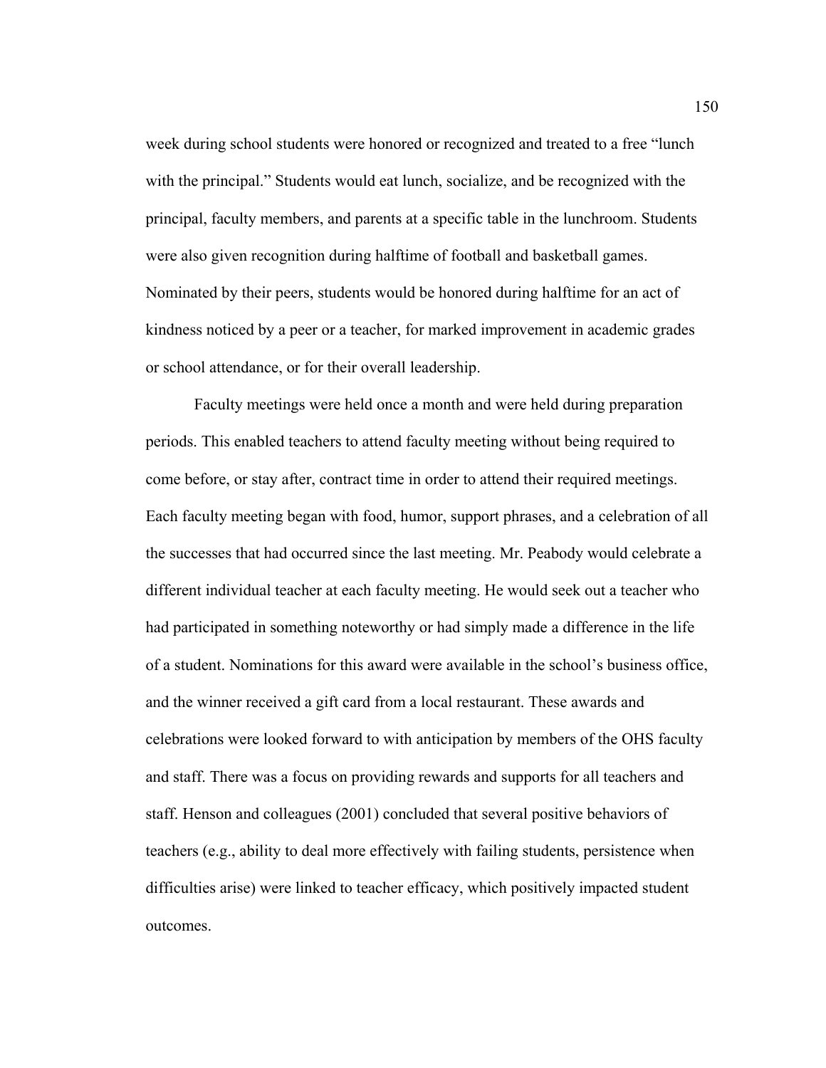week during school students were honored or recognized and treated to a free "lunch with the principal." Students would eat lunch, socialize, and be recognized with the principal, faculty members, and parents at a specific table in the lunchroom. Students were also given recognition during halftime of football and basketball games. Nominated by their peers, students would be honored during halftime for an act of kindness noticed by a peer or a teacher, for marked improvement in academic grades or school attendance, or for their overall leadership.

Faculty meetings were held once a month and were held during preparation periods. This enabled teachers to attend faculty meeting without being required to come before, or stay after, contract time in order to attend their required meetings. Each faculty meeting began with food, humor, support phrases, and a celebration of all the successes that had occurred since the last meeting. Mr. Peabody would celebrate a different individual teacher at each faculty meeting. He would seek out a teacher who had participated in something noteworthy or had simply made a difference in the life of a student. Nominations for this award were available in the school's business office, and the winner received a gift card from a local restaurant. These awards and celebrations were looked forward to with anticipation by members of the OHS faculty and staff. There was a focus on providing rewards and supports for all teachers and staff. Henson and colleagues (2001) concluded that several positive behaviors of teachers (e.g., ability to deal more effectively with failing students, persistence when difficulties arise) were linked to teacher efficacy, which positively impacted student outcomes.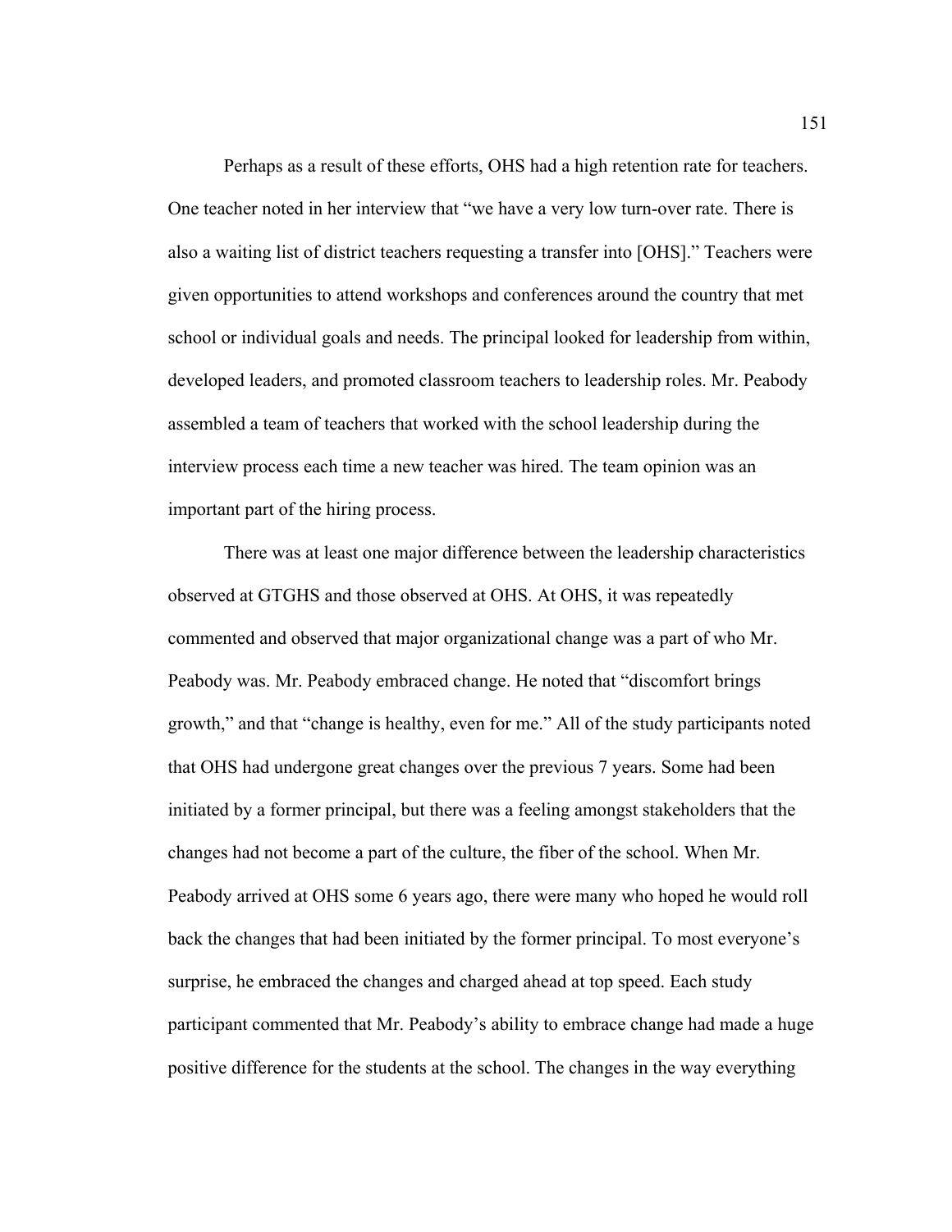Perhaps as a result of these efforts, OHS had a high retention rate for teachers. One teacher noted in her interview that "we have a very low turn-over rate. There is also a waiting list of district teachers requesting a transfer into [OHS]." Teachers were given opportunities to attend workshops and conferences around the country that met school or individual goals and needs. The principal looked for leadership from within, developed leaders, and promoted classroom teachers to leadership roles. Mr. Peabody assembled a team of teachers that worked with the school leadership during the interview process each time a new teacher was hired. The team opinion was an important part of the hiring process.

There was at least one major difference between the leadership characteristics observed at GTGHS and those observed at OHS. At OHS, it was repeatedly commented and observed that major organizational change was a part of who Mr. Peabody was. Mr. Peabody embraced change. He noted that "discomfort brings growth," and that "change is healthy, even for me." All of the study participants noted that OHS had undergone great changes over the previous 7 years. Some had been initiated by a former principal, but there was a feeling amongst stakeholders that the changes had not become a part of the culture, the fiber of the school. When Mr. Peabody arrived at OHS some 6 years ago, there were many who hoped he would roll back the changes that had been initiated by the former principal. To most everyone's surprise, he embraced the changes and charged ahead at top speed. Each study participant commented that Mr. Peabody's ability to embrace change had made a huge positive difference for the students at the school. The changes in the way everything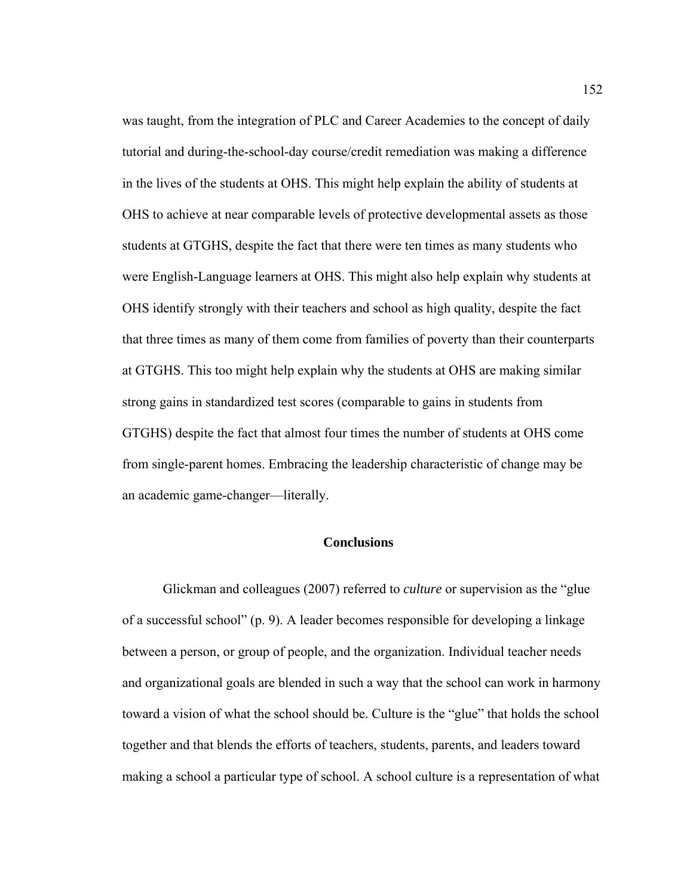was taught, from the integration of PLC and Career Academies to the concept of daily tutorial and during-the-school-day course/credit remediation was making a difference in the lives of the students at OHS. This might help explain the ability of students at OHS to achieve at near comparable levels of protective developmental assets as those students at GTGHS, despite the fact that there were ten times as many students who were English-Language learners at OHS. This might also help explain why students at OHS identify strongly with their teachers and school as high quality, despite the fact that three times as many of them come from families of poverty than their counterparts at GTGHS. This too might help explain why the students at OHS are making similar strong gains in standardized test scores (comparable to gains in students from GTGHS) despite the fact that almost four times the number of students at OHS come from single-parent homes. Embracing the leadership characteristic of change may be an academic game-changer—literally.

## Conclusions

Glickman and colleagues (2007) referred to *culture* or supervision as the "glue of a successful school" (p. 9). A leader becomes responsible for developing a linkage between a person, or group of people, and the organization. Individual teacher needs and organizational goals are blended in such a way that the school can work in harmony toward a vision of what the school should be. Culture is the "glue" that holds the school together and that blends the efforts of teachers, students, parents, and leaders toward making a school a particular type of school. A school culture is a representation of what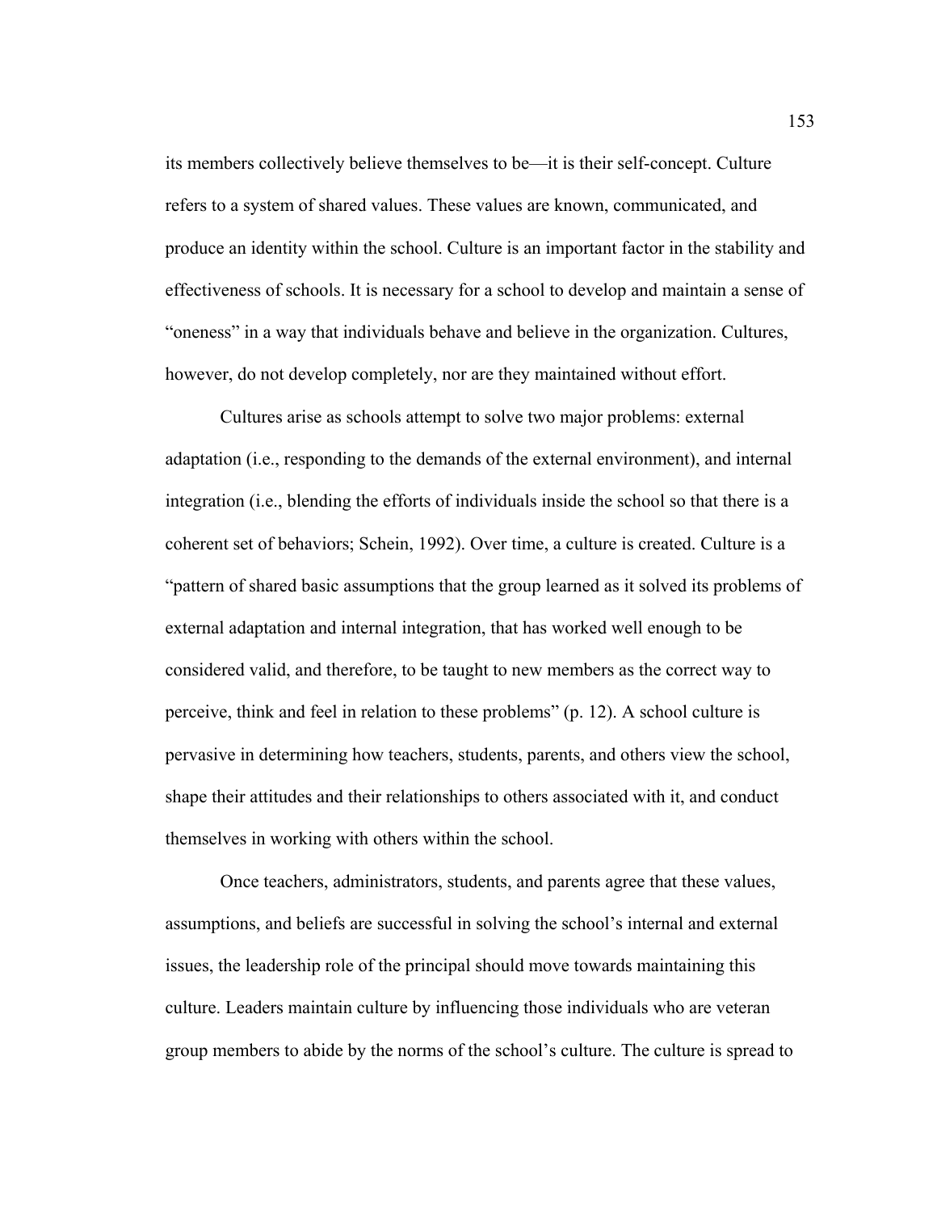its members collectively believe themselves to be—it is their self-concept. Culture refers to a system of shared values. These values are known, communicated, and produce an identity within the school. Culture is an important factor in the stability and effectiveness of schools. It is necessary for a school to develop and maintain a sense of "oneness" in a way that individuals behave and believe in the organization. Cultures, however, do not develop completely, nor are they maintained without effort.

Cultures arise as schools attempt to solve two major problems: external adaptation (i.e., responding to the demands of the external environment), and internal integration (i.e., blending the efforts of individuals inside the school so that there is a coherent set of behaviors; Schein, 1992). Over time, a culture is created. Culture is a "pattern of shared basic assumptions that the group learned as it solved its problems of external adaptation and internal integration, that has worked well enough to be considered valid, and therefore, to be taught to new members as the correct way to perceive, think and feel in relation to these problems" (p. 12). A school culture is pervasive in determining how teachers, students, parents, and others view the school, shape their attitudes and their relationships to others associated with it, and conduct themselves in working with others within the school.

Once teachers, administrators, students, and parents agree that these values, assumptions, and beliefs are successful in solving the school's internal and external issues, the leadership role of the principal should move towards maintaining this culture. Leaders maintain culture by influencing those individuals who are veteran group members to abide by the norms of the school's culture. The culture is spread to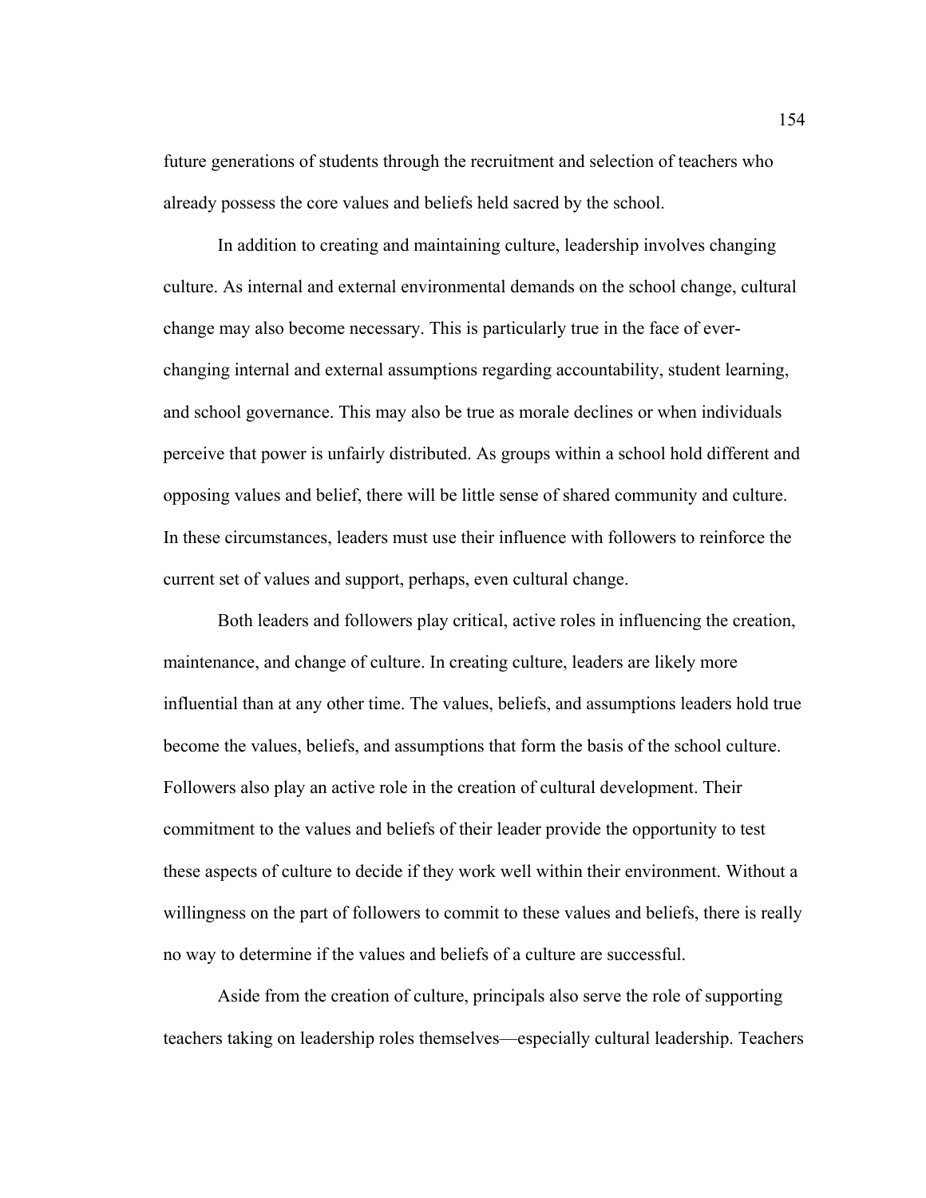future generations of students through the recruitment and selection of teachers who already possess the core values and beliefs held sacred by the school.

In addition to creating and maintaining culture, leadership involves changing culture. As internal and external environmental demands on the school change, cultural change may also become necessary. This is particularly true in the face of ever-changing internal and external assumptions regarding accountability, student learning, and school governance. This may also be true as morale declines or when individuals perceive that power is unfairly distributed. As groups within a school hold different and opposing values and belief, there will be little sense of shared community and culture. In these circumstances, leaders must use their influence with followers to reinforce the current set of values and support, perhaps, even cultural change.

Both leaders and followers play critical, active roles in influencing the creation, maintenance, and change of culture. In creating culture, leaders are likely more influential than at any other time. The values, beliefs, and assumptions leaders hold true become the values, beliefs, and assumptions that form the basis of the school culture. Followers also play an active role in the creation of cultural development. Their commitment to the values and beliefs of their leader provide the opportunity to test these aspects of culture to decide if they work well within their environment. Without a willingness on the part of followers to commit to these values and beliefs, there is really no way to determine if the values and beliefs of a culture are successful.

Aside from the creation of culture, principals also serve the role of supporting teachers taking on leadership roles themselves—especially cultural leadership. Teachers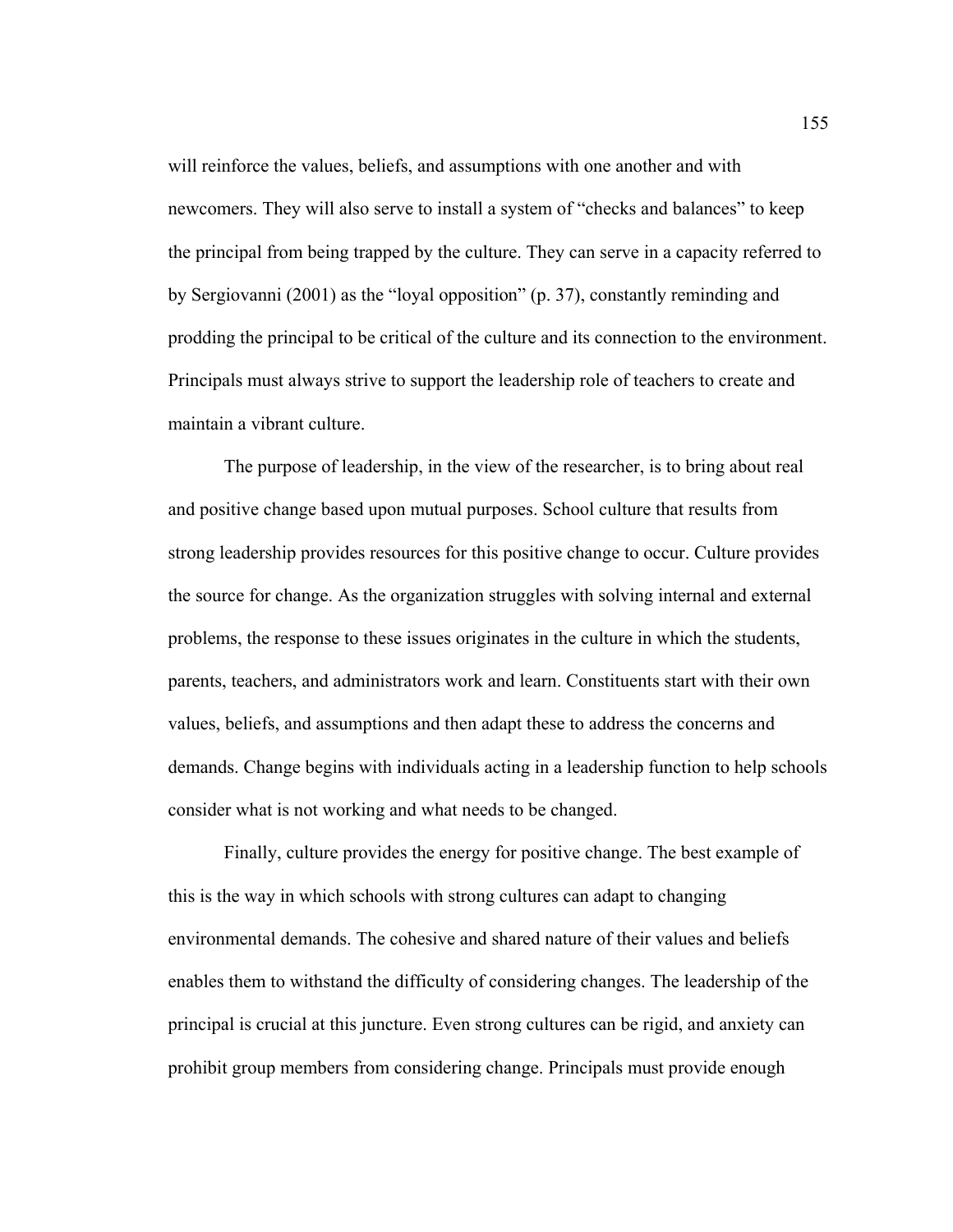will reinforce the values, beliefs, and assumptions with one another and with newcomers. They will also serve to install a system of "checks and balances" to keep the principal from being trapped by the culture. They can serve in a capacity referred to by Sergiovanni (2001) as the "loyal opposition" (p. 37), constantly reminding and prodding the principal to be critical of the culture and its connection to the environment. Principals must always strive to support the leadership role of teachers to create and maintain a vibrant culture.

The purpose of leadership, in the view of the researcher, is to bring about real and positive change based upon mutual purposes. School culture that results from strong leadership provides resources for this positive change to occur. Culture provides the source for change. As the organization struggles with solving internal and external problems, the response to these issues originates in the culture in which the students, parents, teachers, and administrators work and learn. Constituents start with their own values, beliefs, and assumptions and then adapt these to address the concerns and demands. Change begins with individuals acting in a leadership function to help schools consider what is not working and what needs to be changed.

Finally, culture provides the energy for positive change. The best example of this is the way in which schools with strong cultures can adapt to changing environmental demands. The cohesive and shared nature of their values and beliefs enables them to withstand the difficulty of considering changes. The leadership of the principal is crucial at this juncture. Even strong cultures can be rigid, and anxiety can prohibit group members from considering change. Principals must provide enough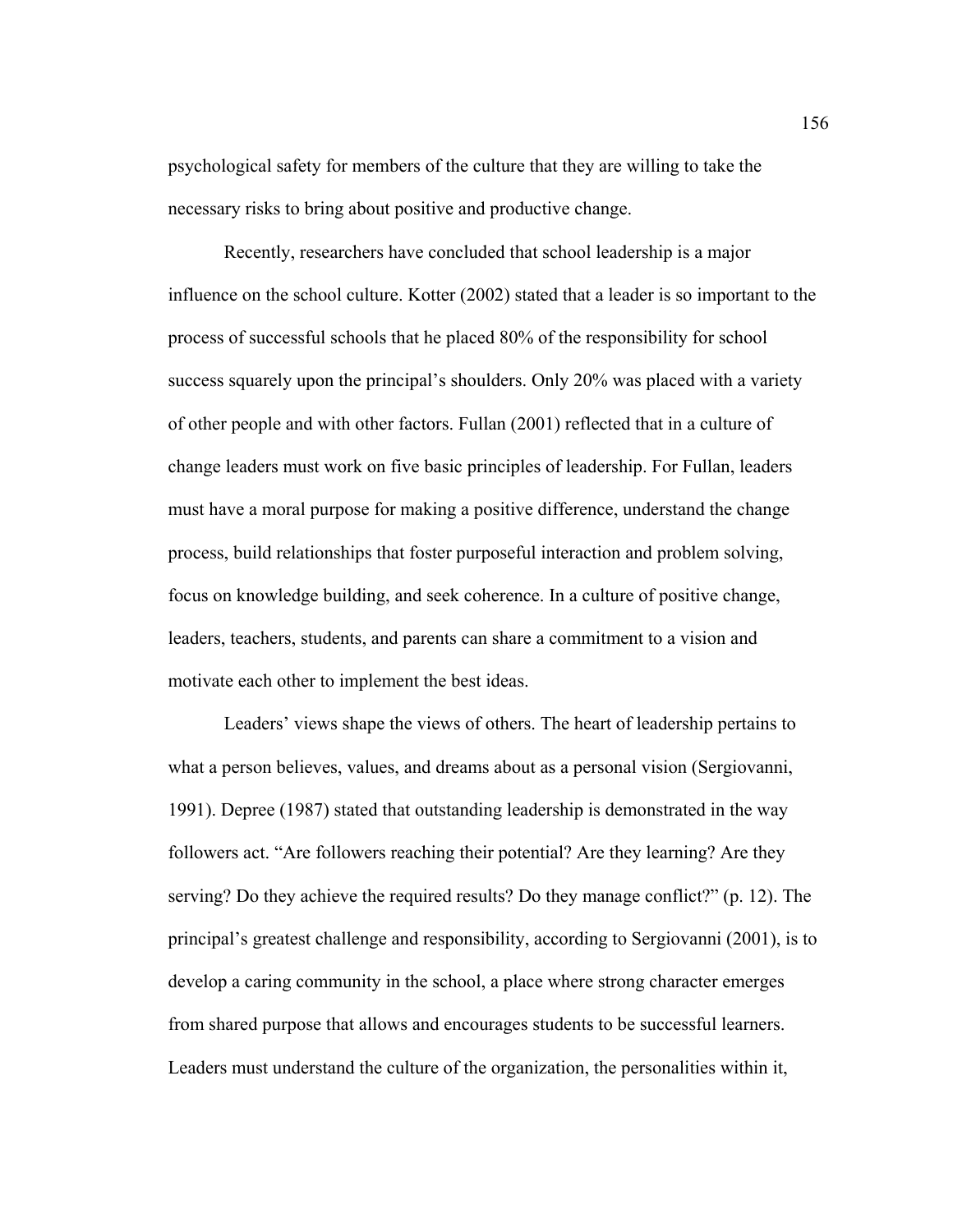psychological safety for members of the culture that they are willing to take the necessary risks to bring about positive and productive change.

Recently, researchers have concluded that school leadership is a major influence on the school culture. Kotter (2002) stated that a leader is so important to the process of successful schools that he placed 80% of the responsibility for school success squarely upon the principal's shoulders. Only 20% was placed with a variety of other people and with other factors. Fullan (2001) reflected that in a culture of change leaders must work on five basic principles of leadership. For Fullan, leaders must have a moral purpose for making a positive difference, understand the change process, build relationships that foster purposeful interaction and problem solving, focus on knowledge building, and seek coherence. In a culture of positive change, leaders, teachers, students, and parents can share a commitment to a vision and motivate each other to implement the best ideas.

Leaders' views shape the views of others. The heart of leadership pertains to what a person believes, values, and dreams about as a personal vision (Sergiovanni, 1991). Depree (1987) stated that outstanding leadership is demonstrated in the way followers act. "Are followers reaching their potential? Are they learning? Are they serving? Do they achieve the required results? Do they manage conflict?" (p. 12). The principal's greatest challenge and responsibility, according to Sergiovanni (2001), is to develop a caring community in the school, a place where strong character emerges from shared purpose that allows and encourages students to be successful learners. Leaders must understand the culture of the organization, the personalities within it,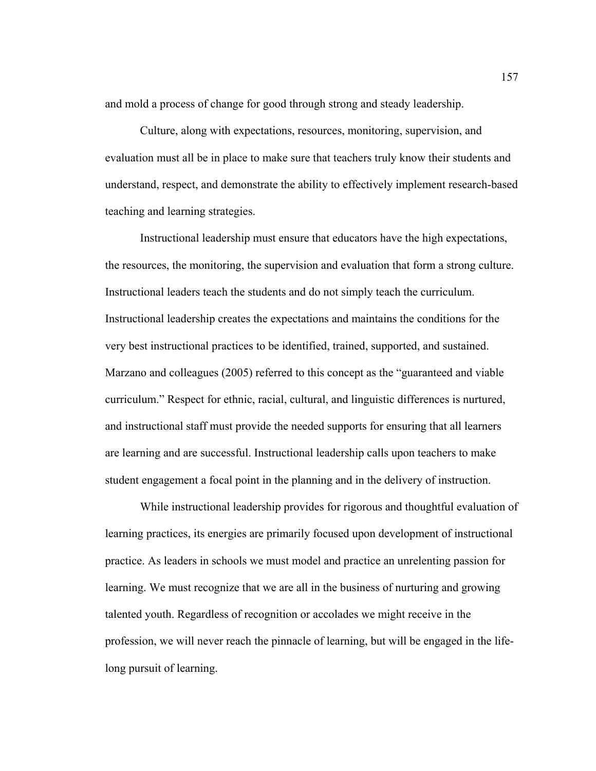and mold a process of change for good through strong and steady leadership.

Culture, along with expectations, resources, monitoring, supervision, and evaluation must all be in place to make sure that teachers truly know their students and understand, respect, and demonstrate the ability to effectively implement research-based teaching and learning strategies.

Instructional leadership must ensure that educators have the high expectations, the resources, the monitoring, the supervision and evaluation that form a strong culture. Instructional leaders teach the students and do not simply teach the curriculum. Instructional leadership creates the expectations and maintains the conditions for the very best instructional practices to be identified, trained, supported, and sustained. Marzano and colleagues (2005) referred to this concept as the "guaranteed and viable curriculum." Respect for ethnic, racial, cultural, and linguistic differences is nurtured, and instructional staff must provide the needed supports for ensuring that all learners are learning and are successful. Instructional leadership calls upon teachers to make student engagement a focal point in the planning and in the delivery of instruction.

While instructional leadership provides for rigorous and thoughtful evaluation of learning practices, its energies are primarily focused upon development of instructional practice. As leaders in schools we must model and practice an unrelenting passion for learning. We must recognize that we are all in the business of nurturing and growing talented youth. Regardless of recognition or accolades we might receive in the profession, we will never reach the pinnacle of learning, but will be engaged in the life-long pursuit of learning.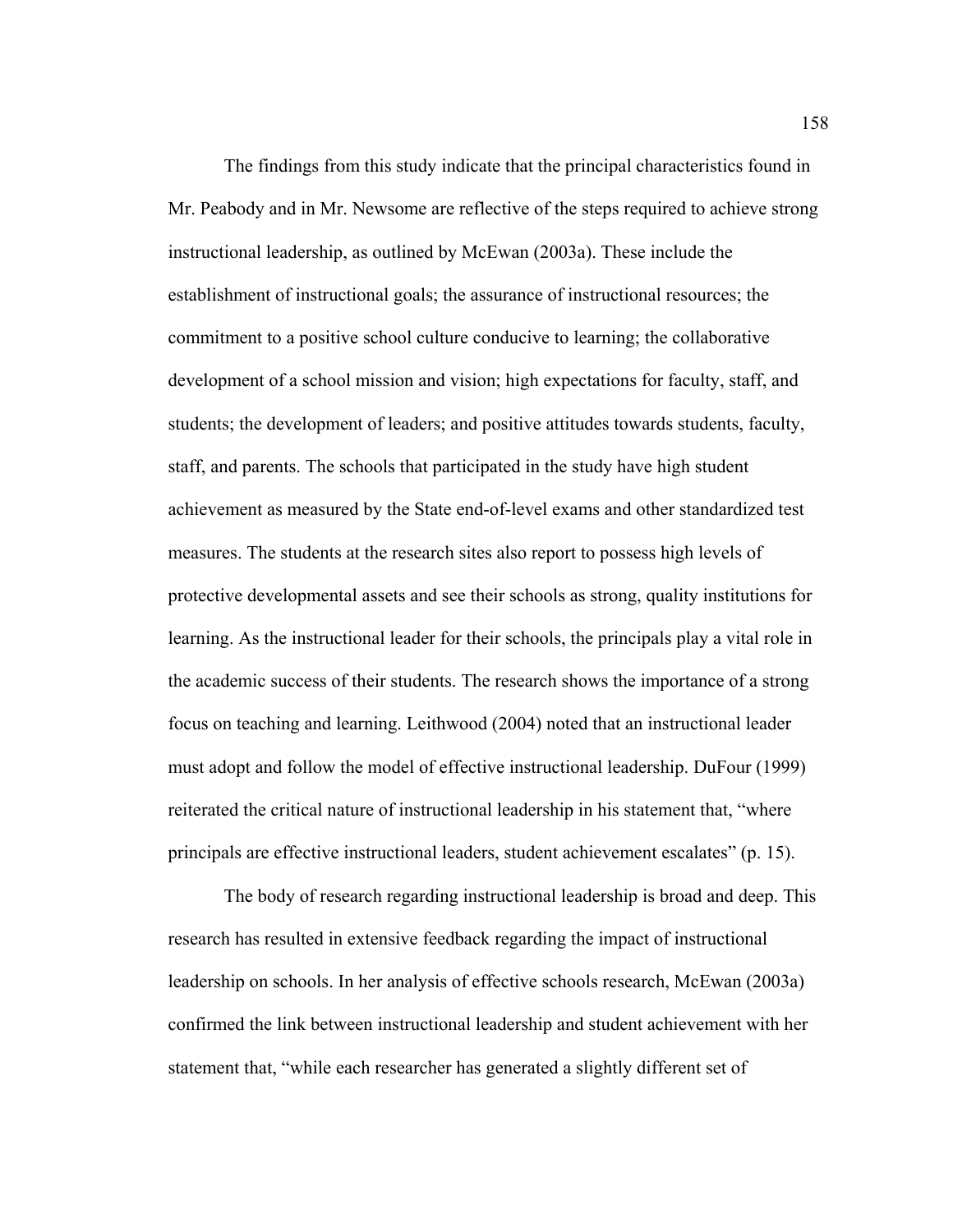The findings from this study indicate that the principal characteristics found in Mr. Peabody and in Mr. Newsome are reflective of the steps required to achieve strong instructional leadership, as outlined by McEwan (2003a). These include the establishment of instructional goals; the assurance of instructional resources; the commitment to a positive school culture conducive to learning; the collaborative development of a school mission and vision; high expectations for faculty, staff, and students; the development of leaders; and positive attitudes towards students, faculty, staff, and parents. The schools that participated in the study have high student achievement as measured by the State end-of-level exams and other standardized test measures. The students at the research sites also report to possess high levels of protective developmental assets and see their schools as strong, quality institutions for learning. As the instructional leader for their schools, the principals play a vital role in the academic success of their students. The research shows the importance of a strong focus on teaching and learning. Leithwood (2004) noted that an instructional leader must adopt and follow the model of effective instructional leadership. DuFour (1999) reiterated the critical nature of instructional leadership in his statement that, "where principals are effective instructional leaders, student achievement escalates" (p. 15).

The body of research regarding instructional leadership is broad and deep. This research has resulted in extensive feedback regarding the impact of instructional leadership on schools. In her analysis of effective schools research, McEwan (2003a) confirmed the link between instructional leadership and student achievement with her statement that, "while each researcher has generated a slightly different set of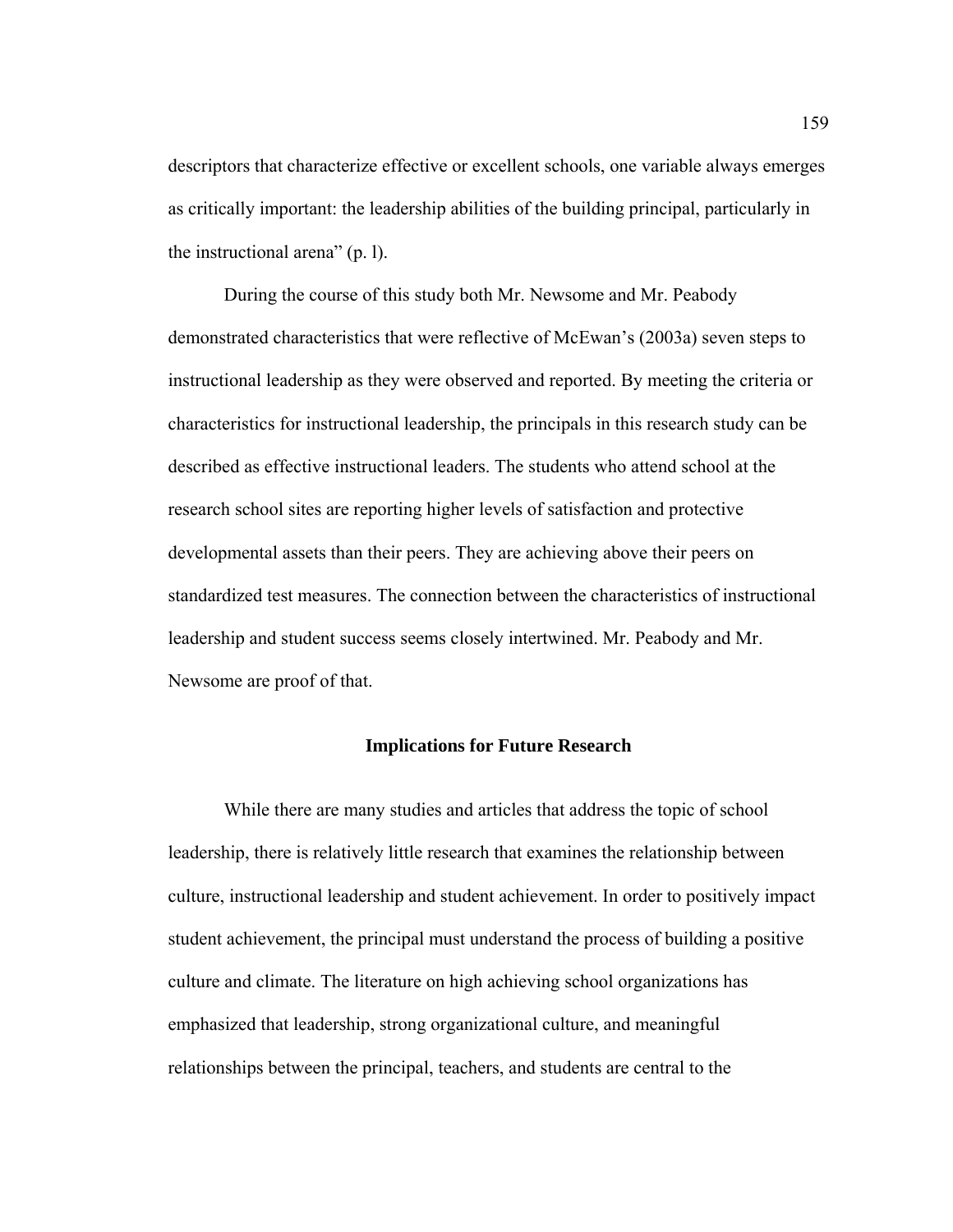descriptors that characterize effective or excellent schools, one variable always emerges as critically important: the leadership abilities of the building principal, particularly in the instructional arena" (p. l).

During the course of this study both Mr. Newsome and Mr. Peabody demonstrated characteristics that were reflective of McEwan's (2003a) seven steps to instructional leadership as they were observed and reported. By meeting the criteria or characteristics for instructional leadership, the principals in this research study can be described as effective instructional leaders. The students who attend school at the research school sites are reporting higher levels of satisfaction and protective developmental assets than their peers. They are achieving above their peers on standardized test measures. The connection between the characteristics of instructional leadership and student success seems closely intertwined. Mr. Peabody and Mr. Newsome are proof of that.

## Implications for Future Research

While there are many studies and articles that address the topic of school leadership, there is relatively little research that examines the relationship between culture, instructional leadership and student achievement. In order to positively impact student achievement, the principal must understand the process of building a positive culture and climate. The literature on high achieving school organizations has emphasized that leadership, strong organizational culture, and meaningful relationships between the principal, teachers, and students are central to the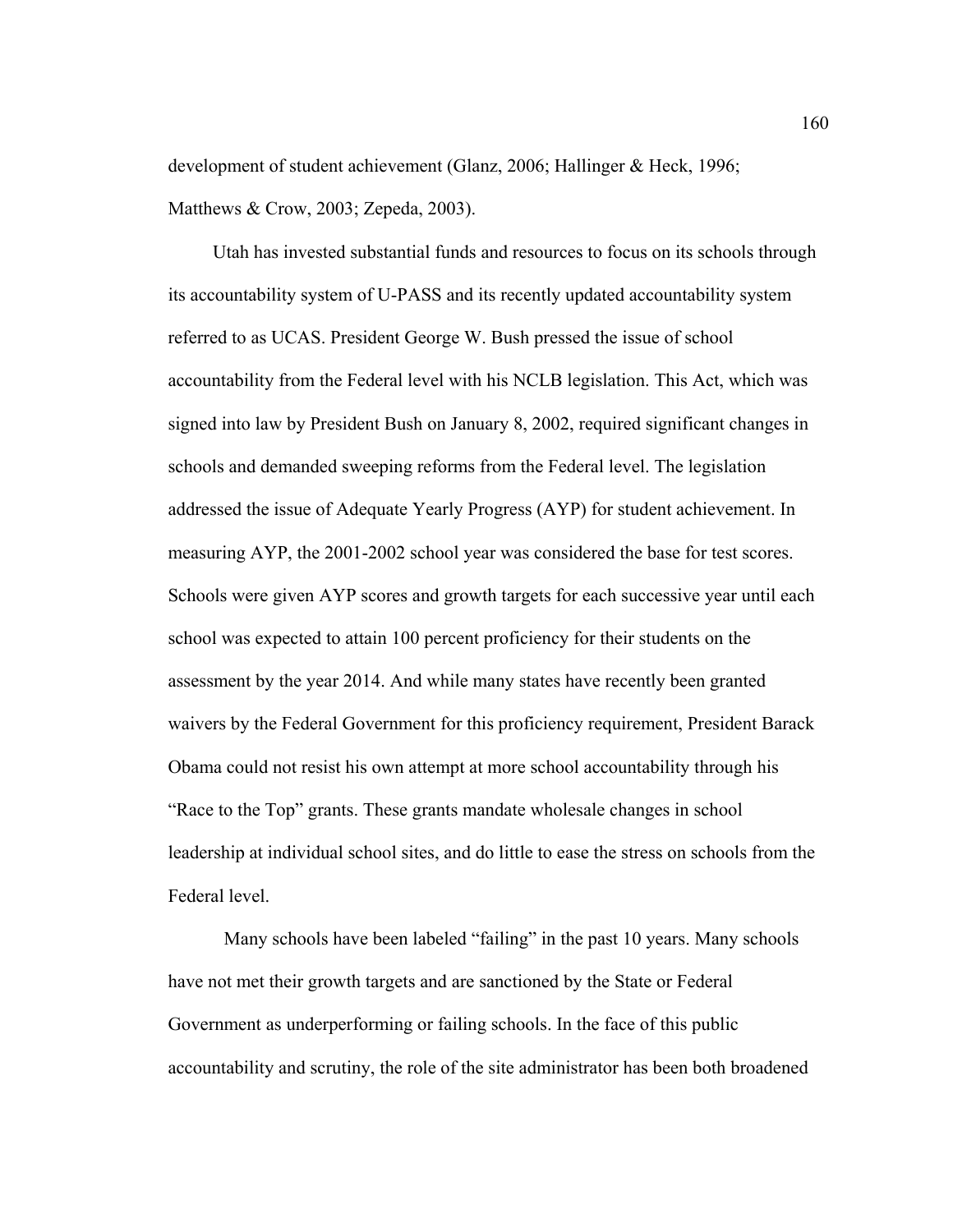development of student achievement (Glanz, 2006; Hallinger & Heck, 1996; Matthews & Crow, 2003; Zepeda, 2003).

Utah has invested substantial funds and resources to focus on its schools through its accountability system of U-PASS and its recently updated accountability system referred to as UCAS. President George W. Bush pressed the issue of school accountability from the Federal level with his NCLB legislation. This Act, which was signed into law by President Bush on January 8, 2002, required significant changes in schools and demanded sweeping reforms from the Federal level. The legislation addressed the issue of Adequate Yearly Progress (AYP) for student achievement. In measuring AYP, the 2001-2002 school year was considered the base for test scores. Schools were given AYP scores and growth targets for each successive year until each school was expected to attain 100 percent proficiency for their students on the assessment by the year 2014. And while many states have recently been granted waivers by the Federal Government for this proficiency requirement, President Barack Obama could not resist his own attempt at more school accountability through his "Race to the Top" grants. These grants mandate wholesale changes in school leadership at individual school sites, and do little to ease the stress on schools from the Federal level.

Many schools have been labeled "failing" in the past 10 years. Many schools have not met their growth targets and are sanctioned by the State or Federal Government as underperforming or failing schools. In the face of this public accountability and scrutiny, the role of the site administrator has been both broadened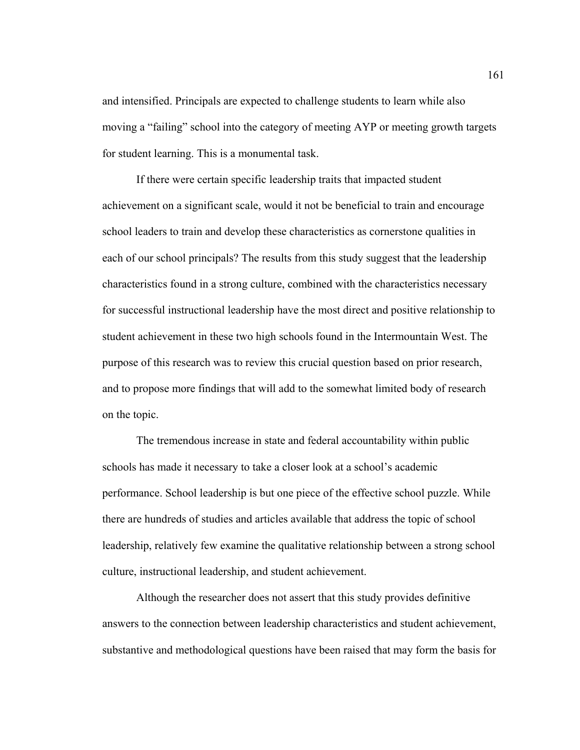and intensified. Principals are expected to challenge students to learn while also moving a "failing" school into the category of meeting AYP or meeting growth targets for student learning. This is a monumental task.

If there were certain specific leadership traits that impacted student achievement on a significant scale, would it not be beneficial to train and encourage school leaders to train and develop these characteristics as cornerstone qualities in each of our school principals? The results from this study suggest that the leadership characteristics found in a strong culture, combined with the characteristics necessary for successful instructional leadership have the most direct and positive relationship to student achievement in these two high schools found in the Intermountain West. The purpose of this research was to review this crucial question based on prior research, and to propose more findings that will add to the somewhat limited body of research on the topic.

The tremendous increase in state and federal accountability within public schools has made it necessary to take a closer look at a school's academic performance. School leadership is but one piece of the effective school puzzle. While there are hundreds of studies and articles available that address the topic of school leadership, relatively few examine the qualitative relationship between a strong school culture, instructional leadership, and student achievement.

Although the researcher does not assert that this study provides definitive answers to the connection between leadership characteristics and student achievement, substantive and methodological questions have been raised that may form the basis for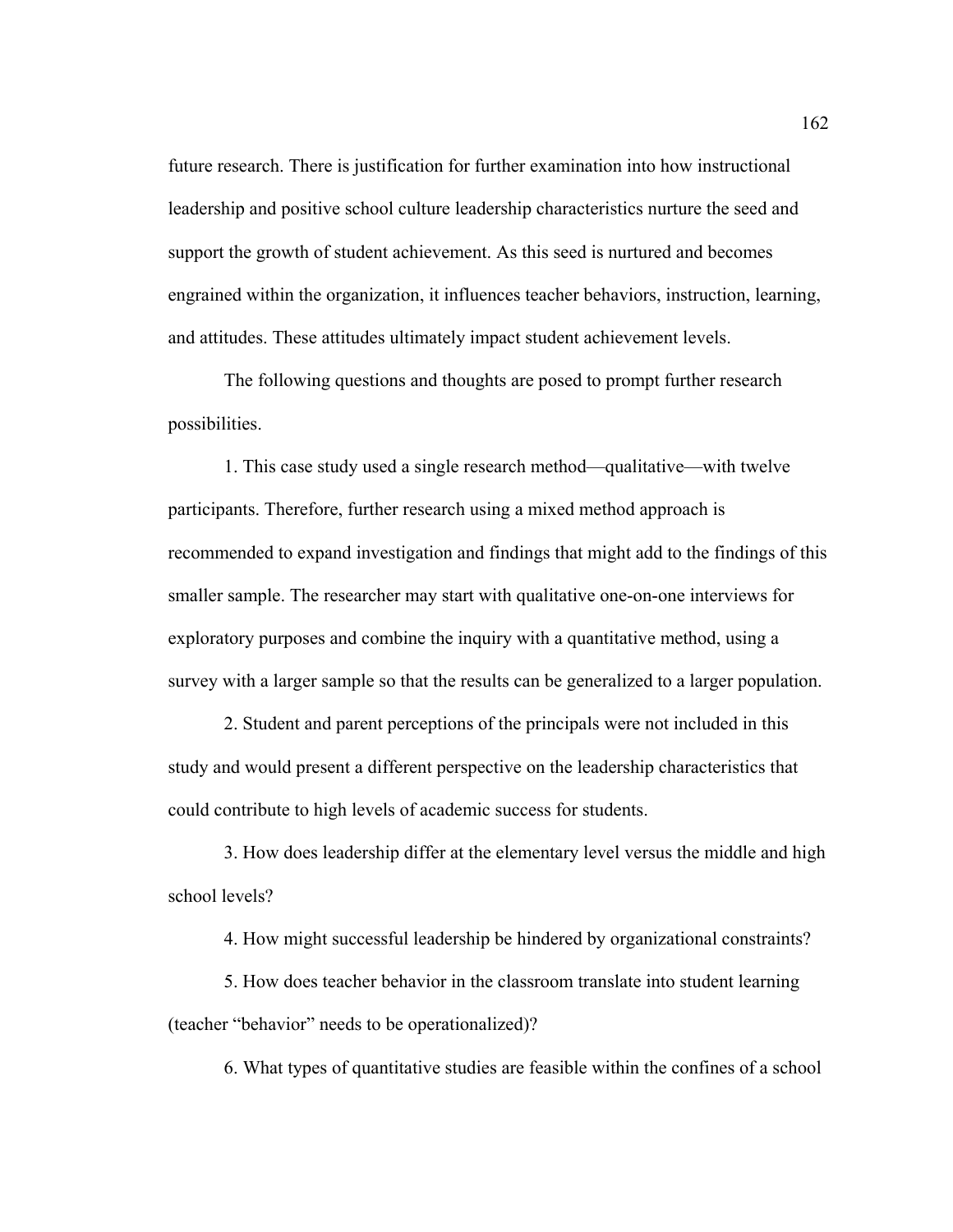future research. There is justification for further examination into how instructional leadership and positive school culture leadership characteristics nurture the seed and support the growth of student achievement. As this seed is nurtured and becomes engrained within the organization, it influences teacher behaviors, instruction, learning, and attitudes. These attitudes ultimately impact student achievement levels.

The following questions and thoughts are posed to prompt further research possibilities.

1. This case study used a single research method—qualitative—with twelve participants. Therefore, further research using a mixed method approach is recommended to expand investigation and findings that might add to the findings of this smaller sample. The researcher may start with qualitative one-on-one interviews for exploratory purposes and combine the inquiry with a quantitative method, using a survey with a larger sample so that the results can be generalized to a larger population.

2. Student and parent perceptions of the principals were not included in this study and would present a different perspective on the leadership characteristics that could contribute to high levels of academic success for students.

3. How does leadership differ at the elementary level versus the middle and high school levels?

4. How might successful leadership be hindered by organizational constraints?

5. How does teacher behavior in the classroom translate into student learning (teacher "behavior" needs to be operationalized)?

6. What types of quantitative studies are feasible within the confines of a school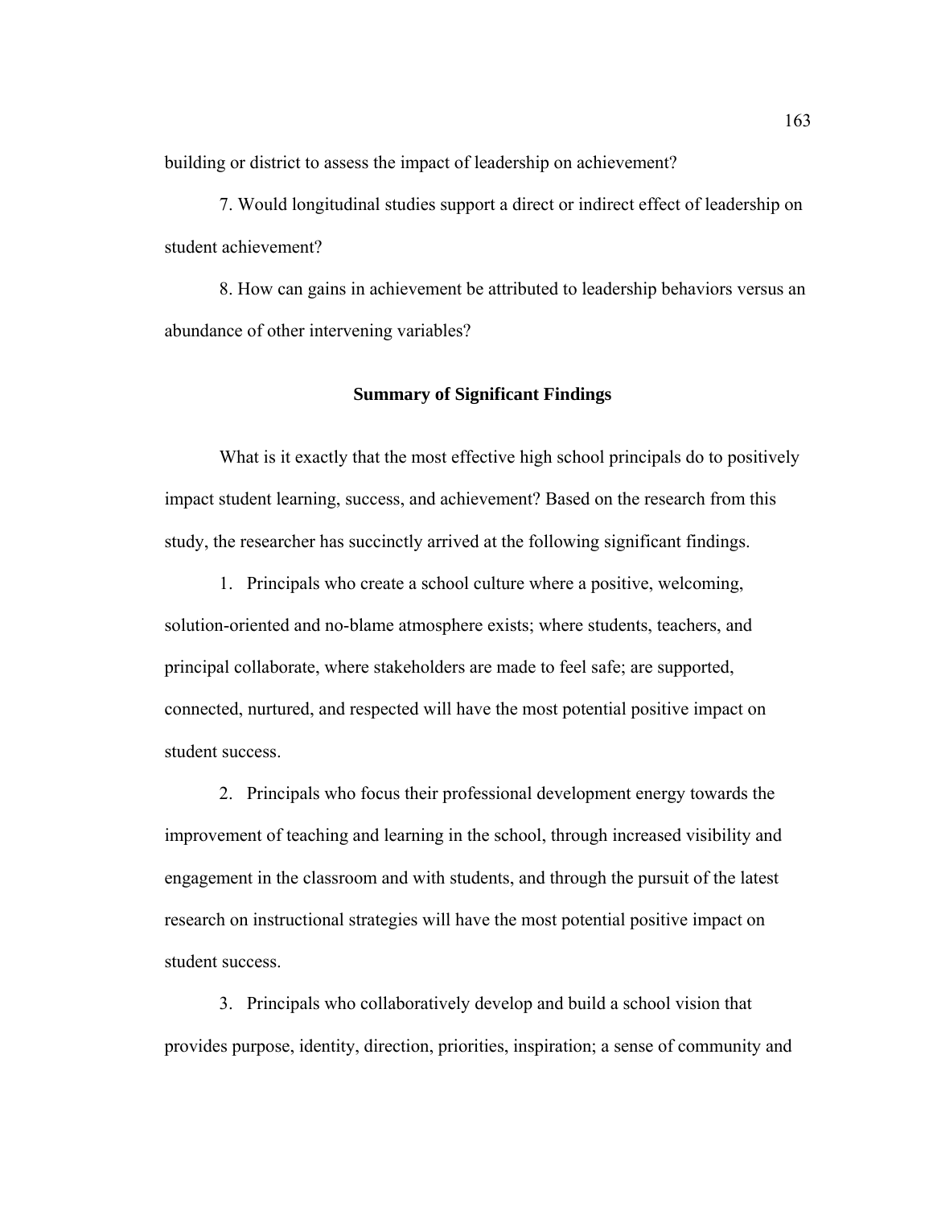building or district to assess the impact of leadership on achievement?

7. Would longitudinal studies support a direct or indirect effect of leadership on student achievement?

8. How can gains in achievement be attributed to leadership behaviors versus an abundance of other intervening variables?

## Summary of Significant Findings

What is it exactly that the most effective high school principals do to positively impact student learning, success, and achievement? Based on the research from this study, the researcher has succinctly arrived at the following significant findings.

1. Principals who create a school culture where a positive, welcoming, solution-oriented and no-blame atmosphere exists; where students, teachers, and principal collaborate, where stakeholders are made to feel safe; are supported, connected, nurtured, and respected will have the most potential positive impact on student success.

2. Principals who focus their professional development energy towards the improvement of teaching and learning in the school, through increased visibility and engagement in the classroom and with students, and through the pursuit of the latest research on instructional strategies will have the most potential positive impact on student success.

3. Principals who collaboratively develop and build a school vision that provides purpose, identity, direction, priorities, inspiration; a sense of community and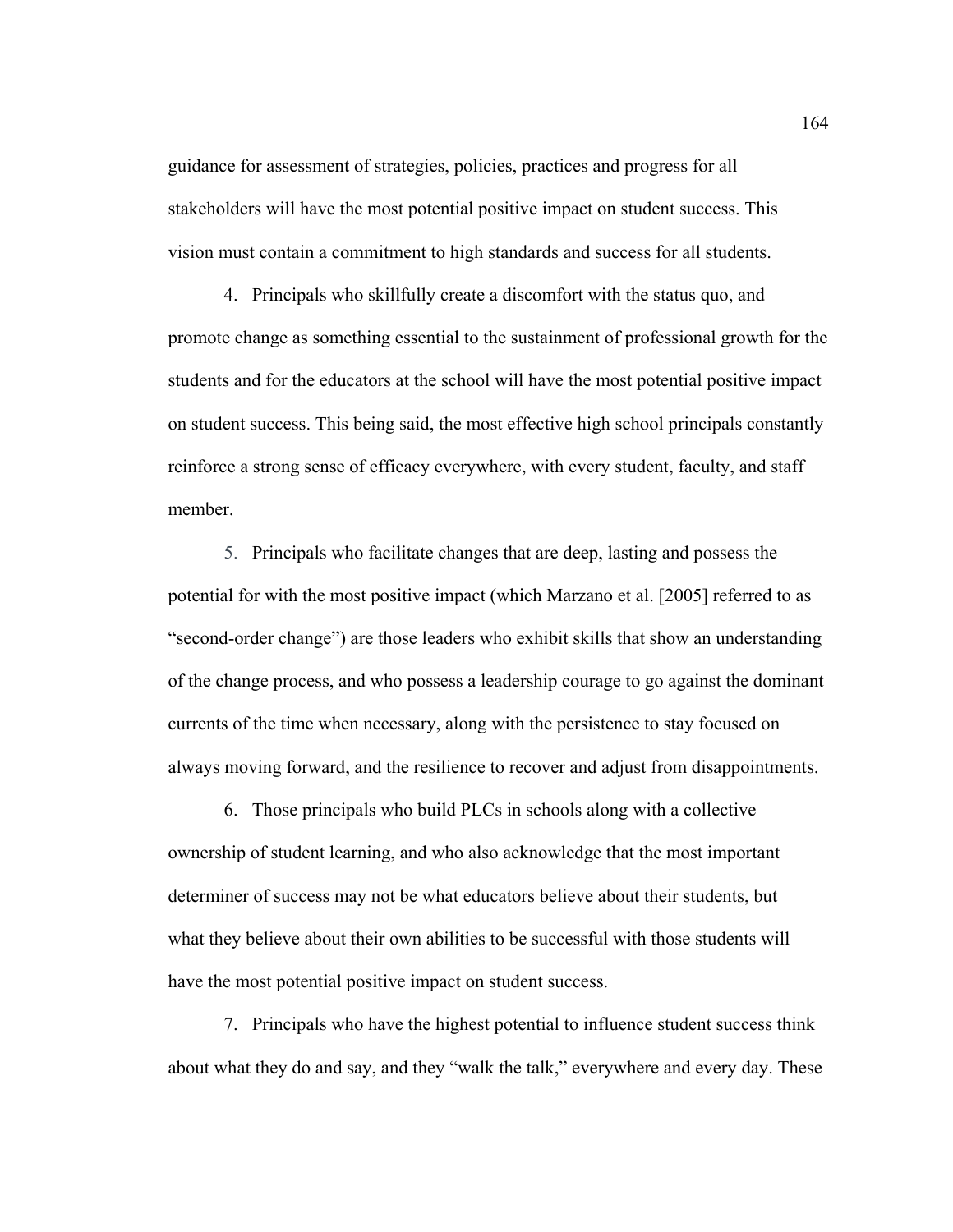guidance for assessment of strategies, policies, practices and progress for all stakeholders will have the most potential positive impact on student success. This vision must contain a commitment to high standards and success for all students.

4. Principals who skillfully create a discomfort with the status quo, and promote change as something essential to the sustainment of professional growth for the students and for the educators at the school will have the most potential positive impact on student success. This being said, the most effective high school principals constantly reinforce a strong sense of efficacy everywhere, with every student, faculty, and staff member.

5. Principals who facilitate changes that are deep, lasting and possess the potential for with the most positive impact (which Marzano et al. [2005] referred to as "second-order change") are those leaders who exhibit skills that show an understanding of the change process, and who possess a leadership courage to go against the dominant currents of the time when necessary, along with the persistence to stay focused on always moving forward, and the resilience to recover and adjust from disappointments.

6. Those principals who build PLCs in schools along with a collective ownership of student learning, and who also acknowledge that the most important determiner of success may not be what educators believe about their students, but what they believe about their own abilities to be successful with those students will have the most potential positive impact on student success.

7. Principals who have the highest potential to influence student success think about what they do and say, and they "walk the talk," everywhere and every day. These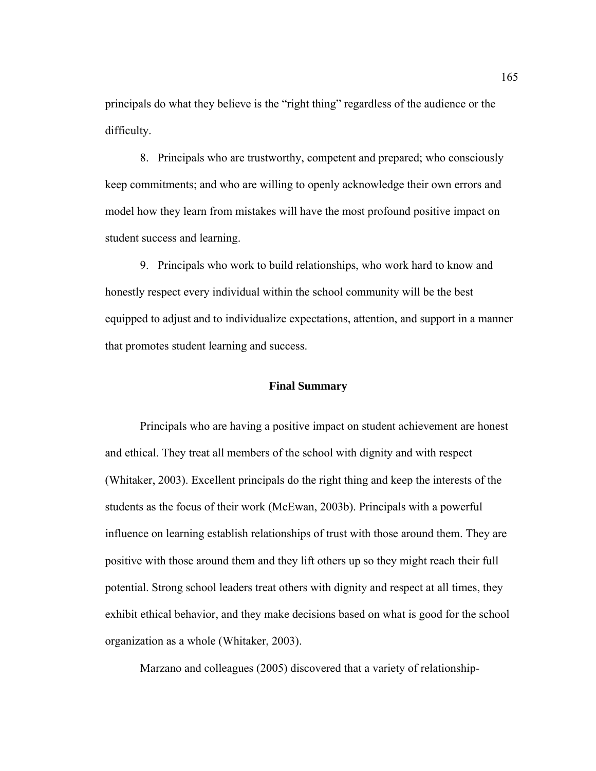principals do what they believe is the "right thing" regardless of the audience or the difficulty.

8. Principals who are trustworthy, competent and prepared; who consciously keep commitments; and who are willing to openly acknowledge their own errors and model how they learn from mistakes will have the most profound positive impact on student success and learning.

9. Principals who work to build relationships, who work hard to know and honestly respect every individual within the school community will be the best equipped to adjust and to individualize expectations, attention, and support in a manner that promotes student learning and success.

## Final Summary

Principals who are having a positive impact on student achievement are honest and ethical. They treat all members of the school with dignity and with respect (Whitaker, 2003). Excellent principals do the right thing and keep the interests of the students as the focus of their work (McEwan, 2003b). Principals with a powerful influence on learning establish relationships of trust with those around them. They are positive with those around them and they lift others up so they might reach their full potential. Strong school leaders treat others with dignity and respect at all times, they exhibit ethical behavior, and they make decisions based on what is good for the school organization as a whole (Whitaker, 2003).

Marzano and colleagues (2005) discovered that a variety of relationship-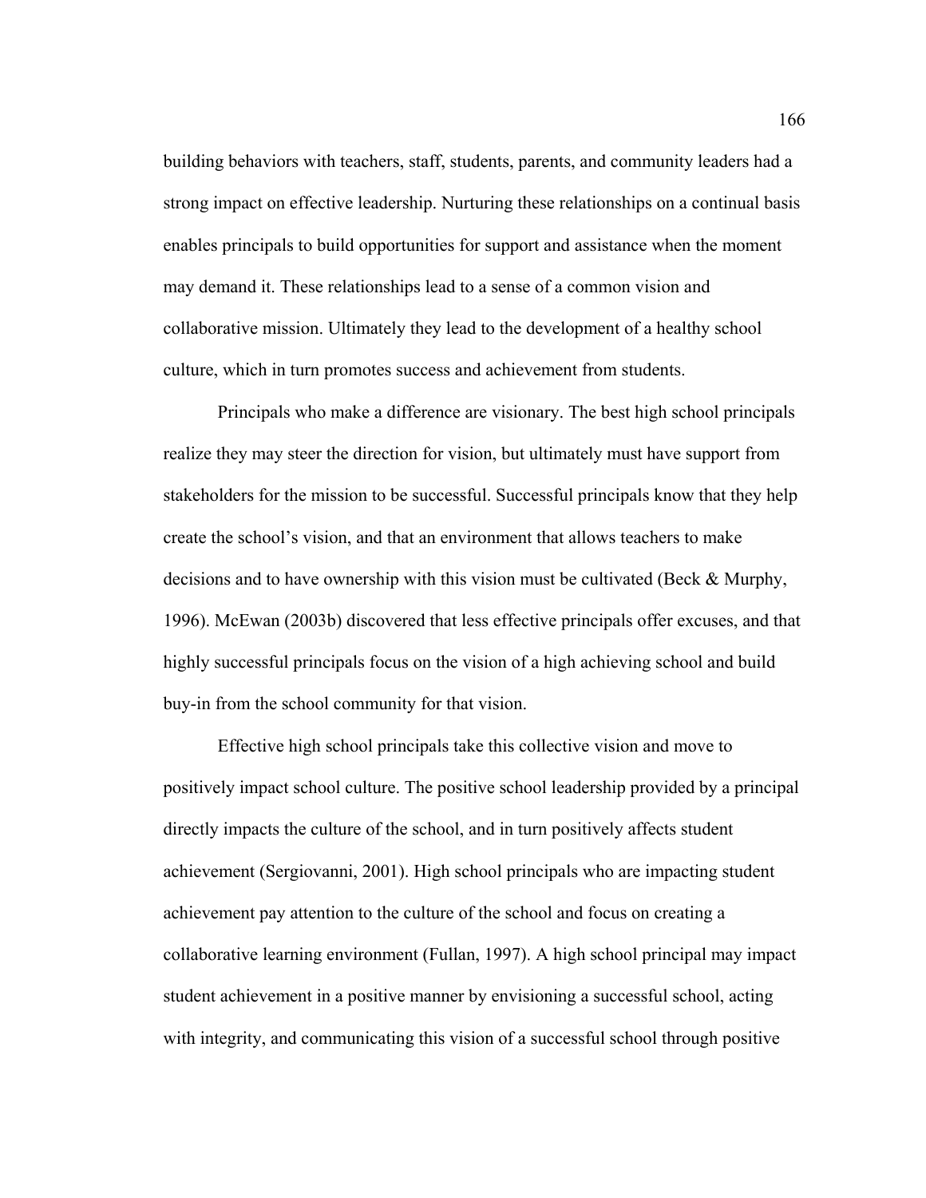building behaviors with teachers, staff, students, parents, and community leaders had a strong impact on effective leadership. Nurturing these relationships on a continual basis enables principals to build opportunities for support and assistance when the moment may demand it. These relationships lead to a sense of a common vision and collaborative mission. Ultimately they lead to the development of a healthy school culture, which in turn promotes success and achievement from students.

Principals who make a difference are visionary. The best high school principals realize they may steer the direction for vision, but ultimately must have support from stakeholders for the mission to be successful. Successful principals know that they help create the school's vision, and that an environment that allows teachers to make decisions and to have ownership with this vision must be cultivated (Beck & Murphy, 1996). McEwan (2003b) discovered that less effective principals offer excuses, and that highly successful principals focus on the vision of a high achieving school and build buy-in from the school community for that vision.

Effective high school principals take this collective vision and move to positively impact school culture. The positive school leadership provided by a principal directly impacts the culture of the school, and in turn positively affects student achievement (Sergiovanni, 2001). High school principals who are impacting student achievement pay attention to the culture of the school and focus on creating a collaborative learning environment (Fullan, 1997). A high school principal may impact student achievement in a positive manner by envisioning a successful school, acting with integrity, and communicating this vision of a successful school through positive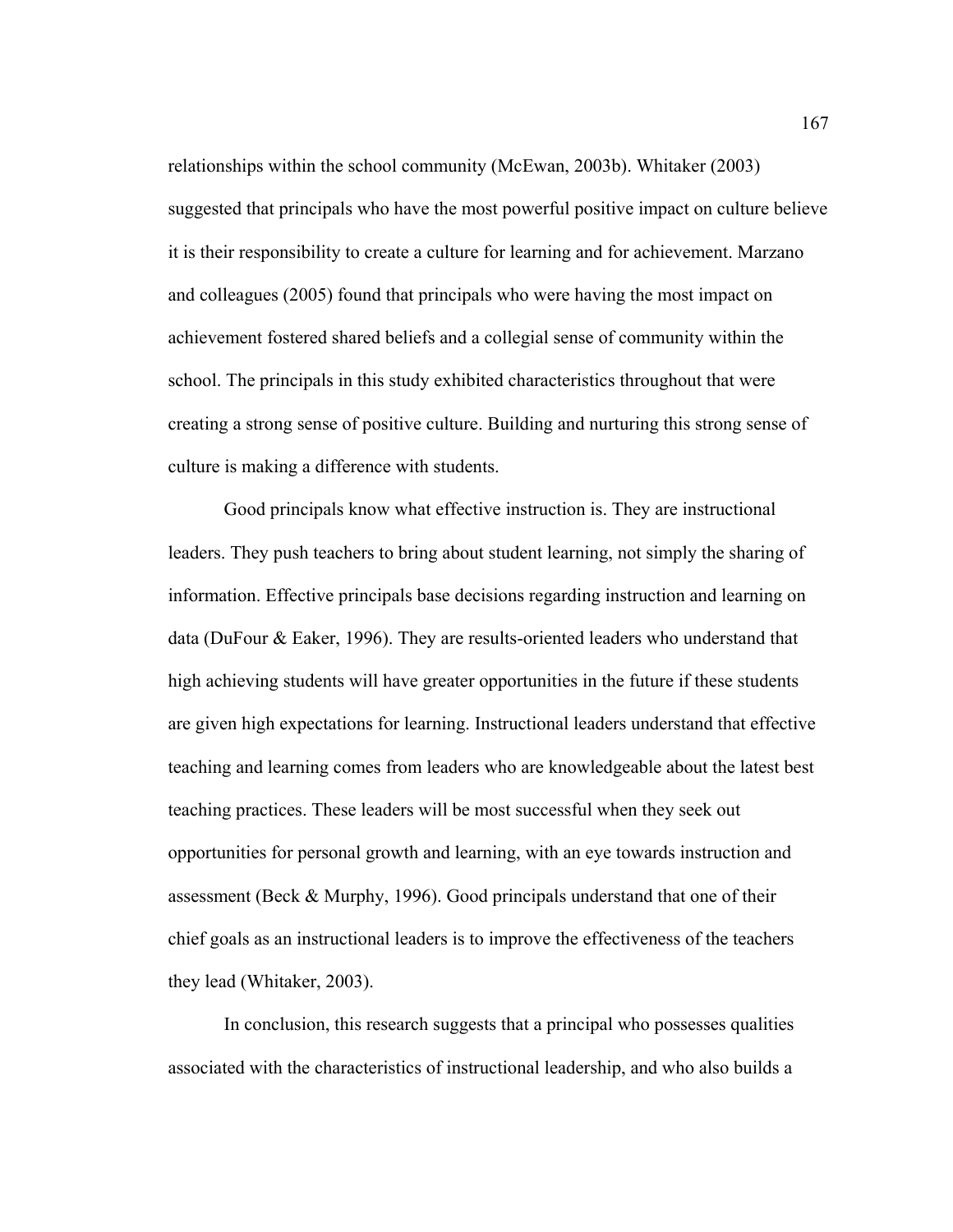relationships within the school community (McEwan, 2003b). Whitaker (2003) suggested that principals who have the most powerful positive impact on culture believe it is their responsibility to create a culture for learning and for achievement. Marzano and colleagues (2005) found that principals who were having the most impact on achievement fostered shared beliefs and a collegial sense of community within the school. The principals in this study exhibited characteristics throughout that were creating a strong sense of positive culture. Building and nurturing this strong sense of culture is making a difference with students.

Good principals know what effective instruction is. They are instructional leaders. They push teachers to bring about student learning, not simply the sharing of information. Effective principals base decisions regarding instruction and learning on data (DuFour & Eaker, 1996). They are results-oriented leaders who understand that high achieving students will have greater opportunities in the future if these students are given high expectations for learning. Instructional leaders understand that effective teaching and learning comes from leaders who are knowledgeable about the latest best teaching practices. These leaders will be most successful when they seek out opportunities for personal growth and learning, with an eye towards instruction and assessment (Beck & Murphy, 1996). Good principals understand that one of their chief goals as an instructional leaders is to improve the effectiveness of the teachers they lead (Whitaker, 2003).

In conclusion, this research suggests that a principal who possesses qualities associated with the characteristics of instructional leadership, and who also builds a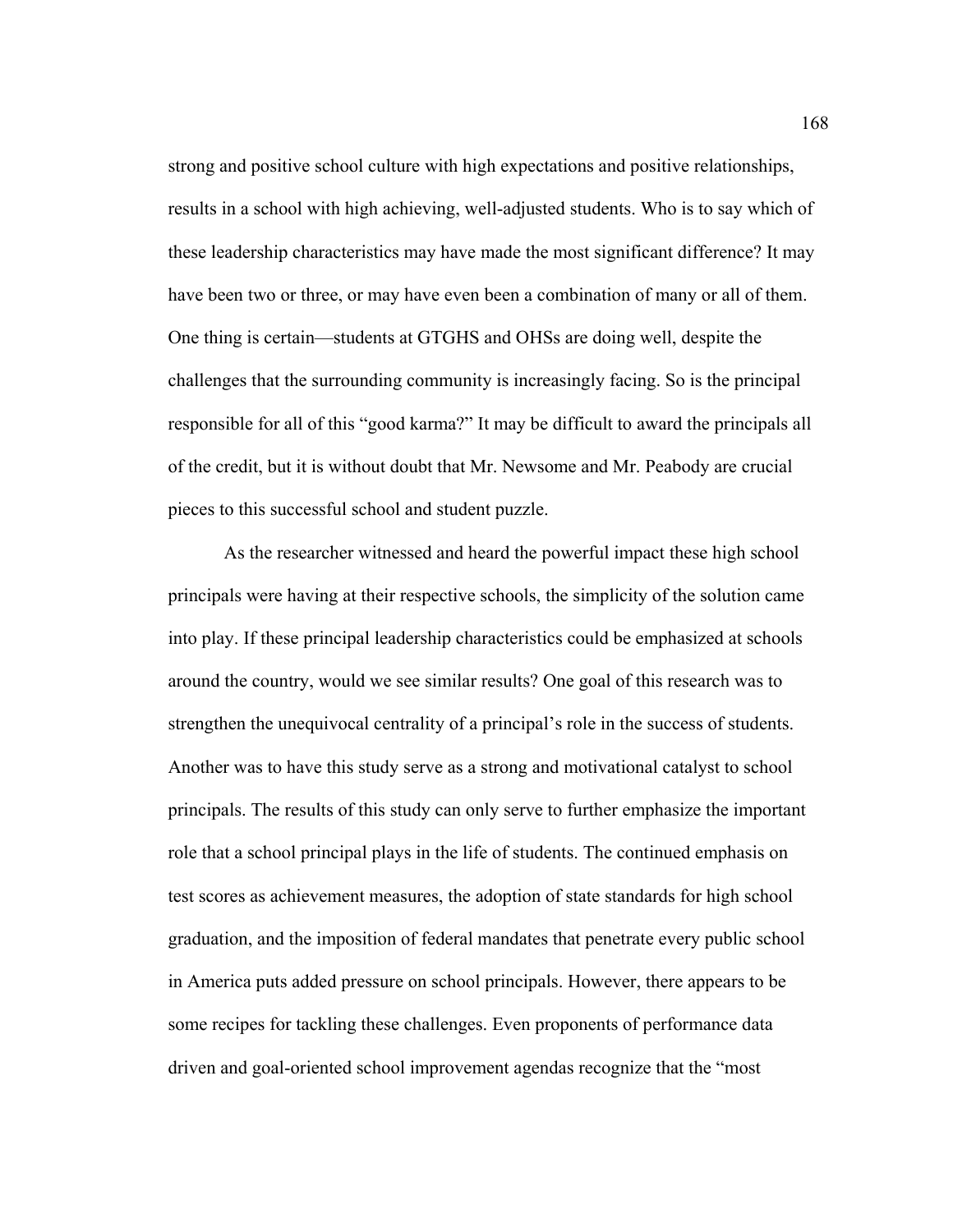strong and positive school culture with high expectations and positive relationships, results in a school with high achieving, well-adjusted students. Who is to say which of these leadership characteristics may have made the most significant difference? It may have been two or three, or may have even been a combination of many or all of them. One thing is certain—students at GTGHS and OHSs are doing well, despite the challenges that the surrounding community is increasingly facing. So is the principal responsible for all of this "good karma?" It may be difficult to award the principals all of the credit, but it is without doubt that Mr. Newsome and Mr. Peabody are crucial pieces to this successful school and student puzzle.

As the researcher witnessed and heard the powerful impact these high school principals were having at their respective schools, the simplicity of the solution came into play. If these principal leadership characteristics could be emphasized at schools around the country, would we see similar results? One goal of this research was to strengthen the unequivocal centrality of a principal's role in the success of students. Another was to have this study serve as a strong and motivational catalyst to school principals. The results of this study can only serve to further emphasize the important role that a school principal plays in the life of students. The continued emphasis on test scores as achievement measures, the adoption of state standards for high school graduation, and the imposition of federal mandates that penetrate every public school in America puts added pressure on school principals. However, there appears to be some recipes for tackling these challenges. Even proponents of performance data driven and goal-oriented school improvement agendas recognize that the "most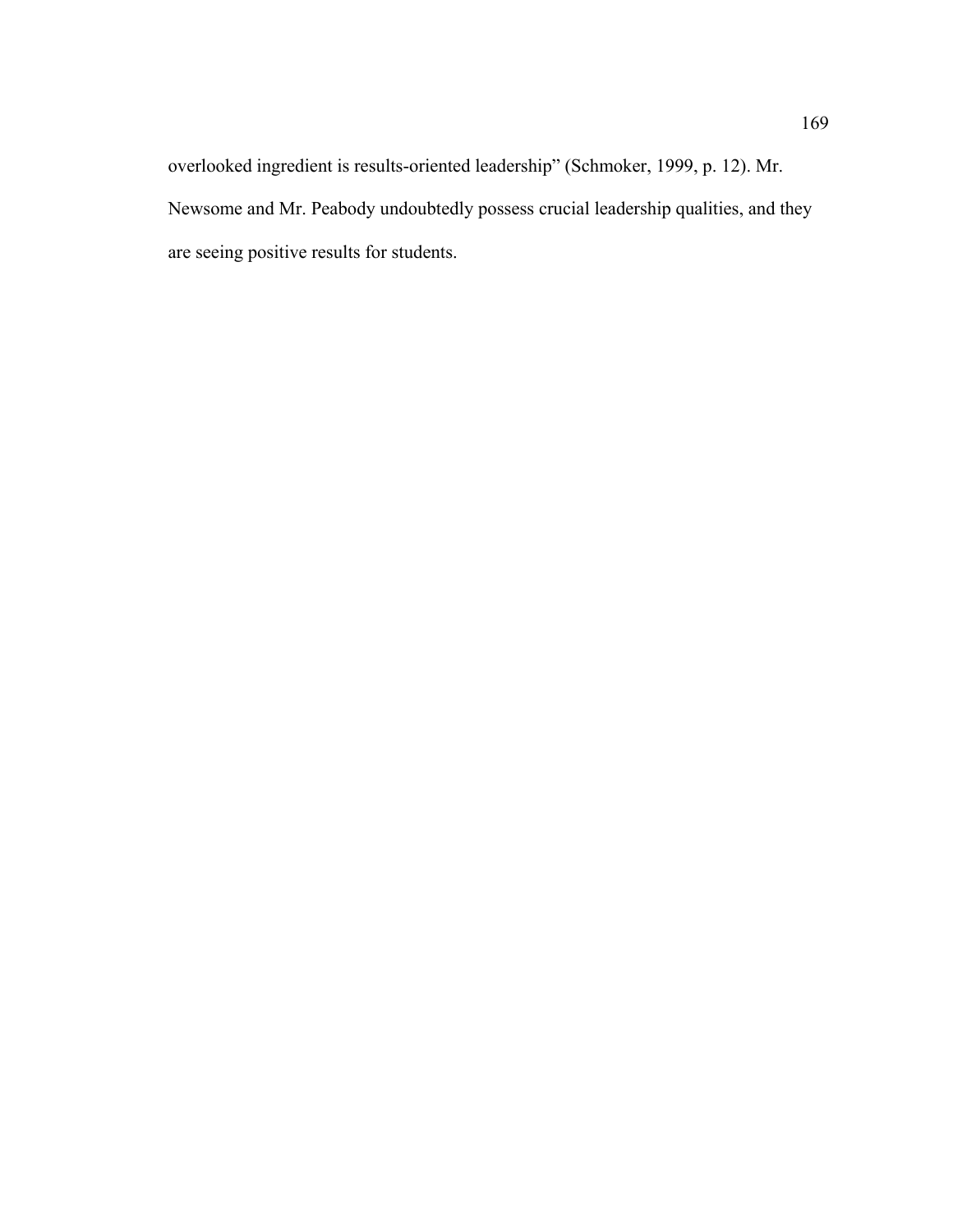overlooked ingredient is results-oriented leadership" (Schmoker, 1999, p. 12). Mr. Newsome and Mr. Peabody undoubtedly possess crucial leadership qualities, and they are seeing positive results for students.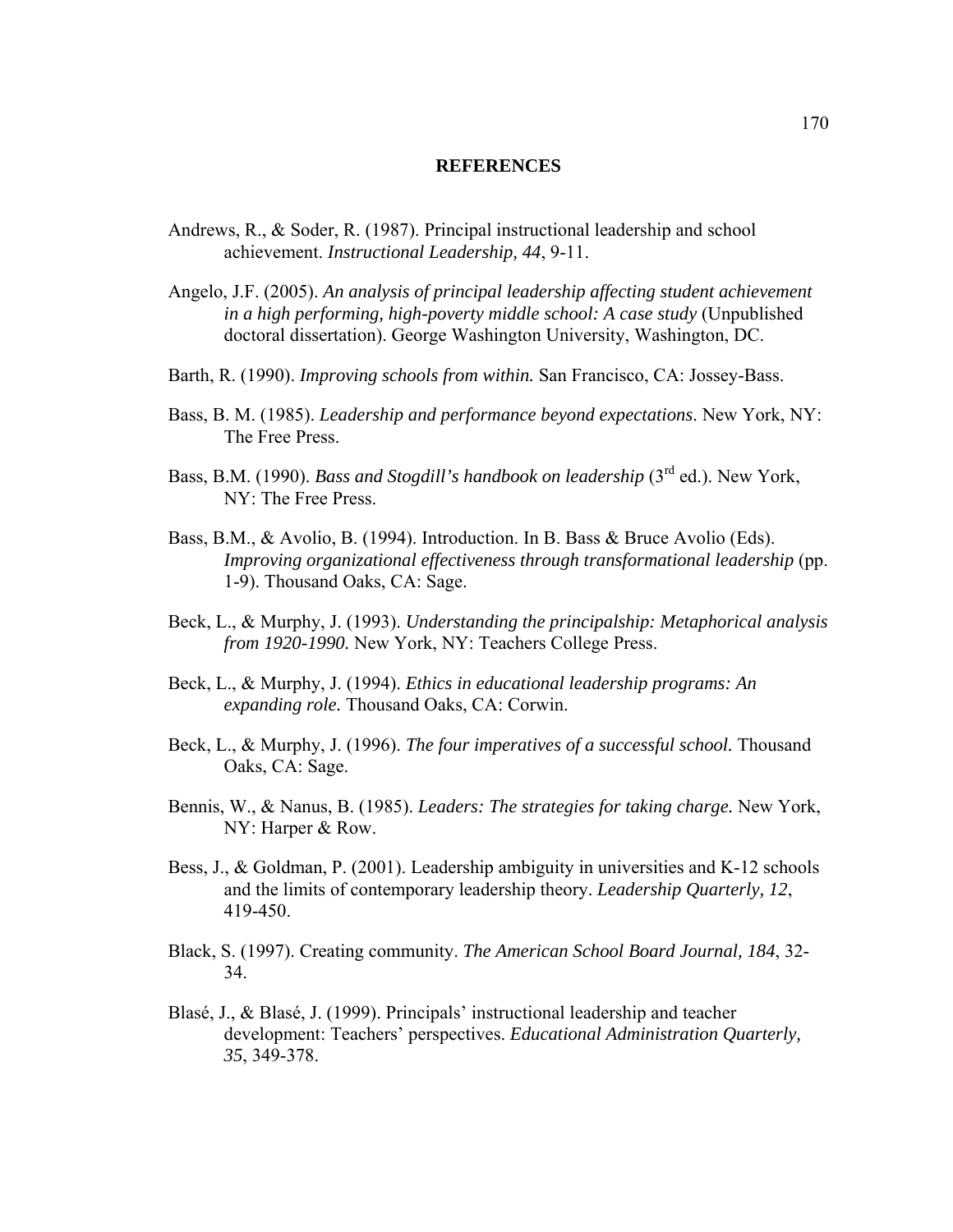## REFERENCES

Andrews, R., & Soder, R. (1987). Principal instructional leadership and school achievement. *Instructional Leadership, 44*, 9-11.

Angelo, J.F. (2005). *An analysis of principal leadership affecting student achievement in a high performing, high-poverty middle school: A case study* (Unpublished doctoral dissertation). George Washington University, Washington, DC.

Barth, R. (1990). *Improving schools from within.* San Francisco, CA: Jossey-Bass.

Bass, B. M. (1985). *Leadership and performance beyond expectations*. New York, NY: The Free Press.

Bass, B.M. (1990). *Bass and Stogdill's handbook on leadership* (3rd ed.). New York, NY: The Free Press.

Bass, B.M., & Avolio, B. (1994). Introduction. In B. Bass & Bruce Avolio (Eds). *Improving organizational effectiveness through transformational leadership* (pp. 1-9). Thousand Oaks, CA: Sage.

Beck, L., & Murphy, J. (1993). *Understanding the principalship: Metaphorical analysis from 1920-1990.* New York, NY: Teachers College Press.

Beck, L., & Murphy, J. (1994). *Ethics in educational leadership programs: An expanding role.* Thousand Oaks, CA: Corwin.

Beck, L., & Murphy, J. (1996). *The four imperatives of a successful school.* Thousand Oaks, CA: Sage.

Bennis, W., & Nanus, B. (1985). *Leaders: The strategies for taking charge.* New York, NY: Harper & Row.

Bess, J., & Goldman, P. (2001). Leadership ambiguity in universities and K-12 schools and the limits of contemporary leadership theory. *Leadership Quarterly, 12*, 419-450.

Black, S. (1997). Creating community. *The American School Board Journal, 184*, 32-34.

Blasé, J., & Blasé, J. (1999). Principals' instructional leadership and teacher development: Teachers' perspectives. *Educational Administration Quarterly, 35*, 349-378.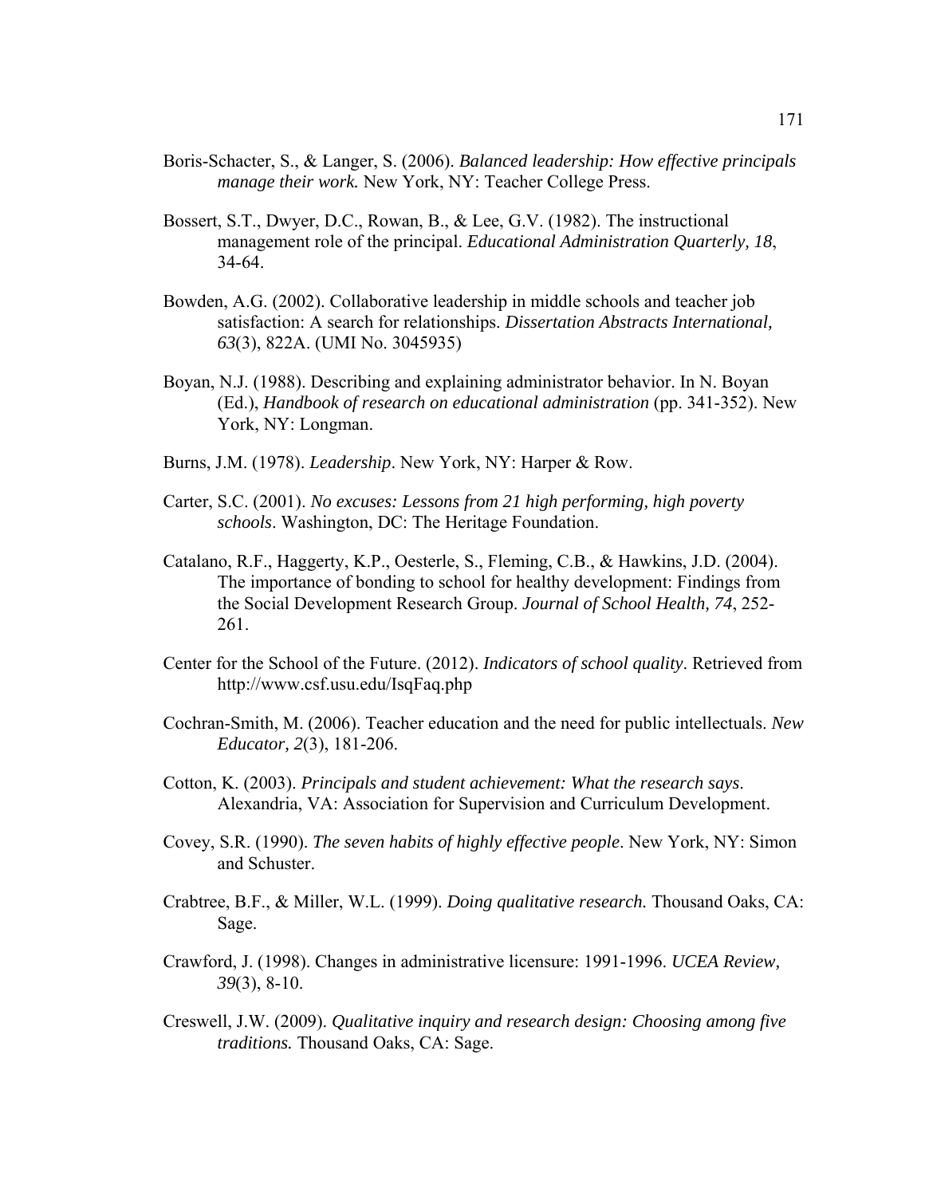Boris-Schacter, S., & Langer, S. (2006). *Balanced leadership: How effective principals manage their work.* New York, NY: Teacher College Press.

Bossert, S.T., Dwyer, D.C., Rowan, B., & Lee, G.V. (1982). The instructional management role of the principal. *Educational Administration Quarterly, 18*, 34-64.

Bowden, A.G. (2002). Collaborative leadership in middle schools and teacher job satisfaction: A search for relationships. *Dissertation Abstracts International, 63*(3), 822A. (UMI No. 3045935)

Boyan, N.J. (1988). Describing and explaining administrator behavior. In N. Boyan (Ed.), *Handbook of research on educational administration* (pp. 341-352). New York, NY: Longman.

Burns, J.M. (1978). *Leadership*. New York, NY: Harper & Row.

Carter, S.C. (2001). *No excuses: Lessons from 21 high performing, high poverty schools*. Washington, DC: The Heritage Foundation.

Catalano, R.F., Haggerty, K.P., Oesterle, S., Fleming, C.B., & Hawkins, J.D. (2004). The importance of bonding to school for healthy development: Findings from the Social Development Research Group. *Journal of School Health, 74*, 252-261.

Center for the School of the Future. (2012). *Indicators of school quality*. Retrieved from http://www.csf.usu.edu/IsqFaq.php

Cochran-Smith, M. (2006). Teacher education and the need for public intellectuals. *New Educator, 2*(3), 181-206.

Cotton, K. (2003). *Principals and student achievement: What the research says*. Alexandria, VA: Association for Supervision and Curriculum Development.

Covey, S.R. (1990). *The seven habits of highly effective people*. New York, NY: Simon and Schuster.

Crabtree, B.F., & Miller, W.L. (1999). *Doing qualitative research.* Thousand Oaks, CA: Sage.

Crawford, J. (1998). Changes in administrative licensure: 1991-1996. *UCEA Review, 39*(3), 8-10.

Creswell, J.W. (2009). *Qualitative inquiry and research design: Choosing among five traditions.* Thousand Oaks, CA: Sage.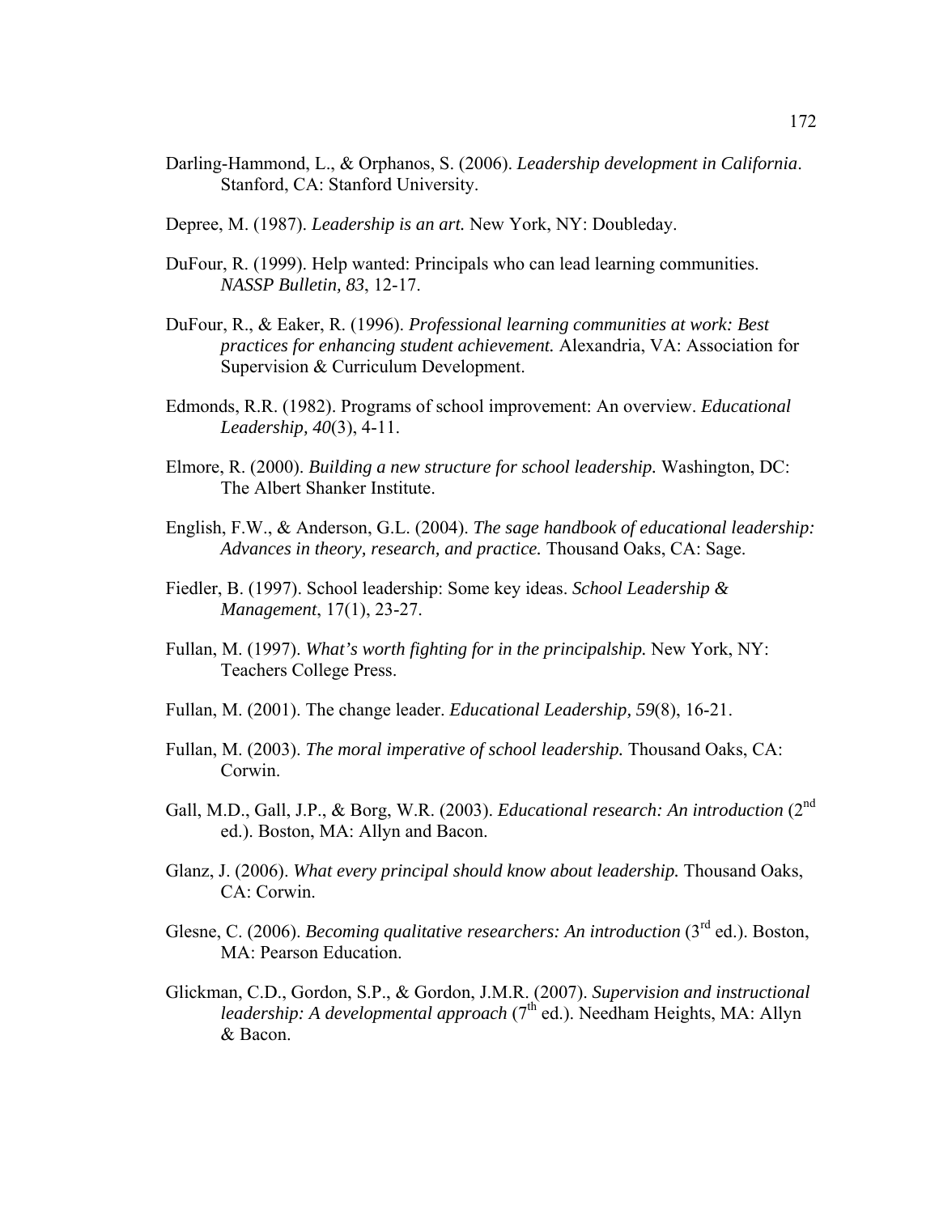Darling-Hammond, L., & Orphanos, S. (2006). *Leadership development in California*. Stanford, CA: Stanford University.

Depree, M. (1987). *Leadership is an art.* New York, NY: Doubleday.

DuFour, R. (1999). Help wanted: Principals who can lead learning communities. *NASSP Bulletin, 83*, 12-17.

DuFour, R., & Eaker, R. (1996). *Professional learning communities at work: Best practices for enhancing student achievement.* Alexandria, VA: Association for Supervision & Curriculum Development.

Edmonds, R.R. (1982). Programs of school improvement: An overview. *Educational Leadership, 40*(3), 4-11.

Elmore, R. (2000). *Building a new structure for school leadership.* Washington, DC: The Albert Shanker Institute.

English, F.W., & Anderson, G.L. (2004). *The sage handbook of educational leadership: Advances in theory, research, and practice.* Thousand Oaks, CA: Sage.

Fiedler, B. (1997). School leadership: Some key ideas. *School Leadership & Management*, 17(1), 23-27.

Fullan, M. (1997). *What's worth fighting for in the principalship.* New York, NY: Teachers College Press.

Fullan, M. (2001). The change leader. *Educational Leadership, 59*(8), 16-21.

Fullan, M. (2003). *The moral imperative of school leadership.* Thousand Oaks, CA: Corwin.

Gall, M.D., Gall, J.P., & Borg, W.R. (2003). *Educational research: An introduction* (2nd ed.). Boston, MA: Allyn and Bacon.

Glanz, J. (2006). *What every principal should know about leadership.* Thousand Oaks, CA: Corwin.

Glesne, C. (2006). *Becoming qualitative researchers: An introduction* (3rd ed.). Boston, MA: Pearson Education.

Glickman, C.D., Gordon, S.P., & Gordon, J.M.R. (2007). *Supervision and instructional leadership: A developmental approach* (7th ed.). Needham Heights, MA: Allyn & Bacon.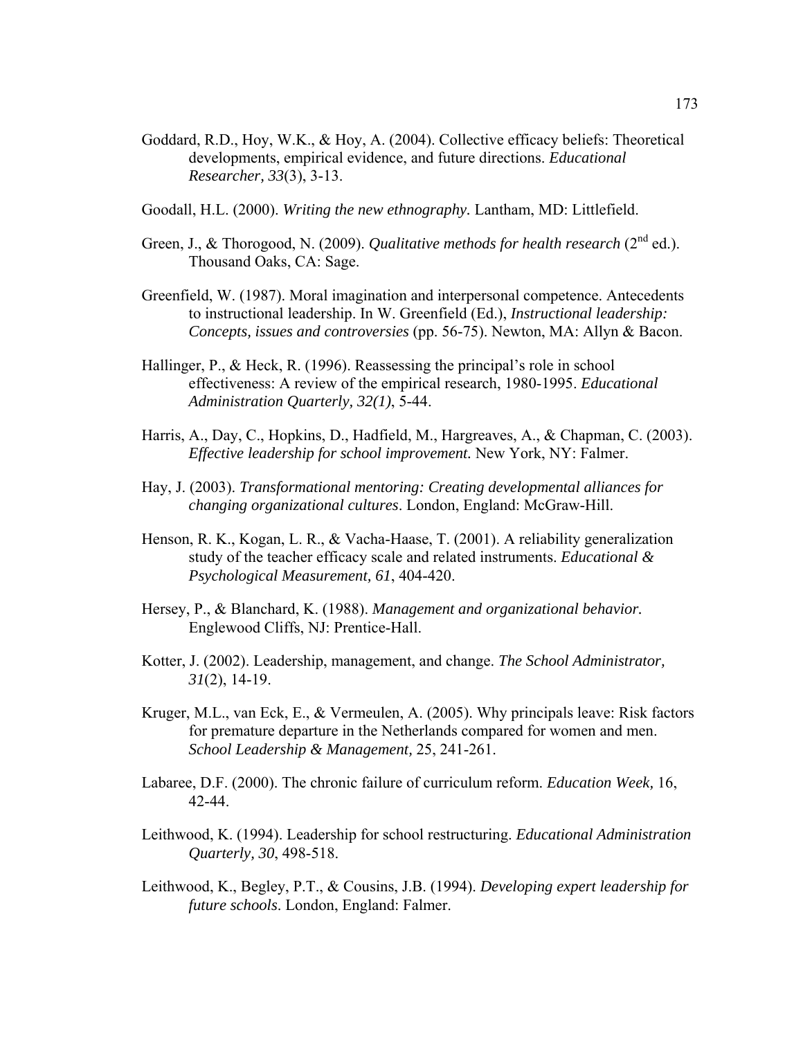Goddard, R.D., Hoy, W.K., & Hoy, A. (2004). Collective efficacy beliefs: Theoretical developments, empirical evidence, and future directions. *Educational Researcher, 33*(3), 3-13.

Goodall, H.L. (2000). *Writing the new ethnography.* Lantham, MD: Littlefield.

Green, J., & Thorogood, N. (2009). *Qualitative methods for health research* (2nd ed.). Thousand Oaks, CA: Sage.

Greenfield, W. (1987). Moral imagination and interpersonal competence. Antecedents to instructional leadership. In W. Greenfield (Ed.), *Instructional leadership: Concepts, issues and controversies* (pp. 56-75). Newton, MA: Allyn & Bacon.

Hallinger, P., & Heck, R. (1996). Reassessing the principal's role in school effectiveness: A review of the empirical research, 1980-1995. *Educational Administration Quarterly, 32(1)*, 5-44.

Harris, A., Day, C., Hopkins, D., Hadfield, M., Hargreaves, A., & Chapman, C. (2003). *Effective leadership for school improvement.* New York, NY: Falmer.

Hay, J. (2003). *Transformational mentoring: Creating developmental alliances for changing organizational cultures*. London, England: McGraw-Hill.

Henson, R. K., Kogan, L. R., & Vacha-Haase, T. (2001). A reliability generalization study of the teacher efficacy scale and related instruments. *Educational & Psychological Measurement, 61*, 404-420.

Hersey, P., & Blanchard, K. (1988). *Management and organizational behavior.* Englewood Cliffs, NJ: Prentice-Hall.

Kotter, J. (2002). Leadership, management, and change. *The School Administrator, 31*(2), 14-19.

Kruger, M.L., van Eck, E., & Vermeulen, A. (2005). Why principals leave: Risk factors for premature departure in the Netherlands compared for women and men. *School Leadership & Management,* 25, 241-261.

Labaree, D.F. (2000). The chronic failure of curriculum reform. *Education Week,* 16, 42-44.

Leithwood, K. (1994). Leadership for school restructuring. *Educational Administration Quarterly, 30*, 498-518.

Leithwood, K., Begley, P.T., & Cousins, J.B. (1994). *Developing expert leadership for future schools*. London, England: Falmer.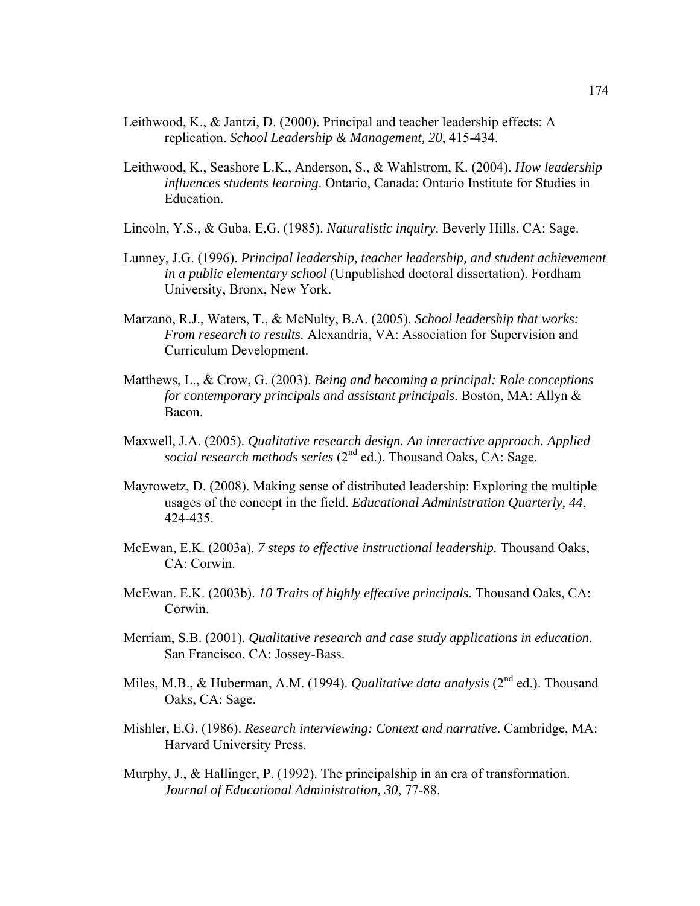Leithwood, K., & Jantzi, D. (2000). Principal and teacher leadership effects: A replication. *School Leadership & Management, 20*, 415-434.

Leithwood, K., Seashore L.K., Anderson, S., & Wahlstrom, K. (2004). *How leadership influences students learning*. Ontario, Canada: Ontario Institute for Studies in Education.

Lincoln, Y.S., & Guba, E.G. (1985). *Naturalistic inquiry*. Beverly Hills, CA: Sage.

Lunney, J.G. (1996). *Principal leadership, teacher leadership, and student achievement in a public elementary school* (Unpublished doctoral dissertation). Fordham University, Bronx, New York.

Marzano, R.J., Waters, T., & McNulty, B.A. (2005). *School leadership that works: From research to results.* Alexandria, VA: Association for Supervision and Curriculum Development.

Matthews, L., & Crow, G. (2003). *Being and becoming a principal: Role conceptions for contemporary principals and assistant principals*. Boston, MA: Allyn & Bacon.

Maxwell, J.A. (2005). *Qualitative research design. An interactive approach. Applied social research methods series* (2nd ed.). Thousand Oaks, CA: Sage.

Mayrowetz, D. (2008). Making sense of distributed leadership: Exploring the multiple usages of the concept in the field. *Educational Administration Quarterly, 44*, 424-435.

McEwan, E.K. (2003a). *7 steps to effective instructional leadership.* Thousand Oaks, CA: Corwin.

McEwan. E.K. (2003b). *10 Traits of highly effective principals*. Thousand Oaks, CA: Corwin.

Merriam, S.B. (2001). *Qualitative research and case study applications in education*. San Francisco, CA: Jossey-Bass.

Miles, M.B., & Huberman, A.M. (1994). *Qualitative data analysis* (2nd ed.). Thousand Oaks, CA: Sage.

Mishler, E.G. (1986). *Research interviewing: Context and narrative*. Cambridge, MA: Harvard University Press.

Murphy, J., & Hallinger, P. (1992). The principalship in an era of transformation. *Journal of Educational Administration, 30*, 77-88.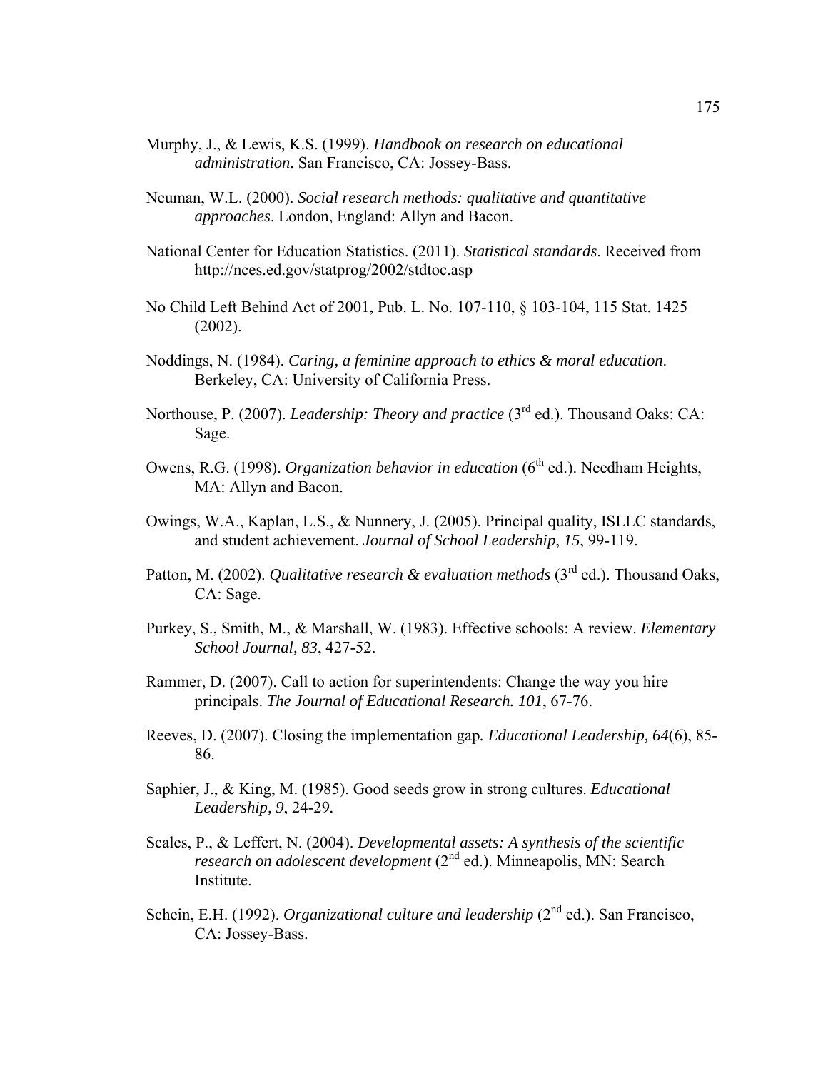Murphy, J., & Lewis, K.S. (1999). *Handbook on research on educational administration.* San Francisco, CA: Jossey-Bass.

Neuman, W.L. (2000). *Social research methods: qualitative and quantitative approaches*. London, England: Allyn and Bacon.

National Center for Education Statistics. (2011). *Statistical standards*. Received from http://nces.ed.gov/statprog/2002/stdtoc.asp

No Child Left Behind Act of 2001, Pub. L. No. 107-110, § 103-104, 115 Stat. 1425 (2002).

Noddings, N. (1984). *Caring, a feminine approach to ethics & moral education*. Berkeley, CA: University of California Press.

Northouse, P. (2007). *Leadership: Theory and practice* (3rd ed.). Thousand Oaks: CA: Sage.

Owens, R.G. (1998). *Organization behavior in education* (6th ed.). Needham Heights, MA: Allyn and Bacon.

Owings, W.A., Kaplan, L.S., & Nunnery, J. (2005). Principal quality, ISLLC standards, and student achievement. *Journal of School Leadership*, *15*, 99-119.

Patton, M. (2002). *Qualitative research & evaluation methods* (3rd ed.). Thousand Oaks, CA: Sage.

Purkey, S., Smith, M., & Marshall, W. (1983). Effective schools: A review. *Elementary School Journal, 83*, 427-52.

Rammer, D. (2007). Call to action for superintendents: Change the way you hire principals. *The Journal of Educational Research. 101*, 67-76.

Reeves, D. (2007). Closing the implementation gap*. Educational Leadership, 64*(6), 85-86.

Saphier, J., & King, M. (1985). Good seeds grow in strong cultures. *Educational Leadership, 9*, 24-29*.*

Scales, P., & Leffert, N. (2004). *Developmental assets: A synthesis of the scientific research on adolescent development* (2nd ed.). Minneapolis, MN: Search Institute.

Schein, E.H. (1992). *Organizational culture and leadership* (2nd ed.). San Francisco, CA: Jossey-Bass.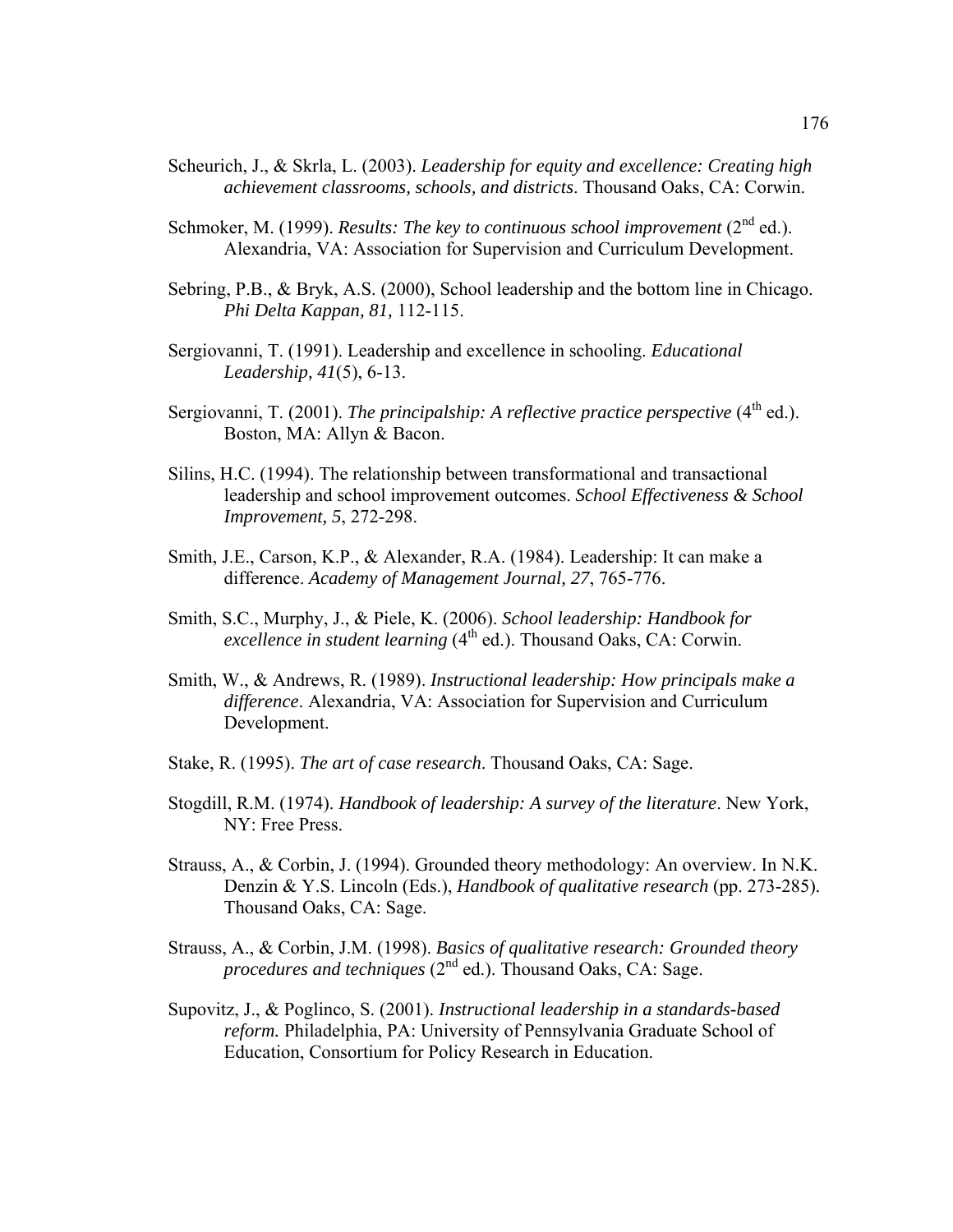Scheurich, J., & Skrla, L. (2003). *Leadership for equity and excellence: Creating high achievement classrooms, schools, and districts*. Thousand Oaks, CA: Corwin.

Schmoker, M. (1999). *Results: The key to continuous school improvement* (2nd ed.). Alexandria, VA: Association for Supervision and Curriculum Development.

Sebring, P.B., & Bryk, A.S. (2000), School leadership and the bottom line in Chicago. *Phi Delta Kappan, 81,* 112-115.

Sergiovanni, T. (1991). Leadership and excellence in schooling. *Educational Leadership, 41*(5), 6-13.

Sergiovanni, T. (2001). *The principalship: A reflective practice perspective* (4th ed.). Boston, MA: Allyn & Bacon.

Silins, H.C. (1994). The relationship between transformational and transactional leadership and school improvement outcomes. *School Effectiveness & School Improvement, 5*, 272-298.

Smith, J.E., Carson, K.P., & Alexander, R.A. (1984). Leadership: It can make a difference. *Academy of Management Journal, 27*, 765-776.

Smith, S.C., Murphy, J., & Piele, K. (2006). *School leadership: Handbook for excellence in student learning* (4th ed.). Thousand Oaks, CA: Corwin.

Smith, W., & Andrews, R. (1989). *Instructional leadership: How principals make a difference*. Alexandria, VA: Association for Supervision and Curriculum Development.

Stake, R. (1995). *The art of case research*. Thousand Oaks, CA: Sage.

Stogdill, R.M. (1974). *Handbook of leadership: A survey of the literature*. New York, NY: Free Press.

Strauss, A., & Corbin, J. (1994). Grounded theory methodology: An overview. In N.K. Denzin & Y.S. Lincoln (Eds.), *Handbook of qualitative research* (pp. 273-285). Thousand Oaks, CA: Sage.

Strauss, A., & Corbin, J.M. (1998). *Basics of qualitative research: Grounded theory procedures and techniques* (2nd ed.). Thousand Oaks, CA: Sage.

Supovitz, J., & Poglinco, S. (2001). *Instructional leadership in a standards-based reform.* Philadelphia, PA: University of Pennsylvania Graduate School of Education, Consortium for Policy Research in Education.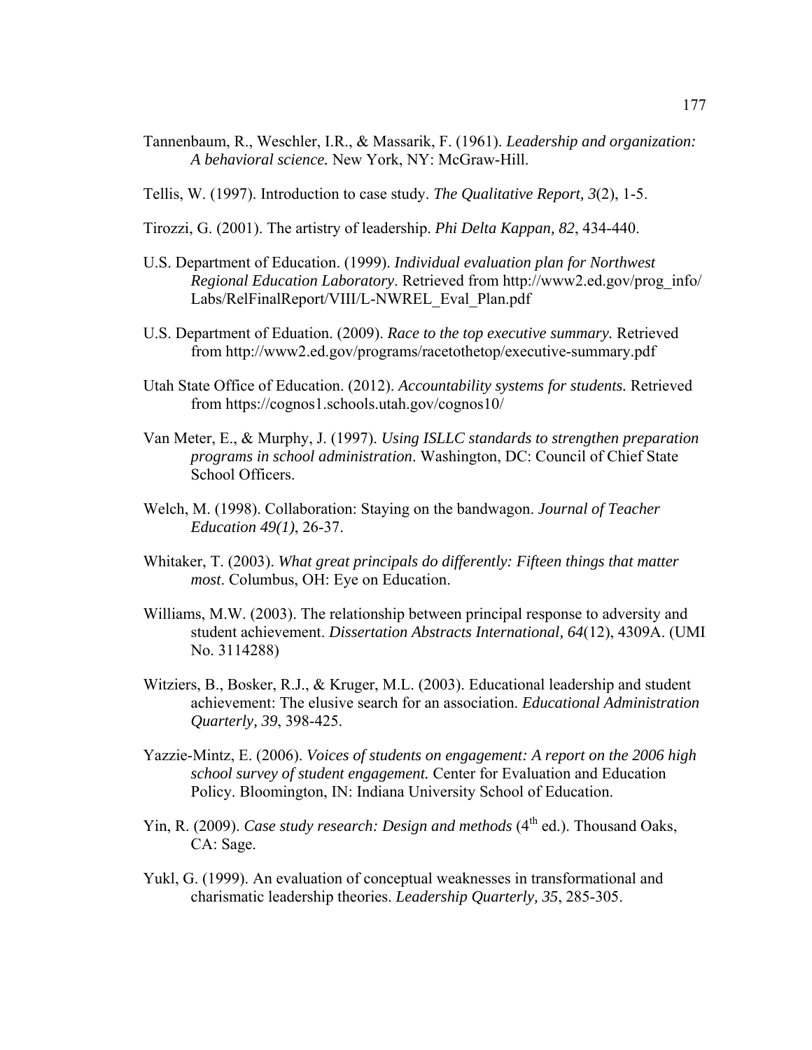Tannenbaum, R., Weschler, I.R., & Massarik, F. (1961). *Leadership and organization: A behavioral science.* New York, NY: McGraw-Hill.

Tellis, W. (1997). Introduction to case study. *The Qualitative Report, 3*(2), 1-5.

Tirozzi, G. (2001). The artistry of leadership. *Phi Delta Kappan, 82*, 434-440.

U.S. Department of Education. (1999). *Individual evaluation plan for Northwest Regional Education Laboratory*. Retrieved from http://www2.ed.gov/prog_info/Labs/RelFinalReport/VIII/L-NWREL_Eval_Plan.pdf

U.S. Department of Eduation. (2009). *Race to the top executive summary.* Retrieved from http://www2.ed.gov/programs/racetothetop/executive-summary.pdf

Utah State Office of Education. (2012). *Accountability systems for students.* Retrieved from https://cognos1.schools.utah.gov/cognos10/

Van Meter, E., & Murphy, J. (1997). *Using ISLLC standards to strengthen preparation programs in school administration*. Washington, DC: Council of Chief State School Officers.

Welch, M. (1998). Collaboration: Staying on the bandwagon. *Journal of Teacher Education 49(1)*, 26-37.

Whitaker, T. (2003). *What great principals do differently: Fifteen things that matter most*. Columbus, OH: Eye on Education.

Williams, M.W. (2003). The relationship between principal response to adversity and student achievement. *Dissertation Abstracts International, 64*(12), 4309A. (UMI No. 3114288)

Witziers, B., Bosker, R.J., & Kruger, M.L. (2003). Educational leadership and student achievement: The elusive search for an association. *Educational Administration Quarterly, 39*, 398-425.

Yazzie-Mintz, E. (2006). *Voices of students on engagement: A report on the 2006 high school survey of student engagement.* Center for Evaluation and Education Policy. Bloomington, IN: Indiana University School of Education.

Yin, R. (2009). *Case study research: Design and methods* (4th ed.). Thousand Oaks, CA: Sage.

Yukl, G. (1999). An evaluation of conceptual weaknesses in transformational and charismatic leadership theories. *Leadership Quarterly, 35*, 285-305.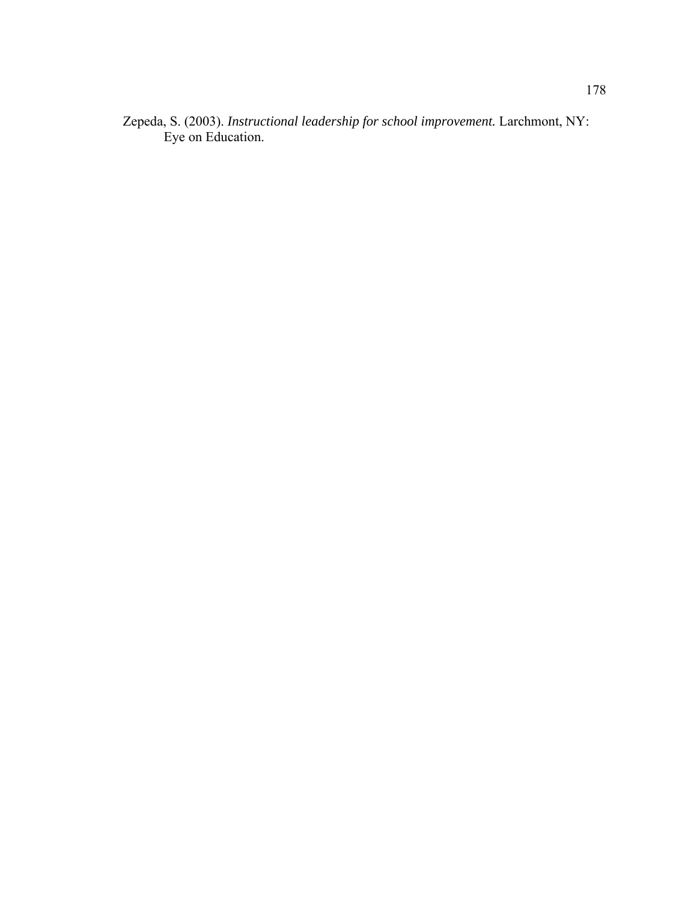Zepeda, S. (2003). *Instructional leadership for school improvement.* Larchmont, NY: Eye on Education.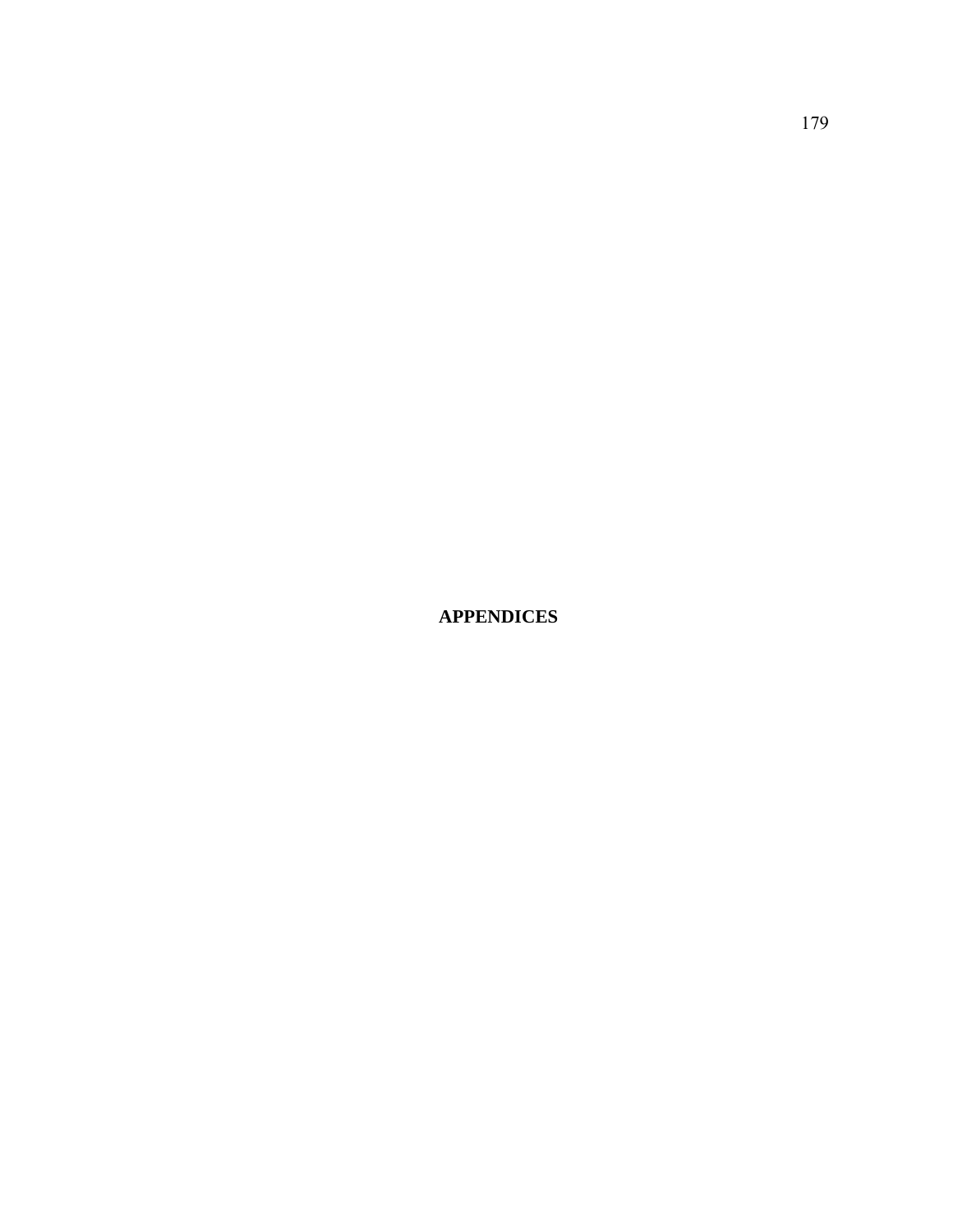# APPENDICES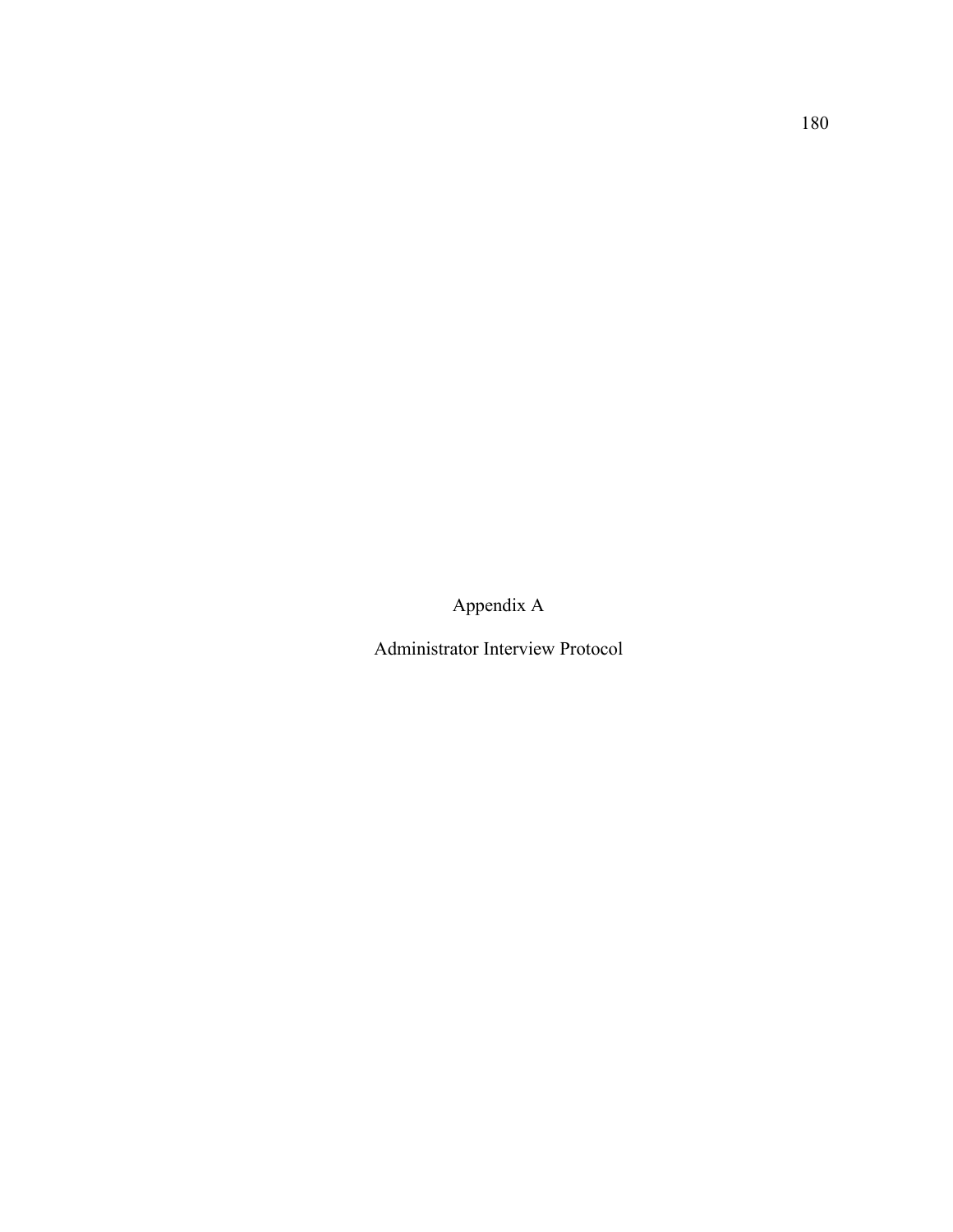# Appendix A

## Administrator Interview Protocol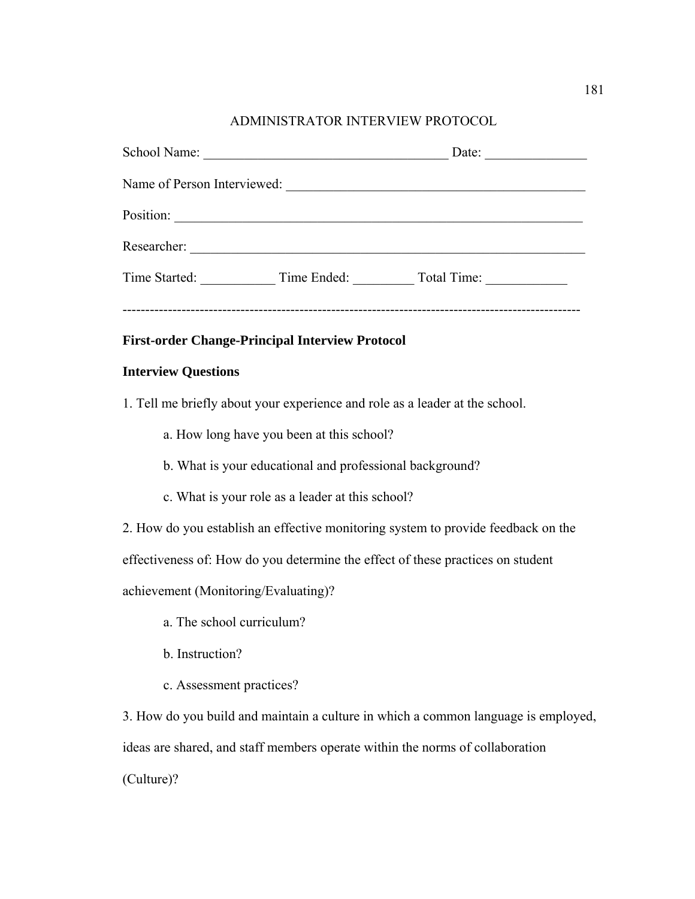ADMINISTRATOR INTERVIEW PROTOCOL

School Name: ____________________________________ Date: _______________

Name of Person Interviewed: _____________________________________________

Position: ____________________________________________________________

Researcher: __________________________________________________________

Time Started: ___________ Time Ended: _________ Total Time: ____________

---------------------------------------------------------------------------------------------------

**First-order Change-Principal Interview Protocol**

**Interview Questions**

1. Tell me briefly about your experience and role as a leader at the school.

    a. How long have you been at this school?

    b. What is your educational and professional background?

    c. What is your role as a leader at this school?

2. How do you establish an effective monitoring system to provide feedback on the effectiveness of: How do you determine the effect of these practices on student achievement (Monitoring/Evaluating)?

    a. The school curriculum?

    b. Instruction?

    c. Assessment practices?

3. How do you build and maintain a culture in which a common language is employed, ideas are shared, and staff members operate within the norms of collaboration (Culture)?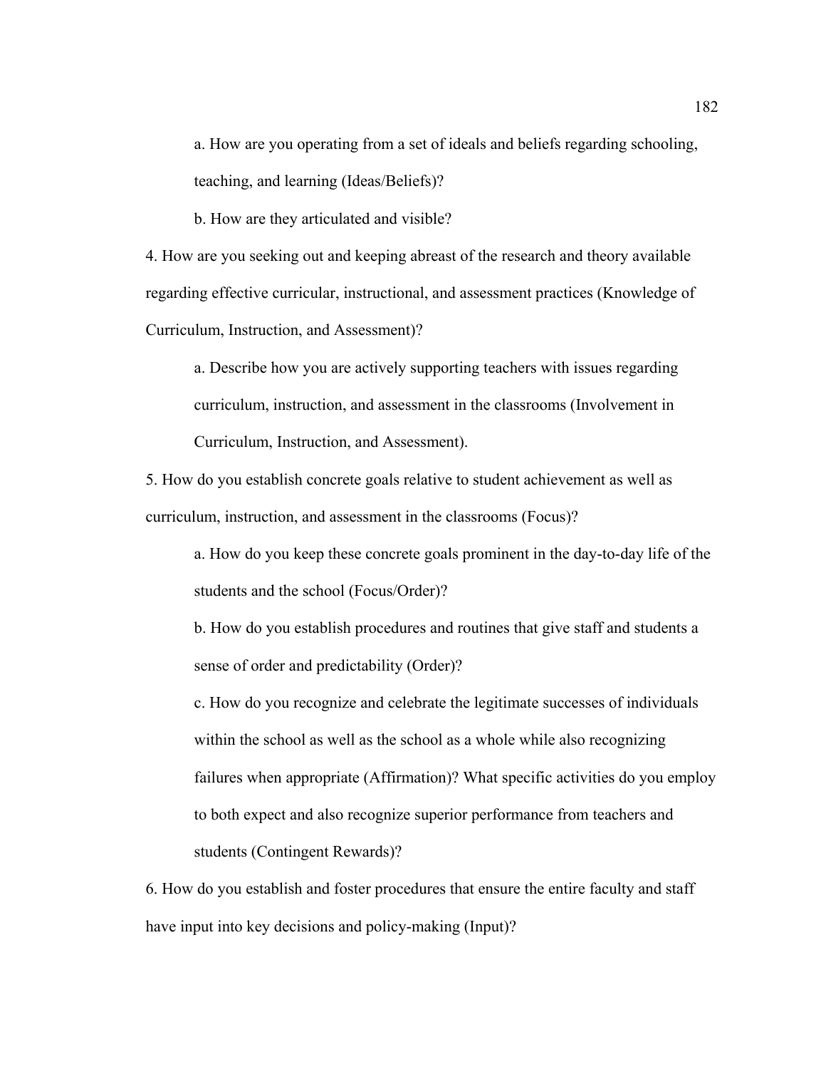a. How are you operating from a set of ideals and beliefs regarding schooling, teaching, and learning (Ideas/Beliefs)?

b. How are they articulated and visible?

4. How are you seeking out and keeping abreast of the research and theory available regarding effective curricular, instructional, and assessment practices (Knowledge of Curriculum, Instruction, and Assessment)?

a. Describe how you are actively supporting teachers with issues regarding curriculum, instruction, and assessment in the classrooms (Involvement in Curriculum, Instruction, and Assessment).

5. How do you establish concrete goals relative to student achievement as well as curriculum, instruction, and assessment in the classrooms (Focus)?

a. How do you keep these concrete goals prominent in the day-to-day life of the students and the school (Focus/Order)?

b. How do you establish procedures and routines that give staff and students a sense of order and predictability (Order)?

c. How do you recognize and celebrate the legitimate successes of individuals within the school as well as the school as a whole while also recognizing failures when appropriate (Affirmation)? What specific activities do you employ to both expect and also recognize superior performance from teachers and students (Contingent Rewards)?

6. How do you establish and foster procedures that ensure the entire faculty and staff have input into key decisions and policy-making (Input)?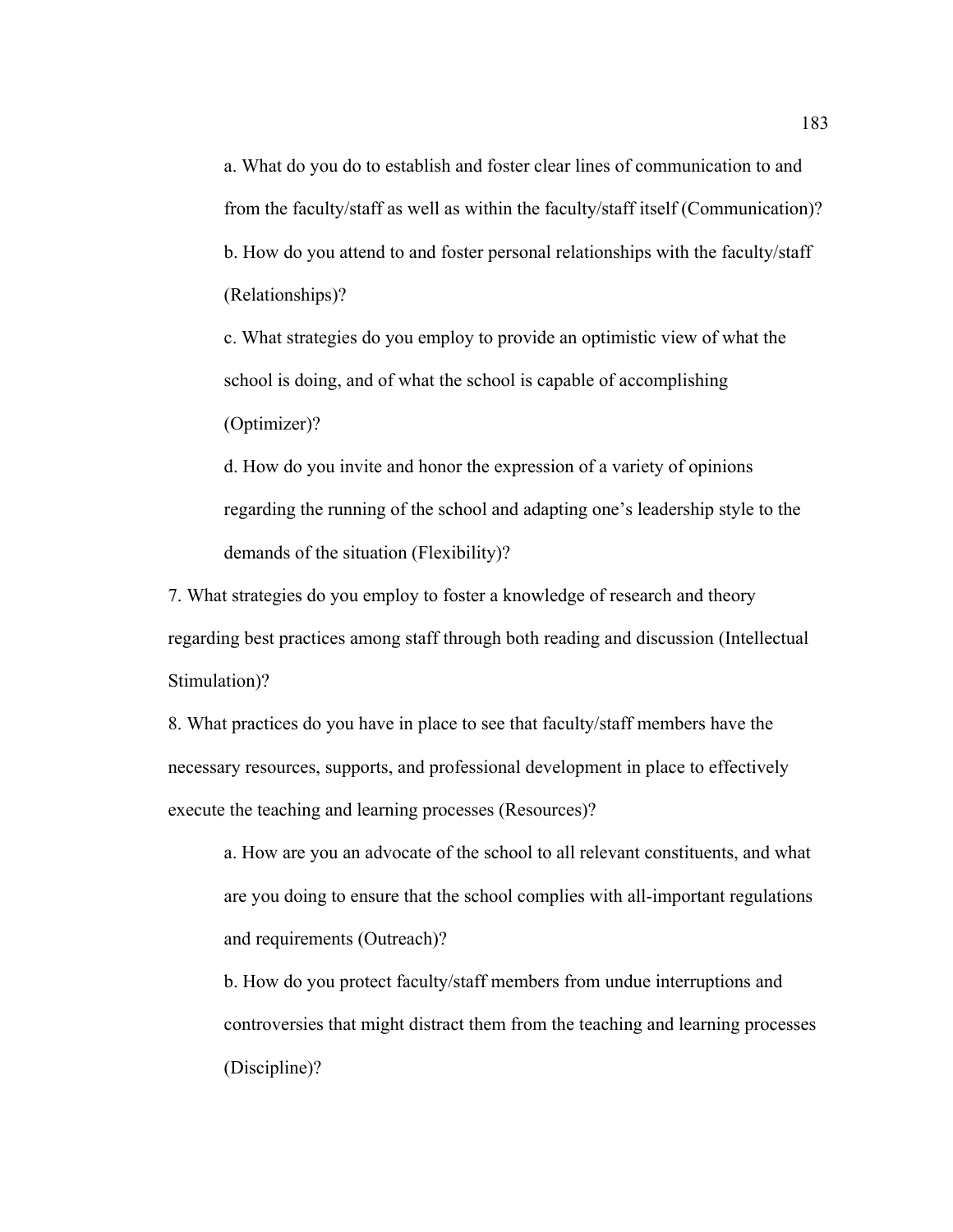a. What do you do to establish and foster clear lines of communication to and from the faculty/staff as well as within the faculty/staff itself (Communication)?

b. How do you attend to and foster personal relationships with the faculty/staff (Relationships)?

c. What strategies do you employ to provide an optimistic view of what the school is doing, and of what the school is capable of accomplishing (Optimizer)?

d. How do you invite and honor the expression of a variety of opinions regarding the running of the school and adapting one's leadership style to the demands of the situation (Flexibility)?

7. What strategies do you employ to foster a knowledge of research and theory regarding best practices among staff through both reading and discussion (Intellectual Stimulation)?

8. What practices do you have in place to see that faculty/staff members have the necessary resources, supports, and professional development in place to effectively execute the teaching and learning processes (Resources)?

a. How are you an advocate of the school to all relevant constituents, and what are you doing to ensure that the school complies with all-important regulations and requirements (Outreach)?

b. How do you protect faculty/staff members from undue interruptions and controversies that might distract them from the teaching and learning processes (Discipline)?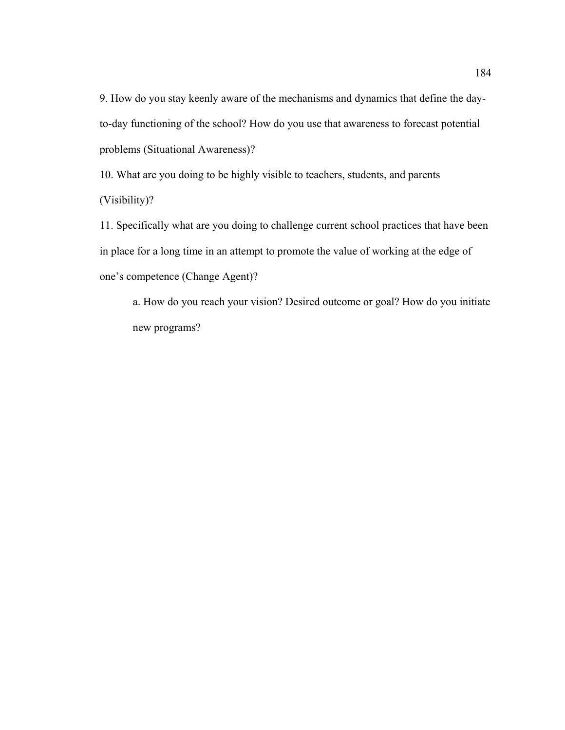9. How do you stay keenly aware of the mechanisms and dynamics that define the day-to-day functioning of the school? How do you use that awareness to forecast potential problems (Situational Awareness)?

10. What are you doing to be highly visible to teachers, students, and parents (Visibility)?

11. Specifically what are you doing to challenge current school practices that have been in place for a long time in an attempt to promote the value of working at the edge of one's competence (Change Agent)?

    a. How do you reach your vision? Desired outcome or goal? How do you initiate new programs?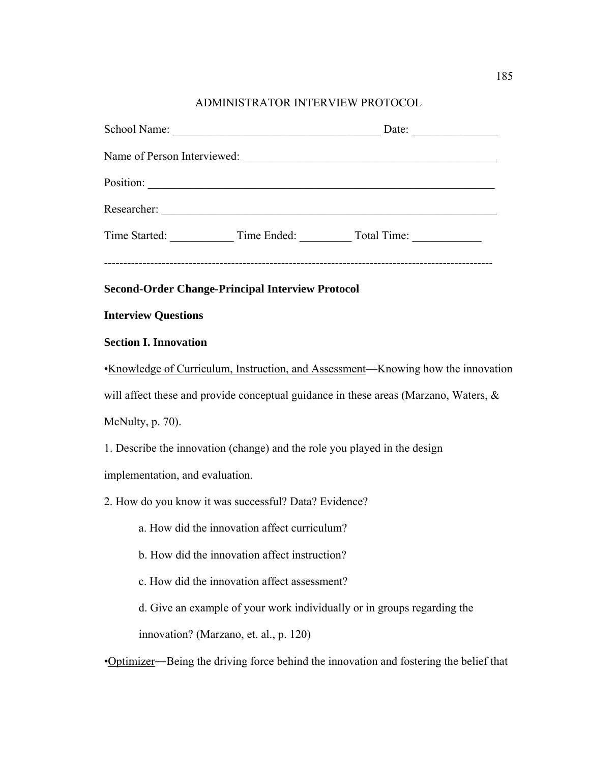ADMINISTRATOR INTERVIEW PROTOCOL

School Name: ____________________________________ Date: _______________

Name of Person Interviewed: ____________________________________________

Position: ____________________________________________________________

Researcher: __________________________________________________________

Time Started: ___________ Time Ended: _________ Total Time: ____________

---------------------------------------------------------------------------------------------------

**Second-Order Change-Principal Interview Protocol**

**Interview Questions**

**Section I. Innovation**

•<u>Knowledge of Curriculum, Instruction, and Assessment</u>—Knowing how the innovation will affect these and provide conceptual guidance in these areas (Marzano, Waters, & McNulty, p. 70).

1. Describe the innovation (change) and the role you played in the design implementation, and evaluation.

2. How do you know it was successful? Data? Evidence?

   a. How did the innovation affect curriculum?

   b. How did the innovation affect instruction?

   c. How did the innovation affect assessment?

   d. Give an example of your work individually or in groups regarding the innovation? (Marzano, et. al., p. 120)

•<u>Optimizer</u>―Being the driving force behind the innovation and fostering the belief that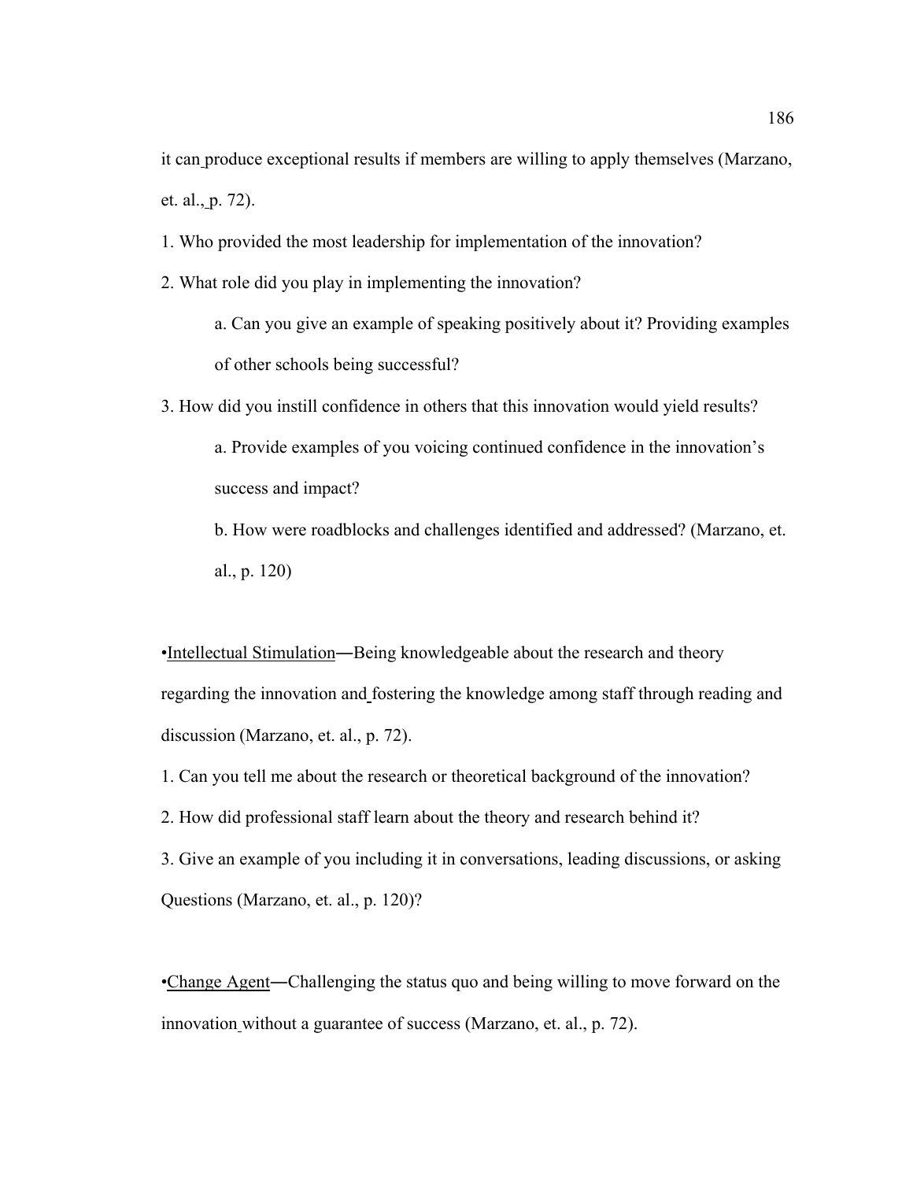it can produce exceptional results if members are willing to apply themselves (Marzano, et. al., p. 72).

1. Who provided the most leadership for implementation of the innovation?

2. What role did you play in implementing the innovation?

    a. Can you give an example of speaking positively about it? Providing examples of other schools being successful?

3. How did you instill confidence in others that this innovation would yield results?

    a. Provide examples of you voicing continued confidence in the innovation's success and impact?

    b. How were roadblocks and challenges identified and addressed? (Marzano, et. al., p. 120)

•Intellectual Stimulation—Being knowledgeable about the research and theory regarding the innovation and fostering the knowledge among staff through reading and discussion (Marzano, et. al., p. 72).

1. Can you tell me about the research or theoretical background of the innovation?

2. How did professional staff learn about the theory and research behind it?

3. Give an example of you including it in conversations, leading discussions, or asking Questions (Marzano, et. al., p. 120)?

•Change Agent—Challenging the status quo and being willing to move forward on the innovation without a guarantee of success (Marzano, et. al., p. 72).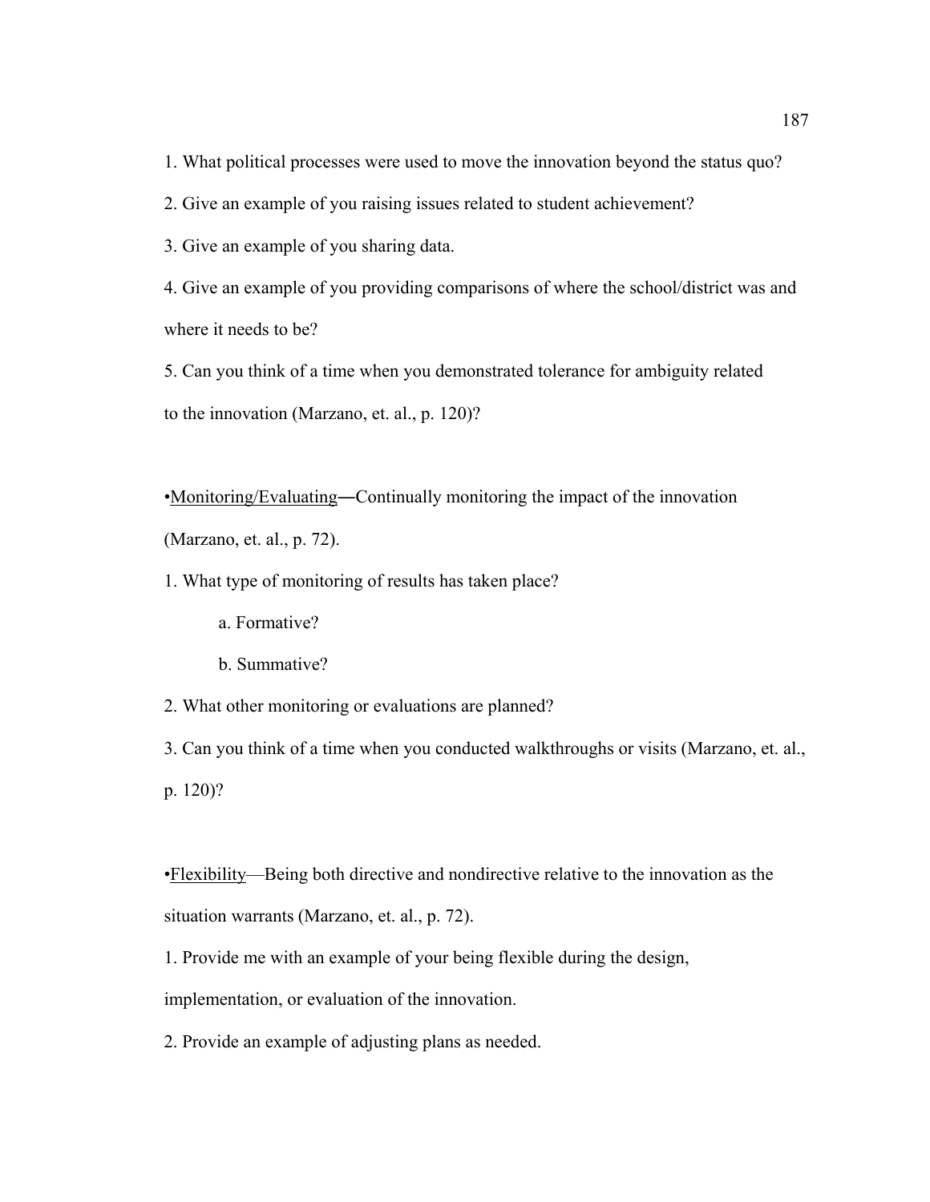1. What political processes were used to move the innovation beyond the status quo?

2. Give an example of you raising issues related to student achievement?

3. Give an example of you sharing data.

4. Give an example of you providing comparisons of where the school/district was and where it needs to be?

5. Can you think of a time when you demonstrated tolerance for ambiguity related to the innovation (Marzano, et. al., p. 120)?

•<u>Monitoring/Evaluating</u>—Continually monitoring the impact of the innovation (Marzano, et. al., p. 72).

1. What type of monitoring of results has taken place?

    a. Formative?

    b. Summative?

2. What other monitoring or evaluations are planned?

3. Can you think of a time when you conducted walkthroughs or visits (Marzano, et. al., p. 120)?

•<u>Flexibility</u>—Being both directive and nondirective relative to the innovation as the situation warrants (Marzano, et. al., p. 72).

1. Provide me with an example of your being flexible during the design, implementation, or evaluation of the innovation.

2. Provide an example of adjusting plans as needed.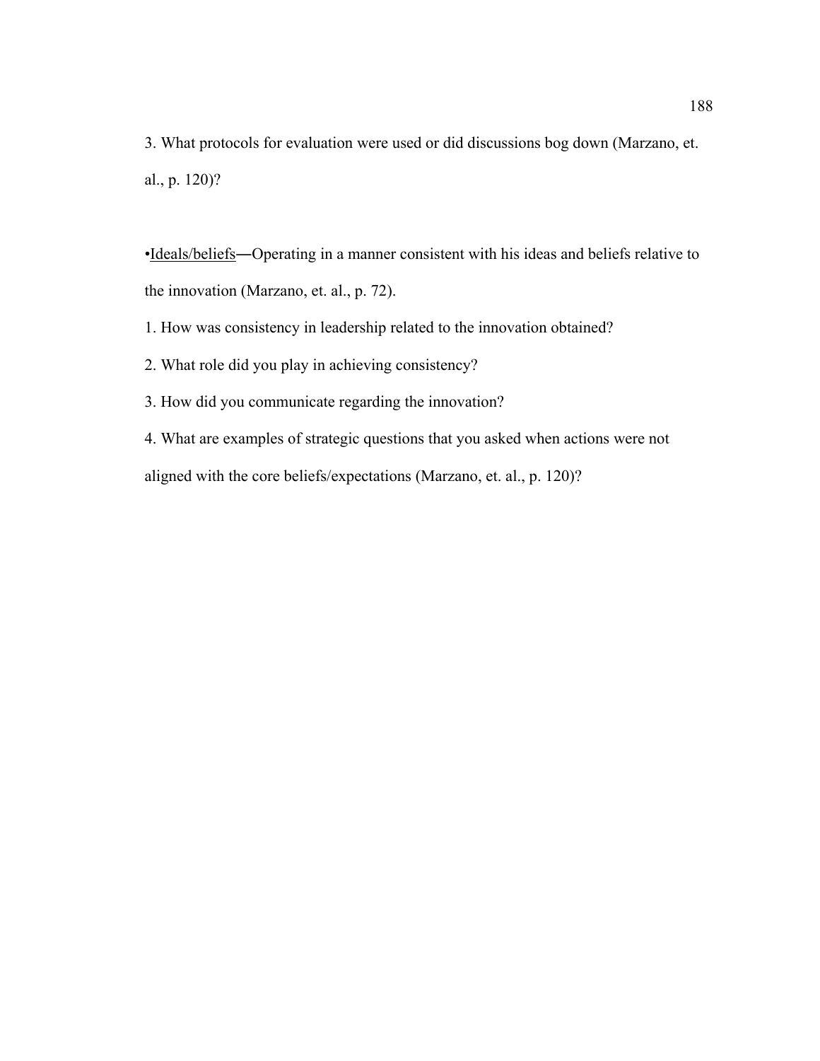3. What protocols for evaluation were used or did discussions bog down (Marzano, et. al., p. 120)?

•<u>Ideals/beliefs</u>—Operating in a manner consistent with his ideas and beliefs relative to the innovation (Marzano, et. al., p. 72).

1. How was consistency in leadership related to the innovation obtained?
2. What role did you play in achieving consistency?
3. How did you communicate regarding the innovation?
4. What are examples of strategic questions that you asked when actions were not aligned with the core beliefs/expectations (Marzano, et. al., p. 120)?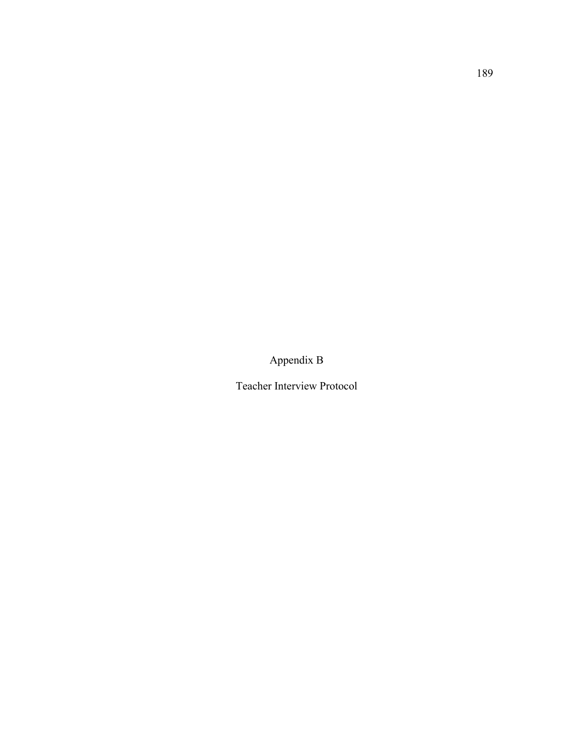# Appendix B

## Teacher Interview Protocol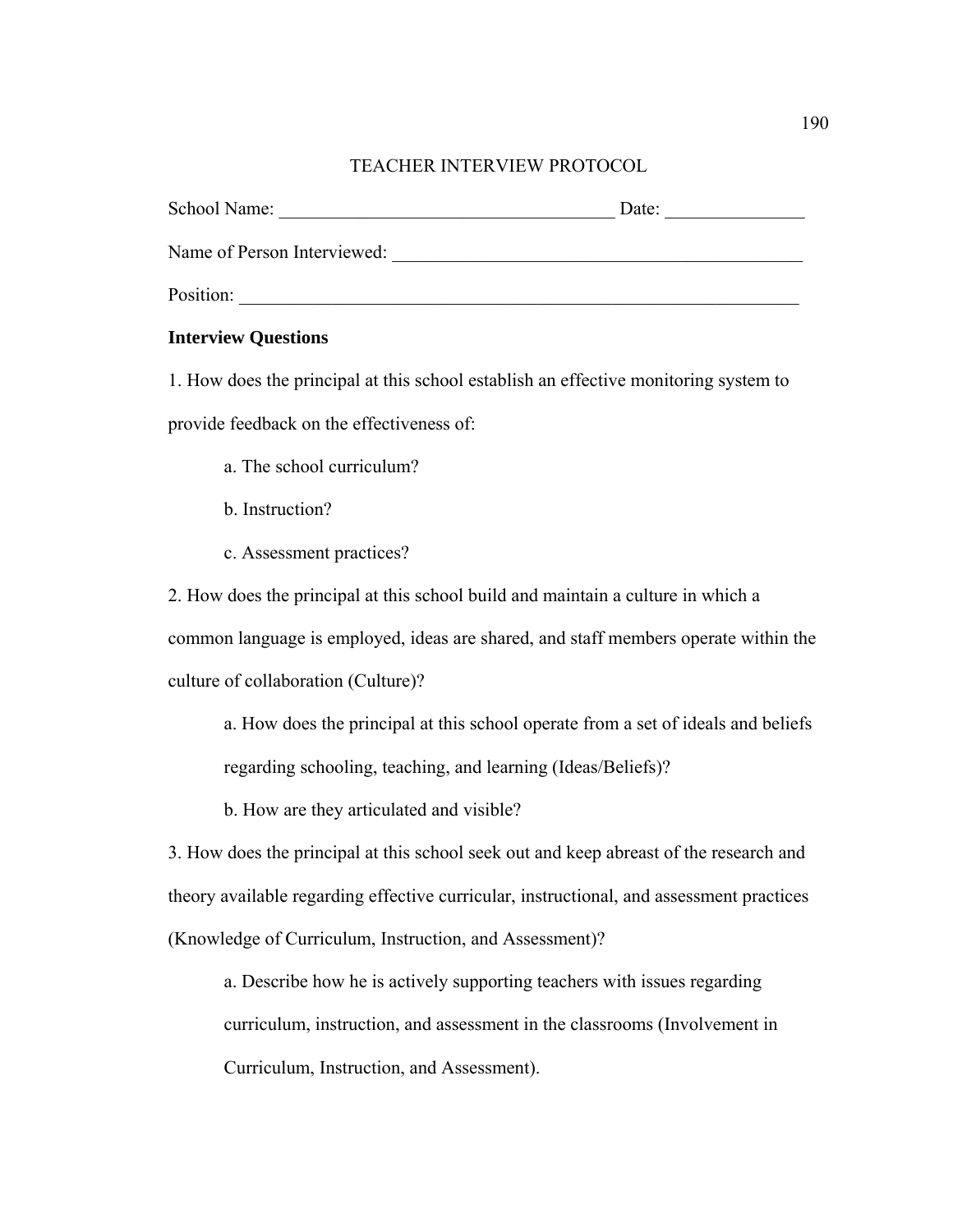# TEACHER INTERVIEW PROTOCOL

School Name: ____________________________________ Date: _______________

Name of Person Interviewed: _____________________________________________

Position: _______________________________________________________________

**Interview Questions**

1. How does the principal at this school establish an effective monitoring system to provide feedback on the effectiveness of:

    a. The school curriculum?

    b. Instruction?

    c. Assessment practices?

2. How does the principal at this school build and maintain a culture in which a common language is employed, ideas are shared, and staff members operate within the culture of collaboration (Culture)?

    a. How does the principal at this school operate from a set of ideals and beliefs regarding schooling, teaching, and learning (Ideas/Beliefs)?

    b. How are they articulated and visible?

3. How does the principal at this school seek out and keep abreast of the research and theory available regarding effective curricular, instructional, and assessment practices (Knowledge of Curriculum, Instruction, and Assessment)?

    a. Describe how he is actively supporting teachers with issues regarding curriculum, instruction, and assessment in the classrooms (Involvement in Curriculum, Instruction, and Assessment).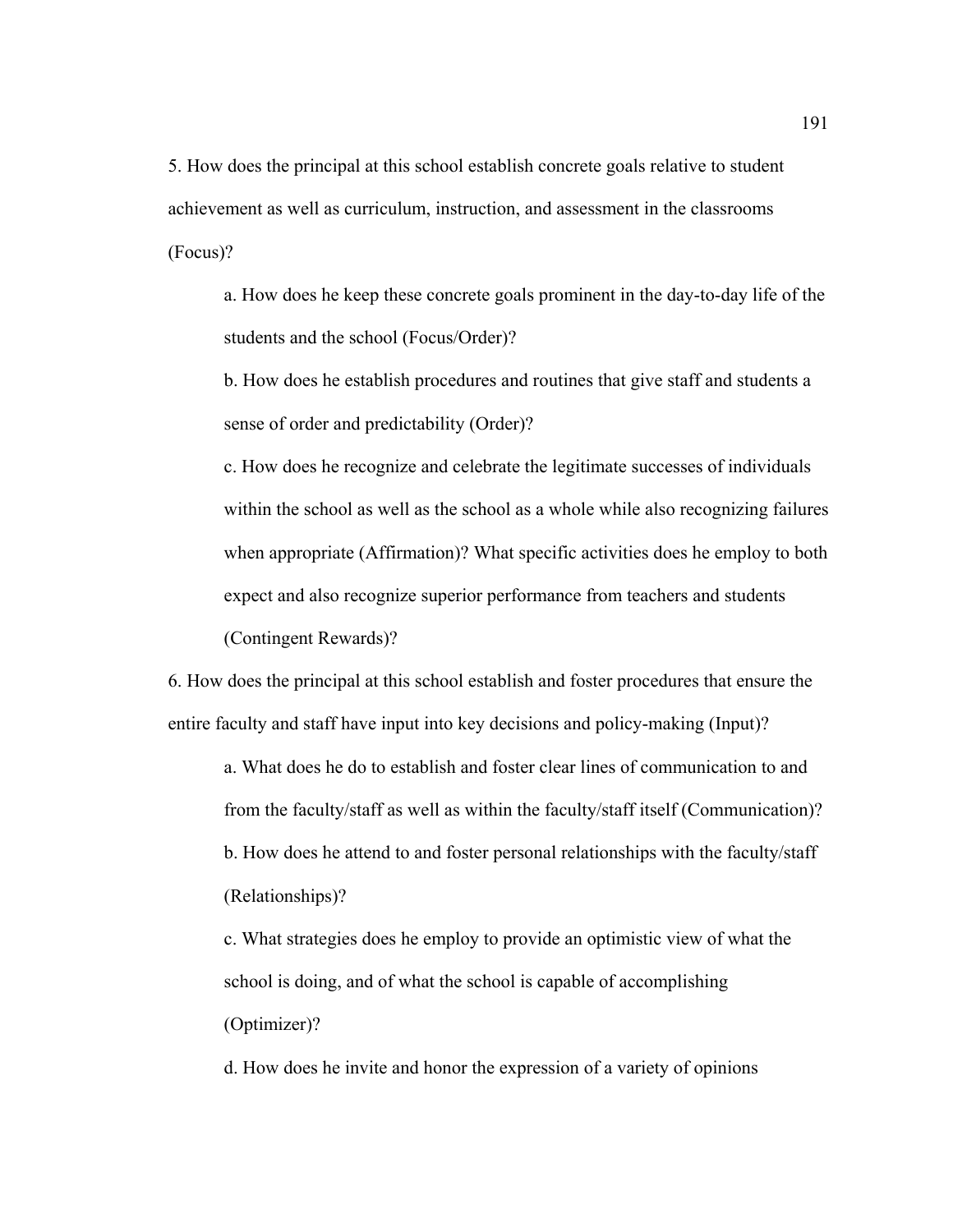5. How does the principal at this school establish concrete goals relative to student achievement as well as curriculum, instruction, and assessment in the classrooms (Focus)?

   a. How does he keep these concrete goals prominent in the day-to-day life of the students and the school (Focus/Order)?

   b. How does he establish procedures and routines that give staff and students a sense of order and predictability (Order)?

   c. How does he recognize and celebrate the legitimate successes of individuals within the school as well as the school as a whole while also recognizing failures when appropriate (Affirmation)? What specific activities does he employ to both expect and also recognize superior performance from teachers and students (Contingent Rewards)?

6. How does the principal at this school establish and foster procedures that ensure the entire faculty and staff have input into key decisions and policy-making (Input)?

   a. What does he do to establish and foster clear lines of communication to and from the faculty/staff as well as within the faculty/staff itself (Communication)?

   b. How does he attend to and foster personal relationships with the faculty/staff (Relationships)?

   c. What strategies does he employ to provide an optimistic view of what the school is doing, and of what the school is capable of accomplishing (Optimizer)?

   d. How does he invite and honor the expression of a variety of opinions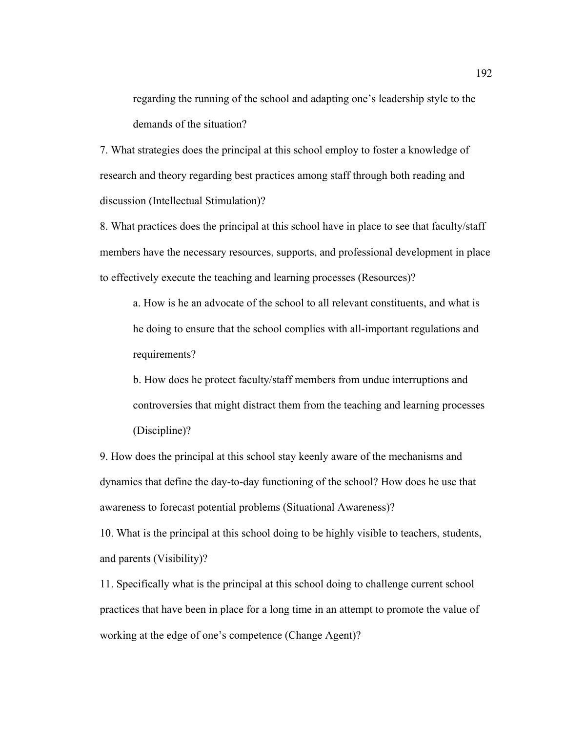regarding the running of the school and adapting one's leadership style to the demands of the situation?

7. What strategies does the principal at this school employ to foster a knowledge of research and theory regarding best practices among staff through both reading and discussion (Intellectual Stimulation)?

8. What practices does the principal at this school have in place to see that faculty/staff members have the necessary resources, supports, and professional development in place to effectively execute the teaching and learning processes (Resources)?

   a. How is he an advocate of the school to all relevant constituents, and what is he doing to ensure that the school complies with all-important regulations and requirements?

   b. How does he protect faculty/staff members from undue interruptions and controversies that might distract them from the teaching and learning processes (Discipline)?

9. How does the principal at this school stay keenly aware of the mechanisms and dynamics that define the day-to-day functioning of the school? How does he use that awareness to forecast potential problems (Situational Awareness)?

10. What is the principal at this school doing to be highly visible to teachers, students, and parents (Visibility)?

11. Specifically what is the principal at this school doing to challenge current school practices that have been in place for a long time in an attempt to promote the value of working at the edge of one's competence (Change Agent)?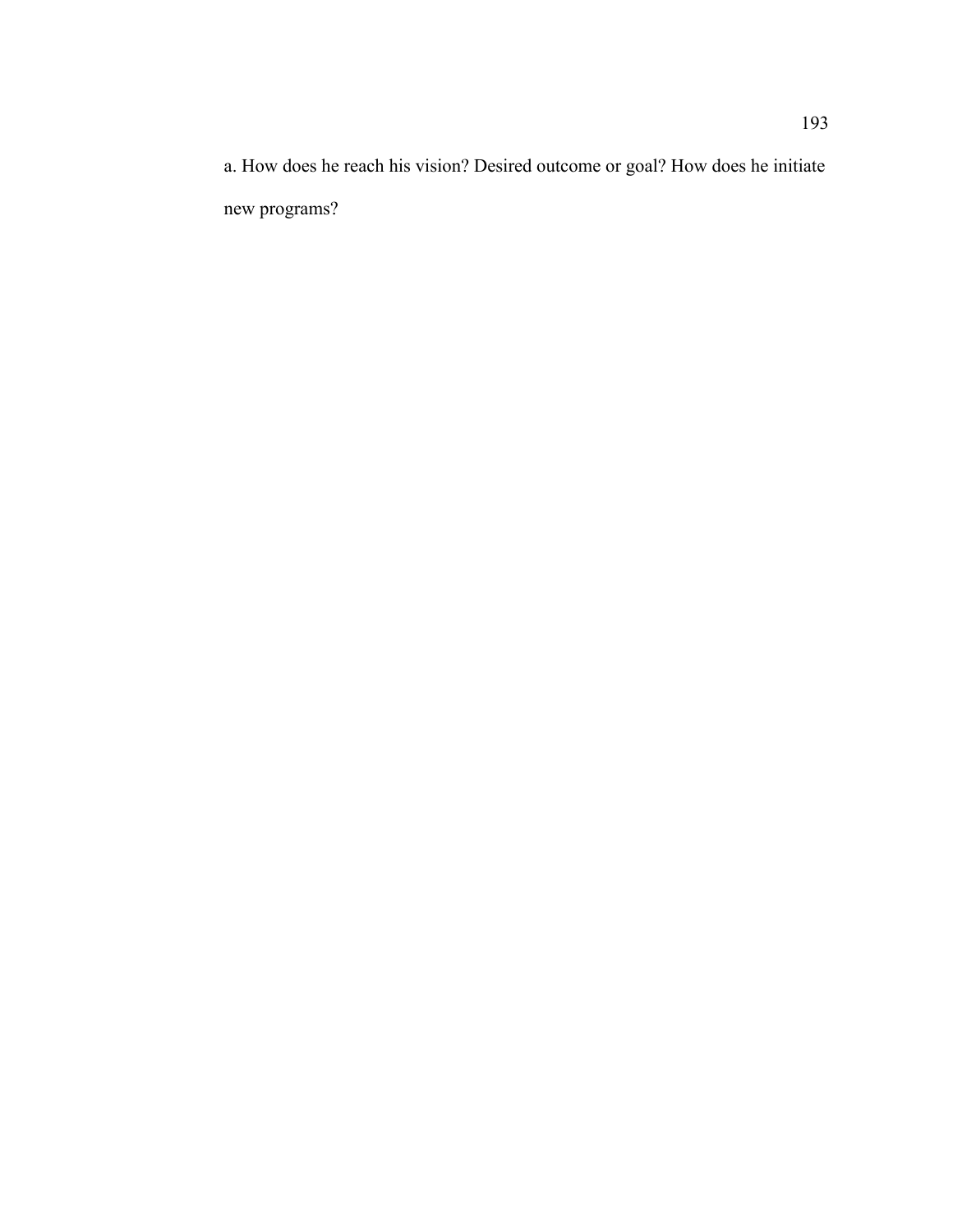a. How does he reach his vision? Desired outcome or goal? How does he initiate new programs?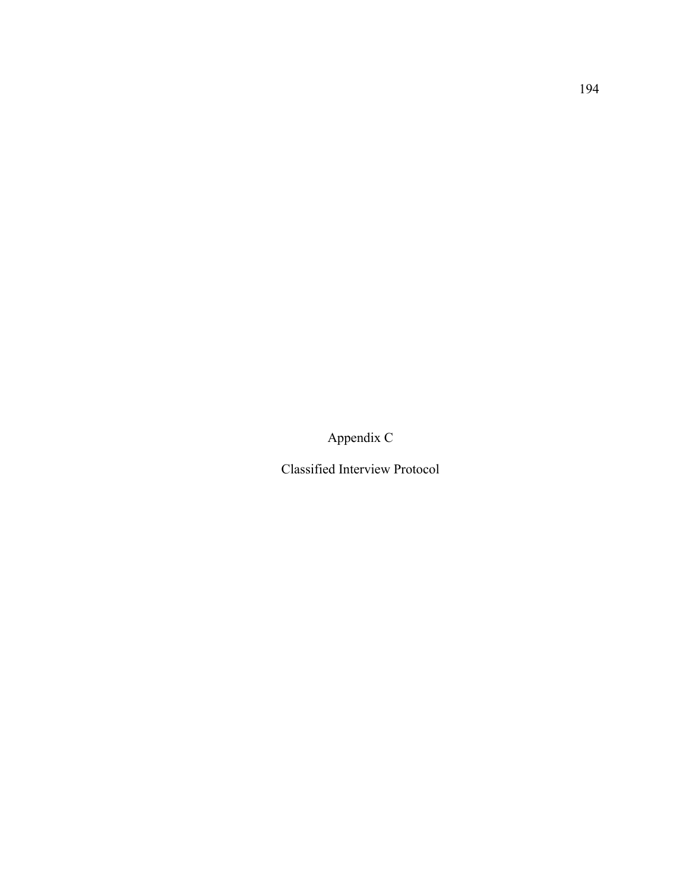# Appendix C

## Classified Interview Protocol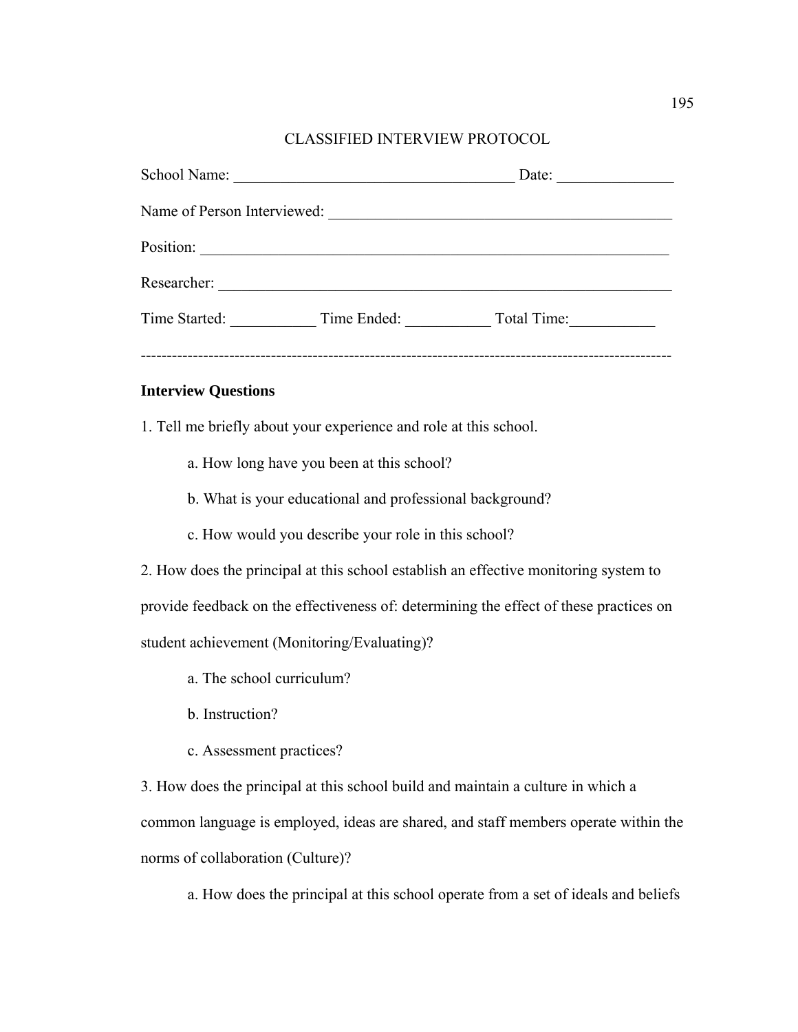# CLASSIFIED INTERVIEW PROTOCOL

School Name: ____________________________________ Date: _______________

Name of Person Interviewed: _____________________________________________

Position: _______________________________________________________________

Researcher: _____________________________________________________________

Time Started: ___________ Time Ended: ___________ Total Time:___________

---------------------------------------------------------------------------------------------------

**Interview Questions**

1. Tell me briefly about your experience and role at this school.

   a. How long have you been at this school?

   b. What is your educational and professional background?

   c. How would you describe your role in this school?

2. How does the principal at this school establish an effective monitoring system to provide feedback on the effectiveness of: determining the effect of these practices on student achievement (Monitoring/Evaluating)?

   a. The school curriculum?

   b. Instruction?

   c. Assessment practices?

3. How does the principal at this school build and maintain a culture in which a common language is employed, ideas are shared, and staff members operate within the norms of collaboration (Culture)?

   a. How does the principal at this school operate from a set of ideals and beliefs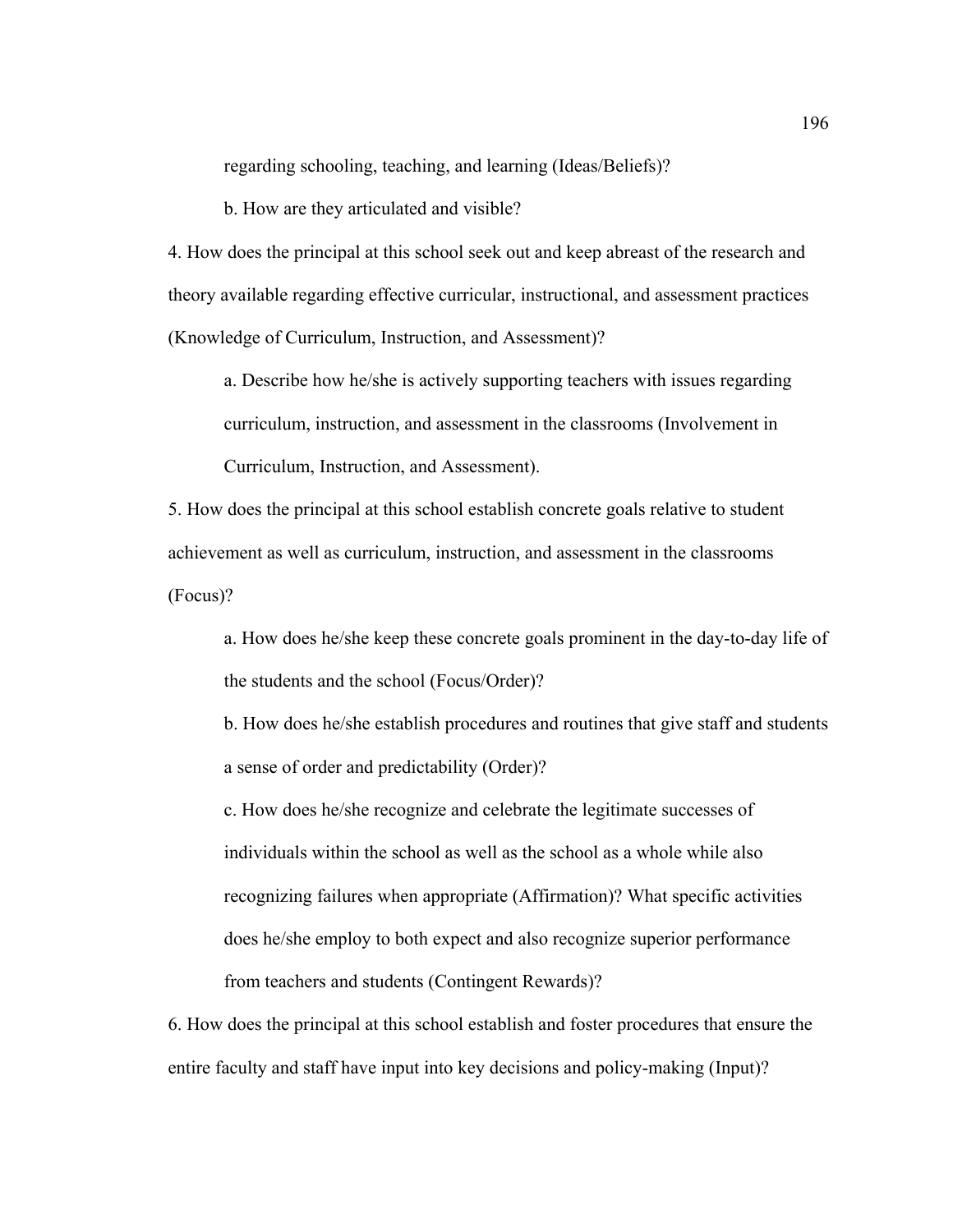regarding schooling, teaching, and learning (Ideas/Beliefs)?

b. How are they articulated and visible?

4. How does the principal at this school seek out and keep abreast of the research and theory available regarding effective curricular, instructional, and assessment practices (Knowledge of Curriculum, Instruction, and Assessment)?

a. Describe how he/she is actively supporting teachers with issues regarding curriculum, instruction, and assessment in the classrooms (Involvement in Curriculum, Instruction, and Assessment).

5. How does the principal at this school establish concrete goals relative to student achievement as well as curriculum, instruction, and assessment in the classrooms (Focus)?

a. How does he/she keep these concrete goals prominent in the day-to-day life of the students and the school (Focus/Order)?

b. How does he/she establish procedures and routines that give staff and students a sense of order and predictability (Order)?

c. How does he/she recognize and celebrate the legitimate successes of individuals within the school as well as the school as a whole while also recognizing failures when appropriate (Affirmation)? What specific activities does he/she employ to both expect and also recognize superior performance from teachers and students (Contingent Rewards)?

6. How does the principal at this school establish and foster procedures that ensure the entire faculty and staff have input into key decisions and policy-making (Input)?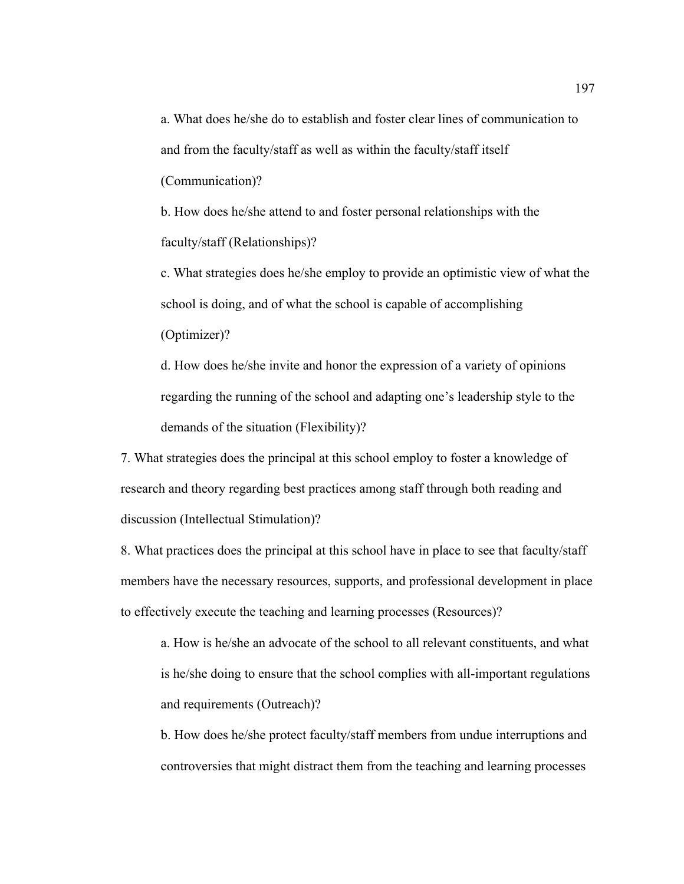a. What does he/she do to establish and foster clear lines of communication to and from the faculty/staff as well as within the faculty/staff itself (Communication)?

b. How does he/she attend to and foster personal relationships with the faculty/staff (Relationships)?

c. What strategies does he/she employ to provide an optimistic view of what the school is doing, and of what the school is capable of accomplishing (Optimizer)?

d. How does he/she invite and honor the expression of a variety of opinions regarding the running of the school and adapting one's leadership style to the demands of the situation (Flexibility)?

7. What strategies does the principal at this school employ to foster a knowledge of research and theory regarding best practices among staff through both reading and discussion (Intellectual Stimulation)?

8. What practices does the principal at this school have in place to see that faculty/staff members have the necessary resources, supports, and professional development in place to effectively execute the teaching and learning processes (Resources)?

a. How is he/she an advocate of the school to all relevant constituents, and what is he/she doing to ensure that the school complies with all-important regulations and requirements (Outreach)?

b. How does he/she protect faculty/staff members from undue interruptions and controversies that might distract them from the teaching and learning processes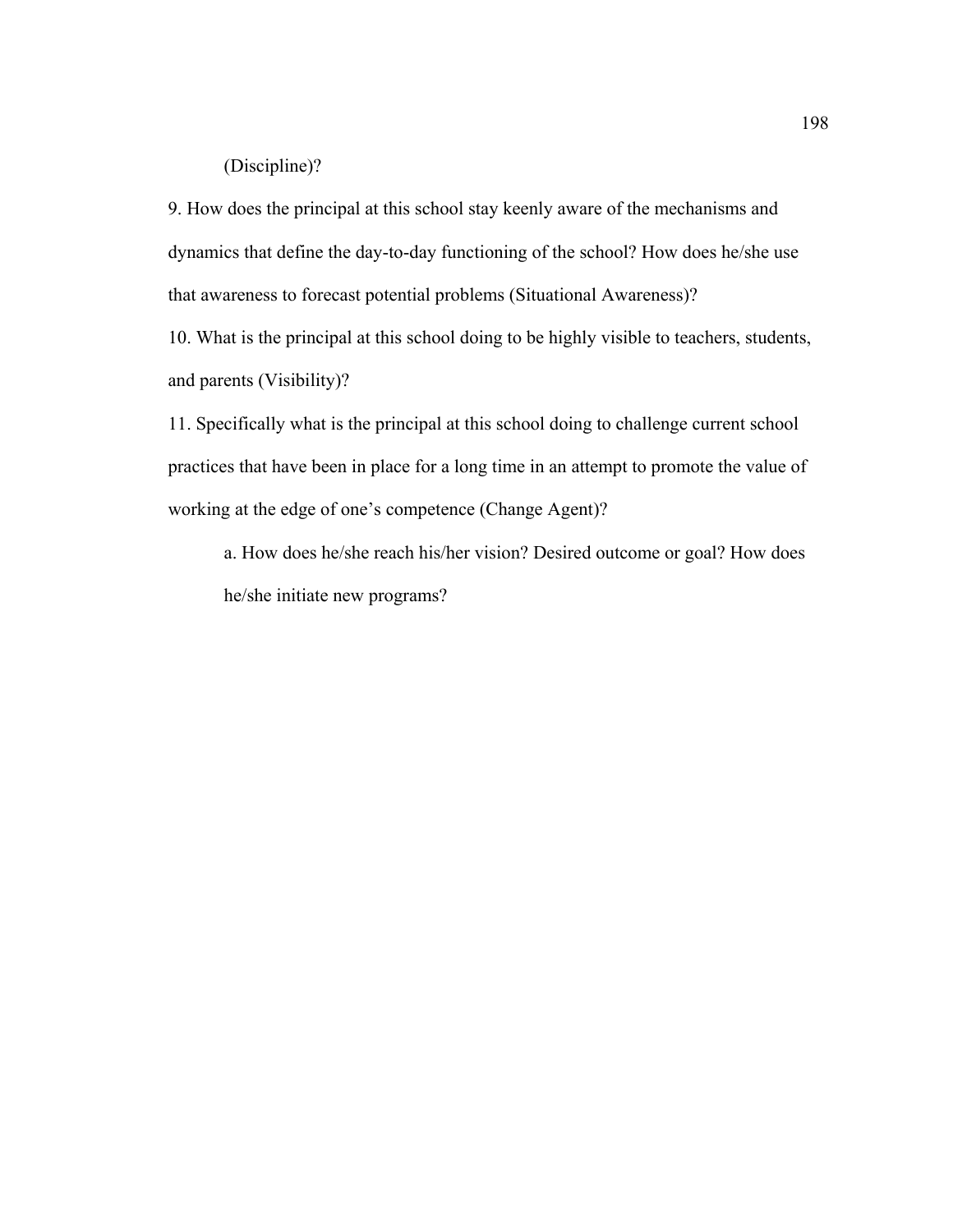(Discipline)?

9. How does the principal at this school stay keenly aware of the mechanisms and dynamics that define the day-to-day functioning of the school? How does he/she use that awareness to forecast potential problems (Situational Awareness)?

10. What is the principal at this school doing to be highly visible to teachers, students, and parents (Visibility)?

11. Specifically what is the principal at this school doing to challenge current school practices that have been in place for a long time in an attempt to promote the value of working at the edge of one's competence (Change Agent)?

   a. How does he/she reach his/her vision? Desired outcome or goal? How does he/she initiate new programs?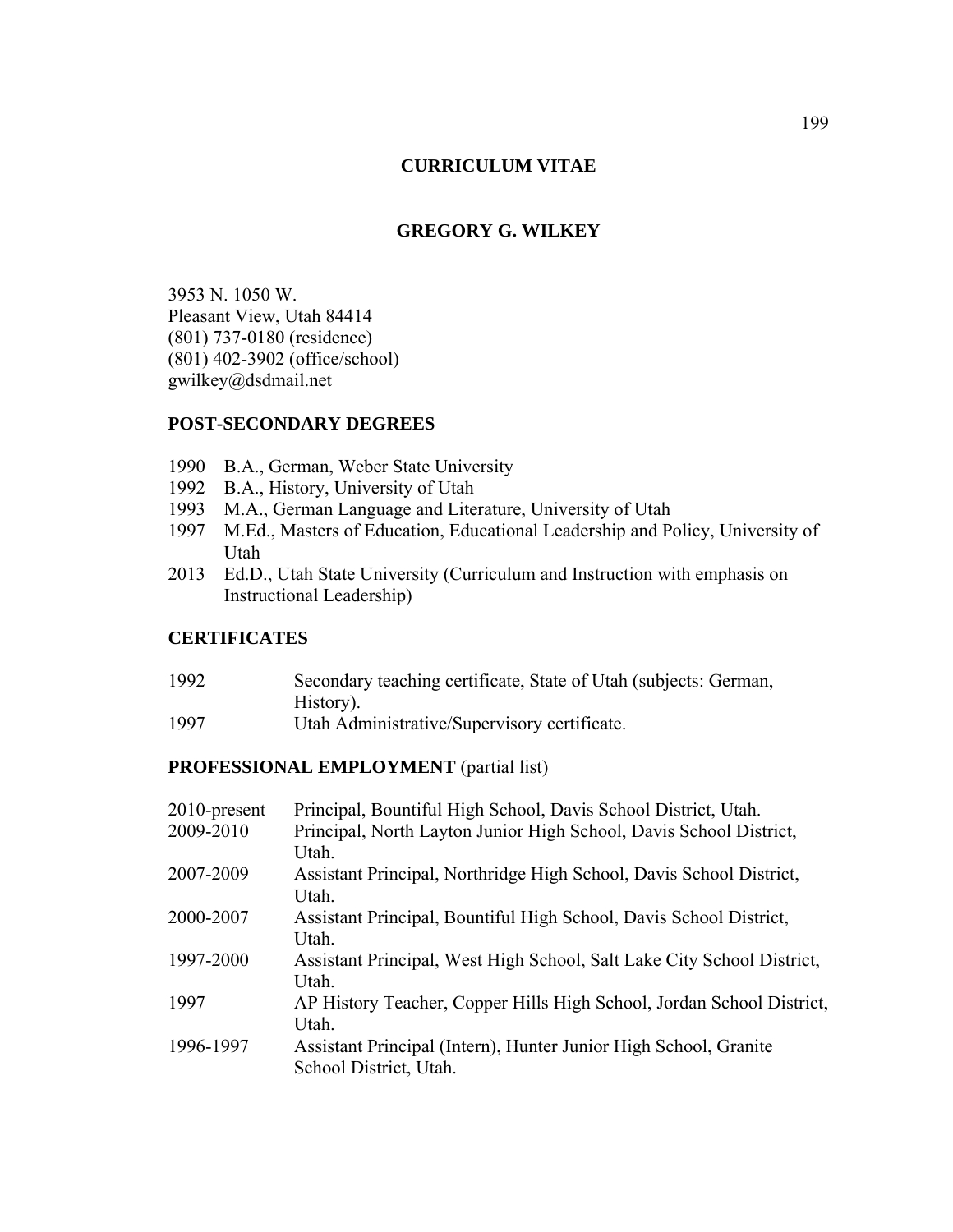# CURRICULUM VITAE

## GREGORY G. WILKEY

3953 N. 1050 W.
Pleasant View, Utah 84414
(801) 737-0180 (residence)
(801) 402-3902 (office/school)
gwilkey@dsdmail.net

### POST-SECONDARY DEGREES

1990 B.A., German, Weber State University
1992 B.A., History, University of Utah
1993 M.A., German Language and Literature, University of Utah
1997 M.Ed., Masters of Education, Educational Leadership and Policy, University of Utah
2013 Ed.D., Utah State University (Curriculum and Instruction with emphasis on Instructional Leadership)

### CERTIFICATES

| | |
|---|---|
| 1992 | Secondary teaching certificate, State of Utah (subjects: German, History). |
| 1997 | Utah Administrative/Supervisory certificate. |

### PROFESSIONAL EMPLOYMENT (partial list)

| | |
|---|---|
| 2010-present | Principal, Bountiful High School, Davis School District, Utah. |
| 2009-2010 | Principal, North Layton Junior High School, Davis School District, Utah. |
| 2007-2009 | Assistant Principal, Northridge High School, Davis School District, Utah. |
| 2000-2007 | Assistant Principal, Bountiful High School, Davis School District, Utah. |
| 1997-2000 | Assistant Principal, West High School, Salt Lake City School District, Utah. |
| 1997 | AP History Teacher, Copper Hills High School, Jordan School District, Utah. |
| 1996-1997 | Assistant Principal (Intern), Hunter Junior High School, Granite School District, Utah. |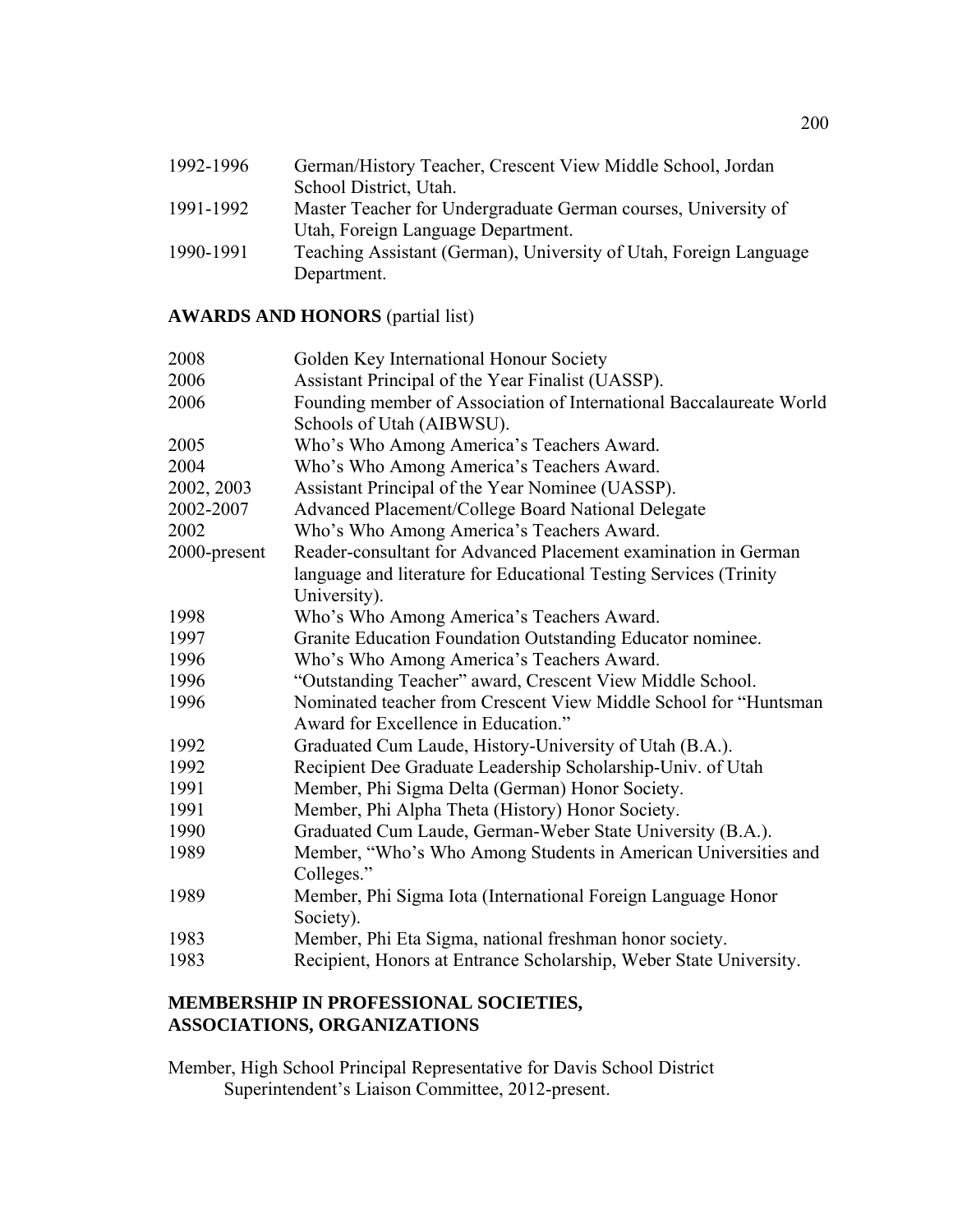| | |
|---|---|
| 1992-1996 | German/History Teacher, Crescent View Middle School, Jordan School District, Utah. |
| 1991-1992 | Master Teacher for Undergraduate German courses, University of Utah, Foreign Language Department. |
| 1990-1991 | Teaching Assistant (German), University of Utah, Foreign Language Department. |

**AWARDS AND HONORS** (partial list)

| | |
|---|---|
| 2008 | Golden Key International Honour Society |
| 2006 | Assistant Principal of the Year Finalist (UASSP). |
| 2006 | Founding member of Association of International Baccalaureate World Schools of Utah (AIBWSU). |
| 2005 | Who's Who Among America's Teachers Award. |
| 2004 | Who's Who Among America's Teachers Award. |
| 2002, 2003 | Assistant Principal of the Year Nominee (UASSP). |
| 2002-2007 | Advanced Placement/College Board National Delegate |
| 2002 | Who's Who Among America's Teachers Award. |
| 2000-present | Reader-consultant for Advanced Placement examination in German language and literature for Educational Testing Services (Trinity University). |
| 1998 | Who's Who Among America's Teachers Award. |
| 1997 | Granite Education Foundation Outstanding Educator nominee. |
| 1996 | Who's Who Among America's Teachers Award. |
| 1996 | "Outstanding Teacher" award, Crescent View Middle School. |
| 1996 | Nominated teacher from Crescent View Middle School for "Huntsman Award for Excellence in Education." |
| 1992 | Graduated Cum Laude, History-University of Utah (B.A.). |
| 1992 | Recipient Dee Graduate Leadership Scholarship-Univ. of Utah |
| 1991 | Member, Phi Sigma Delta (German) Honor Society. |
| 1991 | Member, Phi Alpha Theta (History) Honor Society. |
| 1990 | Graduated Cum Laude, German-Weber State University (B.A.). |
| 1989 | Member, "Who's Who Among Students in American Universities and Colleges." |
| 1989 | Member, Phi Sigma Iota (International Foreign Language Honor Society). |
| 1983 | Member, Phi Eta Sigma, national freshman honor society. |
| 1983 | Recipient, Honors at Entrance Scholarship, Weber State University. |

**MEMBERSHIP IN PROFESSIONAL SOCIETIES, ASSOCIATIONS, ORGANIZATIONS**

Member, High School Principal Representative for Davis School District Superintendent's Liaison Committee, 2012-present.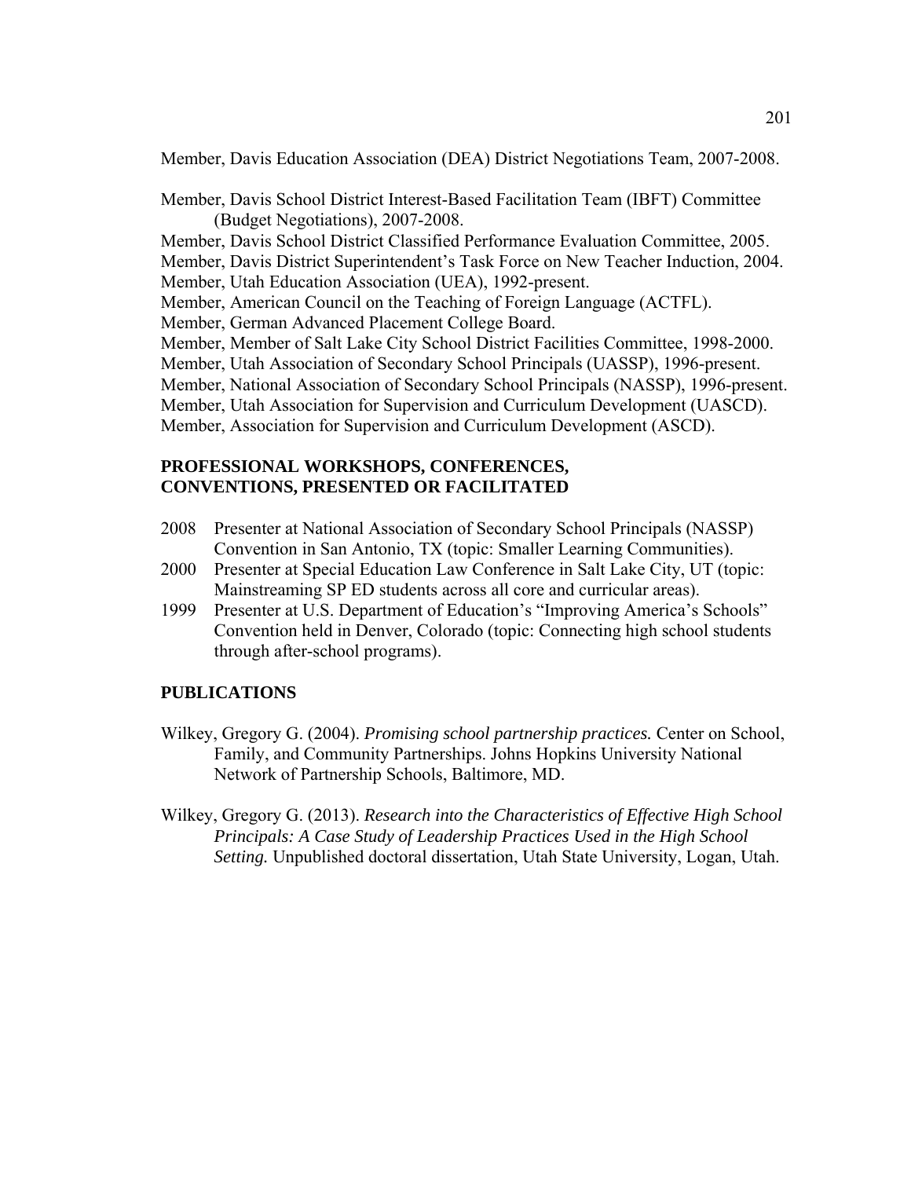Member, Davis Education Association (DEA) District Negotiations Team, 2007-2008.

Member, Davis School District Interest-Based Facilitation Team (IBFT) Committee (Budget Negotiations), 2007-2008.

Member, Davis School District Classified Performance Evaluation Committee, 2005.

Member, Davis District Superintendent's Task Force on New Teacher Induction, 2004.

Member, Utah Education Association (UEA), 1992-present.

Member, American Council on the Teaching of Foreign Language (ACTFL).

Member, German Advanced Placement College Board.

Member, Member of Salt Lake City School District Facilities Committee, 1998-2000.

Member, Utah Association of Secondary School Principals (UASSP), 1996-present.

Member, National Association of Secondary School Principals (NASSP), 1996-present.

Member, Utah Association for Supervision and Curriculum Development (UASCD).

Member, Association for Supervision and Curriculum Development (ASCD).

**PROFESSIONAL WORKSHOPS, CONFERENCES, CONVENTIONS, PRESENTED OR FACILITATED**

2008 Presenter at National Association of Secondary School Principals (NASSP) Convention in San Antonio, TX (topic: Smaller Learning Communities).

2000 Presenter at Special Education Law Conference in Salt Lake City, UT (topic: Mainstreaming SP ED students across all core and curricular areas).

1999 Presenter at U.S. Department of Education's "Improving America's Schools" Convention held in Denver, Colorado (topic: Connecting high school students through after-school programs).

**PUBLICATIONS**

Wilkey, Gregory G. (2004). *Promising school partnership practices.* Center on School, Family, and Community Partnerships. Johns Hopkins University National Network of Partnership Schools, Baltimore, MD.

Wilkey, Gregory G. (2013). *Research into the Characteristics of Effective High School Principals: A Case Study of Leadership Practices Used in the High School Setting.* Unpublished doctoral dissertation, Utah State University, Logan, Utah.